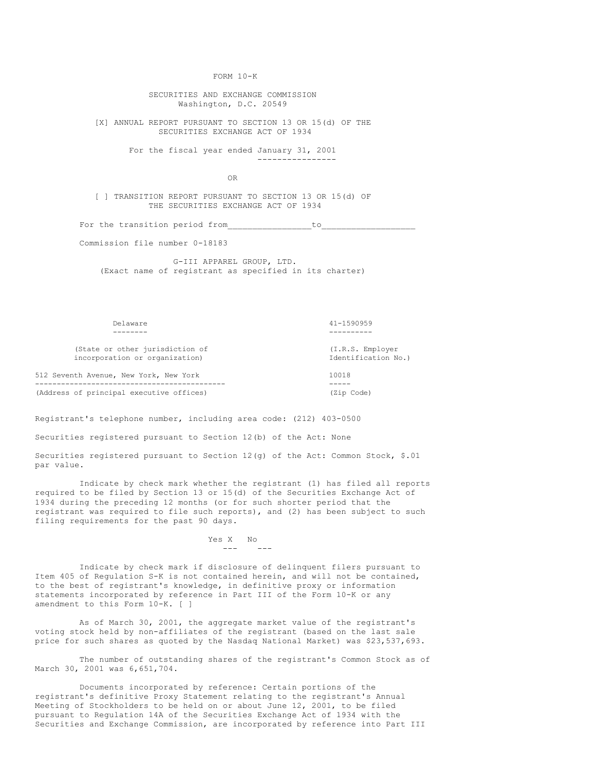FORM 10-K

SECURITIES AND EXCHANGE COMMISSION
Washington, D.C. 20549

[X] ANNUAL REPORT PURSUANT TO SECTION 13 OR 15(d) OF THE SECURITIES EXCHANGE ACT OF 1934

For the fiscal year ended January 31, 2001

OR

[ ] TRANSITION REPORT PURSUANT TO SECTION 13 OR 15(d) OF THE SECURITIES EXCHANGE ACT OF 1934

For the transition period from________________to__________________

Commission file number 0-18183

G-III APPAREL GROUP, LTD.
(Exact name of registrant as specified in its charter)

| Delaware | 41-1590959 |
|---|---|
| (State or other jurisdiction of incorporation or organization) | (I.R.S. Employer Identification No.) |
| 512 Seventh Avenue, New York, New York | 10018 |
| (Address of principal executive offices) | (Zip Code) |

Registrant's telephone number, including area code: (212) 403-0500

Securities registered pursuant to Section 12(b) of the Act: None

Securities registered pursuant to Section 12(g) of the Act: Common Stock, $.01 par value.

Indicate by check mark whether the registrant (1) has filed all reports required to be filed by Section 13 or 15(d) of the Securities Exchange Act of 1934 during the preceding 12 months (or for such shorter period that the registrant was required to file such reports), and (2) has been subject to such filing requirements for the past 90 days.

Yes X No

Indicate by check mark if disclosure of delinquent filers pursuant to Item 405 of Regulation S-K is not contained herein, and will not be contained, to the best of registrant's knowledge, in definitive proxy or information statements incorporated by reference in Part III of the Form 10-K or any amendment to this Form 10-K. [ ]

As of March 30, 2001, the aggregate market value of the registrant's voting stock held by non-affiliates of the registrant (based on the last sale price for such shares as quoted by the Nasdaq National Market) was $23,537,693.

The number of outstanding shares of the registrant's Common Stock as of March 30, 2001 was 6,651,704.

Documents incorporated by reference: Certain portions of the registrant's definitive Proxy Statement relating to the registrant's Annual Meeting of Stockholders to be held on or about June 12, 2001, to be filed pursuant to Regulation 14A of the Securities Exchange Act of 1934 with the Securities and Exchange Commission, are incorporated by reference into Part III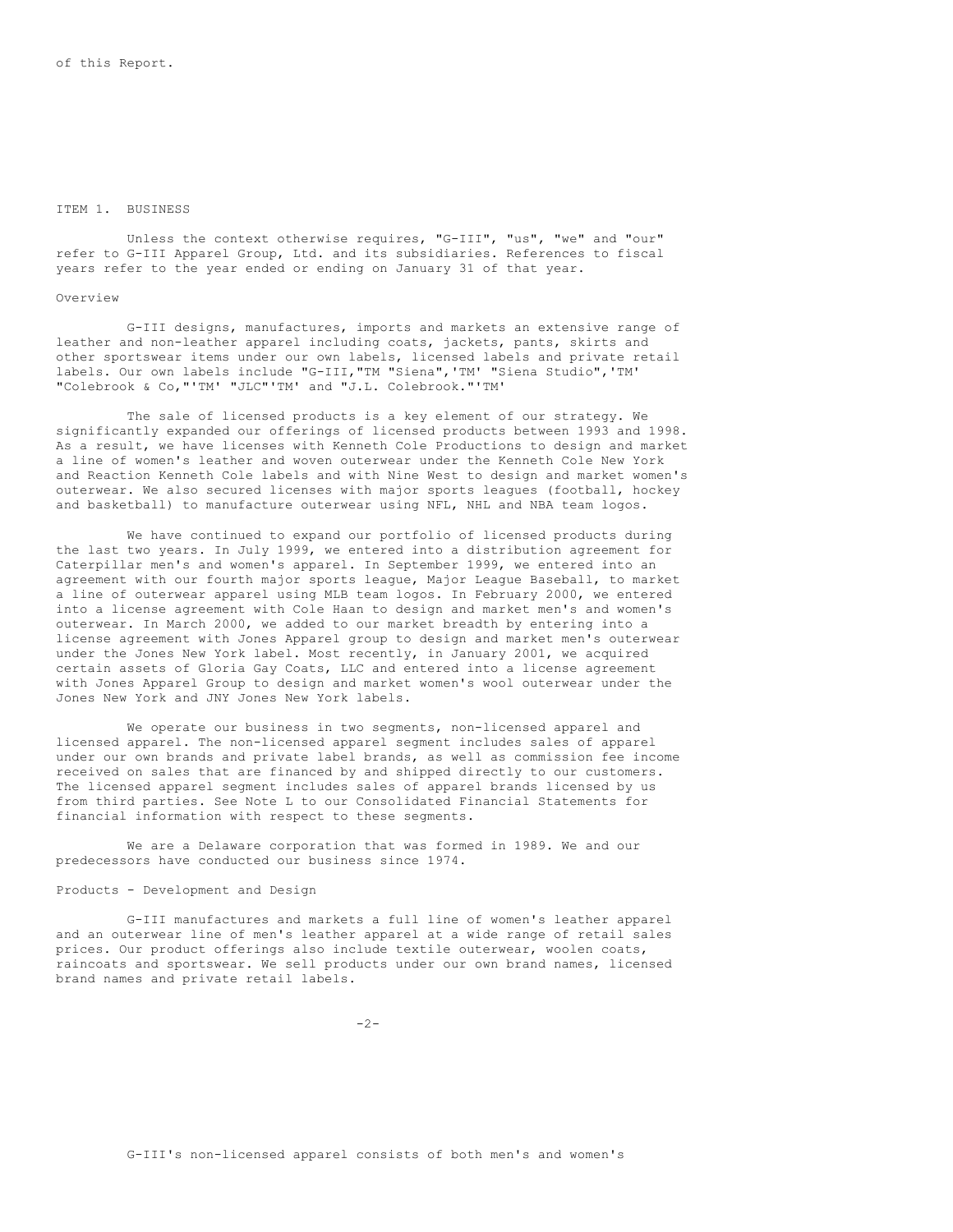of this Report.

## ITEM 1. BUSINESS

Unless the context otherwise requires, "G-III", "us", "we" and "our" refer to G-III Apparel Group, Ltd. and its subsidiaries. References to fiscal years refer to the year ended or ending on January 31 of that year.

### Overview

G-III designs, manufactures, imports and markets an extensive range of leather and non-leather apparel including coats, jackets, pants, skirts and other sportswear items under our own labels, licensed labels and private retail labels. Our own labels include "G-III,"TM "Siena",'TM' "Siena Studio",'TM' "Colebrook & Co,"'TM' "JLC"'TM' and "J.L. Colebrook."'TM'

The sale of licensed products is a key element of our strategy. We significantly expanded our offerings of licensed products between 1993 and 1998. As a result, we have licenses with Kenneth Cole Productions to design and market a line of women's leather and woven outerwear under the Kenneth Cole New York and Reaction Kenneth Cole labels and with Nine West to design and market women's outerwear. We also secured licenses with major sports leagues (football, hockey and basketball) to manufacture outerwear using NFL, NHL and NBA team logos.

We have continued to expand our portfolio of licensed products during the last two years. In July 1999, we entered into a distribution agreement for Caterpillar men's and women's apparel. In September 1999, we entered into an agreement with our fourth major sports league, Major League Baseball, to market a line of outerwear apparel using MLB team logos. In February 2000, we entered into a license agreement with Cole Haan to design and market men's and women's outerwear. In March 2000, we added to our market breadth by entering into a license agreement with Jones Apparel group to design and market men's outerwear under the Jones New York label. Most recently, in January 2001, we acquired certain assets of Gloria Gay Coats, LLC and entered into a license agreement with Jones Apparel Group to design and market women's wool outerwear under the Jones New York and JNY Jones New York labels.

We operate our business in two segments, non-licensed apparel and licensed apparel. The non-licensed apparel segment includes sales of apparel under our own brands and private label brands, as well as commission fee income received on sales that are financed by and shipped directly to our customers. The licensed apparel segment includes sales of apparel brands licensed by us from third parties. See Note L to our Consolidated Financial Statements for financial information with respect to these segments.

We are a Delaware corporation that was formed in 1989. We and our predecessors have conducted our business since 1974.

### Products - Development and Design

G-III manufactures and markets a full line of women's leather apparel and an outerwear line of men's leather apparel at a wide range of retail sales prices. Our product offerings also include textile outerwear, woolen coats, raincoats and sportswear. We sell products under our own brand names, licensed brand names and private retail labels.

G-III's non-licensed apparel consists of both men's and women's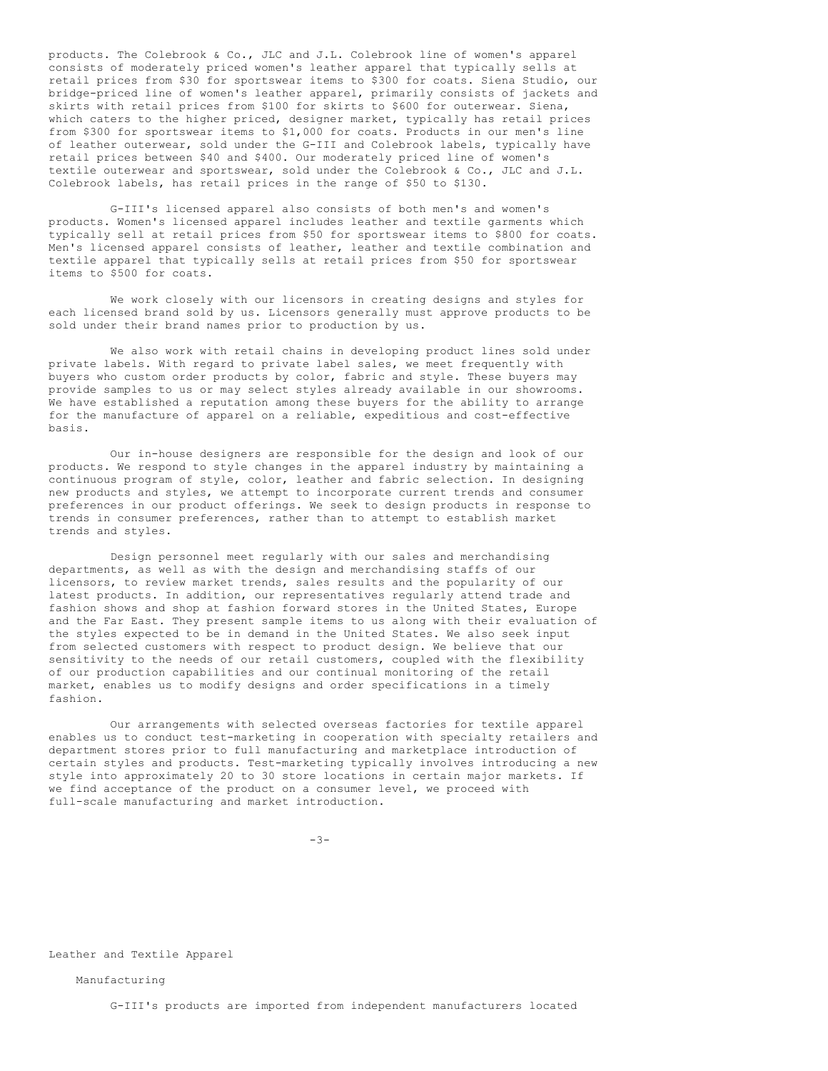products. The Colebrook & Co., JLC and J.L. Colebrook line of women's apparel consists of moderately priced women's leather apparel that typically sells at retail prices from $30 for sportswear items to $300 for coats. Siena Studio, our bridge-priced line of women's leather apparel, primarily consists of jackets and skirts with retail prices from $100 for skirts to $600 for outerwear. Siena, which caters to the higher priced, designer market, typically has retail prices from $300 for sportswear items to $1,000 for coats. Products in our men's line of leather outerwear, sold under the G-III and Colebrook labels, typically have retail prices between $40 and $400. Our moderately priced line of women's textile outerwear and sportswear, sold under the Colebrook & Co., JLC and J.L. Colebrook labels, has retail prices in the range of $50 to $130.

G-III's licensed apparel also consists of both men's and women's products. Women's licensed apparel includes leather and textile garments which typically sell at retail prices from $50 for sportswear items to $800 for coats. Men's licensed apparel consists of leather, leather and textile combination and textile apparel that typically sells at retail prices from $50 for sportswear items to $500 for coats.

We work closely with our licensors in creating designs and styles for each licensed brand sold by us. Licensors generally must approve products to be sold under their brand names prior to production by us.

We also work with retail chains in developing product lines sold under private labels. With regard to private label sales, we meet frequently with buyers who custom order products by color, fabric and style. These buyers may provide samples to us or may select styles already available in our showrooms. We have established a reputation among these buyers for the ability to arrange for the manufacture of apparel on a reliable, expeditious and cost-effective basis.

Our in-house designers are responsible for the design and look of our products. We respond to style changes in the apparel industry by maintaining a continuous program of style, color, leather and fabric selection. In designing new products and styles, we attempt to incorporate current trends and consumer preferences in our product offerings. We seek to design products in response to trends in consumer preferences, rather than to attempt to establish market trends and styles.

Design personnel meet regularly with our sales and merchandising departments, as well as with the design and merchandising staffs of our licensors, to review market trends, sales results and the popularity of our latest products. In addition, our representatives regularly attend trade and fashion shows and shop at fashion forward stores in the United States, Europe and the Far East. They present sample items to us along with their evaluation of the styles expected to be in demand in the United States. We also seek input from selected customers with respect to product design. We believe that our sensitivity to the needs of our retail customers, coupled with the flexibility of our production capabilities and our continual monitoring of the retail market, enables us to modify designs and order specifications in a timely fashion.

Our arrangements with selected overseas factories for textile apparel enables us to conduct test-marketing in cooperation with specialty retailers and department stores prior to full manufacturing and marketplace introduction of certain styles and products. Test-marketing typically involves introducing a new style into approximately 20 to 30 store locations in certain major markets. If we find acceptance of the product on a consumer level, we proceed with full-scale manufacturing and market introduction.

## Leather and Textile Apparel

### Manufacturing

G-III's products are imported from independent manufacturers located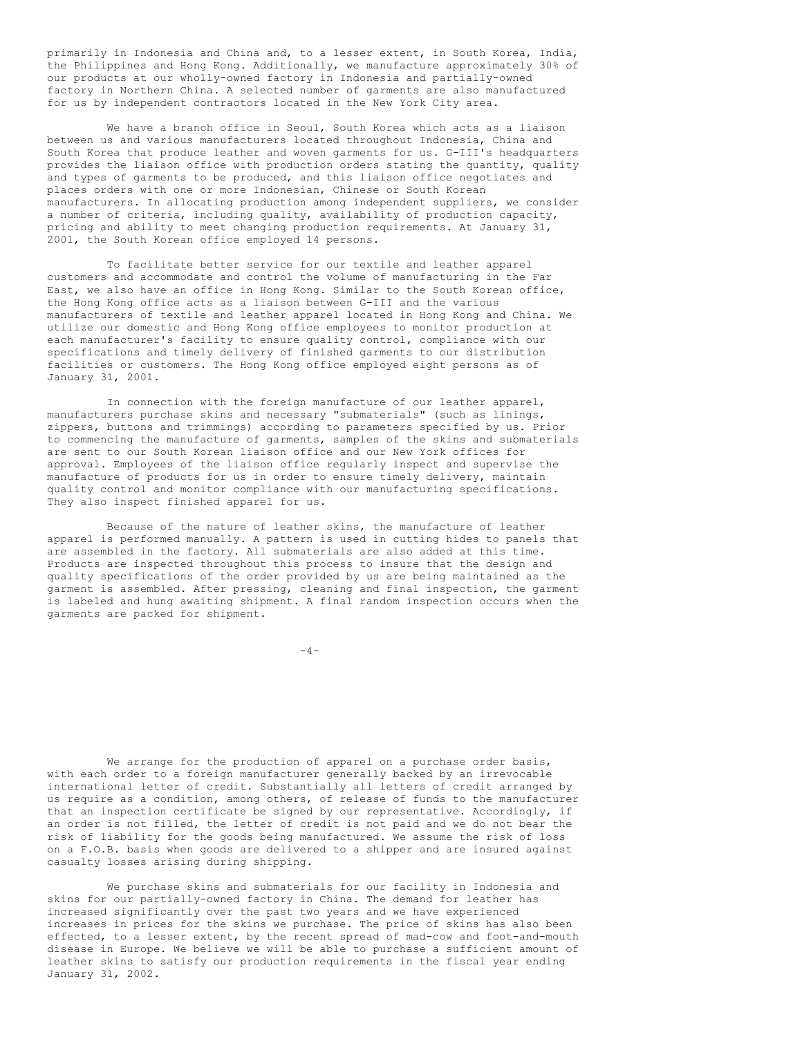primarily in Indonesia and China and, to a lesser extent, in South Korea, India, the Philippines and Hong Kong. Additionally, we manufacture approximately 30% of our products at our wholly-owned factory in Indonesia and partially-owned factory in Northern China. A selected number of garments are also manufactured for us by independent contractors located in the New York City area.

We have a branch office in Seoul, South Korea which acts as a liaison between us and various manufacturers located throughout Indonesia, China and South Korea that produce leather and woven garments for us. G-III's headquarters provides the liaison office with production orders stating the quantity, quality and types of garments to be produced, and this liaison office negotiates and places orders with one or more Indonesian, Chinese or South Korean manufacturers. In allocating production among independent suppliers, we consider a number of criteria, including quality, availability of production capacity, pricing and ability to meet changing production requirements. At January 31, 2001, the South Korean office employed 14 persons.

To facilitate better service for our textile and leather apparel customers and accommodate and control the volume of manufacturing in the Far East, we also have an office in Hong Kong. Similar to the South Korean office, the Hong Kong office acts as a liaison between G-III and the various manufacturers of textile and leather apparel located in Hong Kong and China. We utilize our domestic and Hong Kong office employees to monitor production at each manufacturer's facility to ensure quality control, compliance with our specifications and timely delivery of finished garments to our distribution facilities or customers. The Hong Kong office employed eight persons as of January 31, 2001.

In connection with the foreign manufacture of our leather apparel, manufacturers purchase skins and necessary "submaterials" (such as linings, zippers, buttons and trimmings) according to parameters specified by us. Prior to commencing the manufacture of garments, samples of the skins and submaterials are sent to our South Korean liaison office and our New York offices for approval. Employees of the liaison office regularly inspect and supervise the manufacture of products for us in order to ensure timely delivery, maintain quality control and monitor compliance with our manufacturing specifications. They also inspect finished apparel for us.

Because of the nature of leather skins, the manufacture of leather apparel is performed manually. A pattern is used in cutting hides to panels that are assembled in the factory. All submaterials are also added at this time. Products are inspected throughout this process to insure that the design and quality specifications of the order provided by us are being maintained as the garment is assembled. After pressing, cleaning and final inspection, the garment is labeled and hung awaiting shipment. A final random inspection occurs when the garments are packed for shipment.

We arrange for the production of apparel on a purchase order basis, with each order to a foreign manufacturer generally backed by an irrevocable international letter of credit. Substantially all letters of credit arranged by us require as a condition, among others, of release of funds to the manufacturer that an inspection certificate be signed by our representative. Accordingly, if an order is not filled, the letter of credit is not paid and we do not bear the risk of liability for the goods being manufactured. We assume the risk of loss on a F.O.B. basis when goods are delivered to a shipper and are insured against casualty losses arising during shipping.

We purchase skins and submaterials for our facility in Indonesia and skins for our partially-owned factory in China. The demand for leather has increased significantly over the past two years and we have experienced increases in prices for the skins we purchase. The price of skins has also been effected, to a lesser extent, by the recent spread of mad-cow and foot-and-mouth disease in Europe. We believe we will be able to purchase a sufficient amount of leather skins to satisfy our production requirements in the fiscal year ending January 31, 2002.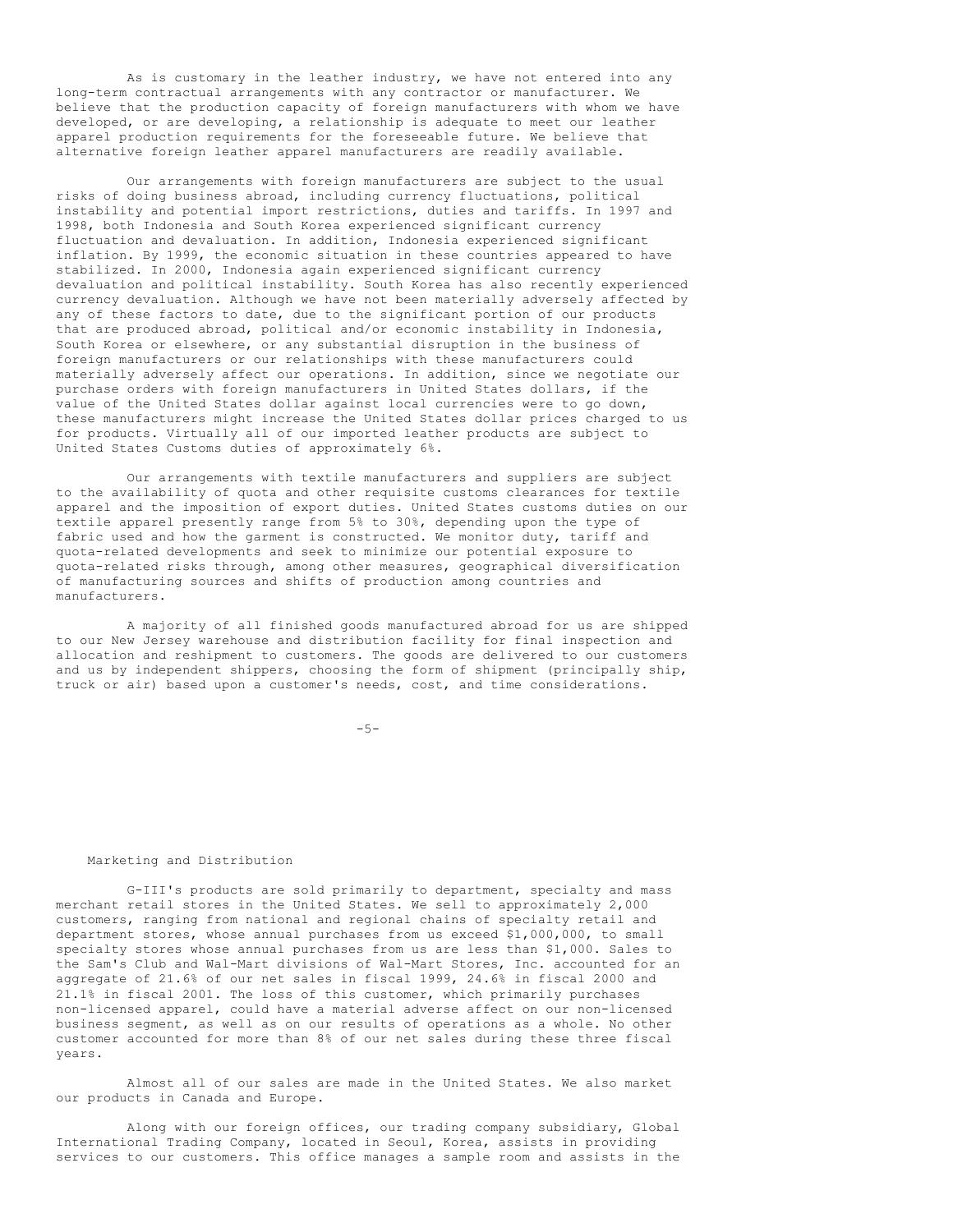As is customary in the leather industry, we have not entered into any long-term contractual arrangements with any contractor or manufacturer. We believe that the production capacity of foreign manufacturers with whom we have developed, or are developing, a relationship is adequate to meet our leather apparel production requirements for the foreseeable future. We believe that alternative foreign leather apparel manufacturers are readily available.

Our arrangements with foreign manufacturers are subject to the usual risks of doing business abroad, including currency fluctuations, political instability and potential import restrictions, duties and tariffs. In 1997 and 1998, both Indonesia and South Korea experienced significant currency fluctuation and devaluation. In addition, Indonesia experienced significant inflation. By 1999, the economic situation in these countries appeared to have stabilized. In 2000, Indonesia again experienced significant currency devaluation and political instability. South Korea has also recently experienced currency devaluation. Although we have not been materially adversely affected by any of these factors to date, due to the significant portion of our products that are produced abroad, political and/or economic instability in Indonesia, South Korea or elsewhere, or any substantial disruption in the business of foreign manufacturers or our relationships with these manufacturers could materially adversely affect our operations. In addition, since we negotiate our purchase orders with foreign manufacturers in United States dollars, if the value of the United States dollar against local currencies were to go down, these manufacturers might increase the United States dollar prices charged to us for products. Virtually all of our imported leather products are subject to United States Customs duties of approximately 6%.

Our arrangements with textile manufacturers and suppliers are subject to the availability of quota and other requisite customs clearances for textile apparel and the imposition of export duties. United States customs duties on our textile apparel presently range from 5% to 30%, depending upon the type of fabric used and how the garment is constructed. We monitor duty, tariff and quota-related developments and seek to minimize our potential exposure to quota-related risks through, among other measures, geographical diversification of manufacturing sources and shifts of production among countries and manufacturers.

A majority of all finished goods manufactured abroad for us are shipped to our New Jersey warehouse and distribution facility for final inspection and allocation and reshipment to customers. The goods are delivered to our customers and us by independent shippers, choosing the form of shipment (principally ship, truck or air) based upon a customer's needs, cost, and time considerations.

## Marketing and Distribution

G-III's products are sold primarily to department, specialty and mass merchant retail stores in the United States. We sell to approximately 2,000 customers, ranging from national and regional chains of specialty retail and department stores, whose annual purchases from us exceed $1,000,000, to small specialty stores whose annual purchases from us are less than $1,000. Sales to the Sam's Club and Wal-Mart divisions of Wal-Mart Stores, Inc. accounted for an aggregate of 21.6% of our net sales in fiscal 1999, 24.6% in fiscal 2000 and 21.1% in fiscal 2001. The loss of this customer, which primarily purchases non-licensed apparel, could have a material adverse affect on our non-licensed business segment, as well as on our results of operations as a whole. No other customer accounted for more than 8% of our net sales during these three fiscal years.

Almost all of our sales are made in the United States. We also market our products in Canada and Europe.

Along with our foreign offices, our trading company subsidiary, Global International Trading Company, located in Seoul, Korea, assists in providing services to our customers. This office manages a sample room and assists in the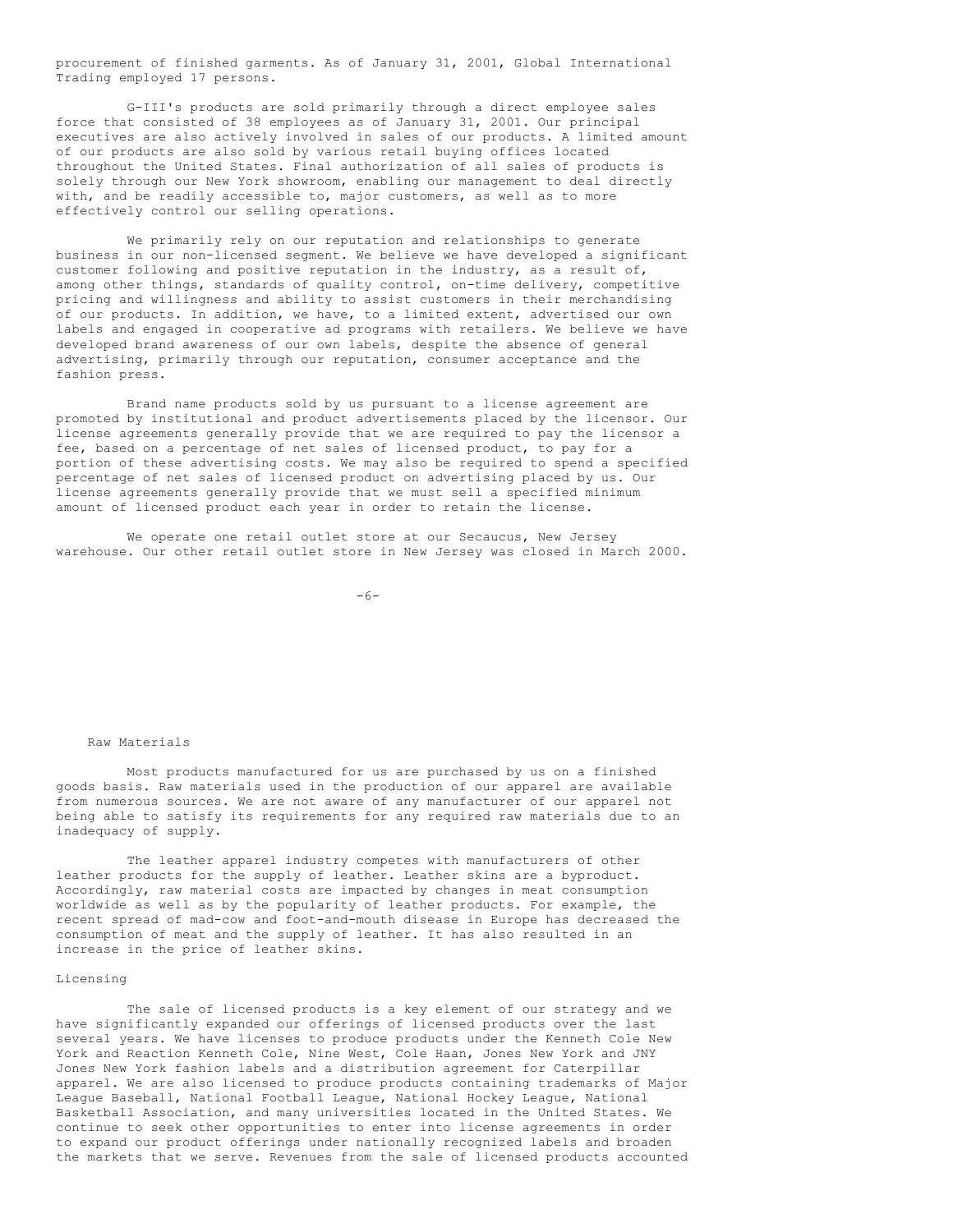procurement of finished garments. As of January 31, 2001, Global International Trading employed 17 persons.

G-III's products are sold primarily through a direct employee sales force that consisted of 38 employees as of January 31, 2001. Our principal executives are also actively involved in sales of our products. A limited amount of our products are also sold by various retail buying offices located throughout the United States. Final authorization of all sales of products is solely through our New York showroom, enabling our management to deal directly with, and be readily accessible to, major customers, as well as to more effectively control our selling operations.

We primarily rely on our reputation and relationships to generate business in our non-licensed segment. We believe we have developed a significant customer following and positive reputation in the industry, as a result of, among other things, standards of quality control, on-time delivery, competitive pricing and willingness and ability to assist customers in their merchandising of our products. In addition, we have, to a limited extent, advertised our own labels and engaged in cooperative ad programs with retailers. We believe we have developed brand awareness of our own labels, despite the absence of general advertising, primarily through our reputation, consumer acceptance and the fashion press.

Brand name products sold by us pursuant to a license agreement are promoted by institutional and product advertisements placed by the licensor. Our license agreements generally provide that we are required to pay the licensor a fee, based on a percentage of net sales of licensed product, to pay for a portion of these advertising costs. We may also be required to spend a specified percentage of net sales of licensed product on advertising placed by us. Our license agreements generally provide that we must sell a specified minimum amount of licensed product each year in order to retain the license.

We operate one retail outlet store at our Secaucus, New Jersey warehouse. Our other retail outlet store in New Jersey was closed in March 2000.

## Raw Materials

Most products manufactured for us are purchased by us on a finished goods basis. Raw materials used in the production of our apparel are available from numerous sources. We are not aware of any manufacturer of our apparel not being able to satisfy its requirements for any required raw materials due to an inadequacy of supply.

The leather apparel industry competes with manufacturers of other leather products for the supply of leather. Leather skins are a byproduct. Accordingly, raw material costs are impacted by changes in meat consumption worldwide as well as by the popularity of leather products. For example, the recent spread of mad-cow and foot-and-mouth disease in Europe has decreased the consumption of meat and the supply of leather. It has also resulted in an increase in the price of leather skins.

## Licensing

The sale of licensed products is a key element of our strategy and we have significantly expanded our offerings of licensed products over the last several years. We have licenses to produce products under the Kenneth Cole New York and Reaction Kenneth Cole, Nine West, Cole Haan, Jones New York and JNY Jones New York fashion labels and a distribution agreement for Caterpillar apparel. We are also licensed to produce products containing trademarks of Major League Baseball, National Football League, National Hockey League, National Basketball Association, and many universities located in the United States. We continue to seek other opportunities to enter into license agreements in order to expand our product offerings under nationally recognized labels and broaden the markets that we serve. Revenues from the sale of licensed products accounted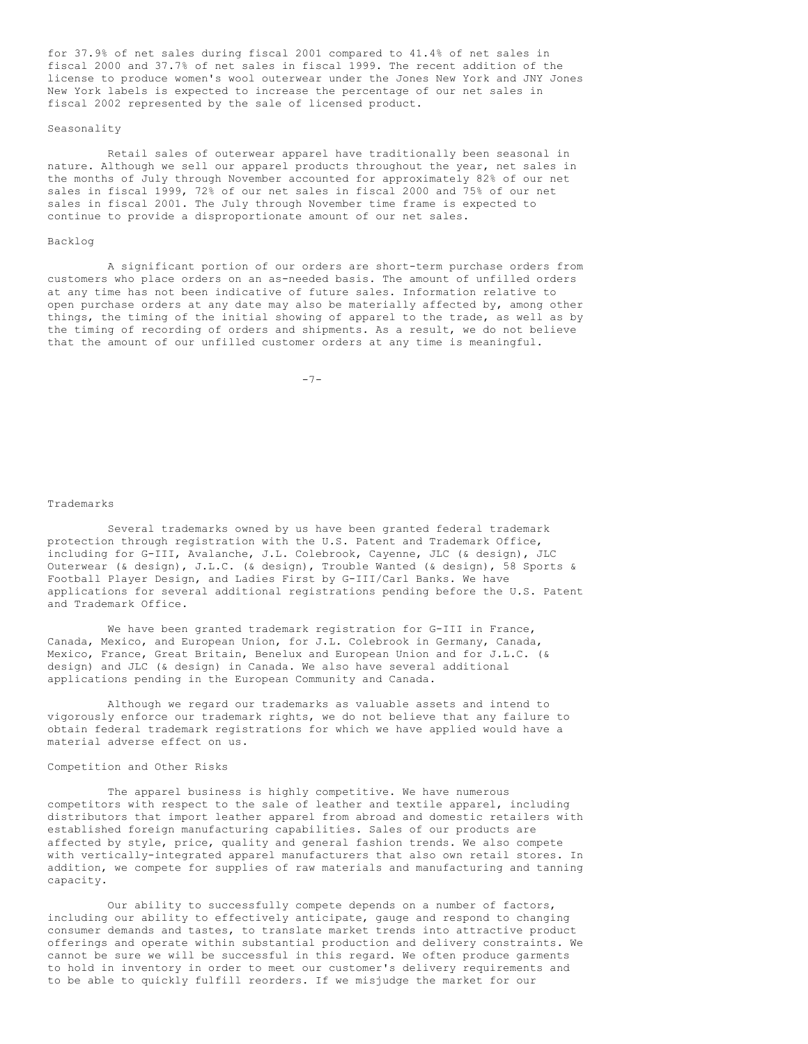for 37.9% of net sales during fiscal 2001 compared to 41.4% of net sales in fiscal 2000 and 37.7% of net sales in fiscal 1999. The recent addition of the license to produce women's wool outerwear under the Jones New York and JNY Jones New York labels is expected to increase the percentage of our net sales in fiscal 2002 represented by the sale of licensed product.

### Seasonality

Retail sales of outerwear apparel have traditionally been seasonal in nature. Although we sell our apparel products throughout the year, net sales in the months of July through November accounted for approximately 82% of our net sales in fiscal 1999, 72% of our net sales in fiscal 2000 and 75% of our net sales in fiscal 2001. The July through November time frame is expected to continue to provide a disproportionate amount of our net sales.

### Backlog

A significant portion of our orders are short-term purchase orders from customers who place orders on an as-needed basis. The amount of unfilled orders at any time has not been indicative of future sales. Information relative to open purchase orders at any date may also be materially affected by, among other things, the timing of the initial showing of apparel to the trade, as well as by the timing of recording of orders and shipments. As a result, we do not believe that the amount of our unfilled customer orders at any time is meaningful.

### Trademarks

Several trademarks owned by us have been granted federal trademark protection through registration with the U.S. Patent and Trademark Office, including for G-III, Avalanche, J.L. Colebrook, Cayenne, JLC (& design), JLC Outerwear (& design), J.L.C. (& design), Trouble Wanted (& design), 58 Sports & Football Player Design, and Ladies First by G-III/Carl Banks. We have applications for several additional registrations pending before the U.S. Patent and Trademark Office.

We have been granted trademark registration for G-III in France, Canada, Mexico, and European Union, for J.L. Colebrook in Germany, Canada, Mexico, France, Great Britain, Benelux and European Union and for J.L.C. (& design) and JLC (& design) in Canada. We also have several additional applications pending in the European Community and Canada.

Although we regard our trademarks as valuable assets and intend to vigorously enforce our trademark rights, we do not believe that any failure to obtain federal trademark registrations for which we have applied would have a material adverse effect on us.

### Competition and Other Risks

The apparel business is highly competitive. We have numerous competitors with respect to the sale of leather and textile apparel, including distributors that import leather apparel from abroad and domestic retailers with established foreign manufacturing capabilities. Sales of our products are affected by style, price, quality and general fashion trends. We also compete with vertically-integrated apparel manufacturers that also own retail stores. In addition, we compete for supplies of raw materials and manufacturing and tanning capacity.

Our ability to successfully compete depends on a number of factors, including our ability to effectively anticipate, gauge and respond to changing consumer demands and tastes, to translate market trends into attractive product offerings and operate within substantial production and delivery constraints. We cannot be sure we will be successful in this regard. We often produce garments to hold in inventory in order to meet our customer's delivery requirements and to be able to quickly fulfill reorders. If we misjudge the market for our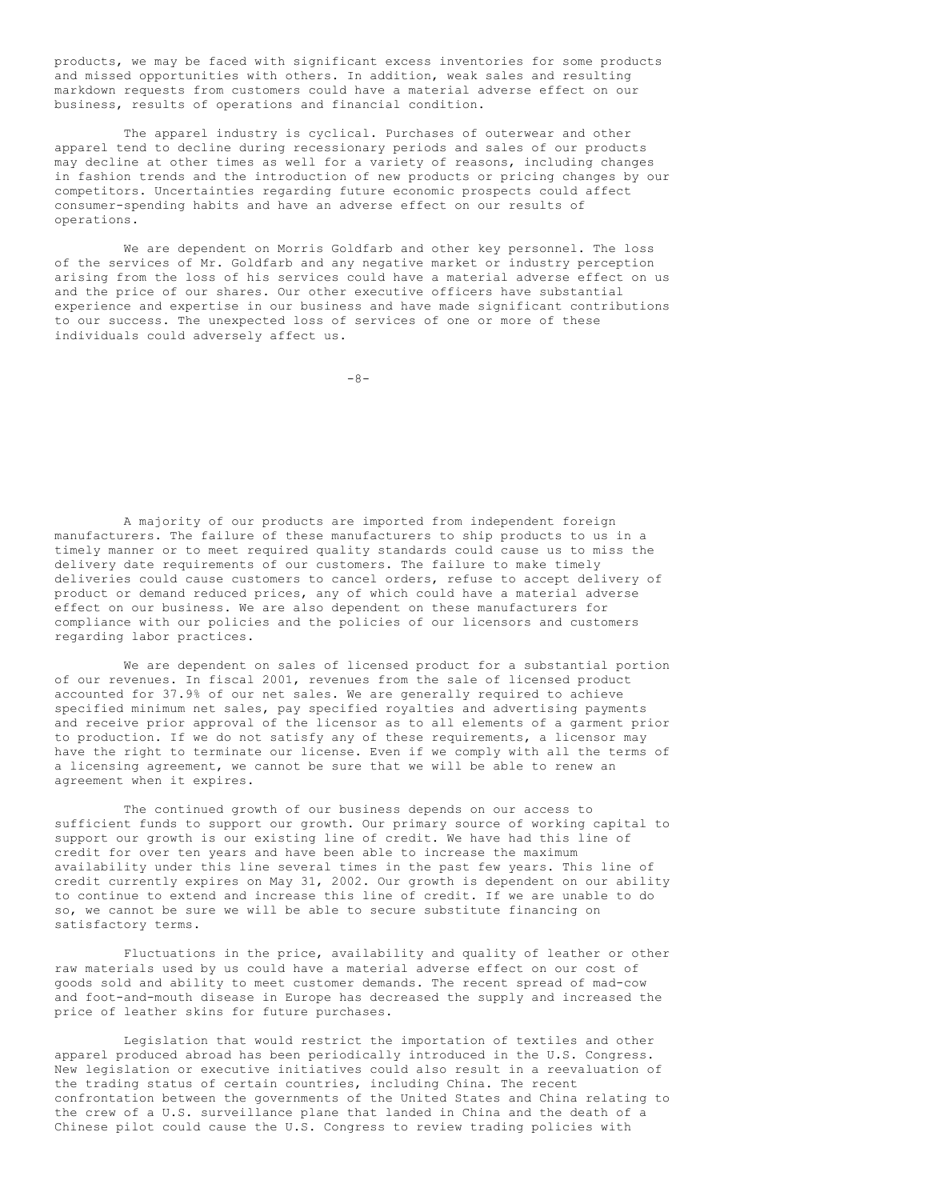products, we may be faced with significant excess inventories for some products and missed opportunities with others. In addition, weak sales and resulting markdown requests from customers could have a material adverse effect on our business, results of operations and financial condition.

The apparel industry is cyclical. Purchases of outerwear and other apparel tend to decline during recessionary periods and sales of our products may decline at other times as well for a variety of reasons, including changes in fashion trends and the introduction of new products or pricing changes by our competitors. Uncertainties regarding future economic prospects could affect consumer-spending habits and have an adverse effect on our results of operations.

We are dependent on Morris Goldfarb and other key personnel. The loss of the services of Mr. Goldfarb and any negative market or industry perception arising from the loss of his services could have a material adverse effect on us and the price of our shares. Our other executive officers have substantial experience and expertise in our business and have made significant contributions to our success. The unexpected loss of services of one or more of these individuals could adversely affect us.

A majority of our products are imported from independent foreign manufacturers. The failure of these manufacturers to ship products to us in a timely manner or to meet required quality standards could cause us to miss the delivery date requirements of our customers. The failure to make timely deliveries could cause customers to cancel orders, refuse to accept delivery of product or demand reduced prices, any of which could have a material adverse effect on our business. We are also dependent on these manufacturers for compliance with our policies and the policies of our licensors and customers regarding labor practices.

We are dependent on sales of licensed product for a substantial portion of our revenues. In fiscal 2001, revenues from the sale of licensed product accounted for 37.9% of our net sales. We are generally required to achieve specified minimum net sales, pay specified royalties and advertising payments and receive prior approval of the licensor as to all elements of a garment prior to production. If we do not satisfy any of these requirements, a licensor may have the right to terminate our license. Even if we comply with all the terms of a licensing agreement, we cannot be sure that we will be able to renew an agreement when it expires.

The continued growth of our business depends on our access to sufficient funds to support our growth. Our primary source of working capital to support our growth is our existing line of credit. We have had this line of credit for over ten years and have been able to increase the maximum availability under this line several times in the past few years. This line of credit currently expires on May 31, 2002. Our growth is dependent on our ability to continue to extend and increase this line of credit. If we are unable to do so, we cannot be sure we will be able to secure substitute financing on satisfactory terms.

Fluctuations in the price, availability and quality of leather or other raw materials used by us could have a material adverse effect on our cost of goods sold and ability to meet customer demands. The recent spread of mad-cow and foot-and-mouth disease in Europe has decreased the supply and increased the price of leather skins for future purchases.

Legislation that would restrict the importation of textiles and other apparel produced abroad has been periodically introduced in the U.S. Congress. New legislation or executive initiatives could also result in a reevaluation of the trading status of certain countries, including China. The recent confrontation between the governments of the United States and China relating to the crew of a U.S. surveillance plane that landed in China and the death of a Chinese pilot could cause the U.S. Congress to review trading policies with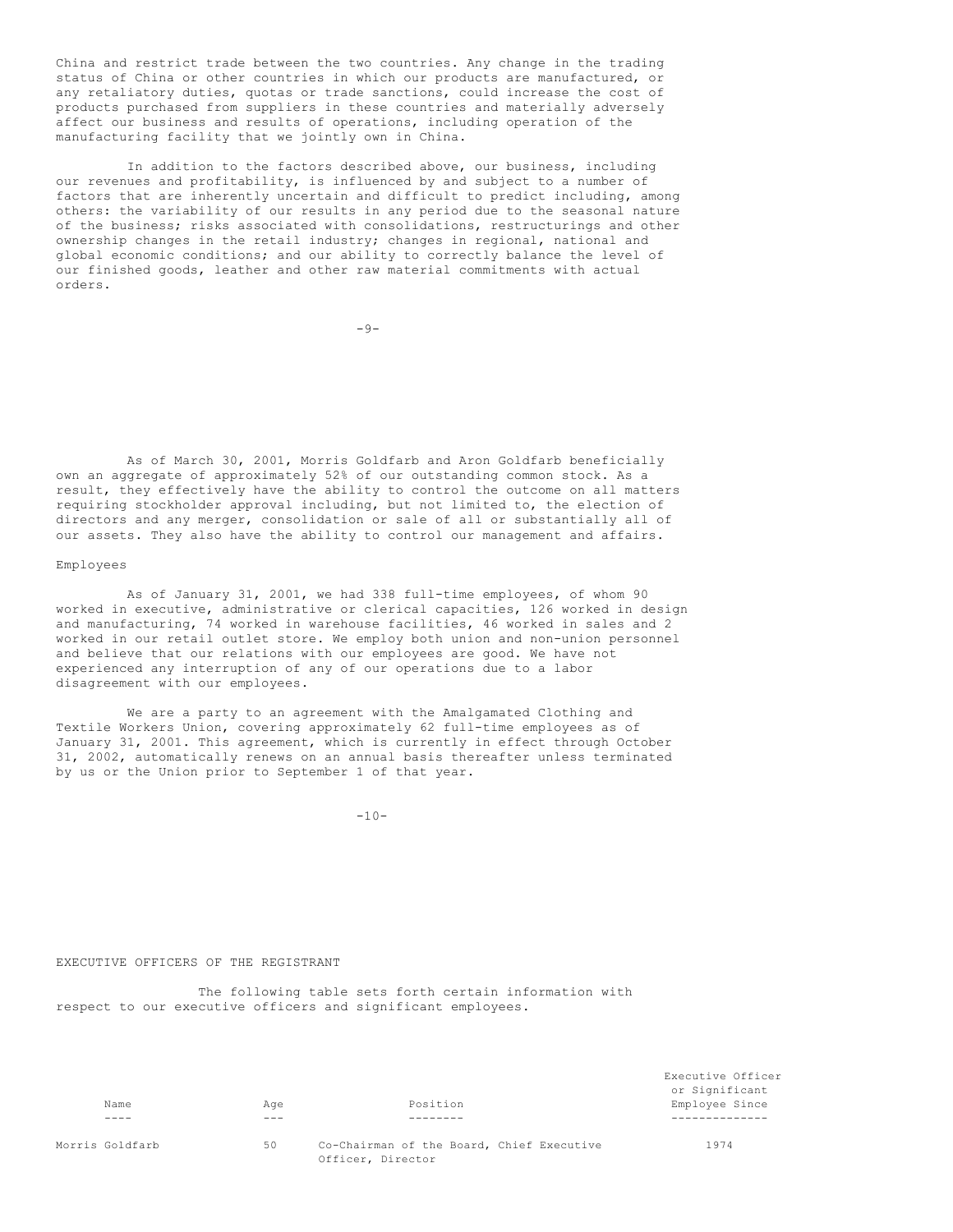China and restrict trade between the two countries. Any change in the trading status of China or other countries in which our products are manufactured, or any retaliatory duties, quotas or trade sanctions, could increase the cost of products purchased from suppliers in these countries and materially adversely affect our business and results of operations, including operation of the manufacturing facility that we jointly own in China.

In addition to the factors described above, our business, including our revenues and profitability, is influenced by and subject to a number of factors that are inherently uncertain and difficult to predict including, among others: the variability of our results in any period due to the seasonal nature of the business; risks associated with consolidations, restructurings and other ownership changes in the retail industry; changes in regional, national and global economic conditions; and our ability to correctly balance the level of our finished goods, leather and other raw material commitments with actual orders.

As of March 30, 2001, Morris Goldfarb and Aron Goldfarb beneficially own an aggregate of approximately 52% of our outstanding common stock. As a result, they effectively have the ability to control the outcome on all matters requiring stockholder approval including, but not limited to, the election of directors and any merger, consolidation or sale of all or substantially all of our assets. They also have the ability to control our management and affairs.

## Employees

As of January 31, 2001, we had 338 full-time employees, of whom 90 worked in executive, administrative or clerical capacities, 126 worked in design and manufacturing, 74 worked in warehouse facilities, 46 worked in sales and 2 worked in our retail outlet store. We employ both union and non-union personnel and believe that our relations with our employees are good. We have not experienced any interruption of any of our operations due to a labor disagreement with our employees.

We are a party to an agreement with the Amalgamated Clothing and Textile Workers Union, covering approximately 62 full-time employees as of January 31, 2001. This agreement, which is currently in effect through October 31, 2002, automatically renews on an annual basis thereafter unless terminated by us or the Union prior to September 1 of that year.

## EXECUTIVE OFFICERS OF THE REGISTRANT

The following table sets forth certain information with respect to our executive officers and significant employees.

| Name | Age | Position | Executive Officer or Significant Employee Since |
|---|---|---|---|
| Morris Goldfarb | 50 | Co-Chairman of the Board, Chief Executive Officer, Director | 1974 |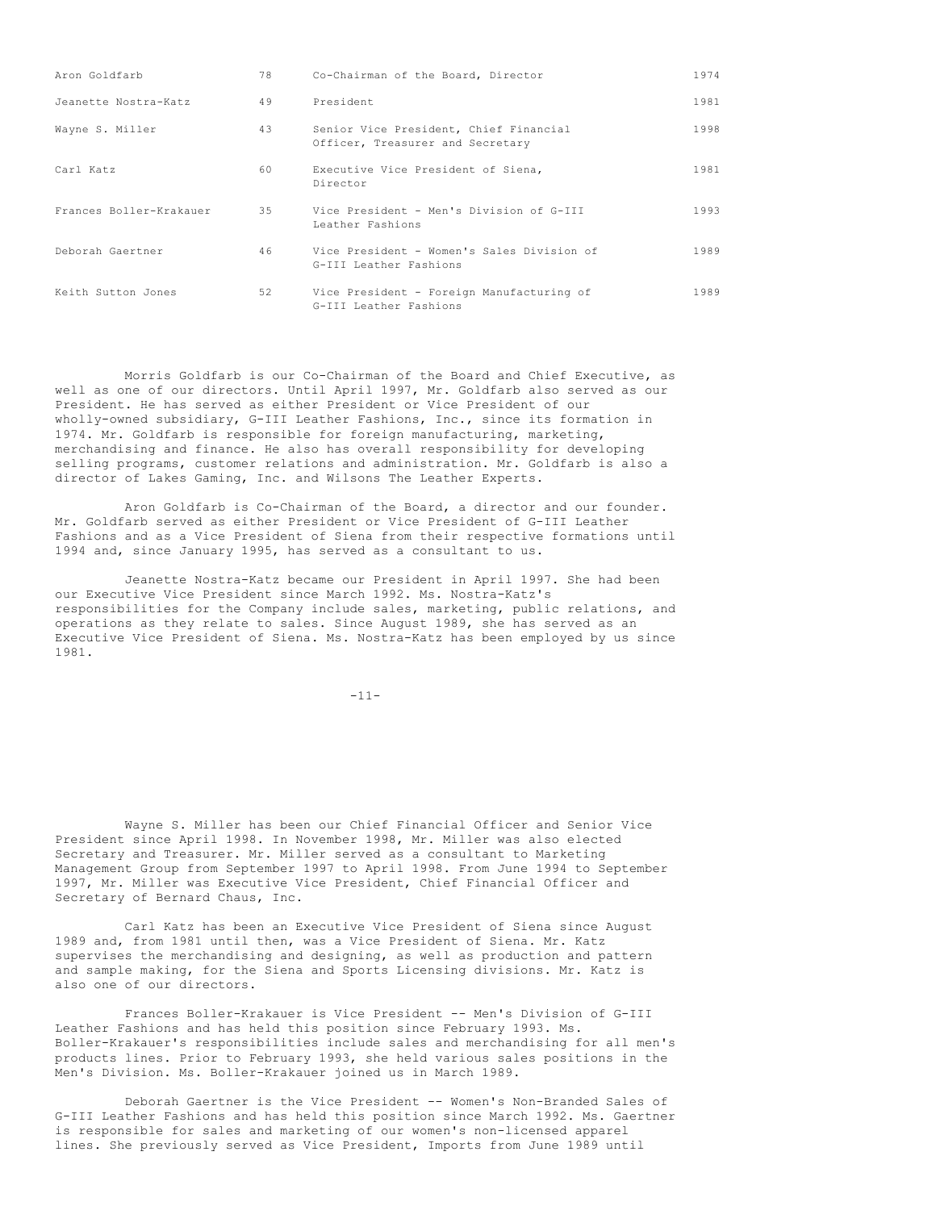| Name | Age | Position | Year |
| --- | --- | --- | --- |
| Aron Goldfarb | 78 | Co-Chairman of the Board, Director | 1974 |
| Jeanette Nostra-Katz | 49 | President | 1981 |
| Wayne S. Miller | 43 | Senior Vice President, Chief Financial Officer, Treasurer and Secretary | 1998 |
| Carl Katz | 60 | Executive Vice President of Siena, Director | 1981 |
| Frances Boller-Krakauer | 35 | Vice President - Men's Division of G-III Leather Fashions | 1993 |
| Deborah Gaertner | 46 | Vice President - Women's Sales Division of G-III Leather Fashions | 1989 |
| Keith Sutton Jones | 52 | Vice President - Foreign Manufacturing of G-III Leather Fashions | 1989 |

Morris Goldfarb is our Co-Chairman of the Board and Chief Executive, as well as one of our directors. Until April 1997, Mr. Goldfarb also served as our President. He has served as either President or Vice President of our wholly-owned subsidiary, G-III Leather Fashions, Inc., since its formation in 1974. Mr. Goldfarb is responsible for foreign manufacturing, marketing, merchandising and finance. He also has overall responsibility for developing selling programs, customer relations and administration. Mr. Goldfarb is also a director of Lakes Gaming, Inc. and Wilsons The Leather Experts.

Aron Goldfarb is Co-Chairman of the Board, a director and our founder. Mr. Goldfarb served as either President or Vice President of G-III Leather Fashions and as a Vice President of Siena from their respective formations until 1994 and, since January 1995, has served as a consultant to us.

Jeanette Nostra-Katz became our President in April 1997. She had been our Executive Vice President since March 1992. Ms. Nostra-Katz's responsibilities for the Company include sales, marketing, public relations, and operations as they relate to sales. Since August 1989, she has served as an Executive Vice President of Siena. Ms. Nostra-Katz has been employed by us since 1981.

Wayne S. Miller has been our Chief Financial Officer and Senior Vice President since April 1998. In November 1998, Mr. Miller was also elected Secretary and Treasurer. Mr. Miller served as a consultant to Marketing Management Group from September 1997 to April 1998. From June 1994 to September 1997, Mr. Miller was Executive Vice President, Chief Financial Officer and Secretary of Bernard Chaus, Inc.

Carl Katz has been an Executive Vice President of Siena since August 1989 and, from 1981 until then, was a Vice President of Siena. Mr. Katz supervises the merchandising and designing, as well as production and pattern and sample making, for the Siena and Sports Licensing divisions. Mr. Katz is also one of our directors.

Frances Boller-Krakauer is Vice President -- Men's Division of G-III Leather Fashions and has held this position since February 1993. Ms. Boller-Krakauer's responsibilities include sales and merchandising for all men's products lines. Prior to February 1993, she held various sales positions in the Men's Division. Ms. Boller-Krakauer joined us in March 1989.

Deborah Gaertner is the Vice President -- Women's Non-Branded Sales of G-III Leather Fashions and has held this position since March 1992. Ms. Gaertner is responsible for sales and marketing of our women's non-licensed apparel lines. She previously served as Vice President, Imports from June 1989 until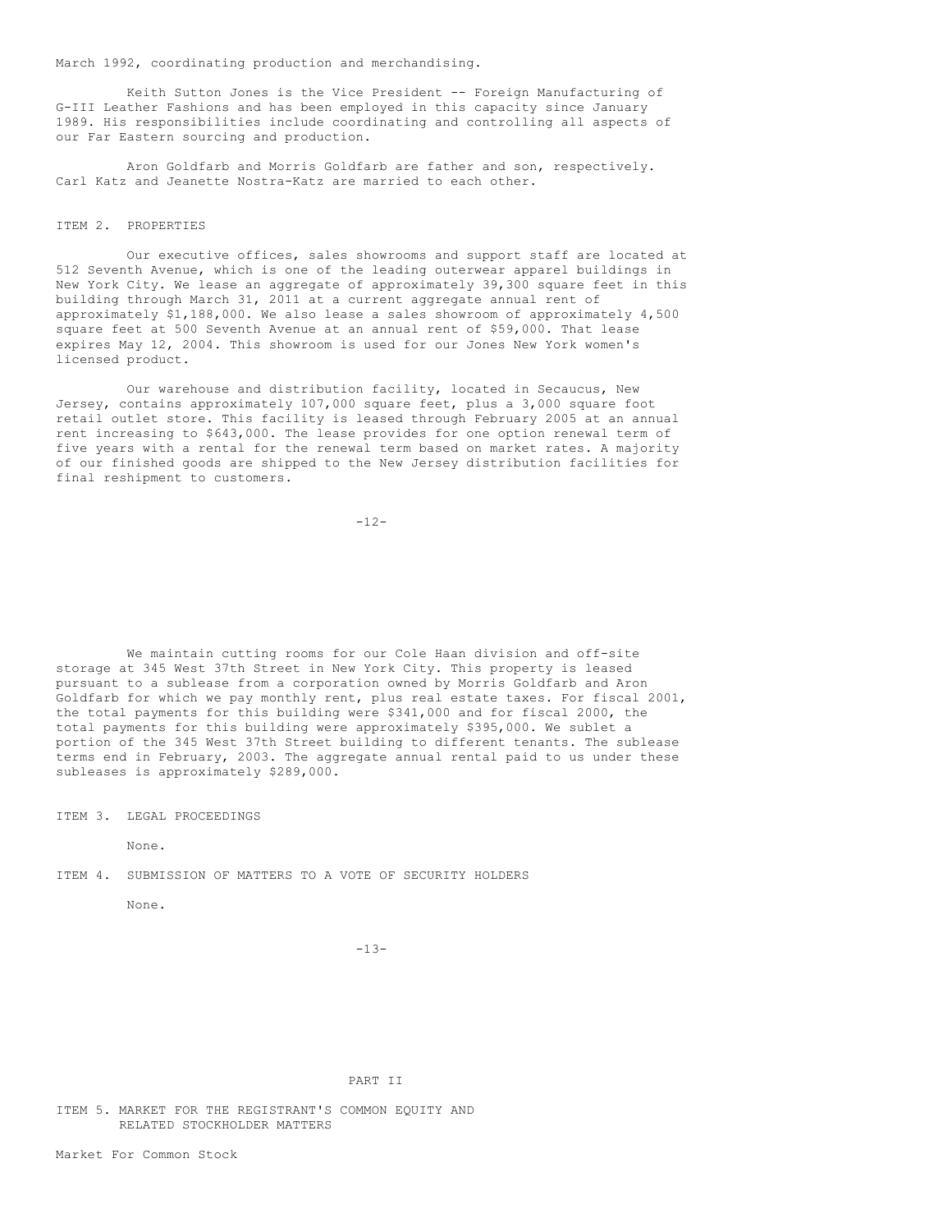March 1992, coordinating production and merchandising.

Keith Sutton Jones is the Vice President -- Foreign Manufacturing of G-III Leather Fashions and has been employed in this capacity since January 1989. His responsibilities include coordinating and controlling all aspects of our Far Eastern sourcing and production.

Aron Goldfarb and Morris Goldfarb are father and son, respectively. Carl Katz and Jeanette Nostra-Katz are married to each other.

## ITEM 2. PROPERTIES

Our executive offices, sales showrooms and support staff are located at 512 Seventh Avenue, which is one of the leading outerwear apparel buildings in New York City. We lease an aggregate of approximately 39,300 square feet in this building through March 31, 2011 at a current aggregate annual rent of approximately $1,188,000. We also lease a sales showroom of approximately 4,500 square feet at 500 Seventh Avenue at an annual rent of $59,000. That lease expires May 12, 2004. This showroom is used for our Jones New York women's licensed product.

Our warehouse and distribution facility, located in Secaucus, New Jersey, contains approximately 107,000 square feet, plus a 3,000 square foot retail outlet store. This facility is leased through February 2005 at an annual rent increasing to $643,000. The lease provides for one option renewal term of five years with a rental for the renewal term based on market rates. A majority of our finished goods are shipped to the New Jersey distribution facilities for final reshipment to customers.

We maintain cutting rooms for our Cole Haan division and off-site storage at 345 West 37th Street in New York City. This property is leased pursuant to a sublease from a corporation owned by Morris Goldfarb and Aron Goldfarb for which we pay monthly rent, plus real estate taxes. For fiscal 2001, the total payments for this building were $341,000 and for fiscal 2000, the total payments for this building were approximately $395,000. We sublet a portion of the 345 West 37th Street building to different tenants. The sublease terms end in February, 2003. The aggregate annual rental paid to us under these subleases is approximately $289,000.

## ITEM 3. LEGAL PROCEEDINGS

None.

## ITEM 4. SUBMISSION OF MATTERS TO A VOTE OF SECURITY HOLDERS

None.

# PART II

## ITEM 5. MARKET FOR THE REGISTRANT'S COMMON EQUITY AND RELATED STOCKHOLDER MATTERS

### Market For Common Stock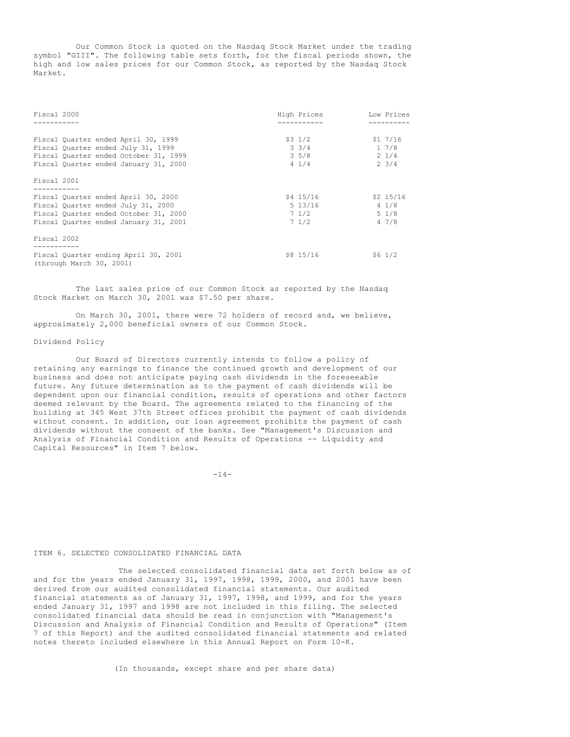Our Common Stock is quoted on the Nasdaq Stock Market under the trading symbol "GIII". The following table sets forth, for the fiscal periods shown, the high and low sales prices for our Common Stock, as reported by the Nasdaq Stock Market.

| Fiscal 2000 | High Prices | Low Prices |
|---|---|---|
| Fiscal Quarter ended April 30, 1999 | $3 1/2 | $1 7/16 |
| Fiscal Quarter ended July 31, 1999 | 3 3/4 | 1 7/8 |
| Fiscal Quarter ended October 31, 1999 | 3 5/8 | 2 1/4 |
| Fiscal Quarter ended January 31, 2000 | 4 1/4 | 2 3/4 |
| **Fiscal 2001** | | |
| Fiscal Quarter ended April 30, 2000 | $4 15/16 | $2 15/16 |
| Fiscal Quarter ended July 31, 2000 | 5 13/16 | 4 1/8 |
| Fiscal Quarter ended October 31, 2000 | 7 1/2 | 5 1/8 |
| Fiscal Quarter ended January 31, 2001 | 7 1/2 | 4 7/8 |
| **Fiscal 2002** | | |
| Fiscal Quarter ending April 30, 2001 (through March 30, 2001) | $8 15/16 | $6 1/2 |

The last sales price of our Common Stock as reported by the Nasdaq Stock Market on March 30, 2001 was $7.50 per share.

On March 30, 2001, there were 72 holders of record and, we believe, approximately 2,000 beneficial owners of our Common Stock.

Dividend Policy

Our Board of Directors currently intends to follow a policy of retaining any earnings to finance the continued growth and development of our business and does not anticipate paying cash dividends in the foreseeable future. Any future determination as to the payment of cash dividends will be dependent upon our financial condition, results of operations and other factors deemed relevant by the Board. The agreements related to the financing of the building at 345 West 37th Street offices prohibit the payment of cash dividends without consent. In addition, our loan agreement prohibits the payment of cash dividends without the consent of the banks. See "Management's Discussion and Analysis of Financial Condition and Results of Operations -- Liquidity and Capital Resources" in Item 7 below.

## ITEM 6. SELECTED CONSOLIDATED FINANCIAL DATA

The selected consolidated financial data set forth below as of and for the years ended January 31, 1997, 1998, 1999, 2000, and 2001 have been derived from our audited consolidated financial statements. Our audited financial statements as of January 31, 1997, 1998, and 1999, and for the years ended January 31, 1997 and 1998 are not included in this filing. The selected consolidated financial data should be read in conjunction with "Management's Discussion and Analysis of Financial Condition and Results of Operations" (Item 7 of this Report) and the audited consolidated financial statements and related notes thereto included elsewhere in this Annual Report on Form 10-K.

(In thousands, except share and per share data)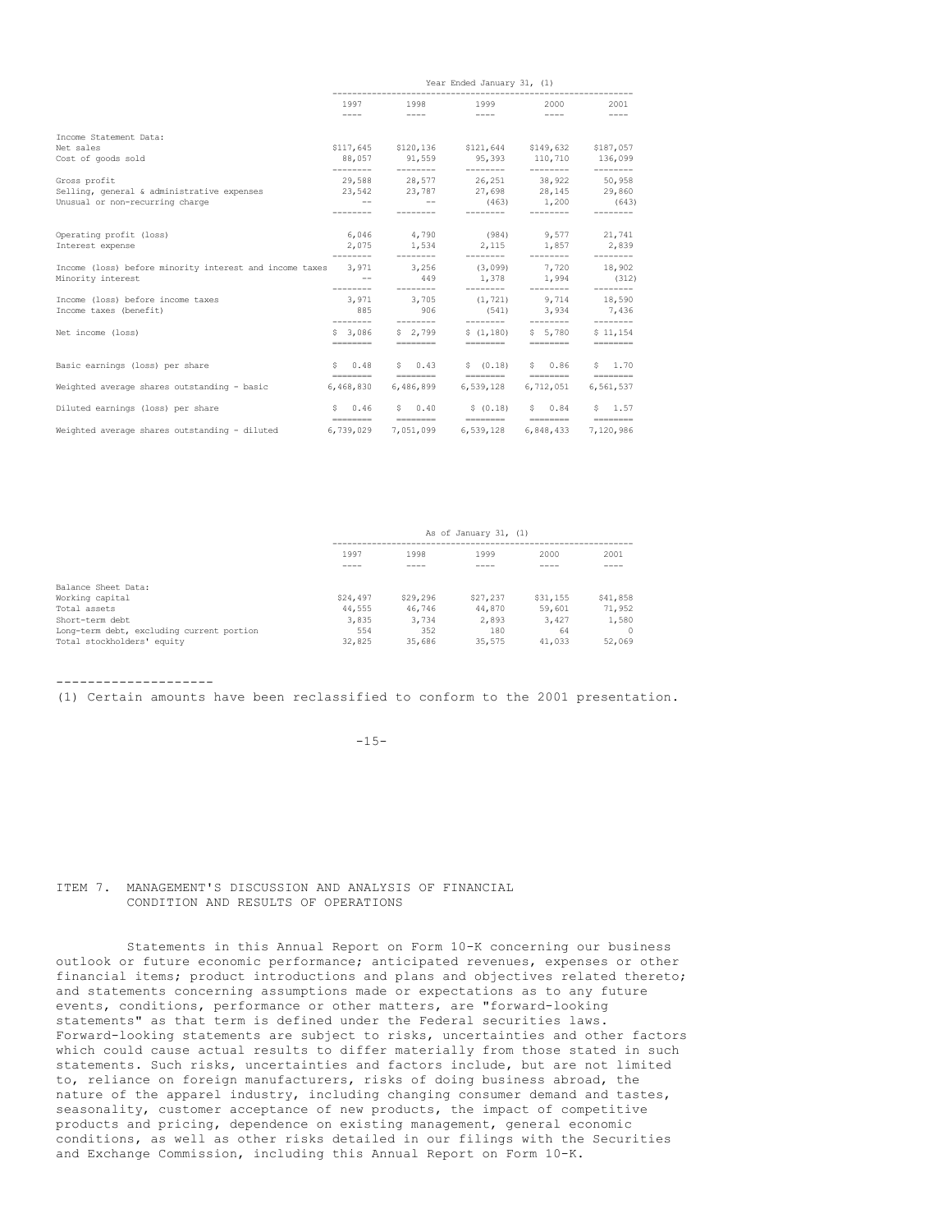| | Year Ended January 31, (1) | | | | |
|---|---|---|---|---|---|
| | 1997 | 1998 | 1999 | 2000 | 2001 |
| Income Statement Data: | | | | | |
| Net sales | $117,645 | $120,136 | $121,644 | $149,632 | $187,057 |
| Cost of goods sold | 88,057 | 91,559 | 95,393 | 110,710 | 136,099 |
| Gross profit | 29,588 | 28,577 | 26,251 | 38,922 | 50,958 |
| Selling, general & administrative expenses | 23,542 | 23,787 | 27,698 | 28,145 | 29,860 |
| Unusual or non-recurring charge | -- | -- | (463) | 1,200 | (643) |
| Operating profit (loss) | 6,046 | 4,790 | (984) | 9,577 | 21,741 |
| Interest expense | 2,075 | 1,534 | 2,115 | 1,857 | 2,839 |
| Income (loss) before minority interest and income taxes | 3,971 | 3,256 | (3,099) | 7,720 | 18,902 |
| Minority interest | -- | 449 | 1,378 | 1,994 | (312) |
| Income (loss) before income taxes | 3,971 | 3,705 | (1,721) | 9,714 | 18,590 |
| Income taxes (benefit) | 885 | 906 | (541) | 3,934 | 7,436 |
| Net income (loss) | $ 3,086 | $ 2,799 | $ (1,180) | $ 5,780 | $ 11,154 |
| Basic earnings (loss) per share | $ 0.48 | $ 0.43 | $ (0.18) | $ 0.86 | $ 1.70 |
| Weighted average shares outstanding - basic | 6,468,830 | 6,486,899 | 6,539,128 | 6,712,051 | 6,561,537 |
| Diluted earnings (loss) per share | $ 0.46 | $ 0.40 | $ (0.18) | $ 0.84 | $ 1.57 |
| Weighted average shares outstanding - diluted | 6,739,029 | 7,051,099 | 6,539,128 | 6,848,433 | 7,120,986 |

| | As of January 31, (1) | | | | |
|---|---|---|---|---|---|
| | 1997 | 1998 | 1999 | 2000 | 2001 |
| Balance Sheet Data: | | | | | |
| Working capital | $24,497 | $29,296 | $27,237 | $31,155 | $41,858 |
| Total assets | 44,555 | 46,746 | 44,870 | 59,601 | 71,952 |
| Short-term debt | 3,835 | 3,734 | 2,893 | 3,427 | 1,580 |
| Long-term debt, excluding current portion | 554 | 352 | 180 | 64 | 0 |
| Total stockholders' equity | 32,825 | 35,686 | 35,575 | 41,033 | 52,069 |

--------------------

(1) Certain amounts have been reclassified to conform to the 2001 presentation.

## ITEM 7. MANAGEMENT'S DISCUSSION AND ANALYSIS OF FINANCIAL CONDITION AND RESULTS OF OPERATIONS

Statements in this Annual Report on Form 10-K concerning our business outlook or future economic performance; anticipated revenues, expenses or other financial items; product introductions and plans and objectives related thereto; and statements concerning assumptions made or expectations as to any future events, conditions, performance or other matters, are "forward-looking statements" as that term is defined under the Federal securities laws. Forward-looking statements are subject to risks, uncertainties and other factors which could cause actual results to differ materially from those stated in such statements. Such risks, uncertainties and factors include, but are not limited to, reliance on foreign manufacturers, risks of doing business abroad, the nature of the apparel industry, including changing consumer demand and tastes, seasonality, customer acceptance of new products, the impact of competitive products and pricing, dependence on existing management, general economic conditions, as well as other risks detailed in our filings with the Securities and Exchange Commission, including this Annual Report on Form 10-K.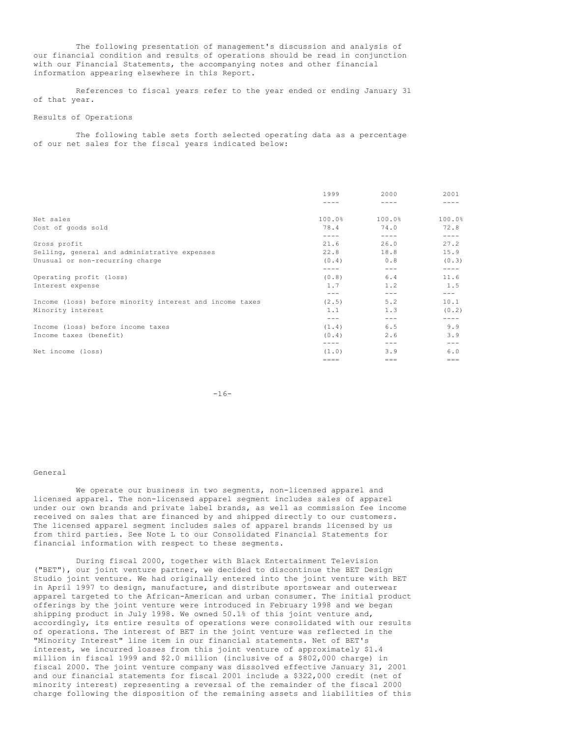The following presentation of management's discussion and analysis of our financial condition and results of operations should be read in conjunction with our Financial Statements, the accompanying notes and other financial information appearing elsewhere in this Report.

References to fiscal years refer to the year ended or ending January 31 of that year.

Results of Operations

The following table sets forth selected operating data as a percentage of our net sales for the fiscal years indicated below:

| | 1999 | 2000 | 2001 |
|---|---|---|---|
| Net sales | 100.0% | 100.0% | 100.0% |
| Cost of goods sold | 78.4 | 74.0 | 72.8 |
| Gross profit | 21.6 | 26.0 | 27.2 |
| Selling, general and administrative expenses | 22.8 | 18.8 | 15.9 |
| Unusual or non-recurring charge | (0.4) | 0.8 | (0.3) |
| Operating profit (loss) | (0.8) | 6.4 | 11.6 |
| Interest expense | 1.7 | 1.2 | 1.5 |
| Income (loss) before minority interest and income taxes | (2.5) | 5.2 | 10.1 |
| Minority interest | 1.1 | 1.3 | (0.2) |
| Income (loss) before income taxes | (1.4) | 6.5 | 9.9 |
| Income taxes (benefit) | (0.4) | 2.6 | 3.9 |
| Net income (loss) | (1.0) | 3.9 | 6.0 |

General

We operate our business in two segments, non-licensed apparel and licensed apparel. The non-licensed apparel segment includes sales of apparel under our own brands and private label brands, as well as commission fee income received on sales that are financed by and shipped directly to our customers. The licensed apparel segment includes sales of apparel brands licensed by us from third parties. See Note L to our Consolidated Financial Statements for financial information with respect to these segments.

During fiscal 2000, together with Black Entertainment Television ("BET"), our joint venture partner, we decided to discontinue the BET Design Studio joint venture. We had originally entered into the joint venture with BET in April 1997 to design, manufacture, and distribute sportswear and outerwear apparel targeted to the African-American and urban consumer. The initial product offerings by the joint venture were introduced in February 1998 and we began shipping product in July 1998. We owned 50.1% of this joint venture and, accordingly, its entire results of operations were consolidated with our results of operations. The interest of BET in the joint venture was reflected in the "Minority Interest" line item in our financial statements. Net of BET's interest, we incurred losses from this joint venture of approximately $1.4 million in fiscal 1999 and $2.0 million (inclusive of a $802,000 charge) in fiscal 2000. The joint venture company was dissolved effective January 31, 2001 and our financial statements for fiscal 2001 include a $322,000 credit (net of minority interest) representing a reversal of the remainder of the fiscal 2000 charge following the disposition of the remaining assets and liabilities of this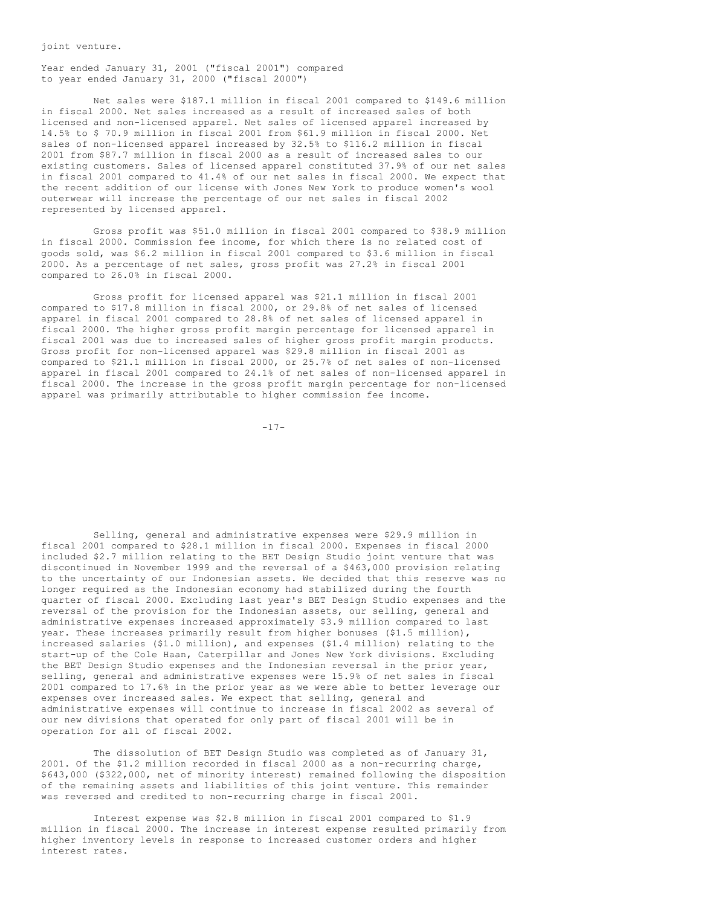joint venture.

Year ended January 31, 2001 ("fiscal 2001") compared to year ended January 31, 2000 ("fiscal 2000")

Net sales were $187.1 million in fiscal 2001 compared to $149.6 million in fiscal 2000. Net sales increased as a result of increased sales of both licensed and non-licensed apparel. Net sales of licensed apparel increased by 14.5% to $ 70.9 million in fiscal 2001 from $61.9 million in fiscal 2000. Net sales of non-licensed apparel increased by 32.5% to $116.2 million in fiscal 2001 from $87.7 million in fiscal 2000 as a result of increased sales to our existing customers. Sales of licensed apparel constituted 37.9% of our net sales in fiscal 2001 compared to 41.4% of our net sales in fiscal 2000. We expect that the recent addition of our license with Jones New York to produce women's wool outerwear will increase the percentage of our net sales in fiscal 2002 represented by licensed apparel.

Gross profit was $51.0 million in fiscal 2001 compared to $38.9 million in fiscal 2000. Commission fee income, for which there is no related cost of goods sold, was $6.2 million in fiscal 2001 compared to $3.6 million in fiscal 2000. As a percentage of net sales, gross profit was 27.2% in fiscal 2001 compared to 26.0% in fiscal 2000.

Gross profit for licensed apparel was $21.1 million in fiscal 2001 compared to $17.8 million in fiscal 2000, or 29.8% of net sales of licensed apparel in fiscal 2001 compared to 28.8% of net sales of licensed apparel in fiscal 2000. The higher gross profit margin percentage for licensed apparel in fiscal 2001 was due to increased sales of higher gross profit margin products. Gross profit for non-licensed apparel was $29.8 million in fiscal 2001 as compared to $21.1 million in fiscal 2000, or 25.7% of net sales of non-licensed apparel in fiscal 2001 compared to 24.1% of net sales of non-licensed apparel in fiscal 2000. The increase in the gross profit margin percentage for non-licensed apparel was primarily attributable to higher commission fee income.

Selling, general and administrative expenses were $29.9 million in fiscal 2001 compared to $28.1 million in fiscal 2000. Expenses in fiscal 2000 included $2.7 million relating to the BET Design Studio joint venture that was discontinued in November 1999 and the reversal of a $463,000 provision relating to the uncertainty of our Indonesian assets. We decided that this reserve was no longer required as the Indonesian economy had stabilized during the fourth quarter of fiscal 2000. Excluding last year's BET Design Studio expenses and the reversal of the provision for the Indonesian assets, our selling, general and administrative expenses increased approximately $3.9 million compared to last year. These increases primarily result from higher bonuses ($1.5 million), increased salaries ($1.0 million), and expenses ($1.4 million) relating to the start-up of the Cole Haan, Caterpillar and Jones New York divisions. Excluding the BET Design Studio expenses and the Indonesian reversal in the prior year, selling, general and administrative expenses were 15.9% of net sales in fiscal 2001 compared to 17.6% in the prior year as we were able to better leverage our expenses over increased sales. We expect that selling, general and administrative expenses will continue to increase in fiscal 2002 as several of our new divisions that operated for only part of fiscal 2001 will be in operation for all of fiscal 2002.

The dissolution of BET Design Studio was completed as of January 31, 2001. Of the $1.2 million recorded in fiscal 2000 as a non-recurring charge, $643,000 ($322,000, net of minority interest) remained following the disposition of the remaining assets and liabilities of this joint venture. This remainder was reversed and credited to non-recurring charge in fiscal 2001.

Interest expense was $2.8 million in fiscal 2001 compared to $1.9 million in fiscal 2000. The increase in interest expense resulted primarily from higher inventory levels in response to increased customer orders and higher interest rates.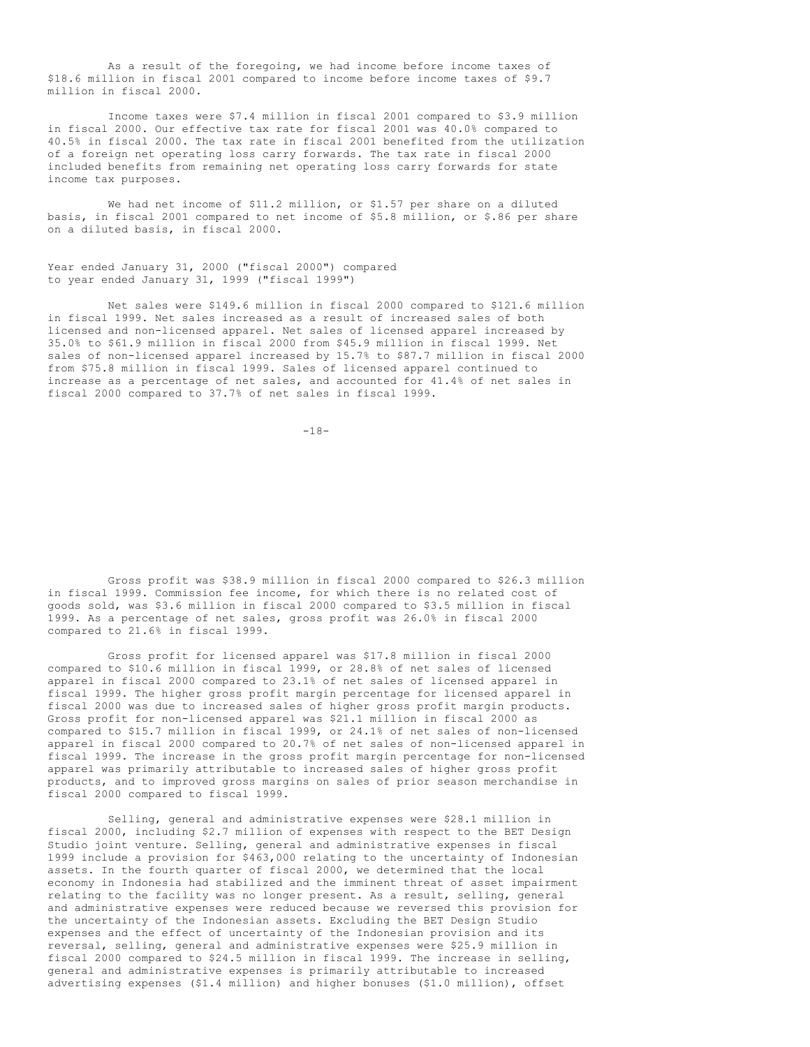As a result of the foregoing, we had income before income taxes of $18.6 million in fiscal 2001 compared to income before income taxes of $9.7 million in fiscal 2000.

Income taxes were $7.4 million in fiscal 2001 compared to $3.9 million in fiscal 2000. Our effective tax rate for fiscal 2001 was 40.0% compared to 40.5% in fiscal 2000. The tax rate in fiscal 2001 benefited from the utilization of a foreign net operating loss carry forwards. The tax rate in fiscal 2000 included benefits from remaining net operating loss carry forwards for state income tax purposes.

We had net income of $11.2 million, or $1.57 per share on a diluted basis, in fiscal 2001 compared to net income of $5.8 million, or $.86 per share on a diluted basis, in fiscal 2000.

Year ended January 31, 2000 ("fiscal 2000") compared to year ended January 31, 1999 ("fiscal 1999")

Net sales were $149.6 million in fiscal 2000 compared to $121.6 million in fiscal 1999. Net sales increased as a result of increased sales of both licensed and non-licensed apparel. Net sales of licensed apparel increased by 35.0% to $61.9 million in fiscal 2000 from $45.9 million in fiscal 1999. Net sales of non-licensed apparel increased by 15.7% to $87.7 million in fiscal 2000 from $75.8 million in fiscal 1999. Sales of licensed apparel continued to increase as a percentage of net sales, and accounted for 41.4% of net sales in fiscal 2000 compared to 37.7% of net sales in fiscal 1999.

Gross profit was $38.9 million in fiscal 2000 compared to $26.3 million in fiscal 1999. Commission fee income, for which there is no related cost of goods sold, was $3.6 million in fiscal 2000 compared to $3.5 million in fiscal 1999. As a percentage of net sales, gross profit was 26.0% in fiscal 2000 compared to 21.6% in fiscal 1999.

Gross profit for licensed apparel was $17.8 million in fiscal 2000 compared to $10.6 million in fiscal 1999, or 28.8% of net sales of licensed apparel in fiscal 2000 compared to 23.1% of net sales of licensed apparel in fiscal 1999. The higher gross profit margin percentage for licensed apparel in fiscal 2000 was due to increased sales of higher gross profit margin products. Gross profit for non-licensed apparel was $21.1 million in fiscal 2000 as compared to $15.7 million in fiscal 1999, or 24.1% of net sales of non-licensed apparel in fiscal 2000 compared to 20.7% of net sales of non-licensed apparel in fiscal 1999. The increase in the gross profit margin percentage for non-licensed apparel was primarily attributable to increased sales of higher gross profit products, and to improved gross margins on sales of prior season merchandise in fiscal 2000 compared to fiscal 1999.

Selling, general and administrative expenses were $28.1 million in fiscal 2000, including $2.7 million of expenses with respect to the BET Design Studio joint venture. Selling, general and administrative expenses in fiscal 1999 include a provision for $463,000 relating to the uncertainty of Indonesian assets. In the fourth quarter of fiscal 2000, we determined that the local economy in Indonesia had stabilized and the imminent threat of asset impairment relating to the facility was no longer present. As a result, selling, general and administrative expenses were reduced because we reversed this provision for the uncertainty of the Indonesian assets. Excluding the BET Design Studio expenses and the effect of uncertainty of the Indonesian provision and its reversal, selling, general and administrative expenses were $25.9 million in fiscal 2000 compared to $24.5 million in fiscal 1999. The increase in selling, general and administrative expenses is primarily attributable to increased advertising expenses ($1.4 million) and higher bonuses ($1.0 million), offset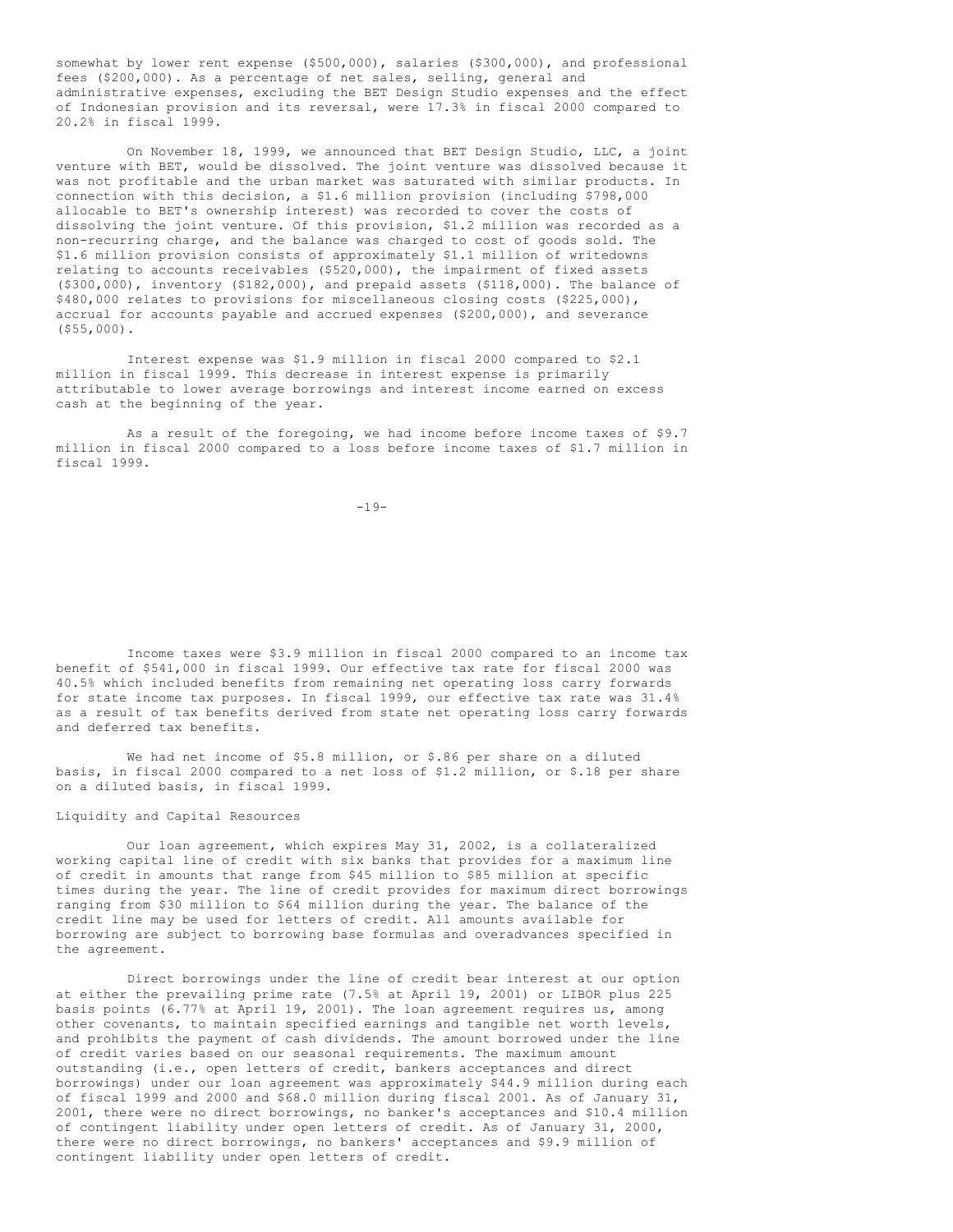somewhat by lower rent expense ($500,000), salaries ($300,000), and professional fees ($200,000). As a percentage of net sales, selling, general and administrative expenses, excluding the BET Design Studio expenses and the effect of Indonesian provision and its reversal, were 17.3% in fiscal 2000 compared to 20.2% in fiscal 1999.

On November 18, 1999, we announced that BET Design Studio, LLC, a joint venture with BET, would be dissolved. The joint venture was dissolved because it was not profitable and the urban market was saturated with similar products. In connection with this decision, a $1.6 million provision (including $798,000 allocable to BET's ownership interest) was recorded to cover the costs of dissolving the joint venture. Of this provision, $1.2 million was recorded as a non-recurring charge, and the balance was charged to cost of goods sold. The $1.6 million provision consists of approximately $1.1 million of writedowns relating to accounts receivables ($520,000), the impairment of fixed assets ($300,000), inventory ($182,000), and prepaid assets ($118,000). The balance of $480,000 relates to provisions for miscellaneous closing costs ($225,000), accrual for accounts payable and accrued expenses ($200,000), and severance ($55,000).

Interest expense was $1.9 million in fiscal 2000 compared to $2.1 million in fiscal 1999. This decrease in interest expense is primarily attributable to lower average borrowings and interest income earned on excess cash at the beginning of the year.

As a result of the foregoing, we had income before income taxes of $9.7 million in fiscal 2000 compared to a loss before income taxes of $1.7 million in fiscal 1999.

Income taxes were $3.9 million in fiscal 2000 compared to an income tax benefit of $541,000 in fiscal 1999. Our effective tax rate for fiscal 2000 was 40.5% which included benefits from remaining net operating loss carry forwards for state income tax purposes. In fiscal 1999, our effective tax rate was 31.4% as a result of tax benefits derived from state net operating loss carry forwards and deferred tax benefits.

We had net income of $5.8 million, or $.86 per share on a diluted basis, in fiscal 2000 compared to a net loss of $1.2 million, or $.18 per share on a diluted basis, in fiscal 1999.

## Liquidity and Capital Resources

Our loan agreement, which expires May 31, 2002, is a collateralized working capital line of credit with six banks that provides for a maximum line of credit in amounts that range from $45 million to $85 million at specific times during the year. The line of credit provides for maximum direct borrowings ranging from $30 million to $64 million during the year. The balance of the credit line may be used for letters of credit. All amounts available for borrowing are subject to borrowing base formulas and overadvances specified in the agreement.

Direct borrowings under the line of credit bear interest at our option at either the prevailing prime rate (7.5% at April 19, 2001) or LIBOR plus 225 basis points (6.77% at April 19, 2001). The loan agreement requires us, among other covenants, to maintain specified earnings and tangible net worth levels, and prohibits the payment of cash dividends. The amount borrowed under the line of credit varies based on our seasonal requirements. The maximum amount outstanding (i.e., open letters of credit, bankers acceptances and direct borrowings) under our loan agreement was approximately $44.9 million during each of fiscal 1999 and 2000 and $68.0 million during fiscal 2001. As of January 31, 2001, there were no direct borrowings, no banker's acceptances and $10.4 million of contingent liability under open letters of credit. As of January 31, 2000, there were no direct borrowings, no bankers' acceptances and $9.9 million of contingent liability under open letters of credit.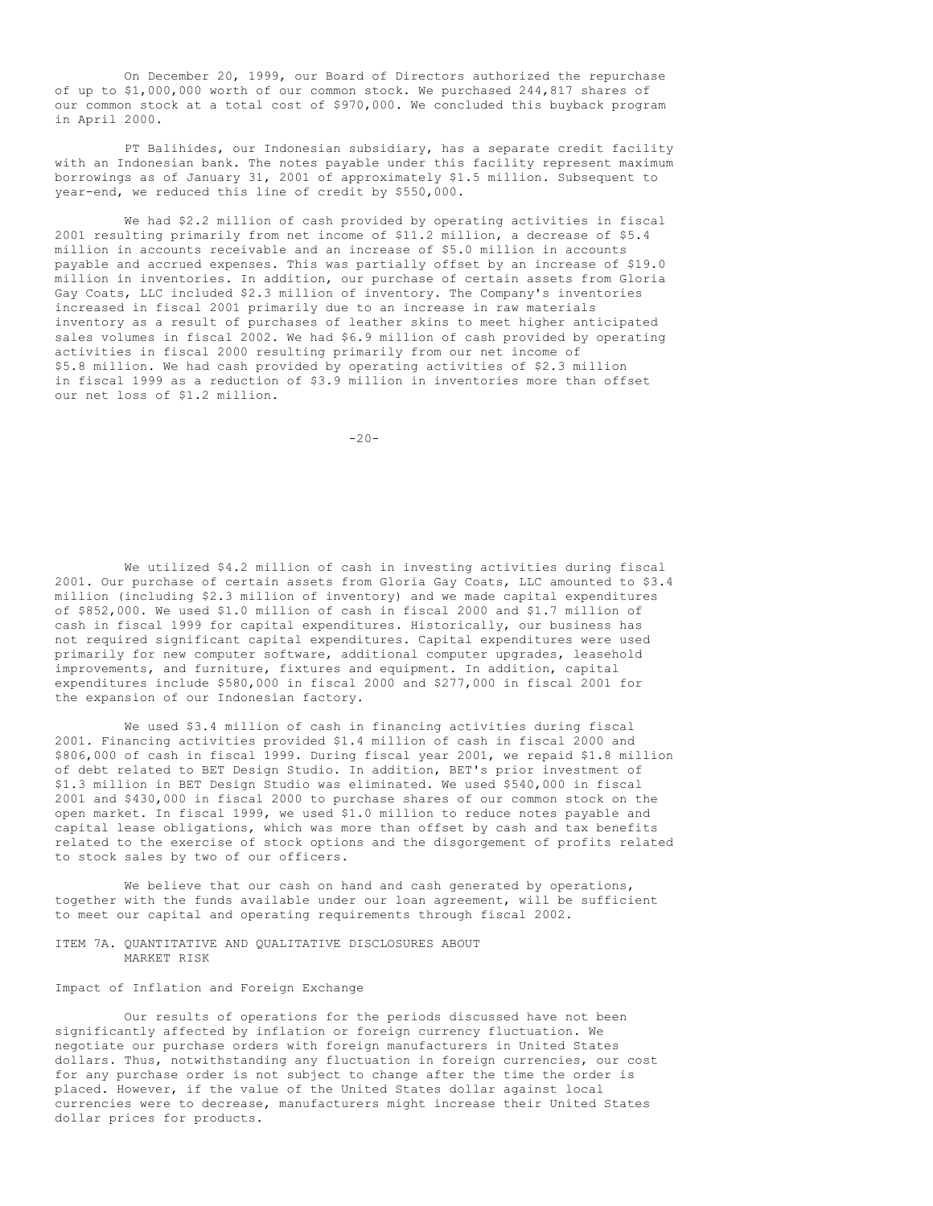On December 20, 1999, our Board of Directors authorized the repurchase of up to $1,000,000 worth of our common stock. We purchased 244,817 shares of our common stock at a total cost of $970,000. We concluded this buyback program in April 2000.

PT Balihides, our Indonesian subsidiary, has a separate credit facility with an Indonesian bank. The notes payable under this facility represent maximum borrowings as of January 31, 2001 of approximately $1.5 million. Subsequent to year-end, we reduced this line of credit by $550,000.

We had $2.2 million of cash provided by operating activities in fiscal 2001 resulting primarily from net income of $11.2 million, a decrease of $5.4 million in accounts receivable and an increase of $5.0 million in accounts payable and accrued expenses. This was partially offset by an increase of $19.0 million in inventories. In addition, our purchase of certain assets from Gloria Gay Coats, LLC included $2.3 million of inventory. The Company's inventories increased in fiscal 2001 primarily due to an increase in raw materials inventory as a result of purchases of leather skins to meet higher anticipated sales volumes in fiscal 2002. We had $6.9 million of cash provided by operating activities in fiscal 2000 resulting primarily from our net income of $5.8 million. We had cash provided by operating activities of $2.3 million in fiscal 1999 as a reduction of $3.9 million in inventories more than offset our net loss of $1.2 million.

We utilized $4.2 million of cash in investing activities during fiscal 2001. Our purchase of certain assets from Gloria Gay Coats, LLC amounted to $3.4 million (including $2.3 million of inventory) and we made capital expenditures of $852,000. We used $1.0 million of cash in fiscal 2000 and $1.7 million of cash in fiscal 1999 for capital expenditures. Historically, our business has not required significant capital expenditures. Capital expenditures were used primarily for new computer software, additional computer upgrades, leasehold improvements, and furniture, fixtures and equipment. In addition, capital expenditures include $580,000 in fiscal 2000 and $277,000 in fiscal 2001 for the expansion of our Indonesian factory.

We used $3.4 million of cash in financing activities during fiscal 2001. Financing activities provided $1.4 million of cash in fiscal 2000 and $806,000 of cash in fiscal 1999. During fiscal year 2001, we repaid $1.8 million of debt related to BET Design Studio. In addition, BET's prior investment of $1.3 million in BET Design Studio was eliminated. We used $540,000 in fiscal 2001 and $430,000 in fiscal 2000 to purchase shares of our common stock on the open market. In fiscal 1999, we used $1.0 million to reduce notes payable and capital lease obligations, which was more than offset by cash and tax benefits related to the exercise of stock options and the disgorgement of profits related to stock sales by two of our officers.

We believe that our cash on hand and cash generated by operations, together with the funds available under our loan agreement, will be sufficient to meet our capital and operating requirements through fiscal 2002.

## ITEM 7A. QUANTITATIVE AND QUALITATIVE DISCLOSURES ABOUT MARKET RISK

### Impact of Inflation and Foreign Exchange

Our results of operations for the periods discussed have not been significantly affected by inflation or foreign currency fluctuation. We negotiate our purchase orders with foreign manufacturers in United States dollars. Thus, notwithstanding any fluctuation in foreign currencies, our cost for any purchase order is not subject to change after the time the order is placed. However, if the value of the United States dollar against local currencies were to decrease, manufacturers might increase their United States dollar prices for products.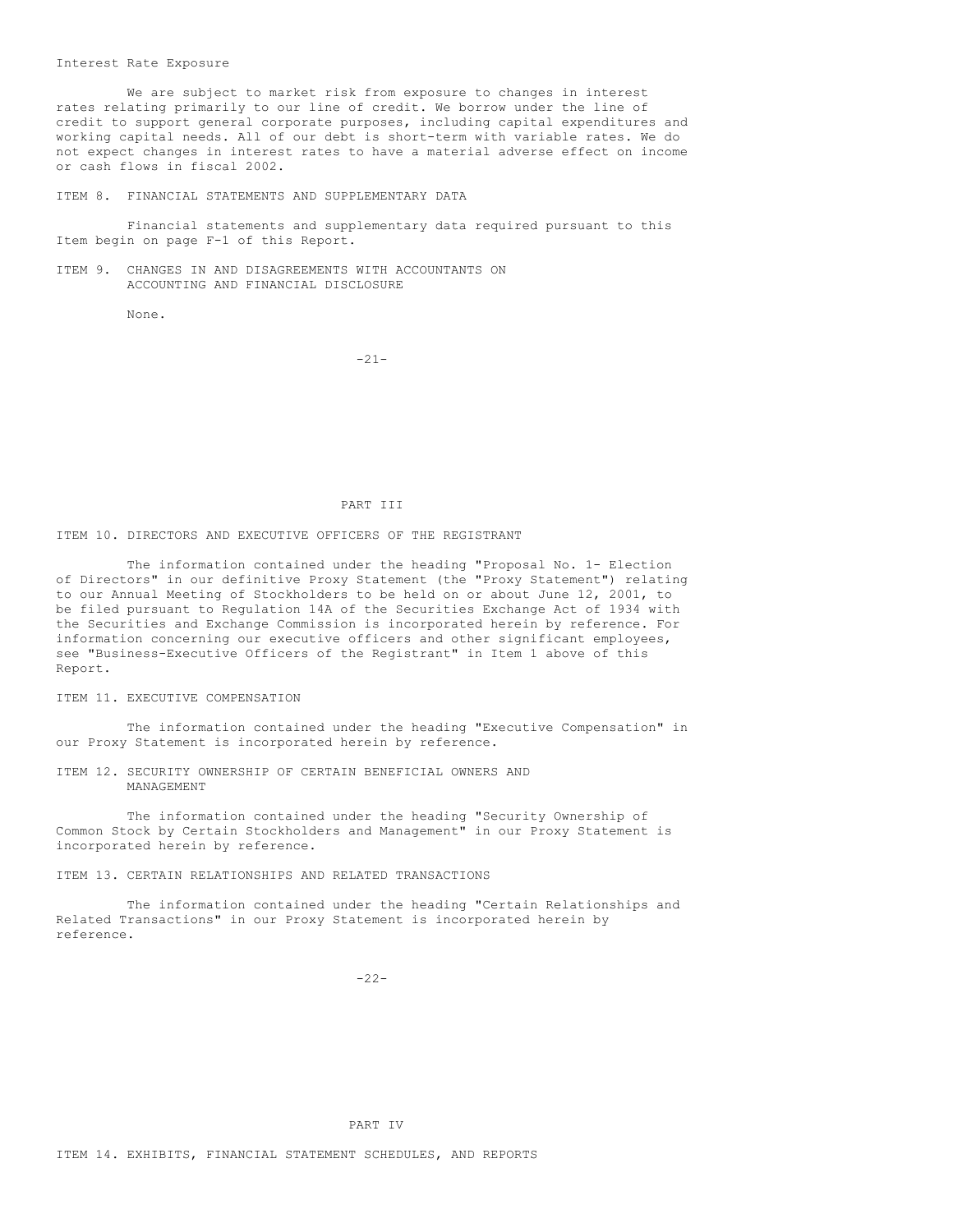Interest Rate Exposure

We are subject to market risk from exposure to changes in interest rates relating primarily to our line of credit. We borrow under the line of credit to support general corporate purposes, including capital expenditures and working capital needs. All of our debt is short-term with variable rates. We do not expect changes in interest rates to have a material adverse effect on income or cash flows in fiscal 2002.

## ITEM 8. FINANCIAL STATEMENTS AND SUPPLEMENTARY DATA

Financial statements and supplementary data required pursuant to this Item begin on page F-1 of this Report.

## ITEM 9. CHANGES IN AND DISAGREEMENTS WITH ACCOUNTANTS ON ACCOUNTING AND FINANCIAL DISCLOSURE

None.

# PART III

## ITEM 10. DIRECTORS AND EXECUTIVE OFFICERS OF THE REGISTRANT

The information contained under the heading "Proposal No. 1- Election of Directors" in our definitive Proxy Statement (the "Proxy Statement") relating to our Annual Meeting of Stockholders to be held on or about June 12, 2001, to be filed pursuant to Regulation 14A of the Securities Exchange Act of 1934 with the Securities and Exchange Commission is incorporated herein by reference. For information concerning our executive officers and other significant employees, see "Business-Executive Officers of the Registrant" in Item 1 above of this Report.

## ITEM 11. EXECUTIVE COMPENSATION

The information contained under the heading "Executive Compensation" in our Proxy Statement is incorporated herein by reference.

## ITEM 12. SECURITY OWNERSHIP OF CERTAIN BENEFICIAL OWNERS AND MANAGEMENT

The information contained under the heading "Security Ownership of Common Stock by Certain Stockholders and Management" in our Proxy Statement is incorporated herein by reference.

## ITEM 13. CERTAIN RELATIONSHIPS AND RELATED TRANSACTIONS

The information contained under the heading "Certain Relationships and Related Transactions" in our Proxy Statement is incorporated herein by reference.

# PART IV

## ITEM 14. EXHIBITS, FINANCIAL STATEMENT SCHEDULES, AND REPORTS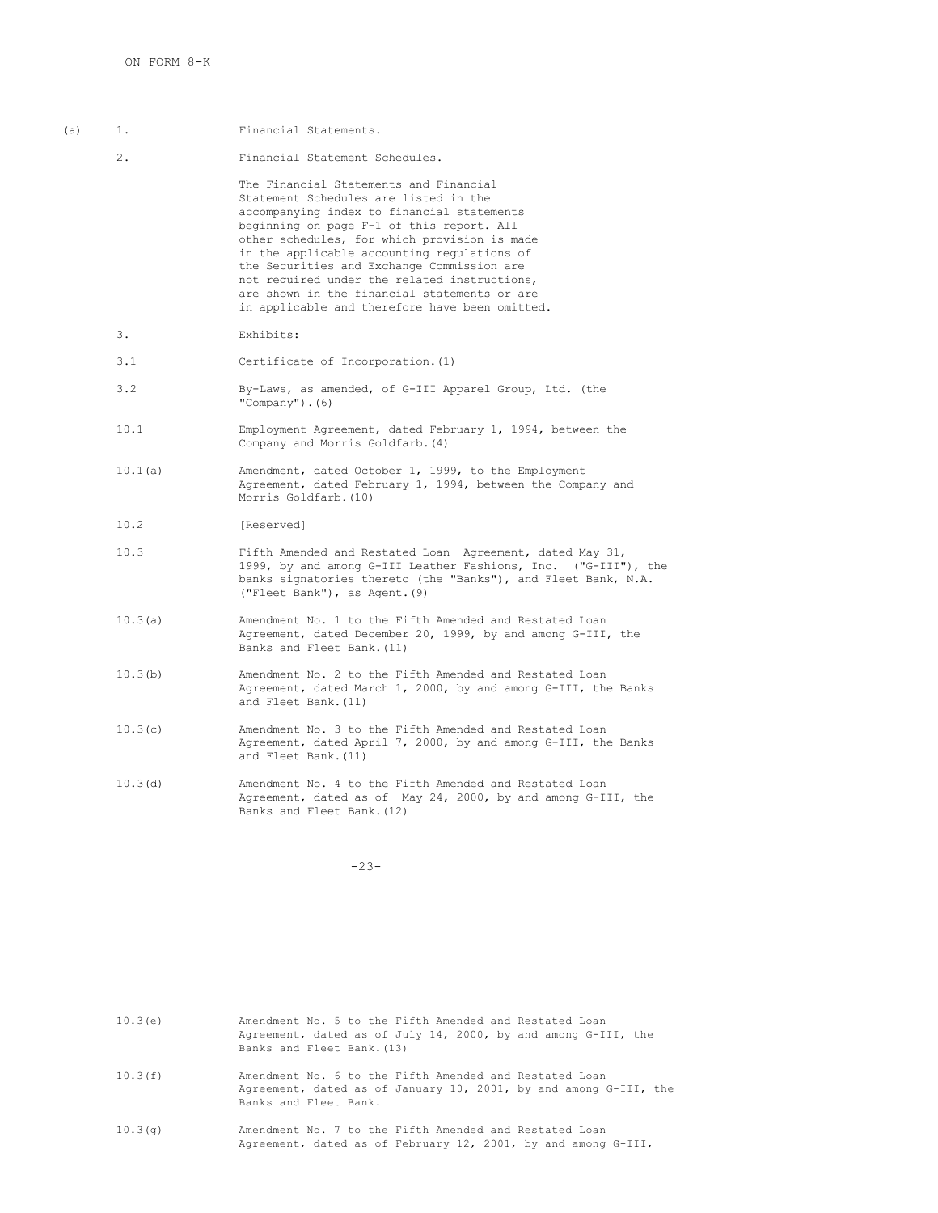ON FORM 8-K

(a) 1. Financial Statements.

2. Financial Statement Schedules.

The Financial Statements and Financial Statement Schedules are listed in the accompanying index to financial statements beginning on page F-1 of this report. All other schedules, for which provision is made in the applicable accounting regulations of the Securities and Exchange Commission are not required under the related instructions, are shown in the financial statements or are in applicable and therefore have been omitted.

3. Exhibits:

| | |
|---|---|
| 3.1 | Certificate of Incorporation.(1) |
| 3.2 | By-Laws, as amended, of G-III Apparel Group, Ltd. (the "Company").(6) |
| 10.1 | Employment Agreement, dated February 1, 1994, between the Company and Morris Goldfarb.(4) |
| 10.1(a) | Amendment, dated October 1, 1999, to the Employment Agreement, dated February 1, 1994, between the Company and Morris Goldfarb.(10) |
| 10.2 | [Reserved] |
| 10.3 | Fifth Amended and Restated Loan Agreement, dated May 31, 1999, by and among G-III Leather Fashions, Inc. ("G-III"), the banks signatories thereto (the "Banks"), and Fleet Bank, N.A. ("Fleet Bank"), as Agent.(9) |
| 10.3(a) | Amendment No. 1 to the Fifth Amended and Restated Loan Agreement, dated December 20, 1999, by and among G-III, the Banks and Fleet Bank.(11) |
| 10.3(b) | Amendment No. 2 to the Fifth Amended and Restated Loan Agreement, dated March 1, 2000, by and among G-III, the Banks and Fleet Bank.(11) |
| 10.3(c) | Amendment No. 3 to the Fifth Amended and Restated Loan Agreement, dated April 7, 2000, by and among G-III, the Banks and Fleet Bank.(11) |
| 10.3(d) | Amendment No. 4 to the Fifth Amended and Restated Loan Agreement, dated as of May 24, 2000, by and among G-III, the Banks and Fleet Bank.(12) |
| 10.3(e) | Amendment No. 5 to the Fifth Amended and Restated Loan Agreement, dated as of July 14, 2000, by and among G-III, the Banks and Fleet Bank.(13) |
| 10.3(f) | Amendment No. 6 to the Fifth Amended and Restated Loan Agreement, dated as of January 10, 2001, by and among G-III, the Banks and Fleet Bank. |
| 10.3(g) | Amendment No. 7 to the Fifth Amended and Restated Loan Agreement, dated as of February 12, 2001, by and among G-III, |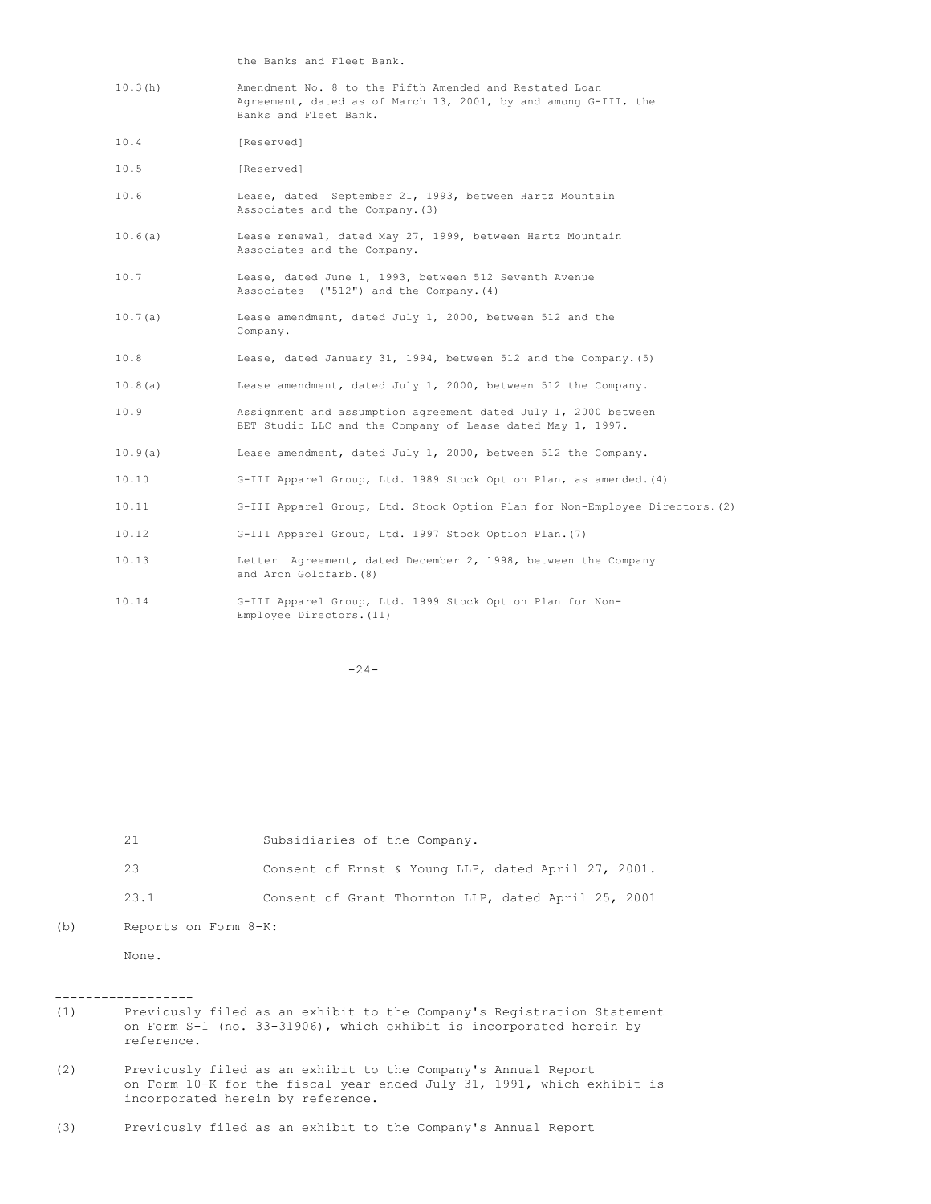the Banks and Fleet Bank.

| | |
|---|---|
| 10.3(h) | Amendment No. 8 to the Fifth Amended and Restated Loan Agreement, dated as of March 13, 2001, by and among G-III, the Banks and Fleet Bank. |
| 10.4 | [Reserved] |
| 10.5 | [Reserved] |
| 10.6 | Lease, dated September 21, 1993, between Hartz Mountain Associates and the Company.(3) |
| 10.6(a) | Lease renewal, dated May 27, 1999, between Hartz Mountain Associates and the Company. |
| 10.7 | Lease, dated June 1, 1993, between 512 Seventh Avenue Associates ("512") and the Company.(4) |
| 10.7(a) | Lease amendment, dated July 1, 2000, between 512 and the Company. |
| 10.8 | Lease, dated January 31, 1994, between 512 and the Company.(5) |
| 10.8(a) | Lease amendment, dated July 1, 2000, between 512 the Company. |
| 10.9 | Assignment and assumption agreement dated July 1, 2000 between BET Studio LLC and the Company of Lease dated May 1, 1997. |
| 10.9(a) | Lease amendment, dated July 1, 2000, between 512 the Company. |
| 10.10 | G-III Apparel Group, Ltd. 1989 Stock Option Plan, as amended.(4) |
| 10.11 | G-III Apparel Group, Ltd. Stock Option Plan for Non-Employee Directors.(2) |
| 10.12 | G-III Apparel Group, Ltd. 1997 Stock Option Plan.(7) |
| 10.13 | Letter Agreement, dated December 2, 1998, between the Company and Aron Goldfarb.(8) |
| 10.14 | G-III Apparel Group, Ltd. 1999 Stock Option Plan for Non-Employee Directors.(11) |
| 21 | Subsidiaries of the Company. |
| 23 | Consent of Ernst & Young LLP, dated April 27, 2001. |
| 23.1 | Consent of Grant Thornton LLP, dated April 25, 2001 |

(b) Reports on Form 8-K:

None.

------------------

(1) Previously filed as an exhibit to the Company's Registration Statement on Form S-1 (no. 33-31906), which exhibit is incorporated herein by reference.

(2) Previously filed as an exhibit to the Company's Annual Report on Form 10-K for the fiscal year ended July 31, 1991, which exhibit is incorporated herein by reference.

(3) Previously filed as an exhibit to the Company's Annual Report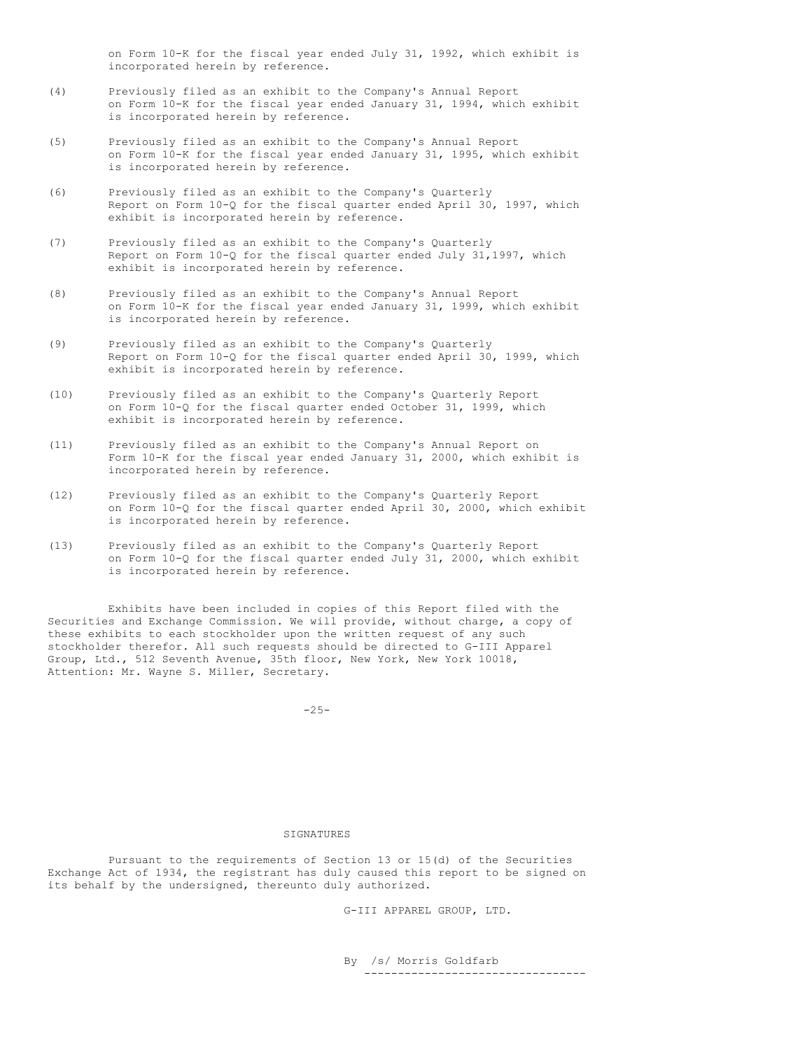on Form 10-K for the fiscal year ended July 31, 1992, which exhibit is incorporated herein by reference.

(4) Previously filed as an exhibit to the Company's Annual Report on Form 10-K for the fiscal year ended January 31, 1994, which exhibit is incorporated herein by reference.

(5) Previously filed as an exhibit to the Company's Annual Report on Form 10-K for the fiscal year ended January 31, 1995, which exhibit is incorporated herein by reference.

(6) Previously filed as an exhibit to the Company's Quarterly Report on Form 10-Q for the fiscal quarter ended April 30, 1997, which exhibit is incorporated herein by reference.

(7) Previously filed as an exhibit to the Company's Quarterly Report on Form 10-Q for the fiscal quarter ended July 31,1997, which exhibit is incorporated herein by reference.

(8) Previously filed as an exhibit to the Company's Annual Report on Form 10-K for the fiscal year ended January 31, 1999, which exhibit is incorporated herein by reference.

(9) Previously filed as an exhibit to the Company's Quarterly Report on Form 10-Q for the fiscal quarter ended April 30, 1999, which exhibit is incorporated herein by reference.

(10) Previously filed as an exhibit to the Company's Quarterly Report on Form 10-Q for the fiscal quarter ended October 31, 1999, which exhibit is incorporated herein by reference.

(11) Previously filed as an exhibit to the Company's Annual Report on Form 10-K for the fiscal year ended January 31, 2000, which exhibit is incorporated herein by reference.

(12) Previously filed as an exhibit to the Company's Quarterly Report on Form 10-Q for the fiscal quarter ended April 30, 2000, which exhibit is incorporated herein by reference.

(13) Previously filed as an exhibit to the Company's Quarterly Report on Form 10-Q for the fiscal quarter ended July 31, 2000, which exhibit is incorporated herein by reference.

Exhibits have been included in copies of this Report filed with the Securities and Exchange Commission. We will provide, without charge, a copy of these exhibits to each stockholder upon the written request of any such stockholder therefor. All such requests should be directed to G-III Apparel Group, Ltd., 512 Seventh Avenue, 35th floor, New York, New York 10018, Attention: Mr. Wayne S. Miller, Secretary.

## SIGNATURES

Pursuant to the requirements of Section 13 or 15(d) of the Securities Exchange Act of 1934, the registrant has duly caused this report to be signed on its behalf by the undersigned, thereunto duly authorized.

G-III APPAREL GROUP, LTD.

By /s/ Morris Goldfarb
---------------------------------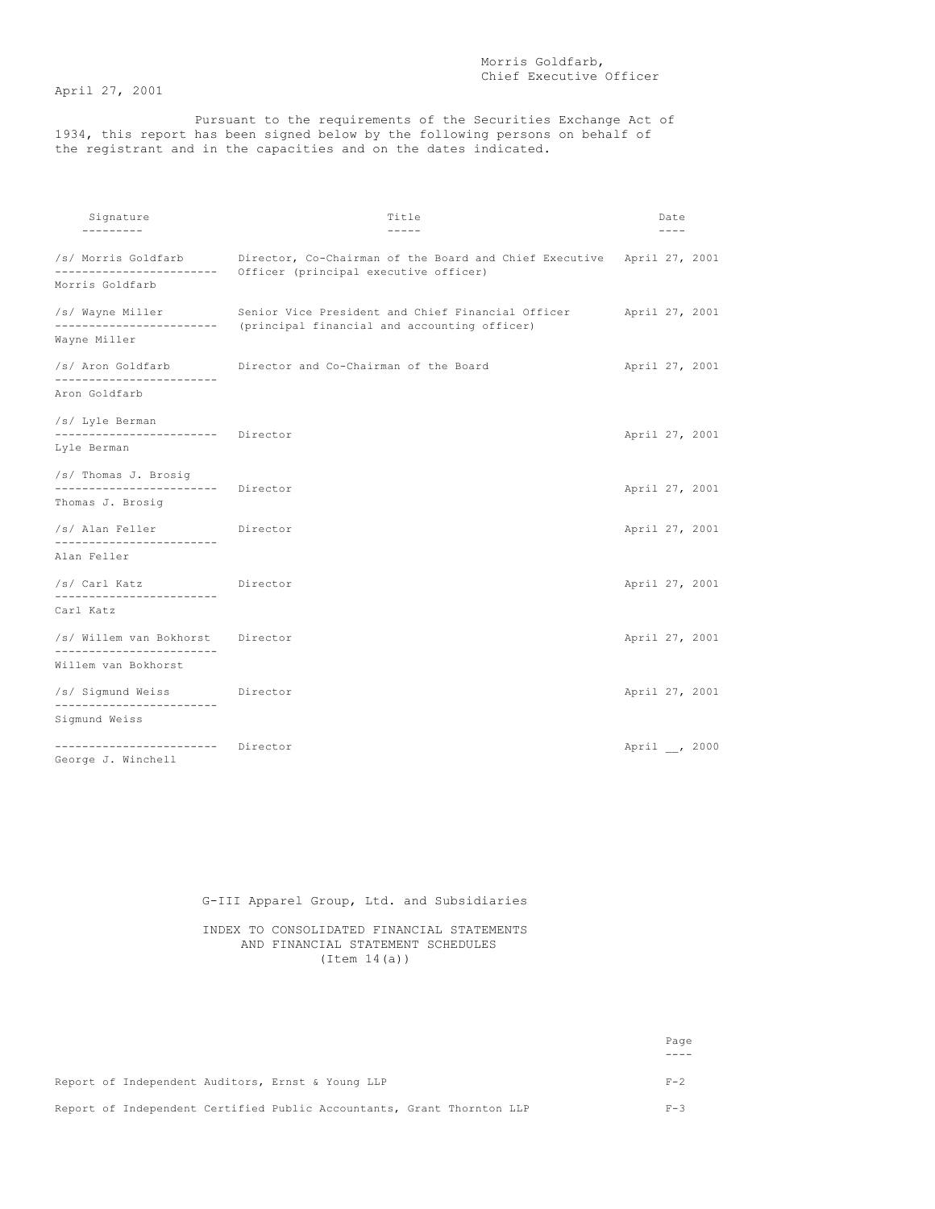Morris Goldfarb,
Chief Executive Officer

April 27, 2001

Pursuant to the requirements of the Securities Exchange Act of 1934, this report has been signed below by the following persons on behalf of the registrant and in the capacities and on the dates indicated.

| Signature | Title | Date |
|---|---|---|
| /s/ Morris Goldfarb<br>Morris Goldfarb | Director, Co-Chairman of the Board and Chief Executive Officer (principal executive officer) | April 27, 2001 |
| /s/ Wayne Miller<br>Wayne Miller | Senior Vice President and Chief Financial Officer (principal financial and accounting officer) | April 27, 2001 |
| /s/ Aron Goldfarb<br>Aron Goldfarb | Director and Co-Chairman of the Board | April 27, 2001 |
| /s/ Lyle Berman<br>Lyle Berman | Director | April 27, 2001 |
| /s/ Thomas J. Brosig<br>Thomas J. Brosig | Director | April 27, 2001 |
| /s/ Alan Feller<br>Alan Feller | Director | April 27, 2001 |
| /s/ Carl Katz<br>Carl Katz | Director | April 27, 2001 |
| /s/ Willem van Bokhorst<br>Willem van Bokhorst | Director | April 27, 2001 |
| /s/ Sigmund Weiss<br>Sigmund Weiss | Director | April 27, 2001 |
| George J. Winchell | Director | April __, 2000 |

G-III Apparel Group, Ltd. and Subsidiaries

INDEX TO CONSOLIDATED FINANCIAL STATEMENTS
AND FINANCIAL STATEMENT SCHEDULES
(Item 14(a))

| | Page |
|---|---|
| Report of Independent Auditors, Ernst & Young LLP | F-2 |
| Report of Independent Certified Public Accountants, Grant Thornton LLP | F-3 |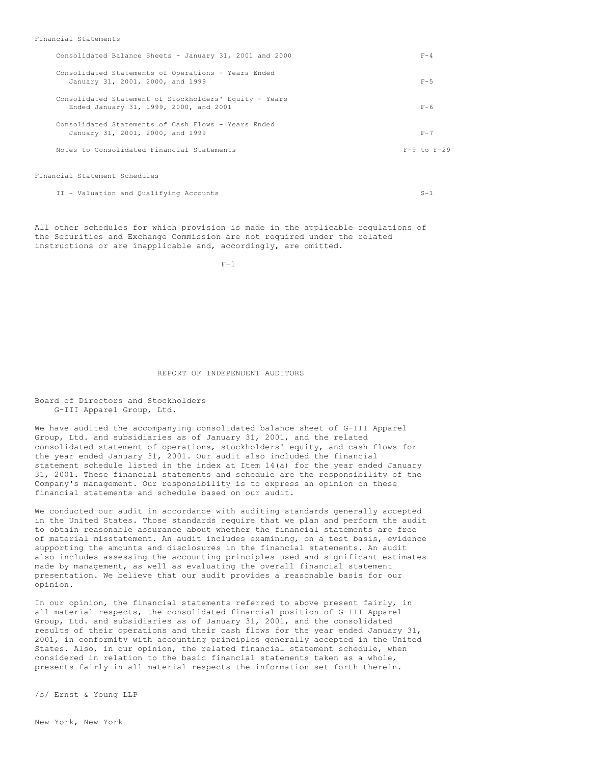Financial Statements

| | |
|---|---|
| Consolidated Balance Sheets - January 31, 2001 and 2000 | F-4 |
| Consolidated Statements of Operations - Years Ended January 31, 2001, 2000, and 1999 | F-5 |
| Consolidated Statement of Stockholders' Equity - Years Ended January 31, 1999, 2000, and 2001 | F-6 |
| Consolidated Statements of Cash Flows - Years Ended January 31, 2001, 2000, and 1999 | F-7 |
| Notes to Consolidated Financial Statements | F-9 to F-29 |

Financial Statement Schedules

| | |
|---|---|
| II - Valuation and Qualifying Accounts | S-1 |

All other schedules for which provision is made in the applicable regulations of the Securities and Exchange Commission are not required under the related instructions or are inapplicable and, accordingly, are omitted.

## REPORT OF INDEPENDENT AUDITORS

Board of Directors and Stockholders
G-III Apparel Group, Ltd.

We have audited the accompanying consolidated balance sheet of G-III Apparel Group, Ltd. and subsidiaries as of January 31, 2001, and the related consolidated statement of operations, stockholders' equity, and cash flows for the year ended January 31, 2001. Our audit also included the financial statement schedule listed in the index at Item 14(a) for the year ended January 31, 2001. These financial statements and schedule are the responsibility of the Company's management. Our responsibility is to express an opinion on these financial statements and schedule based on our audit.

We conducted our audit in accordance with auditing standards generally accepted in the United States. Those standards require that we plan and perform the audit to obtain reasonable assurance about whether the financial statements are free of material misstatement. An audit includes examining, on a test basis, evidence supporting the amounts and disclosures in the financial statements. An audit also includes assessing the accounting principles used and significant estimates made by management, as well as evaluating the overall financial statement presentation. We believe that our audit provides a reasonable basis for our opinion.

In our opinion, the financial statements referred to above present fairly, in all material respects, the consolidated financial position of G-III Apparel Group, Ltd. and subsidiaries as of January 31, 2001, and the consolidated results of their operations and their cash flows for the year ended January 31, 2001, in conformity with accounting principles generally accepted in the United States. Also, in our opinion, the related financial statement schedule, when considered in relation to the basic financial statements taken as a whole, presents fairly in all material respects the information set forth therein.

/s/ Ernst & Young LLP

New York, New York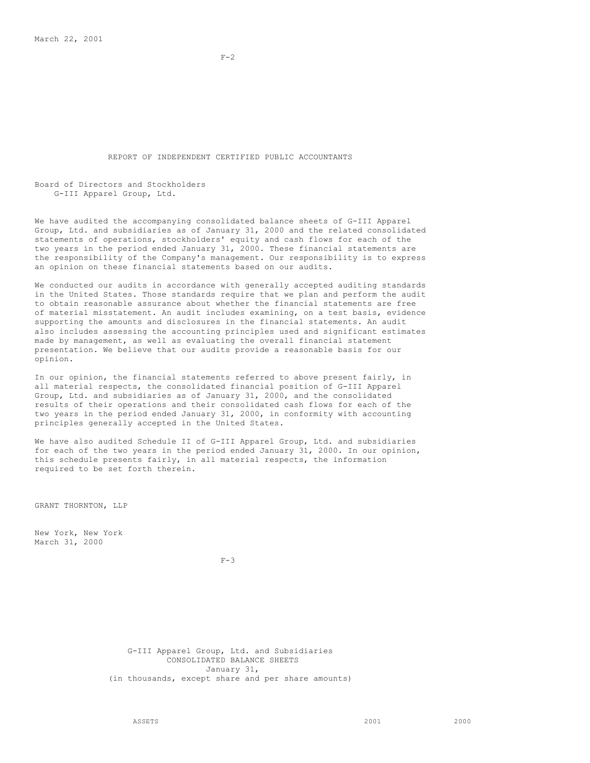March 22, 2001

REPORT OF INDEPENDENT CERTIFIED PUBLIC ACCOUNTANTS

Board of Directors and Stockholders
G-III Apparel Group, Ltd.

We have audited the accompanying consolidated balance sheets of G-III Apparel Group, Ltd. and subsidiaries as of January 31, 2000 and the related consolidated statements of operations, stockholders' equity and cash flows for each of the two years in the period ended January 31, 2000. These financial statements are the responsibility of the Company's management. Our responsibility is to express an opinion on these financial statements based on our audits.

We conducted our audits in accordance with generally accepted auditing standards in the United States. Those standards require that we plan and perform the audit to obtain reasonable assurance about whether the financial statements are free of material misstatement. An audit includes examining, on a test basis, evidence supporting the amounts and disclosures in the financial statements. An audit also includes assessing the accounting principles used and significant estimates made by management, as well as evaluating the overall financial statement presentation. We believe that our audits provide a reasonable basis for our opinion.

In our opinion, the financial statements referred to above present fairly, in all material respects, the consolidated financial position of G-III Apparel Group, Ltd. and subsidiaries as of January 31, 2000, and the consolidated results of their operations and their consolidated cash flows for each of the two years in the period ended January 31, 2000, in conformity with accounting principles generally accepted in the United States.

We have also audited Schedule II of G-III Apparel Group, Ltd. and subsidiaries for each of the two years in the period ended January 31, 2000. In our opinion, this schedule presents fairly, in all material respects, the information required to be set forth therein.

GRANT THORNTON, LLP

New York, New York
March 31, 2000

G-III Apparel Group, Ltd. and Subsidiaries
CONSOLIDATED BALANCE SHEETS
January 31,
(in thousands, except share and per share amounts)

| ASSETS | 2001 | 2000 |
|---|---|---|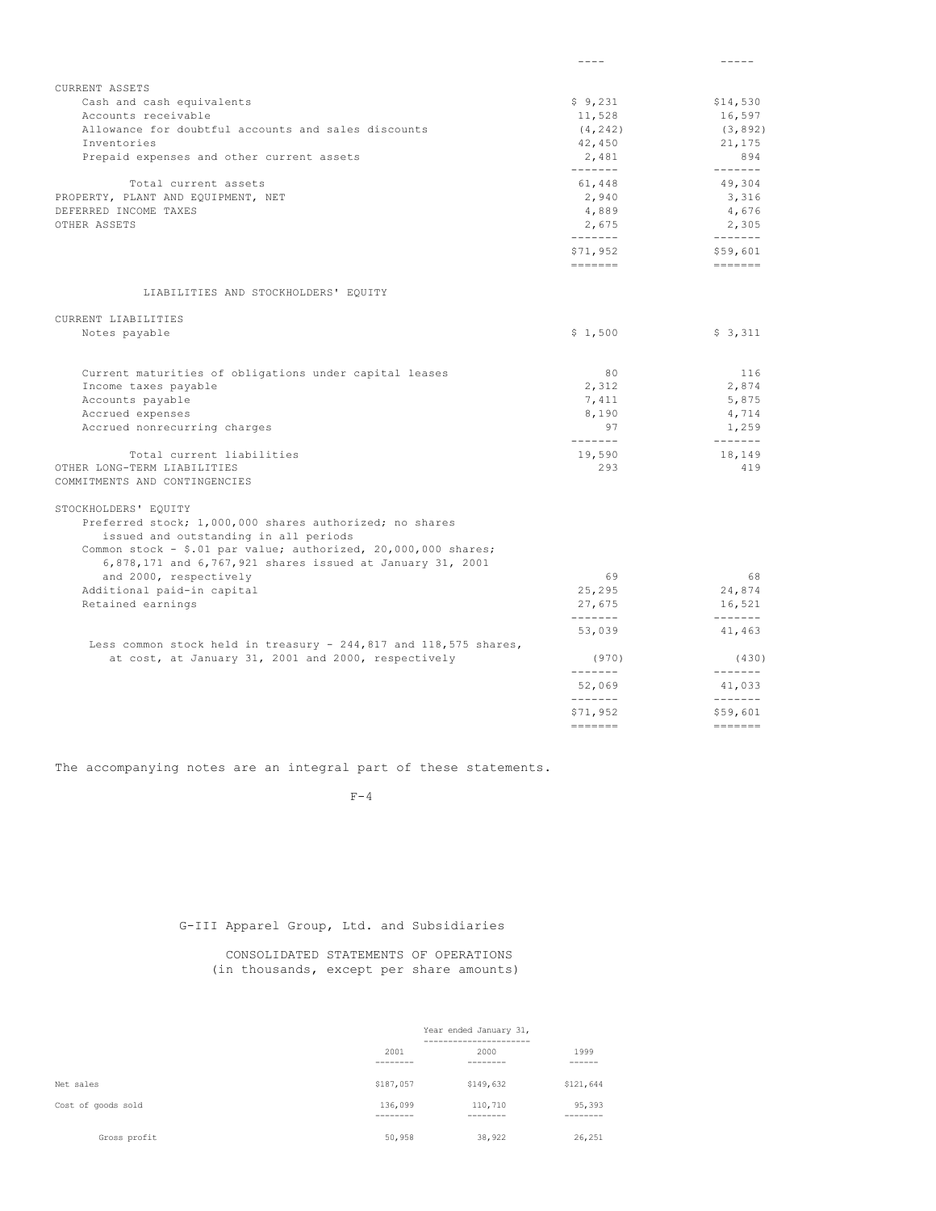| | 2001 | 2000 |
|---|---|---|
| CURRENT ASSETS | | |
| Cash and cash equivalents | $ 9,231 | $14,530 |
| Accounts receivable | 11,528 | 16,597 |
| Allowance for doubtful accounts and sales discounts | (4,242) | (3,892) |
| Inventories | 42,450 | 21,175 |
| Prepaid expenses and other current assets | 2,481 | 894 |
| Total current assets | 61,448 | 49,304 |
| PROPERTY, PLANT AND EQUIPMENT, NET | 2,940 | 3,316 |
| DEFERRED INCOME TAXES | 4,889 | 4,676 |
| OTHER ASSETS | 2,675 | 2,305 |
| | $71,952 | $59,601 |
| LIABILITIES AND STOCKHOLDERS' EQUITY | | |
| CURRENT LIABILITIES | | |
| Notes payable | $ 1,500 | $ 3,311 |
| Current maturities of obligations under capital leases | 80 | 116 |
| Income taxes payable | 2,312 | 2,874 |
| Accounts payable | 7,411 | 5,875 |
| Accrued expenses | 8,190 | 4,714 |
| Accrued nonrecurring charges | 97 | 1,259 |
| Total current liabilities | 19,590 | 18,149 |
| OTHER LONG-TERM LIABILITIES | 293 | 419 |
| COMMITMENTS AND CONTINGENCIES | | |
| STOCKHOLDERS' EQUITY | | |
| Preferred stock; 1,000,000 shares authorized; no shares issued and outstanding in all periods | | |
| Common stock - $.01 par value; authorized, 20,000,000 shares; 6,878,171 and 6,767,921 shares issued at January 31, 2001 and 2000, respectively | 69 | 68 |
| Additional paid-in capital | 25,295 | 24,874 |
| Retained earnings | 27,675 | 16,521 |
| | 53,039 | 41,463 |
| Less common stock held in treasury - 244,817 and 118,575 shares, at cost, at January 31, 2001 and 2000, respectively | (970) | (430) |
| | 52,069 | 41,033 |
| | $71,952 | $59,601 |

The accompanying notes are an integral part of these statements.

G-III Apparel Group, Ltd. and Subsidiaries

CONSOLIDATED STATEMENTS OF OPERATIONS
(in thousands, except per share amounts)

| | Year ended January 31, | | |
|---|---|---|---|
| | 2001 | 2000 | 1999 |
| Net sales | $187,057 | $149,632 | $121,644 |
| Cost of goods sold | 136,099 | 110,710 | 95,393 |
| Gross profit | 50,958 | 38,922 | 26,251 |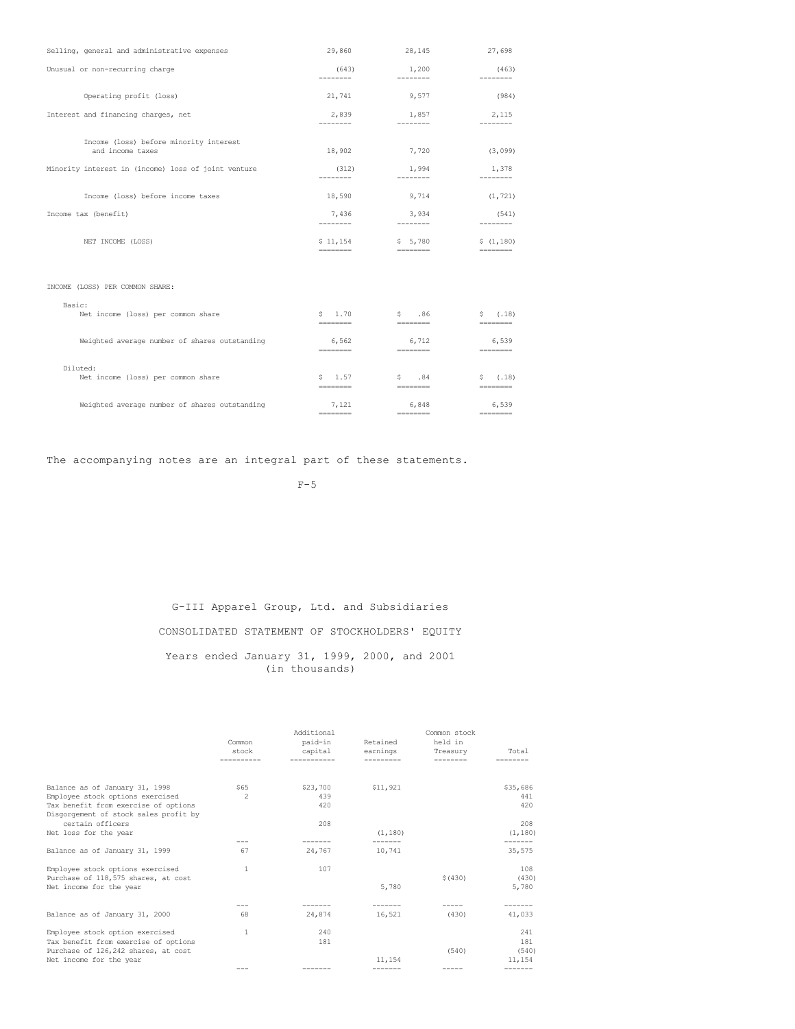| | | | |
|---|---|---|---|
| Selling, general and administrative expenses | 29,860 | 28,145 | 27,698 |
| Unusual or non-recurring charge | (643) | 1,200 | (463) |
| Operating profit (loss) | 21,741 | 9,577 | (984) |
| Interest and financing charges, net | 2,839 | 1,857 | 2,115 |
| Income (loss) before minority interest and income taxes | 18,902 | 7,720 | (3,099) |
| Minority interest in (income) loss of joint venture | (312) | 1,994 | 1,378 |
| Income (loss) before income taxes | 18,590 | 9,714 | (1,721) |
| Income tax (benefit) | 7,436 | 3,934 | (541) |
| NET INCOME (LOSS) | $ 11,154 | $ 5,780 | $ (1,180) |
| INCOME (LOSS) PER COMMON SHARE: | | | |
| Basic: | | | |
| Net income (loss) per common share | $ 1.70 | $ .86 | $ (.18) |
| Weighted average number of shares outstanding | 6,562 | 6,712 | 6,539 |
| Diluted: | | | |
| Net income (loss) per common share | $ 1.57 | $ .84 | $ (.18) |
| Weighted average number of shares outstanding | 7,121 | 6,848 | 6,539 |

The accompanying notes are an integral part of these statements.

# G-III Apparel Group, Ltd. and Subsidiaries

## CONSOLIDATED STATEMENT OF STOCKHOLDERS' EQUITY

### Years ended January 31, 1999, 2000, and 2001 (in thousands)

| | Common stock | Additional paid-in capital | Retained earnings | Common stock held in Treasury | Total |
|---|---|---|---|---|---|
| Balance as of January 31, 1998 | $65 | $23,700 | $11,921 | | $35,686 |
| Employee stock options exercised | 2 | 439 | | | 441 |
| Tax benefit from exercise of options | | 420 | | | 420 |
| Disgorgement of stock sales profit by certain officers | | 208 | | | 208 |
| Net loss for the year | | | (1,180) | | (1,180) |
| Balance as of January 31, 1999 | 67 | 24,767 | 10,741 | | 35,575 |
| Employee stock options exercised | 1 | 107 | | | 108 |
| Purchase of 118,575 shares, at cost | | | | $(430) | (430) |
| Net income for the year | | | 5,780 | | 5,780 |
| Balance as of January 31, 2000 | 68 | 24,874 | 16,521 | (430) | 41,033 |
| Employee stock option exercised | 1 | 240 | | | 241 |
| Tax benefit from exercise of options | | 181 | | | 181 |
| Purchase of 126,242 shares, at cost | | | | (540) | (540) |
| Net income for the year | | | 11,154 | | 11,154 |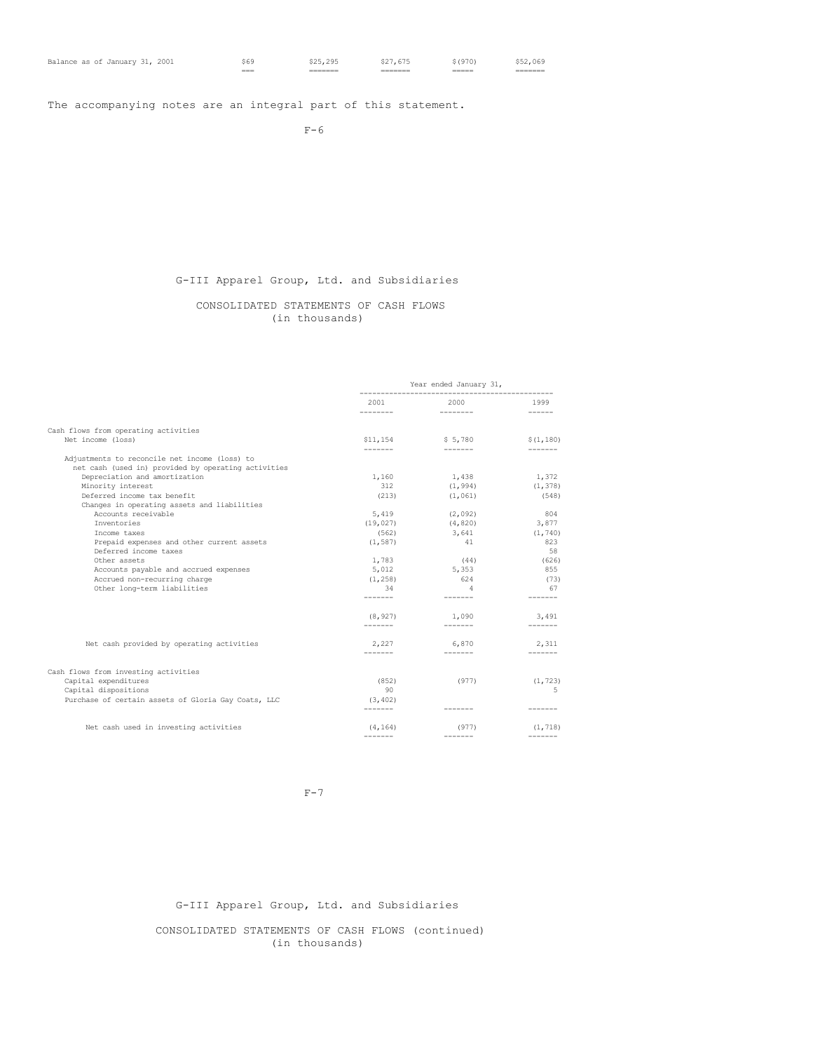| Balance as of January 31, 2001 | $69 | $25,295 | $27,675 | $(970) | $52,069 |
|---|---|---|---|---|---|

The accompanying notes are an integral part of this statement.

G-III Apparel Group, Ltd. and Subsidiaries

CONSOLIDATED STATEMENTS OF CASH FLOWS
(in thousands)

| | Year ended January 31, | | |
|---|---|---|---|
| | 2001 | 2000 | 1999 |
| Cash flows from operating activities | | | |
| Net income (loss) | $11,154 | $ 5,780 | $(1,180) |
| Adjustments to reconcile net income (loss) to net cash (used in) provided by operating activities | | | |
| Depreciation and amortization | 1,160 | 1,438 | 1,372 |
| Minority interest | 312 | (1,994) | (1,378) |
| Deferred income tax benefit | (213) | (1,061) | (548) |
| Changes in operating assets and liabilities | | | |
| Accounts receivable | 5,419 | (2,092) | 804 |
| Inventories | (19,027) | (4,820) | 3,877 |
| Income taxes | (562) | 3,641 | (1,740) |
| Prepaid expenses and other current assets | (1,587) | 41 | 823 |
| Deferred income taxes | | | 58 |
| Other assets | 1,783 | (44) | (626) |
| Accounts payable and accrued expenses | 5,012 | 5,353 | 855 |
| Accrued non-recurring charge | (1,258) | 624 | (73) |
| Other long-term liabilities | 34 | 4 | 67 |
| | (8,927) | 1,090 | 3,491 |
| Net cash provided by operating activities | 2,227 | 6,870 | 2,311 |
| Cash flows from investing activities | | | |
| Capital expenditures | (852) | (977) | (1,723) |
| Capital dispositions | 90 | | 5 |
| Purchase of certain assets of Gloria Gay Coats, LLC | (3,402) | | |
| Net cash used in investing activities | (4,164) | (977) | (1,718) |

G-III Apparel Group, Ltd. and Subsidiaries

CONSOLIDATED STATEMENTS OF CASH FLOWS (continued)
(in thousands)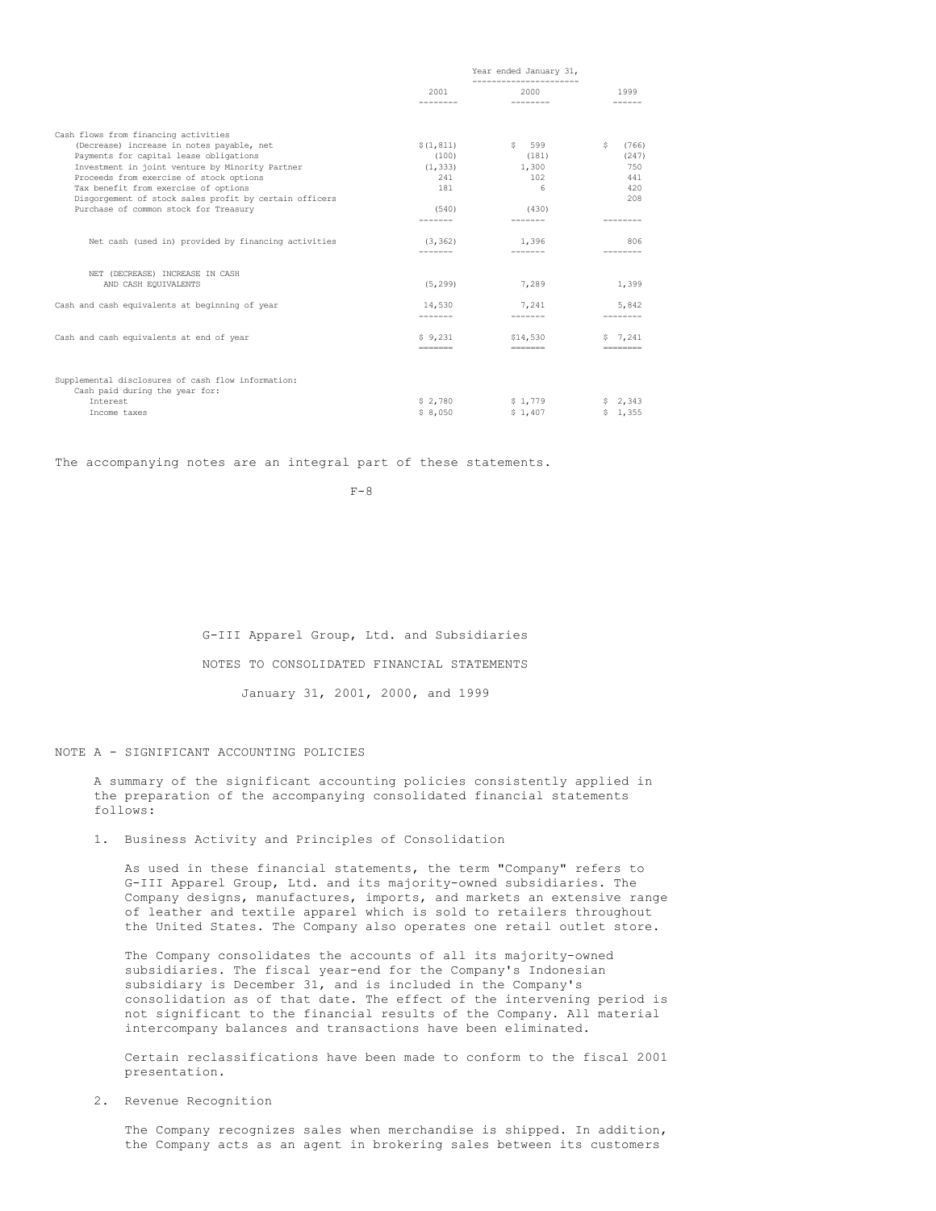| | Year ended January 31, | | |
|---|---|---|---|
| | 2001 | 2000 | 1999 |
| Cash flows from financing activities | | | |
| (Decrease) increase in notes payable, net | $(1,811) | $ 599 | $ (766) |
| Payments for capital lease obligations | (100) | (181) | (247) |
| Investment in joint venture by Minority Partner | (1,333) | 1,300 | 750 |
| Proceeds from exercise of stock options | 241 | 102 | 441 |
| Tax benefit from exercise of options | 181 | 6 | 420 |
| Disgorgement of stock sales profit by certain officers | | | 208 |
| Purchase of common stock for Treasury | (540) | (430) | |
| Net cash (used in) provided by financing activities | (3,362) | 1,396 | 806 |
| NET (DECREASE) INCREASE IN CASH AND CASH EQUIVALENTS | (5,299) | 7,289 | 1,399 |
| Cash and cash equivalents at beginning of year | 14,530 | 7,241 | 5,842 |
| Cash and cash equivalents at end of year | $ 9,231 | $14,530 | $ 7,241 |
| Supplemental disclosures of cash flow information: | | | |
| Cash paid during the year for: | | | |
| Interest | $ 2,780 | $ 1,779 | $ 2,343 |
| Income taxes | $ 8,050 | $ 1,407 | $ 1,355 |

The accompanying notes are an integral part of these statements.

G-III Apparel Group, Ltd. and Subsidiaries

NOTES TO CONSOLIDATED FINANCIAL STATEMENTS

January 31, 2001, 2000, and 1999

## NOTE A - SIGNIFICANT ACCOUNTING POLICIES

A summary of the significant accounting policies consistently applied in the preparation of the accompanying consolidated financial statements follows:

1. Business Activity and Principles of Consolidation

   As used in these financial statements, the term "Company" refers to G-III Apparel Group, Ltd. and its majority-owned subsidiaries. The Company designs, manufactures, imports, and markets an extensive range of leather and textile apparel which is sold to retailers throughout the United States. The Company also operates one retail outlet store.

   The Company consolidates the accounts of all its majority-owned subsidiaries. The fiscal year-end for the Company's Indonesian subsidiary is December 31, and is included in the Company's consolidation as of that date. The effect of the intervening period is not significant to the financial results of the Company. All material intercompany balances and transactions have been eliminated.

   Certain reclassifications have been made to conform to the fiscal 2001 presentation.

2. Revenue Recognition

   The Company recognizes sales when merchandise is shipped. In addition, the Company acts as an agent in brokering sales between its customers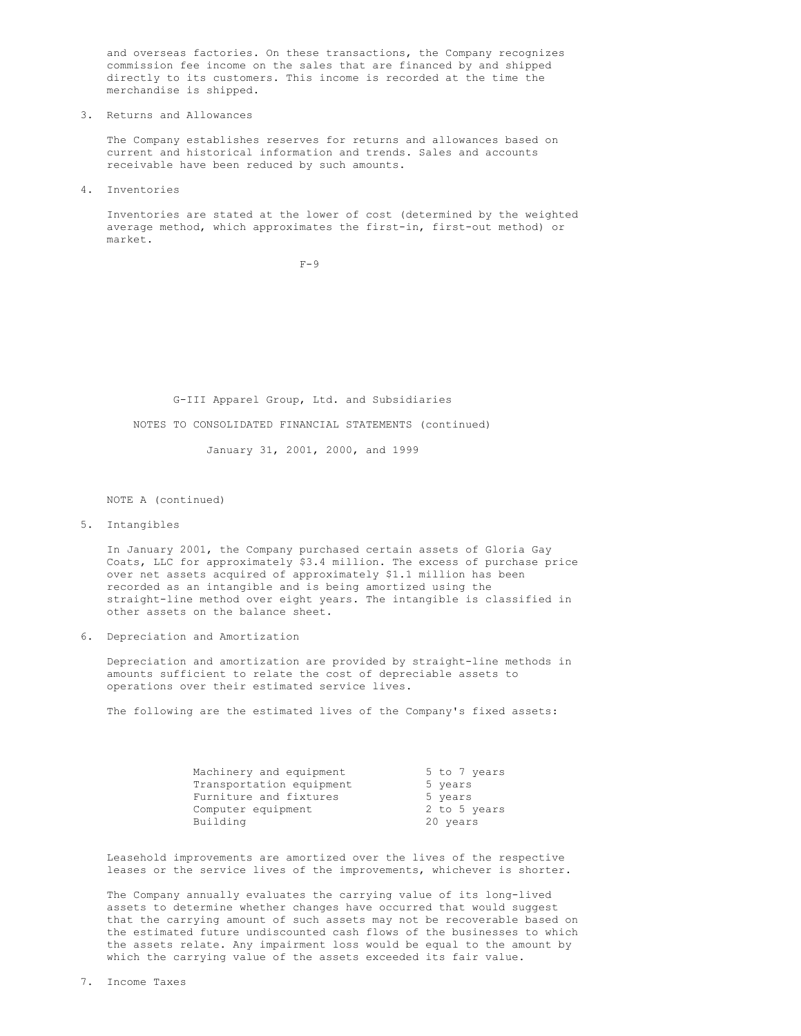and overseas factories. On these transactions, the Company recognizes commission fee income on the sales that are financed by and shipped directly to its customers. This income is recorded at the time the merchandise is shipped.

3. Returns and Allowances

   The Company establishes reserves for returns and allowances based on current and historical information and trends. Sales and accounts receivable have been reduced by such amounts.

4. Inventories

   Inventories are stated at the lower of cost (determined by the weighted average method, which approximates the first-in, first-out method) or market.

G-III Apparel Group, Ltd. and Subsidiaries

NOTES TO CONSOLIDATED FINANCIAL STATEMENTS (continued)

January 31, 2001, 2000, and 1999

NOTE A (continued)

5. Intangibles

   In January 2001, the Company purchased certain assets of Gloria Gay Coats, LLC for approximately $3.4 million. The excess of purchase price over net assets acquired of approximately $1.1 million has been recorded as an intangible and is being amortized using the straight-line method over eight years. The intangible is classified in other assets on the balance sheet.

6. Depreciation and Amortization

   Depreciation and amortization are provided by straight-line methods in amounts sufficient to relate the cost of depreciable assets to operations over their estimated service lives.

   The following are the estimated lives of the Company's fixed assets:

| | |
|---|---|
| Machinery and equipment | 5 to 7 years |
| Transportation equipment | 5 years |
| Furniture and fixtures | 5 years |
| Computer equipment | 2 to 5 years |
| Building | 20 years |

   Leasehold improvements are amortized over the lives of the respective leases or the service lives of the improvements, whichever is shorter.

   The Company annually evaluates the carrying value of its long-lived assets to determine whether changes have occurred that would suggest that the carrying amount of such assets may not be recoverable based on the estimated future undiscounted cash flows of the businesses to which the assets relate. Any impairment loss would be equal to the amount by which the carrying value of the assets exceeded its fair value.

7. Income Taxes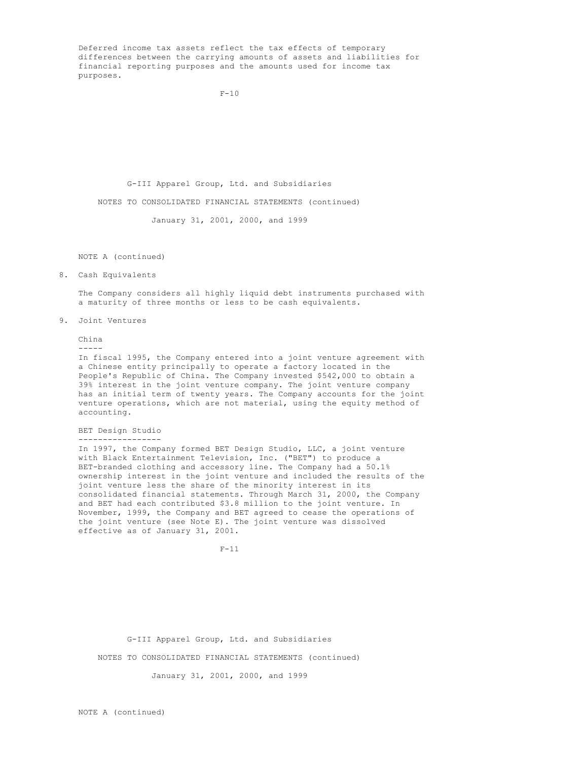Deferred income tax assets reflect the tax effects of temporary differences between the carrying amounts of assets and liabilities for financial reporting purposes and the amounts used for income tax purposes.

NOTE A (continued)

8. Cash Equivalents

The Company considers all highly liquid debt instruments purchased with a maturity of three months or less to be cash equivalents.

9. Joint Ventures

China

In fiscal 1995, the Company entered into a joint venture agreement with a Chinese entity principally to operate a factory located in the People's Republic of China. The Company invested $542,000 to obtain a 39% interest in the joint venture company. The joint venture company has an initial term of twenty years. The Company accounts for the joint venture operations, which are not material, using the equity method of accounting.

BET Design Studio

In 1997, the Company formed BET Design Studio, LLC, a joint venture with Black Entertainment Television, Inc. ("BET") to produce a BET-branded clothing and accessory line. The Company had a 50.1% ownership interest in the joint venture and included the results of the joint venture less the share of the minority interest in its consolidated financial statements. Through March 31, 2000, the Company and BET had each contributed $3.8 million to the joint venture. In November, 1999, the Company and BET agreed to cease the operations of the joint venture (see Note E). The joint venture was dissolved effective as of January 31, 2001.

NOTE A (continued)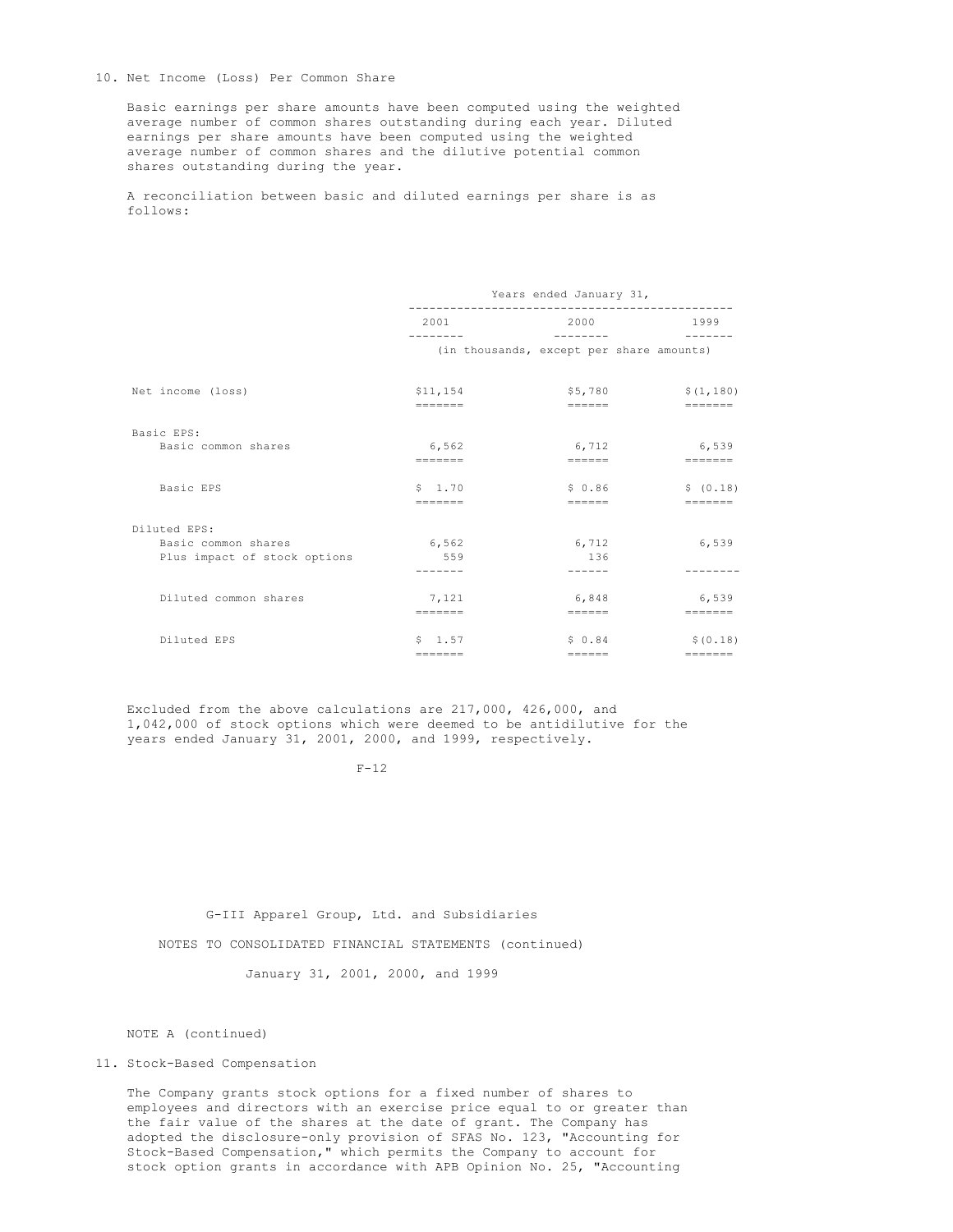10. Net Income (Loss) Per Common Share

Basic earnings per share amounts have been computed using the weighted average number of common shares outstanding during each year. Diluted earnings per share amounts have been computed using the weighted average number of common shares and the dilutive potential common shares outstanding during the year.

A reconciliation between basic and diluted earnings per share is as follows:

| | Years ended January 31, | | |
|---|---|---|---|
| | 2001 | 2000 | 1999 |
| | (in thousands, except per share amounts) | | |
| Net income (loss) | $11,154 | $5,780 | $(1,180) |
| Basic EPS: | | | |
| Basic common shares | 6,562 | 6,712 | 6,539 |
| Basic EPS | $ 1.70 | $ 0.86 | $ (0.18) |
| Diluted EPS: | | | |
| Basic common shares | 6,562 | 6,712 | 6,539 |
| Plus impact of stock options | 559 | 136 | |
| Diluted common shares | 7,121 | 6,848 | 6,539 |
| Diluted EPS | $ 1.57 | $ 0.84 | $(0.18) |

Excluded from the above calculations are 217,000, 426,000, and 1,042,000 of stock options which were deemed to be antidilutive for the years ended January 31, 2001, 2000, and 1999, respectively.

G-III Apparel Group, Ltd. and Subsidiaries

NOTES TO CONSOLIDATED FINANCIAL STATEMENTS (continued)

January 31, 2001, 2000, and 1999

NOTE A (continued)

11. Stock-Based Compensation

The Company grants stock options for a fixed number of shares to employees and directors with an exercise price equal to or greater than the fair value of the shares at the date of grant. The Company has adopted the disclosure-only provision of SFAS No. 123, "Accounting for Stock-Based Compensation," which permits the Company to account for stock option grants in accordance with APB Opinion No. 25, "Accounting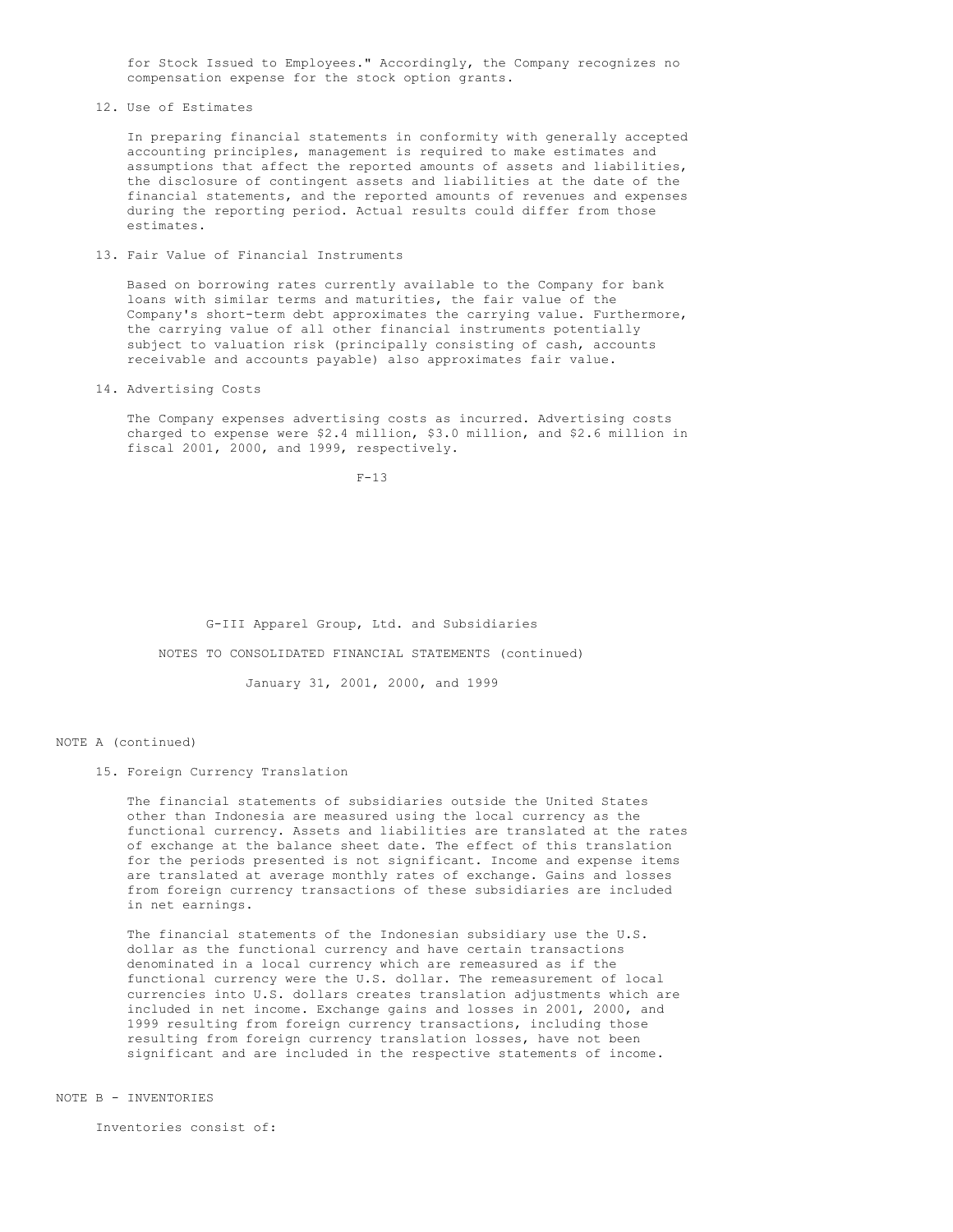for Stock Issued to Employees." Accordingly, the Company recognizes no compensation expense for the stock option grants.

12. Use of Estimates

In preparing financial statements in conformity with generally accepted accounting principles, management is required to make estimates and assumptions that affect the reported amounts of assets and liabilities, the disclosure of contingent assets and liabilities at the date of the financial statements, and the reported amounts of revenues and expenses during the reporting period. Actual results could differ from those estimates.

13. Fair Value of Financial Instruments

Based on borrowing rates currently available to the Company for bank loans with similar terms and maturities, the fair value of the Company's short-term debt approximates the carrying value. Furthermore, the carrying value of all other financial instruments potentially subject to valuation risk (principally consisting of cash, accounts receivable and accounts payable) also approximates fair value.

14. Advertising Costs

The Company expenses advertising costs as incurred. Advertising costs charged to expense were \$2.4 million, \$3.0 million, and \$2.6 million in fiscal 2001, 2000, and 1999, respectively.

G-III Apparel Group, Ltd. and Subsidiaries

NOTES TO CONSOLIDATED FINANCIAL STATEMENTS (continued)

January 31, 2001, 2000, and 1999

NOTE A (continued)

15. Foreign Currency Translation

The financial statements of subsidiaries outside the United States other than Indonesia are measured using the local currency as the functional currency. Assets and liabilities are translated at the rates of exchange at the balance sheet date. The effect of this translation for the periods presented is not significant. Income and expense items are translated at average monthly rates of exchange. Gains and losses from foreign currency transactions of these subsidiaries are included in net earnings.

The financial statements of the Indonesian subsidiary use the U.S. dollar as the functional currency and have certain transactions denominated in a local currency which are remeasured as if the functional currency were the U.S. dollar. The remeasurement of local currencies into U.S. dollars creates translation adjustments which are included in net income. Exchange gains and losses in 2001, 2000, and 1999 resulting from foreign currency transactions, including those resulting from foreign currency translation losses, have not been significant and are included in the respective statements of income.

NOTE B - INVENTORIES

Inventories consist of: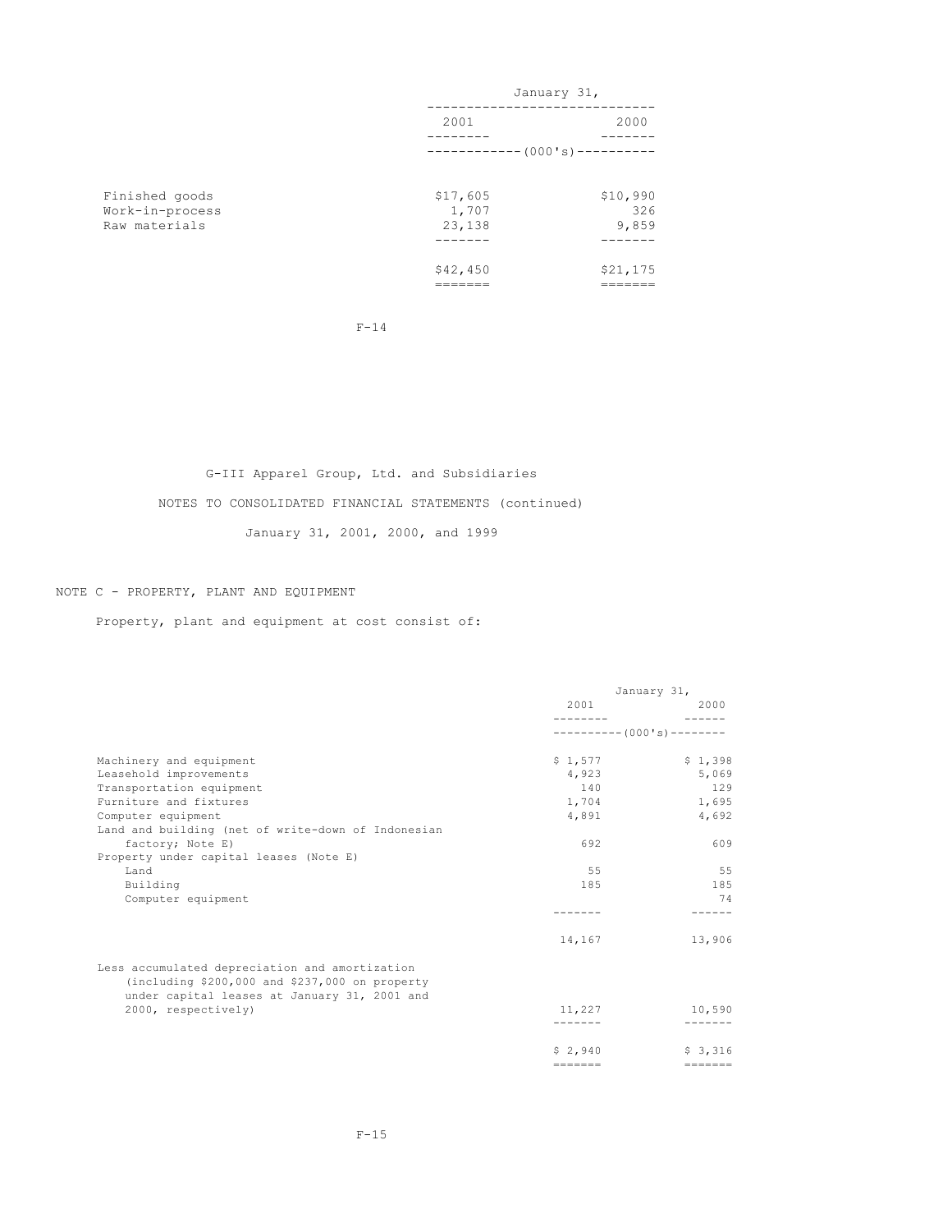| | January 31, | |
|---|---|---|
| | 2001 | 2000 |
| | (000's) | |
| Finished goods | $17,605 | $10,990 |
| Work-in-process | 1,707 | 326 |
| Raw materials | 23,138 | 9,859 |
| | $42,450 | $21,175 |

G-III Apparel Group, Ltd. and Subsidiaries

NOTES TO CONSOLIDATED FINANCIAL STATEMENTS (continued)

January 31, 2001, 2000, and 1999

## NOTE C - PROPERTY, PLANT AND EQUIPMENT

Property, plant and equipment at cost consist of:

| | January 31, | |
|---|---|---|
| | 2001 | 2000 |
| | (000's) | |
| Machinery and equipment | $ 1,577 | $ 1,398 |
| Leasehold improvements | 4,923 | 5,069 |
| Transportation equipment | 140 | 129 |
| Furniture and fixtures | 1,704 | 1,695 |
| Computer equipment | 4,891 | 4,692 |
| Land and building (net of write-down of Indonesian factory; Note E) | 692 | 609 |
| Property under capital leases (Note E) | | |
| Land | 55 | 55 |
| Building | 185 | 185 |
| Computer equipment | | 74 |
| | 14,167 | 13,906 |
| Less accumulated depreciation and amortization (including $200,000 and $237,000 on property under capital leases at January 31, 2001 and 2000, respectively) | 11,227 | 10,590 |
| | $ 2,940 | $ 3,316 |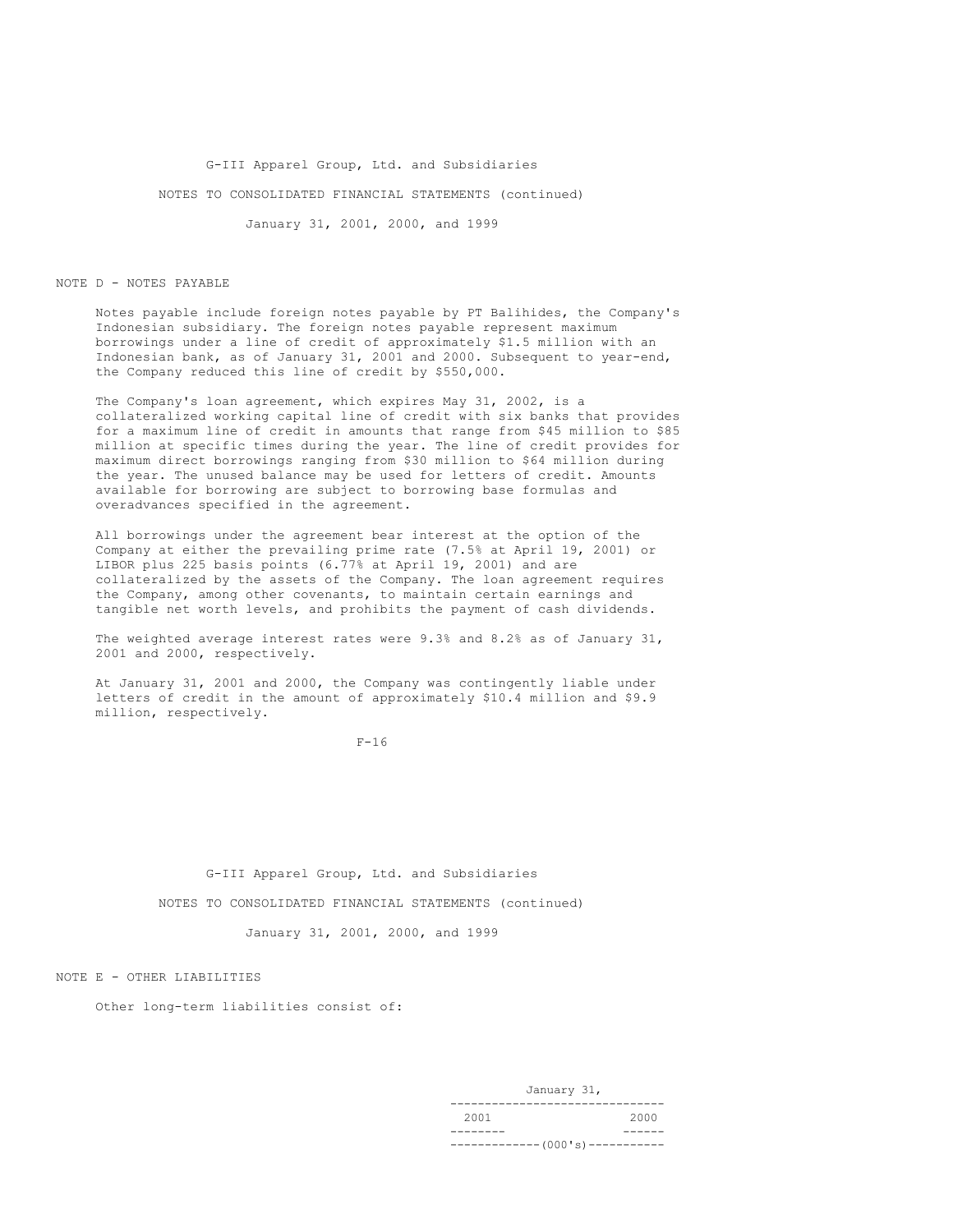## NOTE D - NOTES PAYABLE

Notes payable include foreign notes payable by PT Balihides, the Company's Indonesian subsidiary. The foreign notes payable represent maximum borrowings under a line of credit of approximately $1.5 million with an Indonesian bank, as of January 31, 2001 and 2000. Subsequent to year-end, the Company reduced this line of credit by $550,000.

The Company's loan agreement, which expires May 31, 2002, is a collateralized working capital line of credit with six banks that provides for a maximum line of credit in amounts that range from $45 million to $85 million at specific times during the year. The line of credit provides for maximum direct borrowings ranging from $30 million to $64 million during the year. The unused balance may be used for letters of credit. Amounts available for borrowing are subject to borrowing base formulas and overadvances specified in the agreement.

All borrowings under the agreement bear interest at the option of the Company at either the prevailing prime rate (7.5% at April 19, 2001) or LIBOR plus 225 basis points (6.77% at April 19, 2001) and are collateralized by the assets of the Company. The loan agreement requires the Company, among other covenants, to maintain certain earnings and tangible net worth levels, and prohibits the payment of cash dividends.

The weighted average interest rates were 9.3% and 8.2% as of January 31, 2001 and 2000, respectively.

At January 31, 2001 and 2000, the Company was contingently liable under letters of credit in the amount of approximately $10.4 million and $9.9 million, respectively.

## NOTE E - OTHER LIABILITIES

Other long-term liabilities consist of:

| | January 31, | |
|---|---|---|
| | 2001 | 2000 |
| | (000's) | |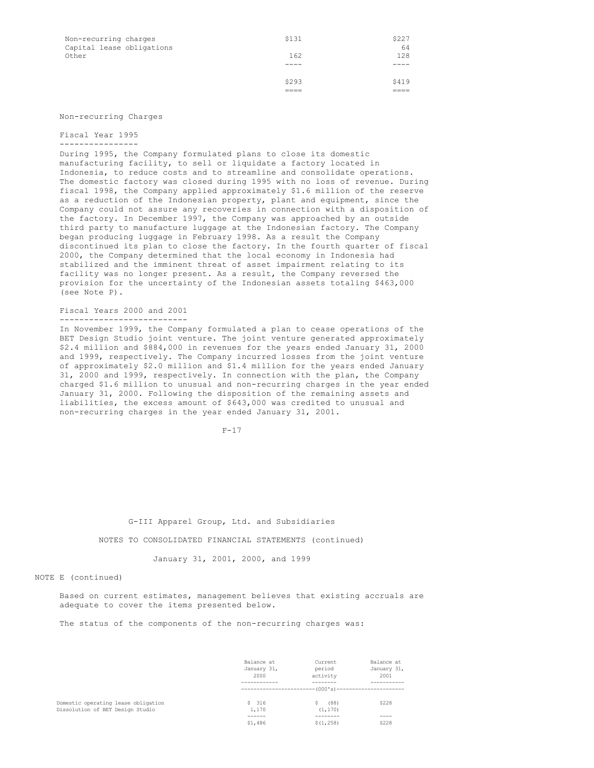| | | |
|---|---|---|
| Non-recurring charges | $131 | $227 |
| Capital lease obligations | | 64 |
| Other | 162 | 128 |
| | $293 | $419 |

Non-recurring Charges

Fiscal Year 1995

During 1995, the Company formulated plans to close its domestic manufacturing facility, to sell or liquidate a factory located in Indonesia, to reduce costs and to streamline and consolidate operations. The domestic factory was closed during 1995 with no loss of revenue. During fiscal 1998, the Company applied approximately $1.6 million of the reserve as a reduction of the Indonesian property, plant and equipment, since the Company could not assure any recoveries in connection with a disposition of the factory. In December 1997, the Company was approached by an outside third party to manufacture luggage at the Indonesian factory. The Company began producing luggage in February 1998. As a result the Company discontinued its plan to close the factory. In the fourth quarter of fiscal 2000, the Company determined that the local economy in Indonesia had stabilized and the imminent threat of asset impairment relating to its facility was no longer present. As a result, the Company reversed the provision for the uncertainty of the Indonesian assets totaling $463,000 (see Note P).

Fiscal Years 2000 and 2001

In November 1999, the Company formulated a plan to cease operations of the BET Design Studio joint venture. The joint venture generated approximately $2.4 million and $884,000 in revenues for the years ended January 31, 2000 and 1999, respectively. The Company incurred losses from the joint venture of approximately $2.0 million and $1.4 million for the years ended January 31, 2000 and 1999, respectively. In connection with the plan, the Company charged $1.6 million to unusual and non-recurring charges in the year ended January 31, 2000. Following the disposition of the remaining assets and liabilities, the excess amount of $643,000 was credited to unusual and non-recurring charges in the year ended January 31, 2001.

G-III Apparel Group, Ltd. and Subsidiaries

NOTES TO CONSOLIDATED FINANCIAL STATEMENTS (continued)

January 31, 2001, 2000, and 1999

NOTE E (continued)

Based on current estimates, management believes that existing accruals are adequate to cover the items presented below.

The status of the components of the non-recurring charges was:

| | Balance at January 31, 2000 | Current period activity | Balance at January 31, 2001 |
|---|---|---|---|
| | (000's) | | |
| Domestic operating lease obligation | $ 316 | $ (88) | $228 |
| Dissolution of BET Design Studio | 1,170 | (1,170) | |
| | $1,486 | $(1,258) | $228 |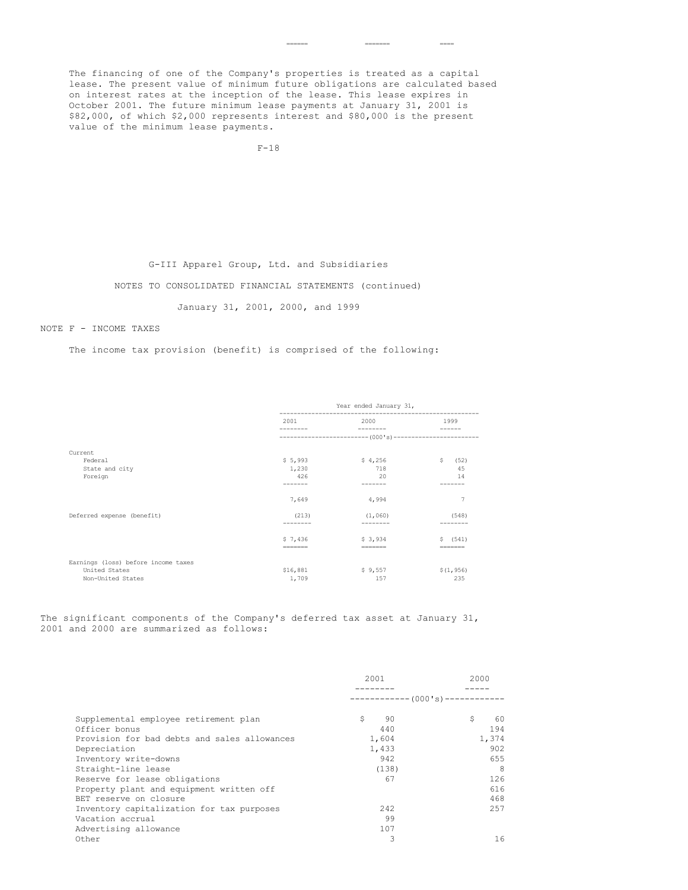The financing of one of the Company's properties is treated as a capital lease. The present value of minimum future obligations are calculated based on interest rates at the inception of the lease. This lease expires in October 2001. The future minimum lease payments at January 31, 2001 is $82,000, of which $2,000 represents interest and $80,000 is the present value of the minimum lease payments.

G-III Apparel Group, Ltd. and Subsidiaries

NOTES TO CONSOLIDATED FINANCIAL STATEMENTS (continued)

January 31, 2001, 2000, and 1999

## NOTE F - INCOME TAXES

The income tax provision (benefit) is comprised of the following:

| | Year ended January 31, | | |
|---|---|---|---|
| | 2001 | 2000 | 1999 |
| | (000's) | | |
| Current | | | |
| Federal | $ 5,993 | $ 4,256 | $ (52) |
| State and city | 1,230 | 718 | 45 |
| Foreign | 426 | 20 | 14 |
| | 7,649 | 4,994 | 7 |
| Deferred expense (benefit) | (213) | (1,060) | (548) |
| | $ 7,436 | $ 3,934 | $ (541) |
| Earnings (loss) before income taxes | | | |
| United States | $16,881 | $ 9,557 | $(1,956) |
| Non-United States | 1,709 | 157 | 235 |

The significant components of the Company's deferred tax asset at January 31, 2001 and 2000 are summarized as follows:

| | 2001 | 2000 |
|---|---|---|
| | (000's) | |
| Supplemental employee retirement plan | $ 90 | $ 60 |
| Officer bonus | 440 | 194 |
| Provision for bad debts and sales allowances | 1,604 | 1,374 |
| Depreciation | 1,433 | 902 |
| Inventory write-downs | 942 | 655 |
| Straight-line lease | (138) | 8 |
| Reserve for lease obligations | 67 | 126 |
| Property plant and equipment written off | | 616 |
| BET reserve on closure | | 468 |
| Inventory capitalization for tax purposes | 242 | 257 |
| Vacation accrual | 99 | |
| Advertising allowance | 107 | |
| Other | 3 | 16 |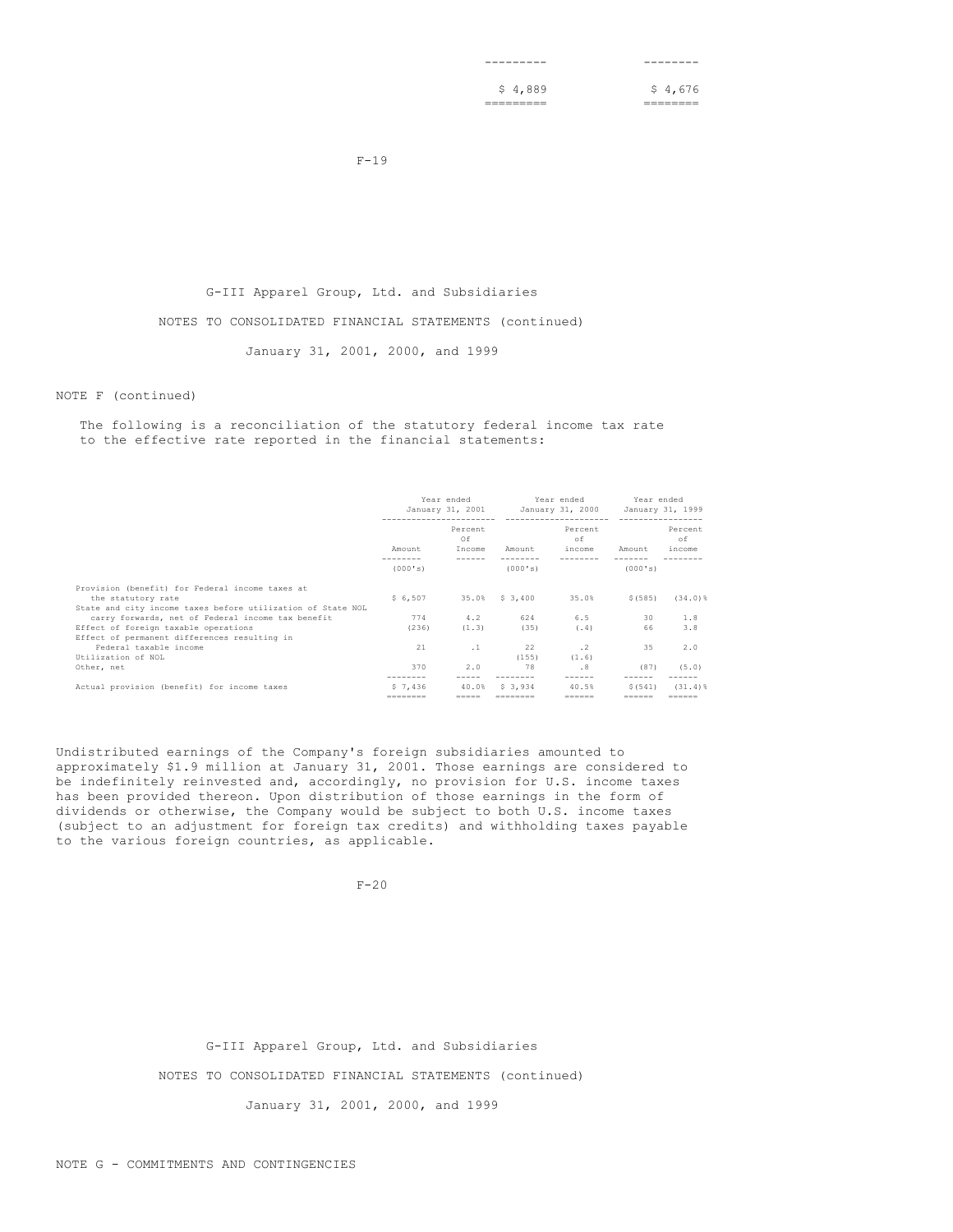| | |
|---|---|
| $ 4,889 | $ 4,676 |

G-III Apparel Group, Ltd. and Subsidiaries

NOTES TO CONSOLIDATED FINANCIAL STATEMENTS (continued)

January 31, 2001, 2000, and 1999

NOTE F (continued)

The following is a reconciliation of the statutory federal income tax rate to the effective rate reported in the financial statements:

| | Year ended January 31, 2001 | | Year ended January 31, 2000 | | Year ended January 31, 1999 | |
|---|---|---|---|---|---|---|
| | Amount | Percent Of Income | Amount | Percent of income | Amount | Percent of income |
| | (000's) | | (000's) | | (000's) | |
| Provision (benefit) for Federal income taxes at the statutory rate | $ 6,507 | 35.0% | $ 3,400 | 35.0% | $(585) | (34.0)% |
| State and city income taxes before utilization of State NOL carry forwards, net of Federal income tax benefit | 774 | 4.2 | 624 | 6.5 | 30 | 1.8 |
| Effect of foreign taxable operations | (236) | (1.3) | (35) | (.4) | 66 | 3.8 |
| Effect of permanent differences resulting in Federal taxable income | 21 | .1 | 22 | .2 | 35 | 2.0 |
| Utilization of NOL | | | (155) | (1.6) | | |
| Other, net | 370 | 2.0 | 78 | .8 | (87) | (5.0) |
| Actual provision (benefit) for income taxes | $ 7,436 | 40.0% | $ 3,934 | 40.5% | $(541) | (31.4)% |

Undistributed earnings of the Company's foreign subsidiaries amounted to approximately $1.9 million at January 31, 2001. Those earnings are considered to be indefinitely reinvested and, accordingly, no provision for U.S. income taxes has been provided thereon. Upon distribution of those earnings in the form of dividends or otherwise, the Company would be subject to both U.S. income taxes (subject to an adjustment for foreign tax credits) and withholding taxes payable to the various foreign countries, as applicable.

G-III Apparel Group, Ltd. and Subsidiaries

NOTES TO CONSOLIDATED FINANCIAL STATEMENTS (continued)

January 31, 2001, 2000, and 1999

NOTE G - COMMITMENTS AND CONTINGENCIES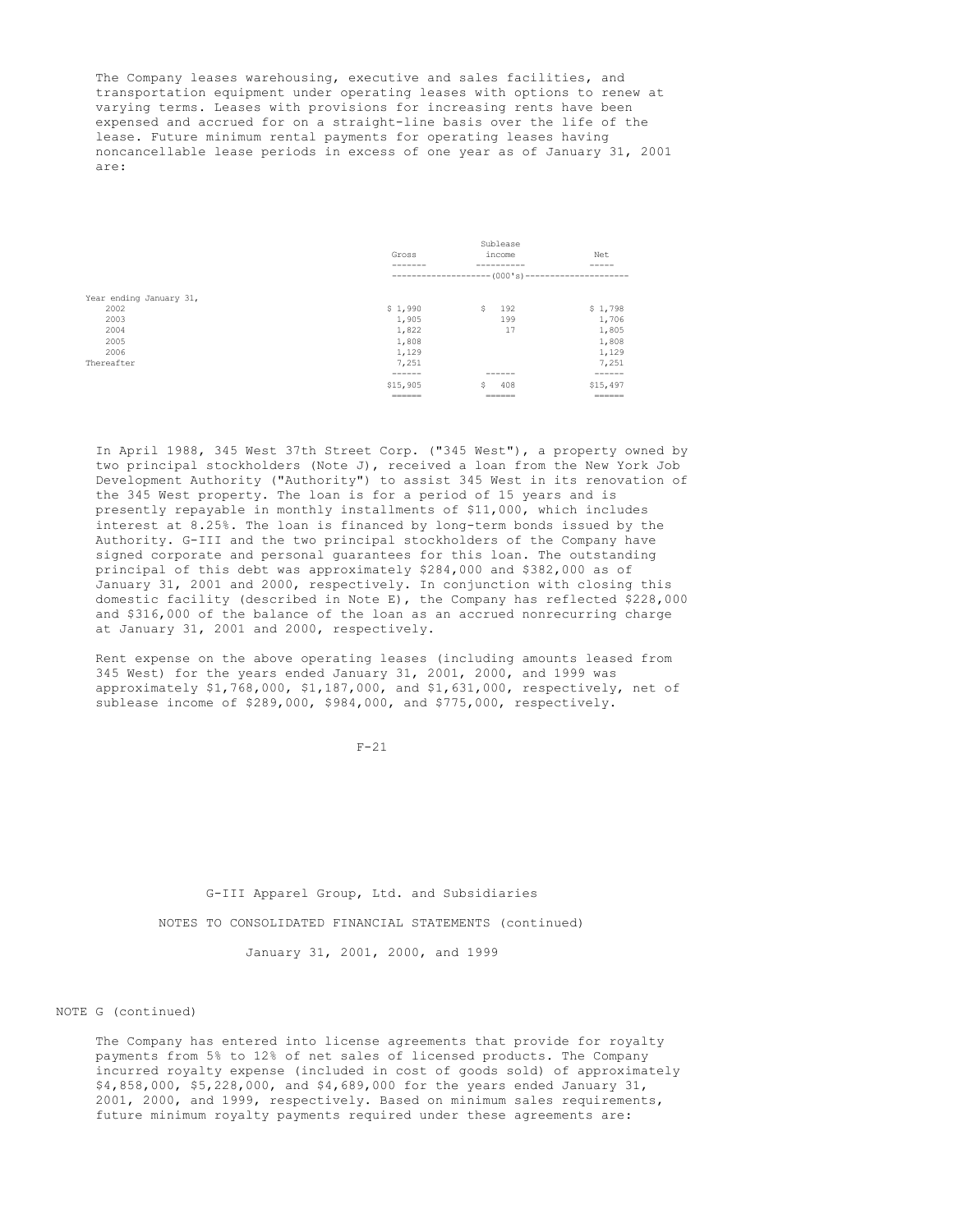The Company leases warehousing, executive and sales facilities, and transportation equipment under operating leases with options to renew at varying terms. Leases with provisions for increasing rents have been expensed and accrued for on a straight-line basis over the life of the lease. Future minimum rental payments for operating leases having noncancellable lease periods in excess of one year as of January 31, 2001 are:

| | Gross | Sublease income | Net |
|---|---|---|---|
| | (000's) | | |
| Year ending January 31, | | | |
| 2002 | $ 1,990 | $ 192 | $ 1,798 |
| 2003 | 1,905 | 199 | 1,706 |
| 2004 | 1,822 | 17 | 1,805 |
| 2005 | 1,808 | | 1,808 |
| 2006 | 1,129 | | 1,129 |
| Thereafter | 7,251 | | 7,251 |
| | $15,905 | $ 408 | $15,497 |

In April 1988, 345 West 37th Street Corp. ("345 West"), a property owned by two principal stockholders (Note J), received a loan from the New York Job Development Authority ("Authority") to assist 345 West in its renovation of the 345 West property. The loan is for a period of 15 years and is presently repayable in monthly installments of $11,000, which includes interest at 8.25%. The loan is financed by long-term bonds issued by the Authority. G-III and the two principal stockholders of the Company have signed corporate and personal guarantees for this loan. The outstanding principal of this debt was approximately $284,000 and $382,000 as of January 31, 2001 and 2000, respectively. In conjunction with closing this domestic facility (described in Note E), the Company has reflected $228,000 and $316,000 of the balance of the loan as an accrued nonrecurring charge at January 31, 2001 and 2000, respectively.

Rent expense on the above operating leases (including amounts leased from 345 West) for the years ended January 31, 2001, 2000, and 1999 was approximately $1,768,000, $1,187,000, and $1,631,000, respectively, net of sublease income of $289,000, $984,000, and $775,000, respectively.

G-III Apparel Group, Ltd. and Subsidiaries

NOTES TO CONSOLIDATED FINANCIAL STATEMENTS (continued)

January 31, 2001, 2000, and 1999

NOTE G (continued)

The Company has entered into license agreements that provide for royalty payments from 5% to 12% of net sales of licensed products. The Company incurred royalty expense (included in cost of goods sold) of approximately $4,858,000, $5,228,000, and $4,689,000 for the years ended January 31, 2001, 2000, and 1999, respectively. Based on minimum sales requirements, future minimum royalty payments required under these agreements are: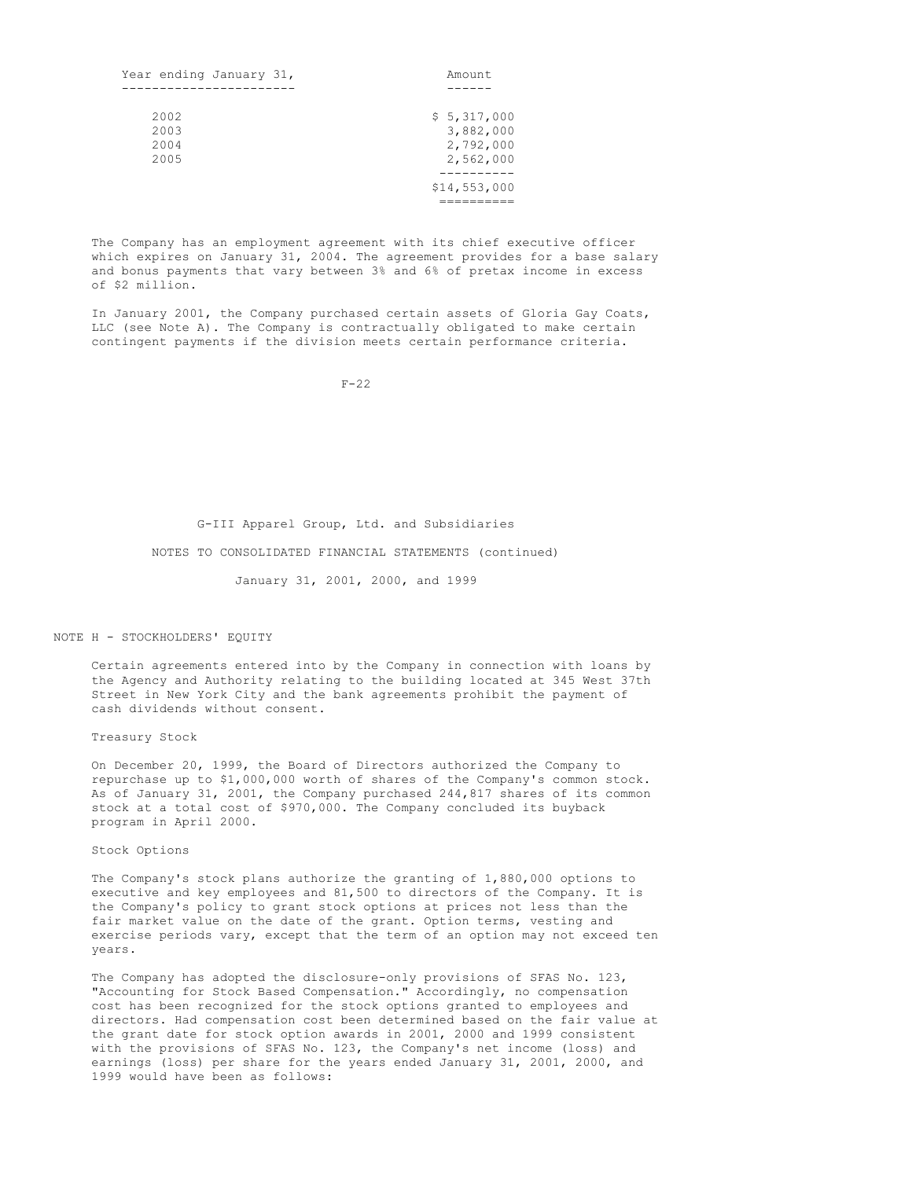| Year ending January 31, | Amount |
|---|---|
| 2002 | $ 5,317,000 |
| 2003 | 3,882,000 |
| 2004 | 2,792,000 |
| 2005 | 2,562,000 |
| | $14,553,000 |

The Company has an employment agreement with its chief executive officer which expires on January 31, 2004. The agreement provides for a base salary and bonus payments that vary between 3% and 6% of pretax income in excess of $2 million.

In January 2001, the Company purchased certain assets of Gloria Gay Coats, LLC (see Note A). The Company is contractually obligated to make certain contingent payments if the division meets certain performance criteria.

G-III Apparel Group, Ltd. and Subsidiaries

NOTES TO CONSOLIDATED FINANCIAL STATEMENTS (continued)

January 31, 2001, 2000, and 1999

## NOTE H - STOCKHOLDERS' EQUITY

Certain agreements entered into by the Company in connection with loans by the Agency and Authority relating to the building located at 345 West 37th Street in New York City and the bank agreements prohibit the payment of cash dividends without consent.

### Treasury Stock

On December 20, 1999, the Board of Directors authorized the Company to repurchase up to $1,000,000 worth of shares of the Company's common stock. As of January 31, 2001, the Company purchased 244,817 shares of its common stock at a total cost of $970,000. The Company concluded its buyback program in April 2000.

### Stock Options

The Company's stock plans authorize the granting of 1,880,000 options to executive and key employees and 81,500 to directors of the Company. It is the Company's policy to grant stock options at prices not less than the fair market value on the date of the grant. Option terms, vesting and exercise periods vary, except that the term of an option may not exceed ten years.

The Company has adopted the disclosure-only provisions of SFAS No. 123, "Accounting for Stock Based Compensation." Accordingly, no compensation cost has been recognized for the stock options granted to employees and directors. Had compensation cost been determined based on the fair value at the grant date for stock option awards in 2001, 2000 and 1999 consistent with the provisions of SFAS No. 123, the Company's net income (loss) and earnings (loss) per share for the years ended January 31, 2001, 2000, and 1999 would have been as follows: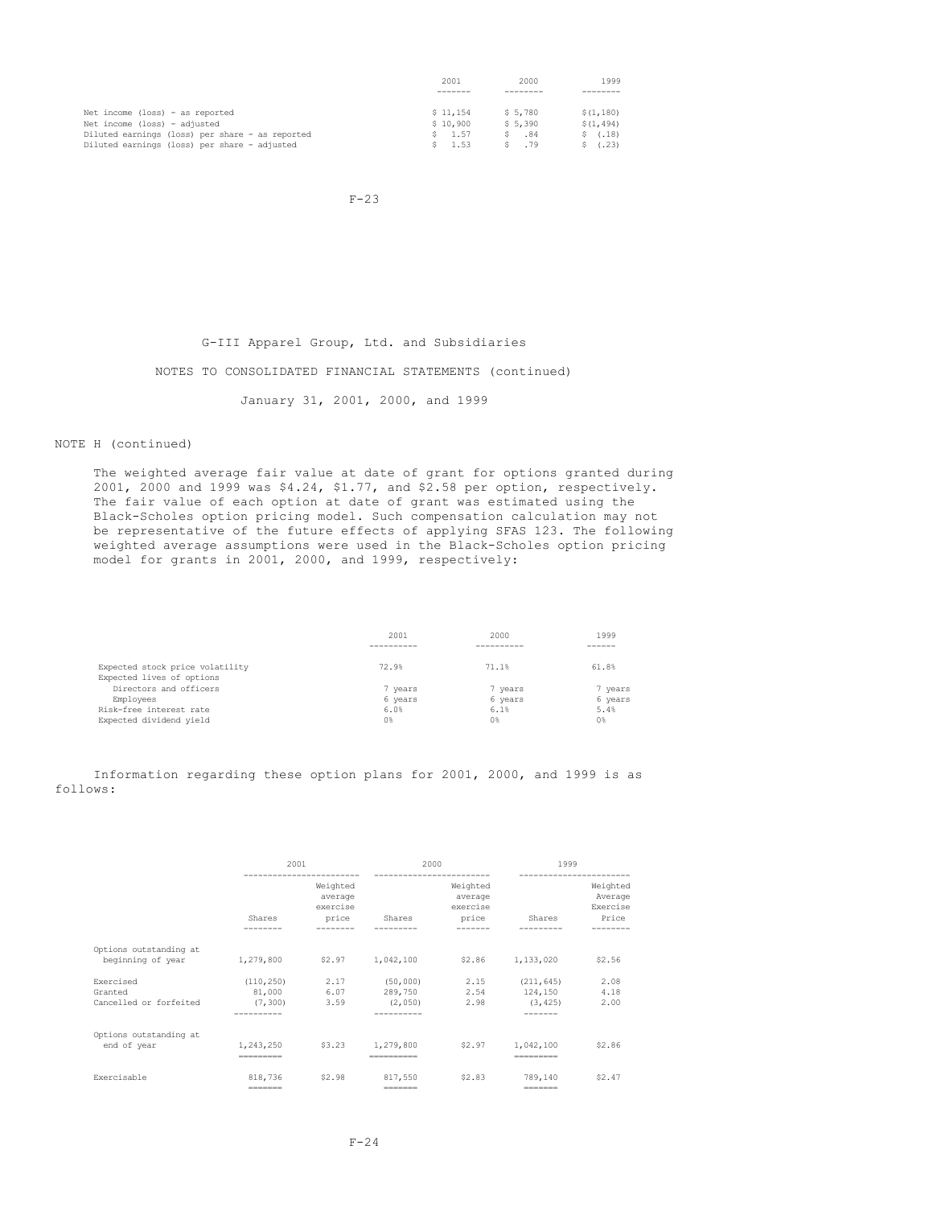| | 2001 | 2000 | 1999 |
|---|---|---|---|
| Net income (loss) - as reported | $ 11,154 | $ 5,780 | $(1,180) |
| Net income (loss) - adjusted | $ 10,900 | $ 5,390 | $(1,494) |
| Diluted earnings (loss) per share - as reported | $ 1.57 | $ .84 | $ (.18) |
| Diluted earnings (loss) per share - adjusted | $ 1.53 | $ .79 | $ (.23) |

G-III Apparel Group, Ltd. and Subsidiaries

NOTES TO CONSOLIDATED FINANCIAL STATEMENTS (continued)

January 31, 2001, 2000, and 1999

NOTE H (continued)

The weighted average fair value at date of grant for options granted during 2001, 2000 and 1999 was $4.24, $1.77, and $2.58 per option, respectively. The fair value of each option at date of grant was estimated using the Black-Scholes option pricing model. Such compensation calculation may not be representative of the future effects of applying SFAS 123. The following weighted average assumptions were used in the Black-Scholes option pricing model for grants in 2001, 2000, and 1999, respectively:

| | 2001 | 2000 | 1999 |
|---|---|---|---|
| Expected stock price volatility | 72.9% | 71.1% | 61.8% |
| Expected lives of options | | | |
| Directors and officers | 7 years | 7 years | 7 years |
| Employees | 6 years | 6 years | 6 years |
| Risk-free interest rate | 6.0% | 6.1% | 5.4% |
| Expected dividend yield | 0% | 0% | 0% |

Information regarding these option plans for 2001, 2000, and 1999 is as follows:

| | 2001 | | 2000 | | 1999 | |
|---|---|---|---|---|---|---|
| | Shares | Weighted average exercise price | Shares | Weighted average exercise price | Shares | Weighted Average Exercise Price |
| Options outstanding at beginning of year | 1,279,800 | $2.97 | 1,042,100 | $2.86 | 1,133,020 | $2.56 |
| Exercised | (110,250) | 2.17 | (50,000) | 2.15 | (211,645) | 2.08 |
| Granted | 81,000 | 6.07 | 289,750 | 2.54 | 124,150 | 4.18 |
| Cancelled or forfeited | (7,300) | 3.59 | (2,050) | 2.98 | (3,425) | 2.00 |
| Options outstanding at end of year | 1,243,250 | $3.23 | 1,279,800 | $2.97 | 1,042,100 | $2.86 |
| Exercisable | 818,736 | $2.98 | 817,550 | $2.83 | 789,140 | $2.47 |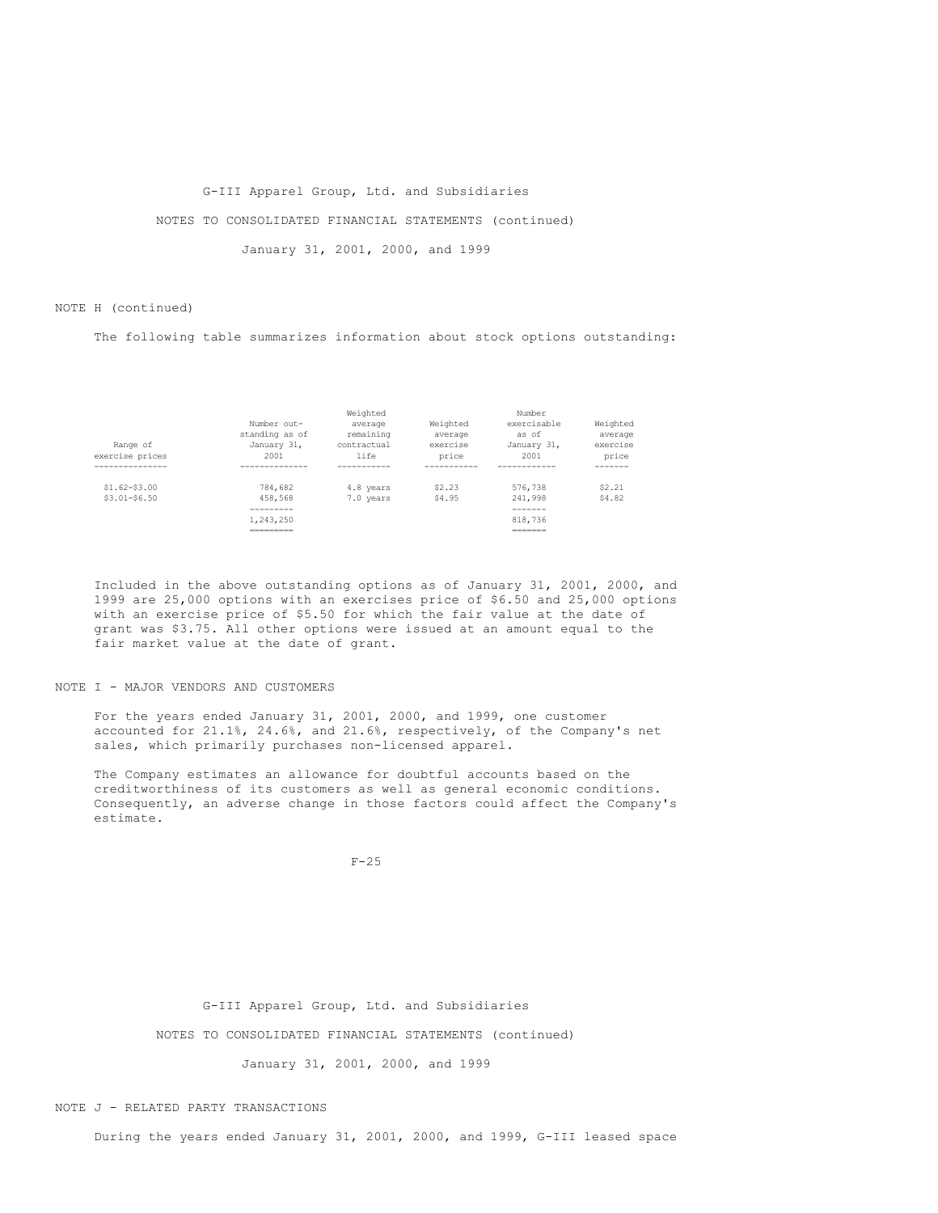NOTE H (continued)

The following table summarizes information about stock options outstanding:

| Range of exercise prices | Number outstanding as of January 31, 2001 | Weighted average remaining contractual life | Weighted average exercise price | Number exercisable as of January 31, 2001 | Weighted average exercise price |
|---|---|---|---|---|---|
| $1.62-$3.00 | 784,682 | 4.8 years | $2.23 | 576,738 | $2.21 |
| $3.01-$6.50 | 458,568 | 7.0 years | $4.95 | 241,998 | $4.82 |
| | 1,243,250 | | | 818,736 | |

Included in the above outstanding options as of January 31, 2001, 2000, and 1999 are 25,000 options with an exercises price of $6.50 and 25,000 options with an exercise price of $5.50 for which the fair value at the date of grant was $3.75. All other options were issued at an amount equal to the fair market value at the date of grant.

## NOTE I - MAJOR VENDORS AND CUSTOMERS

For the years ended January 31, 2001, 2000, and 1999, one customer accounted for 21.1%, 24.6%, and 21.6%, respectively, of the Company's net sales, which primarily purchases non-licensed apparel.

The Company estimates an allowance for doubtful accounts based on the creditworthiness of its customers as well as general economic conditions. Consequently, an adverse change in those factors could affect the Company's estimate.

## NOTE J - RELATED PARTY TRANSACTIONS

During the years ended January 31, 2001, 2000, and 1999, G-III leased space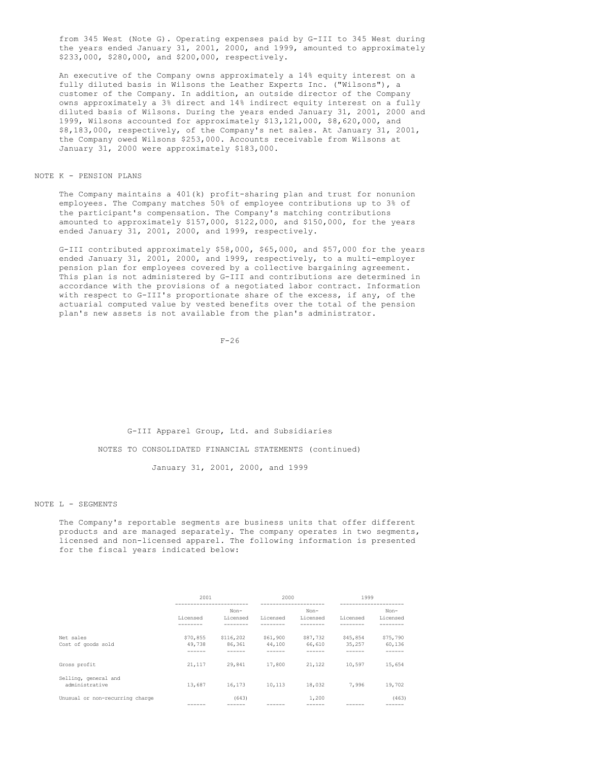from 345 West (Note G). Operating expenses paid by G-III to 345 West during the years ended January 31, 2001, 2000, and 1999, amounted to approximately $233,000, $280,000, and $200,000, respectively.

An executive of the Company owns approximately a 14% equity interest on a fully diluted basis in Wilsons the Leather Experts Inc. ("Wilsons"), a customer of the Company. In addition, an outside director of the Company owns approximately a 3% direct and 14% indirect equity interest on a fully diluted basis of Wilsons. During the years ended January 31, 2001, 2000 and 1999, Wilsons accounted for approximately $13,121,000, $8,620,000, and $8,183,000, respectively, of the Company's net sales. At January 31, 2001, the Company owed Wilsons $253,000. Accounts receivable from Wilsons at January 31, 2000 were approximately $183,000.

## NOTE K - PENSION PLANS

The Company maintains a 401(k) profit-sharing plan and trust for nonunion employees. The Company matches 50% of employee contributions up to 3% of the participant's compensation. The Company's matching contributions amounted to approximately $157,000, $122,000, and $150,000, for the years ended January 31, 2001, 2000, and 1999, respectively.

G-III contributed approximately $58,000, $65,000, and $57,000 for the years ended January 31, 2001, 2000, and 1999, respectively, to a multi-employer pension plan for employees covered by a collective bargaining agreement. This plan is not administered by G-III and contributions are determined in accordance with the provisions of a negotiated labor contract. Information with respect to G-III's proportionate share of the excess, if any, of the actuarial computed value by vested benefits over the total of the pension plan's new assets is not available from the plan's administrator.

G-III Apparel Group, Ltd. and Subsidiaries

NOTES TO CONSOLIDATED FINANCIAL STATEMENTS (continued)

January 31, 2001, 2000, and 1999

## NOTE L - SEGMENTS

The Company's reportable segments are business units that offer different products and are managed separately. The company operates in two segments, licensed and non-licensed apparel. The following information is presented for the fiscal years indicated below:

| | 2001 | | 2000 | | 1999 | |
|---|---|---|---|---|---|---|
| | Licensed | Non-Licensed | Licensed | Non-Licensed | Licensed | Non-Licensed |
| Net sales | $70,855 | $116,202 | $61,900 | $87,732 | $45,854 | $75,790 |
| Cost of goods sold | 49,738 | 86,361 | 44,100 | 66,610 | 35,257 | 60,136 |
| Gross profit | 21,117 | 29,841 | 17,800 | 21,122 | 10,597 | 15,654 |
| Selling, general and administrative | 13,687 | 16,173 | 10,113 | 18,032 | 7,996 | 19,702 |
| Unusual or non-recurring charge | | (643) | | 1,200 | | (463) |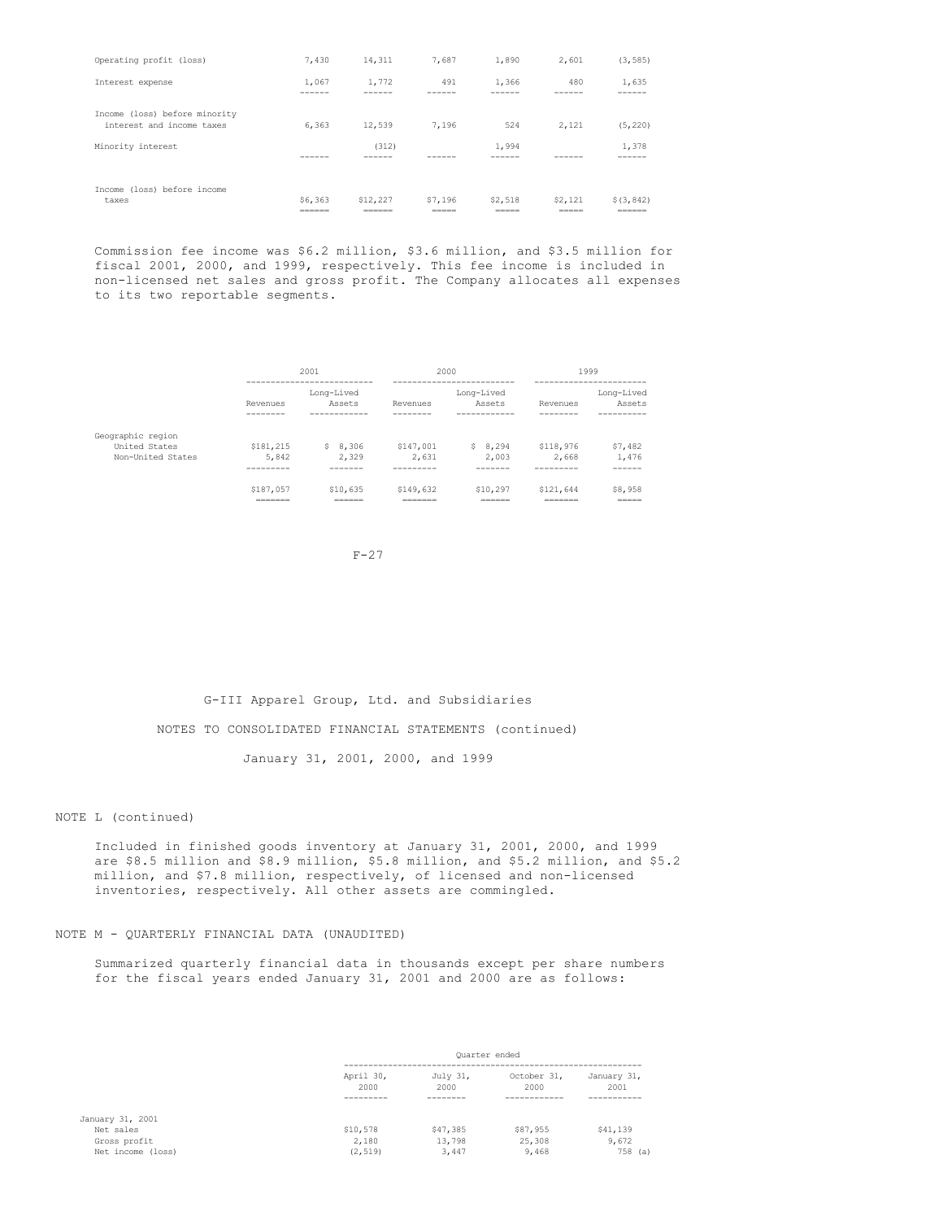| | | | | | | |
|---|---|---|---|---|---|---|
| Operating profit (loss) | 7,430 | 14,311 | 7,687 | 1,890 | 2,601 | (3,585) |
| Interest expense | 1,067 | 1,772 | 491 | 1,366 | 480 | 1,635 |
| Income (loss) before minority interest and income taxes | 6,363 | 12,539 | 7,196 | 524 | 2,121 | (5,220) |
| Minority interest | | (312) | | 1,994 | | 1,378 |
| Income (loss) before income taxes | $6,363 | $12,227 | $7,196 | $2,518 | $2,121 | $(3,842) |

Commission fee income was $6.2 million, $3.6 million, and $3.5 million for fiscal 2001, 2000, and 1999, respectively. This fee income is included in non-licensed net sales and gross profit. The Company allocates all expenses to its two reportable segments.

| | 2001 | | 2000 | | 1999 | |
|---|---|---|---|---|---|---|
| | Revenues | Long-Lived Assets | Revenues | Long-Lived Assets | Revenues | Long-Lived Assets |
| Geographic region | | | | | | |
| United States | $181,215 | $ 8,306 | $147,001 | $ 8,294 | $118,976 | $7,482 |
| Non-United States | 5,842 | 2,329 | 2,631 | 2,003 | 2,668 | 1,476 |
| | $187,057 | $10,635 | $149,632 | $10,297 | $121,644 | $8,958 |

G-III Apparel Group, Ltd. and Subsidiaries

NOTES TO CONSOLIDATED FINANCIAL STATEMENTS (continued)

January 31, 2001, 2000, and 1999

NOTE L (continued)

Included in finished goods inventory at January 31, 2001, 2000, and 1999 are $8.5 million and $8.9 million, $5.8 million, and $5.2 million, and $5.2 million, and $7.8 million, respectively, of licensed and non-licensed inventories, respectively. All other assets are commingled.

## NOTE M - QUARTERLY FINANCIAL DATA (UNAUDITED)

Summarized quarterly financial data in thousands except per share numbers for the fiscal years ended January 31, 2001 and 2000 are as follows:

| | Quarter ended | | | |
|---|---|---|---|---|
| | April 30, 2000 | July 31, 2000 | October 31, 2000 | January 31, 2001 |
| January 31, 2001 | | | | |
| Net sales | $10,578 | $47,385 | $87,955 | $41,139 |
| Gross profit | 2,180 | 13,798 | 25,308 | 9,672 |
| Net income (loss) | (2,519) | 3,447 | 9,468 | 758 (a) |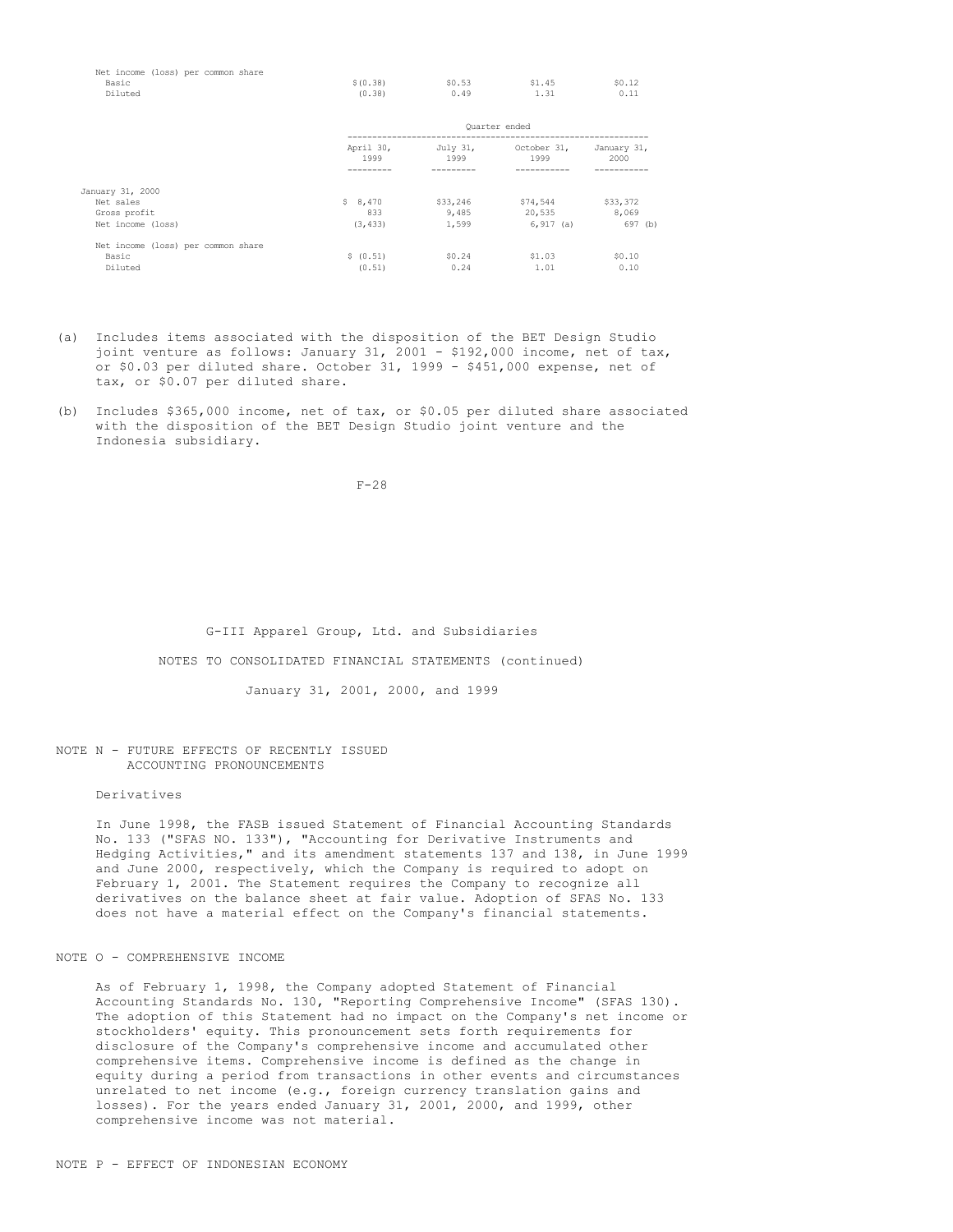| | | | | |
|---|---|---|---|---|
| Net income (loss) per common share | | | | |
| Basic | $(0.38) | $0.53 | $1.45 | $0.12 |
| Diluted | (0.38) | 0.49 | 1.31 | 0.11 |

| | Quarter ended | | | |
|---|---|---|---|---|
| | April 30, 1999 | July 31, 1999 | October 31, 1999 | January 31, 2000 |
| January 31, 2000 | | | | |
| Net sales | $ 8,470 | $33,246 | $74,544 | $33,372 |
| Gross profit | 833 | 9,485 | 20,535 | 8,069 |
| Net income (loss) | (3,433) | 1,599 | 6,917 (a) | 697 (b) |
| Net income (loss) per common share | | | | |
| Basic | $ (0.51) | $0.24 | $1.03 | $0.10 |
| Diluted | (0.51) | 0.24 | 1.01 | 0.10 |

(a) Includes items associated with the disposition of the BET Design Studio joint venture as follows: January 31, 2001 - $192,000 income, net of tax, or $0.03 per diluted share. October 31, 1999 - $451,000 expense, net of tax, or $0.07 per diluted share.

(b) Includes $365,000 income, net of tax, or $0.05 per diluted share associated with the disposition of the BET Design Studio joint venture and the Indonesia subsidiary.

G-III Apparel Group, Ltd. and Subsidiaries

NOTES TO CONSOLIDATED FINANCIAL STATEMENTS (continued)

January 31, 2001, 2000, and 1999

## NOTE N - FUTURE EFFECTS OF RECENTLY ISSUED ACCOUNTING PRONOUNCEMENTS

### Derivatives

In June 1998, the FASB issued Statement of Financial Accounting Standards No. 133 ("SFAS NO. 133"), "Accounting for Derivative Instruments and Hedging Activities," and its amendment statements 137 and 138, in June 1999 and June 2000, respectively, which the Company is required to adopt on February 1, 2001. The Statement requires the Company to recognize all derivatives on the balance sheet at fair value. Adoption of SFAS No. 133 does not have a material effect on the Company's financial statements.

## NOTE O - COMPREHENSIVE INCOME

As of February 1, 1998, the Company adopted Statement of Financial Accounting Standards No. 130, "Reporting Comprehensive Income" (SFAS 130). The adoption of this Statement had no impact on the Company's net income or stockholders' equity. This pronouncement sets forth requirements for disclosure of the Company's comprehensive income and accumulated other comprehensive items. Comprehensive income is defined as the change in equity during a period from transactions in other events and circumstances unrelated to net income (e.g., foreign currency translation gains and losses). For the years ended January 31, 2001, 2000, and 1999, other comprehensive income was not material.

## NOTE P - EFFECT OF INDONESIAN ECONOMY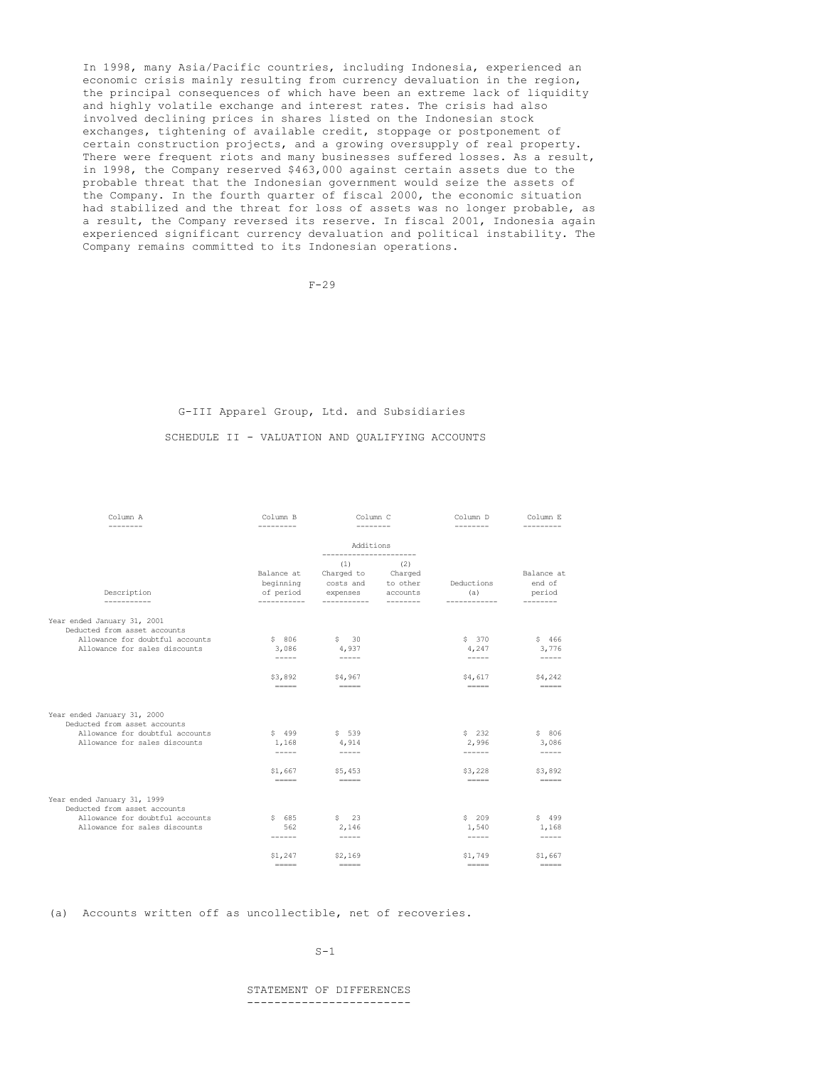In 1998, many Asia/Pacific countries, including Indonesia, experienced an economic crisis mainly resulting from currency devaluation in the region, the principal consequences of which have been an extreme lack of liquidity and highly volatile exchange and interest rates. The crisis had also involved declining prices in shares listed on the Indonesian stock exchanges, tightening of available credit, stoppage or postponement of certain construction projects, and a growing oversupply of real property. There were frequent riots and many businesses suffered losses. As a result, in 1998, the Company reserved $463,000 against certain assets due to the probable threat that the Indonesian government would seize the assets of the Company. In the fourth quarter of fiscal 2000, the economic situation had stabilized and the threat for loss of assets was no longer probable, as a result, the Company reversed its reserve. In fiscal 2001, Indonesia again experienced significant currency devaluation and political instability. The Company remains committed to its Indonesian operations.

## G-III Apparel Group, Ltd. and Subsidiaries

## SCHEDULE II - VALUATION AND QUALIFYING ACCOUNTS

| Column A | Column B | Column C | | Column D | Column E |
|---|---|---|---|---|---|
| | | Additions | | | |
| Description | Balance at beginning of period | (1) Charged to costs and expenses | (2) Charged to other accounts | Deductions (a) | Balance at end of period |
| Year ended January 31, 2001 | | | | | |
| Deducted from asset accounts | | | | | |
| Allowance for doubtful accounts | $ 806 | $ 30 | | $ 370 | $ 466 |
| Allowance for sales discounts | 3,086 | 4,937 | | 4,247 | 3,776 |
| | $3,892 | $4,967 | | $4,617 | $4,242 |
| Year ended January 31, 2000 | | | | | |
| Deducted from asset accounts | | | | | |
| Allowance for doubtful accounts | $ 499 | $ 539 | | $ 232 | $ 806 |
| Allowance for sales discounts | 1,168 | 4,914 | | 2,996 | 3,086 |
| | $1,667 | $5,453 | | $3,228 | $3,892 |
| Year ended January 31, 1999 | | | | | |
| Deducted from asset accounts | | | | | |
| Allowance for doubtful accounts | $ 685 | $ 23 | | $ 209 | $ 499 |
| Allowance for sales discounts | 562 | 2,146 | | 1,540 | 1,168 |
| | $1,247 | $2,169 | | $1,749 | $1,667 |

(a) Accounts written off as uncollectible, net of recoveries.

STATEMENT OF DIFFERENCES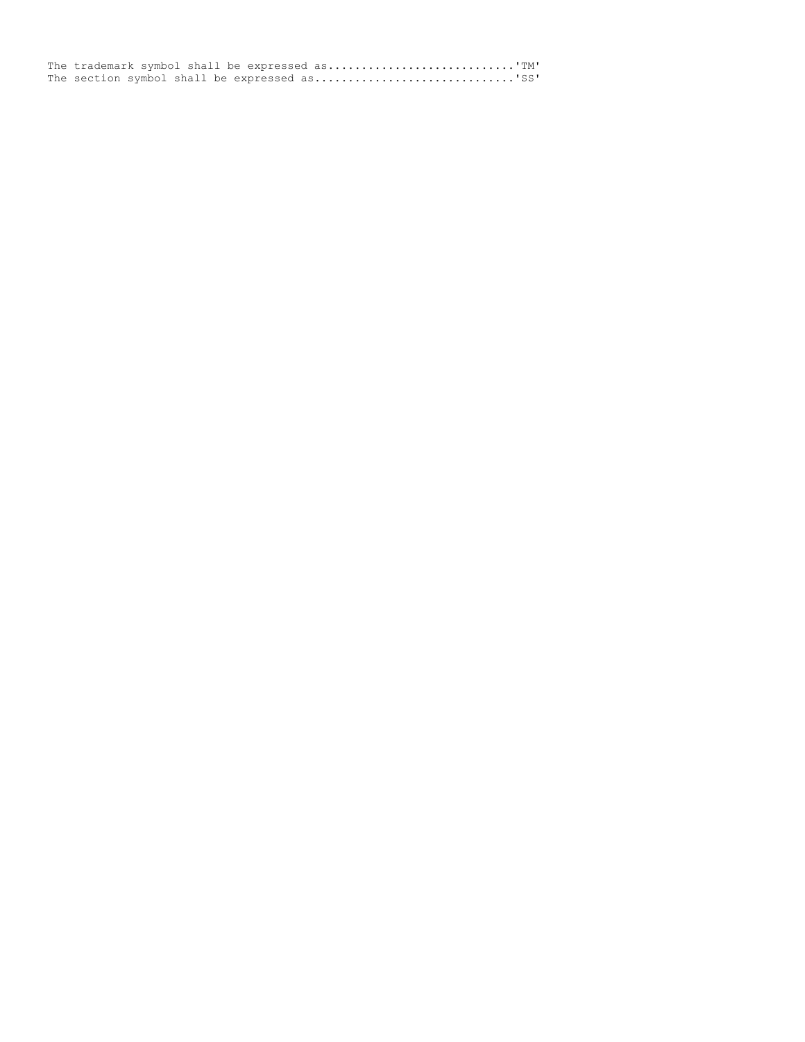```
The trademark symbol shall be expressed as............................'TM'
The section symbol shall be expressed as..............................'SS'
```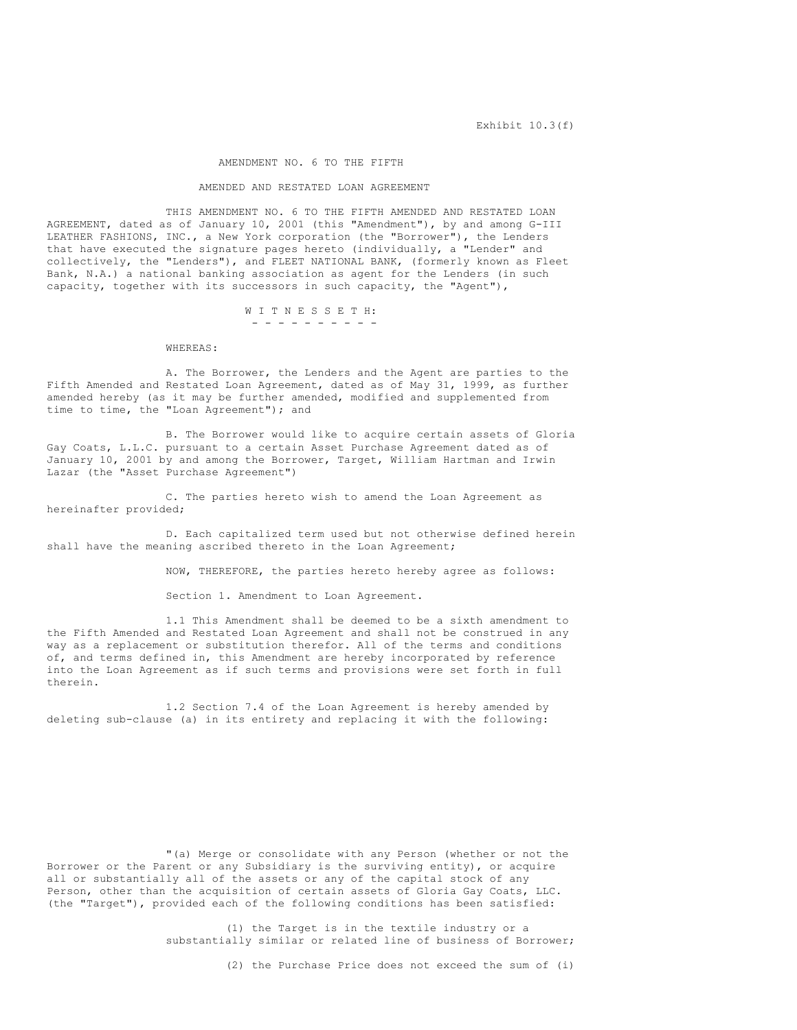Exhibit 10.3(f)

AMENDMENT NO. 6 TO THE FIFTH

AMENDED AND RESTATED LOAN AGREEMENT

THIS AMENDMENT NO. 6 TO THE FIFTH AMENDED AND RESTATED LOAN AGREEMENT, dated as of January 10, 2001 (this "Amendment"), by and among G-III LEATHER FASHIONS, INC., a New York corporation (the "Borrower"), the Lenders that have executed the signature pages hereto (individually, a "Lender" and collectively, the "Lenders"), and FLEET NATIONAL BANK, (formerly known as Fleet Bank, N.A.) a national banking association as agent for the Lenders (in such capacity, together with its successors in such capacity, the "Agent"),

W I T N E S S E T H:

WHEREAS:

A. The Borrower, the Lenders and the Agent are parties to the Fifth Amended and Restated Loan Agreement, dated as of May 31, 1999, as further amended hereby (as it may be further amended, modified and supplemented from time to time, the "Loan Agreement"); and

B. The Borrower would like to acquire certain assets of Gloria Gay Coats, L.L.C. pursuant to a certain Asset Purchase Agreement dated as of January 10, 2001 by and among the Borrower, Target, William Hartman and Irwin Lazar (the "Asset Purchase Agreement")

C. The parties hereto wish to amend the Loan Agreement as hereinafter provided;

D. Each capitalized term used but not otherwise defined herein shall have the meaning ascribed thereto in the Loan Agreement;

NOW, THEREFORE, the parties hereto hereby agree as follows:

Section 1. Amendment to Loan Agreement.

1.1 This Amendment shall be deemed to be a sixth amendment to the Fifth Amended and Restated Loan Agreement and shall not be construed in any way as a replacement or substitution therefor. All of the terms and conditions of, and terms defined in, this Amendment are hereby incorporated by reference into the Loan Agreement as if such terms and provisions were set forth in full therein.

1.2 Section 7.4 of the Loan Agreement is hereby amended by deleting sub-clause (a) in its entirety and replacing it with the following:

"(a) Merge or consolidate with any Person (whether or not the Borrower or the Parent or any Subsidiary is the surviving entity), or acquire all or substantially all of the assets or any of the capital stock of any Person, other than the acquisition of certain assets of Gloria Gay Coats, LLC. (the "Target"), provided each of the following conditions has been satisfied:

(1) the Target is in the textile industry or a substantially similar or related line of business of Borrower;

(2) the Purchase Price does not exceed the sum of (i)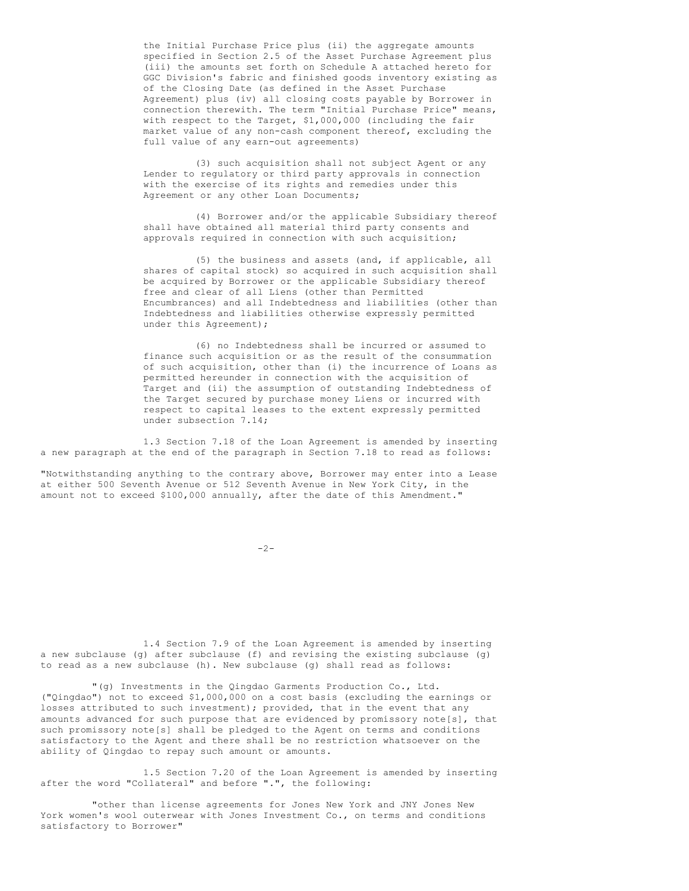the Initial Purchase Price plus (ii) the aggregate amounts specified in Section 2.5 of the Asset Purchase Agreement plus (iii) the amounts set forth on Schedule A attached hereto for GGC Division's fabric and finished goods inventory existing as of the Closing Date (as defined in the Asset Purchase Agreement) plus (iv) all closing costs payable by Borrower in connection therewith. The term "Initial Purchase Price" means, with respect to the Target, $1,000,000 (including the fair market value of any non-cash component thereof, excluding the full value of any earn-out agreements)

(3) such acquisition shall not subject Agent or any Lender to regulatory or third party approvals in connection with the exercise of its rights and remedies under this Agreement or any other Loan Documents;

(4) Borrower and/or the applicable Subsidiary thereof shall have obtained all material third party consents and approvals required in connection with such acquisition;

(5) the business and assets (and, if applicable, all shares of capital stock) so acquired in such acquisition shall be acquired by Borrower or the applicable Subsidiary thereof free and clear of all Liens (other than Permitted Encumbrances) and all Indebtedness and liabilities (other than Indebtedness and liabilities otherwise expressly permitted under this Agreement);

(6) no Indebtedness shall be incurred or assumed to finance such acquisition or as the result of the consummation of such acquisition, other than (i) the incurrence of Loans as permitted hereunder in connection with the acquisition of Target and (ii) the assumption of outstanding Indebtedness of the Target secured by purchase money Liens or incurred with respect to capital leases to the extent expressly permitted under subsection 7.14;

1.3 Section 7.18 of the Loan Agreement is amended by inserting a new paragraph at the end of the paragraph in Section 7.18 to read as follows:

"Notwithstanding anything to the contrary above, Borrower may enter into a Lease at either 500 Seventh Avenue or 512 Seventh Avenue in New York City, in the amount not to exceed $100,000 annually, after the date of this Amendment."

1.4 Section 7.9 of the Loan Agreement is amended by inserting a new subclause (g) after subclause (f) and revising the existing subclause (g) to read as a new subclause (h). New subclause (g) shall read as follows:

"(g) Investments in the Qingdao Garments Production Co., Ltd. ("Qingdao") not to exceed $1,000,000 on a cost basis (excluding the earnings or losses attributed to such investment); provided, that in the event that any amounts advanced for such purpose that are evidenced by promissory note[s], that such promissory note[s] shall be pledged to the Agent on terms and conditions satisfactory to the Agent and there shall be no restriction whatsoever on the ability of Qingdao to repay such amount or amounts.

1.5 Section 7.20 of the Loan Agreement is amended by inserting after the word "Collateral" and before ".", the following:

"other than license agreements for Jones New York and JNY Jones New York women's wool outerwear with Jones Investment Co., on terms and conditions satisfactory to Borrower"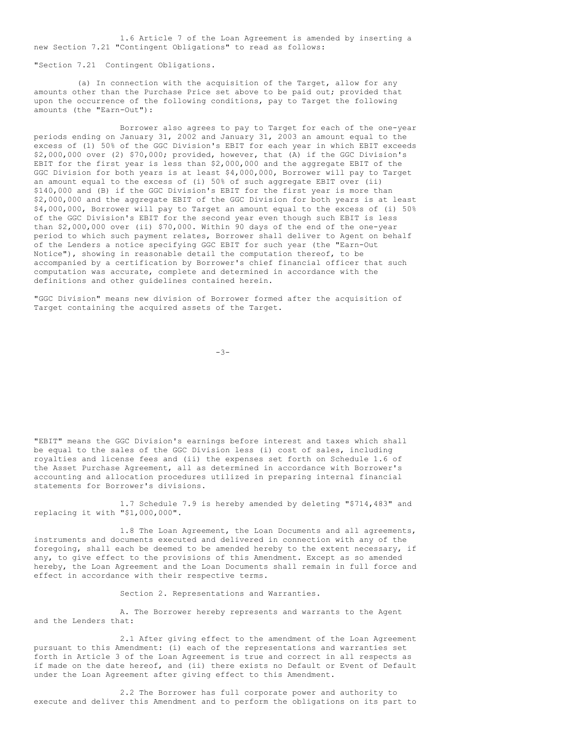1.6 Article 7 of the Loan Agreement is amended by inserting a new Section 7.21 "Contingent Obligations" to read as follows:

"Section 7.21 Contingent Obligations.

(a) In connection with the acquisition of the Target, allow for any amounts other than the Purchase Price set above to be paid out; provided that upon the occurrence of the following conditions, pay to Target the following amounts (the "Earn-Out"):

Borrower also agrees to pay to Target for each of the one-year periods ending on January 31, 2002 and January 31, 2003 an amount equal to the excess of (1) 50% of the GGC Division's EBIT for each year in which EBIT exceeds \$2,000,000 over (2) \$70,000; provided, however, that (A) if the GGC Division's EBIT for the first year is less than \$2,000,000 and the aggregate EBIT of the GGC Division for both years is at least \$4,000,000, Borrower will pay to Target an amount equal to the excess of (i) 50% of such aggregate EBIT over (ii) \$140,000 and (B) if the GGC Division's EBIT for the first year is more than \$2,000,000 and the aggregate EBIT of the GGC Division for both years is at least \$4,000,000, Borrower will pay to Target an amount equal to the excess of (i) 50% of the GGC Division's EBIT for the second year even though such EBIT is less than \$2,000,000 over (ii) \$70,000. Within 90 days of the end of the one-year period to which such payment relates, Borrower shall deliver to Agent on behalf of the Lenders a notice specifying GGC EBIT for such year (the "Earn-Out Notice"), showing in reasonable detail the computation thereof, to be accompanied by a certification by Borrower's chief financial officer that such computation was accurate, complete and determined in accordance with the definitions and other guidelines contained herein.

"GGC Division" means new division of Borrower formed after the acquisition of Target containing the acquired assets of the Target.

"EBIT" means the GGC Division's earnings before interest and taxes which shall be equal to the sales of the GGC Division less (i) cost of sales, including royalties and license fees and (ii) the expenses set forth on Schedule 1.6 of the Asset Purchase Agreement, all as determined in accordance with Borrower's accounting and allocation procedures utilized in preparing internal financial statements for Borrower's divisions.

1.7 Schedule 7.9 is hereby amended by deleting "\$714,483" and replacing it with "\$1,000,000".

1.8 The Loan Agreement, the Loan Documents and all agreements, instruments and documents executed and delivered in connection with any of the foregoing, shall each be deemed to be amended hereby to the extent necessary, if any, to give effect to the provisions of this Amendment. Except as so amended hereby, the Loan Agreement and the Loan Documents shall remain in full force and effect in accordance with their respective terms.

Section 2. Representations and Warranties.

A. The Borrower hereby represents and warrants to the Agent and the Lenders that:

2.1 After giving effect to the amendment of the Loan Agreement pursuant to this Amendment: (i) each of the representations and warranties set forth in Article 3 of the Loan Agreement is true and correct in all respects as if made on the date hereof, and (ii) there exists no Default or Event of Default under the Loan Agreement after giving effect to this Amendment.

2.2 The Borrower has full corporate power and authority to execute and deliver this Amendment and to perform the obligations on its part to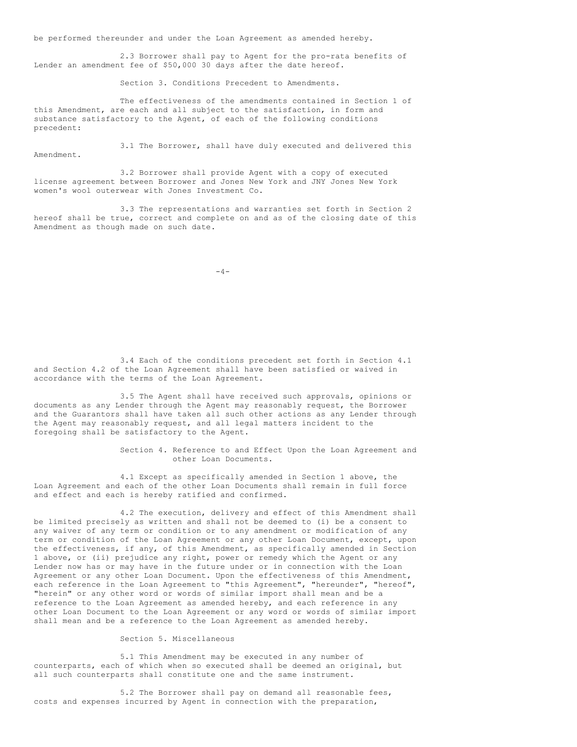be performed thereunder and under the Loan Agreement as amended hereby.

2.3 Borrower shall pay to Agent for the pro-rata benefits of Lender an amendment fee of $50,000 30 days after the date hereof.

Section 3. Conditions Precedent to Amendments.

The effectiveness of the amendments contained in Section 1 of this Amendment, are each and all subject to the satisfaction, in form and substance satisfactory to the Agent, of each of the following conditions precedent:

3.1 The Borrower, shall have duly executed and delivered this Amendment.

3.2 Borrower shall provide Agent with a copy of executed license agreement between Borrower and Jones New York and JNY Jones New York women's wool outerwear with Jones Investment Co.

3.3 The representations and warranties set forth in Section 2 hereof shall be true, correct and complete on and as of the closing date of this Amendment as though made on such date.

3.4 Each of the conditions precedent set forth in Section 4.1 and Section 4.2 of the Loan Agreement shall have been satisfied or waived in accordance with the terms of the Loan Agreement.

3.5 The Agent shall have received such approvals, opinions or documents as any Lender through the Agent may reasonably request, the Borrower and the Guarantors shall have taken all such other actions as any Lender through the Agent may reasonably request, and all legal matters incident to the foregoing shall be satisfactory to the Agent.

Section 4. Reference to and Effect Upon the Loan Agreement and other Loan Documents.

4.1 Except as specifically amended in Section 1 above, the Loan Agreement and each of the other Loan Documents shall remain in full force and effect and each is hereby ratified and confirmed.

4.2 The execution, delivery and effect of this Amendment shall be limited precisely as written and shall not be deemed to (i) be a consent to any waiver of any term or condition or to any amendment or modification of any term or condition of the Loan Agreement or any other Loan Document, except, upon the effectiveness, if any, of this Amendment, as specifically amended in Section 1 above, or (ii) prejudice any right, power or remedy which the Agent or any Lender now has or may have in the future under or in connection with the Loan Agreement or any other Loan Document. Upon the effectiveness of this Amendment, each reference in the Loan Agreement to "this Agreement", "hereunder", "hereof", "herein" or any other word or words of similar import shall mean and be a reference to the Loan Agreement as amended hereby, and each reference in any other Loan Document to the Loan Agreement or any word or words of similar import shall mean and be a reference to the Loan Agreement as amended hereby.

Section 5. Miscellaneous

5.1 This Amendment may be executed in any number of counterparts, each of which when so executed shall be deemed an original, but all such counterparts shall constitute one and the same instrument.

5.2 The Borrower shall pay on demand all reasonable fees, costs and expenses incurred by Agent in connection with the preparation,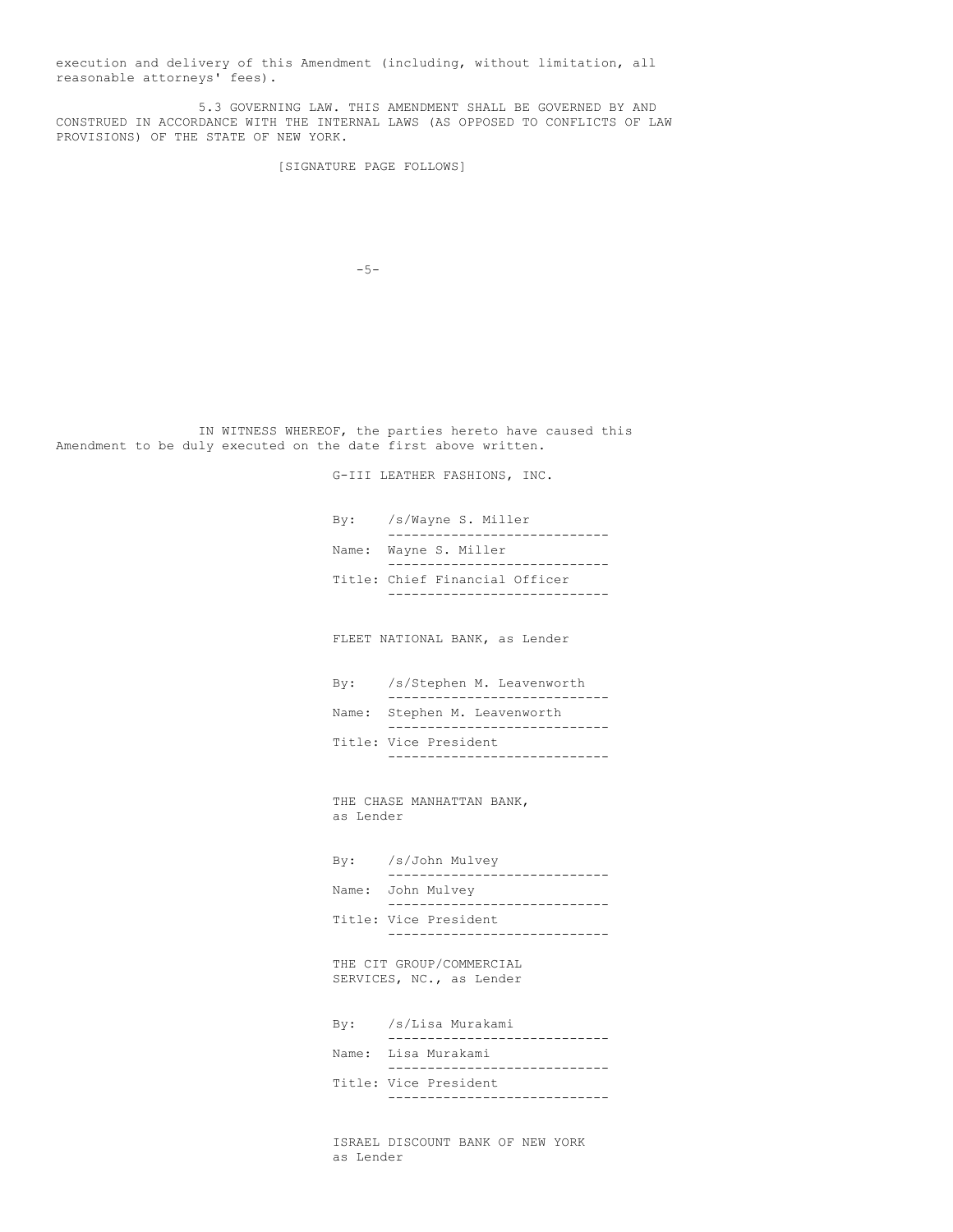execution and delivery of this Amendment (including, without limitation, all reasonable attorneys' fees).

5.3 GOVERNING LAW. THIS AMENDMENT SHALL BE GOVERNED BY AND CONSTRUED IN ACCORDANCE WITH THE INTERNAL LAWS (AS OPPOSED TO CONFLICTS OF LAW PROVISIONS) OF THE STATE OF NEW YORK.

[SIGNATURE PAGE FOLLOWS]

IN WITNESS WHEREOF, the parties hereto have caused this Amendment to be duly executed on the date first above written.

G-III LEATHER FASHIONS, INC.

By: /s/Wayne S. Miller
Name: Wayne S. Miller
Title: Chief Financial Officer

FLEET NATIONAL BANK, as Lender

By: /s/Stephen M. Leavenworth
Name: Stephen M. Leavenworth
Title: Vice President

THE CHASE MANHATTAN BANK, as Lender

By: /s/John Mulvey
Name: John Mulvey
Title: Vice President

THE CIT GROUP/COMMERCIAL SERVICES, NC., as Lender

By: /s/Lisa Murakami
Name: Lisa Murakami
Title: Vice President

ISRAEL DISCOUNT BANK OF NEW YORK as Lender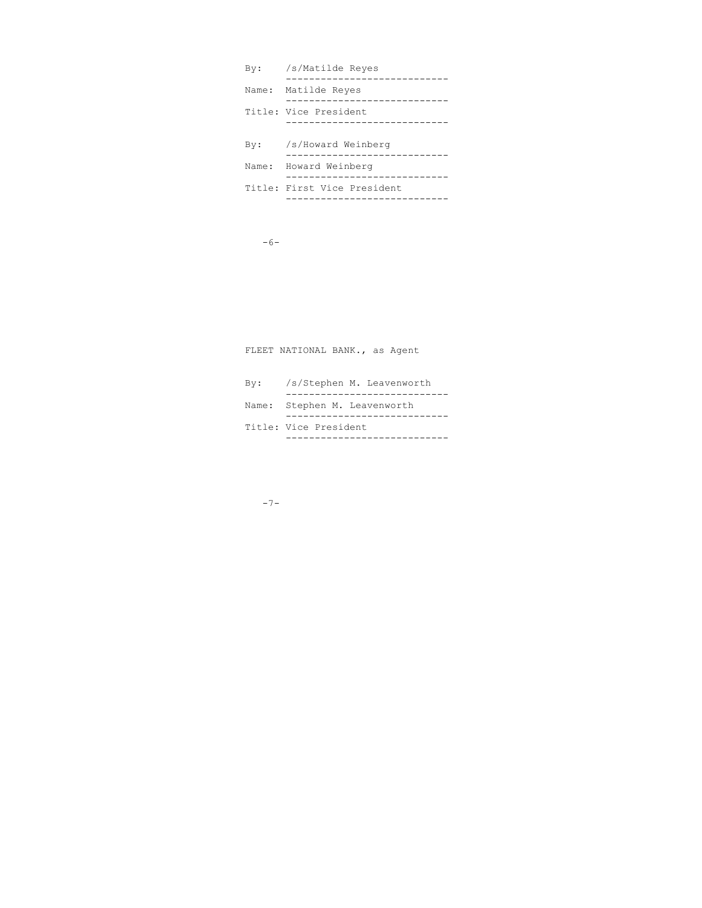By: /s/Matilde Reyes

Name: Matilde Reyes

Title: Vice President

By: /s/Howard Weinberg

Name: Howard Weinberg

Title: First Vice President

FLEET NATIONAL BANK., as Agent

By: /s/Stephen M. Leavenworth

Name: Stephen M. Leavenworth

Title: Vice President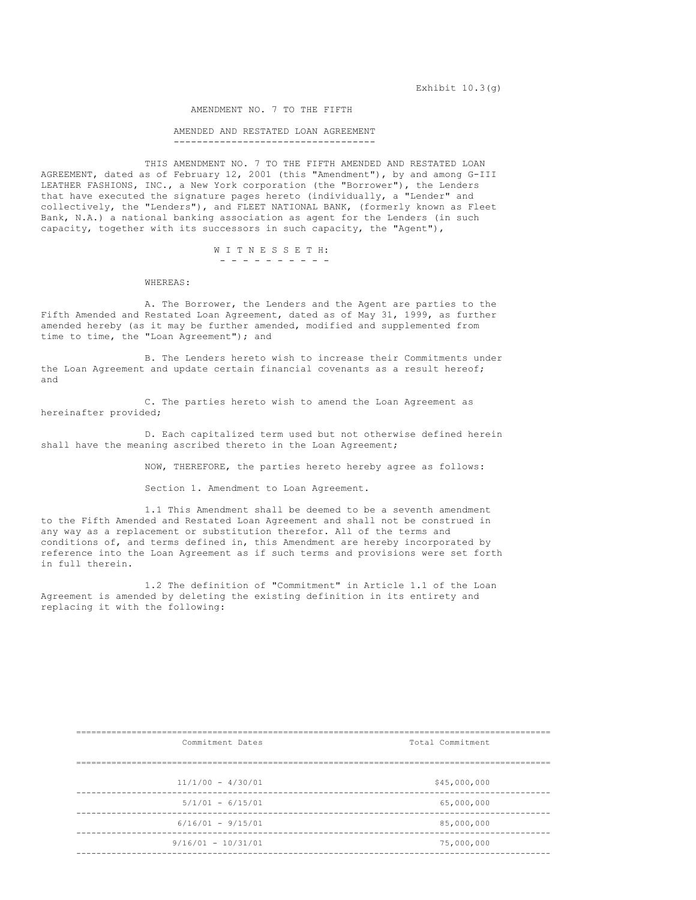Exhibit 10.3(g)

# AMENDMENT NO. 7 TO THE FIFTH AMENDED AND RESTATED LOAN AGREEMENT

THIS AMENDMENT NO. 7 TO THE FIFTH AMENDED AND RESTATED LOAN AGREEMENT, dated as of February 12, 2001 (this "Amendment"), by and among G-III LEATHER FASHIONS, INC., a New York corporation (the "Borrower"), the Lenders that have executed the signature pages hereto (individually, a "Lender" and collectively, the "Lenders"), and FLEET NATIONAL BANK, (formerly known as Fleet Bank, N.A.) a national banking association as agent for the Lenders (in such capacity, together with its successors in such capacity, the "Agent"),

W I T N E S S E T H:

WHEREAS:

A. The Borrower, the Lenders and the Agent are parties to the Fifth Amended and Restated Loan Agreement, dated as of May 31, 1999, as further amended hereby (as it may be further amended, modified and supplemented from time to time, the "Loan Agreement"); and

B. The Lenders hereto wish to increase their Commitments under the Loan Agreement and update certain financial covenants as a result hereof; and

C. The parties hereto wish to amend the Loan Agreement as hereinafter provided;

D. Each capitalized term used but not otherwise defined herein shall have the meaning ascribed thereto in the Loan Agreement;

NOW, THEREFORE, the parties hereto hereby agree as follows:

Section 1. Amendment to Loan Agreement.

1.1 This Amendment shall be deemed to be a seventh amendment to the Fifth Amended and Restated Loan Agreement and shall not be construed in any way as a replacement or substitution therefor. All of the terms and conditions of, and terms defined in, this Amendment are hereby incorporated by reference into the Loan Agreement as if such terms and provisions were set forth in full therein.

1.2 The definition of "Commitment" in Article 1.1 of the Loan Agreement is amended by deleting the existing definition in its entirety and replacing it with the following:

| Commitment Dates | Total Commitment |
|---|---|
| 11/1/00 - 4/30/01 | $45,000,000 |
| 5/1/01 - 6/15/01 | 65,000,000 |
| 6/16/01 - 9/15/01 | 85,000,000 |
| 9/16/01 - 10/31/01 | 75,000,000 |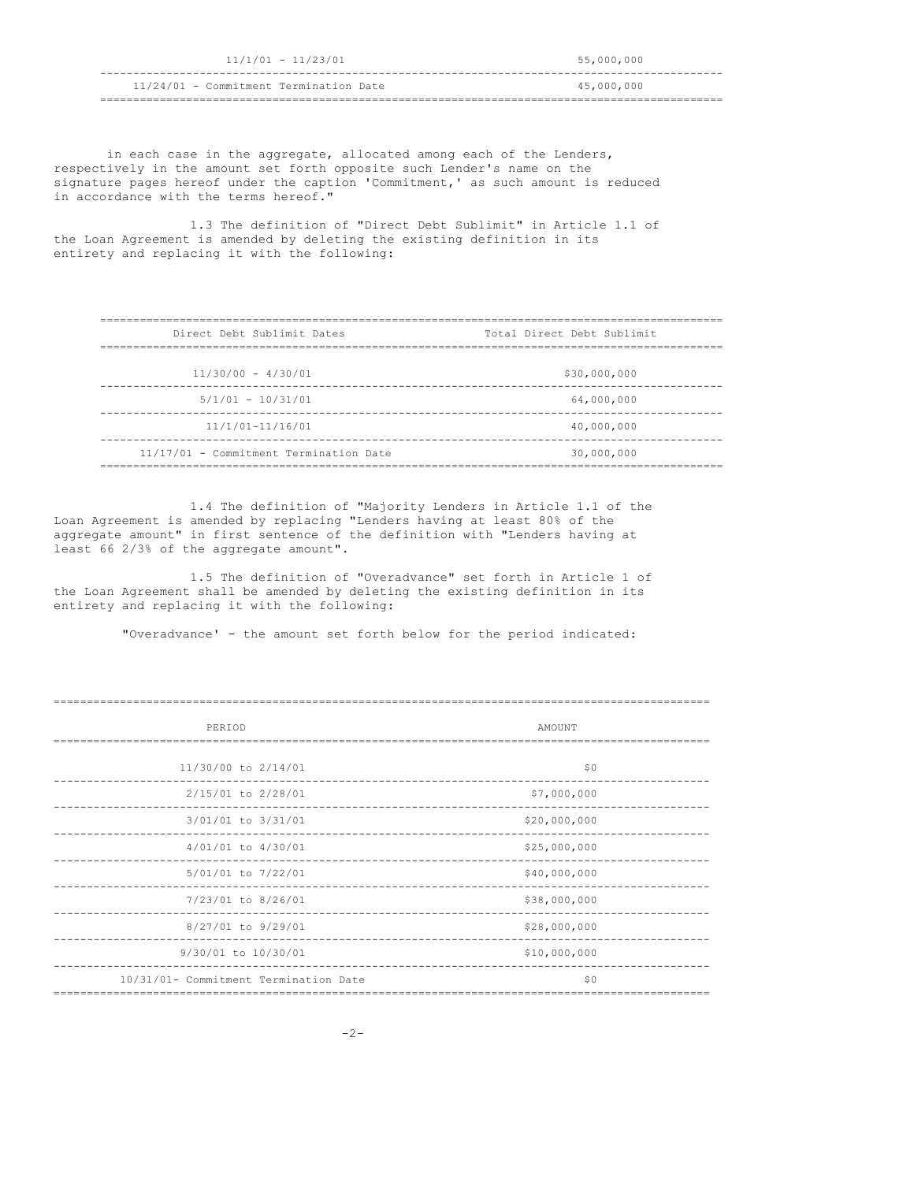| | |
|---|---|
| 11/1/01 - 11/23/01 | 55,000,000 |
| 11/24/01 - Commitment Termination Date | 45,000,000 |

in each case in the aggregate, allocated among each of the Lenders, respectively in the amount set forth opposite such Lender's name on the signature pages hereof under the caption 'Commitment,' as such amount is reduced in accordance with the terms hereof."

1.3 The definition of "Direct Debt Sublimit" in Article 1.1 of the Loan Agreement is amended by deleting the existing definition in its entirety and replacing it with the following:

| Direct Debt Sublimit Dates | Total Direct Debt Sublimit |
|---|---|
| 11/30/00 - 4/30/01 | $30,000,000 |
| 5/1/01 - 10/31/01 | 64,000,000 |
| 11/1/01-11/16/01 | 40,000,000 |
| 11/17/01 - Commitment Termination Date | 30,000,000 |

1.4 The definition of "Majority Lenders in Article 1.1 of the Loan Agreement is amended by replacing "Lenders having at least 80% of the aggregate amount" in first sentence of the definition with "Lenders having at least 66 2/3% of the aggregate amount".

1.5 The definition of "Overadvance" set forth in Article 1 of the Loan Agreement shall be amended by deleting the existing definition in its entirety and replacing it with the following:

"Overadvance' - the amount set forth below for the period indicated:

| PERIOD | AMOUNT |
|---|---|
| 11/30/00 to 2/14/01 | $0 |
| 2/15/01 to 2/28/01 | $7,000,000 |
| 3/01/01 to 3/31/01 | $20,000,000 |
| 4/01/01 to 4/30/01 | $25,000,000 |
| 5/01/01 to 7/22/01 | $40,000,000 |
| 7/23/01 to 8/26/01 | $38,000,000 |
| 8/27/01 to 9/29/01 | $28,000,000 |
| 9/30/01 to 10/30/01 | $10,000,000 |
| 10/31/01- Commitment Termination Date | $0 |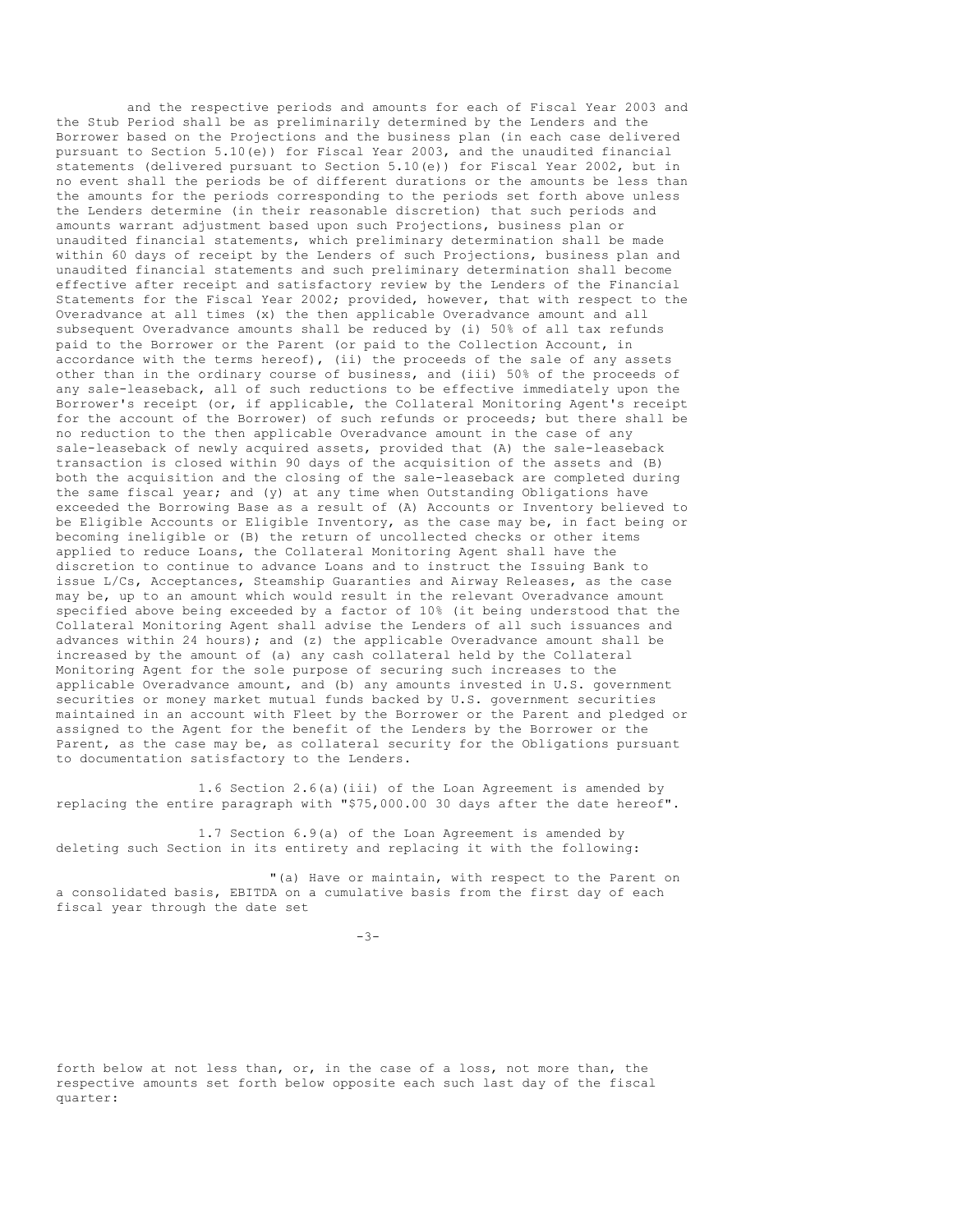and the respective periods and amounts for each of Fiscal Year 2003 and the Stub Period shall be as preliminarily determined by the Lenders and the Borrower based on the Projections and the business plan (in each case delivered pursuant to Section 5.10(e)) for Fiscal Year 2003, and the unaudited financial statements (delivered pursuant to Section 5.10(e)) for Fiscal Year 2002, but in no event shall the periods be of different durations or the amounts be less than the amounts for the periods corresponding to the periods set forth above unless the Lenders determine (in their reasonable discretion) that such periods and amounts warrant adjustment based upon such Projections, business plan or unaudited financial statements, which preliminary determination shall be made within 60 days of receipt by the Lenders of such Projections, business plan and unaudited financial statements and such preliminary determination shall become effective after receipt and satisfactory review by the Lenders of the Financial Statements for the Fiscal Year 2002; provided, however, that with respect to the Overadvance at all times (x) the then applicable Overadvance amount and all subsequent Overadvance amounts shall be reduced by (i) 50% of all tax refunds paid to the Borrower or the Parent (or paid to the Collection Account, in accordance with the terms hereof), (ii) the proceeds of the sale of any assets other than in the ordinary course of business, and (iii) 50% of the proceeds of any sale-leaseback, all of such reductions to be effective immediately upon the Borrower's receipt (or, if applicable, the Collateral Monitoring Agent's receipt for the account of the Borrower) of such refunds or proceeds; but there shall be no reduction to the then applicable Overadvance amount in the case of any sale-leaseback of newly acquired assets, provided that (A) the sale-leaseback transaction is closed within 90 days of the acquisition of the assets and (B) both the acquisition and the closing of the sale-leaseback are completed during the same fiscal year; and (y) at any time when Outstanding Obligations have exceeded the Borrowing Base as a result of (A) Accounts or Inventory believed to be Eligible Accounts or Eligible Inventory, as the case may be, in fact being or becoming ineligible or (B) the return of uncollected checks or other items applied to reduce Loans, the Collateral Monitoring Agent shall have the discretion to continue to advance Loans and to instruct the Issuing Bank to issue L/Cs, Acceptances, Steamship Guaranties and Airway Releases, as the case may be, up to an amount which would result in the relevant Overadvance amount specified above being exceeded by a factor of 10% (it being understood that the Collateral Monitoring Agent shall advise the Lenders of all such issuances and advances within 24 hours); and (z) the applicable Overadvance amount shall be increased by the amount of (a) any cash collateral held by the Collateral Monitoring Agent for the sole purpose of securing such increases to the applicable Overadvance amount, and (b) any amounts invested in U.S. government securities or money market mutual funds backed by U.S. government securities maintained in an account with Fleet by the Borrower or the Parent and pledged or assigned to the Agent for the benefit of the Lenders by the Borrower or the Parent, as the case may be, as collateral security for the Obligations pursuant to documentation satisfactory to the Lenders.

1.6 Section 2.6(a)(iii) of the Loan Agreement is amended by replacing the entire paragraph with "$75,000.00 30 days after the date hereof".

1.7 Section 6.9(a) of the Loan Agreement is amended by deleting such Section in its entirety and replacing it with the following:

"(a) Have or maintain, with respect to the Parent on a consolidated basis, EBITDA on a cumulative basis from the first day of each fiscal year through the date set forth below at not less than, or, in the case of a loss, not more than, the respective amounts set forth below opposite each such last day of the fiscal quarter: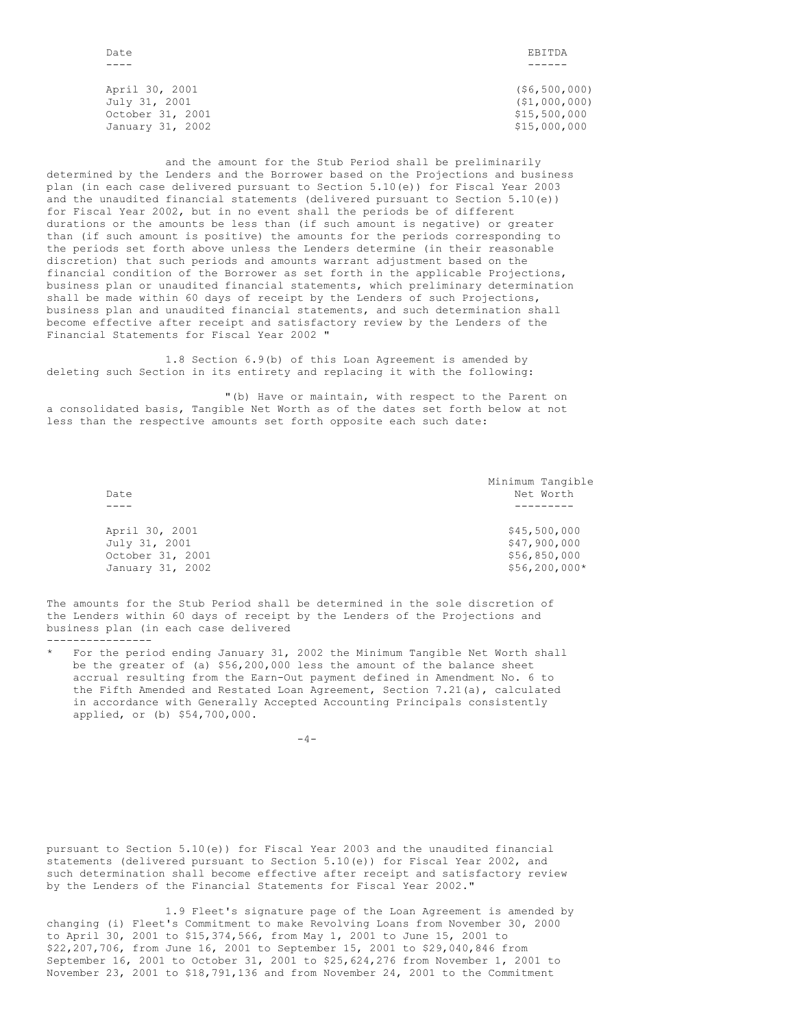| Date | EBITDA |
| --- | --- |
| April 30, 2001 | ($6,500,000) |
| July 31, 2001 | ($1,000,000) |
| October 31, 2001 | $15,500,000 |
| January 31, 2002 | $15,000,000 |

and the amount for the Stub Period shall be preliminarily determined by the Lenders and the Borrower based on the Projections and business plan (in each case delivered pursuant to Section 5.10(e)) for Fiscal Year 2003 and the unaudited financial statements (delivered pursuant to Section 5.10(e)) for Fiscal Year 2002, but in no event shall the periods be of different durations or the amounts be less than (if such amount is negative) or greater than (if such amount is positive) the amounts for the periods corresponding to the periods set forth above unless the Lenders determine (in their reasonable discretion) that such periods and amounts warrant adjustment based on the financial condition of the Borrower as set forth in the applicable Projections, business plan or unaudited financial statements, which preliminary determination shall be made within 60 days of receipt by the Lenders of such Projections, business plan and unaudited financial statements, and such determination shall become effective after receipt and satisfactory review by the Lenders of the Financial Statements for Fiscal Year 2002 "

1.8 Section 6.9(b) of this Loan Agreement is amended by deleting such Section in its entirety and replacing it with the following:

"(b) Have or maintain, with respect to the Parent on a consolidated basis, Tangible Net Worth as of the dates set forth below at not less than the respective amounts set forth opposite each such date:

| Date | Minimum Tangible Net Worth |
| --- | --- |
| April 30, 2001 | $45,500,000 |
| July 31, 2001 | $47,900,000 |
| October 31, 2001 | $56,850,000 |
| January 31, 2002 | $56,200,000* |

The amounts for the Stub Period shall be determined in the sole discretion of the Lenders within 60 days of receipt by the Lenders of the Projections and business plan (in each case delivered pursuant to Section 5.10(e)) for Fiscal Year 2003 and the unaudited financial statements (delivered pursuant to Section 5.10(e)) for Fiscal Year 2002, and such determination shall become effective after receipt and satisfactory review by the Lenders of the Financial Statements for Fiscal Year 2002."

---

\* For the period ending January 31, 2002 the Minimum Tangible Net Worth shall be the greater of (a) $56,200,000 less the amount of the balance sheet accrual resulting from the Earn-Out payment defined in Amendment No. 6 to the Fifth Amended and Restated Loan Agreement, Section 7.21(a), calculated in accordance with Generally Accepted Accounting Principals consistently applied, or (b) $54,700,000.

1.9 Fleet's signature page of the Loan Agreement is amended by changing (i) Fleet's Commitment to make Revolving Loans from November 30, 2000 to April 30, 2001 to $15,374,566, from May 1, 2001 to June 15, 2001 to $22,207,706, from June 16, 2001 to September 15, 2001 to $29,040,846 from September 16, 2001 to October 31, 2001 to $25,624,276 from November 1, 2001 to November 23, 2001 to $18,791,136 and from November 24, 2001 to the Commitment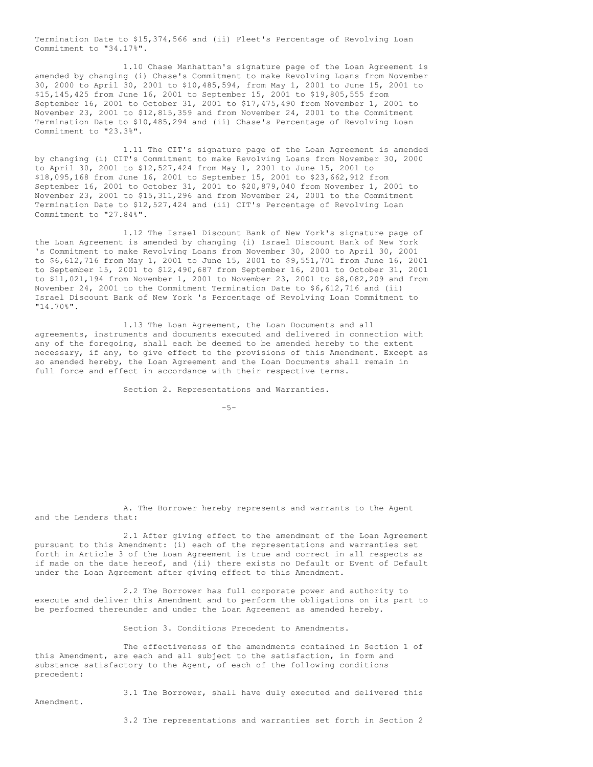Termination Date to $15,374,566 and (ii) Fleet's Percentage of Revolving Loan Commitment to "34.17%".

1.10 Chase Manhattan's signature page of the Loan Agreement is amended by changing (i) Chase's Commitment to make Revolving Loans from November 30, 2000 to April 30, 2001 to $10,485,594, from May 1, 2001 to June 15, 2001 to $15,145,425 from June 16, 2001 to September 15, 2001 to $19,805,555 from September 16, 2001 to October 31, 2001 to $17,475,490 from November 1, 2001 to November 23, 2001 to $12,815,359 and from November 24, 2001 to the Commitment Termination Date to $10,485,294 and (ii) Chase's Percentage of Revolving Loan Commitment to "23.3%".

1.11 The CIT's signature page of the Loan Agreement is amended by changing (i) CIT's Commitment to make Revolving Loans from November 30, 2000 to April 30, 2001 to $12,527,424 from May 1, 2001 to June 15, 2001 to $18,095,168 from June 16, 2001 to September 15, 2001 to $23,662,912 from September 16, 2001 to October 31, 2001 to $20,879,040 from November 1, 2001 to November 23, 2001 to $15,311,296 and from November 24, 2001 to the Commitment Termination Date to $12,527,424 and (ii) CIT's Percentage of Revolving Loan Commitment to "27.84%".

1.12 The Israel Discount Bank of New York's signature page of the Loan Agreement is amended by changing (i) Israel Discount Bank of New York 's Commitment to make Revolving Loans from November 30, 2000 to April 30, 2001 to $6,612,716 from May 1, 2001 to June 15, 2001 to $9,551,701 from June 16, 2001 to September 15, 2001 to $12,490,687 from September 16, 2001 to October 31, 2001 to $11,021,194 from November 1, 2001 to November 23, 2001 to $8,082,209 and from November 24, 2001 to the Commitment Termination Date to $6,612,716 and (ii) Israel Discount Bank of New York 's Percentage of Revolving Loan Commitment to "14.70%".

1.13 The Loan Agreement, the Loan Documents and all agreements, instruments and documents executed and delivered in connection with any of the foregoing, shall each be deemed to be amended hereby to the extent necessary, if any, to give effect to the provisions of this Amendment. Except as so amended hereby, the Loan Agreement and the Loan Documents shall remain in full force and effect in accordance with their respective terms.

Section 2. Representations and Warranties.

A. The Borrower hereby represents and warrants to the Agent and the Lenders that:

2.1 After giving effect to the amendment of the Loan Agreement pursuant to this Amendment: (i) each of the representations and warranties set forth in Article 3 of the Loan Agreement is true and correct in all respects as if made on the date hereof, and (ii) there exists no Default or Event of Default under the Loan Agreement after giving effect to this Amendment.

2.2 The Borrower has full corporate power and authority to execute and deliver this Amendment and to perform the obligations on its part to be performed thereunder and under the Loan Agreement as amended hereby.

Section 3. Conditions Precedent to Amendments.

The effectiveness of the amendments contained in Section 1 of this Amendment, are each and all subject to the satisfaction, in form and substance satisfactory to the Agent, of each of the following conditions precedent:

3.1 The Borrower, shall have duly executed and delivered this Amendment.

3.2 The representations and warranties set forth in Section 2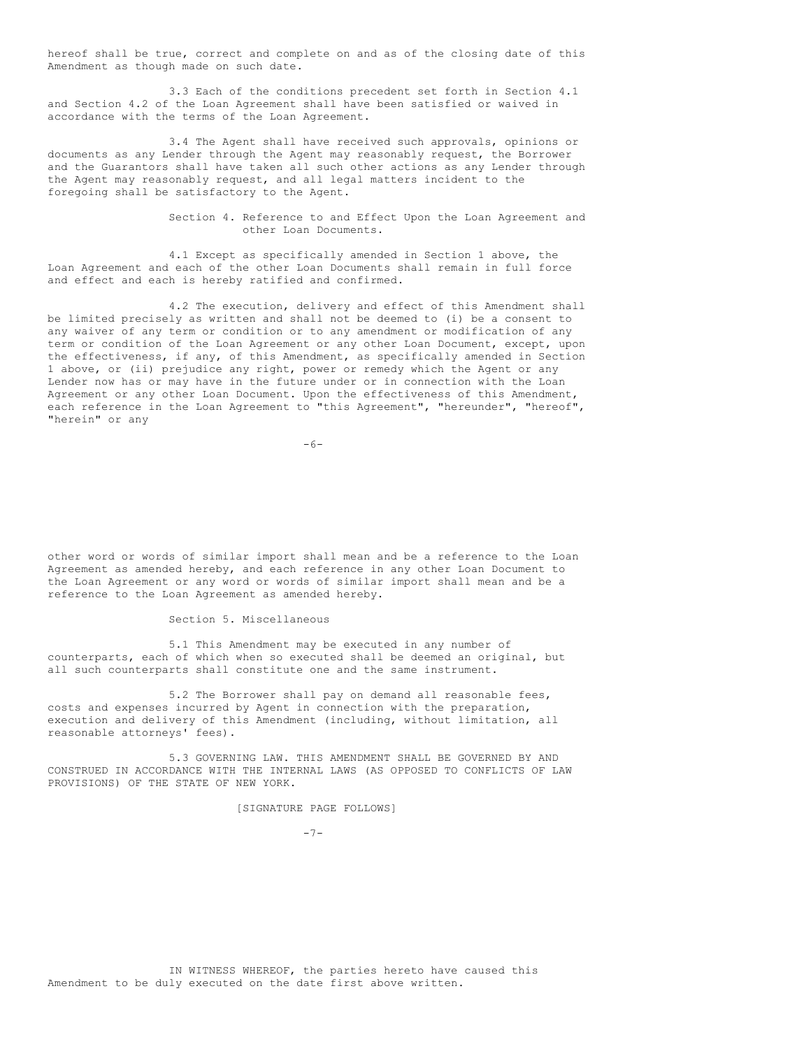hereof shall be true, correct and complete on and as of the closing date of this Amendment as though made on such date.

3.3 Each of the conditions precedent set forth in Section 4.1 and Section 4.2 of the Loan Agreement shall have been satisfied or waived in accordance with the terms of the Loan Agreement.

3.4 The Agent shall have received such approvals, opinions or documents as any Lender through the Agent may reasonably request, the Borrower and the Guarantors shall have taken all such other actions as any Lender through the Agent may reasonably request, and all legal matters incident to the foregoing shall be satisfactory to the Agent.

## Section 4. Reference to and Effect Upon the Loan Agreement and other Loan Documents.

4.1 Except as specifically amended in Section 1 above, the Loan Agreement and each of the other Loan Documents shall remain in full force and effect and each is hereby ratified and confirmed.

4.2 The execution, delivery and effect of this Amendment shall be limited precisely as written and shall not be deemed to (i) be a consent to any waiver of any term or condition or to any amendment or modification of any term or condition of the Loan Agreement or any other Loan Document, except, upon the effectiveness, if any, of this Amendment, as specifically amended in Section 1 above, or (ii) prejudice any right, power or remedy which the Agent or any Lender now has or may have in the future under or in connection with the Loan Agreement or any other Loan Document. Upon the effectiveness of this Amendment, each reference in the Loan Agreement to "this Agreement", "hereunder", "hereof", "herein" or any other word or words of similar import shall mean and be a reference to the Loan Agreement as amended hereby, and each reference in any other Loan Document to the Loan Agreement or any word or words of similar import shall mean and be a reference to the Loan Agreement as amended hereby.

## Section 5. Miscellaneous

5.1 This Amendment may be executed in any number of counterparts, each of which when so executed shall be deemed an original, but all such counterparts shall constitute one and the same instrument.

5.2 The Borrower shall pay on demand all reasonable fees, costs and expenses incurred by Agent in connection with the preparation, execution and delivery of this Amendment (including, without limitation, all reasonable attorneys' fees).

5.3 GOVERNING LAW. THIS AMENDMENT SHALL BE GOVERNED BY AND CONSTRUED IN ACCORDANCE WITH THE INTERNAL LAWS (AS OPPOSED TO CONFLICTS OF LAW PROVISIONS) OF THE STATE OF NEW YORK.

[SIGNATURE PAGE FOLLOWS]

IN WITNESS WHEREOF, the parties hereto have caused this Amendment to be duly executed on the date first above written.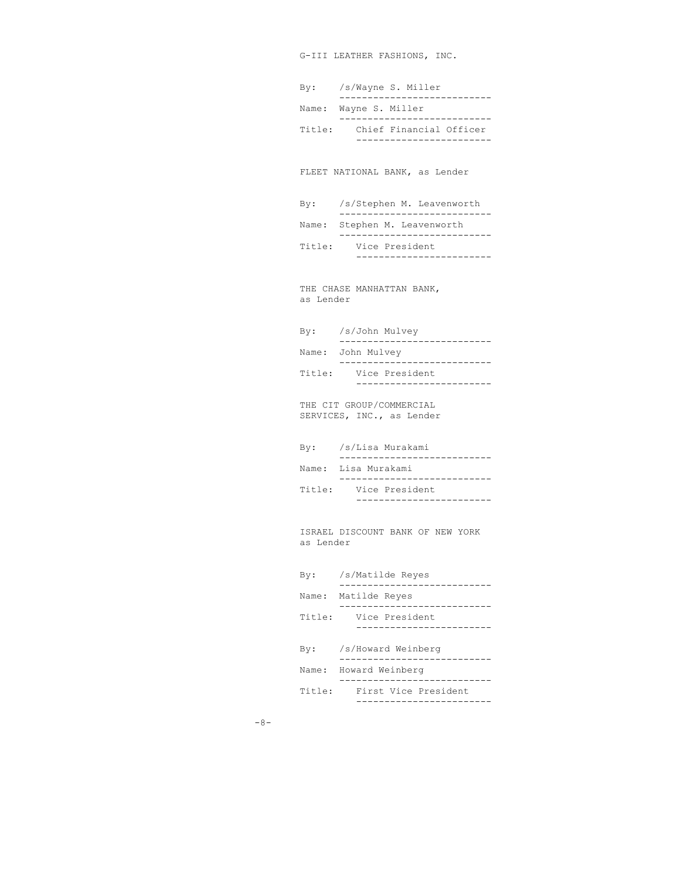G-III LEATHER FASHIONS, INC.

By: /s/Wayne S. Miller

Name: Wayne S. Miller

Title: Chief Financial Officer

FLEET NATIONAL BANK, as Lender

By: /s/Stephen M. Leavenworth

Name: Stephen M. Leavenworth

Title: Vice President

THE CHASE MANHATTAN BANK, as Lender

By: /s/John Mulvey

Name: John Mulvey

Title: Vice President

THE CIT GROUP/COMMERCIAL SERVICES, INC., as Lender

By: /s/Lisa Murakami

Name: Lisa Murakami

Title: Vice President

ISRAEL DISCOUNT BANK OF NEW YORK as Lender

By: /s/Matilde Reyes

Name: Matilde Reyes

Title: Vice President

By: /s/Howard Weinberg

Name: Howard Weinberg

Title: First Vice President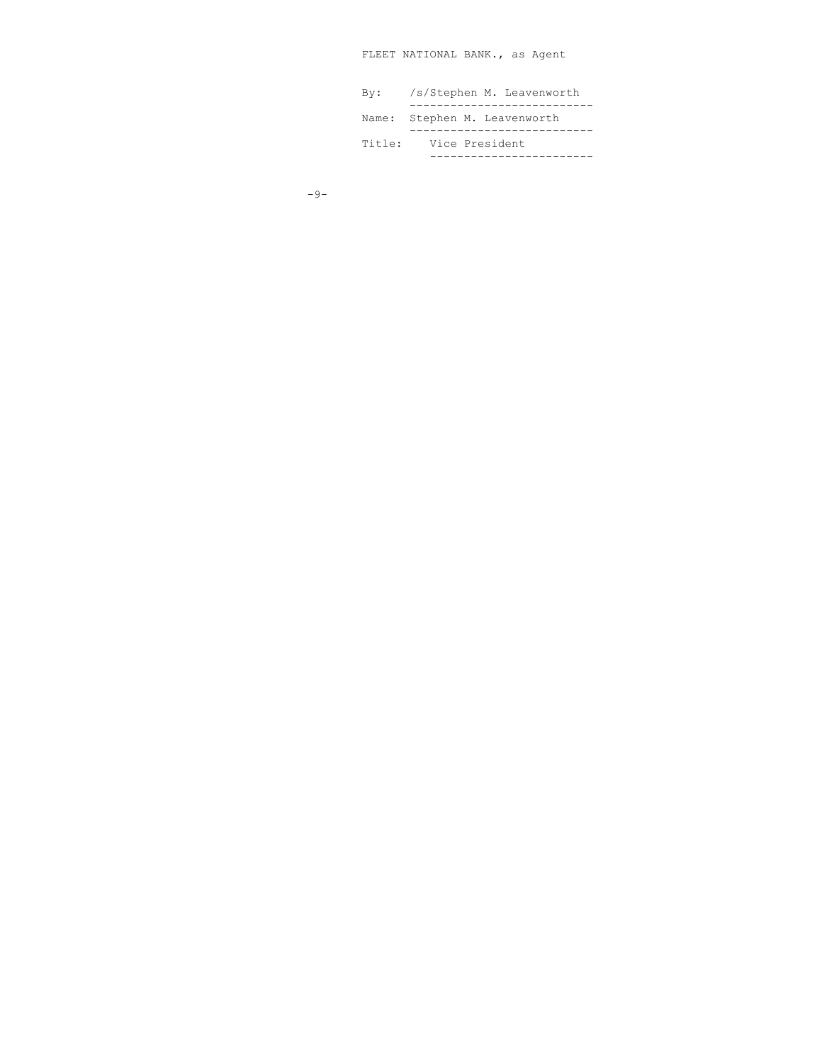FLEET NATIONAL BANK., as Agent

By: /s/Stephen M. Leavenworth

Name: Stephen M. Leavenworth

Title: Vice President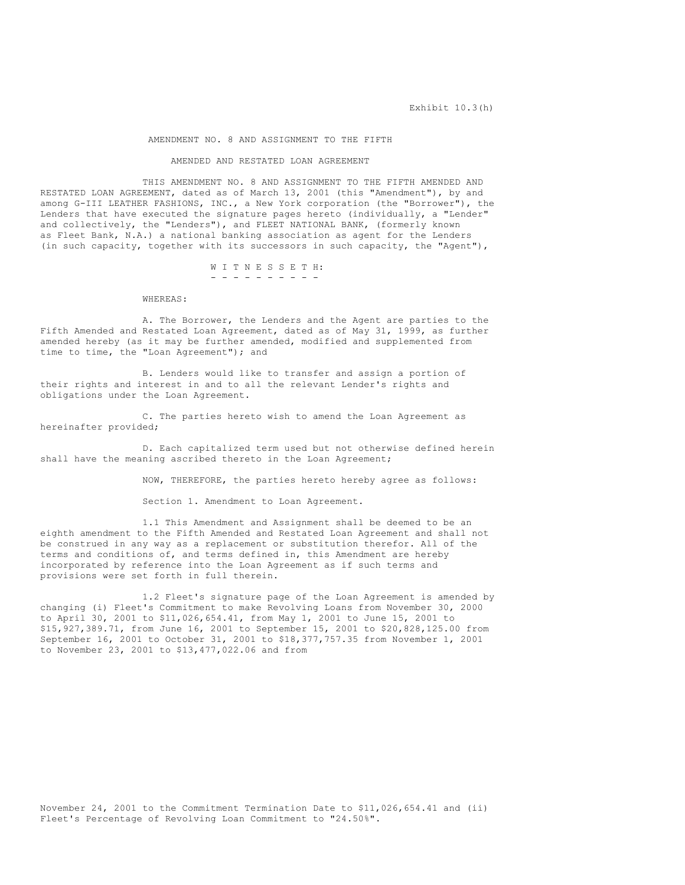Exhibit 10.3(h)

AMENDMENT NO. 8 AND ASSIGNMENT TO THE FIFTH

AMENDED AND RESTATED LOAN AGREEMENT

THIS AMENDMENT NO. 8 AND ASSIGNMENT TO THE FIFTH AMENDED AND RESTATED LOAN AGREEMENT, dated as of March 13, 2001 (this "Amendment"), by and among G-III LEATHER FASHIONS, INC., a New York corporation (the "Borrower"), the Lenders that have executed the signature pages hereto (individually, a "Lender" and collectively, the "Lenders"), and FLEET NATIONAL BANK, (formerly known as Fleet Bank, N.A.) a national banking association as agent for the Lenders (in such capacity, together with its successors in such capacity, the "Agent"),

W I T N E S S E T H:

WHEREAS:

A. The Borrower, the Lenders and the Agent are parties to the Fifth Amended and Restated Loan Agreement, dated as of May 31, 1999, as further amended hereby (as it may be further amended, modified and supplemented from time to time, the "Loan Agreement"); and

B. Lenders would like to transfer and assign a portion of their rights and interest in and to all the relevant Lender's rights and obligations under the Loan Agreement.

C. The parties hereto wish to amend the Loan Agreement as hereinafter provided;

D. Each capitalized term used but not otherwise defined herein shall have the meaning ascribed thereto in the Loan Agreement;

NOW, THEREFORE, the parties hereto hereby agree as follows:

Section 1. Amendment to Loan Agreement.

1.1 This Amendment and Assignment shall be deemed to be an eighth amendment to the Fifth Amended and Restated Loan Agreement and shall not be construed in any way as a replacement or substitution therefor. All of the terms and conditions of, and terms defined in, this Amendment are hereby incorporated by reference into the Loan Agreement as if such terms and provisions were set forth in full therein.

1.2 Fleet's signature page of the Loan Agreement is amended by changing (i) Fleet's Commitment to make Revolving Loans from November 30, 2000 to April 30, 2001 to $11,026,654.41, from May 1, 2001 to June 15, 2001 to $15,927,389.71, from June 16, 2001 to September 15, 2001 to $20,828,125.00 from September 16, 2001 to October 31, 2001 to $18,377,757.35 from November 1, 2001 to November 23, 2001 to $13,477,022.06 and from November 24, 2001 to the Commitment Termination Date to $11,026,654.41 and (ii) Fleet's Percentage of Revolving Loan Commitment to "24.50%".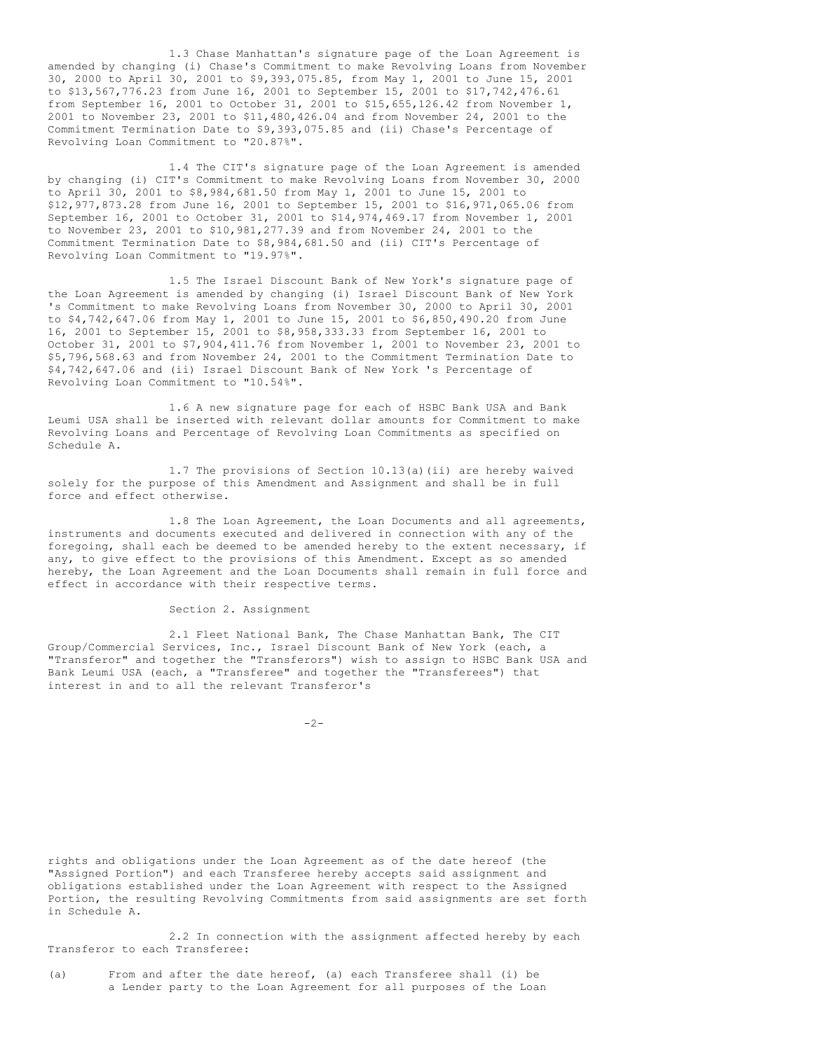1.3 Chase Manhattan's signature page of the Loan Agreement is amended by changing (i) Chase's Commitment to make Revolving Loans from November 30, 2000 to April 30, 2001 to $9,393,075.85, from May 1, 2001 to June 15, 2001 to $13,567,776.23 from June 16, 2001 to September 15, 2001 to $17,742,476.61 from September 16, 2001 to October 31, 2001 to $15,655,126.42 from November 1, 2001 to November 23, 2001 to $11,480,426.04 and from November 24, 2001 to the Commitment Termination Date to $9,393,075.85 and (ii) Chase's Percentage of Revolving Loan Commitment to "20.87%".

1.4 The CIT's signature page of the Loan Agreement is amended by changing (i) CIT's Commitment to make Revolving Loans from November 30, 2000 to April 30, 2001 to $8,984,681.50 from May 1, 2001 to June 15, 2001 to $12,977,873.28 from June 16, 2001 to September 15, 2001 to $16,971,065.06 from September 16, 2001 to October 31, 2001 to $14,974,469.17 from November 1, 2001 to November 23, 2001 to $10,981,277.39 and from November 24, 2001 to the Commitment Termination Date to $8,984,681.50 and (ii) CIT's Percentage of Revolving Loan Commitment to "19.97%".

1.5 The Israel Discount Bank of New York's signature page of the Loan Agreement is amended by changing (i) Israel Discount Bank of New York 's Commitment to make Revolving Loans from November 30, 2000 to April 30, 2001 to $4,742,647.06 from May 1, 2001 to June 15, 2001 to $6,850,490.20 from June 16, 2001 to September 15, 2001 to $8,958,333.33 from September 16, 2001 to October 31, 2001 to $7,904,411.76 from November 1, 2001 to November 23, 2001 to $5,796,568.63 and from November 24, 2001 to the Commitment Termination Date to $4,742,647.06 and (ii) Israel Discount Bank of New York 's Percentage of Revolving Loan Commitment to "10.54%".

1.6 A new signature page for each of HSBC Bank USA and Bank Leumi USA shall be inserted with relevant dollar amounts for Commitment to make Revolving Loans and Percentage of Revolving Loan Commitments as specified on Schedule A.

1.7 The provisions of Section 10.13(a)(ii) are hereby waived solely for the purpose of this Amendment and Assignment and shall be in full force and effect otherwise.

1.8 The Loan Agreement, the Loan Documents and all agreements, instruments and documents executed and delivered in connection with any of the foregoing, shall each be deemed to be amended hereby to the extent necessary, if any, to give effect to the provisions of this Amendment. Except as so amended hereby, the Loan Agreement and the Loan Documents shall remain in full force and effect in accordance with their respective terms.

## Section 2. Assignment

2.1 Fleet National Bank, The Chase Manhattan Bank, The CIT Group/Commercial Services, Inc., Israel Discount Bank of New York (each, a "Transferor" and together the "Transferors") wish to assign to HSBC Bank USA and Bank Leumi USA (each, a "Transferee" and together the "Transferees") that interest in and to all the relevant Transferor's rights and obligations under the Loan Agreement as of the date hereof (the "Assigned Portion") and each Transferee hereby accepts said assignment and obligations established under the Loan Agreement with respect to the Assigned Portion, the resulting Revolving Commitments from said assignments are set forth in Schedule A.

2.2 In connection with the assignment affected hereby by each Transferor to each Transferee:

(a) From and after the date hereof, (a) each Transferee shall (i) be a Lender party to the Loan Agreement for all purposes of the Loan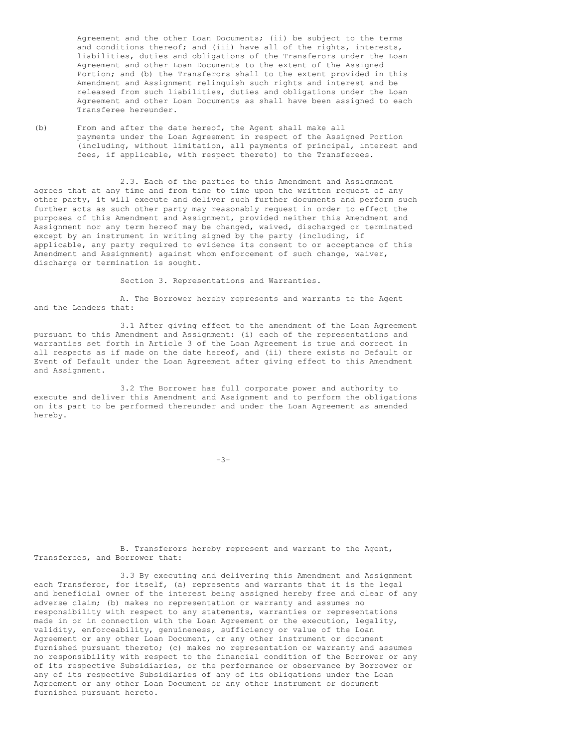Agreement and the other Loan Documents; (ii) be subject to the terms and conditions thereof; and (iii) have all of the rights, interests, liabilities, duties and obligations of the Transferors under the Loan Agreement and other Loan Documents to the extent of the Assigned Portion; and (b) the Transferors shall to the extent provided in this Amendment and Assignment relinquish such rights and interest and be released from such liabilities, duties and obligations under the Loan Agreement and other Loan Documents as shall have been assigned to each Transferee hereunder.

(b) From and after the date hereof, the Agent shall make all payments under the Loan Agreement in respect of the Assigned Portion (including, without limitation, all payments of principal, interest and fees, if applicable, with respect thereto) to the Transferees.

2.3. Each of the parties to this Amendment and Assignment agrees that at any time and from time to time upon the written request of any other party, it will execute and deliver such further documents and perform such further acts as such other party may reasonably request in order to effect the purposes of this Amendment and Assignment, provided neither this Amendment and Assignment nor any term hereof may be changed, waived, discharged or terminated except by an instrument in writing signed by the party (including, if applicable, any party required to evidence its consent to or acceptance of this Amendment and Assignment) against whom enforcement of such change, waiver, discharge or termination is sought.

Section 3. Representations and Warranties.

A. The Borrower hereby represents and warrants to the Agent and the Lenders that:

3.1 After giving effect to the amendment of the Loan Agreement pursuant to this Amendment and Assignment: (i) each of the representations and warranties set forth in Article 3 of the Loan Agreement is true and correct in all respects as if made on the date hereof, and (ii) there exists no Default or Event of Default under the Loan Agreement after giving effect to this Amendment and Assignment.

3.2 The Borrower has full corporate power and authority to execute and deliver this Amendment and Assignment and to perform the obligations on its part to be performed thereunder and under the Loan Agreement as amended hereby.

B. Transferors hereby represent and warrant to the Agent, Transferees, and Borrower that:

3.3 By executing and delivering this Amendment and Assignment each Transferor, for itself, (a) represents and warrants that it is the legal and beneficial owner of the interest being assigned hereby free and clear of any adverse claim; (b) makes no representation or warranty and assumes no responsibility with respect to any statements, warranties or representations made in or in connection with the Loan Agreement or the execution, legality, validity, enforceability, genuineness, sufficiency or value of the Loan Agreement or any other Loan Document, or any other instrument or document furnished pursuant thereto; (c) makes no representation or warranty and assumes no responsibility with respect to the financial condition of the Borrower or any of its respective Subsidiaries, or the performance or observance by Borrower or any of its respective Subsidiaries of any of its obligations under the Loan Agreement or any other Loan Document or any other instrument or document furnished pursuant hereto.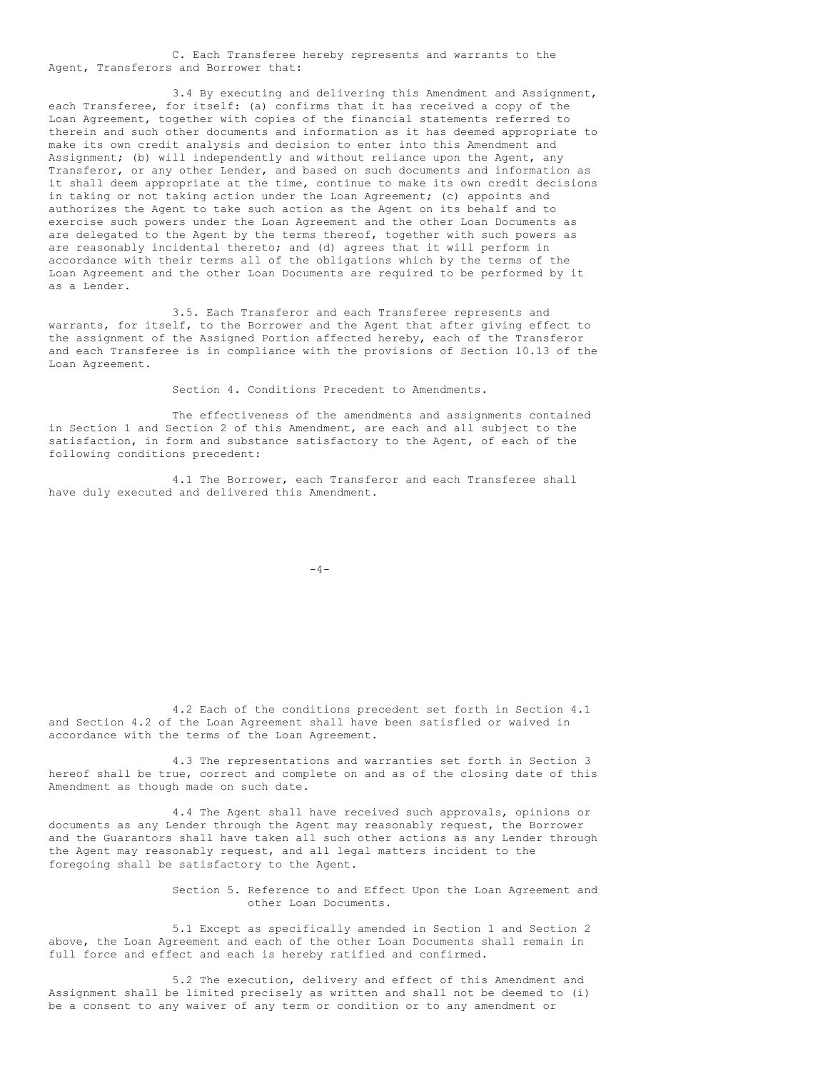C. Each Transferee hereby represents and warrants to the Agent, Transferors and Borrower that:

3.4 By executing and delivering this Amendment and Assignment, each Transferee, for itself: (a) confirms that it has received a copy of the Loan Agreement, together with copies of the financial statements referred to therein and such other documents and information as it has deemed appropriate to make its own credit analysis and decision to enter into this Amendment and Assignment; (b) will independently and without reliance upon the Agent, any Transferor, or any other Lender, and based on such documents and information as it shall deem appropriate at the time, continue to make its own credit decisions in taking or not taking action under the Loan Agreement; (c) appoints and authorizes the Agent to take such action as the Agent on its behalf and to exercise such powers under the Loan Agreement and the other Loan Documents as are delegated to the Agent by the terms thereof, together with such powers as are reasonably incidental thereto; and (d) agrees that it will perform in accordance with their terms all of the obligations which by the terms of the Loan Agreement and the other Loan Documents are required to be performed by it as a Lender.

3.5. Each Transferor and each Transferee represents and warrants, for itself, to the Borrower and the Agent that after giving effect to the assignment of the Assigned Portion affected hereby, each of the Transferor and each Transferee is in compliance with the provisions of Section 10.13 of the Loan Agreement.

Section 4. Conditions Precedent to Amendments.

The effectiveness of the amendments and assignments contained in Section 1 and Section 2 of this Amendment, are each and all subject to the satisfaction, in form and substance satisfactory to the Agent, of each of the following conditions precedent:

4.1 The Borrower, each Transferor and each Transferee shall have duly executed and delivered this Amendment.

4.2 Each of the conditions precedent set forth in Section 4.1 and Section 4.2 of the Loan Agreement shall have been satisfied or waived in accordance with the terms of the Loan Agreement.

4.3 The representations and warranties set forth in Section 3 hereof shall be true, correct and complete on and as of the closing date of this Amendment as though made on such date.

4.4 The Agent shall have received such approvals, opinions or documents as any Lender through the Agent may reasonably request, the Borrower and the Guarantors shall have taken all such other actions as any Lender through the Agent may reasonably request, and all legal matters incident to the foregoing shall be satisfactory to the Agent.

Section 5. Reference to and Effect Upon the Loan Agreement and other Loan Documents.

5.1 Except as specifically amended in Section 1 and Section 2 above, the Loan Agreement and each of the other Loan Documents shall remain in full force and effect and each is hereby ratified and confirmed.

5.2 The execution, delivery and effect of this Amendment and Assignment shall be limited precisely as written and shall not be deemed to (i) be a consent to any waiver of any term or condition or to any amendment or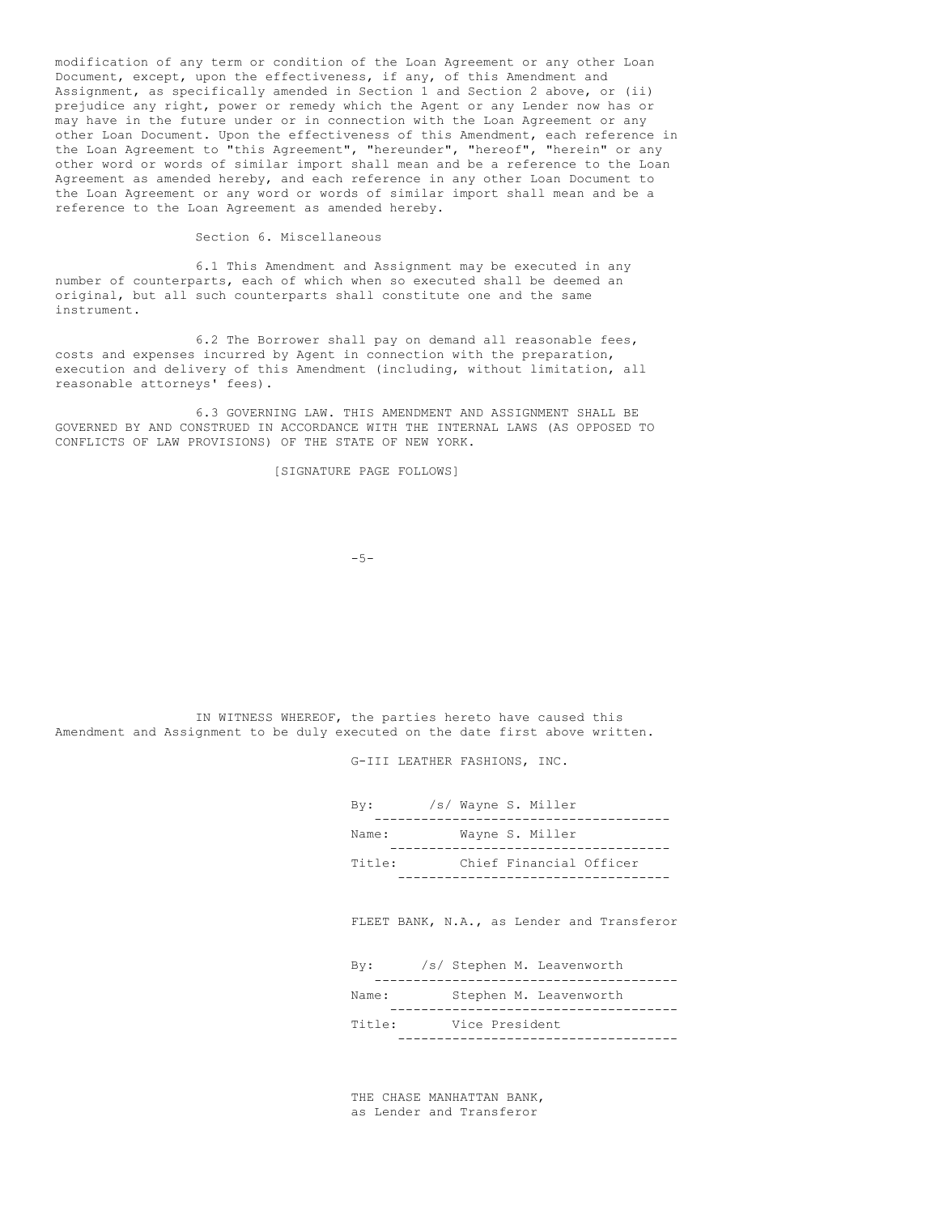modification of any term or condition of the Loan Agreement or any other Loan Document, except, upon the effectiveness, if any, of this Amendment and Assignment, as specifically amended in Section 1 and Section 2 above, or (ii) prejudice any right, power or remedy which the Agent or any Lender now has or may have in the future under or in connection with the Loan Agreement or any other Loan Document. Upon the effectiveness of this Amendment, each reference in the Loan Agreement to "this Agreement", "hereunder", "hereof", "herein" or any other word or words of similar import shall mean and be a reference to the Loan Agreement as amended hereby, and each reference in any other Loan Document to the Loan Agreement or any word or words of similar import shall mean and be a reference to the Loan Agreement as amended hereby.

Section 6. Miscellaneous

6.1 This Amendment and Assignment may be executed in any number of counterparts, each of which when so executed shall be deemed an original, but all such counterparts shall constitute one and the same instrument.

6.2 The Borrower shall pay on demand all reasonable fees, costs and expenses incurred by Agent in connection with the preparation, execution and delivery of this Amendment (including, without limitation, all reasonable attorneys' fees).

6.3 GOVERNING LAW. THIS AMENDMENT AND ASSIGNMENT SHALL BE GOVERNED BY AND CONSTRUED IN ACCORDANCE WITH THE INTERNAL LAWS (AS OPPOSED TO CONFLICTS OF LAW PROVISIONS) OF THE STATE OF NEW YORK.

[SIGNATURE PAGE FOLLOWS]

IN WITNESS WHEREOF, the parties hereto have caused this Amendment and Assignment to be duly executed on the date first above written.

G-III LEATHER FASHIONS, INC.

By: /s/ Wayne S. Miller

Name: Wayne S. Miller

Title: Chief Financial Officer

FLEET BANK, N.A., as Lender and Transferor

By: /s/ Stephen M. Leavenworth

Name: Stephen M. Leavenworth

Title: Vice President

THE CHASE MANHATTAN BANK,
as Lender and Transferor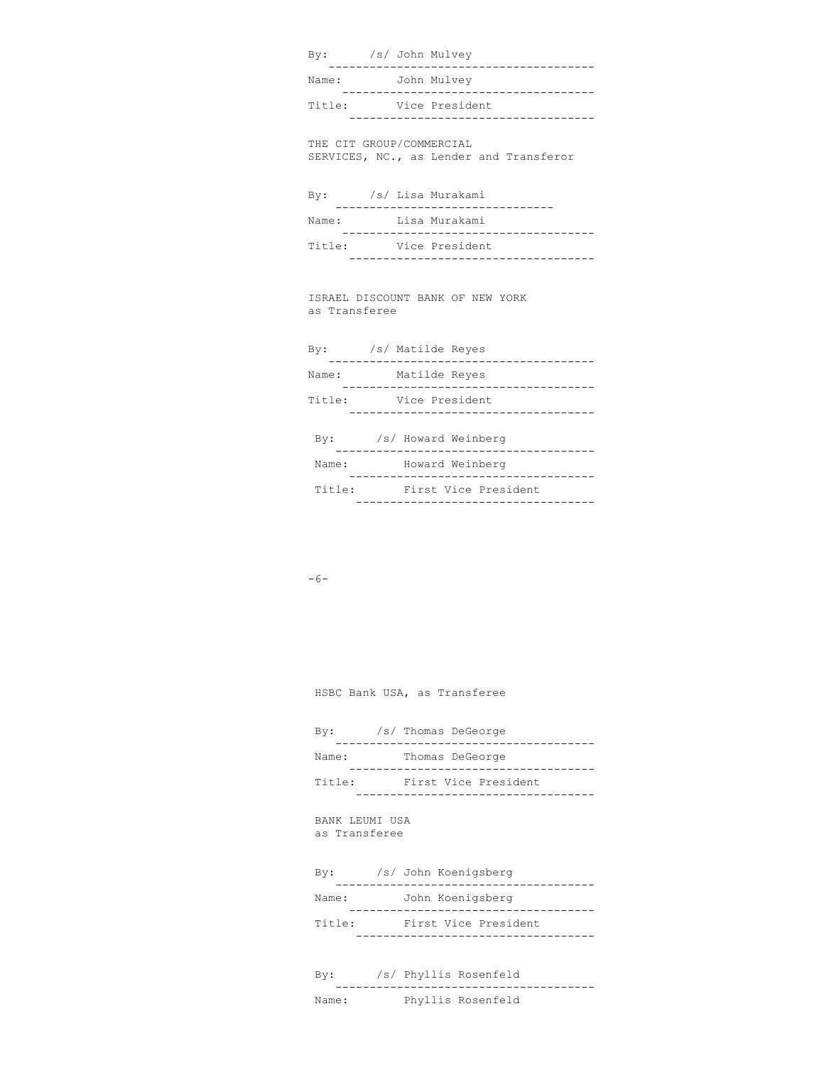By: /s/ John Mulvey

Name: John Mulvey

Title: Vice President

THE CIT GROUP/COMMERCIAL SERVICES, NC., as Lender and Transferor

By: /s/ Lisa Murakami

Name: Lisa Murakami

Title: Vice President

ISRAEL DISCOUNT BANK OF NEW YORK as Transferee

By: /s/ Matilde Reyes

Name: Matilde Reyes

Title: Vice President

By: /s/ Howard Weinberg

Name: Howard Weinberg

Title: First Vice President

HSBC Bank USA, as Transferee

By: /s/ Thomas DeGeorge

Name: Thomas DeGeorge

Title: First Vice President

BANK LEUMI USA as Transferee

By: /s/ John Koenigsberg

Name: John Koenigsberg

Title: First Vice President

By: /s/ Phyllis Rosenfeld

Name: Phyllis Rosenfeld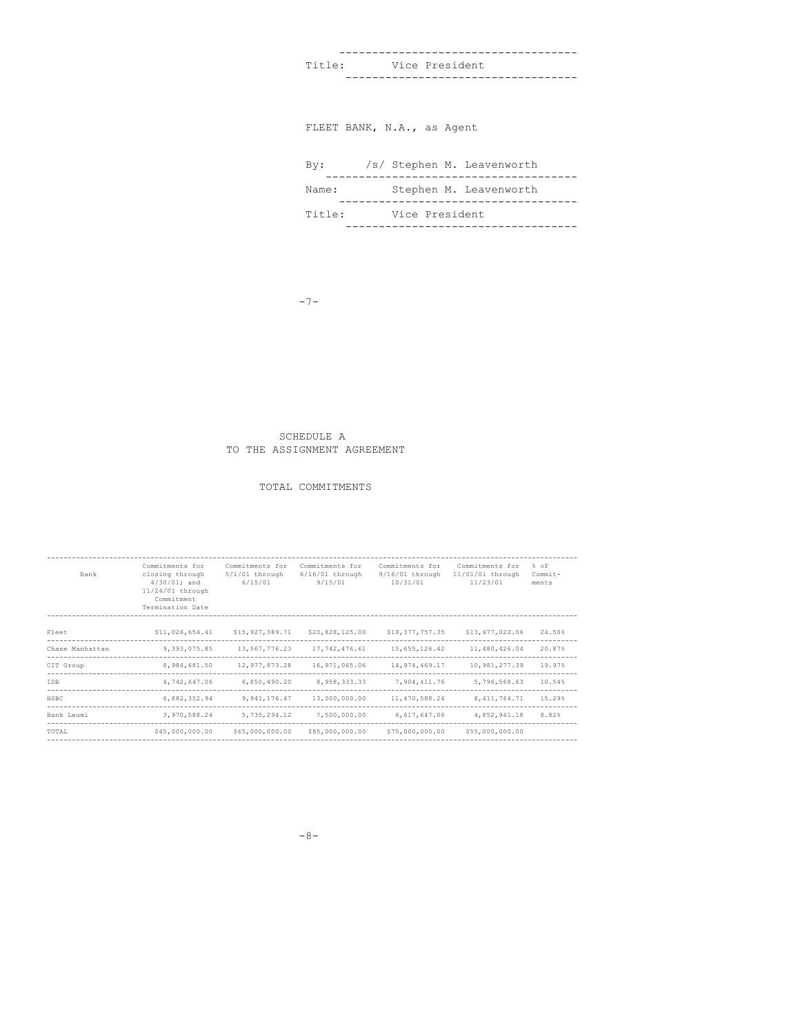Title: Vice President

FLEET BANK, N.A., as Agent

By: /s/ Stephen M. Leavenworth

Name: Stephen M. Leavenworth

Title: Vice President

SCHEDULE A
TO THE ASSIGNMENT AGREEMENT

TOTAL COMMITMENTS

| Bank | Commitments for closing through 4/30/01; and 11/24/01 through Commitment Termination Date | Commitments for 5/1/01 through 6/15/01 | Commitments for 6/16/01 through 9/15/01 | Commitments for 9/16/01 through 10/31/01 | Commitments for 11/01/01 through 11/23/01 | % of Commit-ments |
|---|---|---|---|---|---|---|
| Fleet | $11,026,654.41 | $15,927,389.71 | $20,828,125.00 | $18,377,757.35 | $13,477,022.06 | 24.50% |
| Chase Manhattan | 9,393,075.85 | 13,567,776.23 | 17,742,476.61 | 15,655,126.42 | 11,480,426.04 | 20.87% |
| CIT Group | 8,984,681.50 | 12,977,873.28 | 16,971,065.06 | 14,974,469.17 | 10,981,277.39 | 19.97% |
| IDB | 4,742,647.06 | 6,850,490.20 | 8,958,333.33 | 7,904,411.76 | 5,796,568.63 | 10.54% |
| HSBC | 6,882,352.94 | 9,941,176.47 | 13,000,000.00 | 11,470,588.24 | 8,411,764.71 | 15.29% |
| Bank Leumi | 3,970,588.24 | 5,735,294.12 | 7,500,000.00 | 6,617,647.06 | 4,852,941.18 | 8.82% |
| TOTAL | $45,000,000.00 | $65,000,000.00 | $85,000,000.00 | $75,000,000.00 | $55,000,000.00 | |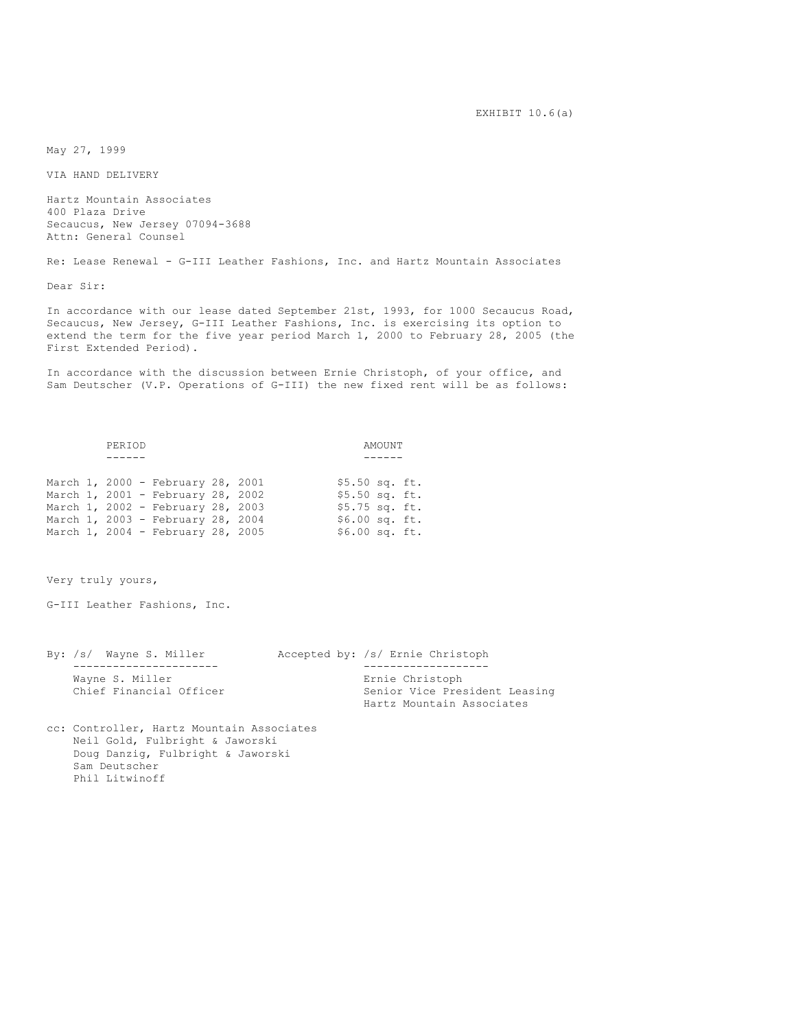EXHIBIT 10.6(a)

May 27, 1999

VIA HAND DELIVERY

Hartz Mountain Associates
400 Plaza Drive
Secaucus, New Jersey 07094-3688
Attn: General Counsel

Re: Lease Renewal - G-III Leather Fashions, Inc. and Hartz Mountain Associates

Dear Sir:

In accordance with our lease dated September 21st, 1993, for 1000 Secaucus Road, Secaucus, New Jersey, G-III Leather Fashions, Inc. is exercising its option to extend the term for the five year period March 1, 2000 to February 28, 2005 (the First Extended Period).

In accordance with the discussion between Ernie Christoph, of your office, and Sam Deutscher (V.P. Operations of G-III) the new fixed rent will be as follows:

| PERIOD | AMOUNT |
| --- | --- |
| March 1, 2000 - February 28, 2001 | $5.50 sq. ft. |
| March 1, 2001 - February 28, 2002 | $5.50 sq. ft. |
| March 1, 2002 - February 28, 2003 | $5.75 sq. ft. |
| March 1, 2003 - February 28, 2004 | $6.00 sq. ft. |
| March 1, 2004 - February 28, 2005 | $6.00 sq. ft. |

Very truly yours,

G-III Leather Fashions, Inc.

By: /s/ Wayne S. Miller
Wayne S. Miller
Chief Financial Officer

Accepted by: /s/ Ernie Christoph
Ernie Christoph
Senior Vice President Leasing
Hartz Mountain Associates

cc: Controller, Hartz Mountain Associates
Neil Gold, Fulbright & Jaworski
Doug Danzig, Fulbright & Jaworski
Sam Deutscher
Phil Litwinoff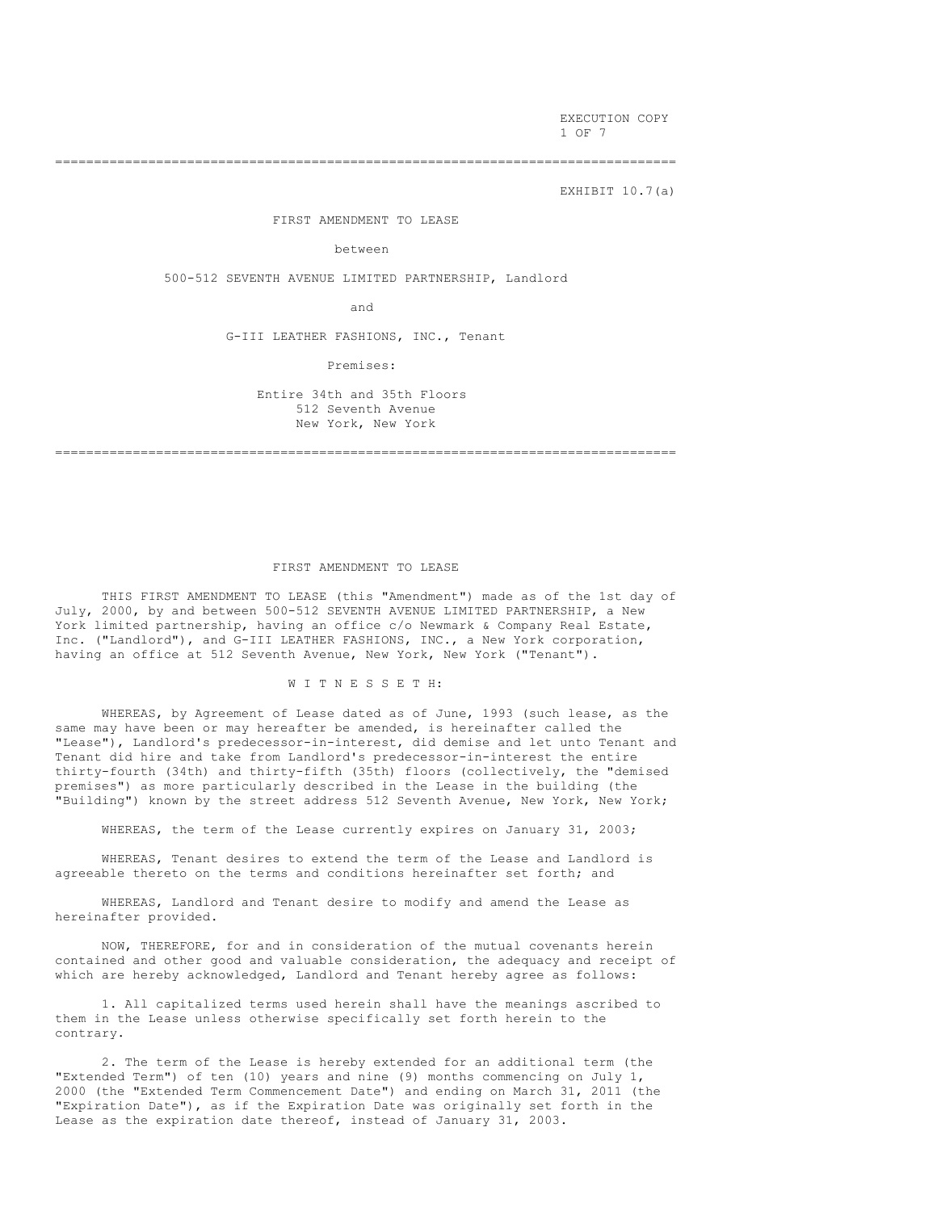EXECUTION COPY

EXHIBIT 10.7(a)

FIRST AMENDMENT TO LEASE

between

500-512 SEVENTH AVENUE LIMITED PARTNERSHIP, Landlord

and

G-III LEATHER FASHIONS, INC., Tenant

Premises:

Entire 34th and 35th Floors
512 Seventh Avenue
New York, New York

# FIRST AMENDMENT TO LEASE

THIS FIRST AMENDMENT TO LEASE (this "Amendment") made as of the 1st day of July, 2000, by and between 500-512 SEVENTH AVENUE LIMITED PARTNERSHIP, a New York limited partnership, having an office c/o Newmark & Company Real Estate, Inc. ("Landlord"), and G-III LEATHER FASHIONS, INC., a New York corporation, having an office at 512 Seventh Avenue, New York, New York ("Tenant").

W I T N E S S E T H:

WHEREAS, by Agreement of Lease dated as of June, 1993 (such lease, as the same may have been or may hereafter be amended, is hereinafter called the "Lease"), Landlord's predecessor-in-interest, did demise and let unto Tenant and Tenant did hire and take from Landlord's predecessor-in-interest the entire thirty-fourth (34th) and thirty-fifth (35th) floors (collectively, the "demised premises") as more particularly described in the Lease in the building (the "Building") known by the street address 512 Seventh Avenue, New York, New York;

WHEREAS, the term of the Lease currently expires on January 31, 2003;

WHEREAS, Tenant desires to extend the term of the Lease and Landlord is agreeable thereto on the terms and conditions hereinafter set forth; and

WHEREAS, Landlord and Tenant desire to modify and amend the Lease as hereinafter provided.

NOW, THEREFORE, for and in consideration of the mutual covenants herein contained and other good and valuable consideration, the adequacy and receipt of which are hereby acknowledged, Landlord and Tenant hereby agree as follows:

1. All capitalized terms used herein shall have the meanings ascribed to them in the Lease unless otherwise specifically set forth herein to the contrary.

2. The term of the Lease is hereby extended for an additional term (the "Extended Term") of ten (10) years and nine (9) months commencing on July 1, 2000 (the "Extended Term Commencement Date") and ending on March 31, 2011 (the "Expiration Date"), as if the Expiration Date was originally set forth in the Lease as the expiration date thereof, instead of January 31, 2003.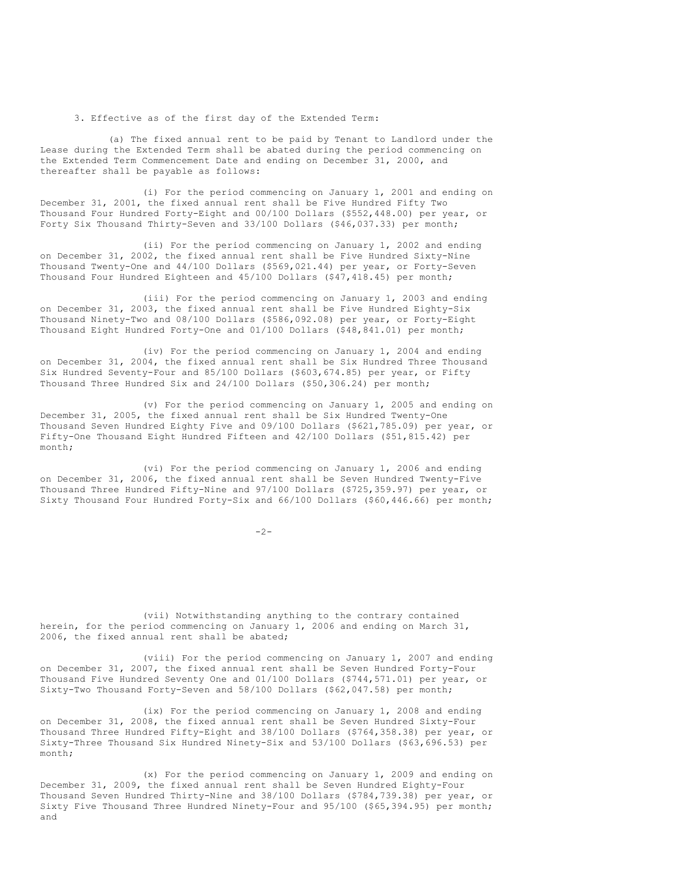3. Effective as of the first day of the Extended Term:

(a) The fixed annual rent to be paid by Tenant to Landlord under the Lease during the Extended Term shall be abated during the period commencing on the Extended Term Commencement Date and ending on December 31, 2000, and thereafter shall be payable as follows:

(i) For the period commencing on January 1, 2001 and ending on December 31, 2001, the fixed annual rent shall be Five Hundred Fifty Two Thousand Four Hundred Forty-Eight and 00/100 Dollars ($552,448.00) per year, or Forty Six Thousand Thirty-Seven and 33/100 Dollars ($46,037.33) per month;

(ii) For the period commencing on January 1, 2002 and ending on December 31, 2002, the fixed annual rent shall be Five Hundred Sixty-Nine Thousand Twenty-One and 44/100 Dollars ($569,021.44) per year, or Forty-Seven Thousand Four Hundred Eighteen and 45/100 Dollars ($47,418.45) per month;

(iii) For the period commencing on January 1, 2003 and ending on December 31, 2003, the fixed annual rent shall be Five Hundred Eighty-Six Thousand Ninety-Two and 08/100 Dollars ($586,092.08) per year, or Forty-Eight Thousand Eight Hundred Forty-One and 01/100 Dollars ($48,841.01) per month;

(iv) For the period commencing on January 1, 2004 and ending on December 31, 2004, the fixed annual rent shall be Six Hundred Three Thousand Six Hundred Seventy-Four and 85/100 Dollars ($603,674.85) per year, or Fifty Thousand Three Hundred Six and 24/100 Dollars ($50,306.24) per month;

(v) For the period commencing on January 1, 2005 and ending on December 31, 2005, the fixed annual rent shall be Six Hundred Twenty-One Thousand Seven Hundred Eighty Five and 09/100 Dollars ($621,785.09) per year, or Fifty-One Thousand Eight Hundred Fifteen and 42/100 Dollars ($51,815.42) per month;

(vi) For the period commencing on January 1, 2006 and ending on December 31, 2006, the fixed annual rent shall be Seven Hundred Twenty-Five Thousand Three Hundred Fifty-Nine and 97/100 Dollars ($725,359.97) per year, or Sixty Thousand Four Hundred Forty-Six and 66/100 Dollars ($60,446.66) per month;

(vii) Notwithstanding anything to the contrary contained herein, for the period commencing on January 1, 2006 and ending on March 31, 2006, the fixed annual rent shall be abated;

(viii) For the period commencing on January 1, 2007 and ending on December 31, 2007, the fixed annual rent shall be Seven Hundred Forty-Four Thousand Five Hundred Seventy One and 01/100 Dollars ($744,571.01) per year, or Sixty-Two Thousand Forty-Seven and 58/100 Dollars ($62,047.58) per month;

(ix) For the period commencing on January 1, 2008 and ending on December 31, 2008, the fixed annual rent shall be Seven Hundred Sixty-Four Thousand Three Hundred Fifty-Eight and 38/100 Dollars ($764,358.38) per year, or Sixty-Three Thousand Six Hundred Ninety-Six and 53/100 Dollars ($63,696.53) per month;

(x) For the period commencing on January 1, 2009 and ending on December 31, 2009, the fixed annual rent shall be Seven Hundred Eighty-Four Thousand Seven Hundred Thirty-Nine and 38/100 Dollars ($784,739.38) per year, or Sixty Five Thousand Three Hundred Ninety-Four and 95/100 ($65,394.95) per month; and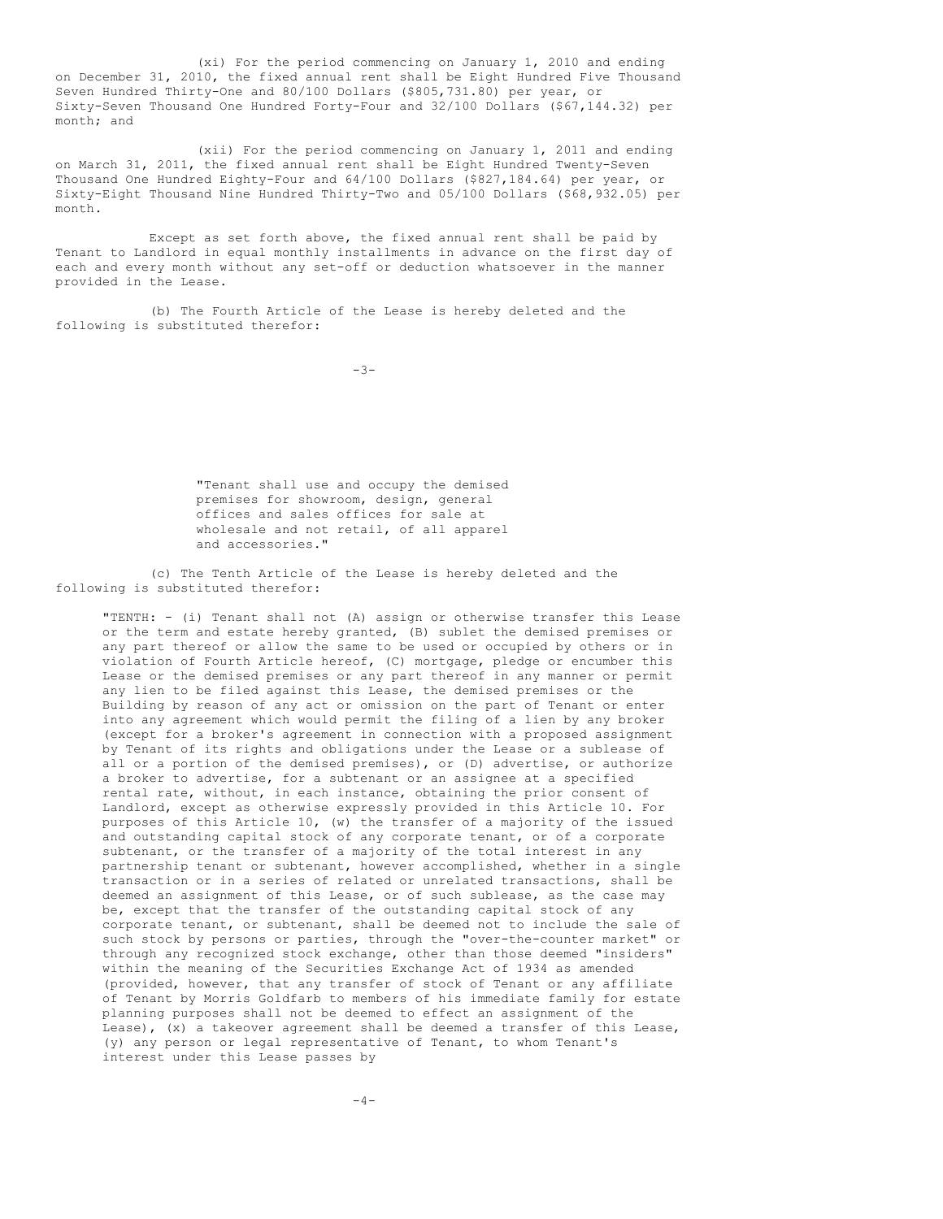(xi) For the period commencing on January 1, 2010 and ending on December 31, 2010, the fixed annual rent shall be Eight Hundred Five Thousand Seven Hundred Thirty-One and 80/100 Dollars ($805,731.80) per year, or Sixty-Seven Thousand One Hundred Forty-Four and 32/100 Dollars ($67,144.32) per month; and

(xii) For the period commencing on January 1, 2011 and ending on March 31, 2011, the fixed annual rent shall be Eight Hundred Twenty-Seven Thousand One Hundred Eighty-Four and 64/100 Dollars ($827,184.64) per year, or Sixty-Eight Thousand Nine Hundred Thirty-Two and 05/100 Dollars ($68,932.05) per month.

Except as set forth above, the fixed annual rent shall be paid by Tenant to Landlord in equal monthly installments in advance on the first day of each and every month without any set-off or deduction whatsoever in the manner provided in the Lease.

(b) The Fourth Article of the Lease is hereby deleted and the following is substituted therefor:

> "Tenant shall use and occupy the demised premises for showroom, design, general offices and sales offices for sale at wholesale and not retail, of all apparel and accessories."

(c) The Tenth Article of the Lease is hereby deleted and the following is substituted therefor:

> "TENTH: - (i) Tenant shall not (A) assign or otherwise transfer this Lease or the term and estate hereby granted, (B) sublet the demised premises or any part thereof or allow the same to be used or occupied by others or in violation of Fourth Article hereof, (C) mortgage, pledge or encumber this Lease or the demised premises or any part thereof in any manner or permit any lien to be filed against this Lease, the demised premises or the Building by reason of any act or omission on the part of Tenant or enter into any agreement which would permit the filing of a lien by any broker (except for a broker's agreement in connection with a proposed assignment by Tenant of its rights and obligations under the Lease or a sublease of all or a portion of the demised premises), or (D) advertise, or authorize a broker to advertise, for a subtenant or an assignee at a specified rental rate, without, in each instance, obtaining the prior consent of Landlord, except as otherwise expressly provided in this Article 10. For purposes of this Article 10, (w) the transfer of a majority of the issued and outstanding capital stock of any corporate tenant, or of a corporate subtenant, or the transfer of a majority of the total interest in any partnership tenant or subtenant, however accomplished, whether in a single transaction or in a series of related or unrelated transactions, shall be deemed an assignment of this Lease, or of such sublease, as the case may be, except that the transfer of the outstanding capital stock of any corporate tenant, or subtenant, shall be deemed not to include the sale of such stock by persons or parties, through the "over-the-counter market" or through any recognized stock exchange, other than those deemed "insiders" within the meaning of the Securities Exchange Act of 1934 as amended (provided, however, that any transfer of stock of Tenant or any affiliate of Tenant by Morris Goldfarb to members of his immediate family for estate planning purposes shall not be deemed to effect an assignment of the Lease), (x) a takeover agreement shall be deemed a transfer of this Lease, (y) any person or legal representative of Tenant, to whom Tenant's interest under this Lease passes by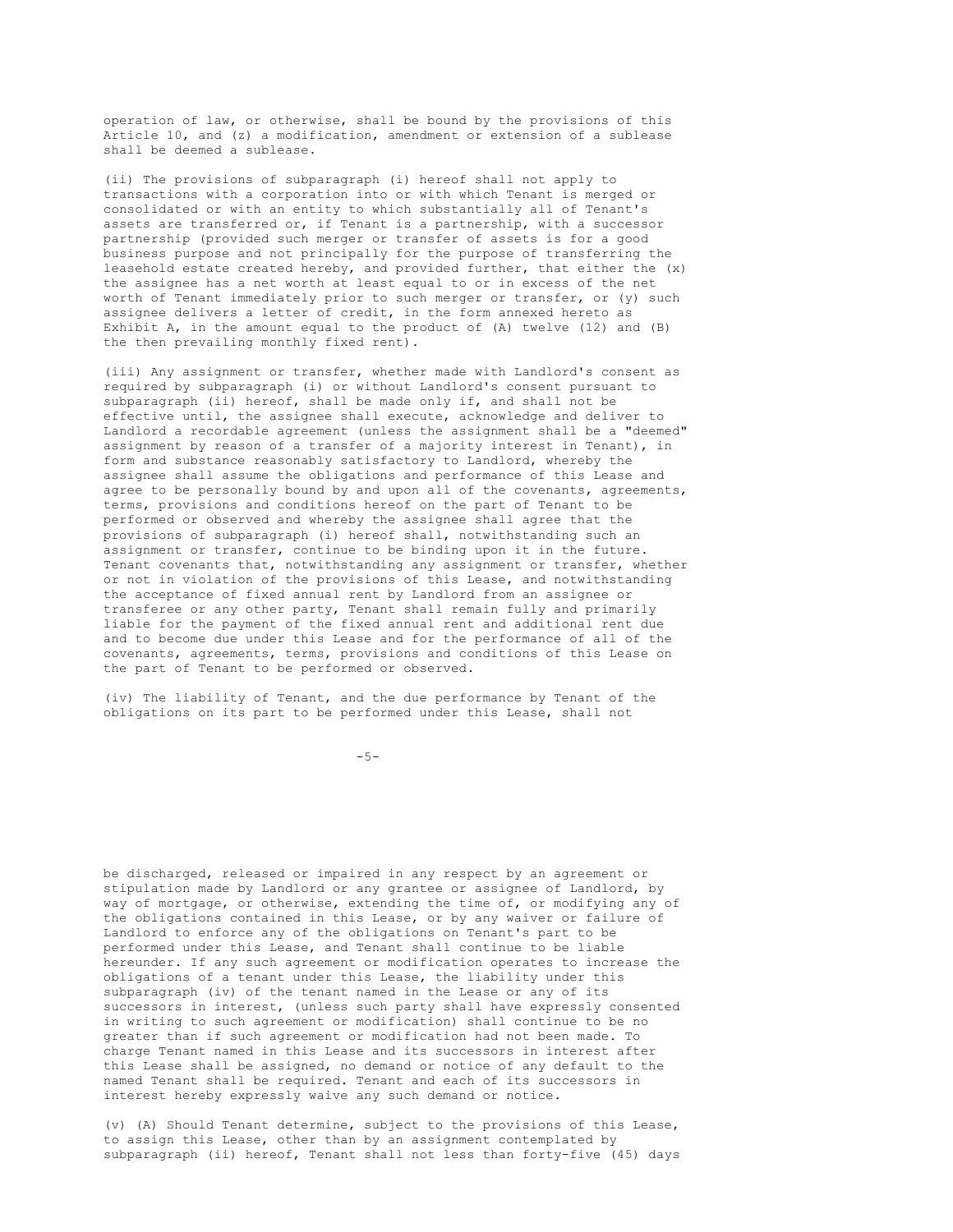operation of law, or otherwise, shall be bound by the provisions of this Article 10, and (z) a modification, amendment or extension of a sublease shall be deemed a sublease.

(ii) The provisions of subparagraph (i) hereof shall not apply to transactions with a corporation into or with which Tenant is merged or consolidated or with an entity to which substantially all of Tenant's assets are transferred or, if Tenant is a partnership, with a successor partnership (provided such merger or transfer of assets is for a good business purpose and not principally for the purpose of transferring the leasehold estate created hereby, and provided further, that either the (x) the assignee has a net worth at least equal to or in excess of the net worth of Tenant immediately prior to such merger or transfer, or (y) such assignee delivers a letter of credit, in the form annexed hereto as Exhibit A, in the amount equal to the product of (A) twelve (12) and (B) the then prevailing monthly fixed rent).

(iii) Any assignment or transfer, whether made with Landlord's consent as required by subparagraph (i) or without Landlord's consent pursuant to subparagraph (ii) hereof, shall be made only if, and shall not be effective until, the assignee shall execute, acknowledge and deliver to Landlord a recordable agreement (unless the assignment shall be a "deemed" assignment by reason of a transfer of a majority interest in Tenant), in form and substance reasonably satisfactory to Landlord, whereby the assignee shall assume the obligations and performance of this Lease and agree to be personally bound by and upon all of the covenants, agreements, terms, provisions and conditions hereof on the part of Tenant to be performed or observed and whereby the assignee shall agree that the provisions of subparagraph (i) hereof shall, notwithstanding such an assignment or transfer, continue to be binding upon it in the future. Tenant covenants that, notwithstanding any assignment or transfer, whether or not in violation of the provisions of this Lease, and notwithstanding the acceptance of fixed annual rent by Landlord from an assignee or transferee or any other party, Tenant shall remain fully and primarily liable for the payment of the fixed annual rent and additional rent due and to become due under this Lease and for the performance of all of the covenants, agreements, terms, provisions and conditions of this Lease on the part of Tenant to be performed or observed.

(iv) The liability of Tenant, and the due performance by Tenant of the obligations on its part to be performed under this Lease, shall not be discharged, released or impaired in any respect by an agreement or stipulation made by Landlord or any grantee or assignee of Landlord, by way of mortgage, or otherwise, extending the time of, or modifying any of the obligations contained in this Lease, or by any waiver or failure of Landlord to enforce any of the obligations on Tenant's part to be performed under this Lease, and Tenant shall continue to be liable hereunder. If any such agreement or modification operates to increase the obligations of a tenant under this Lease, the liability under this subparagraph (iv) of the tenant named in the Lease or any of its successors in interest, (unless such party shall have expressly consented in writing to such agreement or modification) shall continue to be no greater than if such agreement or modification had not been made. To charge Tenant named in this Lease and its successors in interest after this Lease shall be assigned, no demand or notice of any default to the named Tenant shall be required. Tenant and each of its successors in interest hereby expressly waive any such demand or notice.

(v) (A) Should Tenant determine, subject to the provisions of this Lease, to assign this Lease, other than by an assignment contemplated by subparagraph (ii) hereof, Tenant shall not less than forty-five (45) days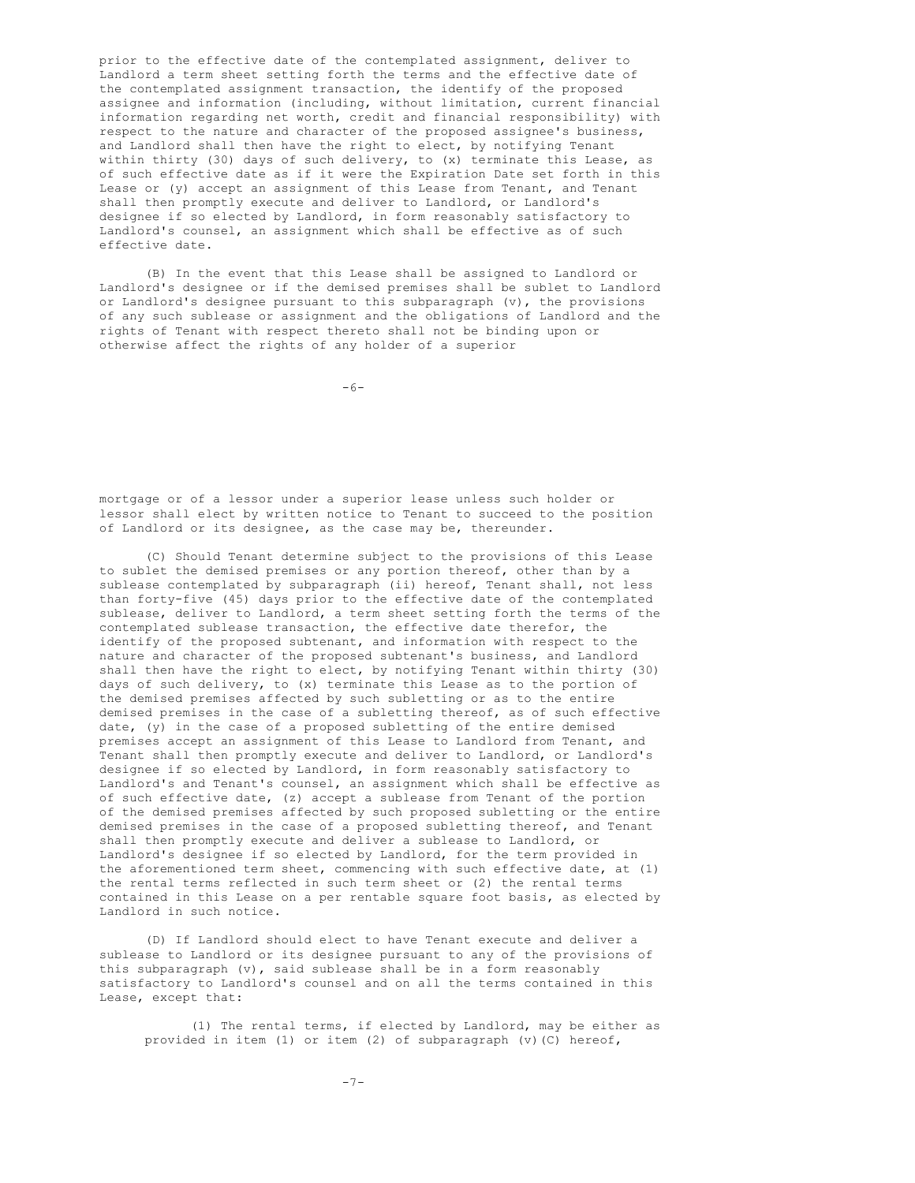prior to the effective date of the contemplated assignment, deliver to Landlord a term sheet setting forth the terms and the effective date of the contemplated assignment transaction, the identify of the proposed assignee and information (including, without limitation, current financial information regarding net worth, credit and financial responsibility) with respect to the nature and character of the proposed assignee's business, and Landlord shall then have the right to elect, by notifying Tenant within thirty (30) days of such delivery, to (x) terminate this Lease, as of such effective date as if it were the Expiration Date set forth in this Lease or (y) accept an assignment of this Lease from Tenant, and Tenant shall then promptly execute and deliver to Landlord, or Landlord's designee if so elected by Landlord, in form reasonably satisfactory to Landlord's counsel, an assignment which shall be effective as of such effective date.

(B) In the event that this Lease shall be assigned to Landlord or Landlord's designee or if the demised premises shall be sublet to Landlord or Landlord's designee pursuant to this subparagraph (v), the provisions of any such sublease or assignment and the obligations of Landlord and the rights of Tenant with respect thereto shall not be binding upon or otherwise affect the rights of any holder of a superior mortgage or of a lessor under a superior lease unless such holder or lessor shall elect by written notice to Tenant to succeed to the position of Landlord or its designee, as the case may be, thereunder.

(C) Should Tenant determine subject to the provisions of this Lease to sublet the demised premises or any portion thereof, other than by a sublease contemplated by subparagraph (ii) hereof, Tenant shall, not less than forty-five (45) days prior to the effective date of the contemplated sublease, deliver to Landlord, a term sheet setting forth the terms of the contemplated sublease transaction, the effective date therefor, the identify of the proposed subtenant, and information with respect to the nature and character of the proposed subtenant's business, and Landlord shall then have the right to elect, by notifying Tenant within thirty (30) days of such delivery, to (x) terminate this Lease as to the portion of the demised premises affected by such subletting or as to the entire demised premises in the case of a subletting thereof, as of such effective date, (y) in the case of a proposed subletting of the entire demised premises accept an assignment of this Lease to Landlord from Tenant, and Tenant shall then promptly execute and deliver to Landlord, or Landlord's designee if so elected by Landlord, in form reasonably satisfactory to Landlord's and Tenant's counsel, an assignment which shall be effective as of such effective date, (z) accept a sublease from Tenant of the portion of the demised premises affected by such proposed subletting or the entire demised premises in the case of a proposed subletting thereof, and Tenant shall then promptly execute and deliver a sublease to Landlord, or Landlord's designee if so elected by Landlord, for the term provided in the aforementioned term sheet, commencing with such effective date, at (1) the rental terms reflected in such term sheet or (2) the rental terms contained in this Lease on a per rentable square foot basis, as elected by Landlord in such notice.

(D) If Landlord should elect to have Tenant execute and deliver a sublease to Landlord or its designee pursuant to any of the provisions of this subparagraph (v), said sublease shall be in a form reasonably satisfactory to Landlord's counsel and on all the terms contained in this Lease, except that:

(1) The rental terms, if elected by Landlord, may be either as provided in item (1) or item (2) of subparagraph (v)(C) hereof,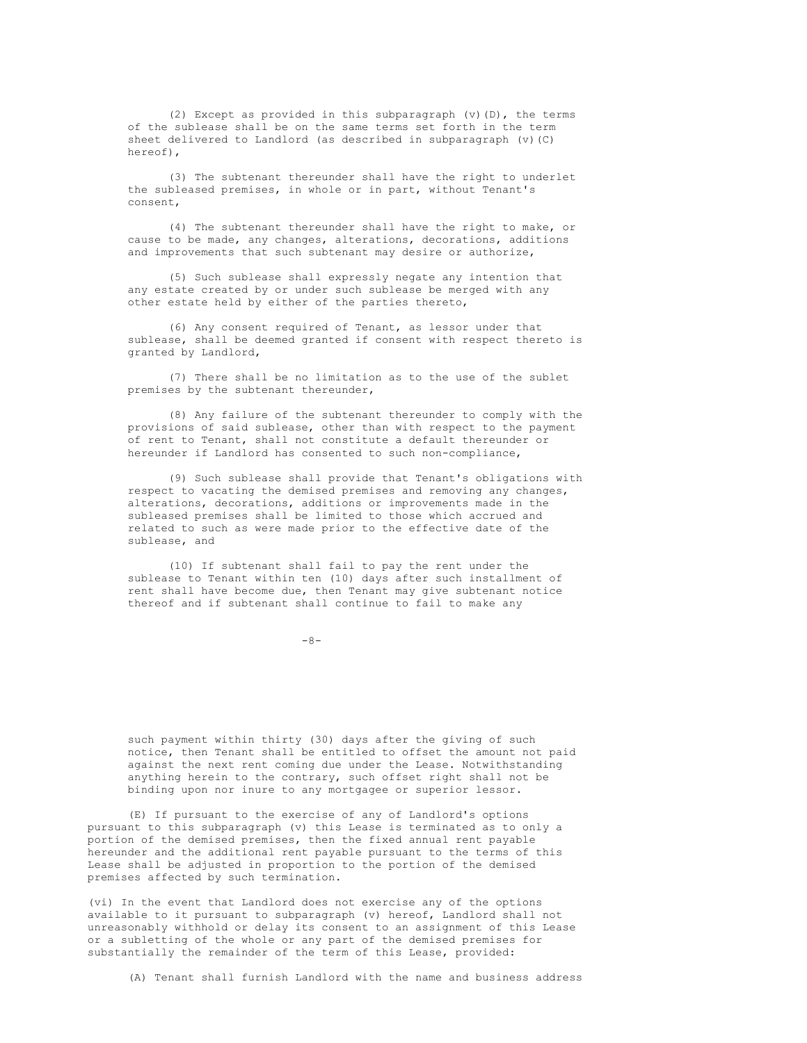(2) Except as provided in this subparagraph (v)(D), the terms of the sublease shall be on the same terms set forth in the term sheet delivered to Landlord (as described in subparagraph (v)(C) hereof),

(3) The subtenant thereunder shall have the right to underlet the subleased premises, in whole or in part, without Tenant's consent,

(4) The subtenant thereunder shall have the right to make, or cause to be made, any changes, alterations, decorations, additions and improvements that such subtenant may desire or authorize,

(5) Such sublease shall expressly negate any intention that any estate created by or under such sublease be merged with any other estate held by either of the parties thereto,

(6) Any consent required of Tenant, as lessor under that sublease, shall be deemed granted if consent with respect thereto is granted by Landlord,

(7) There shall be no limitation as to the use of the sublet premises by the subtenant thereunder,

(8) Any failure of the subtenant thereunder to comply with the provisions of said sublease, other than with respect to the payment of rent to Tenant, shall not constitute a default thereunder or hereunder if Landlord has consented to such non-compliance,

(9) Such sublease shall provide that Tenant's obligations with respect to vacating the demised premises and removing any changes, alterations, decorations, additions or improvements made in the subleased premises shall be limited to those which accrued and related to such as were made prior to the effective date of the sublease, and

(10) If subtenant shall fail to pay the rent under the sublease to Tenant within ten (10) days after such installment of rent shall have become due, then Tenant may give subtenant notice thereof and if subtenant shall continue to fail to make any such payment within thirty (30) days after the giving of such notice, then Tenant shall be entitled to offset the amount not paid against the next rent coming due under the Lease. Notwithstanding anything herein to the contrary, such offset right shall not be binding upon nor inure to any mortgagee or superior lessor.

(E) If pursuant to the exercise of any of Landlord's options pursuant to this subparagraph (v) this Lease is terminated as to only a portion of the demised premises, then the fixed annual rent payable hereunder and the additional rent payable pursuant to the terms of this Lease shall be adjusted in proportion to the portion of the demised premises affected by such termination.

(vi) In the event that Landlord does not exercise any of the options available to it pursuant to subparagraph (v) hereof, Landlord shall not unreasonably withhold or delay its consent to an assignment of this Lease or a subletting of the whole or any part of the demised premises for substantially the remainder of the term of this Lease, provided:

(A) Tenant shall furnish Landlord with the name and business address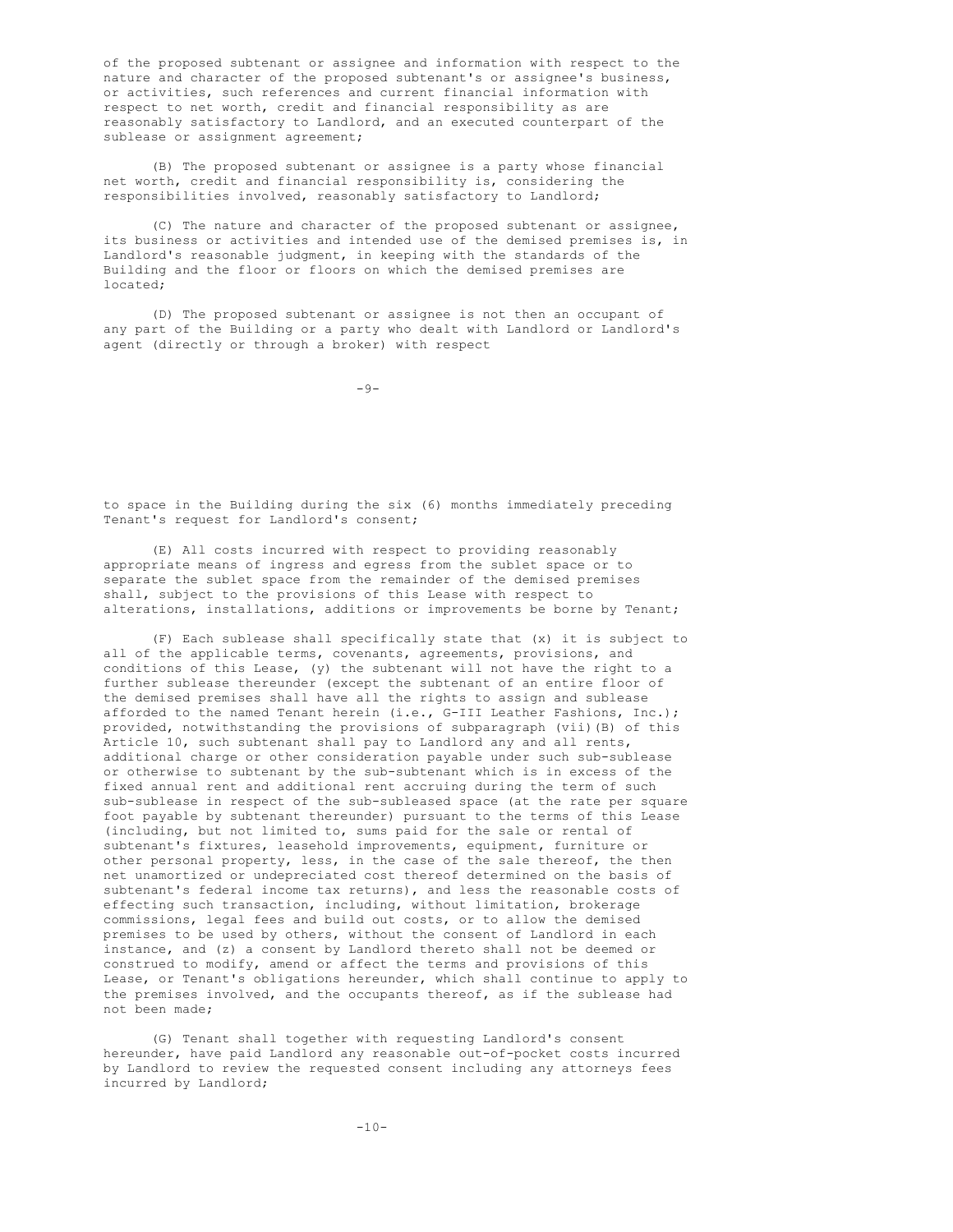of the proposed subtenant or assignee and information with respect to the nature and character of the proposed subtenant's or assignee's business, or activities, such references and current financial information with respect to net worth, credit and financial responsibility as are reasonably satisfactory to Landlord, and an executed counterpart of the sublease or assignment agreement;

(B) The proposed subtenant or assignee is a party whose financial net worth, credit and financial responsibility is, considering the responsibilities involved, reasonably satisfactory to Landlord;

(C) The nature and character of the proposed subtenant or assignee, its business or activities and intended use of the demised premises is, in Landlord's reasonable judgment, in keeping with the standards of the Building and the floor or floors on which the demised premises are located;

(D) The proposed subtenant or assignee is not then an occupant of any part of the Building or a party who dealt with Landlord or Landlord's agent (directly or through a broker) with respect to space in the Building during the six (6) months immediately preceding Tenant's request for Landlord's consent;

(E) All costs incurred with respect to providing reasonably appropriate means of ingress and egress from the sublet space or to separate the sublet space from the remainder of the demised premises shall, subject to the provisions of this Lease with respect to alterations, installations, additions or improvements be borne by Tenant;

(F) Each sublease shall specifically state that (x) it is subject to all of the applicable terms, covenants, agreements, provisions, and conditions of this Lease, (y) the subtenant will not have the right to a further sublease thereunder (except the subtenant of an entire floor of the demised premises shall have all the rights to assign and sublease afforded to the named Tenant herein (i.e., G-III Leather Fashions, Inc.); provided, notwithstanding the provisions of subparagraph (vii)(B) of this Article 10, such subtenant shall pay to Landlord any and all rents, additional charge or other consideration payable under such sub-sublease or otherwise to subtenant by the sub-subtenant which is in excess of the fixed annual rent and additional rent accruing during the term of such sub-sublease in respect of the sub-subleased space (at the rate per square foot payable by subtenant thereunder) pursuant to the terms of this Lease (including, but not limited to, sums paid for the sale or rental of subtenant's fixtures, leasehold improvements, equipment, furniture or other personal property, less, in the case of the sale thereof, the then net unamortized or undepreciated cost thereof determined on the basis of subtenant's federal income tax returns), and less the reasonable costs of effecting such transaction, including, without limitation, brokerage commissions, legal fees and build out costs, or to allow the demised premises to be used by others, without the consent of Landlord in each instance, and (z) a consent by Landlord thereto shall not be deemed or construed to modify, amend or affect the terms and provisions of this Lease, or Tenant's obligations hereunder, which shall continue to apply to the premises involved, and the occupants thereof, as if the sublease had not been made;

(G) Tenant shall together with requesting Landlord's consent hereunder, have paid Landlord any reasonable out-of-pocket costs incurred by Landlord to review the requested consent including any attorneys fees incurred by Landlord;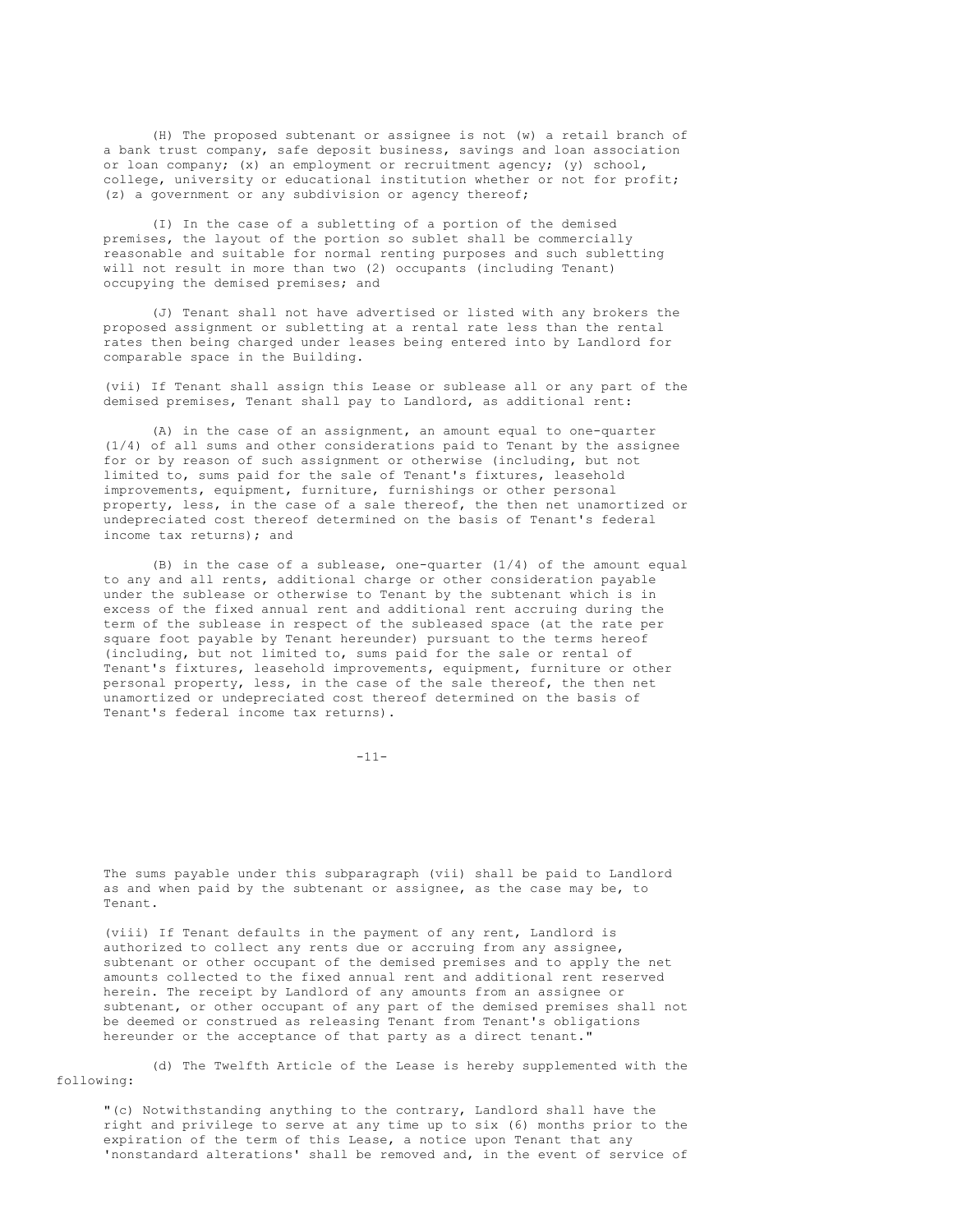(H) The proposed subtenant or assignee is not (w) a retail branch of a bank trust company, safe deposit business, savings and loan association or loan company; (x) an employment or recruitment agency; (y) school, college, university or educational institution whether or not for profit; (z) a government or any subdivision or agency thereof;

(I) In the case of a subletting of a portion of the demised premises, the layout of the portion so sublet shall be commercially reasonable and suitable for normal renting purposes and such subletting will not result in more than two (2) occupants (including Tenant) occupying the demised premises; and

(J) Tenant shall not have advertised or listed with any brokers the proposed assignment or subletting at a rental rate less than the rental rates then being charged under leases being entered into by Landlord for comparable space in the Building.

(vii) If Tenant shall assign this Lease or sublease all or any part of the demised premises, Tenant shall pay to Landlord, as additional rent:

(A) in the case of an assignment, an amount equal to one-quarter (1/4) of all sums and other considerations paid to Tenant by the assignee for or by reason of such assignment or otherwise (including, but not limited to, sums paid for the sale of Tenant's fixtures, leasehold improvements, equipment, furniture, furnishings or other personal property, less, in the case of a sale thereof, the then net unamortized or undepreciated cost thereof determined on the basis of Tenant's federal income tax returns); and

(B) in the case of a sublease, one-quarter (1/4) of the amount equal to any and all rents, additional charge or other consideration payable under the sublease or otherwise to Tenant by the subtenant which is in excess of the fixed annual rent and additional rent accruing during the term of the sublease in respect of the subleased space (at the rate per square foot payable by Tenant hereunder) pursuant to the terms hereof (including, but not limited to, sums paid for the sale or rental of Tenant's fixtures, leasehold improvements, equipment, furniture or other personal property, less, in the case of the sale thereof, the then net unamortized or undepreciated cost thereof determined on the basis of Tenant's federal income tax returns).

The sums payable under this subparagraph (vii) shall be paid to Landlord as and when paid by the subtenant or assignee, as the case may be, to Tenant.

(viii) If Tenant defaults in the payment of any rent, Landlord is authorized to collect any rents due or accruing from any assignee, subtenant or other occupant of the demised premises and to apply the net amounts collected to the fixed annual rent and additional rent reserved herein. The receipt by Landlord of any amounts from an assignee or subtenant, or other occupant of any part of the demised premises shall not be deemed or construed as releasing Tenant from Tenant's obligations hereunder or the acceptance of that party as a direct tenant."

(d) The Twelfth Article of the Lease is hereby supplemented with the following:

"(c) Notwithstanding anything to the contrary, Landlord shall have the right and privilege to serve at any time up to six (6) months prior to the expiration of the term of this Lease, a notice upon Tenant that any 'nonstandard alterations' shall be removed and, in the event of service of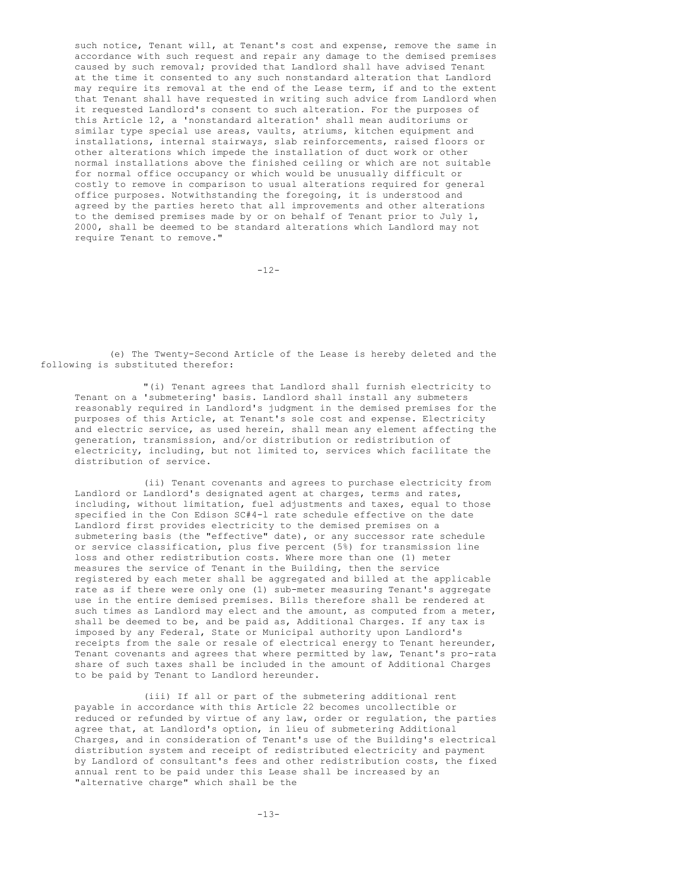such notice, Tenant will, at Tenant's cost and expense, remove the same in accordance with such request and repair any damage to the demised premises caused by such removal; provided that Landlord shall have advised Tenant at the time it consented to any such nonstandard alteration that Landlord may require its removal at the end of the Lease term, if and to the extent that Tenant shall have requested in writing such advice from Landlord when it requested Landlord's consent to such alteration. For the purposes of this Article 12, a 'nonstandard alteration' shall mean auditoriums or similar type special use areas, vaults, atriums, kitchen equipment and installations, internal stairways, slab reinforcements, raised floors or other alterations which impede the installation of duct work or other normal installations above the finished ceiling or which are not suitable for normal office occupancy or which would be unusually difficult or costly to remove in comparison to usual alterations required for general office purposes. Notwithstanding the foregoing, it is understood and agreed by the parties hereto that all improvements and other alterations to the demised premises made by or on behalf of Tenant prior to July 1, 2000, shall be deemed to be standard alterations which Landlord may not require Tenant to remove."

(e) The Twenty-Second Article of the Lease is hereby deleted and the following is substituted therefor:

"(i) Tenant agrees that Landlord shall furnish electricity to Tenant on a 'submetering' basis. Landlord shall install any submeters reasonably required in Landlord's judgment in the demised premises for the purposes of this Article, at Tenant's sole cost and expense. Electricity and electric service, as used herein, shall mean any element affecting the generation, transmission, and/or distribution or redistribution of electricity, including, but not limited to, services which facilitate the distribution of service.

(ii) Tenant covenants and agrees to purchase electricity from Landlord or Landlord's designated agent at charges, terms and rates, including, without limitation, fuel adjustments and taxes, equal to those specified in the Con Edison SC#4-1 rate schedule effective on the date Landlord first provides electricity to the demised premises on a submetering basis (the "effective" date), or any successor rate schedule or service classification, plus five percent (5%) for transmission line loss and other redistribution costs. Where more than one (1) meter measures the service of Tenant in the Building, then the service registered by each meter shall be aggregated and billed at the applicable rate as if there were only one (1) sub-meter measuring Tenant's aggregate use in the entire demised premises. Bills therefore shall be rendered at such times as Landlord may elect and the amount, as computed from a meter, shall be deemed to be, and be paid as, Additional Charges. If any tax is imposed by any Federal, State or Municipal authority upon Landlord's receipts from the sale or resale of electrical energy to Tenant hereunder, Tenant covenants and agrees that where permitted by law, Tenant's pro-rata share of such taxes shall be included in the amount of Additional Charges to be paid by Tenant to Landlord hereunder.

(iii) If all or part of the submetering additional rent payable in accordance with this Article 22 becomes uncollectible or reduced or refunded by virtue of any law, order or regulation, the parties agree that, at Landlord's option, in lieu of submetering Additional Charges, and in consideration of Tenant's use of the Building's electrical distribution system and receipt of redistributed electricity and payment by Landlord of consultant's fees and other redistribution costs, the fixed annual rent to be paid under this Lease shall be increased by an "alternative charge" which shall be the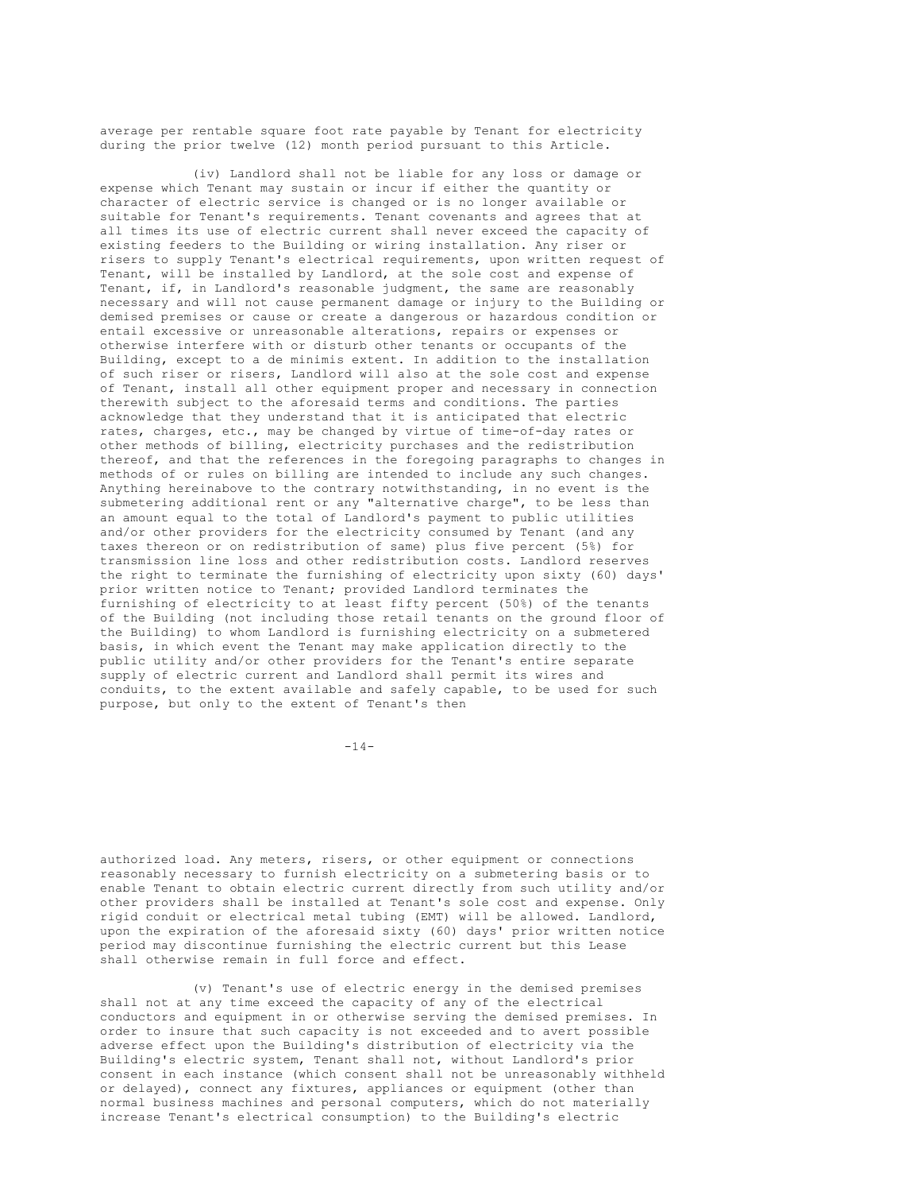average per rentable square foot rate payable by Tenant for electricity during the prior twelve (12) month period pursuant to this Article.

(iv) Landlord shall not be liable for any loss or damage or expense which Tenant may sustain or incur if either the quantity or character of electric service is changed or is no longer available or suitable for Tenant's requirements. Tenant covenants and agrees that at all times its use of electric current shall never exceed the capacity of existing feeders to the Building or wiring installation. Any riser or risers to supply Tenant's electrical requirements, upon written request of Tenant, will be installed by Landlord, at the sole cost and expense of Tenant, if, in Landlord's reasonable judgment, the same are reasonably necessary and will not cause permanent damage or injury to the Building or demised premises or cause or create a dangerous or hazardous condition or entail excessive or unreasonable alterations, repairs or expenses or otherwise interfere with or disturb other tenants or occupants of the Building, except to a de minimis extent. In addition to the installation of such riser or risers, Landlord will also at the sole cost and expense of Tenant, install all other equipment proper and necessary in connection therewith subject to the aforesaid terms and conditions. The parties acknowledge that they understand that it is anticipated that electric rates, charges, etc., may be changed by virtue of time-of-day rates or other methods of billing, electricity purchases and the redistribution thereof, and that the references in the foregoing paragraphs to changes in methods of or rules on billing are intended to include any such changes. Anything hereinabove to the contrary notwithstanding, in no event is the submetering additional rent or any "alternative charge", to be less than an amount equal to the total of Landlord's payment to public utilities and/or other providers for the electricity consumed by Tenant (and any taxes thereon or on redistribution of same) plus five percent (5%) for transmission line loss and other redistribution costs. Landlord reserves the right to terminate the furnishing of electricity upon sixty (60) days' prior written notice to Tenant; provided Landlord terminates the furnishing of electricity to at least fifty percent (50%) of the tenants of the Building (not including those retail tenants on the ground floor of the Building) to whom Landlord is furnishing electricity on a submetered basis, in which event the Tenant may make application directly to the public utility and/or other providers for the Tenant's entire separate supply of electric current and Landlord shall permit its wires and conduits, to the extent available and safely capable, to be used for such purpose, but only to the extent of Tenant's then authorized load. Any meters, risers, or other equipment or connections reasonably necessary to furnish electricity on a submetering basis or to enable Tenant to obtain electric current directly from such utility and/or other providers shall be installed at Tenant's sole cost and expense. Only rigid conduit or electrical metal tubing (EMT) will be allowed. Landlord, upon the expiration of the aforesaid sixty (60) days' prior written notice period may discontinue furnishing the electric current but this Lease shall otherwise remain in full force and effect.

(v) Tenant's use of electric energy in the demised premises shall not at any time exceed the capacity of any of the electrical conductors and equipment in or otherwise serving the demised premises. In order to insure that such capacity is not exceeded and to avert possible adverse effect upon the Building's distribution of electricity via the Building's electric system, Tenant shall not, without Landlord's prior consent in each instance (which consent shall not be unreasonably withheld or delayed), connect any fixtures, appliances or equipment (other than normal business machines and personal computers, which do not materially increase Tenant's electrical consumption) to the Building's electric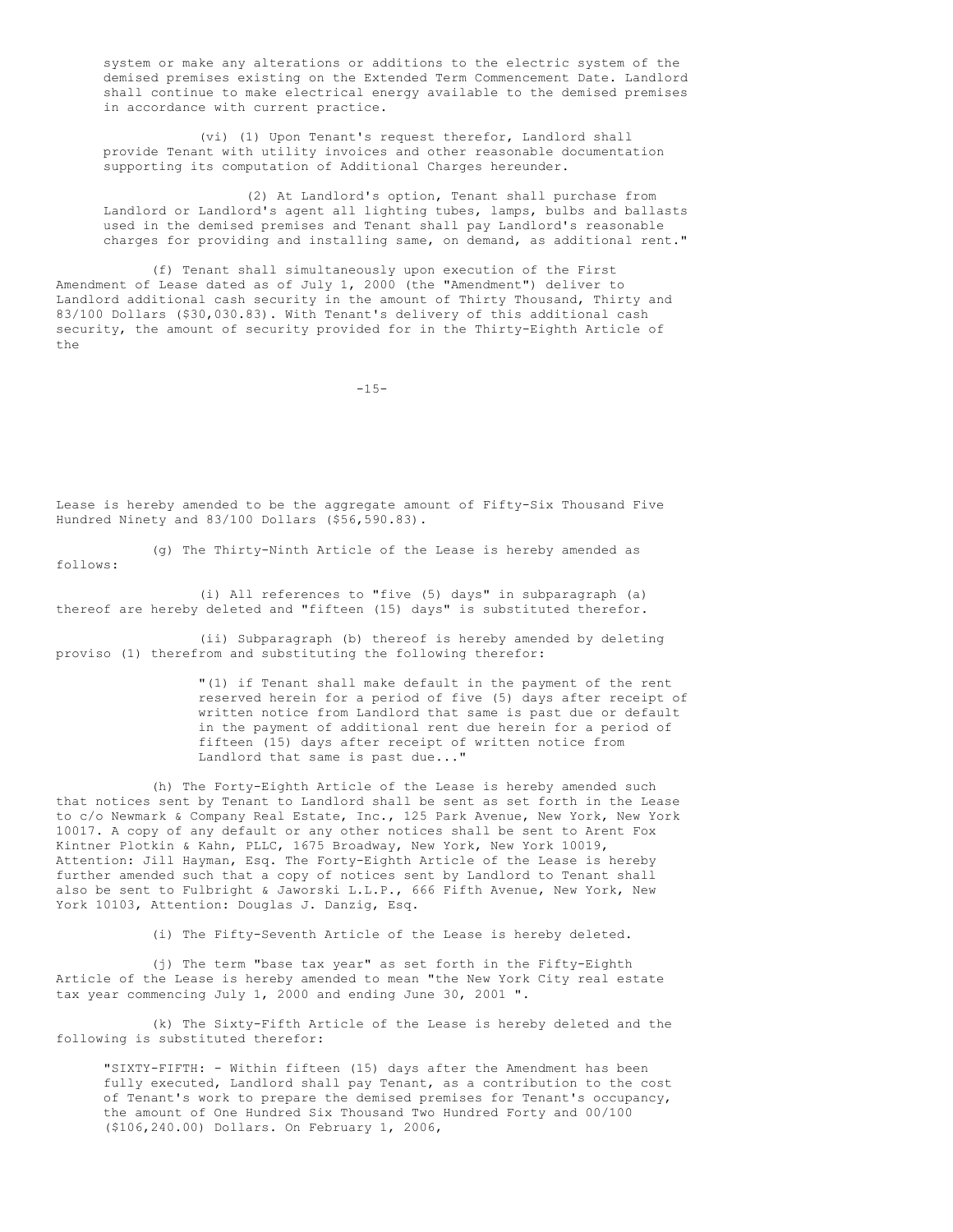system or make any alterations or additions to the electric system of the demised premises existing on the Extended Term Commencement Date. Landlord shall continue to make electrical energy available to the demised premises in accordance with current practice.

(vi) (1) Upon Tenant's request therefor, Landlord shall provide Tenant with utility invoices and other reasonable documentation supporting its computation of Additional Charges hereunder.

(2) At Landlord's option, Tenant shall purchase from Landlord or Landlord's agent all lighting tubes, lamps, bulbs and ballasts used in the demised premises and Tenant shall pay Landlord's reasonable charges for providing and installing same, on demand, as additional rent."

(f) Tenant shall simultaneously upon execution of the First Amendment of Lease dated as of July 1, 2000 (the "Amendment") deliver to Landlord additional cash security in the amount of Thirty Thousand, Thirty and 83/100 Dollars ($30,030.83). With Tenant's delivery of this additional cash security, the amount of security provided for in the Thirty-Eighth Article of the Lease is hereby amended to be the aggregate amount of Fifty-Six Thousand Five Hundred Ninety and 83/100 Dollars ($56,590.83).

(g) The Thirty-Ninth Article of the Lease is hereby amended as follows:

(i) All references to "five (5) days" in subparagraph (a) thereof are hereby deleted and "fifteen (15) days" is substituted therefor.

(ii) Subparagraph (b) thereof is hereby amended by deleting proviso (1) therefrom and substituting the following therefor:

> "(1) if Tenant shall make default in the payment of the rent reserved herein for a period of five (5) days after receipt of written notice from Landlord that same is past due or default in the payment of additional rent due herein for a period of fifteen (15) days after receipt of written notice from Landlord that same is past due..."

(h) The Forty-Eighth Article of the Lease is hereby amended such that notices sent by Tenant to Landlord shall be sent as set forth in the Lease to c/o Newmark & Company Real Estate, Inc., 125 Park Avenue, New York, New York 10017. A copy of any default or any other notices shall be sent to Arent Fox Kintner Plotkin & Kahn, PLLC, 1675 Broadway, New York, New York 10019, Attention: Jill Hayman, Esq. The Forty-Eighth Article of the Lease is hereby further amended such that a copy of notices sent by Landlord to Tenant shall also be sent to Fulbright & Jaworski L.L.P., 666 Fifth Avenue, New York, New York 10103, Attention: Douglas J. Danzig, Esq.

(i) The Fifty-Seventh Article of the Lease is hereby deleted.

(j) The term "base tax year" as set forth in the Fifty-Eighth Article of the Lease is hereby amended to mean "the New York City real estate tax year commencing July 1, 2000 and ending June 30, 2001 ".

(k) The Sixty-Fifth Article of the Lease is hereby deleted and the following is substituted therefor:

> "SIXTY-FIFTH: - Within fifteen (15) days after the Amendment has been fully executed, Landlord shall pay Tenant, as a contribution to the cost of Tenant's work to prepare the demised premises for Tenant's occupancy, the amount of One Hundred Six Thousand Two Hundred Forty and 00/100 ($106,240.00) Dollars. On February 1, 2006,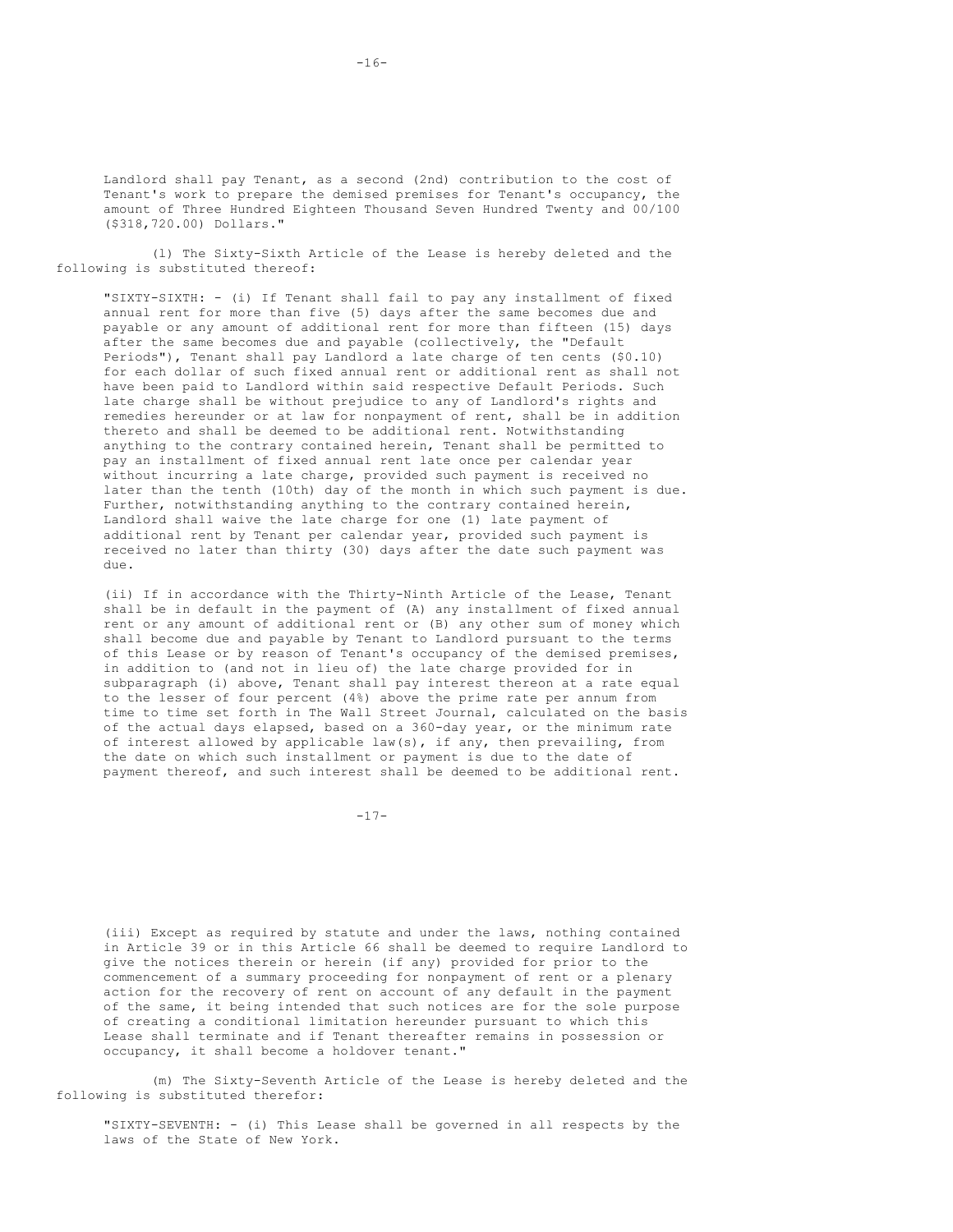Landlord shall pay Tenant, as a second (2nd) contribution to the cost of Tenant's work to prepare the demised premises for Tenant's occupancy, the amount of Three Hundred Eighteen Thousand Seven Hundred Twenty and 00/100 ($318,720.00) Dollars."

(l) The Sixty-Sixth Article of the Lease is hereby deleted and the following is substituted thereof:

"SIXTY-SIXTH: - (i) If Tenant shall fail to pay any installment of fixed annual rent for more than five (5) days after the same becomes due and payable or any amount of additional rent for more than fifteen (15) days after the same becomes due and payable (collectively, the "Default Periods"), Tenant shall pay Landlord a late charge of ten cents ($0.10) for each dollar of such fixed annual rent or additional rent as shall not have been paid to Landlord within said respective Default Periods. Such late charge shall be without prejudice to any of Landlord's rights and remedies hereunder or at law for nonpayment of rent, shall be in addition thereto and shall be deemed to be additional rent. Notwithstanding anything to the contrary contained herein, Tenant shall be permitted to pay an installment of fixed annual rent late once per calendar year without incurring a late charge, provided such payment is received no later than the tenth (10th) day of the month in which such payment is due. Further, notwithstanding anything to the contrary contained herein, Landlord shall waive the late charge for one (1) late payment of additional rent by Tenant per calendar year, provided such payment is received no later than thirty (30) days after the date such payment was due.

(ii) If in accordance with the Thirty-Ninth Article of the Lease, Tenant shall be in default in the payment of (A) any installment of fixed annual rent or any amount of additional rent or (B) any other sum of money which shall become due and payable by Tenant to Landlord pursuant to the terms of this Lease or by reason of Tenant's occupancy of the demised premises, in addition to (and not in lieu of) the late charge provided for in subparagraph (i) above, Tenant shall pay interest thereon at a rate equal to the lesser of four percent (4%) above the prime rate per annum from time to time set forth in The Wall Street Journal, calculated on the basis of the actual days elapsed, based on a 360-day year, or the minimum rate of interest allowed by applicable law(s), if any, then prevailing, from the date on which such installment or payment is due to the date of payment thereof, and such interest shall be deemed to be additional rent.

(iii) Except as required by statute and under the laws, nothing contained in Article 39 or in this Article 66 shall be deemed to require Landlord to give the notices therein or herein (if any) provided for prior to the commencement of a summary proceeding for nonpayment of rent or a plenary action for the recovery of rent on account of any default in the payment of the same, it being intended that such notices are for the sole purpose of creating a conditional limitation hereunder pursuant to which this Lease shall terminate and if Tenant thereafter remains in possession or occupancy, it shall become a holdover tenant."

(m) The Sixty-Seventh Article of the Lease is hereby deleted and the following is substituted therefor:

"SIXTY-SEVENTH: - (i) This Lease shall be governed in all respects by the laws of the State of New York.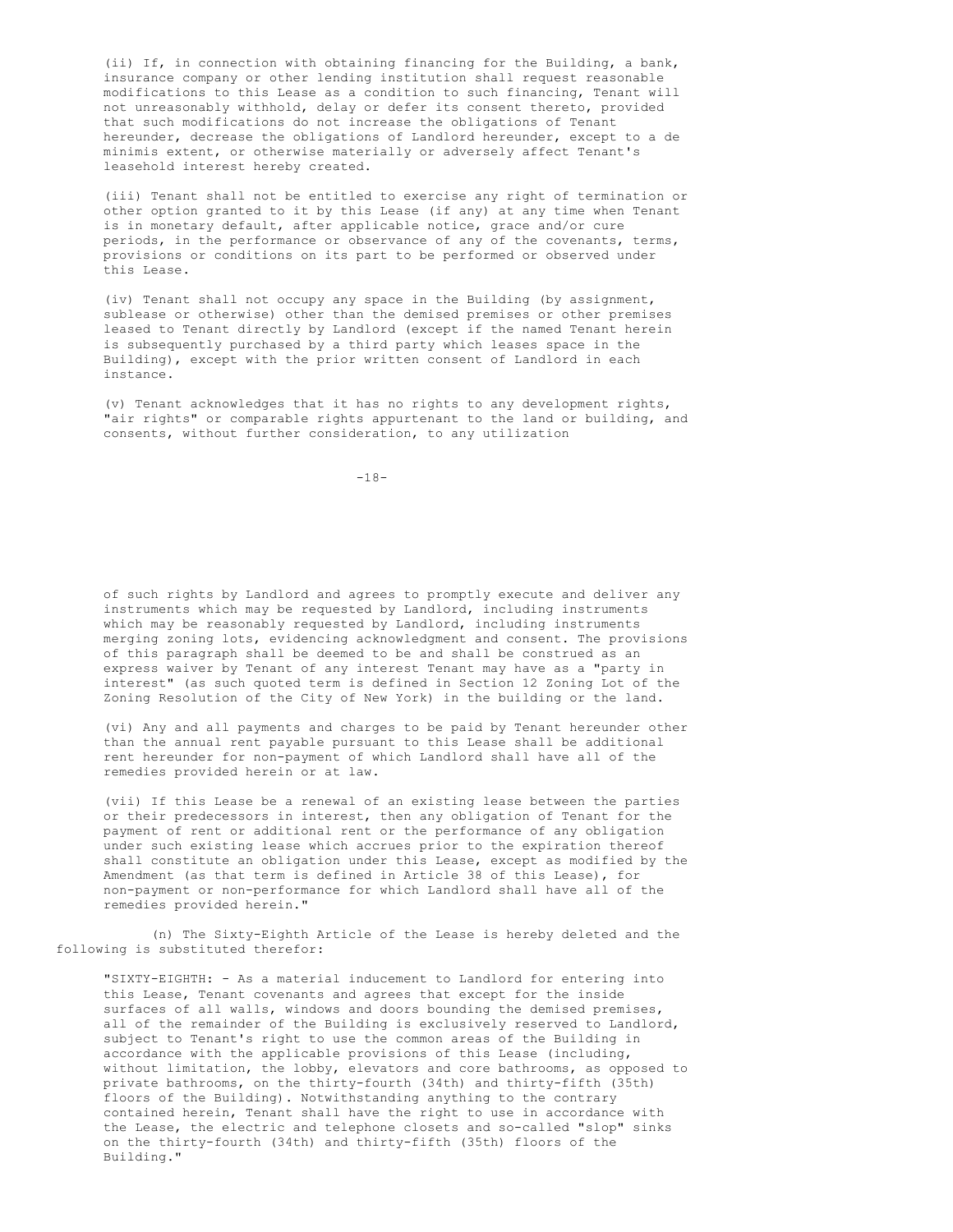(ii) If, in connection with obtaining financing for the Building, a bank, insurance company or other lending institution shall request reasonable modifications to this Lease as a condition to such financing, Tenant will not unreasonably withhold, delay or defer its consent thereto, provided that such modifications do not increase the obligations of Tenant hereunder, decrease the obligations of Landlord hereunder, except to a de minimis extent, or otherwise materially or adversely affect Tenant's leasehold interest hereby created.

(iii) Tenant shall not be entitled to exercise any right of termination or other option granted to it by this Lease (if any) at any time when Tenant is in monetary default, after applicable notice, grace and/or cure periods, in the performance or observance of any of the covenants, terms, provisions or conditions on its part to be performed or observed under this Lease.

(iv) Tenant shall not occupy any space in the Building (by assignment, sublease or otherwise) other than the demised premises or other premises leased to Tenant directly by Landlord (except if the named Tenant herein is subsequently purchased by a third party which leases space in the Building), except with the prior written consent of Landlord in each instance.

(v) Tenant acknowledges that it has no rights to any development rights, "air rights" or comparable rights appurtenant to the land or building, and consents, without further consideration, to any utilization of such rights by Landlord and agrees to promptly execute and deliver any instruments which may be requested by Landlord, including instruments which may be reasonably requested by Landlord, including instruments merging zoning lots, evidencing acknowledgment and consent. The provisions of this paragraph shall be deemed to be and shall be construed as an express waiver by Tenant of any interest Tenant may have as a "party in interest" (as such quoted term is defined in Section 12 Zoning Lot of the Zoning Resolution of the City of New York) in the building or the land.

(vi) Any and all payments and charges to be paid by Tenant hereunder other than the annual rent payable pursuant to this Lease shall be additional rent hereunder for non-payment of which Landlord shall have all of the remedies provided herein or at law.

(vii) If this Lease be a renewal of an existing lease between the parties or their predecessors in interest, then any obligation of Tenant for the payment of rent or additional rent or the performance of any obligation under such existing lease which accrues prior to the expiration thereof shall constitute an obligation under this Lease, except as modified by the Amendment (as that term is defined in Article 38 of this Lease), for non-payment or non-performance for which Landlord shall have all of the remedies provided herein."

(n) The Sixty-Eighth Article of the Lease is hereby deleted and the following is substituted therefor:

"SIXTY-EIGHTH: - As a material inducement to Landlord for entering into this Lease, Tenant covenants and agrees that except for the inside surfaces of all walls, windows and doors bounding the demised premises, all of the remainder of the Building is exclusively reserved to Landlord, subject to Tenant's right to use the common areas of the Building in accordance with the applicable provisions of this Lease (including, without limitation, the lobby, elevators and core bathrooms, as opposed to private bathrooms, on the thirty-fourth (34th) and thirty-fifth (35th) floors of the Building). Notwithstanding anything to the contrary contained herein, Tenant shall have the right to use in accordance with the Lease, the electric and telephone closets and so-called "slop" sinks on the thirty-fourth (34th) and thirty-fifth (35th) floors of the Building."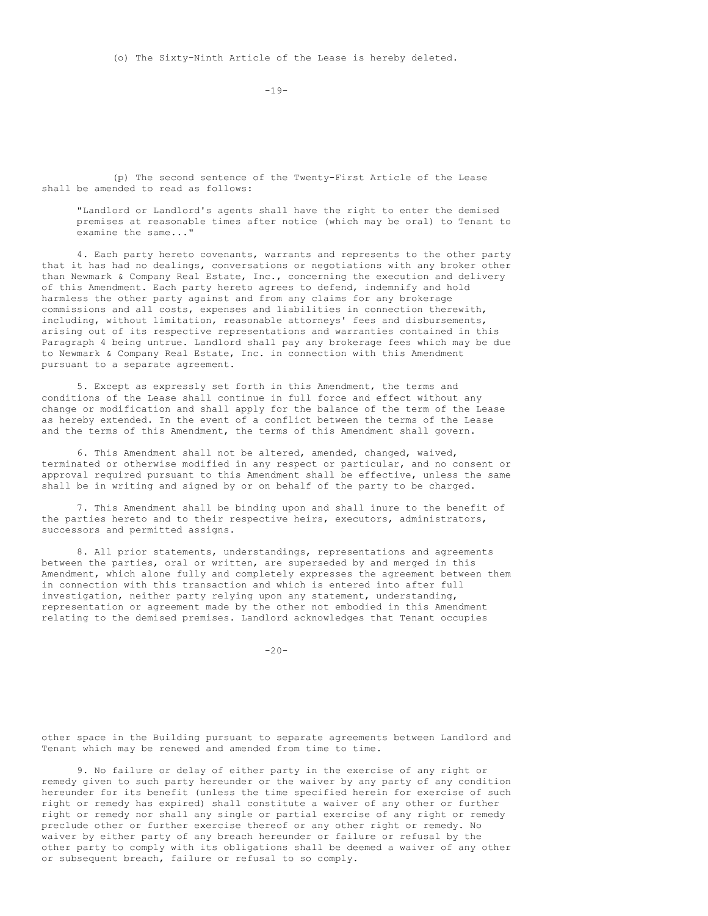(o) The Sixty-Ninth Article of the Lease is hereby deleted.

(p) The second sentence of the Twenty-First Article of the Lease shall be amended to read as follows:

> "Landlord or Landlord's agents shall have the right to enter the demised premises at reasonable times after notice (which may be oral) to Tenant to examine the same..."

4. Each party hereto covenants, warrants and represents to the other party that it has had no dealings, conversations or negotiations with any broker other than Newmark & Company Real Estate, Inc., concerning the execution and delivery of this Amendment. Each party hereto agrees to defend, indemnify and hold harmless the other party against and from any claims for any brokerage commissions and all costs, expenses and liabilities in connection therewith, including, without limitation, reasonable attorneys' fees and disbursements, arising out of its respective representations and warranties contained in this Paragraph 4 being untrue. Landlord shall pay any brokerage fees which may be due to Newmark & Company Real Estate, Inc. in connection with this Amendment pursuant to a separate agreement.

5. Except as expressly set forth in this Amendment, the terms and conditions of the Lease shall continue in full force and effect without any change or modification and shall apply for the balance of the term of the Lease as hereby extended. In the event of a conflict between the terms of the Lease and the terms of this Amendment, the terms of this Amendment shall govern.

6. This Amendment shall not be altered, amended, changed, waived, terminated or otherwise modified in any respect or particular, and no consent or approval required pursuant to this Amendment shall be effective, unless the same shall be in writing and signed by or on behalf of the party to be charged.

7. This Amendment shall be binding upon and shall inure to the benefit of the parties hereto and to their respective heirs, executors, administrators, successors and permitted assigns.

8. All prior statements, understandings, representations and agreements between the parties, oral or written, are superseded by and merged in this Amendment, which alone fully and completely expresses the agreement between them in connection with this transaction and which is entered into after full investigation, neither party relying upon any statement, understanding, representation or agreement made by the other not embodied in this Amendment relating to the demised premises. Landlord acknowledges that Tenant occupies other space in the Building pursuant to separate agreements between Landlord and Tenant which may be renewed and amended from time to time.

9. No failure or delay of either party in the exercise of any right or remedy given to such party hereunder or the waiver by any party of any condition hereunder for its benefit (unless the time specified herein for exercise of such right or remedy has expired) shall constitute a waiver of any other or further right or remedy nor shall any single or partial exercise of any right or remedy preclude other or further exercise thereof or any other right or remedy. No waiver by either party of any breach hereunder or failure or refusal by the other party to comply with its obligations shall be deemed a waiver of any other or subsequent breach, failure or refusal to so comply.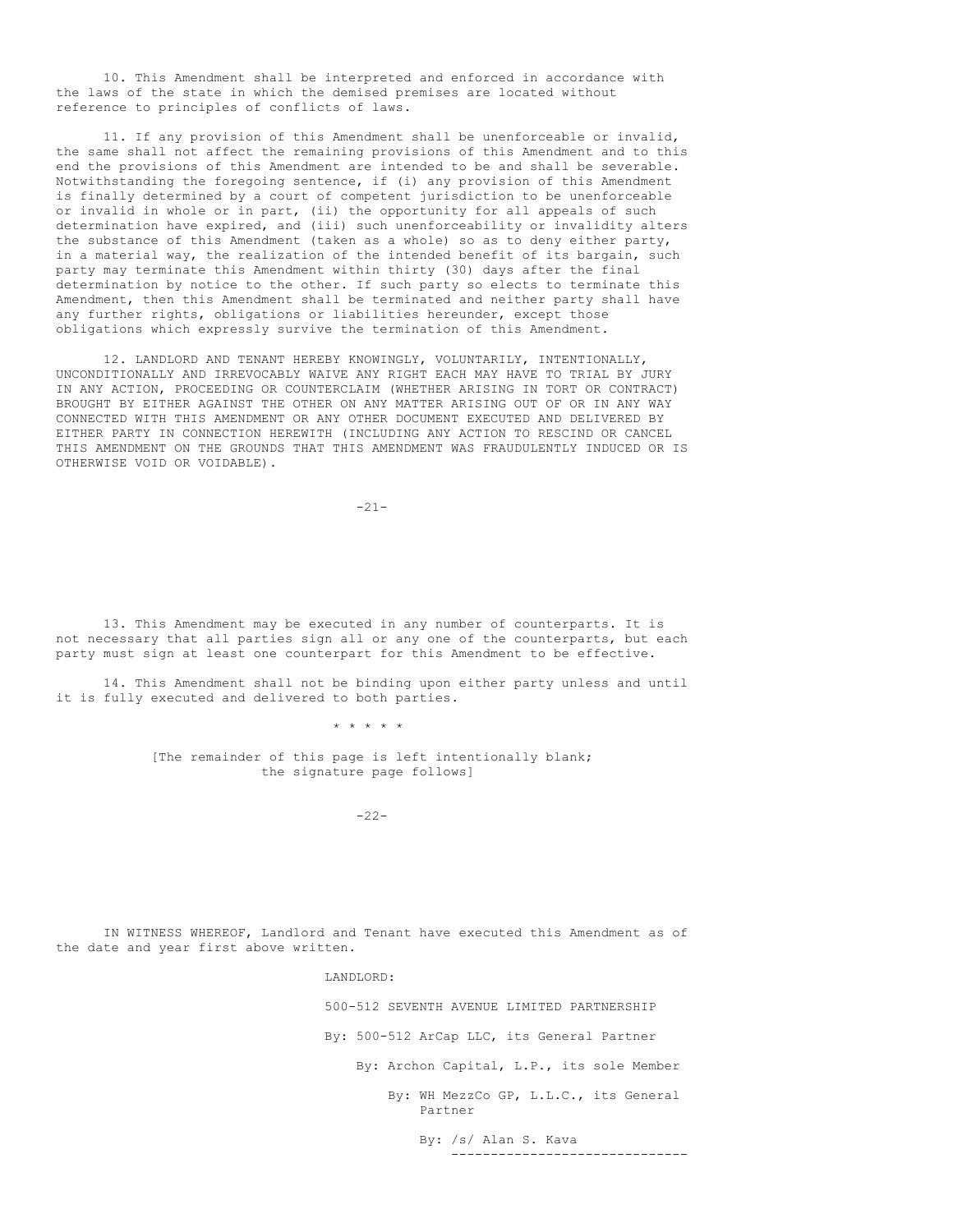10. This Amendment shall be interpreted and enforced in accordance with the laws of the state in which the demised premises are located without reference to principles of conflicts of laws.

11. If any provision of this Amendment shall be unenforceable or invalid, the same shall not affect the remaining provisions of this Amendment and to this end the provisions of this Amendment are intended to be and shall be severable. Notwithstanding the foregoing sentence, if (i) any provision of this Amendment is finally determined by a court of competent jurisdiction to be unenforceable or invalid in whole or in part, (ii) the opportunity for all appeals of such determination have expired, and (iii) such unenforceability or invalidity alters the substance of this Amendment (taken as a whole) so as to deny either party, in a material way, the realization of the intended benefit of its bargain, such party may terminate this Amendment within thirty (30) days after the final determination by notice to the other. If such party so elects to terminate this Amendment, then this Amendment shall be terminated and neither party shall have any further rights, obligations or liabilities hereunder, except those obligations which expressly survive the termination of this Amendment.

12. LANDLORD AND TENANT HEREBY KNOWINGLY, VOLUNTARILY, INTENTIONALLY, UNCONDITIONALLY AND IRREVOCABLY WAIVE ANY RIGHT EACH MAY HAVE TO TRIAL BY JURY IN ANY ACTION, PROCEEDING OR COUNTERCLAIM (WHETHER ARISING IN TORT OR CONTRACT) BROUGHT BY EITHER AGAINST THE OTHER ON ANY MATTER ARISING OUT OF OR IN ANY WAY CONNECTED WITH THIS AMENDMENT OR ANY OTHER DOCUMENT EXECUTED AND DELIVERED BY EITHER PARTY IN CONNECTION HEREWITH (INCLUDING ANY ACTION TO RESCIND OR CANCEL THIS AMENDMENT ON THE GROUNDS THAT THIS AMENDMENT WAS FRAUDULENTLY INDUCED OR IS OTHERWISE VOID OR VOIDABLE).

13. This Amendment may be executed in any number of counterparts. It is not necessary that all parties sign all or any one of the counterparts, but each party must sign at least one counterpart for this Amendment to be effective.

14. This Amendment shall not be binding upon either party unless and until it is fully executed and delivered to both parties.

\* \* \* \* \*

[The remainder of this page is left intentionally blank; the signature page follows]

IN WITNESS WHEREOF, Landlord and Tenant have executed this Amendment as of the date and year first above written.

LANDLORD:

500-512 SEVENTH AVENUE LIMITED PARTNERSHIP

By: 500-512 ArCap LLC, its General Partner

By: Archon Capital, L.P., its sole Member

By: WH MezzCo GP, L.L.C., its General Partner

By: /s/ Alan S. Kava
______________________________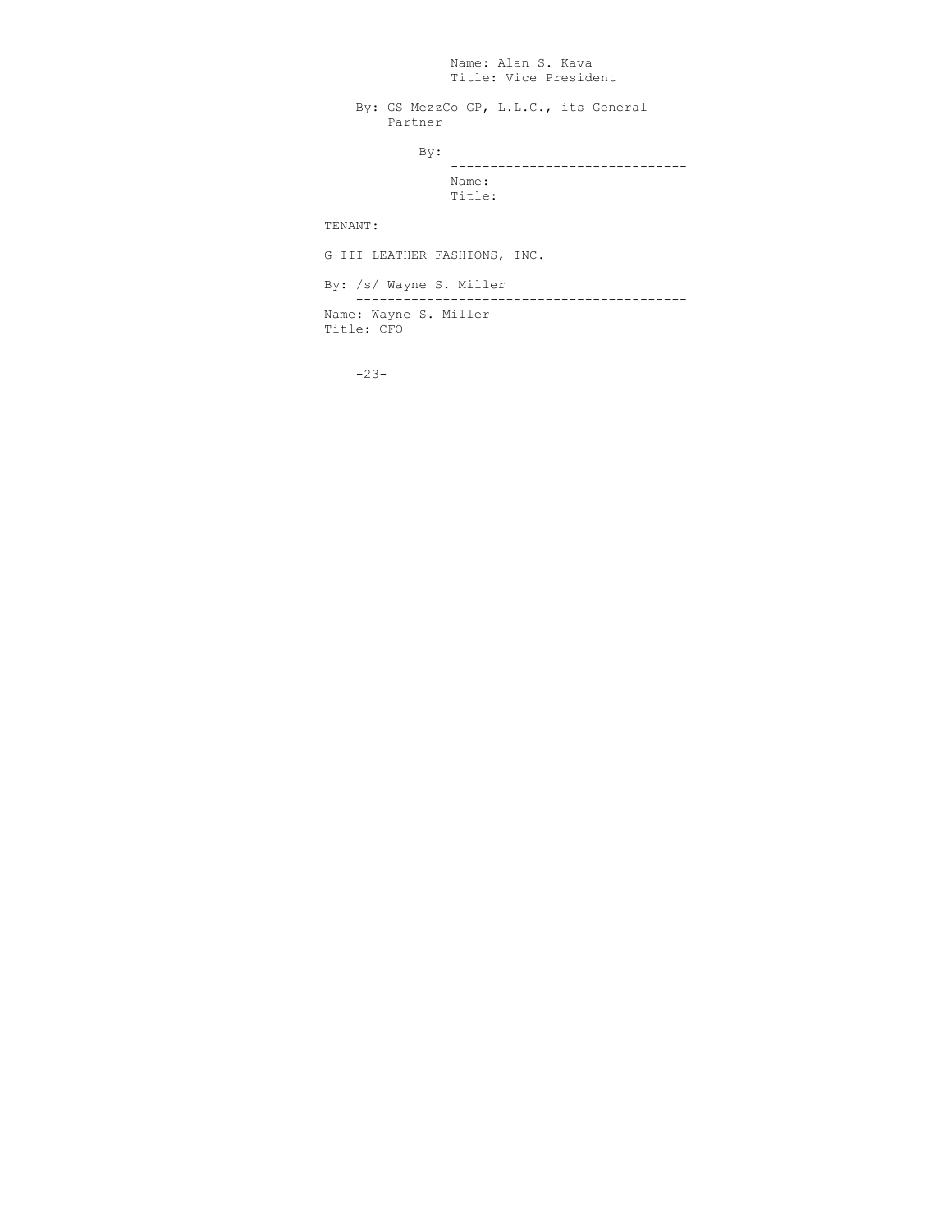Name: Alan S. Kava
Title: Vice President

By: GS MezzCo GP, L.L.C., its General Partner

By: ------------------------------
Name:
Title:

TENANT:

G-III LEATHER FASHIONS, INC.

By: /s/ Wayne S. Miller
------------------------------------------
Name: Wayne S. Miller
Title: CFO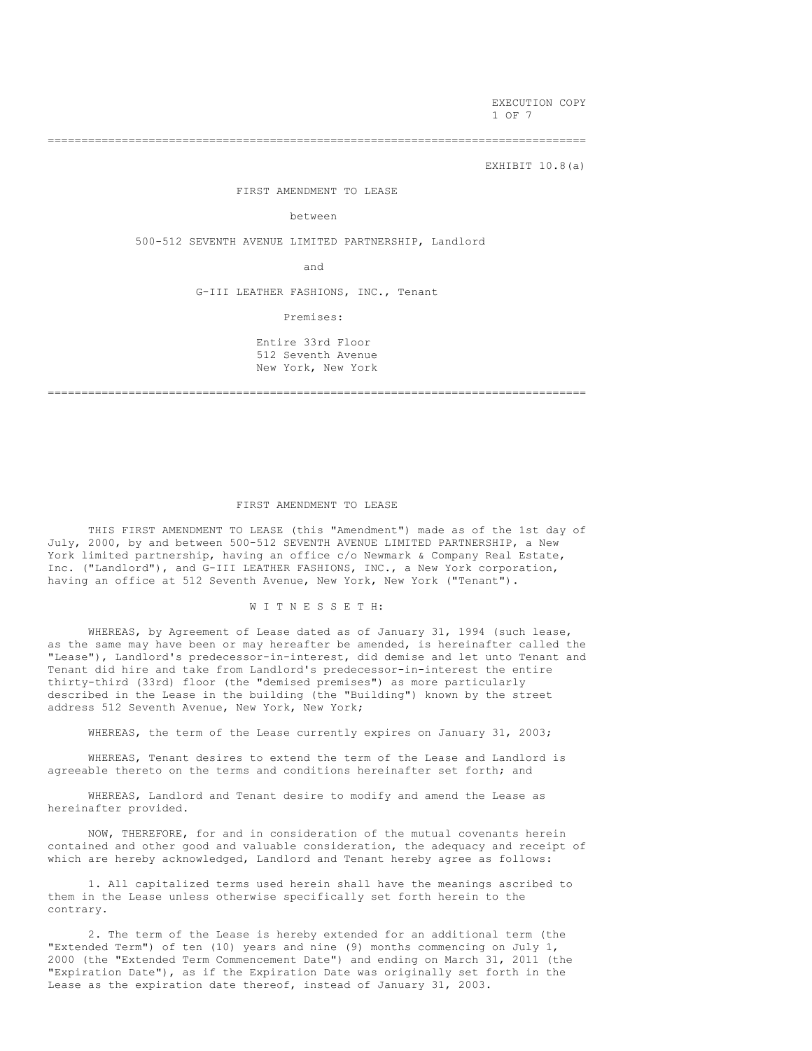EXECUTION COPY

EXHIBIT 10.8(a)

# FIRST AMENDMENT TO LEASE

between

500-512 SEVENTH AVENUE LIMITED PARTNERSHIP, Landlord

and

G-III LEATHER FASHIONS, INC., Tenant

Premises:

Entire 33rd Floor
512 Seventh Avenue
New York, New York

---

# FIRST AMENDMENT TO LEASE

THIS FIRST AMENDMENT TO LEASE (this "Amendment") made as of the 1st day of July, 2000, by and between 500-512 SEVENTH AVENUE LIMITED PARTNERSHIP, a New York limited partnership, having an office c/o Newmark & Company Real Estate, Inc. ("Landlord"), and G-III LEATHER FASHIONS, INC., a New York corporation, having an office at 512 Seventh Avenue, New York, New York ("Tenant").

W I T N E S S E T H:

WHEREAS, by Agreement of Lease dated as of January 31, 1994 (such lease, as the same may have been or may hereafter be amended, is hereinafter called the "Lease"), Landlord's predecessor-in-interest, did demise and let unto Tenant and Tenant did hire and take from Landlord's predecessor-in-interest the entire thirty-third (33rd) floor (the "demised premises") as more particularly described in the Lease in the building (the "Building") known by the street address 512 Seventh Avenue, New York, New York;

WHEREAS, the term of the Lease currently expires on January 31, 2003;

WHEREAS, Tenant desires to extend the term of the Lease and Landlord is agreeable thereto on the terms and conditions hereinafter set forth; and

WHEREAS, Landlord and Tenant desire to modify and amend the Lease as hereinafter provided.

NOW, THEREFORE, for and in consideration of the mutual covenants herein contained and other good and valuable consideration, the adequacy and receipt of which are hereby acknowledged, Landlord and Tenant hereby agree as follows:

1. All capitalized terms used herein shall have the meanings ascribed to them in the Lease unless otherwise specifically set forth herein to the contrary.

2. The term of the Lease is hereby extended for an additional term (the "Extended Term") of ten (10) years and nine (9) months commencing on July 1, 2000 (the "Extended Term Commencement Date") and ending on March 31, 2011 (the "Expiration Date"), as if the Expiration Date was originally set forth in the Lease as the expiration date thereof, instead of January 31, 2003.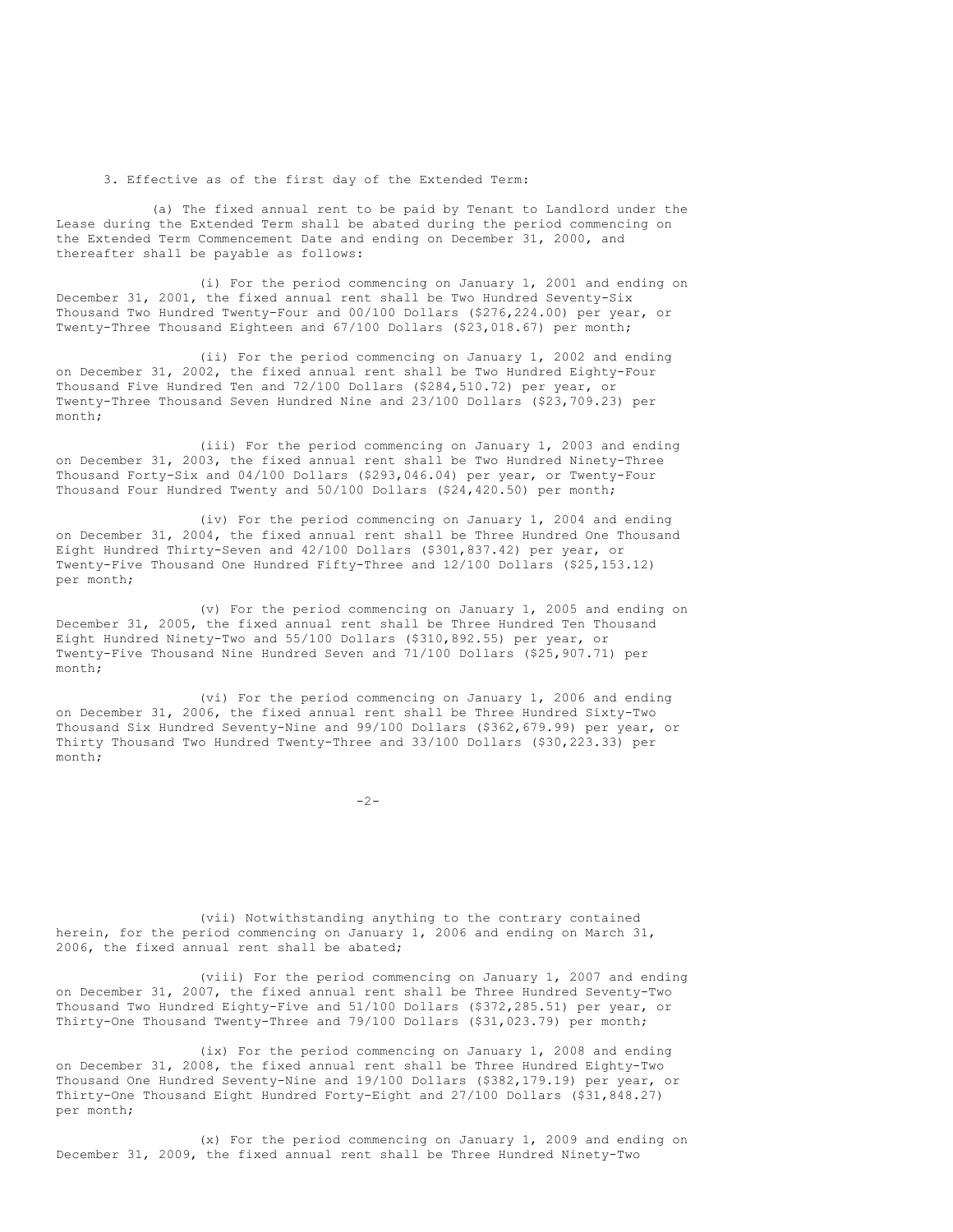3. Effective as of the first day of the Extended Term:

(a) The fixed annual rent to be paid by Tenant to Landlord under the Lease during the Extended Term shall be abated during the period commencing on the Extended Term Commencement Date and ending on December 31, 2000, and thereafter shall be payable as follows:

(i) For the period commencing on January 1, 2001 and ending on December 31, 2001, the fixed annual rent shall be Two Hundred Seventy-Six Thousand Two Hundred Twenty-Four and 00/100 Dollars ($276,224.00) per year, or Twenty-Three Thousand Eighteen and 67/100 Dollars ($23,018.67) per month;

(ii) For the period commencing on January 1, 2002 and ending on December 31, 2002, the fixed annual rent shall be Two Hundred Eighty-Four Thousand Five Hundred Ten and 72/100 Dollars ($284,510.72) per year, or Twenty-Three Thousand Seven Hundred Nine and 23/100 Dollars ($23,709.23) per month;

(iii) For the period commencing on January 1, 2003 and ending on December 31, 2003, the fixed annual rent shall be Two Hundred Ninety-Three Thousand Forty-Six and 04/100 Dollars ($293,046.04) per year, or Twenty-Four Thousand Four Hundred Twenty and 50/100 Dollars ($24,420.50) per month;

(iv) For the period commencing on January 1, 2004 and ending on December 31, 2004, the fixed annual rent shall be Three Hundred One Thousand Eight Hundred Thirty-Seven and 42/100 Dollars ($301,837.42) per year, or Twenty-Five Thousand One Hundred Fifty-Three and 12/100 Dollars ($25,153.12) per month;

(v) For the period commencing on January 1, 2005 and ending on December 31, 2005, the fixed annual rent shall be Three Hundred Ten Thousand Eight Hundred Ninety-Two and 55/100 Dollars ($310,892.55) per year, or Twenty-Five Thousand Nine Hundred Seven and 71/100 Dollars ($25,907.71) per month;

(vi) For the period commencing on January 1, 2006 and ending on December 31, 2006, the fixed annual rent shall be Three Hundred Sixty-Two Thousand Six Hundred Seventy-Nine and 99/100 Dollars ($362,679.99) per year, or Thirty Thousand Two Hundred Twenty-Three and 33/100 Dollars ($30,223.33) per month;

(vii) Notwithstanding anything to the contrary contained herein, for the period commencing on January 1, 2006 and ending on March 31, 2006, the fixed annual rent shall be abated;

(viii) For the period commencing on January 1, 2007 and ending on December 31, 2007, the fixed annual rent shall be Three Hundred Seventy-Two Thousand Two Hundred Eighty-Five and 51/100 Dollars ($372,285.51) per year, or Thirty-One Thousand Twenty-Three and 79/100 Dollars ($31,023.79) per month;

(ix) For the period commencing on January 1, 2008 and ending on December 31, 2008, the fixed annual rent shall be Three Hundred Eighty-Two Thousand One Hundred Seventy-Nine and 19/100 Dollars ($382,179.19) per year, or Thirty-One Thousand Eight Hundred Forty-Eight and 27/100 Dollars ($31,848.27) per month;

(x) For the period commencing on January 1, 2009 and ending on December 31, 2009, the fixed annual rent shall be Three Hundred Ninety-Two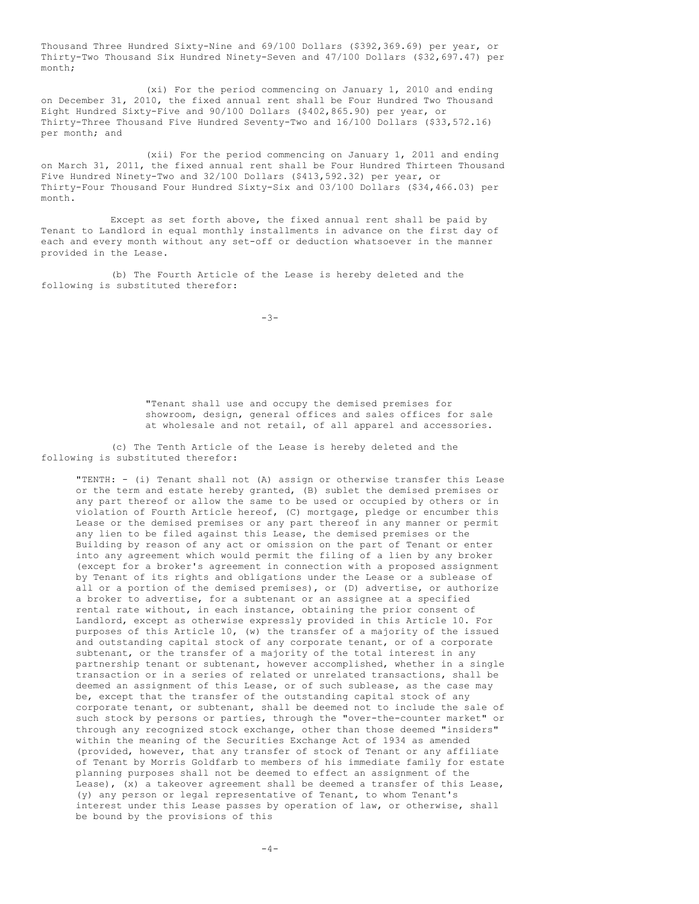Thousand Three Hundred Sixty-Nine and 69/100 Dollars ($392,369.69) per year, or Thirty-Two Thousand Six Hundred Ninety-Seven and 47/100 Dollars ($32,697.47) per month;

(xi) For the period commencing on January 1, 2010 and ending on December 31, 2010, the fixed annual rent shall be Four Hundred Two Thousand Eight Hundred Sixty-Five and 90/100 Dollars ($402,865.90) per year, or Thirty-Three Thousand Five Hundred Seventy-Two and 16/100 Dollars ($33,572.16) per month; and

(xii) For the period commencing on January 1, 2011 and ending on March 31, 2011, the fixed annual rent shall be Four Hundred Thirteen Thousand Five Hundred Ninety-Two and 32/100 Dollars ($413,592.32) per year, or Thirty-Four Thousand Four Hundred Sixty-Six and 03/100 Dollars ($34,466.03) per month.

Except as set forth above, the fixed annual rent shall be paid by Tenant to Landlord in equal monthly installments in advance on the first day of each and every month without any set-off or deduction whatsoever in the manner provided in the Lease.

(b) The Fourth Article of the Lease is hereby deleted and the following is substituted therefor:

"Tenant shall use and occupy the demised premises for showroom, design, general offices and sales offices for sale at wholesale and not retail, of all apparel and accessories.

(c) The Tenth Article of the Lease is hereby deleted and the following is substituted therefor:

"TENTH: - (i) Tenant shall not (A) assign or otherwise transfer this Lease or the term and estate hereby granted, (B) sublet the demised premises or any part thereof or allow the same to be used or occupied by others or in violation of Fourth Article hereof, (C) mortgage, pledge or encumber this Lease or the demised premises or any part thereof in any manner or permit any lien to be filed against this Lease, the demised premises or the Building by reason of any act or omission on the part of Tenant or enter into any agreement which would permit the filing of a lien by any broker (except for a broker's agreement in connection with a proposed assignment by Tenant of its rights and obligations under the Lease or a sublease of all or a portion of the demised premises), or (D) advertise, or authorize a broker to advertise, for a subtenant or an assignee at a specified rental rate without, in each instance, obtaining the prior consent of Landlord, except as otherwise expressly provided in this Article 10. For purposes of this Article 10, (w) the transfer of a majority of the issued and outstanding capital stock of any corporate tenant, or of a corporate subtenant, or the transfer of a majority of the total interest in any partnership tenant or subtenant, however accomplished, whether in a single transaction or in a series of related or unrelated transactions, shall be deemed an assignment of this Lease, or of such sublease, as the case may be, except that the transfer of the outstanding capital stock of any corporate tenant, or subtenant, shall be deemed not to include the sale of such stock by persons or parties, through the "over-the-counter market" or through any recognized stock exchange, other than those deemed "insiders" within the meaning of the Securities Exchange Act of 1934 as amended (provided, however, that any transfer of stock of Tenant or any affiliate of Tenant by Morris Goldfarb to members of his immediate family for estate planning purposes shall not be deemed to effect an assignment of the Lease), (x) a takeover agreement shall be deemed a transfer of this Lease, (y) any person or legal representative of Tenant, to whom Tenant's interest under this Lease passes by operation of law, or otherwise, shall be bound by the provisions of this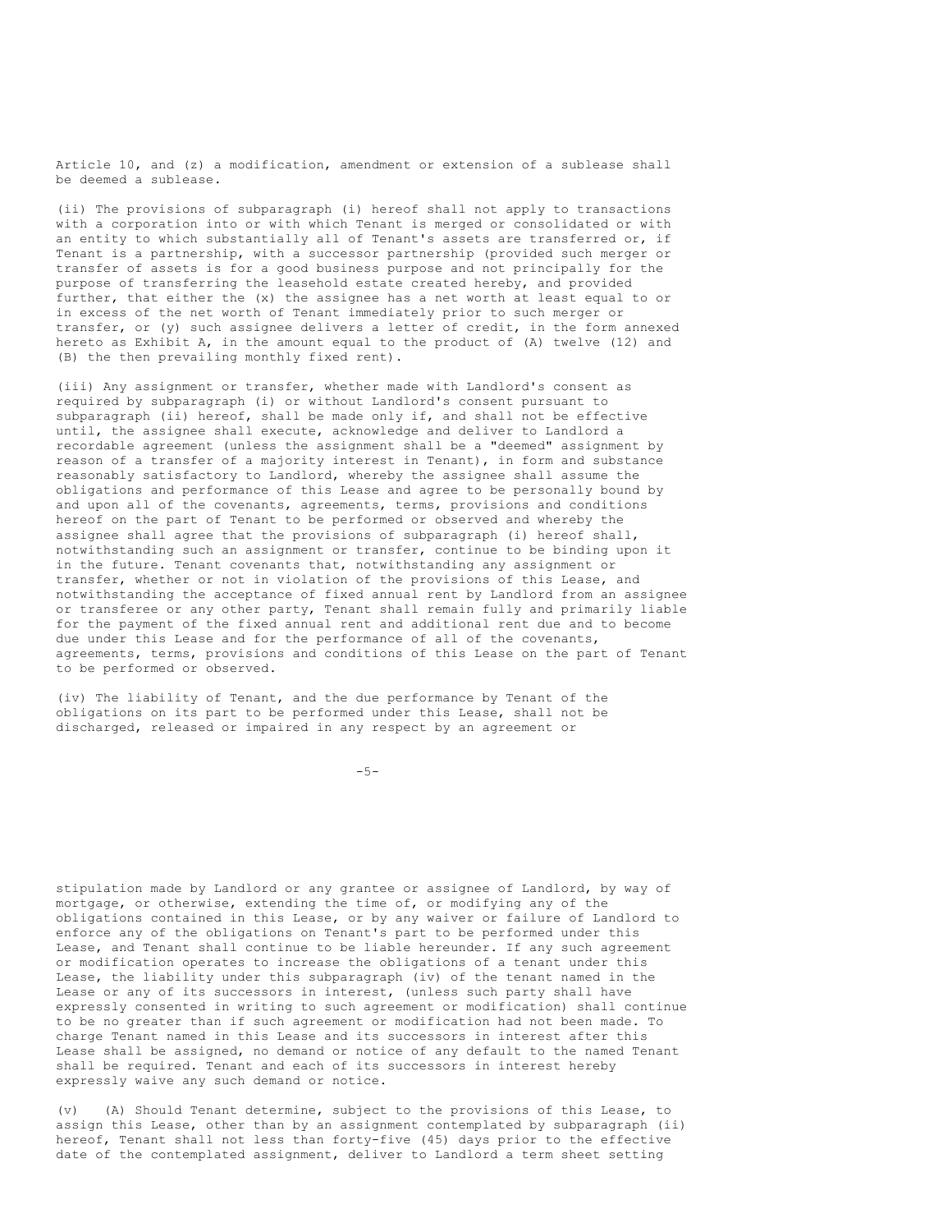Article 10, and (z) a modification, amendment or extension of a sublease shall be deemed a sublease.

(ii) The provisions of subparagraph (i) hereof shall not apply to transactions with a corporation into or with which Tenant is merged or consolidated or with an entity to which substantially all of Tenant's assets are transferred or, if Tenant is a partnership, with a successor partnership (provided such merger or transfer of assets is for a good business purpose and not principally for the purpose of transferring the leasehold estate created hereby, and provided further, that either the (x) the assignee has a net worth at least equal to or in excess of the net worth of Tenant immediately prior to such merger or transfer, or (y) such assignee delivers a letter of credit, in the form annexed hereto as Exhibit A, in the amount equal to the product of (A) twelve (12) and (B) the then prevailing monthly fixed rent).

(iii) Any assignment or transfer, whether made with Landlord's consent as required by subparagraph (i) or without Landlord's consent pursuant to subparagraph (ii) hereof, shall be made only if, and shall not be effective until, the assignee shall execute, acknowledge and deliver to Landlord a recordable agreement (unless the assignment shall be a "deemed" assignment by reason of a transfer of a majority interest in Tenant), in form and substance reasonably satisfactory to Landlord, whereby the assignee shall assume the obligations and performance of this Lease and agree to be personally bound by and upon all of the covenants, agreements, terms, provisions and conditions hereof on the part of Tenant to be performed or observed and whereby the assignee shall agree that the provisions of subparagraph (i) hereof shall, notwithstanding such an assignment or transfer, continue to be binding upon it in the future. Tenant covenants that, notwithstanding any assignment or transfer, whether or not in violation of the provisions of this Lease, and notwithstanding the acceptance of fixed annual rent by Landlord from an assignee or transferee or any other party, Tenant shall remain fully and primarily liable for the payment of the fixed annual rent and additional rent due and to become due under this Lease and for the performance of all of the covenants, agreements, terms, provisions and conditions of this Lease on the part of Tenant to be performed or observed.

(iv) The liability of Tenant, and the due performance by Tenant of the obligations on its part to be performed under this Lease, shall not be discharged, released or impaired in any respect by an agreement or stipulation made by Landlord or any grantee or assignee of Landlord, by way of mortgage, or otherwise, extending the time of, or modifying any of the obligations contained in this Lease, or by any waiver or failure of Landlord to enforce any of the obligations on Tenant's part to be performed under this Lease, and Tenant shall continue to be liable hereunder. If any such agreement or modification operates to increase the obligations of a tenant under this Lease, the liability under this subparagraph (iv) of the tenant named in the Lease or any of its successors in interest, (unless such party shall have expressly consented in writing to such agreement or modification) shall continue to be no greater than if such agreement or modification had not been made. To charge Tenant named in this Lease and its successors in interest after this Lease shall be assigned, no demand or notice of any default to the named Tenant shall be required. Tenant and each of its successors in interest hereby expressly waive any such demand or notice.

(v) (A) Should Tenant determine, subject to the provisions of this Lease, to assign this Lease, other than by an assignment contemplated by subparagraph (ii) hereof, Tenant shall not less than forty-five (45) days prior to the effective date of the contemplated assignment, deliver to Landlord a term sheet setting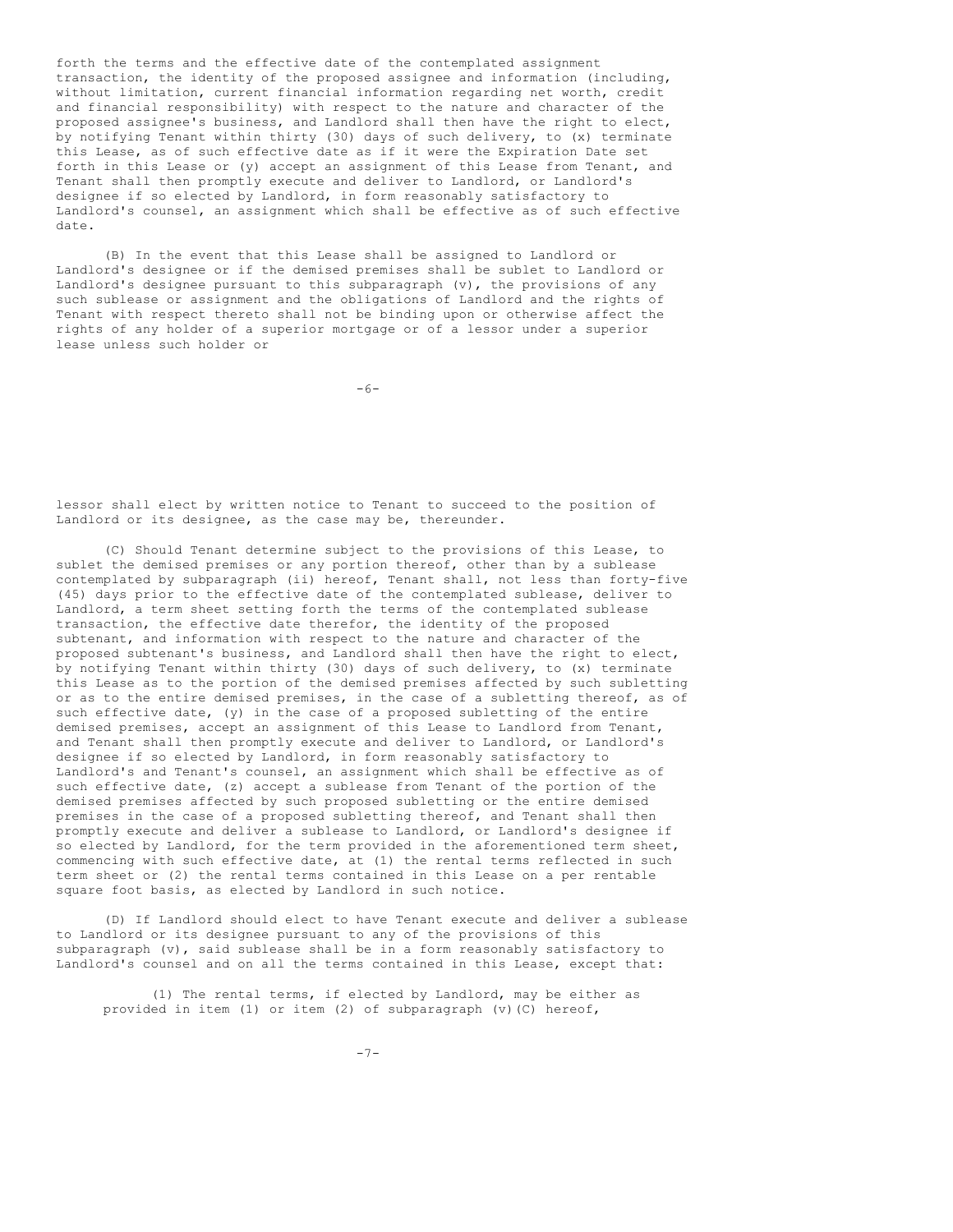forth the terms and the effective date of the contemplated assignment transaction, the identity of the proposed assignee and information (including, without limitation, current financial information regarding net worth, credit and financial responsibility) with respect to the nature and character of the proposed assignee's business, and Landlord shall then have the right to elect, by notifying Tenant within thirty (30) days of such delivery, to (x) terminate this Lease, as of such effective date as if it were the Expiration Date set forth in this Lease or (y) accept an assignment of this Lease from Tenant, and Tenant shall then promptly execute and deliver to Landlord, or Landlord's designee if so elected by Landlord, in form reasonably satisfactory to Landlord's counsel, an assignment which shall be effective as of such effective date.

(B) In the event that this Lease shall be assigned to Landlord or Landlord's designee or if the demised premises shall be sublet to Landlord or Landlord's designee pursuant to this subparagraph (v), the provisions of any such sublease or assignment and the obligations of Landlord and the rights of Tenant with respect thereto shall not be binding upon or otherwise affect the rights of any holder of a superior mortgage or of a lessor under a superior lease unless such holder or lessor shall elect by written notice to Tenant to succeed to the position of Landlord or its designee, as the case may be, thereunder.

(C) Should Tenant determine subject to the provisions of this Lease, to sublet the demised premises or any portion thereof, other than by a sublease contemplated by subparagraph (ii) hereof, Tenant shall, not less than forty-five (45) days prior to the effective date of the contemplated sublease, deliver to Landlord, a term sheet setting forth the terms of the contemplated sublease transaction, the effective date therefor, the identity of the proposed subtenant, and information with respect to the nature and character of the proposed subtenant's business, and Landlord shall then have the right to elect, by notifying Tenant within thirty (30) days of such delivery, to (x) terminate this Lease as to the portion of the demised premises affected by such subletting or as to the entire demised premises, in the case of a subletting thereof, as of such effective date, (y) in the case of a proposed subletting of the entire demised premises, accept an assignment of this Lease to Landlord from Tenant, and Tenant shall then promptly execute and deliver to Landlord, or Landlord's designee if so elected by Landlord, in form reasonably satisfactory to Landlord's and Tenant's counsel, an assignment which shall be effective as of such effective date, (z) accept a sublease from Tenant of the portion of the demised premises affected by such proposed subletting or the entire demised premises in the case of a proposed subletting thereof, and Tenant shall then promptly execute and deliver a sublease to Landlord, or Landlord's designee if so elected by Landlord, for the term provided in the aforementioned term sheet, commencing with such effective date, at (1) the rental terms reflected in such term sheet or (2) the rental terms contained in this Lease on a per rentable square foot basis, as elected by Landlord in such notice.

(D) If Landlord should elect to have Tenant execute and deliver a sublease to Landlord or its designee pursuant to any of the provisions of this subparagraph (v), said sublease shall be in a form reasonably satisfactory to Landlord's counsel and on all the terms contained in this Lease, except that:

(1) The rental terms, if elected by Landlord, may be either as provided in item (1) or item (2) of subparagraph (v)(C) hereof,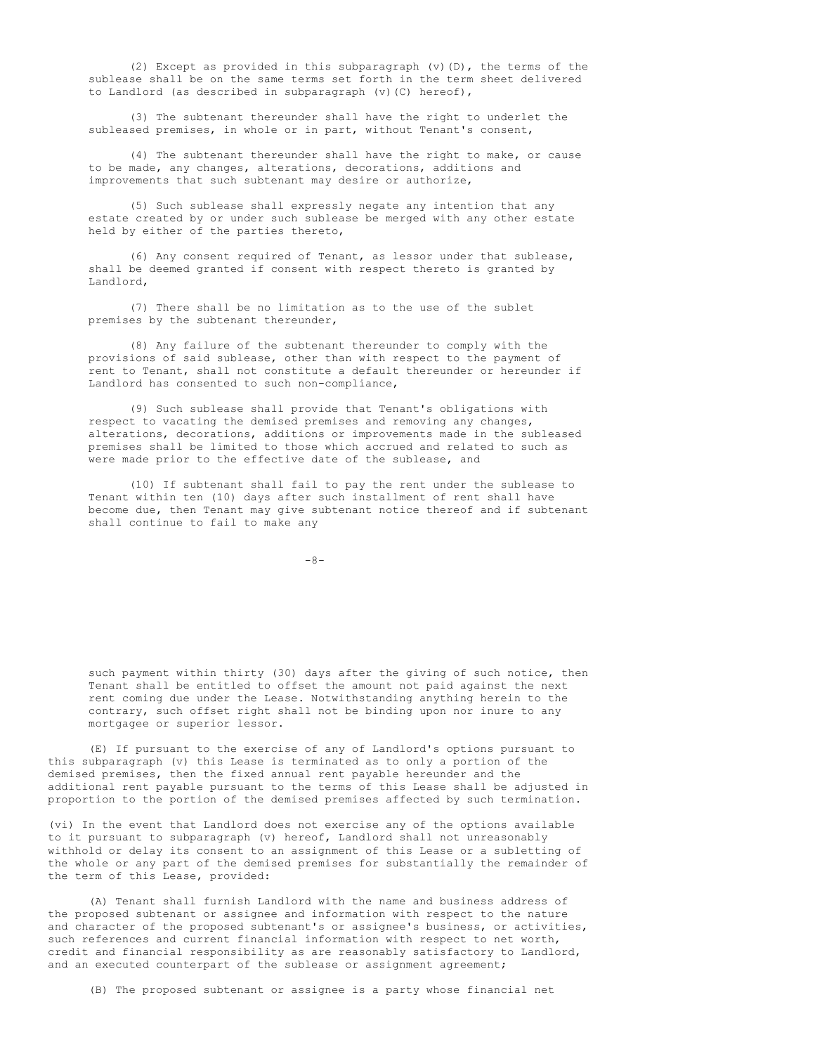(2) Except as provided in this subparagraph (v)(D), the terms of the sublease shall be on the same terms set forth in the term sheet delivered to Landlord (as described in subparagraph (v)(C) hereof),

(3) The subtenant thereunder shall have the right to underlet the subleased premises, in whole or in part, without Tenant's consent,

(4) The subtenant thereunder shall have the right to make, or cause to be made, any changes, alterations, decorations, additions and improvements that such subtenant may desire or authorize,

(5) Such sublease shall expressly negate any intention that any estate created by or under such sublease be merged with any other estate held by either of the parties thereto,

(6) Any consent required of Tenant, as lessor under that sublease, shall be deemed granted if consent with respect thereto is granted by Landlord,

(7) There shall be no limitation as to the use of the sublet premises by the subtenant thereunder,

(8) Any failure of the subtenant thereunder to comply with the provisions of said sublease, other than with respect to the payment of rent to Tenant, shall not constitute a default thereunder or hereunder if Landlord has consented to such non-compliance,

(9) Such sublease shall provide that Tenant's obligations with respect to vacating the demised premises and removing any changes, alterations, decorations, additions or improvements made in the subleased premises shall be limited to those which accrued and related to such as were made prior to the effective date of the sublease, and

(10) If subtenant shall fail to pay the rent under the sublease to Tenant within ten (10) days after such installment of rent shall have become due, then Tenant may give subtenant notice thereof and if subtenant shall continue to fail to make any such payment within thirty (30) days after the giving of such notice, then Tenant shall be entitled to offset the amount not paid against the next rent coming due under the Lease. Notwithstanding anything herein to the contrary, such offset right shall not be binding upon nor inure to any mortgagee or superior lessor.

(E) If pursuant to the exercise of any of Landlord's options pursuant to this subparagraph (v) this Lease is terminated as to only a portion of the demised premises, then the fixed annual rent payable hereunder and the additional rent payable pursuant to the terms of this Lease shall be adjusted in proportion to the portion of the demised premises affected by such termination.

(vi) In the event that Landlord does not exercise any of the options available to it pursuant to subparagraph (v) hereof, Landlord shall not unreasonably withhold or delay its consent to an assignment of this Lease or a subletting of the whole or any part of the demised premises for substantially the remainder of the term of this Lease, provided:

(A) Tenant shall furnish Landlord with the name and business address of the proposed subtenant or assignee and information with respect to the nature and character of the proposed subtenant's or assignee's business, or activities, such references and current financial information with respect to net worth, credit and financial responsibility as are reasonably satisfactory to Landlord, and an executed counterpart of the sublease or assignment agreement;

(B) The proposed subtenant or assignee is a party whose financial net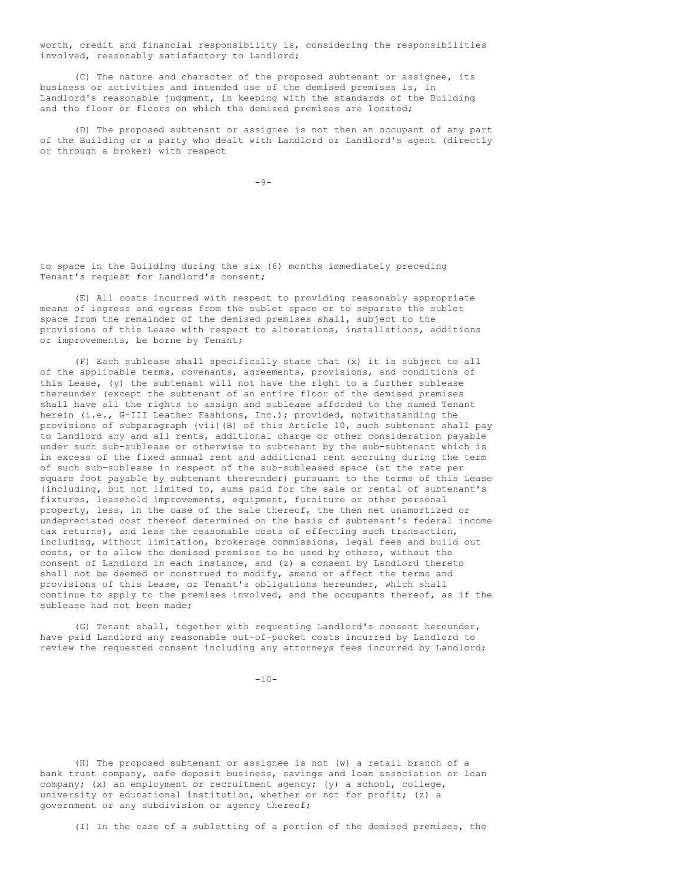worth, credit and financial responsibility is, considering the responsibilities involved, reasonably satisfactory to Landlord;

(C) The nature and character of the proposed subtenant or assignee, its business or activities and intended use of the demised premises is, in Landlord's reasonable judgment, in keeping with the standards of the Building and the floor or floors on which the demised premises are located;

(D) The proposed subtenant or assignee is not then an occupant of any part of the Building or a party who dealt with Landlord or Landlord's agent (directly or through a broker) with respect to space in the Building during the six (6) months immediately preceding Tenant's request for Landlord's consent;

(E) All costs incurred with respect to providing reasonably appropriate means of ingress and egress from the sublet space or to separate the sublet space from the remainder of the demised premises shall, subject to the provisions of this Lease with respect to alterations, installations, additions or improvements, be borne by Tenant;

(F) Each sublease shall specifically state that (x) it is subject to all of the applicable terms, covenants, agreements, provisions, and conditions of this Lease, (y) the subtenant will not have the right to a further sublease thereunder (except the subtenant of an entire floor of the demised premises shall have all the rights to assign and sublease afforded to the named Tenant herein (i.e., G-III Leather Fashions, Inc.); provided, notwithstanding the provisions of subparagraph (vii)(B) of this Article 10, such subtenant shall pay to Landlord any and all rents, additional charge or other consideration payable under such sub-sublease or otherwise to subtenant by the sub-subtenant which is in excess of the fixed annual rent and additional rent accruing during the term of such sub-sublease in respect of the sub-subleased space (at the rate per square foot payable by subtenant thereunder) pursuant to the terms of this Lease (including, but not limited to, sums paid for the sale or rental of subtenant's fixtures, leasehold improvements, equipment, furniture or other personal property, less, in the case of the sale thereof, the then net unamortized or undepreciated cost thereof determined on the basis of subtenant's federal income tax returns), and less the reasonable costs of effecting such transaction, including, without limitation, brokerage commissions, legal fees and build out costs, or to allow the demised premises to be used by others, without the consent of Landlord in each instance, and (z) a consent by Landlord thereto shall not be deemed or construed to modify, amend or affect the terms and provisions of this Lease, or Tenant's obligations hereunder, which shall continue to apply to the premises involved, and the occupants thereof, as if the sublease had not been made;

(G) Tenant shall, together with requesting Landlord's consent hereunder, have paid Landlord any reasonable out-of-pocket costs incurred by Landlord to review the requested consent including any attorneys fees incurred by Landlord;

(H) The proposed subtenant or assignee is not (w) a retail branch of a bank trust company, safe deposit business, savings and loan association or loan company; (x) an employment or recruitment agency; (y) a school, college, university or educational institution, whether or not for profit; (z) a government or any subdivision or agency thereof;

(I) In the case of a subletting of a portion of the demised premises, the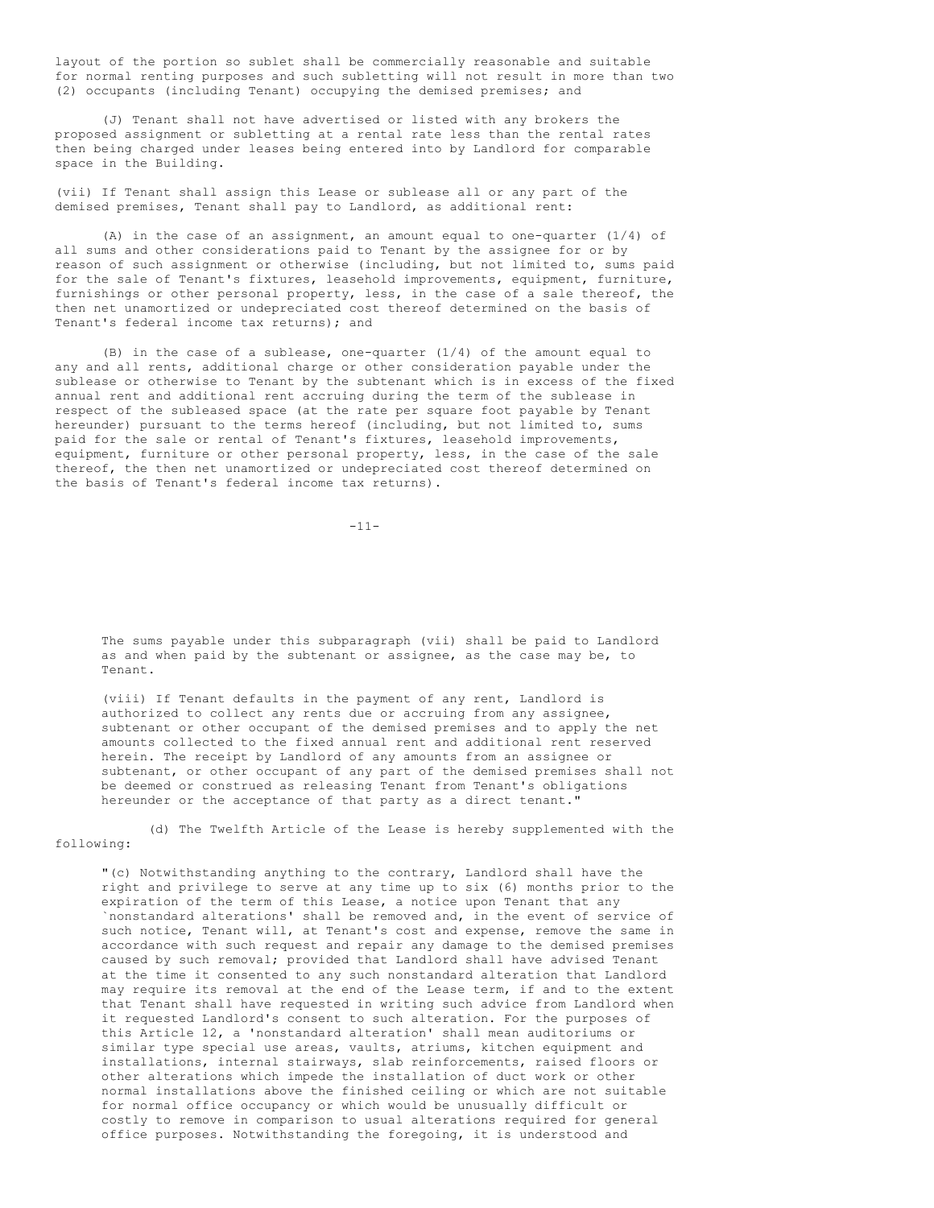layout of the portion so sublet shall be commercially reasonable and suitable for normal renting purposes and such subletting will not result in more than two (2) occupants (including Tenant) occupying the demised premises; and

(J) Tenant shall not have advertised or listed with any brokers the proposed assignment or subletting at a rental rate less than the rental rates then being charged under leases being entered into by Landlord for comparable space in the Building.

(vii) If Tenant shall assign this Lease or sublease all or any part of the demised premises, Tenant shall pay to Landlord, as additional rent:

(A) in the case of an assignment, an amount equal to one-quarter (1/4) of all sums and other considerations paid to Tenant by the assignee for or by reason of such assignment or otherwise (including, but not limited to, sums paid for the sale of Tenant's fixtures, leasehold improvements, equipment, furniture, furnishings or other personal property, less, in the case of a sale thereof, the then net unamortized or undepreciated cost thereof determined on the basis of Tenant's federal income tax returns); and

(B) in the case of a sublease, one-quarter (1/4) of the amount equal to any and all rents, additional charge or other consideration payable under the sublease or otherwise to Tenant by the subtenant which is in excess of the fixed annual rent and additional rent accruing during the term of the sublease in respect of the subleased space (at the rate per square foot payable by Tenant hereunder) pursuant to the terms hereof (including, but not limited to, sums paid for the sale or rental of Tenant's fixtures, leasehold improvements, equipment, furniture or other personal property, less, in the case of the sale thereof, the then net unamortized or undepreciated cost thereof determined on the basis of Tenant's federal income tax returns).

The sums payable under this subparagraph (vii) shall be paid to Landlord as and when paid by the subtenant or assignee, as the case may be, to Tenant.

(viii) If Tenant defaults in the payment of any rent, Landlord is authorized to collect any rents due or accruing from any assignee, subtenant or other occupant of the demised premises and to apply the net amounts collected to the fixed annual rent and additional rent reserved herein. The receipt by Landlord of any amounts from an assignee or subtenant, or other occupant of any part of the demised premises shall not be deemed or construed as releasing Tenant from Tenant's obligations hereunder or the acceptance of that party as a direct tenant."

(d) The Twelfth Article of the Lease is hereby supplemented with the following:

"(c) Notwithstanding anything to the contrary, Landlord shall have the right and privilege to serve at any time up to six (6) months prior to the expiration of the term of this Lease, a notice upon Tenant that any `nonstandard alterations' shall be removed and, in the event of service of such notice, Tenant will, at Tenant's cost and expense, remove the same in accordance with such request and repair any damage to the demised premises caused by such removal; provided that Landlord shall have advised Tenant at the time it consented to any such nonstandard alteration that Landlord may require its removal at the end of the Lease term, if and to the extent that Tenant shall have requested in writing such advice from Landlord when it requested Landlord's consent to such alteration. For the purposes of this Article 12, a 'nonstandard alteration' shall mean auditoriums or similar type special use areas, vaults, atriums, kitchen equipment and installations, internal stairways, slab reinforcements, raised floors or other alterations which impede the installation of duct work or other normal installations above the finished ceiling or which are not suitable for normal office occupancy or which would be unusually difficult or costly to remove in comparison to usual alterations required for general office purposes. Notwithstanding the foregoing, it is understood and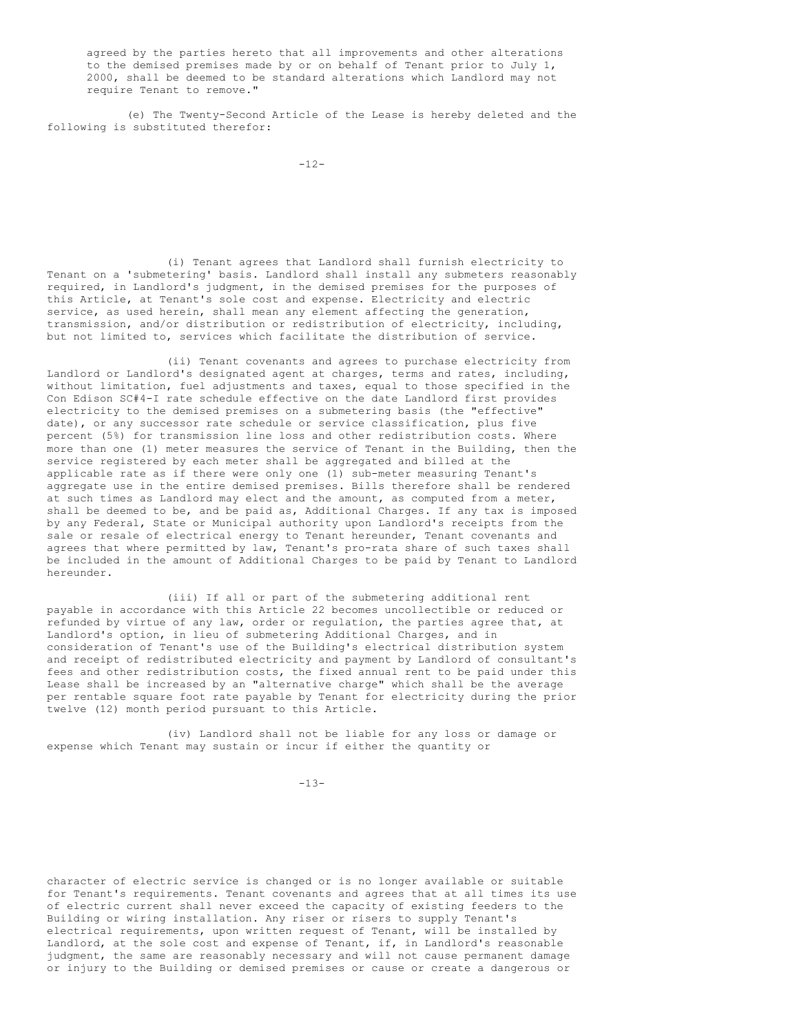agreed by the parties hereto that all improvements and other alterations to the demised premises made by or on behalf of Tenant prior to July 1, 2000, shall be deemed to be standard alterations which Landlord may not require Tenant to remove."

(e) The Twenty-Second Article of the Lease is hereby deleted and the following is substituted therefor:

(i) Tenant agrees that Landlord shall furnish electricity to Tenant on a 'submetering' basis. Landlord shall install any submeters reasonably required, in Landlord's judgment, in the demised premises for the purposes of this Article, at Tenant's sole cost and expense. Electricity and electric service, as used herein, shall mean any element affecting the generation, transmission, and/or distribution or redistribution of electricity, including, but not limited to, services which facilitate the distribution of service.

(ii) Tenant covenants and agrees to purchase electricity from Landlord or Landlord's designated agent at charges, terms and rates, including, without limitation, fuel adjustments and taxes, equal to those specified in the Con Edison SC#4-I rate schedule effective on the date Landlord first provides electricity to the demised premises on a submetering basis (the "effective" date), or any successor rate schedule or service classification, plus five percent (5%) for transmission line loss and other redistribution costs. Where more than one (1) meter measures the service of Tenant in the Building, then the service registered by each meter shall be aggregated and billed at the applicable rate as if there were only one (1) sub-meter measuring Tenant's aggregate use in the entire demised premises. Bills therefore shall be rendered at such times as Landlord may elect and the amount, as computed from a meter, shall be deemed to be, and be paid as, Additional Charges. If any tax is imposed by any Federal, State or Municipal authority upon Landlord's receipts from the sale or resale of electrical energy to Tenant hereunder, Tenant covenants and agrees that where permitted by law, Tenant's pro-rata share of such taxes shall be included in the amount of Additional Charges to be paid by Tenant to Landlord hereunder.

(iii) If all or part of the submetering additional rent payable in accordance with this Article 22 becomes uncollectible or reduced or refunded by virtue of any law, order or regulation, the parties agree that, at Landlord's option, in lieu of submetering Additional Charges, and in consideration of Tenant's use of the Building's electrical distribution system and receipt of redistributed electricity and payment by Landlord of consultant's fees and other redistribution costs, the fixed annual rent to be paid under this Lease shall be increased by an "alternative charge" which shall be the average per rentable square foot rate payable by Tenant for electricity during the prior twelve (12) month period pursuant to this Article.

(iv) Landlord shall not be liable for any loss or damage or expense which Tenant may sustain or incur if either the quantity or character of electric service is changed or is no longer available or suitable for Tenant's requirements. Tenant covenants and agrees that at all times its use of electric current shall never exceed the capacity of existing feeders to the Building or wiring installation. Any riser or risers to supply Tenant's electrical requirements, upon written request of Tenant, will be installed by Landlord, at the sole cost and expense of Tenant, if, in Landlord's reasonable judgment, the same are reasonably necessary and will not cause permanent damage or injury to the Building or demised premises or cause or create a dangerous or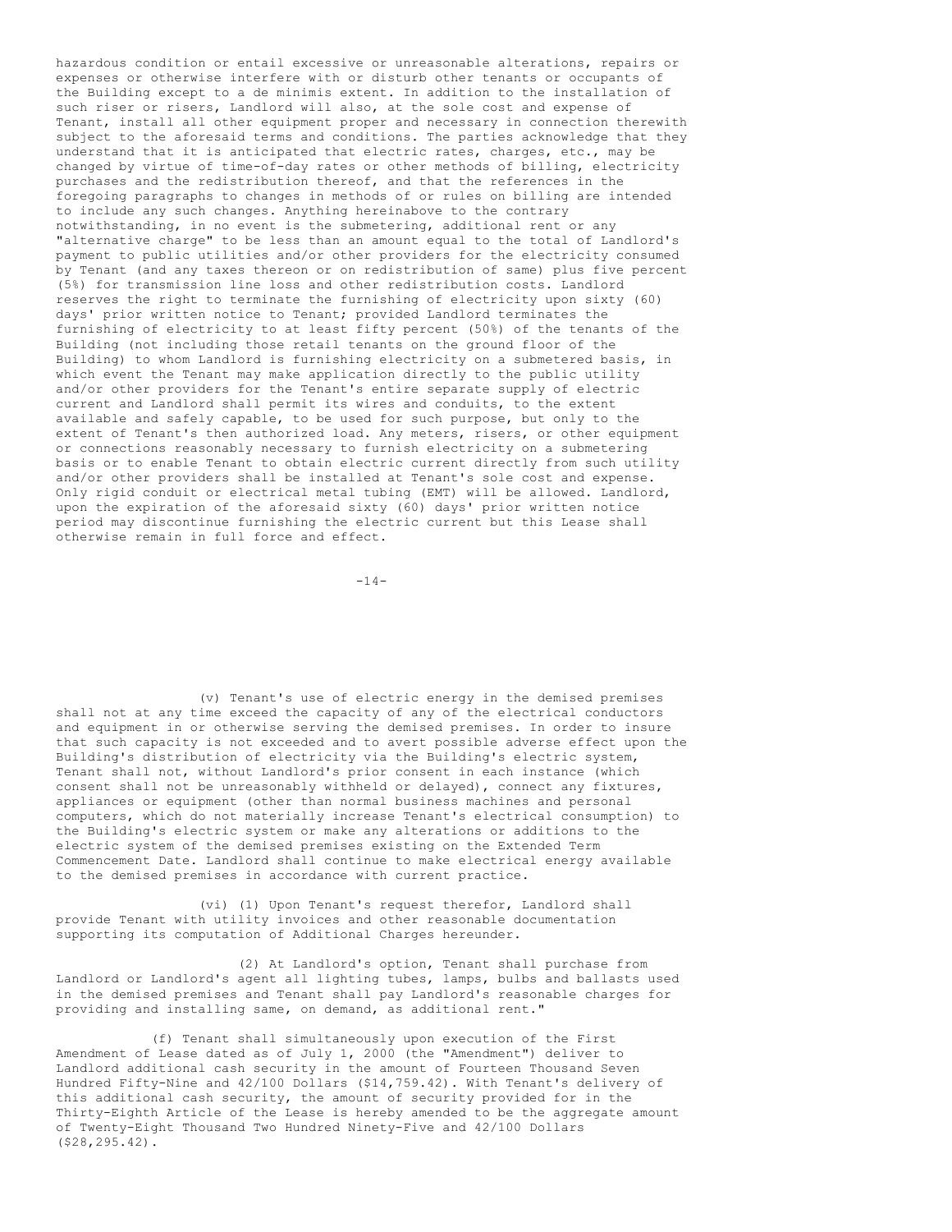hazardous condition or entail excessive or unreasonable alterations, repairs or expenses or otherwise interfere with or disturb other tenants or occupants of the Building except to a de minimis extent. In addition to the installation of such riser or risers, Landlord will also, at the sole cost and expense of Tenant, install all other equipment proper and necessary in connection therewith subject to the aforesaid terms and conditions. The parties acknowledge that they understand that it is anticipated that electric rates, charges, etc., may be changed by virtue of time-of-day rates or other methods of billing, electricity purchases and the redistribution thereof, and that the references in the foregoing paragraphs to changes in methods of or rules on billing are intended to include any such changes. Anything hereinabove to the contrary notwithstanding, in no event is the submetering, additional rent or any "alternative charge" to be less than an amount equal to the total of Landlord's payment to public utilities and/or other providers for the electricity consumed by Tenant (and any taxes thereon or on redistribution of same) plus five percent (5%) for transmission line loss and other redistribution costs. Landlord reserves the right to terminate the furnishing of electricity upon sixty (60) days' prior written notice to Tenant; provided Landlord terminates the furnishing of electricity to at least fifty percent (50%) of the tenants of the Building (not including those retail tenants on the ground floor of the Building) to whom Landlord is furnishing electricity on a submetered basis, in which event the Tenant may make application directly to the public utility and/or other providers for the Tenant's entire separate supply of electric current and Landlord shall permit its wires and conduits, to the extent available and safely capable, to be used for such purpose, but only to the extent of Tenant's then authorized load. Any meters, risers, or other equipment or connections reasonably necessary to furnish electricity on a submetering basis or to enable Tenant to obtain electric current directly from such utility and/or other providers shall be installed at Tenant's sole cost and expense. Only rigid conduit or electrical metal tubing (EMT) will be allowed. Landlord, upon the expiration of the aforesaid sixty (60) days' prior written notice period may discontinue furnishing the electric current but this Lease shall otherwise remain in full force and effect.

(v) Tenant's use of electric energy in the demised premises shall not at any time exceed the capacity of any of the electrical conductors and equipment in or otherwise serving the demised premises. In order to insure that such capacity is not exceeded and to avert possible adverse effect upon the Building's distribution of electricity via the Building's electric system, Tenant shall not, without Landlord's prior consent in each instance (which consent shall not be unreasonably withheld or delayed), connect any fixtures, appliances or equipment (other than normal business machines and personal computers, which do not materially increase Tenant's electrical consumption) to the Building's electric system or make any alterations or additions to the electric system of the demised premises existing on the Extended Term Commencement Date. Landlord shall continue to make electrical energy available to the demised premises in accordance with current practice.

(vi) (1) Upon Tenant's request therefor, Landlord shall provide Tenant with utility invoices and other reasonable documentation supporting its computation of Additional Charges hereunder.

(2) At Landlord's option, Tenant shall purchase from Landlord or Landlord's agent all lighting tubes, lamps, bulbs and ballasts used in the demised premises and Tenant shall pay Landlord's reasonable charges for providing and installing same, on demand, as additional rent."

(f) Tenant shall simultaneously upon execution of the First Amendment of Lease dated as of July 1, 2000 (the "Amendment") deliver to Landlord additional cash security in the amount of Fourteen Thousand Seven Hundred Fifty-Nine and 42/100 Dollars ($14,759.42). With Tenant's delivery of this additional cash security, the amount of security provided for in the Thirty-Eighth Article of the Lease is hereby amended to be the aggregate amount of Twenty-Eight Thousand Two Hundred Ninety-Five and 42/100 Dollars ($28,295.42).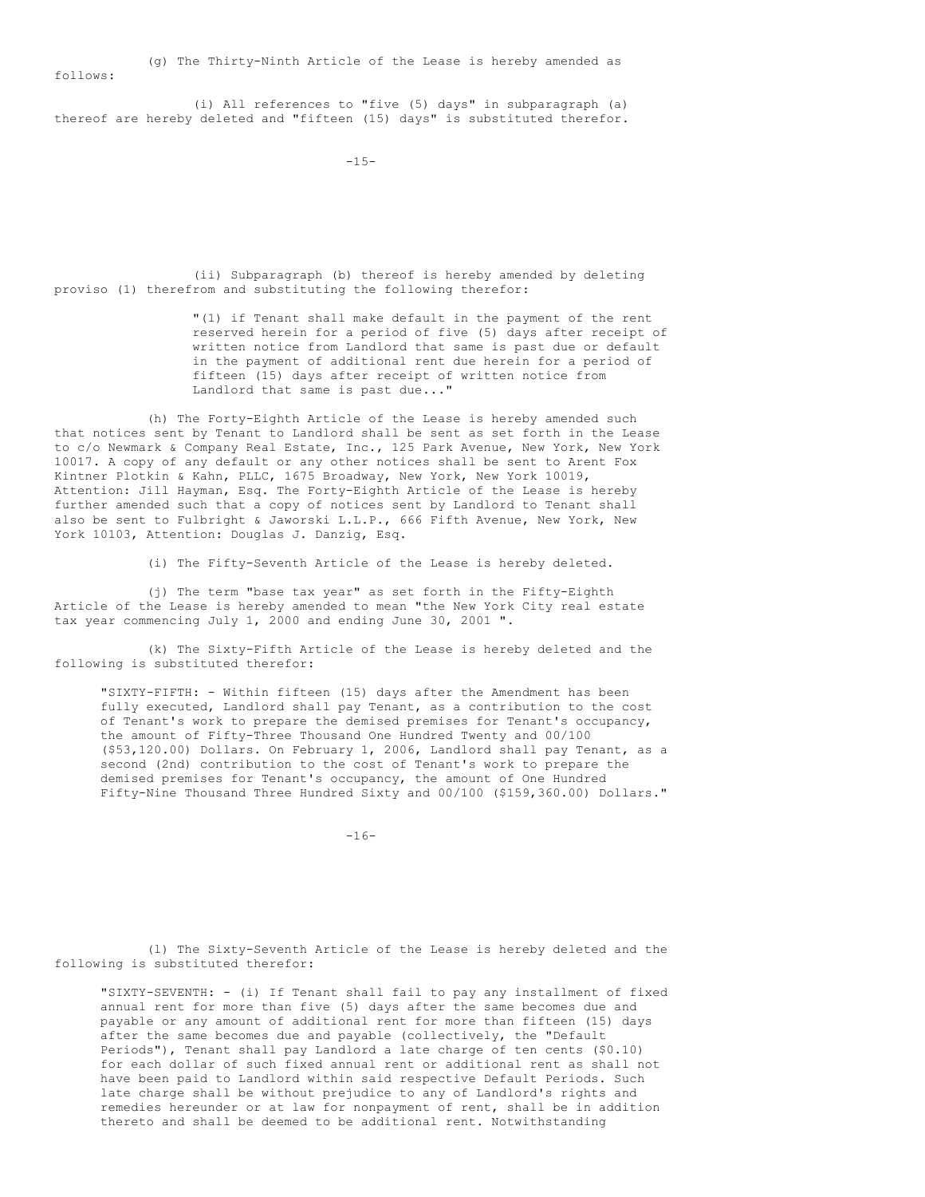(g) The Thirty-Ninth Article of the Lease is hereby amended as follows:

(i) All references to "five (5) days" in subparagraph (a) thereof are hereby deleted and "fifteen (15) days" is substituted therefor.

(ii) Subparagraph (b) thereof is hereby amended by deleting proviso (1) therefrom and substituting the following therefor:

> "(1) if Tenant shall make default in the payment of the rent reserved herein for a period of five (5) days after receipt of written notice from Landlord that same is past due or default in the payment of additional rent due herein for a period of fifteen (15) days after receipt of written notice from Landlord that same is past due..."

(h) The Forty-Eighth Article of the Lease is hereby amended such that notices sent by Tenant to Landlord shall be sent as set forth in the Lease to c/o Newmark & Company Real Estate, Inc., 125 Park Avenue, New York, New York 10017. A copy of any default or any other notices shall be sent to Arent Fox Kintner Plotkin & Kahn, PLLC, 1675 Broadway, New York, New York 10019, Attention: Jill Hayman, Esq. The Forty-Eighth Article of the Lease is hereby further amended such that a copy of notices sent by Landlord to Tenant shall also be sent to Fulbright & Jaworski L.L.P., 666 Fifth Avenue, New York, New York 10103, Attention: Douglas J. Danzig, Esq.

(i) The Fifty-Seventh Article of the Lease is hereby deleted.

(j) The term "base tax year" as set forth in the Fifty-Eighth Article of the Lease is hereby amended to mean "the New York City real estate tax year commencing July 1, 2000 and ending June 30, 2001 ".

(k) The Sixty-Fifth Article of the Lease is hereby deleted and the following is substituted therefor:

> "SIXTY-FIFTH: - Within fifteen (15) days after the Amendment has been fully executed, Landlord shall pay Tenant, as a contribution to the cost of Tenant's work to prepare the demised premises for Tenant's occupancy, the amount of Fifty-Three Thousand One Hundred Twenty and 00/100 ($53,120.00) Dollars. On February 1, 2006, Landlord shall pay Tenant, as a second (2nd) contribution to the cost of Tenant's work to prepare the demised premises for Tenant's occupancy, the amount of One Hundred Fifty-Nine Thousand Three Hundred Sixty and 00/100 ($159,360.00) Dollars."

(l) The Sixty-Seventh Article of the Lease is hereby deleted and the following is substituted therefor:

> "SIXTY-SEVENTH: - (i) If Tenant shall fail to pay any installment of fixed annual rent for more than five (5) days after the same becomes due and payable or any amount of additional rent for more than fifteen (15) days after the same becomes due and payable (collectively, the "Default Periods"), Tenant shall pay Landlord a late charge of ten cents ($0.10) for each dollar of such fixed annual rent or additional rent as shall not have been paid to Landlord within said respective Default Periods. Such late charge shall be without prejudice to any of Landlord's rights and remedies hereunder or at law for nonpayment of rent, shall be in addition thereto and shall be deemed to be additional rent. Notwithstanding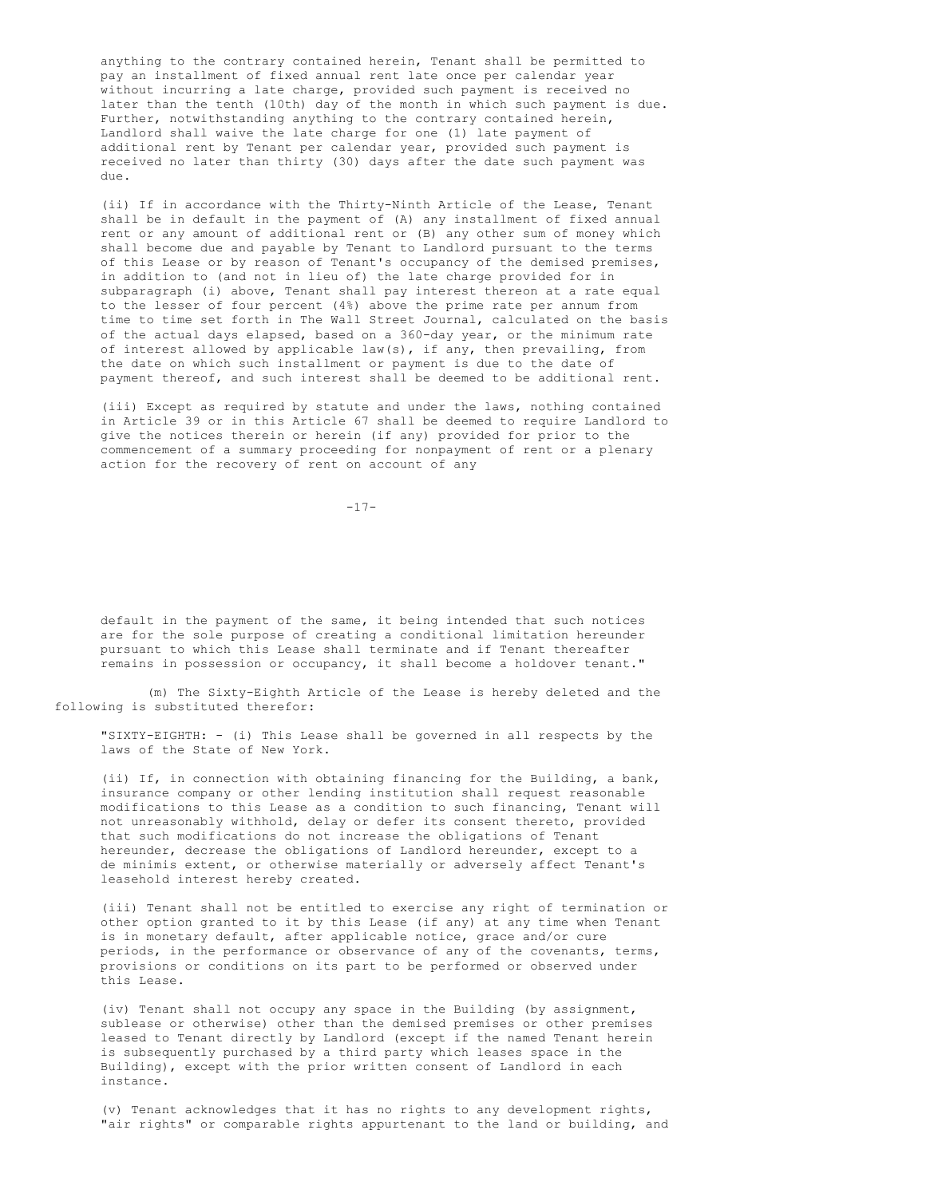anything to the contrary contained herein, Tenant shall be permitted to pay an installment of fixed annual rent late once per calendar year without incurring a late charge, provided such payment is received no later than the tenth (10th) day of the month in which such payment is due. Further, notwithstanding anything to the contrary contained herein, Landlord shall waive the late charge for one (1) late payment of additional rent by Tenant per calendar year, provided such payment is received no later than thirty (30) days after the date such payment was due.

(ii) If in accordance with the Thirty-Ninth Article of the Lease, Tenant shall be in default in the payment of (A) any installment of fixed annual rent or any amount of additional rent or (B) any other sum of money which shall become due and payable by Tenant to Landlord pursuant to the terms of this Lease or by reason of Tenant's occupancy of the demised premises, in addition to (and not in lieu of) the late charge provided for in subparagraph (i) above, Tenant shall pay interest thereon at a rate equal to the lesser of four percent (4%) above the prime rate per annum from time to time set forth in The Wall Street Journal, calculated on the basis of the actual days elapsed, based on a 360-day year, or the minimum rate of interest allowed by applicable law(s), if any, then prevailing, from the date on which such installment or payment is due to the date of payment thereof, and such interest shall be deemed to be additional rent.

(iii) Except as required by statute and under the laws, nothing contained in Article 39 or in this Article 67 shall be deemed to require Landlord to give the notices therein or herein (if any) provided for prior to the commencement of a summary proceeding for nonpayment of rent or a plenary action for the recovery of rent on account of any default in the payment of the same, it being intended that such notices are for the sole purpose of creating a conditional limitation hereunder pursuant to which this Lease shall terminate and if Tenant thereafter remains in possession or occupancy, it shall become a holdover tenant."

(m) The Sixty-Eighth Article of the Lease is hereby deleted and the following is substituted therefor:

"SIXTY-EIGHTH: - (i) This Lease shall be governed in all respects by the laws of the State of New York.

(ii) If, in connection with obtaining financing for the Building, a bank, insurance company or other lending institution shall request reasonable modifications to this Lease as a condition to such financing, Tenant will not unreasonably withhold, delay or defer its consent thereto, provided that such modifications do not increase the obligations of Tenant hereunder, decrease the obligations of Landlord hereunder, except to a de minimis extent, or otherwise materially or adversely affect Tenant's leasehold interest hereby created.

(iii) Tenant shall not be entitled to exercise any right of termination or other option granted to it by this Lease (if any) at any time when Tenant is in monetary default, after applicable notice, grace and/or cure periods, in the performance or observance of any of the covenants, terms, provisions or conditions on its part to be performed or observed under this Lease.

(iv) Tenant shall not occupy any space in the Building (by assignment, sublease or otherwise) other than the demised premises or other premises leased to Tenant directly by Landlord (except if the named Tenant herein is subsequently purchased by a third party which leases space in the Building), except with the prior written consent of Landlord in each instance.

(v) Tenant acknowledges that it has no rights to any development rights, "air rights" or comparable rights appurtenant to the land or building, and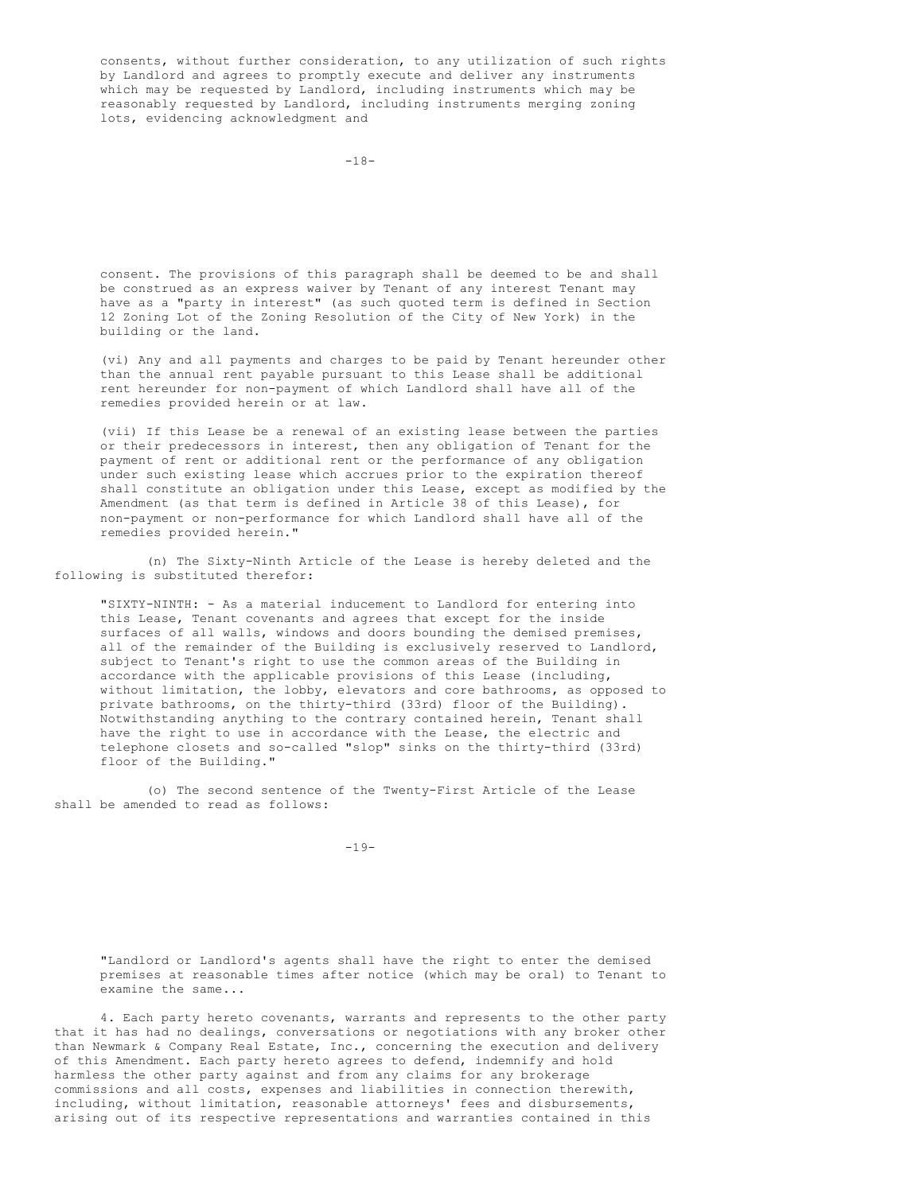consents, without further consideration, to any utilization of such rights by Landlord and agrees to promptly execute and deliver any instruments which may be requested by Landlord, including instruments which may be reasonably requested by Landlord, including instruments merging zoning lots, evidencing acknowledgment and

consent. The provisions of this paragraph shall be deemed to be and shall be construed as an express waiver by Tenant of any interest Tenant may have as a "party in interest" (as such quoted term is defined in Section 12 Zoning Lot of the Zoning Resolution of the City of New York) in the building or the land.

(vi) Any and all payments and charges to be paid by Tenant hereunder other than the annual rent payable pursuant to this Lease shall be additional rent hereunder for non-payment of which Landlord shall have all of the remedies provided herein or at law.

(vii) If this Lease be a renewal of an existing lease between the parties or their predecessors in interest, then any obligation of Tenant for the payment of rent or additional rent or the performance of any obligation under such existing lease which accrues prior to the expiration thereof shall constitute an obligation under this Lease, except as modified by the Amendment (as that term is defined in Article 38 of this Lease), for non-payment or non-performance for which Landlord shall have all of the remedies provided herein."

(n) The Sixty-Ninth Article of the Lease is hereby deleted and the following is substituted therefor:

"SIXTY-NINTH: - As a material inducement to Landlord for entering into this Lease, Tenant covenants and agrees that except for the inside surfaces of all walls, windows and doors bounding the demised premises, all of the remainder of the Building is exclusively reserved to Landlord, subject to Tenant's right to use the common areas of the Building in accordance with the applicable provisions of this Lease (including, without limitation, the lobby, elevators and core bathrooms, as opposed to private bathrooms, on the thirty-third (33rd) floor of the Building). Notwithstanding anything to the contrary contained herein, Tenant shall have the right to use in accordance with the Lease, the electric and telephone closets and so-called "slop" sinks on the thirty-third (33rd) floor of the Building."

(o) The second sentence of the Twenty-First Article of the Lease shall be amended to read as follows:

"Landlord or Landlord's agents shall have the right to enter the demised premises at reasonable times after notice (which may be oral) to Tenant to examine the same...

4. Each party hereto covenants, warrants and represents to the other party that it has had no dealings, conversations or negotiations with any broker other than Newmark & Company Real Estate, Inc., concerning the execution and delivery of this Amendment. Each party hereto agrees to defend, indemnify and hold harmless the other party against and from any claims for any brokerage commissions and all costs, expenses and liabilities in connection therewith, including, without limitation, reasonable attorneys' fees and disbursements, arising out of its respective representations and warranties contained in this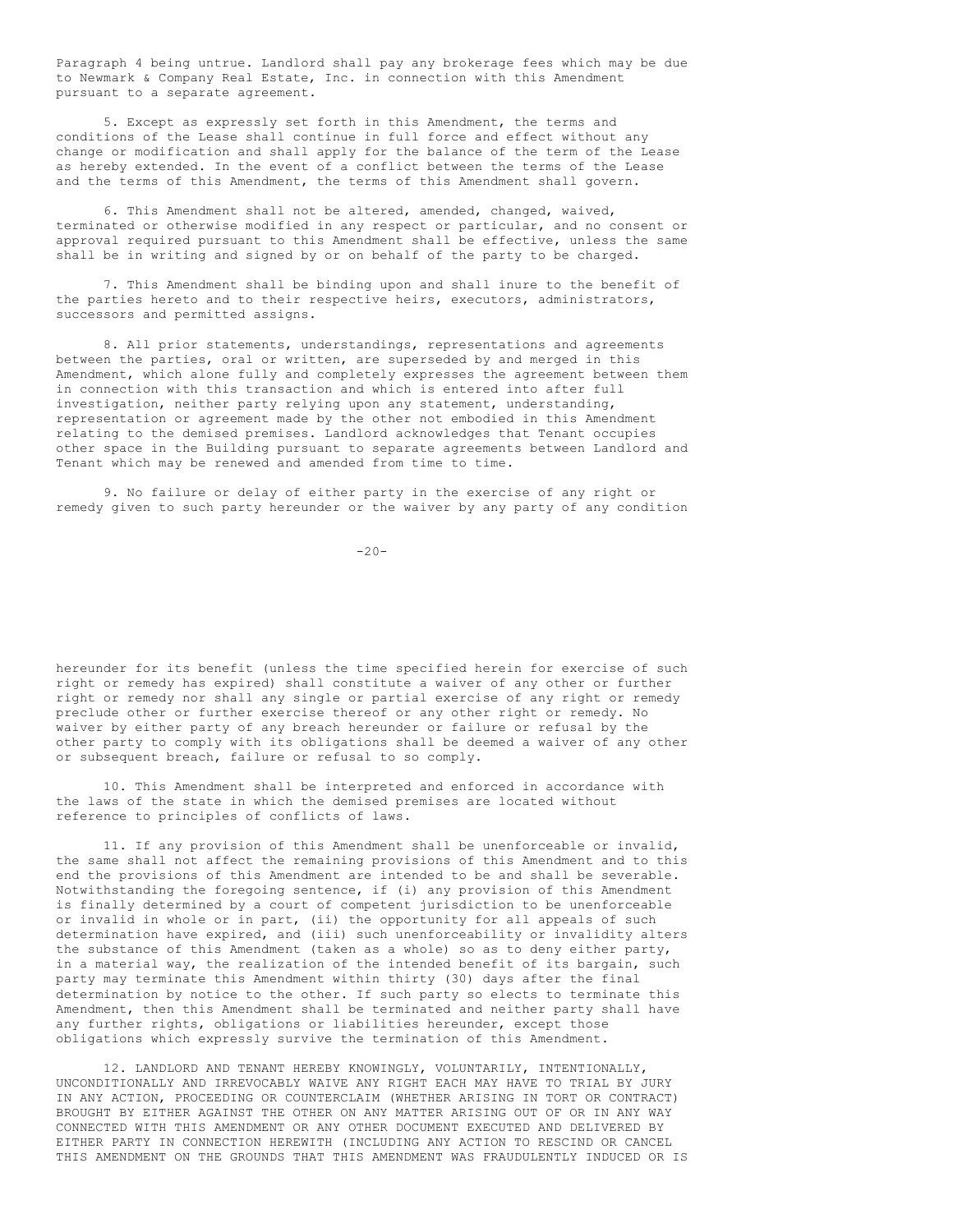Paragraph 4 being untrue. Landlord shall pay any brokerage fees which may be due to Newmark & Company Real Estate, Inc. in connection with this Amendment pursuant to a separate agreement.

5. Except as expressly set forth in this Amendment, the terms and conditions of the Lease shall continue in full force and effect without any change or modification and shall apply for the balance of the term of the Lease as hereby extended. In the event of a conflict between the terms of the Lease and the terms of this Amendment, the terms of this Amendment shall govern.

6. This Amendment shall not be altered, amended, changed, waived, terminated or otherwise modified in any respect or particular, and no consent or approval required pursuant to this Amendment shall be effective, unless the same shall be in writing and signed by or on behalf of the party to be charged.

7. This Amendment shall be binding upon and shall inure to the benefit of the parties hereto and to their respective heirs, executors, administrators, successors and permitted assigns.

8. All prior statements, understandings, representations and agreements between the parties, oral or written, are superseded by and merged in this Amendment, which alone fully and completely expresses the agreement between them in connection with this transaction and which is entered into after full investigation, neither party relying upon any statement, understanding, representation or agreement made by the other not embodied in this Amendment relating to the demised premises. Landlord acknowledges that Tenant occupies other space in the Building pursuant to separate agreements between Landlord and Tenant which may be renewed and amended from time to time.

9. No failure or delay of either party in the exercise of any right or remedy given to such party hereunder or the waiver by any party of any condition hereunder for its benefit (unless the time specified herein for exercise of such right or remedy has expired) shall constitute a waiver of any other or further right or remedy nor shall any single or partial exercise of any right or remedy preclude other or further exercise thereof or any other right or remedy. No waiver by either party of any breach hereunder or failure or refusal by the other party to comply with its obligations shall be deemed a waiver of any other or subsequent breach, failure or refusal to so comply.

10. This Amendment shall be interpreted and enforced in accordance with the laws of the state in which the demised premises are located without reference to principles of conflicts of laws.

11. If any provision of this Amendment shall be unenforceable or invalid, the same shall not affect the remaining provisions of this Amendment and to this end the provisions of this Amendment are intended to be and shall be severable. Notwithstanding the foregoing sentence, if (i) any provision of this Amendment is finally determined by a court of competent jurisdiction to be unenforceable or invalid in whole or in part, (ii) the opportunity for all appeals of such determination have expired, and (iii) such unenforceability or invalidity alters the substance of this Amendment (taken as a whole) so as to deny either party, in a material way, the realization of the intended benefit of its bargain, such party may terminate this Amendment within thirty (30) days after the final determination by notice to the other. If such party so elects to terminate this Amendment, then this Amendment shall be terminated and neither party shall have any further rights, obligations or liabilities hereunder, except those obligations which expressly survive the termination of this Amendment.

12. LANDLORD AND TENANT HEREBY KNOWINGLY, VOLUNTARILY, INTENTIONALLY, UNCONDITIONALLY AND IRREVOCABLY WAIVE ANY RIGHT EACH MAY HAVE TO TRIAL BY JURY IN ANY ACTION, PROCEEDING OR COUNTERCLAIM (WHETHER ARISING IN TORT OR CONTRACT) BROUGHT BY EITHER AGAINST THE OTHER ON ANY MATTER ARISING OUT OF OR IN ANY WAY CONNECTED WITH THIS AMENDMENT OR ANY OTHER DOCUMENT EXECUTED AND DELIVERED BY EITHER PARTY IN CONNECTION HEREWITH (INCLUDING ANY ACTION TO RESCIND OR CANCEL THIS AMENDMENT ON THE GROUNDS THAT THIS AMENDMENT WAS FRAUDULENTLY INDUCED OR IS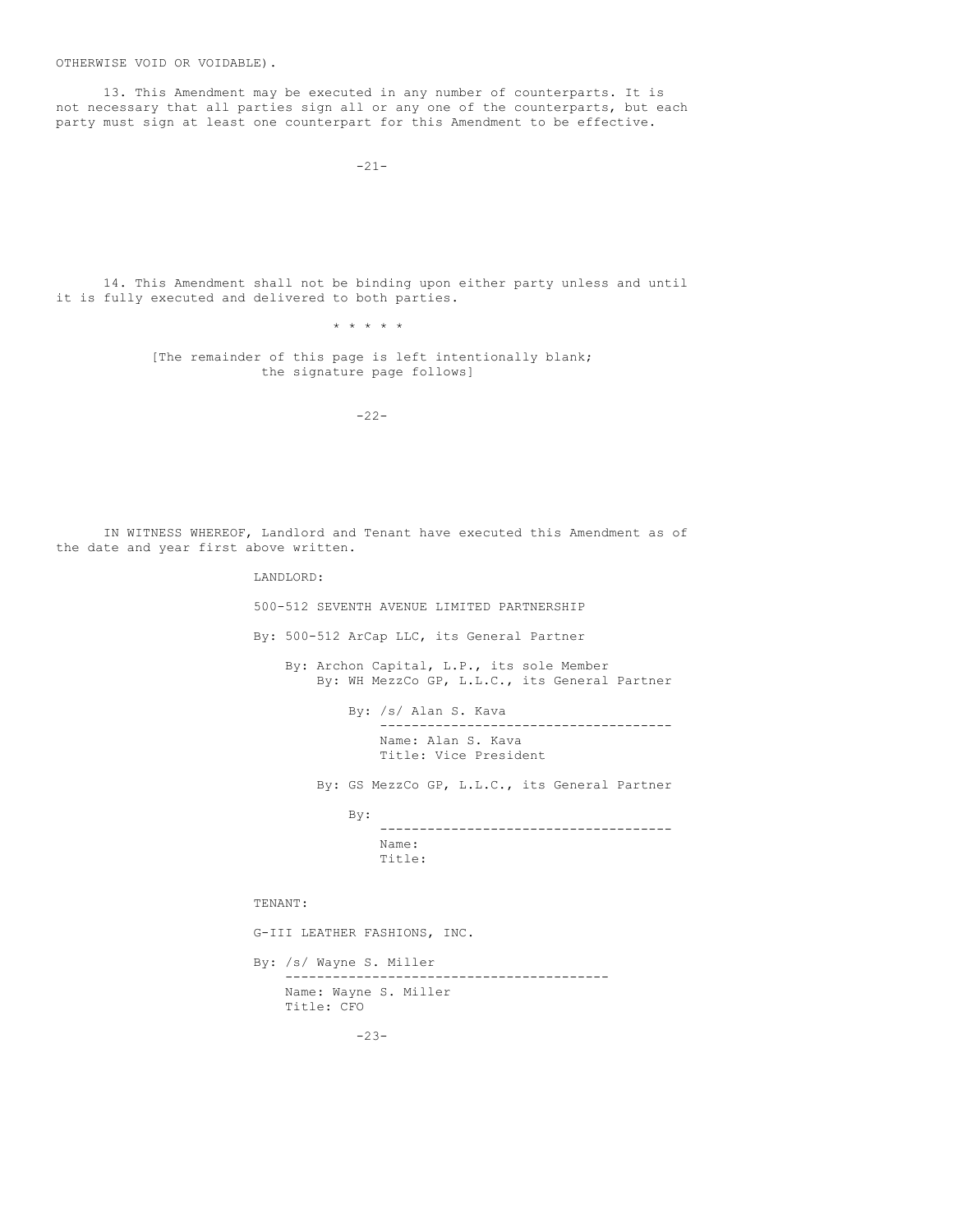OTHERWISE VOID OR VOIDABLE).

13. This Amendment may be executed in any number of counterparts. It is not necessary that all parties sign all or any one of the counterparts, but each party must sign at least one counterpart for this Amendment to be effective.

14. This Amendment shall not be binding upon either party unless and until it is fully executed and delivered to both parties.

\* \* \* \* \*

[The remainder of this page is left intentionally blank; the signature page follows]

IN WITNESS WHEREOF, Landlord and Tenant have executed this Amendment as of the date and year first above written.

LANDLORD:

500-512 SEVENTH AVENUE LIMITED PARTNERSHIP

By: 500-512 ArCap LLC, its General Partner

By: Archon Capital, L.P., its sole Member

By: WH MezzCo GP, L.L.C., its General Partner

By: /s/ Alan S. Kava

Name: Alan S. Kava

Title: Vice President

By: GS MezzCo GP, L.L.C., its General Partner

By: ______________________

Name:

Title:

TENANT:

G-III LEATHER FASHIONS, INC.

By: /s/ Wayne S. Miller

Name: Wayne S. Miller

Title: CFO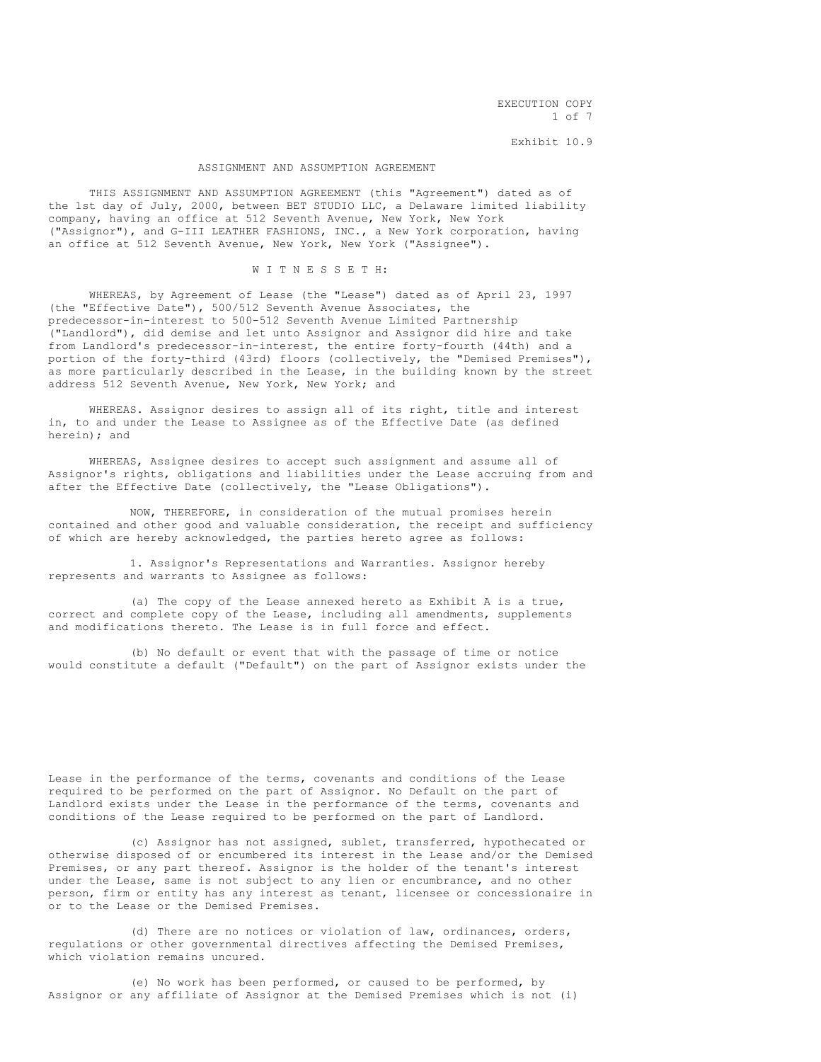EXECUTION COPY

Exhibit 10.9

# ASSIGNMENT AND ASSUMPTION AGREEMENT

THIS ASSIGNMENT AND ASSUMPTION AGREEMENT (this "Agreement") dated as of the 1st day of July, 2000, between BET STUDIO LLC, a Delaware limited liability company, having an office at 512 Seventh Avenue, New York, New York ("Assignor"), and G-III LEATHER FASHIONS, INC., a New York corporation, having an office at 512 Seventh Avenue, New York, New York ("Assignee").

W I T N E S S E T H:

WHEREAS, by Agreement of Lease (the "Lease") dated as of April 23, 1997 (the "Effective Date"), 500/512 Seventh Avenue Associates, the predecessor-in-interest to 500-512 Seventh Avenue Limited Partnership ("Landlord"), did demise and let unto Assignor and Assignor did hire and take from Landlord's predecessor-in-interest, the entire forty-fourth (44th) and a portion of the forty-third (43rd) floors (collectively, the "Demised Premises"), as more particularly described in the Lease, in the building known by the street address 512 Seventh Avenue, New York, New York; and

WHEREAS. Assignor desires to assign all of its right, title and interest in, to and under the Lease to Assignee as of the Effective Date (as defined herein); and

WHEREAS, Assignee desires to accept such assignment and assume all of Assignor's rights, obligations and liabilities under the Lease accruing from and after the Effective Date (collectively, the "Lease Obligations").

NOW, THEREFORE, in consideration of the mutual promises herein contained and other good and valuable consideration, the receipt and sufficiency of which are hereby acknowledged, the parties hereto agree as follows:

1. Assignor's Representations and Warranties. Assignor hereby represents and warrants to Assignee as follows:

(a) The copy of the Lease annexed hereto as Exhibit A is a true, correct and complete copy of the Lease, including all amendments, supplements and modifications thereto. The Lease is in full force and effect.

(b) No default or event that with the passage of time or notice would constitute a default ("Default") on the part of Assignor exists under the Lease in the performance of the terms, covenants and conditions of the Lease required to be performed on the part of Assignor. No Default on the part of Landlord exists under the Lease in the performance of the terms, covenants and conditions of the Lease required to be performed on the part of Landlord.

(c) Assignor has not assigned, sublet, transferred, hypothecated or otherwise disposed of or encumbered its interest in the Lease and/or the Demised Premises, or any part thereof. Assignor is the holder of the tenant's interest under the Lease, same is not subject to any lien or encumbrance, and no other person, firm or entity has any interest as tenant, licensee or concessionaire in or to the Lease or the Demised Premises.

(d) There are no notices or violation of law, ordinances, orders, regulations or other governmental directives affecting the Demised Premises, which violation remains uncured.

(e) No work has been performed, or caused to be performed, by Assignor or any affiliate of Assignor at the Demised Premises which is not (i)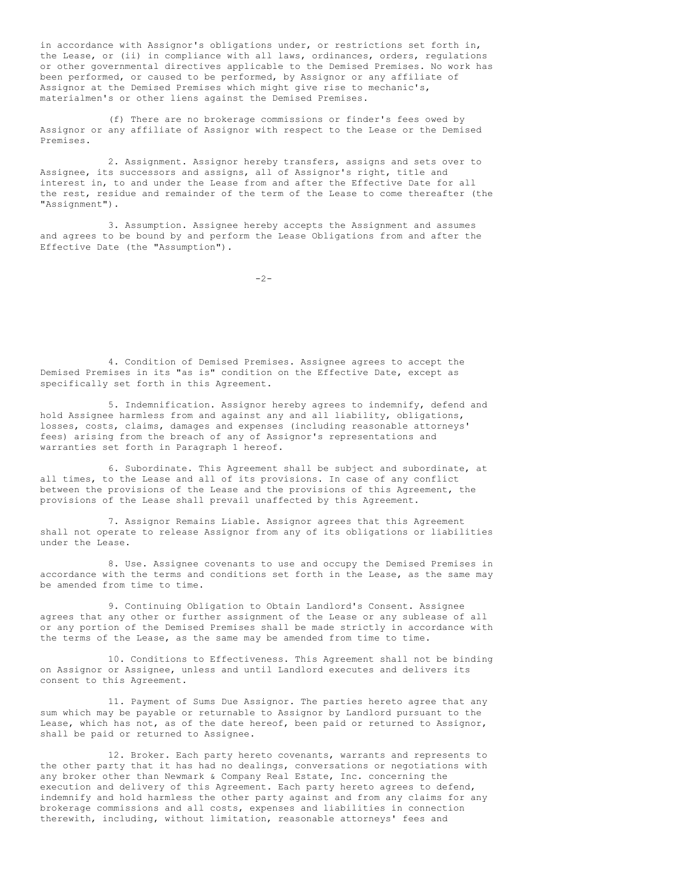in accordance with Assignor's obligations under, or restrictions set forth in, the Lease, or (ii) in compliance with all laws, ordinances, orders, regulations or other governmental directives applicable to the Demised Premises. No work has been performed, or caused to be performed, by Assignor or any affiliate of Assignor at the Demised Premises which might give rise to mechanic's, materialmen's or other liens against the Demised Premises.

(f) There are no brokerage commissions or finder's fees owed by Assignor or any affiliate of Assignor with respect to the Lease or the Demised Premises.

2. Assignment. Assignor hereby transfers, assigns and sets over to Assignee, its successors and assigns, all of Assignor's right, title and interest in, to and under the Lease from and after the Effective Date for all the rest, residue and remainder of the term of the Lease to come thereafter (the "Assignment").

3. Assumption. Assignee hereby accepts the Assignment and assumes and agrees to be bound by and perform the Lease Obligations from and after the Effective Date (the "Assumption").

4. Condition of Demised Premises. Assignee agrees to accept the Demised Premises in its "as is" condition on the Effective Date, except as specifically set forth in this Agreement.

5. Indemnification. Assignor hereby agrees to indemnify, defend and hold Assignee harmless from and against any and all liability, obligations, losses, costs, claims, damages and expenses (including reasonable attorneys' fees) arising from the breach of any of Assignor's representations and warranties set forth in Paragraph 1 hereof.

6. Subordinate. This Agreement shall be subject and subordinate, at all times, to the Lease and all of its provisions. In case of any conflict between the provisions of the Lease and the provisions of this Agreement, the provisions of the Lease shall prevail unaffected by this Agreement.

7. Assignor Remains Liable. Assignor agrees that this Agreement shall not operate to release Assignor from any of its obligations or liabilities under the Lease.

8. Use. Assignee covenants to use and occupy the Demised Premises in accordance with the terms and conditions set forth in the Lease, as the same may be amended from time to time.

9. Continuing Obligation to Obtain Landlord's Consent. Assignee agrees that any other or further assignment of the Lease or any sublease of all or any portion of the Demised Premises shall be made strictly in accordance with the terms of the Lease, as the same may be amended from time to time.

10. Conditions to Effectiveness. This Agreement shall not be binding on Assignor or Assignee, unless and until Landlord executes and delivers its consent to this Agreement.

11. Payment of Sums Due Assignor. The parties hereto agree that any sum which may be payable or returnable to Assignor by Landlord pursuant to the Lease, which has not, as of the date hereof, been paid or returned to Assignor, shall be paid or returned to Assignee.

12. Broker. Each party hereto covenants, warrants and represents to the other party that it has had no dealings, conversations or negotiations with any broker other than Newmark & Company Real Estate, Inc. concerning the execution and delivery of this Agreement. Each party hereto agrees to defend, indemnify and hold harmless the other party against and from any claims for any brokerage commissions and all costs, expenses and liabilities in connection therewith, including, without limitation, reasonable attorneys' fees and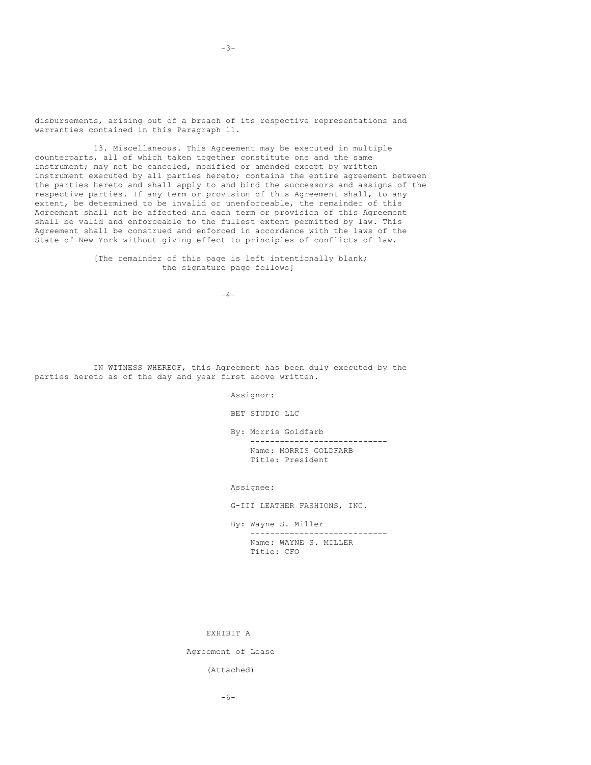disbursements, arising out of a breach of its respective representations and warranties contained in this Paragraph 11.

13. Miscellaneous. This Agreement may be executed in multiple counterparts, all of which taken together constitute one and the same instrument; may not be canceled, modified or amended except by written instrument executed by all parties hereto; contains the entire agreement between the parties hereto and shall apply to and bind the successors and assigns of the respective parties. If any term or provision of this Agreement shall, to any extent, be determined to be invalid or unenforceable, the remainder of this Agreement shall not be affected and each term or provision of this Agreement shall be valid and enforceable to the fullest extent permitted by law. This Agreement shall be construed and enforced in accordance with the laws of the State of New York without giving effect to principles of conflicts of law.

[The remainder of this page is left intentionally blank; the signature page follows]

IN WITNESS WHEREOF, this Agreement has been duly executed by the parties hereto as of the day and year first above written.

Assignor:

BET STUDIO LLC

By: Morris Goldfarb
----------------------------
Name: MORRIS GOLDFARB
Title: President

Assignee:

G-III LEATHER FASHIONS, INC.

By: Wayne S. Miller
----------------------------
Name: WAYNE S. MILLER
Title: CFO

EXHIBIT A

Agreement of Lease

(Attached)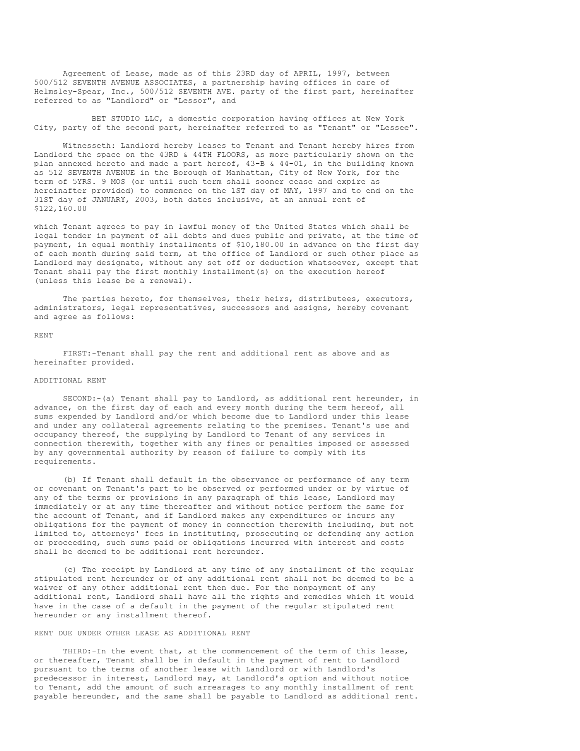Agreement of Lease, made as of this 23RD day of APRIL, 1997, between 500/512 SEVENTH AVENUE ASSOCIATES, a partnership having offices in care of Helmsley-Spear, Inc., 500/512 SEVENTH AVE. party of the first part, hereinafter referred to as "Landlord" or "Lessor", and

BET STUDIO LLC, a domestic corporation having offices at New York City, party of the second part, hereinafter referred to as "Tenant" or "Lessee".

Witnesseth: Landlord hereby leases to Tenant and Tenant hereby hires from Landlord the space on the 43RD & 44TH FLOORS, as more particularly shown on the plan annexed hereto and made a part hereof, 43-B & 44-01, in the building known as 512 SEVENTH AVENUE in the Borough of Manhattan, City of New York, for the term of 5YRS. 9 MOS (or until such term shall sooner cease and expire as hereinafter provided) to commence on the 1ST day of MAY, 1997 and to end on the 31ST day of JANUARY, 2003, both dates inclusive, at an annual rent of $122,160.00

which Tenant agrees to pay in lawful money of the United States which shall be legal tender in payment of all debts and dues public and private, at the time of payment, in equal monthly installments of $10,180.00 in advance on the first day of each month during said term, at the office of Landlord or such other place as Landlord may designate, without any set off or deduction whatsoever, except that Tenant shall pay the first monthly installment(s) on the execution hereof (unless this lease be a renewal).

The parties hereto, for themselves, their heirs, distributees, executors, administrators, legal representatives, successors and assigns, hereby covenant and agree as follows:

RENT

FIRST:-Tenant shall pay the rent and additional rent as above and as hereinafter provided.

ADDITIONAL RENT

SECOND:-(a) Tenant shall pay to Landlord, as additional rent hereunder, in advance, on the first day of each and every month during the term hereof, all sums expended by Landlord and/or which become due to Landlord under this lease and under any collateral agreements relating to the premises. Tenant's use and occupancy thereof, the supplying by Landlord to Tenant of any services in connection therewith, together with any fines or penalties imposed or assessed by any governmental authority by reason of failure to comply with its requirements.

(b) If Tenant shall default in the observance or performance of any term or covenant on Tenant's part to be observed or performed under or by virtue of any of the terms or provisions in any paragraph of this lease, Landlord may immediately or at any time thereafter and without notice perform the same for the account of Tenant, and if Landlord makes any expenditures or incurs any obligations for the payment of money in connection therewith including, but not limited to, attorneys' fees in instituting, prosecuting or defending any action or proceeding, such sums paid or obligations incurred with interest and costs shall be deemed to be additional rent hereunder.

(c) The receipt by Landlord at any time of any installment of the regular stipulated rent hereunder or of any additional rent shall not be deemed to be a waiver of any other additional rent then due. For the nonpayment of any additional rent, Landlord shall have all the rights and remedies which it would have in the case of a default in the payment of the regular stipulated rent hereunder or any installment thereof.

RENT DUE UNDER OTHER LEASE AS ADDITIONAL RENT

THIRD:-In the event that, at the commencement of the term of this lease, or thereafter, Tenant shall be in default in the payment of rent to Landlord pursuant to the terms of another lease with Landlord or with Landlord's predecessor in interest, Landlord may, at Landlord's option and without notice to Tenant, add the amount of such arrearages to any monthly installment of rent payable hereunder, and the same shall be payable to Landlord as additional rent.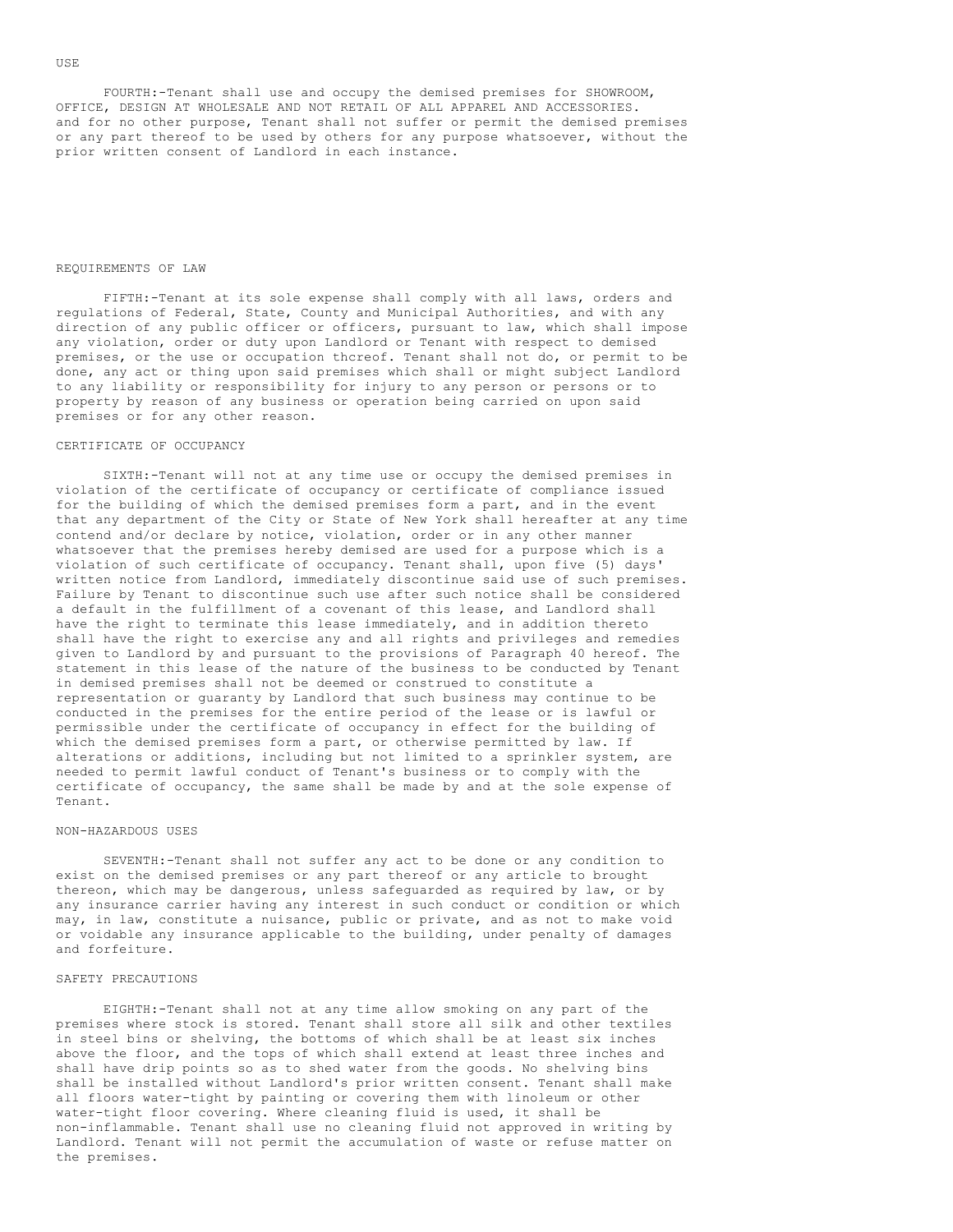USE

FOURTH:-Tenant shall use and occupy the demised premises for SHOWROOM, OFFICE, DESIGN AT WHOLESALE AND NOT RETAIL OF ALL APPAREL AND ACCESSORIES. and for no other purpose, Tenant shall not suffer or permit the demised premises or any part thereof to be used by others for any purpose whatsoever, without the prior written consent of Landlord in each instance.

REQUIREMENTS OF LAW

FIFTH:-Tenant at its sole expense shall comply with all laws, orders and regulations of Federal, State, County and Municipal Authorities, and with any direction of any public officer or officers, pursuant to law, which shall impose any violation, order or duty upon Landlord or Tenant with respect to demised premises, or the use or occupation thcreof. Tenant shall not do, or permit to be done, any act or thing upon said premises which shall or might subject Landlord to any liability or responsibility for injury to any person or persons or to property by reason of any business or operation being carried on upon said premises or for any other reason.

CERTIFICATE OF OCCUPANCY

SIXTH:-Tenant will not at any time use or occupy the demised premises in violation of the certificate of occupancy or certificate of compliance issued for the building of which the demised premises form a part, and in the event that any department of the City or State of New York shall hereafter at any time contend and/or declare by notice, violation, order or in any other manner whatsoever that the premises hereby demised are used for a purpose which is a violation of such certificate of occupancy. Tenant shall, upon five (5) days' written notice from Landlord, immediately discontinue said use of such premises. Failure by Tenant to discontinue such use after such notice shall be considered a default in the fulfillment of a covenant of this lease, and Landlord shall have the right to terminate this lease immediately, and in addition thereto shall have the right to exercise any and all rights and privileges and remedies given to Landlord by and pursuant to the provisions of Paragraph 40 hereof. The statement in this lease of the nature of the business to be conducted by Tenant in demised premises shall not be deemed or construed to constitute a representation or guaranty by Landlord that such business may continue to be conducted in the premises for the entire period of the lease or is lawful or permissible under the certificate of occupancy in effect for the building of which the demised premises form a part, or otherwise permitted by law. If alterations or additions, including but not limited to a sprinkler system, are needed to permit lawful conduct of Tenant's business or to comply with the certificate of occupancy, the same shall be made by and at the sole expense of Tenant.

NON-HAZARDOUS USES

SEVENTH:-Tenant shall not suffer any act to be done or any condition to exist on the demised premises or any part thereof or any article to brought thereon, which may be dangerous, unless safeguarded as required by law, or by any insurance carrier having any interest in such conduct or condition or which may, in law, constitute a nuisance, public or private, and as not to make void or voidable any insurance applicable to the building, under penalty of damages and forfeiture.

SAFETY PRECAUTIONS

EIGHTH:-Tenant shall not at any time allow smoking on any part of the premises where stock is stored. Tenant shall store all silk and other textiles in steel bins or shelving, the bottoms of which shall be at least six inches above the floor, and the tops of which shall extend at least three inches and shall have drip points so as to shed water from the goods. No shelving bins shall be installed without Landlord's prior written consent. Tenant shall make all floors water-tight by painting or covering them with linoleum or other water-tight floor covering. Where cleaning fluid is used, it shall be non-inflammable. Tenant shall use no cleaning fluid not approved in writing by Landlord. Tenant will not permit the accumulation of waste or refuse matter on the premises.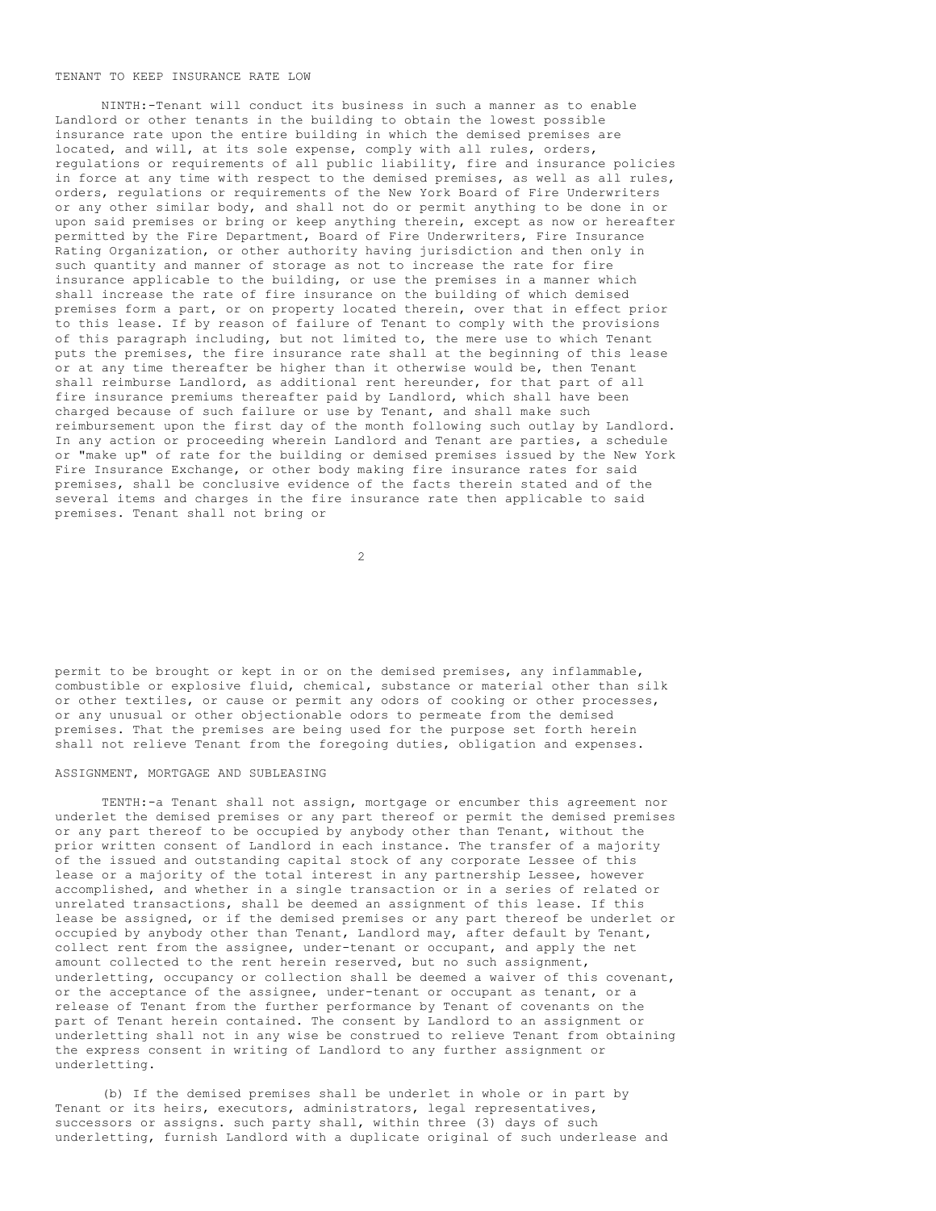TENANT TO KEEP INSURANCE RATE LOW

NINTH:-Tenant will conduct its business in such a manner as to enable Landlord or other tenants in the building to obtain the lowest possible insurance rate upon the entire building in which the demised premises are located, and will, at its sole expense, comply with all rules, orders, regulations or requirements of all public liability, fire and insurance policies in force at any time with respect to the demised premises, as well as all rules, orders, regulations or requirements of the New York Board of Fire Underwriters or any other similar body, and shall not do or permit anything to be done in or upon said premises or bring or keep anything therein, except as now or hereafter permitted by the Fire Department, Board of Fire Underwriters, Fire Insurance Rating Organization, or other authority having jurisdiction and then only in such quantity and manner of storage as not to increase the rate for fire insurance applicable to the building, or use the premises in a manner which shall increase the rate of fire insurance on the building of which demised premises form a part, or on property located therein, over that in effect prior to this lease. If by reason of failure of Tenant to comply with the provisions of this paragraph including, but not limited to, the mere use to which Tenant puts the premises, the fire insurance rate shall at the beginning of this lease or at any time thereafter be higher than it otherwise would be, then Tenant shall reimburse Landlord, as additional rent hereunder, for that part of all fire insurance premiums thereafter paid by Landlord, which shall have been charged because of such failure or use by Tenant, and shall make such reimbursement upon the first day of the month following such outlay by Landlord. In any action or proceeding wherein Landlord and Tenant are parties, a schedule or "make up" of rate for the building or demised premises issued by the New York Fire Insurance Exchange, or other body making fire insurance rates for said premises, shall be conclusive evidence of the facts therein stated and of the several items and charges in the fire insurance rate then applicable to said premises. Tenant shall not bring or permit to be brought or kept in or on the demised premises, any inflammable, combustible or explosive fluid, chemical, substance or material other than silk or other textiles, or cause or permit any odors of cooking or other processes, or any unusual or other objectionable odors to permeate from the demised premises. That the premises are being used for the purpose set forth herein shall not relieve Tenant from the foregoing duties, obligation and expenses.

ASSIGNMENT, MORTGAGE AND SUBLEASING

TENTH:-a Tenant shall not assign, mortgage or encumber this agreement nor underlet the demised premises or any part thereof or permit the demised premises or any part thereof to be occupied by anybody other than Tenant, without the prior written consent of Landlord in each instance. The transfer of a majority of the issued and outstanding capital stock of any corporate Lessee of this lease or a majority of the total interest in any partnership Lessee, however accomplished, and whether in a single transaction or in a series of related or unrelated transactions, shall be deemed an assignment of this lease. If this lease be assigned, or if the demised premises or any part thereof be underlet or occupied by anybody other than Tenant, Landlord may, after default by Tenant, collect rent from the assignee, under-tenant or occupant, and apply the net amount collected to the rent herein reserved, but no such assignment, underletting, occupancy or collection shall be deemed a waiver of this covenant, or the acceptance of the assignee, under-tenant or occupant as tenant, or a release of Tenant from the further performance by Tenant of covenants on the part of Tenant herein contained. The consent by Landlord to an assignment or underletting shall not in any wise be construed to relieve Tenant from obtaining the express consent in writing of Landlord to any further assignment or underletting.

(b) If the demised premises shall be underlet in whole or in part by Tenant or its heirs, executors, administrators, legal representatives, successors or assigns. such party shall, within three (3) days of such underletting, furnish Landlord with a duplicate original of such underlease and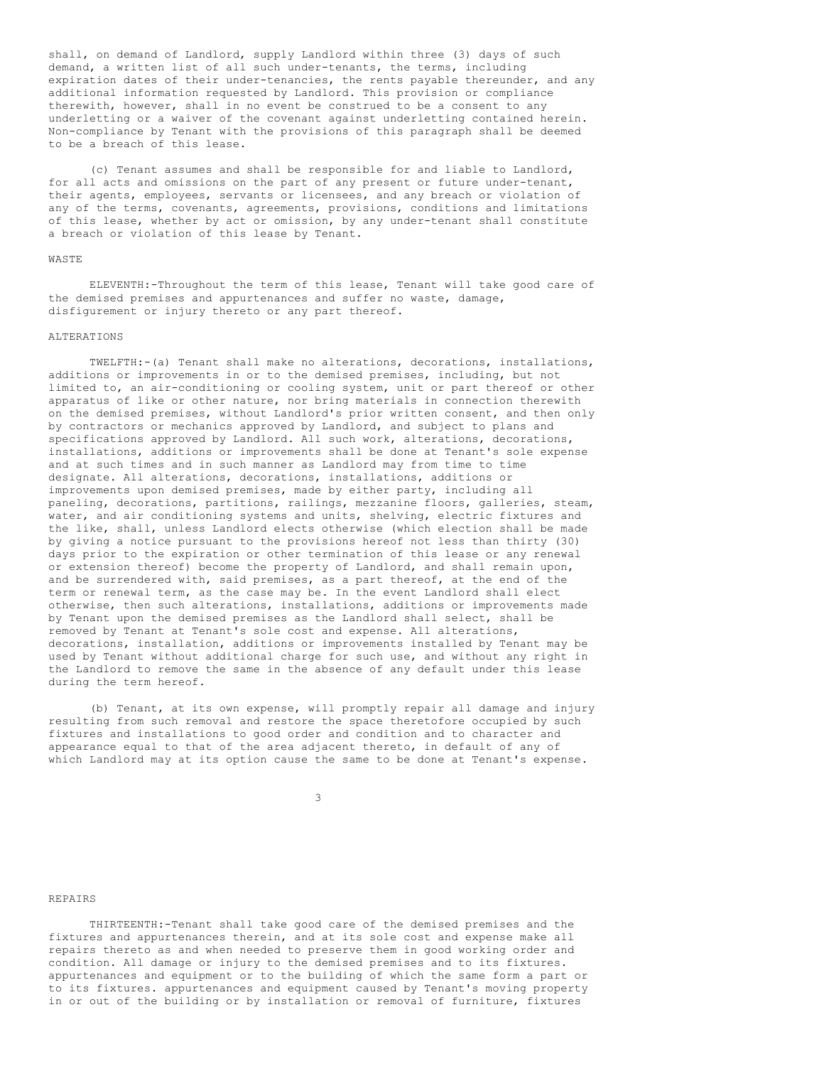shall, on demand of Landlord, supply Landlord within three (3) days of such demand, a written list of all such under-tenants, the terms, including expiration dates of their under-tenancies, the rents payable thereunder, and any additional information requested by Landlord. This provision or compliance therewith, however, shall in no event be construed to be a consent to any underletting or a waiver of the covenant against underletting contained herein. Non-compliance by Tenant with the provisions of this paragraph shall be deemed to be a breach of this lease.

(c) Tenant assumes and shall be responsible for and liable to Landlord, for all acts and omissions on the part of any present or future under-tenant, their agents, employees, servants or licensees, and any breach or violation of any of the terms, covenants, agreements, provisions, conditions and limitations of this lease, whether by act or omission, by any under-tenant shall constitute a breach or violation of this lease by Tenant.

WASTE

ELEVENTH:-Throughout the term of this lease, Tenant will take good care of the demised premises and appurtenances and suffer no waste, damage, disfigurement or injury thereto or any part thereof.

ALTERATIONS

TWELFTH:-(a) Tenant shall make no alterations, decorations, installations, additions or improvements in or to the demised premises, including, but not limited to, an air-conditioning or cooling system, unit or part thereof or other apparatus of like or other nature, nor bring materials in connection therewith on the demised premises, without Landlord's prior written consent, and then only by contractors or mechanics approved by Landlord, and subject to plans and specifications approved by Landlord. All such work, alterations, decorations, installations, additions or improvements shall be done at Tenant's sole expense and at such times and in such manner as Landlord may from time to time designate. All alterations, decorations, installations, additions or improvements upon demised premises, made by either party, including all paneling, decorations, partitions, railings, mezzanine floors, galleries, steam, water, and air conditioning systems and units, shelving, electric fixtures and the like, shall, unless Landlord elects otherwise (which election shall be made by giving a notice pursuant to the provisions hereof not less than thirty (30) days prior to the expiration or other termination of this lease or any renewal or extension thereof) become the property of Landlord, and shall remain upon, and be surrendered with, said premises, as a part thereof, at the end of the term or renewal term, as the case may be. In the event Landlord shall elect otherwise, then such alterations, installations, additions or improvements made by Tenant upon the demised premises as the Landlord shall select, shall be removed by Tenant at Tenant's sole cost and expense. All alterations, decorations, installation, additions or improvements installed by Tenant may be used by Tenant without additional charge for such use, and without any right in the Landlord to remove the same in the absence of any default under this lease during the term hereof.

(b) Tenant, at its own expense, will promptly repair all damage and injury resulting from such removal and restore the space theretofore occupied by such fixtures and installations to good order and condition and to character and appearance equal to that of the area adjacent thereto, in default of any of which Landlord may at its option cause the same to be done at Tenant's expense.

REPAIRS

THIRTEENTH:-Tenant shall take good care of the demised premises and the fixtures and appurtenances therein, and at its sole cost and expense make all repairs thereto as and when needed to preserve them in good working order and condition. All damage or injury to the demised premises and to its fixtures. appurtenances and equipment or to the building of which the same form a part or to its fixtures. appurtenances and equipment caused by Tenant's moving property in or out of the building or by installation or removal of furniture, fixtures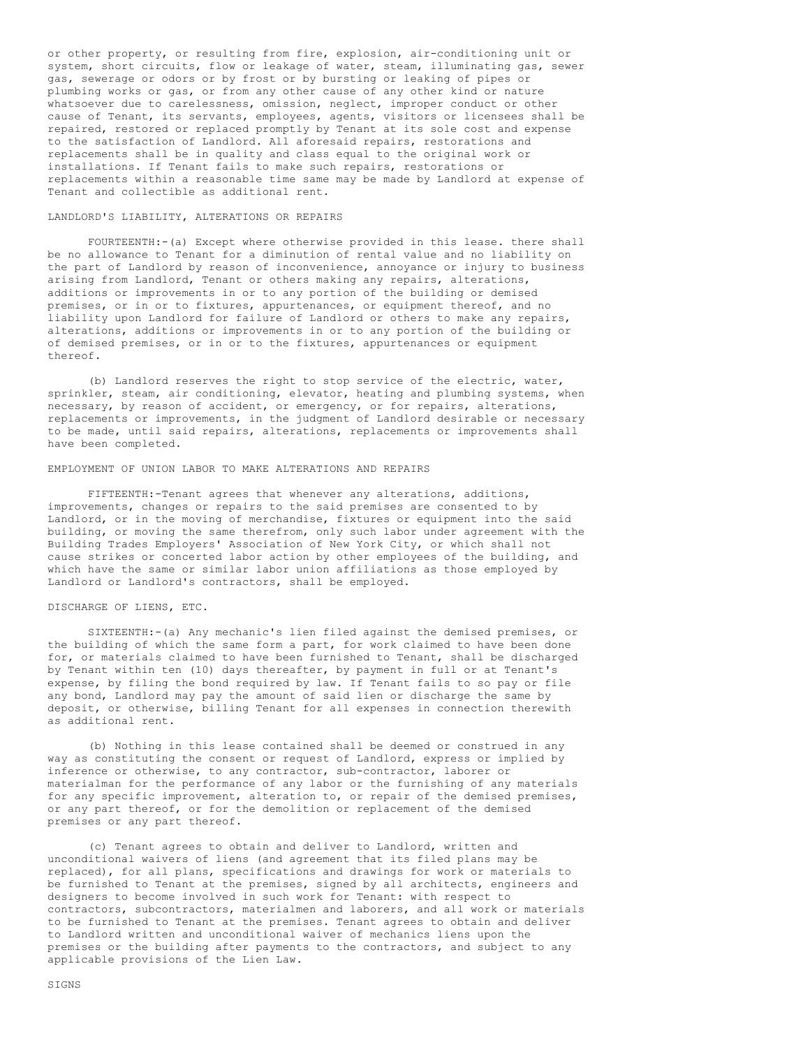or other property, or resulting from fire, explosion, air-conditioning unit or system, short circuits, flow or leakage of water, steam, illuminating gas, sewer gas, sewerage or odors or by frost or by bursting or leaking of pipes or plumbing works or gas, or from any other cause of any other kind or nature whatsoever due to carelessness, omission, neglect, improper conduct or other cause of Tenant, its servants, employees, agents, visitors or licensees shall be repaired, restored or replaced promptly by Tenant at its sole cost and expense to the satisfaction of Landlord. All aforesaid repairs, restorations and replacements shall be in quality and class equal to the original work or installations. If Tenant fails to make such repairs, restorations or replacements within a reasonable time same may be made by Landlord at expense of Tenant and collectible as additional rent.

LANDLORD'S LIABILITY, ALTERATIONS OR REPAIRS

FOURTEENTH:-(a) Except where otherwise provided in this lease. there shall be no allowance to Tenant for a diminution of rental value and no liability on the part of Landlord by reason of inconvenience, annoyance or injury to business arising from Landlord, Tenant or others making any repairs, alterations, additions or improvements in or to any portion of the building or demised premises, or in or to fixtures, appurtenances, or equipment thereof, and no liability upon Landlord for failure of Landlord or others to make any repairs, alterations, additions or improvements in or to any portion of the building or of demised premises, or in or to the fixtures, appurtenances or equipment thereof.

(b) Landlord reserves the right to stop service of the electric, water, sprinkler, steam, air conditioning, elevator, heating and plumbing systems, when necessary, by reason of accident, or emergency, or for repairs, alterations, replacements or improvements, in the judgment of Landlord desirable or necessary to be made, until said repairs, alterations, replacements or improvements shall have been completed.

EMPLOYMENT OF UNION LABOR TO MAKE ALTERATIONS AND REPAIRS

FIFTEENTH:-Tenant agrees that whenever any alterations, additions, improvements, changes or repairs to the said premises are consented to by Landlord, or in the moving of merchandise, fixtures or equipment into the said building, or moving the same therefrom, only such labor under agreement with the Building Trades Employers' Association of New York City, or which shall not cause strikes or concerted labor action by other employees of the building, and which have the same or similar labor union affiliations as those employed by Landlord or Landlord's contractors, shall be employed.

DISCHARGE OF LIENS, ETC.

SIXTEENTH:-(a) Any mechanic's lien filed against the demised premises, or the building of which the same form a part, for work claimed to have been done for, or materials claimed to have been furnished to Tenant, shall be discharged by Tenant within ten (10) days thereafter, by payment in full or at Tenant's expense, by filing the bond required by law. If Tenant fails to so pay or file any bond, Landlord may pay the amount of said lien or discharge the same by deposit, or otherwise, billing Tenant for all expenses in connection therewith as additional rent.

(b) Nothing in this lease contained shall be deemed or construed in any way as constituting the consent or request of Landlord, express or implied by inference or otherwise, to any contractor, sub-contractor, laborer or materialman for the performance of any labor or the furnishing of any materials for any specific improvement, alteration to, or repair of the demised premises, or any part thereof, or for the demolition or replacement of the demised premises or any part thereof.

(c) Tenant agrees to obtain and deliver to Landlord, written and unconditional waivers of liens (and agreement that its filed plans may be replaced), for all plans, specifications and drawings for work or materials to be furnished to Tenant at the premises, signed by all architects, engineers and designers to become involved in such work for Tenant: with respect to contractors, subcontractors, materialmen and laborers, and all work or materials to be furnished to Tenant at the premises. Tenant agrees to obtain and deliver to Landlord written and unconditional waiver of mechanics liens upon the premises or the building after payments to the contractors, and subject to any applicable provisions of the Lien Law.

SIGNS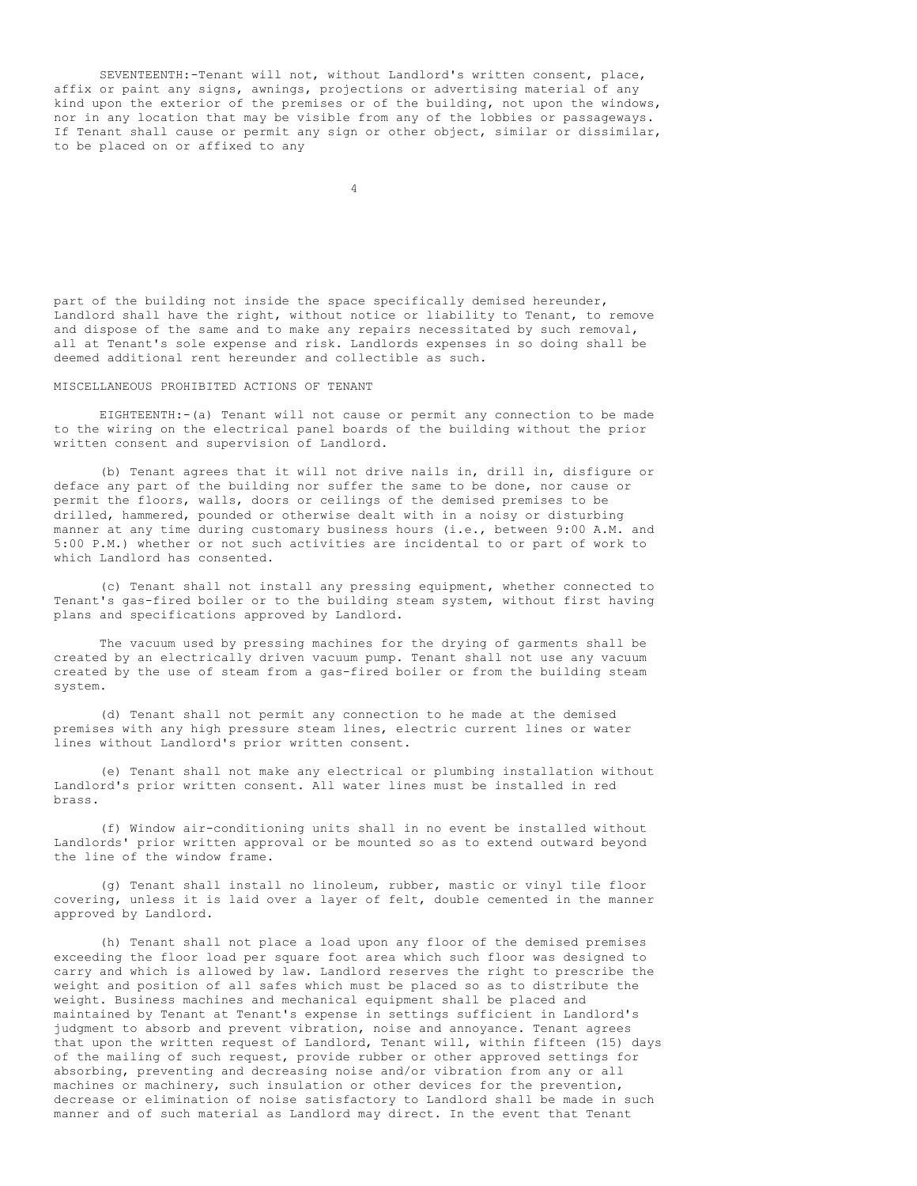SEVENTEENTH:-Tenant will not, without Landlord's written consent, place, affix or paint any signs, awnings, projections or advertising material of any kind upon the exterior of the premises or of the building, not upon the windows, nor in any location that may be visible from any of the lobbies or passageways. If Tenant shall cause or permit any sign or other object, similar or dissimilar, to be placed on or affixed to any part of the building not inside the space specifically demised hereunder, Landlord shall have the right, without notice or liability to Tenant, to remove and dispose of the same and to make any repairs necessitated by such removal, all at Tenant's sole expense and risk. Landlords expenses in so doing shall be deemed additional rent hereunder and collectible as such.

MISCELLANEOUS PROHIBITED ACTIONS OF TENANT

EIGHTEENTH:-(a) Tenant will not cause or permit any connection to be made to the wiring on the electrical panel boards of the building without the prior written consent and supervision of Landlord.

(b) Tenant agrees that it will not drive nails in, drill in, disfigure or deface any part of the building nor suffer the same to be done, nor cause or permit the floors, walls, doors or ceilings of the demised premises to be drilled, hammered, pounded or otherwise dealt with in a noisy or disturbing manner at any time during customary business hours (i.e., between 9:00 A.M. and 5:00 P.M.) whether or not such activities are incidental to or part of work to which Landlord has consented.

(c) Tenant shall not install any pressing equipment, whether connected to Tenant's gas-fired boiler or to the building steam system, without first having plans and specifications approved by Landlord.

The vacuum used by pressing machines for the drying of garments shall be created by an electrically driven vacuum pump. Tenant shall not use any vacuum created by the use of steam from a gas-fired boiler or from the building steam system.

(d) Tenant shall not permit any connection to he made at the demised premises with any high pressure steam lines, electric current lines or water lines without Landlord's prior written consent.

(e) Tenant shall not make any electrical or plumbing installation without Landlord's prior written consent. All water lines must be installed in red brass.

(f) Window air-conditioning units shall in no event be installed without Landlords' prior written approval or be mounted so as to extend outward beyond the line of the window frame.

(g) Tenant shall install no linoleum, rubber, mastic or vinyl tile floor covering, unless it is laid over a layer of felt, double cemented in the manner approved by Landlord.

(h) Tenant shall not place a load upon any floor of the demised premises exceeding the floor load per square foot area which such floor was designed to carry and which is allowed by law. Landlord reserves the right to prescribe the weight and position of all safes which must be placed so as to distribute the weight. Business machines and mechanical equipment shall be placed and maintained by Tenant at Tenant's expense in settings sufficient in Landlord's judgment to absorb and prevent vibration, noise and annoyance. Tenant agrees that upon the written request of Landlord, Tenant will, within fifteen (15) days of the mailing of such request, provide rubber or other approved settings for absorbing, preventing and decreasing noise and/or vibration from any or all machines or machinery, such insulation or other devices for the prevention, decrease or elimination of noise satisfactory to Landlord shall be made in such manner and of such material as Landlord may direct. In the event that Tenant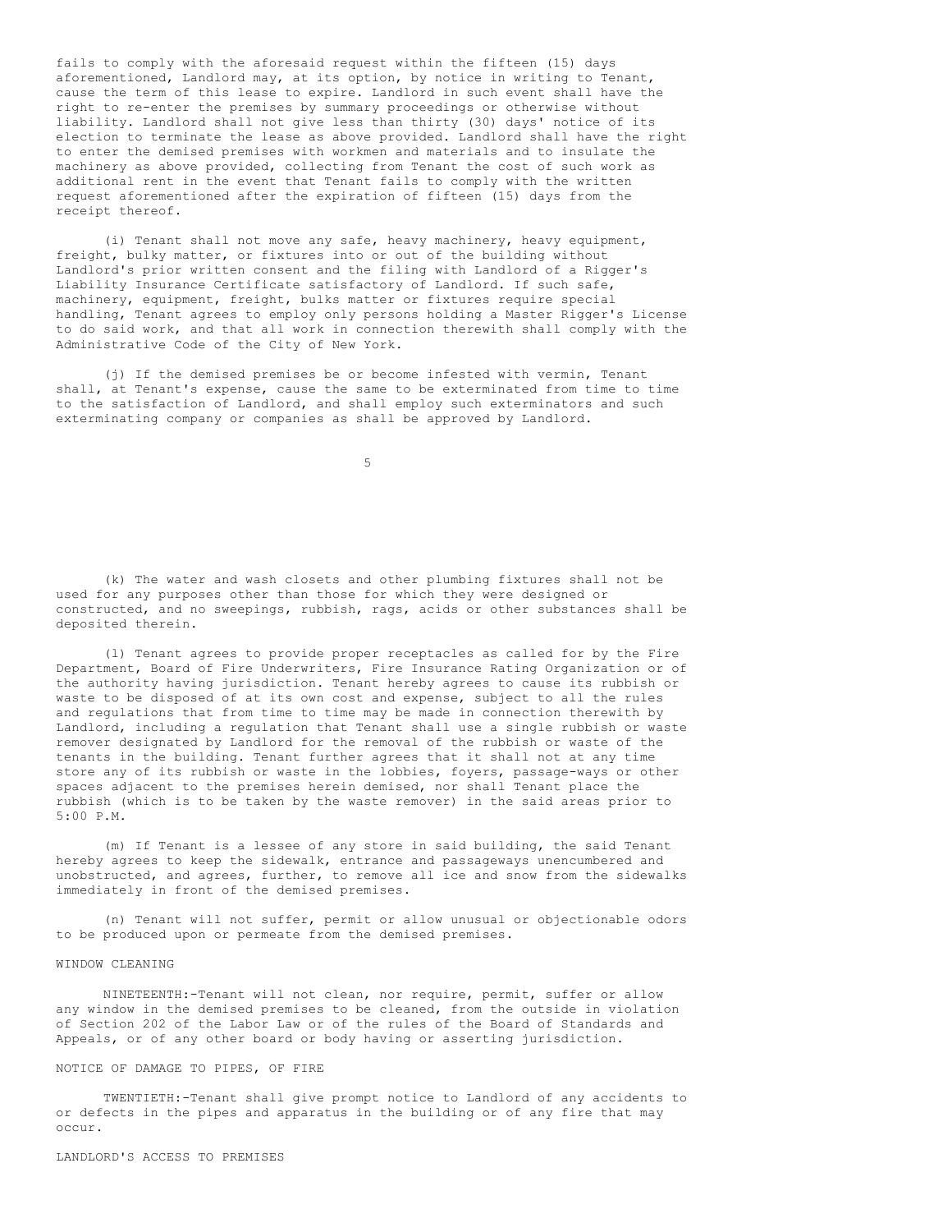fails to comply with the aforesaid request within the fifteen (15) days aforementioned, Landlord may, at its option, by notice in writing to Tenant, cause the term of this lease to expire. Landlord in such event shall have the right to re-enter the premises by summary proceedings or otherwise without liability. Landlord shall not give less than thirty (30) days' notice of its election to terminate the lease as above provided. Landlord shall have the right to enter the demised premises with workmen and materials and to insulate the machinery as above provided, collecting from Tenant the cost of such work as additional rent in the event that Tenant fails to comply with the written request aforementioned after the expiration of fifteen (15) days from the receipt thereof.

(i) Tenant shall not move any safe, heavy machinery, heavy equipment, freight, bulky matter, or fixtures into or out of the building without Landlord's prior written consent and the filing with Landlord of a Rigger's Liability Insurance Certificate satisfactory of Landlord. If such safe, machinery, equipment, freight, bulks matter or fixtures require special handling, Tenant agrees to employ only persons holding a Master Rigger's License to do said work, and that all work in connection therewith shall comply with the Administrative Code of the City of New York.

(j) If the demised premises be or become infested with vermin, Tenant shall, at Tenant's expense, cause the same to be exterminated from time to time to the satisfaction of Landlord, and shall employ such exterminators and such exterminating company or companies as shall be approved by Landlord.

(k) The water and wash closets and other plumbing fixtures shall not be used for any purposes other than those for which they were designed or constructed, and no sweepings, rubbish, rags, acids or other substances shall be deposited therein.

(l) Tenant agrees to provide proper receptacles as called for by the Fire Department, Board of Fire Underwriters, Fire Insurance Rating Organization or of the authority having jurisdiction. Tenant hereby agrees to cause its rubbish or waste to be disposed of at its own cost and expense, subject to all the rules and regulations that from time to time may be made in connection therewith by Landlord, including a regulation that Tenant shall use a single rubbish or waste remover designated by Landlord for the removal of the rubbish or waste of the tenants in the building. Tenant further agrees that it shall not at any time store any of its rubbish or waste in the lobbies, foyers, passage-ways or other spaces adjacent to the premises herein demised, nor shall Tenant place the rubbish (which is to be taken by the waste remover) in the said areas prior to 5:00 P.M.

(m) If Tenant is a lessee of any store in said building, the said Tenant hereby agrees to keep the sidewalk, entrance and passageways unencumbered and unobstructed, and agrees, further, to remove all ice and snow from the sidewalks immediately in front of the demised premises.

(n) Tenant will not suffer, permit or allow unusual or objectionable odors to be produced upon or permeate from the demised premises.

WINDOW CLEANING

NINETEENTH:-Tenant will not clean, nor require, permit, suffer or allow any window in the demised premises to be cleaned, from the outside in violation of Section 202 of the Labor Law or of the rules of the Board of Standards and Appeals, or of any other board or body having or asserting jurisdiction.

NOTICE OF DAMAGE TO PIPES, OF FIRE

TWENTIETH:-Tenant shall give prompt notice to Landlord of any accidents to or defects in the pipes and apparatus in the building or of any fire that may occur.

LANDLORD'S ACCESS TO PREMISES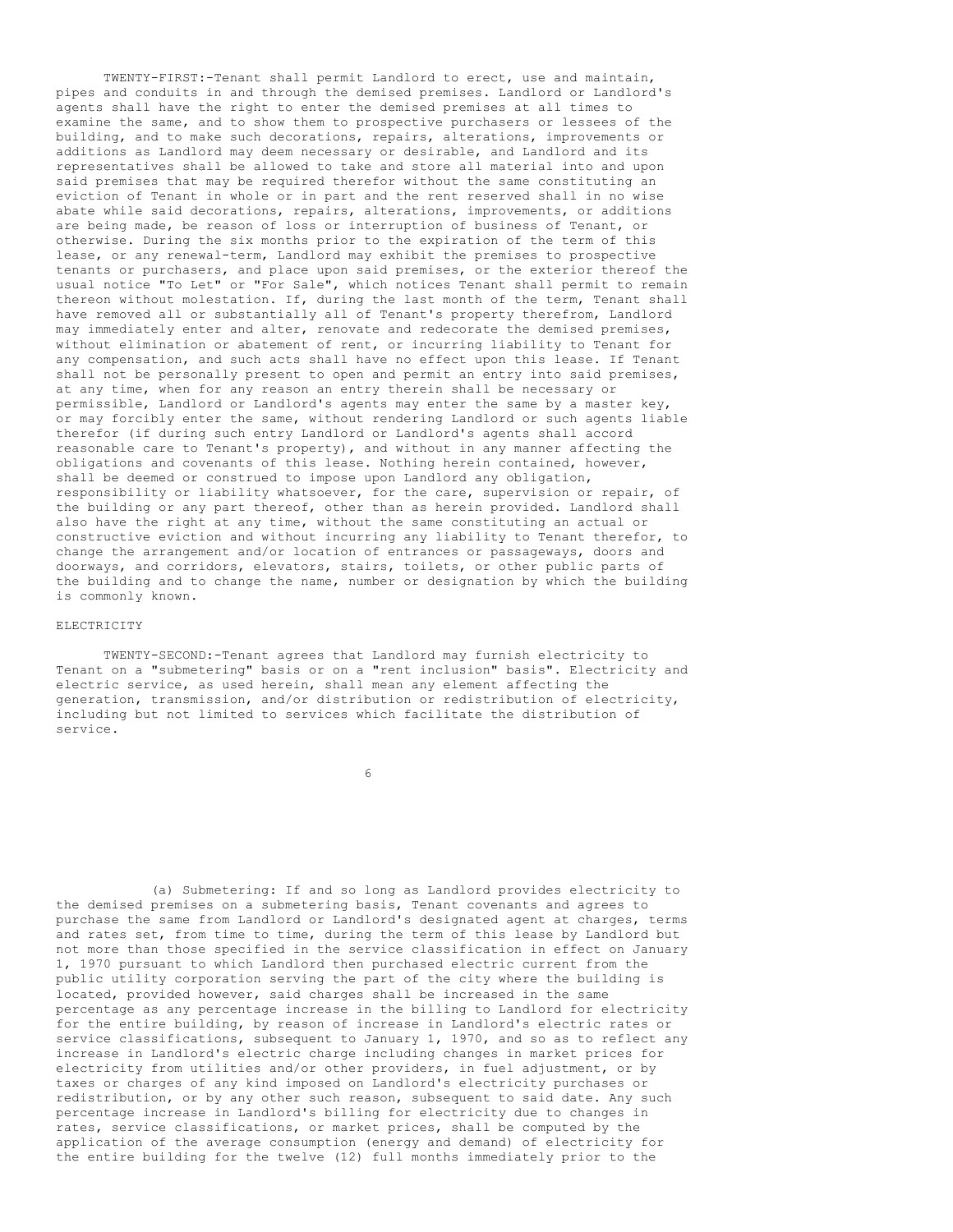TWENTY-FIRST:-Tenant shall permit Landlord to erect, use and maintain, pipes and conduits in and through the demised premises. Landlord or Landlord's agents shall have the right to enter the demised premises at all times to examine the same, and to show them to prospective purchasers or lessees of the building, and to make such decorations, repairs, alterations, improvements or additions as Landlord may deem necessary or desirable, and Landlord and its representatives shall be allowed to take and store all material into and upon said premises that may be required therefor without the same constituting an eviction of Tenant in whole or in part and the rent reserved shall in no wise abate while said decorations, repairs, alterations, improvements, or additions are being made, be reason of loss or interruption of business of Tenant, or otherwise. During the six months prior to the expiration of the term of this lease, or any renewal-term, Landlord may exhibit the premises to prospective tenants or purchasers, and place upon said premises, or the exterior thereof the usual notice "To Let" or "For Sale", which notices Tenant shall permit to remain thereon without molestation. If, during the last month of the term, Tenant shall have removed all or substantially all of Tenant's property therefrom, Landlord may immediately enter and alter, renovate and redecorate the demised premises, without elimination or abatement of rent, or incurring liability to Tenant for any compensation, and such acts shall have no effect upon this lease. If Tenant shall not be personally present to open and permit an entry into said premises, at any time, when for any reason an entry therein shall be necessary or permissible, Landlord or Landlord's agents may enter the same by a master key, or may forcibly enter the same, without rendering Landlord or such agents liable therefor (if during such entry Landlord or Landlord's agents shall accord reasonable care to Tenant's property), and without in any manner affecting the obligations and covenants of this lease. Nothing herein contained, however, shall be deemed or construed to impose upon Landlord any obligation, responsibility or liability whatsoever, for the care, supervision or repair, of the building or any part thereof, other than as herein provided. Landlord shall also have the right at any time, without the same constituting an actual or constructive eviction and without incurring any liability to Tenant therefor, to change the arrangement and/or location of entrances or passageways, doors and doorways, and corridors, elevators, stairs, toilets, or other public parts of the building and to change the name, number or designation by which the building is commonly known.

ELECTRICITY

TWENTY-SECOND:-Tenant agrees that Landlord may furnish electricity to Tenant on a "submetering" basis or on a "rent inclusion" basis". Electricity and electric service, as used herein, shall mean any element affecting the generation, transmission, and/or distribution or redistribution of electricity, including but not limited to services which facilitate the distribution of service.

(a) Submetering: If and so long as Landlord provides electricity to the demised premises on a submetering basis, Tenant covenants and agrees to purchase the same from Landlord or Landlord's designated agent at charges, terms and rates set, from time to time, during the term of this lease by Landlord but not more than those specified in the service classification in effect on January 1, 1970 pursuant to which Landlord then purchased electric current from the public utility corporation serving the part of the city where the building is located, provided however, said charges shall be increased in the same percentage as any percentage increase in the billing to Landlord for electricity for the entire building, by reason of increase in Landlord's electric rates or service classifications, subsequent to January 1, 1970, and so as to reflect any increase in Landlord's electric charge including changes in market prices for electricity from utilities and/or other providers, in fuel adjustment, or by taxes or charges of any kind imposed on Landlord's electricity purchases or redistribution, or by any other such reason, subsequent to said date. Any such percentage increase in Landlord's billing for electricity due to changes in rates, service classifications, or market prices, shall be computed by the application of the average consumption (energy and demand) of electricity for the entire building for the twelve (12) full months immediately prior to the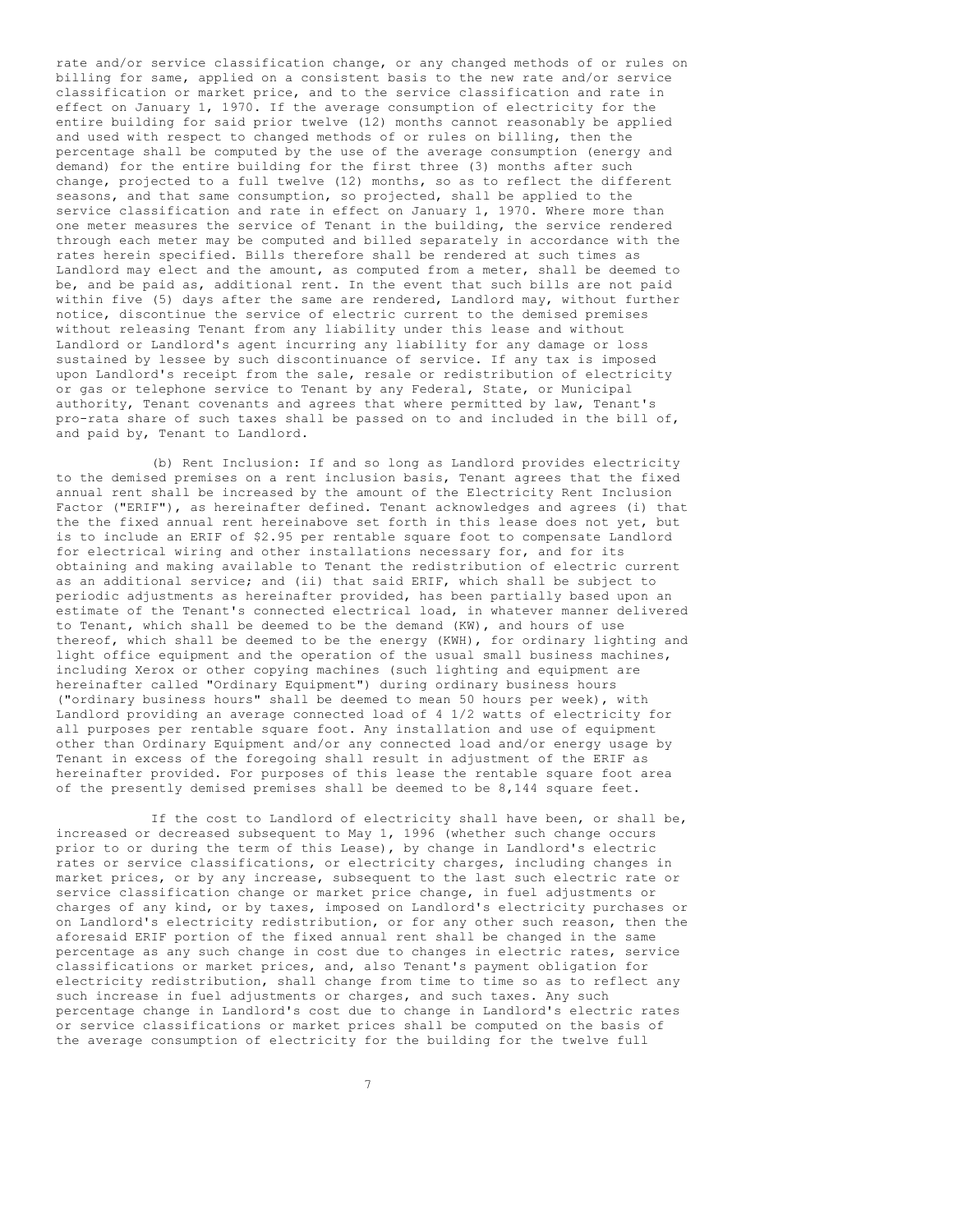rate and/or service classification change, or any changed methods of or rules on billing for same, applied on a consistent basis to the new rate and/or service classification or market price, and to the service classification and rate in effect on January 1, 1970. If the average consumption of electricity for the entire building for said prior twelve (12) months cannot reasonably be applied and used with respect to changed methods of or rules on billing, then the percentage shall be computed by the use of the average consumption (energy and demand) for the entire building for the first three (3) months after such change, projected to a full twelve (12) months, so as to reflect the different seasons, and that same consumption, so projected, shall be applied to the service classification and rate in effect on January 1, 1970. Where more than one meter measures the service of Tenant in the building, the service rendered through each meter may be computed and billed separately in accordance with the rates herein specified. Bills therefore shall be rendered at such times as Landlord may elect and the amount, as computed from a meter, shall be deemed to be, and be paid as, additional rent. In the event that such bills are not paid within five (5) days after the same are rendered, Landlord may, without further notice, discontinue the service of electric current to the demised premises without releasing Tenant from any liability under this lease and without Landlord or Landlord's agent incurring any liability for any damage or loss sustained by lessee by such discontinuance of service. If any tax is imposed upon Landlord's receipt from the sale, resale or redistribution of electricity or gas or telephone service to Tenant by any Federal, State, or Municipal authority, Tenant covenants and agrees that where permitted by law, Tenant's pro-rata share of such taxes shall be passed on to and included in the bill of, and paid by, Tenant to Landlord.

(b) Rent Inclusion: If and so long as Landlord provides electricity to the demised premises on a rent inclusion basis, Tenant agrees that the fixed annual rent shall be increased by the amount of the Electricity Rent Inclusion Factor ("ERIF"), as hereinafter defined. Tenant acknowledges and agrees (i) that the the fixed annual rent hereinabove set forth in this lease does not yet, but is to include an ERIF of $2.95 per rentable square foot to compensate Landlord for electrical wiring and other installations necessary for, and for its obtaining and making available to Tenant the redistribution of electric current as an additional service; and (ii) that said ERIF, which shall be subject to periodic adjustments as hereinafter provided, has been partially based upon an estimate of the Tenant's connected electrical load, in whatever manner delivered to Tenant, which shall be deemed to be the demand (KW), and hours of use thereof, which shall be deemed to be the energy (KWH), for ordinary lighting and light office equipment and the operation of the usual small business machines, including Xerox or other copying machines (such lighting and equipment are hereinafter called "Ordinary Equipment") during ordinary business hours ("ordinary business hours" shall be deemed to mean 50 hours per week), with Landlord providing an average connected load of 4 1/2 watts of electricity for all purposes per rentable square foot. Any installation and use of equipment other than Ordinary Equipment and/or any connected load and/or energy usage by Tenant in excess of the foregoing shall result in adjustment of the ERIF as hereinafter provided. For purposes of this lease the rentable square foot area of the presently demised premises shall be deemed to be 8,144 square feet.

If the cost to Landlord of electricity shall have been, or shall be, increased or decreased subsequent to May 1, 1996 (whether such change occurs prior to or during the term of this Lease), by change in Landlord's electric rates or service classifications, or electricity charges, including changes in market prices, or by any increase, subsequent to the last such electric rate or service classification change or market price change, in fuel adjustments or charges of any kind, or by taxes, imposed on Landlord's electricity purchases or on Landlord's electricity redistribution, or for any other such reason, then the aforesaid ERIF portion of the fixed annual rent shall be changed in the same percentage as any such change in cost due to changes in electric rates, service classifications or market prices, and, also Tenant's payment obligation for electricity redistribution, shall change from time to time so as to reflect any such increase in fuel adjustments or charges, and such taxes. Any such percentage change in Landlord's cost due to change in Landlord's electric rates or service classifications or market prices shall be computed on the basis of the average consumption of electricity for the building for the twelve full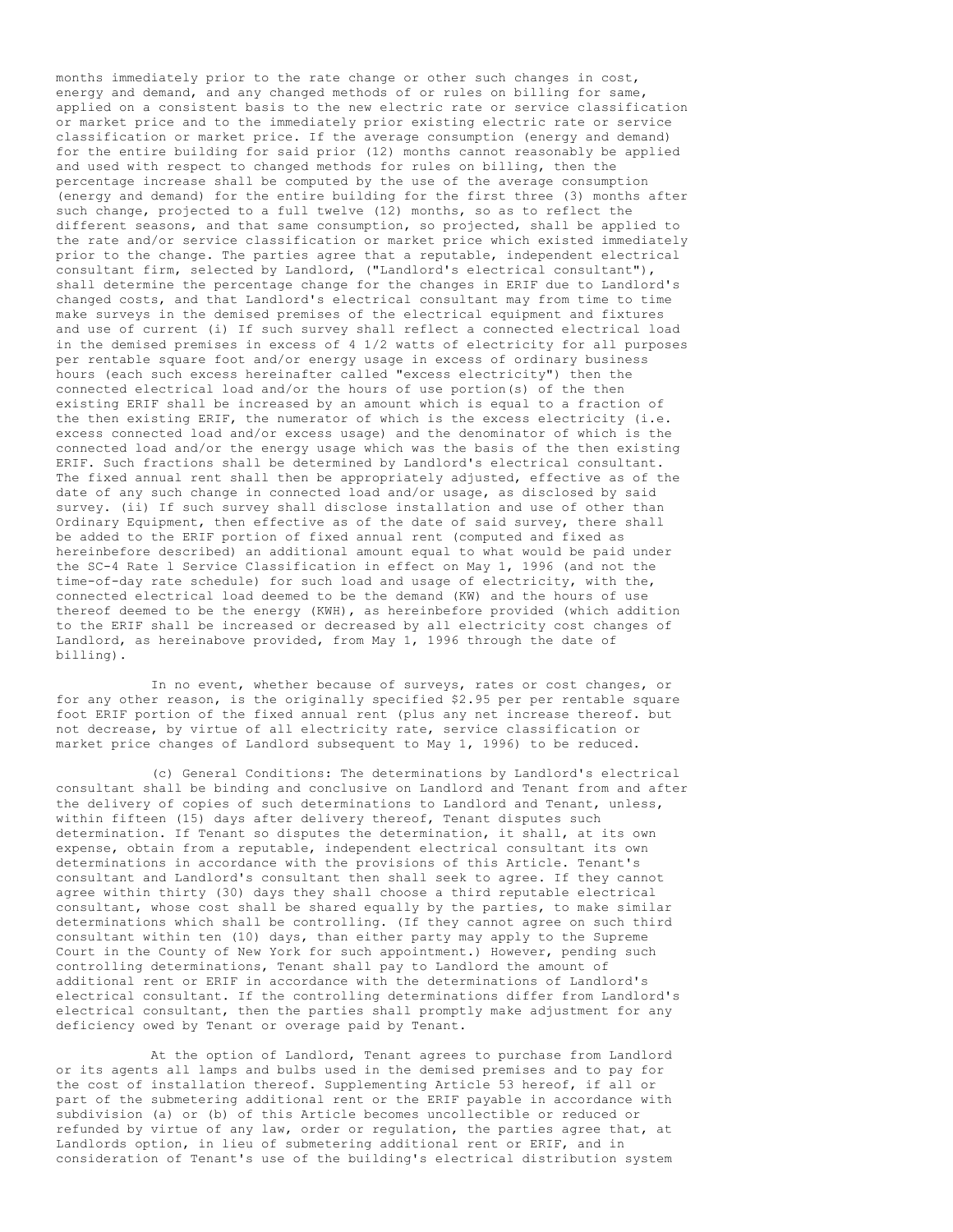months immediately prior to the rate change or other such changes in cost, energy and demand, and any changed methods of or rules on billing for same, applied on a consistent basis to the new electric rate or service classification or market price and to the immediately prior existing electric rate or service classification or market price. If the average consumption (energy and demand) for the entire building for said prior (12) months cannot reasonably be applied and used with respect to changed methods for rules on billing, then the percentage increase shall be computed by the use of the average consumption (energy and demand) for the entire building for the first three (3) months after such change, projected to a full twelve (12) months, so as to reflect the different seasons, and that same consumption, so projected, shall be applied to the rate and/or service classification or market price which existed immediately prior to the change. The parties agree that a reputable, independent electrical consultant firm, selected by Landlord, ("Landlord's electrical consultant"), shall determine the percentage change for the changes in ERIF due to Landlord's changed costs, and that Landlord's electrical consultant may from time to time make surveys in the demised premises of the electrical equipment and fixtures and use of current (i) If such survey shall reflect a connected electrical load in the demised premises in excess of 4 1/2 watts of electricity for all purposes per rentable square foot and/or energy usage in excess of ordinary business hours (each such excess hereinafter called "excess electricity") then the connected electrical load and/or the hours of use portion(s) of the then existing ERIF shall be increased by an amount which is equal to a fraction of the then existing ERIF, the numerator of which is the excess electricity (i.e. excess connected load and/or excess usage) and the denominator of which is the connected load and/or the energy usage which was the basis of the then existing ERIF. Such fractions shall be determined by Landlord's electrical consultant. The fixed annual rent shall then be appropriately adjusted, effective as of the date of any such change in connected load and/or usage, as disclosed by said survey. (ii) If such survey shall disclose installation and use of other than Ordinary Equipment, then effective as of the date of said survey, there shall be added to the ERIF portion of fixed annual rent (computed and fixed as hereinbefore described) an additional amount equal to what would be paid under the SC-4 Rate l Service Classification in effect on May 1, 1996 (and not the time-of-day rate schedule) for such load and usage of electricity, with the, connected electrical load deemed to be the demand (KW) and the hours of use thereof deemed to be the energy (KWH), as hereinbefore provided (which addition to the ERIF shall be increased or decreased by all electricity cost changes of Landlord, as hereinabove provided, from May 1, 1996 through the date of billing).

In no event, whether because of surveys, rates or cost changes, or for any other reason, is the originally specified $2.95 per per rentable square foot ERIF portion of the fixed annual rent (plus any net increase thereof. but not decrease, by virtue of all electricity rate, service classification or market price changes of Landlord subsequent to May 1, 1996) to be reduced.

(c) General Conditions: The determinations by Landlord's electrical consultant shall be binding and conclusive on Landlord and Tenant from and after the delivery of copies of such determinations to Landlord and Tenant, unless, within fifteen (15) days after delivery thereof, Tenant disputes such determination. If Tenant so disputes the determination, it shall, at its own expense, obtain from a reputable, independent electrical consultant its own determinations in accordance with the provisions of this Article. Tenant's consultant and Landlord's consultant then shall seek to agree. If they cannot agree within thirty (30) days they shall choose a third reputable electrical consultant, whose cost shall be shared equally by the parties, to make similar determinations which shall be controlling. (If they cannot agree on such third consultant within ten (10) days, than either party may apply to the Supreme Court in the County of New York for such appointment.) However, pending such controlling determinations, Tenant shall pay to Landlord the amount of additional rent or ERIF in accordance with the determinations of Landlord's electrical consultant. If the controlling determinations differ from Landlord's electrical consultant, then the parties shall promptly make adjustment for any deficiency owed by Tenant or overage paid by Tenant.

At the option of Landlord, Tenant agrees to purchase from Landlord or its agents all lamps and bulbs used in the demised premises and to pay for the cost of installation thereof. Supplementing Article 53 hereof, if all or part of the submetering additional rent or the ERIF payable in accordance with subdivision (a) or (b) of this Article becomes uncollectible or reduced or refunded by virtue of any law, order or regulation, the parties agree that, at Landlords option, in lieu of submetering additional rent or ERIF, and in consideration of Tenant's use of the building's electrical distribution system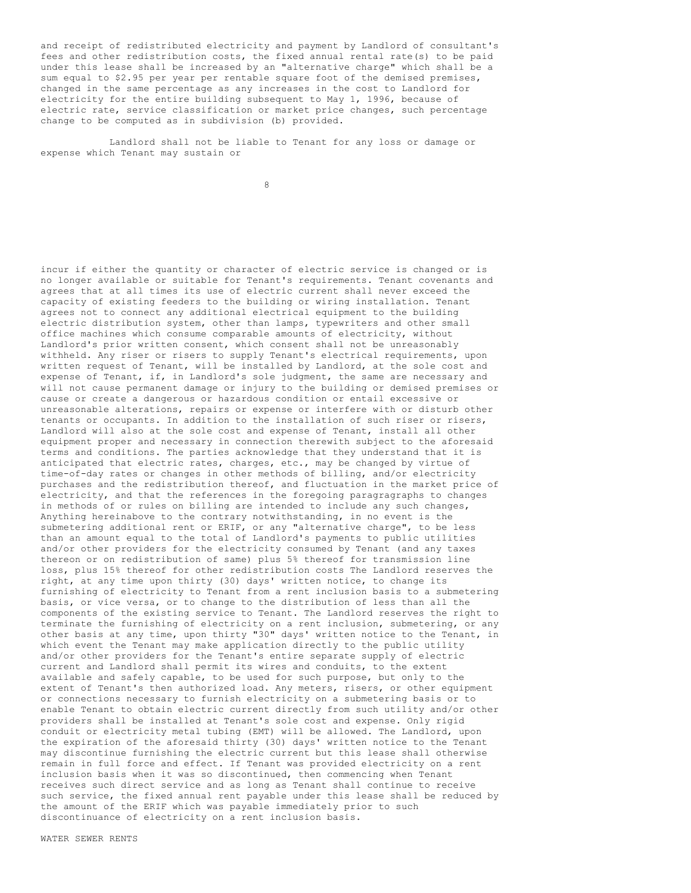and receipt of redistributed electricity and payment by Landlord of consultant's fees and other redistribution costs, the fixed annual rental rate(s) to be paid under this lease shall be increased by an "alternative charge" which shall be a sum equal to $2.95 per year per rentable square foot of the demised premises, changed in the same percentage as any increases in the cost to Landlord for electricity for the entire building subsequent to May 1, 1996, because of electric rate, service classification or market price changes, such percentage change to be computed as in subdivision (b) provided.

Landlord shall not be liable to Tenant for any loss or damage or expense which Tenant may sustain or incur if either the quantity or character of electric service is changed or is no longer available or suitable for Tenant's requirements. Tenant covenants and agrees that at all times its use of electric current shall never exceed the capacity of existing feeders to the building or wiring installation. Tenant agrees not to connect any additional electrical equipment to the building electric distribution system, other than lamps, typewriters and other small office machines which consume comparable amounts of electricity, without Landlord's prior written consent, which consent shall not be unreasonably withheld. Any riser or risers to supply Tenant's electrical requirements, upon written request of Tenant, will be installed by Landlord, at the sole cost and expense of Tenant, if, in Landlord's sole judgment, the same are necessary and will not cause permanent damage or injury to the building or demised premises or cause or create a dangerous or hazardous condition or entail excessive or unreasonable alterations, repairs or expense or interfere with or disturb other tenants or occupants. In addition to the installation of such riser or risers, Landlord will also at the sole cost and expense of Tenant, install all other equipment proper and necessary in connection therewith subject to the aforesaid terms and conditions. The parties acknowledge that they understand that it is anticipated that electric rates, charges, etc., may be changed by virtue of time-of-day rates or changes in other methods of billing, and/or electricity purchases and the redistribution thereof, and fluctuation in the market price of electricity, and that the references in the foregoing paragragraphs to changes in methods of or rules on billing are intended to include any such changes, Anything hereinabove to the contrary notwithstanding, in no event is the submetering additional rent or ERIF, or any "alternative charge", to be less than an amount equal to the total of Landlord's payments to public utilities and/or other providers for the electricity consumed by Tenant (and any taxes thereon or on redistribution of same) plus 5% thereof for transmission line loss, plus 15% thereof for other redistribution costs The Landlord reserves the right, at any time upon thirty (30) days' written notice, to change its furnishing of electricity to Tenant from a rent inclusion basis to a submetering basis, or vice versa, or to change to the distribution of less than all the components of the existing service to Tenant. The Landlord reserves the right to terminate the furnishing of electricity on a rent inclusion, submetering, or any other basis at any time, upon thirty "30" days' written notice to the Tenant, in which event the Tenant may make application directly to the public utility and/or other providers for the Tenant's entire separate supply of electric current and Landlord shall permit its wires and conduits, to the extent available and safely capable, to be used for such purpose, but only to the extent of Tenant's then authorized load. Any meters, risers, or other equipment or connections necessary to furnish electricity on a submetering basis or to enable Tenant to obtain electric current directly from such utility and/or other providers shall be installed at Tenant's sole cost and expense. Only rigid conduit or electricity metal tubing (EMT) will be allowed. The Landlord, upon the expiration of the aforesaid thirty (30) days' written notice to the Tenant may discontinue furnishing the electric current but this lease shall otherwise remain in full force and effect. If Tenant was provided electricity on a rent inclusion basis when it was so discontinued, then commencing when Tenant receives such direct service and as long as Tenant shall continue to receive such service, the fixed annual rent payable under this lease shall be reduced by the amount of the ERIF which was payable immediately prior to such discontinuance of electricity on a rent inclusion basis.

WATER SEWER RENTS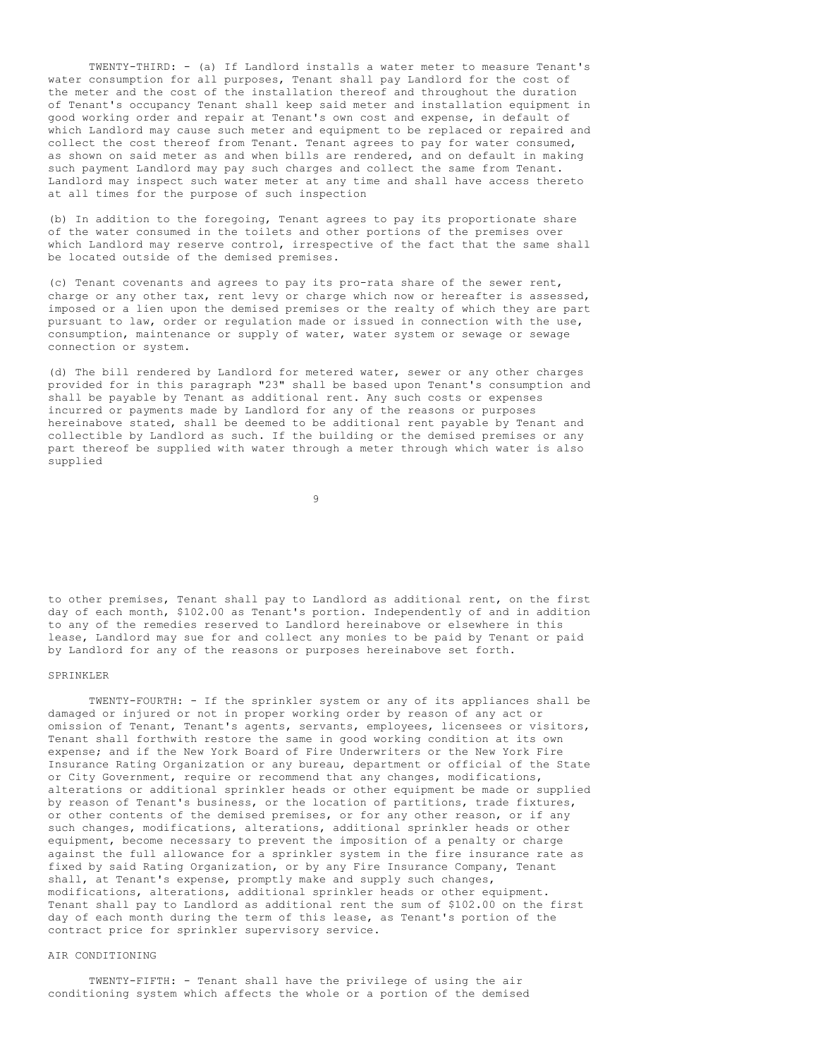TWENTY-THIRD: - (a) If Landlord installs a water meter to measure Tenant's water consumption for all purposes, Tenant shall pay Landlord for the cost of the meter and the cost of the installation thereof and throughout the duration of Tenant's occupancy Tenant shall keep said meter and installation equipment in good working order and repair at Tenant's own cost and expense, in default of which Landlord may cause such meter and equipment to be replaced or repaired and collect the cost thereof from Tenant. Tenant agrees to pay for water consumed, as shown on said meter as and when bills are rendered, and on default in making such payment Landlord may pay such charges and collect the same from Tenant. Landlord may inspect such water meter at any time and shall have access thereto at all times for the purpose of such inspection

(b) In addition to the foregoing, Tenant agrees to pay its proportionate share of the water consumed in the toilets and other portions of the premises over which Landlord may reserve control, irrespective of the fact that the same shall be located outside of the demised premises.

(c) Tenant covenants and agrees to pay its pro-rata share of the sewer rent, charge or any other tax, rent levy or charge which now or hereafter is assessed, imposed or a lien upon the demised premises or the realty of which they are part pursuant to law, order or regulation made or issued in connection with the use, consumption, maintenance or supply of water, water system or sewage or sewage connection or system.

(d) The bill rendered by Landlord for metered water, sewer or any other charges provided for in this paragraph "23" shall be based upon Tenant's consumption and shall be payable by Tenant as additional rent. Any such costs or expenses incurred or payments made by Landlord for any of the reasons or purposes hereinabove stated, shall be deemed to be additional rent payable by Tenant and collectible by Landlord as such. If the building or the demised premises or any part thereof be supplied with water through a meter through which water is also supplied to other premises, Tenant shall pay to Landlord as additional rent, on the first day of each month, $102.00 as Tenant's portion. Independently of and in addition to any of the remedies reserved to Landlord hereinabove or elsewhere in this lease, Landlord may sue for and collect any monies to be paid by Tenant or paid by Landlord for any of the reasons or purposes hereinabove set forth.

SPRINKLER

TWENTY-FOURTH: - If the sprinkler system or any of its appliances shall be damaged or injured or not in proper working order by reason of any act or omission of Tenant, Tenant's agents, servants, employees, licensees or visitors, Tenant shall forthwith restore the same in good working condition at its own expense; and if the New York Board of Fire Underwriters or the New York Fire Insurance Rating Organization or any bureau, department or official of the State or City Government, require or recommend that any changes, modifications, alterations or additional sprinkler heads or other equipment be made or supplied by reason of Tenant's business, or the location of partitions, trade fixtures, or other contents of the demised premises, or for any other reason, or if any such changes, modifications, alterations, additional sprinkler heads or other equipment, become necessary to prevent the imposition of a penalty or charge against the full allowance for a sprinkler system in the fire insurance rate as fixed by said Rating Organization, or by any Fire Insurance Company, Tenant shall, at Tenant's expense, promptly make and supply such changes, modifications, alterations, additional sprinkler heads or other equipment. Tenant shall pay to Landlord as additional rent the sum of $102.00 on the first day of each month during the term of this lease, as Tenant's portion of the contract price for sprinkler supervisory service.

AIR CONDITIONING

TWENTY-FIFTH: - Tenant shall have the privilege of using the air conditioning system which affects the whole or a portion of the demised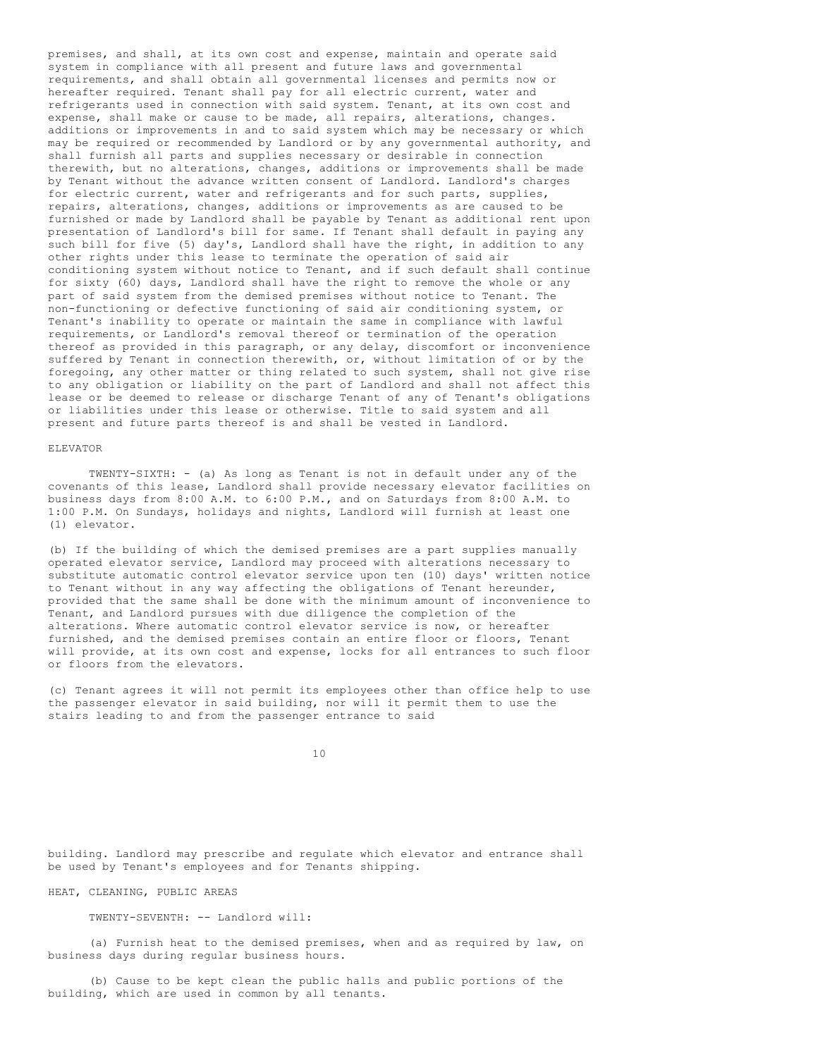premises, and shall, at its own cost and expense, maintain and operate said system in compliance with all present and future laws and governmental requirements, and shall obtain all governmental licenses and permits now or hereafter required. Tenant shall pay for all electric current, water and refrigerants used in connection with said system. Tenant, at its own cost and expense, shall make or cause to be made, all repairs, alterations, changes. additions or improvements in and to said system which may be necessary or which may be required or recommended by Landlord or by any governmental authority, and shall furnish all parts and supplies necessary or desirable in connection therewith, but no alterations, changes, additions or improvements shall be made by Tenant without the advance written consent of Landlord. Landlord's charges for electric current, water and refrigerants and for such parts, supplies, repairs, alterations, changes, additions or improvements as are caused to be furnished or made by Landlord shall be payable by Tenant as additional rent upon presentation of Landlord's bill for same. If Tenant shall default in paying any such bill for five (5) day's, Landlord shall have the right, in addition to any other rights under this lease to terminate the operation of said air conditioning system without notice to Tenant, and if such default shall continue for sixty (60) days, Landlord shall have the right to remove the whole or any part of said system from the demised premises without notice to Tenant. The non-functioning or defective functioning of said air conditioning system, or Tenant's inability to operate or maintain the same in compliance with lawful requirements, or Landlord's removal thereof or termination of the operation thereof as provided in this paragraph, or any delay, discomfort or inconvenience suffered by Tenant in connection therewith, or, without limitation of or by the foregoing, any other matter or thing related to such system, shall not give rise to any obligation or liability on the part of Landlord and shall not affect this lease or be deemed to release or discharge Tenant of any of Tenant's obligations or liabilities under this lease or otherwise. Title to said system and all present and future parts thereof is and shall be vested in Landlord.

ELEVATOR

TWENTY-SIXTH: - (a) As long as Tenant is not in default under any of the covenants of this lease, Landlord shall provide necessary elevator facilities on business days from 8:00 A.M. to 6:00 P.M., and on Saturdays from 8:00 A.M. to 1:00 P.M. On Sundays, holidays and nights, Landlord will furnish at least one (1) elevator.

(b) If the building of which the demised premises are a part supplies manually operated elevator service, Landlord may proceed with alterations necessary to substitute automatic control elevator service upon ten (10) days' written notice to Tenant without in any way affecting the obligations of Tenant hereunder, provided that the same shall be done with the minimum amount of inconvenience to Tenant, and Landlord pursues with due diligence the completion of the alterations. Where automatic control elevator service is now, or hereafter furnished, and the demised premises contain an entire floor or floors, Tenant will provide, at its own cost and expense, locks for all entrances to such floor or floors from the elevators.

(c) Tenant agrees it will not permit its employees other than office help to use the passenger elevator in said building, nor will it permit them to use the stairs leading to and from the passenger entrance to said building. Landlord may prescribe and regulate which elevator and entrance shall be used by Tenant's employees and for Tenants shipping.

HEAT, CLEANING, PUBLIC AREAS

TWENTY-SEVENTH: -- Landlord will:

(a) Furnish heat to the demised premises, when and as required by law, on business days during regular business hours.

(b) Cause to be kept clean the public halls and public portions of the building, which are used in common by all tenants.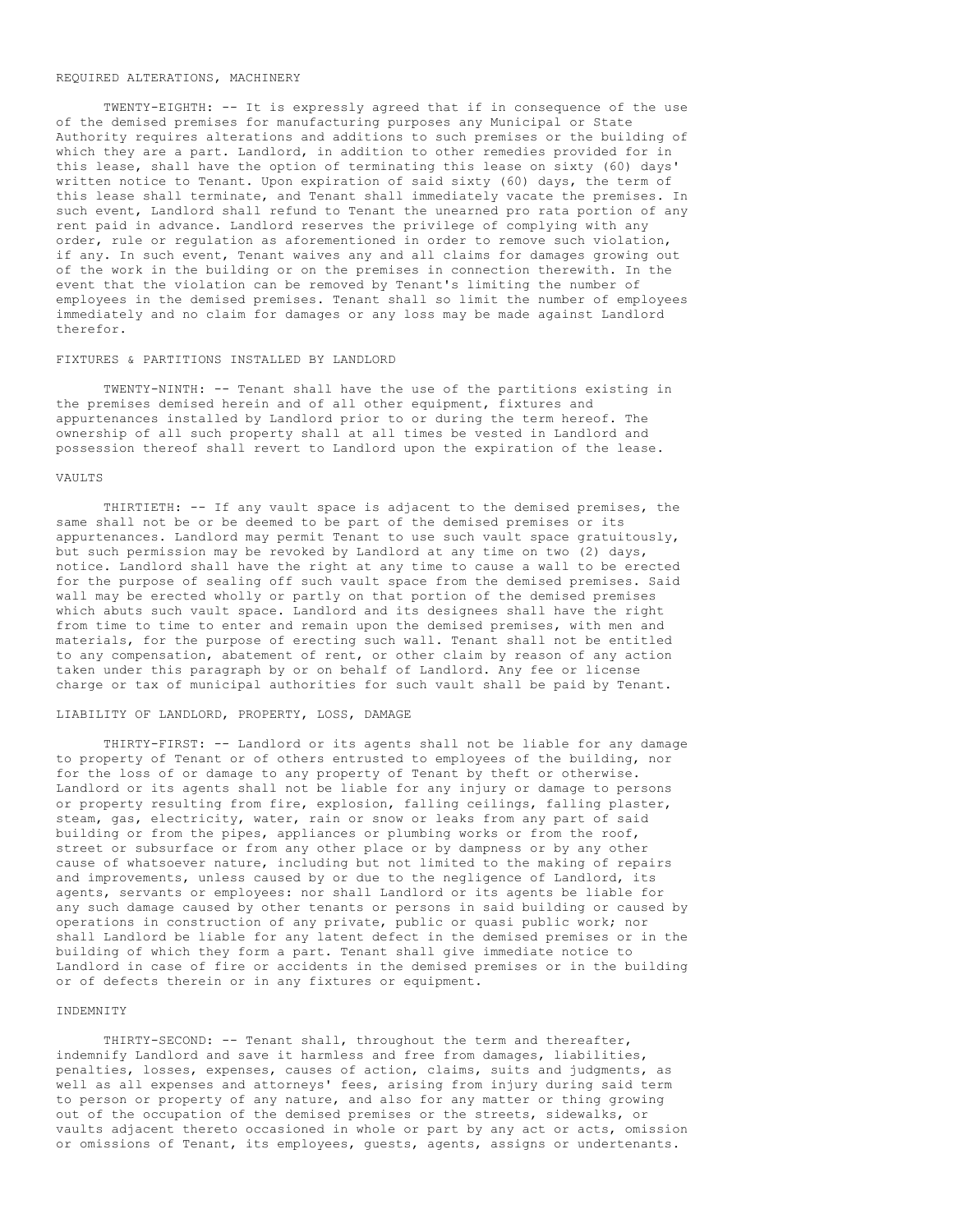REQUIRED ALTERATIONS, MACHINERY

TWENTY-EIGHTH: -- It is expressly agreed that if in consequence of the use of the demised premises for manufacturing purposes any Municipal or State Authority requires alterations and additions to such premises or the building of which they are a part. Landlord, in addition to other remedies provided for in this lease, shall have the option of terminating this lease on sixty (60) days' written notice to Tenant. Upon expiration of said sixty (60) days, the term of this lease shall terminate, and Tenant shall immediately vacate the premises. In such event, Landlord shall refund to Tenant the unearned pro rata portion of any rent paid in advance. Landlord reserves the privilege of complying with any order, rule or regulation as aforementioned in order to remove such violation, if any. In such event, Tenant waives any and all claims for damages growing out of the work in the building or on the premises in connection therewith. In the event that the violation can be removed by Tenant's limiting the number of employees in the demised premises. Tenant shall so limit the number of employees immediately and no claim for damages or any loss may be made against Landlord therefor.

FIXTURES & PARTITIONS INSTALLED BY LANDLORD

TWENTY-NINTH: -- Tenant shall have the use of the partitions existing in the premises demised herein and of all other equipment, fixtures and appurtenances installed by Landlord prior to or during the term hereof. The ownership of all such property shall at all times be vested in Landlord and possession thereof shall revert to Landlord upon the expiration of the lease.

VAULTS

THIRTIETH: -- If any vault space is adjacent to the demised premises, the same shall not be or be deemed to be part of the demised premises or its appurtenances. Landlord may permit Tenant to use such vault space gratuitously, but such permission may be revoked by Landlord at any time on two (2) days, notice. Landlord shall have the right at any time to cause a wall to be erected for the purpose of sealing off such vault space from the demised premises. Said wall may be erected wholly or partly on that portion of the demised premises which abuts such vault space. Landlord and its designees shall have the right from time to time to enter and remain upon the demised premises, with men and materials, for the purpose of erecting such wall. Tenant shall not be entitled to any compensation, abatement of rent, or other claim by reason of any action taken under this paragraph by or on behalf of Landlord. Any fee or license charge or tax of municipal authorities for such vault shall be paid by Tenant.

LIABILITY OF LANDLORD, PROPERTY, LOSS, DAMAGE

THIRTY-FIRST: -- Landlord or its agents shall not be liable for any damage to property of Tenant or of others entrusted to employees of the building, nor for the loss of or damage to any property of Tenant by theft or otherwise. Landlord or its agents shall not be liable for any injury or damage to persons or property resulting from fire, explosion, falling ceilings, falling plaster, steam, gas, electricity, water, rain or snow or leaks from any part of said building or from the pipes, appliances or plumbing works or from the roof, street or subsurface or from any other place or by dampness or by any other cause of whatsoever nature, including but not limited to the making of repairs and improvements, unless caused by or due to the negligence of Landlord, its agents, servants or employees: nor shall Landlord or its agents be liable for any such damage caused by other tenants or persons in said building or caused by operations in construction of any private, public or quasi public work; nor shall Landlord be liable for any latent defect in the demised premises or in the building of which they form a part. Tenant shall give immediate notice to Landlord in case of fire or accidents in the demised premises or in the building or of defects therein or in any fixtures or equipment.

INDEMNITY

THIRTY-SECOND: -- Tenant shall, throughout the term and thereafter, indemnify Landlord and save it harmless and free from damages, liabilities, penalties, losses, expenses, causes of action, claims, suits and judgments, as well as all expenses and attorneys' fees, arising from injury during said term to person or property of any nature, and also for any matter or thing growing out of the occupation of the demised premises or the streets, sidewalks, or vaults adjacent thereto occasioned in whole or part by any act or acts, omission or omissions of Tenant, its employees, guests, agents, assigns or undertenants.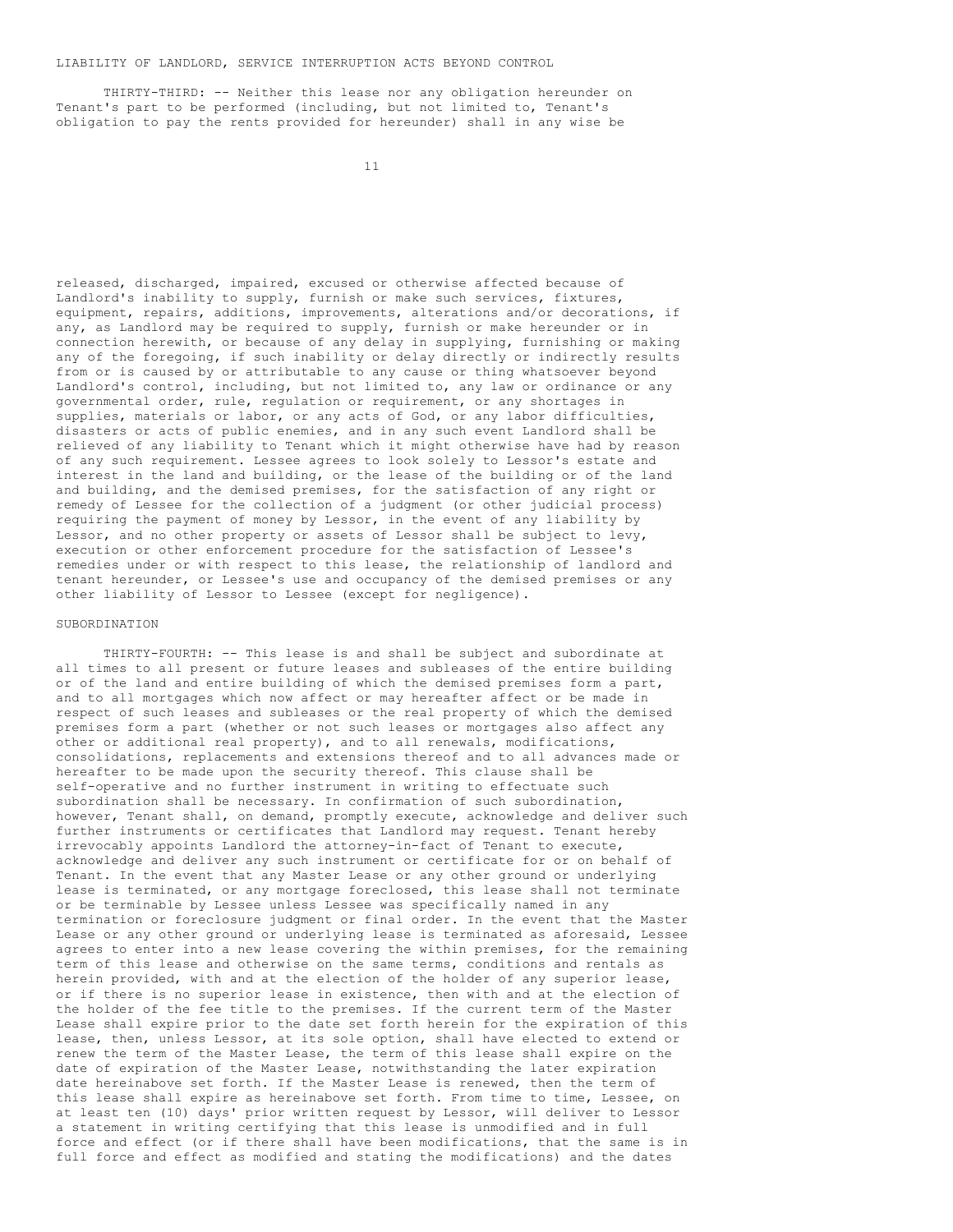LIABILITY OF LANDLORD, SERVICE INTERRUPTION ACTS BEYOND CONTROL

THIRTY-THIRD: -- Neither this lease nor any obligation hereunder on Tenant's part to be performed (including, but not limited to, Tenant's obligation to pay the rents provided for hereunder) shall in any wise be released, discharged, impaired, excused or otherwise affected because of Landlord's inability to supply, furnish or make such services, fixtures, equipment, repairs, additions, improvements, alterations and/or decorations, if any, as Landlord may be required to supply, furnish or make hereunder or in connection herewith, or because of any delay in supplying, furnishing or making any of the foregoing, if such inability or delay directly or indirectly results from or is caused by or attributable to any cause or thing whatsoever beyond Landlord's control, including, but not limited to, any law or ordinance or any governmental order, rule, regulation or requirement, or any shortages in supplies, materials or labor, or any acts of God, or any labor difficulties, disasters or acts of public enemies, and in any such event Landlord shall be relieved of any liability to Tenant which it might otherwise have had by reason of any such requirement. Lessee agrees to look solely to Lessor's estate and interest in the land and building, or the lease of the building or of the land and building, and the demised premises, for the satisfaction of any right or remedy of Lessee for the collection of a judgment (or other judicial process) requiring the payment of money by Lessor, in the event of any liability by Lessor, and no other property or assets of Lessor shall be subject to levy, execution or other enforcement procedure for the satisfaction of Lessee's remedies under or with respect to this lease, the relationship of landlord and tenant hereunder, or Lessee's use and occupancy of the demised premises or any other liability of Lessor to Lessee (except for negligence).

SUBORDINATION

THIRTY-FOURTH: -- This lease is and shall be subject and subordinate at all times to all present or future leases and subleases of the entire building or of the land and entire building of which the demised premises form a part, and to all mortgages which now affect or may hereafter affect or be made in respect of such leases and subleases or the real property of which the demised premises form a part (whether or not such leases or mortgages also affect any other or additional real property), and to all renewals, modifications, consolidations, replacements and extensions thereof and to all advances made or hereafter to be made upon the security thereof. This clause shall be self-operative and no further instrument in writing to effectuate such subordination shall be necessary. In confirmation of such subordination, however, Tenant shall, on demand, promptly execute, acknowledge and deliver such further instruments or certificates that Landlord may request. Tenant hereby irrevocably appoints Landlord the attorney-in-fact of Tenant to execute, acknowledge and deliver any such instrument or certificate for or on behalf of Tenant. In the event that any Master Lease or any other ground or underlying lease is terminated, or any mortgage foreclosed, this lease shall not terminate or be terminable by Lessee unless Lessee was specifically named in any termination or foreclosure judgment or final order. In the event that the Master Lease or any other ground or underlying lease is terminated as aforesaid, Lessee agrees to enter into a new lease covering the within premises, for the remaining term of this lease and otherwise on the same terms, conditions and rentals as herein provided, with and at the election of the holder of any superior lease, or if there is no superior lease in existence, then with and at the election of the holder of the fee title to the premises. If the current term of the Master Lease shall expire prior to the date set forth herein for the expiration of this lease, then, unless Lessor, at its sole option, shall have elected to extend or renew the term of the Master Lease, the term of this lease shall expire on the date of expiration of the Master Lease, notwithstanding the later expiration date hereinabove set forth. If the Master Lease is renewed, then the term of this lease shall expire as hereinabove set forth. From time to time, Lessee, on at least ten (10) days' prior written request by Lessor, will deliver to Lessor a statement in writing certifying that this lease is unmodified and in full force and effect (or if there shall have been modifications, that the same is in full force and effect as modified and stating the modifications) and the dates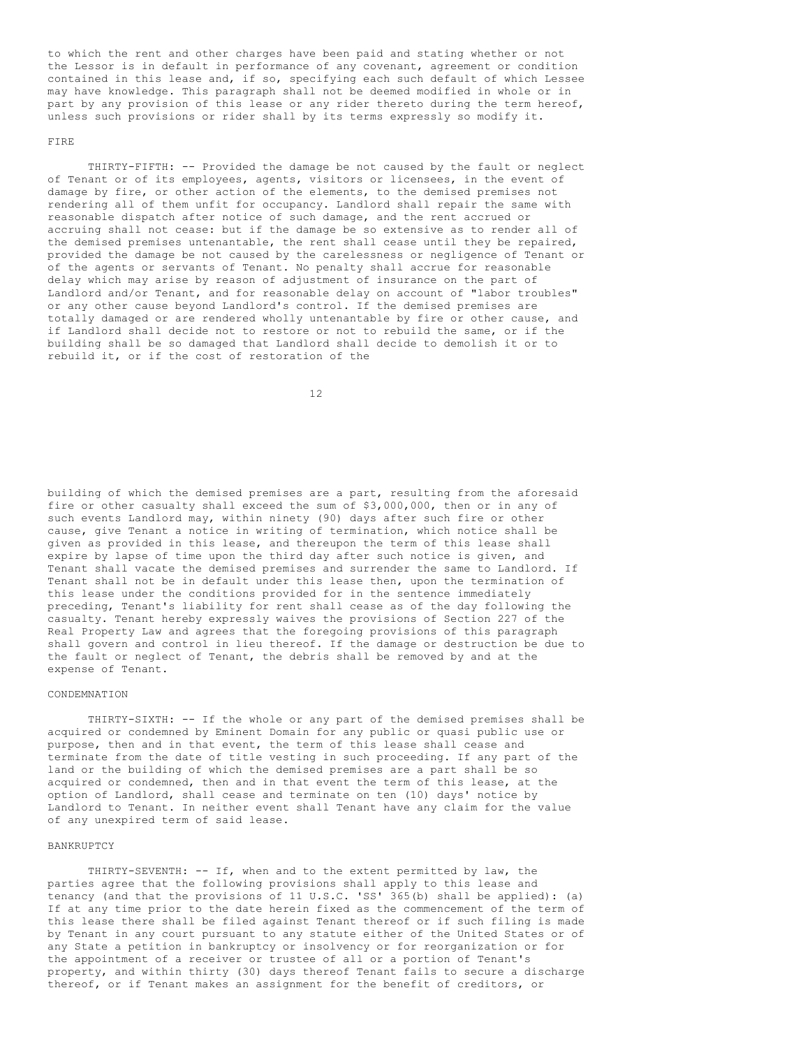to which the rent and other charges have been paid and stating whether or not the Lessor is in default in performance of any covenant, agreement or condition contained in this lease and, if so, specifying each such default of which Lessee may have knowledge. This paragraph shall not be deemed modified in whole or in part by any provision of this lease or any rider thereto during the term hereof, unless such provisions or rider shall by its terms expressly so modify it.

FIRE

THIRTY-FIFTH: -- Provided the damage be not caused by the fault or neglect of Tenant or of its employees, agents, visitors or licensees, in the event of damage by fire, or other action of the elements, to the demised premises not rendering all of them unfit for occupancy. Landlord shall repair the same with reasonable dispatch after notice of such damage, and the rent accrued or accruing shall not cease: but if the damage be so extensive as to render all of the demised premises untenantable, the rent shall cease until they be repaired, provided the damage be not caused by the carelessness or negligence of Tenant or of the agents or servants of Tenant. No penalty shall accrue for reasonable delay which may arise by reason of adjustment of insurance on the part of Landlord and/or Tenant, and for reasonable delay on account of "labor troubles" or any other cause beyond Landlord's control. If the demised premises are totally damaged or are rendered wholly untenantable by fire or other cause, and if Landlord shall decide not to restore or not to rebuild the same, or if the building shall be so damaged that Landlord shall decide to demolish it or to rebuild it, or if the cost of restoration of the building of which the demised premises are a part, resulting from the aforesaid fire or other casualty shall exceed the sum of $3,000,000, then or in any of such events Landlord may, within ninety (90) days after such fire or other cause, give Tenant a notice in writing of termination, which notice shall be given as provided in this lease, and thereupon the term of this lease shall expire by lapse of time upon the third day after such notice is given, and Tenant shall vacate the demised premises and surrender the same to Landlord. If Tenant shall not be in default under this lease then, upon the termination of this lease under the conditions provided for in the sentence immediately preceding, Tenant's liability for rent shall cease as of the day following the casualty. Tenant hereby expressly waives the provisions of Section 227 of the Real Property Law and agrees that the foregoing provisions of this paragraph shall govern and control in lieu thereof. If the damage or destruction be due to the fault or neglect of Tenant, the debris shall be removed by and at the expense of Tenant.

CONDEMNATION

THIRTY-SIXTH: -- If the whole or any part of the demised premises shall be acquired or condemned by Eminent Domain for any public or quasi public use or purpose, then and in that event, the term of this lease shall cease and terminate from the date of title vesting in such proceeding. If any part of the land or the building of which the demised premises are a part shall be so acquired or condemned, then and in that event the term of this lease, at the option of Landlord, shall cease and terminate on ten (10) days' notice by Landlord to Tenant. In neither event shall Tenant have any claim for the value of any unexpired term of said lease.

BANKRUPTCY

THIRTY-SEVENTH: -- If, when and to the extent permitted by law, the parties agree that the following provisions shall apply to this lease and tenancy (and that the provisions of 11 U.S.C. 'SS' 365(b) shall be applied): (a) If at any time prior to the date herein fixed as the commencement of the term of this lease there shall be filed against Tenant thereof or if such filing is made by Tenant in any court pursuant to any statute either of the United States or of any State a petition in bankruptcy or insolvency or for reorganization or for the appointment of a receiver or trustee of all or a portion of Tenant's property, and within thirty (30) days thereof Tenant fails to secure a discharge thereof, or if Tenant makes an assignment for the benefit of creditors, or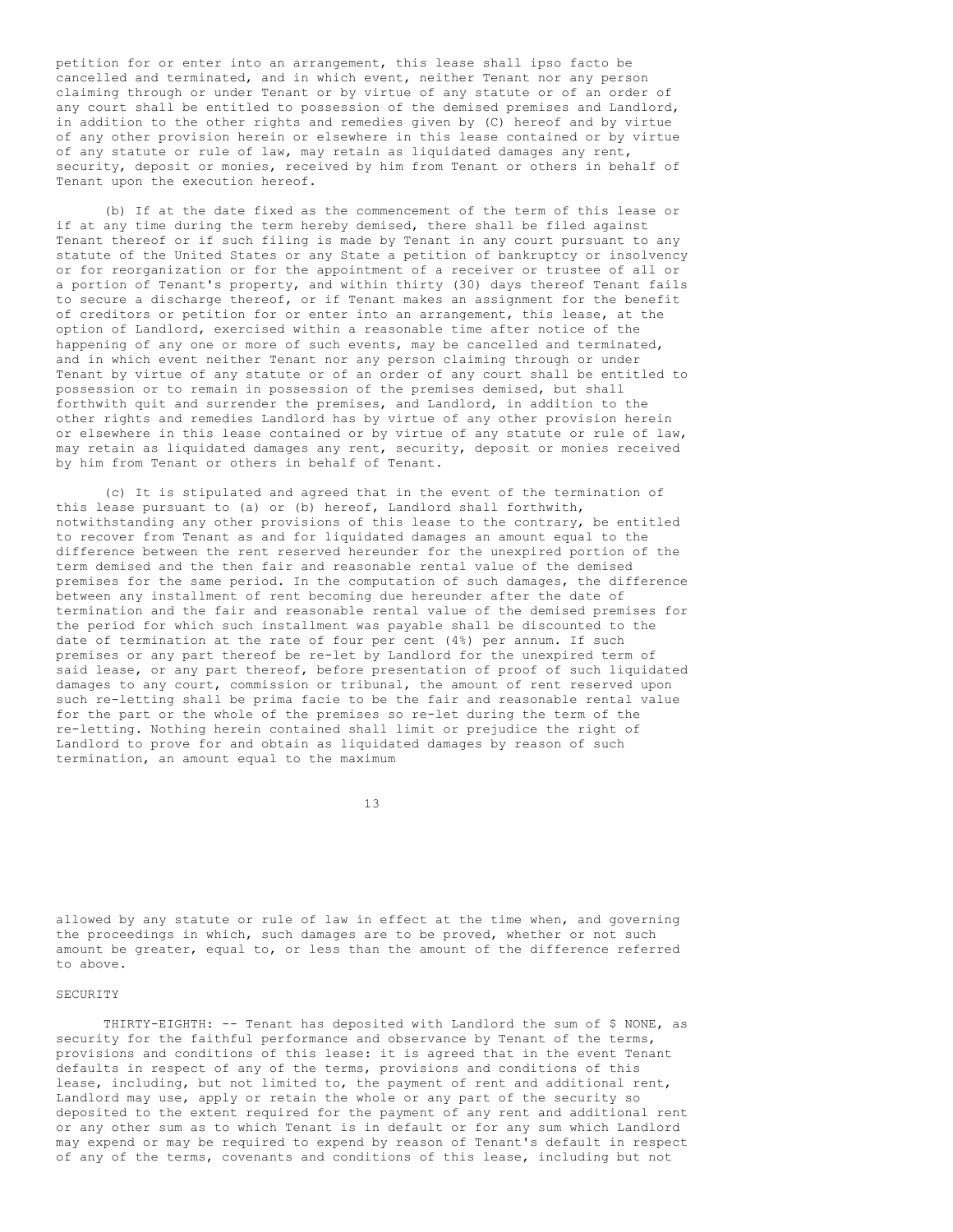petition for or enter into an arrangement, this lease shall ipso facto be cancelled and terminated, and in which event, neither Tenant nor any person claiming through or under Tenant or by virtue of any statute or of an order of any court shall be entitled to possession of the demised premises and Landlord, in addition to the other rights and remedies given by (C) hereof and by virtue of any other provision herein or elsewhere in this lease contained or by virtue of any statute or rule of law, may retain as liquidated damages any rent, security, deposit or monies, received by him from Tenant or others in behalf of Tenant upon the execution hereof.

(b) If at the date fixed as the commencement of the term of this lease or if at any time during the term hereby demised, there shall be filed against Tenant thereof or if such filing is made by Tenant in any court pursuant to any statute of the United States or any State a petition of bankruptcy or insolvency or for reorganization or for the appointment of a receiver or trustee of all or a portion of Tenant's property, and within thirty (30) days thereof Tenant fails to secure a discharge thereof, or if Tenant makes an assignment for the benefit of creditors or petition for or enter into an arrangement, this lease, at the option of Landlord, exercised within a reasonable time after notice of the happening of any one or more of such events, may be cancelled and terminated, and in which event neither Tenant nor any person claiming through or under Tenant by virtue of any statute or of an order of any court shall be entitled to possession or to remain in possession of the premises demised, but shall forthwith quit and surrender the premises, and Landlord, in addition to the other rights and remedies Landlord has by virtue of any other provision herein or elsewhere in this lease contained or by virtue of any statute or rule of law, may retain as liquidated damages any rent, security, deposit or monies received by him from Tenant or others in behalf of Tenant.

(c) It is stipulated and agreed that in the event of the termination of this lease pursuant to (a) or (b) hereof, Landlord shall forthwith, notwithstanding any other provisions of this lease to the contrary, be entitled to recover from Tenant as and for liquidated damages an amount equal to the difference between the rent reserved hereunder for the unexpired portion of the term demised and the then fair and reasonable rental value of the demised premises for the same period. In the computation of such damages, the difference between any installment of rent becoming due hereunder after the date of termination and the fair and reasonable rental value of the demised premises for the period for which such installment was payable shall be discounted to the date of termination at the rate of four per cent (4%) per annum. If such premises or any part thereof be re-let by Landlord for the unexpired term of said lease, or any part thereof, before presentation of proof of such liquidated damages to any court, commission or tribunal, the amount of rent reserved upon such re-letting shall be prima facie to be the fair and reasonable rental value for the part or the whole of the premises so re-let during the term of the re-letting. Nothing herein contained shall limit or prejudice the right of Landlord to prove for and obtain as liquidated damages by reason of such termination, an amount equal to the maximum allowed by any statute or rule of law in effect at the time when, and governing the proceedings in which, such damages are to be proved, whether or not such amount be greater, equal to, or less than the amount of the difference referred to above.

SECURITY

THIRTY-EIGHTH: -- Tenant has deposited with Landlord the sum of $ NONE, as security for the faithful performance and observance by Tenant of the terms, provisions and conditions of this lease: it is agreed that in the event Tenant defaults in respect of any of the terms, provisions and conditions of this lease, including, but not limited to, the payment of rent and additional rent, Landlord may use, apply or retain the whole or any part of the security so deposited to the extent required for the payment of any rent and additional rent or any other sum as to which Tenant is in default or for any sum which Landlord may expend or may be required to expend by reason of Tenant's default in respect of any of the terms, covenants and conditions of this lease, including but not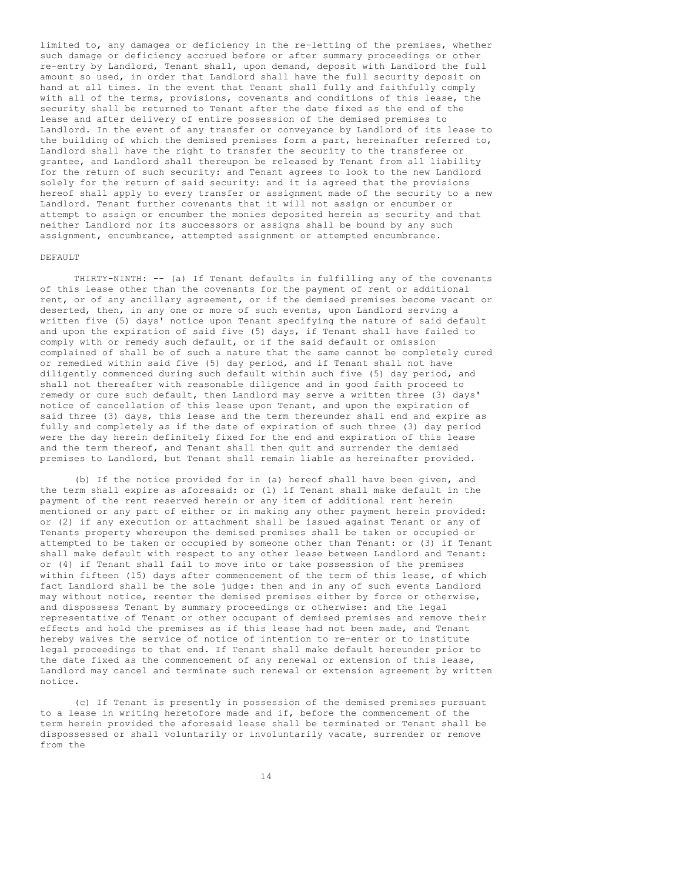limited to, any damages or deficiency in the re-letting of the premises, whether such damage or deficiency accrued before or after summary proceedings or other re-entry by Landlord, Tenant shall, upon demand, deposit with Landlord the full amount so used, in order that Landlord shall have the full security deposit on hand at all times. In the event that Tenant shall fully and faithfully comply with all of the terms, provisions, covenants and conditions of this lease, the security shall be returned to Tenant after the date fixed as the end of the lease and after delivery of entire possession of the demised premises to Landlord. In the event of any transfer or conveyance by Landlord of its lease to the building of which the demised premises form a part, hereinafter referred to, Landlord shall have the right to transfer the security to the transferee or grantee, and Landlord shall thereupon be released by Tenant from all liability for the return of such security: and Tenant agrees to look to the new Landlord solely for the return of said security: and it is agreed that the provisions hereof shall apply to every transfer or assignment made of the security to a new Landlord. Tenant further covenants that it will not assign or encumber or attempt to assign or encumber the monies deposited herein as security and that neither Landlord nor its successors or assigns shall be bound by any such assignment, encumbrance, attempted assignment or attempted encumbrance.

DEFAULT

THIRTY-NINTH: -- (a) If Tenant defaults in fulfilling any of the covenants of this lease other than the covenants for the payment of rent or additional rent, or of any ancillary agreement, or if the demised premises become vacant or deserted, then, in any one or more of such events, upon Landlord serving a written five (5) days' notice upon Tenant specifying the nature of said default and upon the expiration of said five (5) days, if Tenant shall have failed to comply with or remedy such default, or if the said default or omission complained of shall be of such a nature that the same cannot be completely cured or remedied within said five (5) day period, and if Tenant shall not have diligently commenced during such default within such five (5) day period, and shall not thereafter with reasonable diligence and in good faith proceed to remedy or cure such default, then Landlord may serve a written three (3) days' notice of cancellation of this lease upon Tenant, and upon the expiration of said three (3) days, this lease and the term thereunder shall end and expire as fully and completely as if the date of expiration of such three (3) day period were the day herein definitely fixed for the end and expiration of this lease and the term thereof, and Tenant shall then quit and surrender the demised premises to Landlord, but Tenant shall remain liable as hereinafter provided.

(b) If the notice provided for in (a) hereof shall have been given, and the term shall expire as aforesaid: or (1) if Tenant shall make default in the payment of the rent reserved herein or any item of additional rent herein mentioned or any part of either or in making any other payment herein provided: or (2) if any execution or attachment shall be issued against Tenant or any of Tenants property whereupon the demised premises shall be taken or occupied or attempted to be taken or occupied by someone other than Tenant: or (3) if Tenant shall make default with respect to any other lease between Landlord and Tenant: or (4) if Tenant shall fail to move into or take possession of the premises within fifteen (15) days after commencement of the term of this lease, of which fact Landlord shall be the sole judge: then and in any of such events Landlord may without notice, reenter the demised premises either by force or otherwise, and dispossess Tenant by summary proceedings or otherwise: and the legal representative of Tenant or other occupant of demised premises and remove their effects and hold the premises as if this lease had not been made, and Tenant hereby waives the service of notice of intention to re-enter or to institute legal proceedings to that end. If Tenant shall make default hereunder prior to the date fixed as the commencement of any renewal or extension of this lease, Landlord may cancel and terminate such renewal or extension agreement by written notice.

(c) If Tenant is presently in possession of the demised premises pursuant to a lease in writing heretofore made and if, before the commencement of the term herein provided the aforesaid lease shall be terminated or Tenant shall be dispossessed or shall voluntarily or involuntarily vacate, surrender or remove from the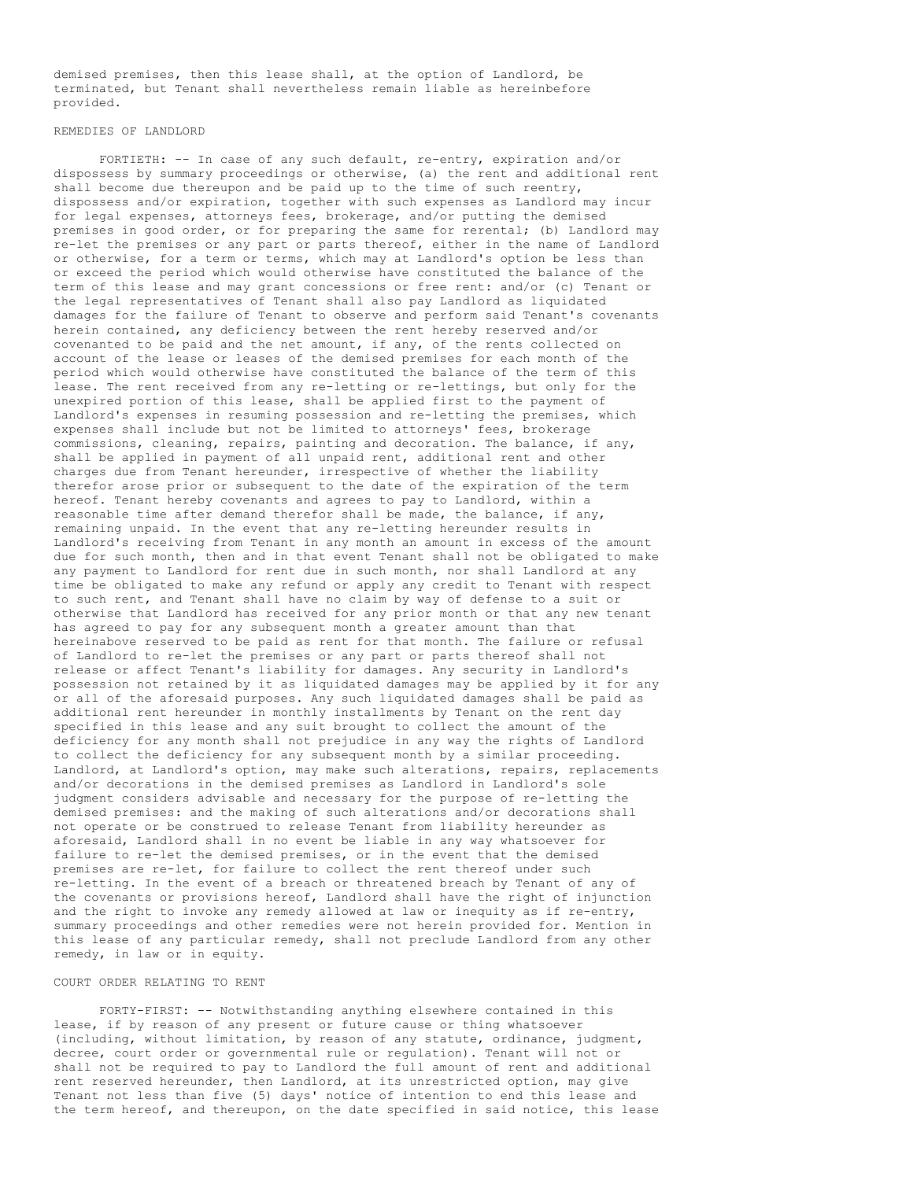demised premises, then this lease shall, at the option of Landlord, be terminated, but Tenant shall nevertheless remain liable as hereinbefore provided.

## REMEDIES OF LANDLORD

FORTIETH: -- In case of any such default, re-entry, expiration and/or dispossess by summary proceedings or otherwise, (a) the rent and additional rent shall become due thereupon and be paid up to the time of such reentry, dispossess and/or expiration, together with such expenses as Landlord may incur for legal expenses, attorneys fees, brokerage, and/or putting the demised premises in good order, or for preparing the same for rerental; (b) Landlord may re-let the premises or any part or parts thereof, either in the name of Landlord or otherwise, for a term or terms, which may at Landlord's option be less than or exceed the period which would otherwise have constituted the balance of the term of this lease and may grant concessions or free rent: and/or (c) Tenant or the legal representatives of Tenant shall also pay Landlord as liquidated damages for the failure of Tenant to observe and perform said Tenant's covenants herein contained, any deficiency between the rent hereby reserved and/or covenanted to be paid and the net amount, if any, of the rents collected on account of the lease or leases of the demised premises for each month of the period which would otherwise have constituted the balance of the term of this lease. The rent received from any re-letting or re-lettings, but only for the unexpired portion of this lease, shall be applied first to the payment of Landlord's expenses in resuming possession and re-letting the premises, which expenses shall include but not be limited to attorneys' fees, brokerage commissions, cleaning, repairs, painting and decoration. The balance, if any, shall be applied in payment of all unpaid rent, additional rent and other charges due from Tenant hereunder, irrespective of whether the liability therefor arose prior or subsequent to the date of the expiration of the term hereof. Tenant hereby covenants and agrees to pay to Landlord, within a reasonable time after demand therefor shall be made, the balance, if any, remaining unpaid. In the event that any re-letting hereunder results in Landlord's receiving from Tenant in any month an amount in excess of the amount due for such month, then and in that event Tenant shall not be obligated to make any payment to Landlord for rent due in such month, nor shall Landlord at any time be obligated to make any refund or apply any credit to Tenant with respect to such rent, and Tenant shall have no claim by way of defense to a suit or otherwise that Landlord has received for any prior month or that any new tenant has agreed to pay for any subsequent month a greater amount than that hereinabove reserved to be paid as rent for that month. The failure or refusal of Landlord to re-let the premises or any part or parts thereof shall not release or affect Tenant's liability for damages. Any security in Landlord's possession not retained by it as liquidated damages may be applied by it for any or all of the aforesaid purposes. Any such liquidated damages shall be paid as additional rent hereunder in monthly installments by Tenant on the rent day specified in this lease and any suit brought to collect the amount of the deficiency for any month shall not prejudice in any way the rights of Landlord to collect the deficiency for any subsequent month by a similar proceeding. Landlord, at Landlord's option, may make such alterations, repairs, replacements and/or decorations in the demised premises as Landlord in Landlord's sole judgment considers advisable and necessary for the purpose of re-letting the demised premises: and the making of such alterations and/or decorations shall not operate or be construed to release Tenant from liability hereunder as aforesaid, Landlord shall in no event be liable in any way whatsoever for failure to re-let the demised premises, or in the event that the demised premises are re-let, for failure to collect the rent thereof under such re-letting. In the event of a breach or threatened breach by Tenant of any of the covenants or provisions hereof, Landlord shall have the right of injunction and the right to invoke any remedy allowed at law or inequity as if re-entry, summary proceedings and other remedies were not herein provided for. Mention in this lease of any particular remedy, shall not preclude Landlord from any other remedy, in law or in equity.

## COURT ORDER RELATING TO RENT

FORTY-FIRST: -- Notwithstanding anything elsewhere contained in this lease, if by reason of any present or future cause or thing whatsoever (including, without limitation, by reason of any statute, ordinance, judgment, decree, court order or governmental rule or regulation). Tenant will not or shall not be required to pay to Landlord the full amount of rent and additional rent reserved hereunder, then Landlord, at its unrestricted option, may give Tenant not less than five (5) days' notice of intention to end this lease and the term hereof, and thereupon, on the date specified in said notice, this lease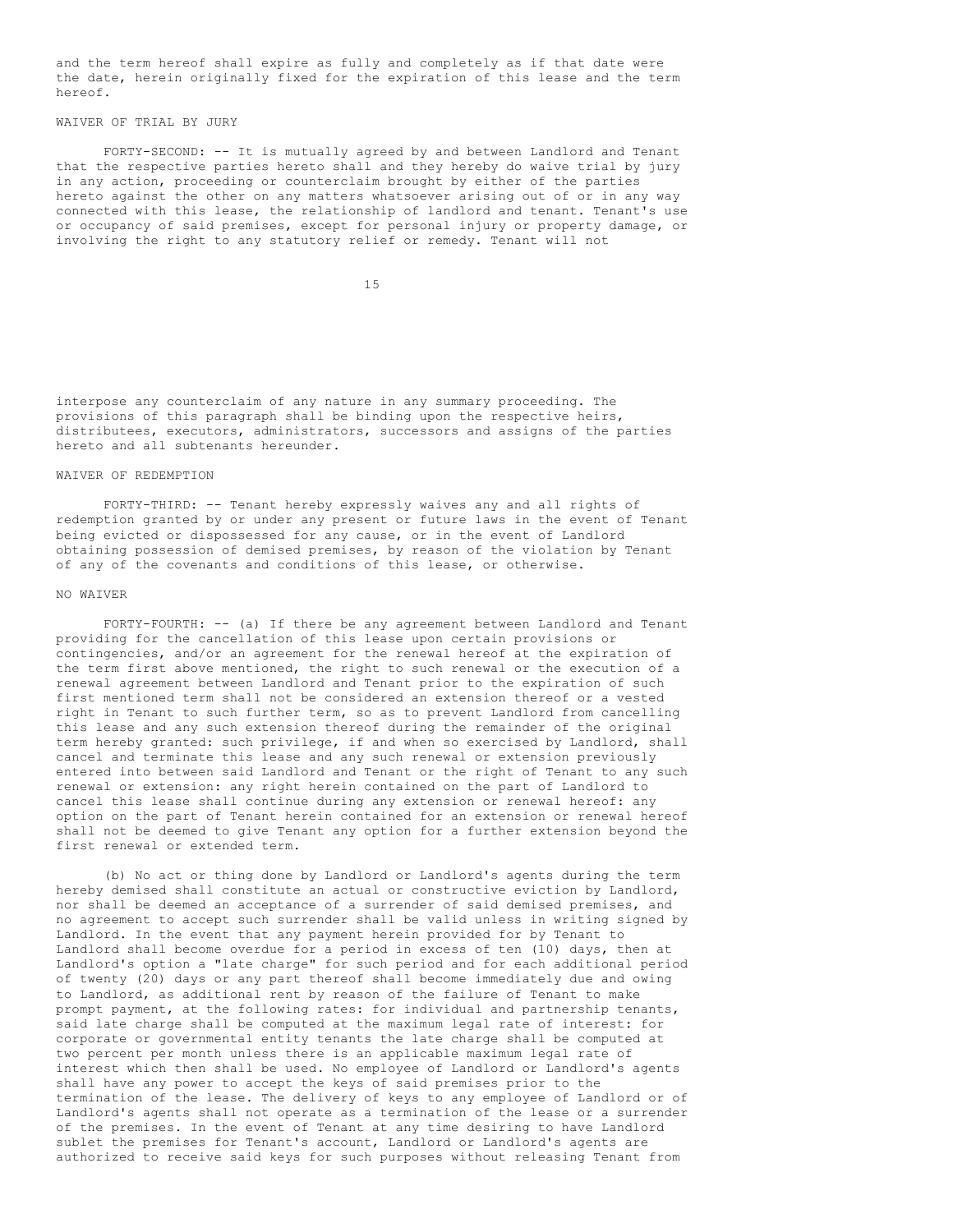and the term hereof shall expire as fully and completely as if that date were the date, herein originally fixed for the expiration of this lease and the term hereof.

WAIVER OF TRIAL BY JURY

FORTY-SECOND: -- It is mutually agreed by and between Landlord and Tenant that the respective parties hereto shall and they hereby do waive trial by jury in any action, proceeding or counterclaim brought by either of the parties hereto against the other on any matters whatsoever arising out of or in any way connected with this lease, the relationship of landlord and tenant. Tenant's use or occupancy of said premises, except for personal injury or property damage, or involving the right to any statutory relief or remedy. Tenant will not interpose any counterclaim of any nature in any summary proceeding. The provisions of this paragraph shall be binding upon the respective heirs, distributees, executors, administrators, successors and assigns of the parties hereto and all subtenants hereunder.

WAIVER OF REDEMPTION

FORTY-THIRD: -- Tenant hereby expressly waives any and all rights of redemption granted by or under any present or future laws in the event of Tenant being evicted or dispossessed for any cause, or in the event of Landlord obtaining possession of demised premises, by reason of the violation by Tenant of any of the covenants and conditions of this lease, or otherwise.

NO WAIVER

FORTY-FOURTH: -- (a) If there be any agreement between Landlord and Tenant providing for the cancellation of this lease upon certain provisions or contingencies, and/or an agreement for the renewal hereof at the expiration of the term first above mentioned, the right to such renewal or the execution of a renewal agreement between Landlord and Tenant prior to the expiration of such first mentioned term shall not be considered an extension thereof or a vested right in Tenant to such further term, so as to prevent Landlord from cancelling this lease and any such extension thereof during the remainder of the original term hereby granted: such privilege, if and when so exercised by Landlord, shall cancel and terminate this lease and any such renewal or extension previously entered into between said Landlord and Tenant or the right of Tenant to any such renewal or extension: any right herein contained on the part of Landlord to cancel this lease shall continue during any extension or renewal hereof: any option on the part of Tenant herein contained for an extension or renewal hereof shall not be deemed to give Tenant any option for a further extension beyond the first renewal or extended term.

(b) No act or thing done by Landlord or Landlord's agents during the term hereby demised shall constitute an actual or constructive eviction by Landlord, nor shall be deemed an acceptance of a surrender of said demised premises, and no agreement to accept such surrender shall be valid unless in writing signed by Landlord. In the event that any payment herein provided for by Tenant to Landlord shall become overdue for a period in excess of ten (10) days, then at Landlord's option a "late charge" for such period and for each additional period of twenty (20) days or any part thereof shall become immediately due and owing to Landlord, as additional rent by reason of the failure of Tenant to make prompt payment, at the following rates: for individual and partnership tenants, said late charge shall be computed at the maximum legal rate of interest: for corporate or governmental entity tenants the late charge shall be computed at two percent per month unless there is an applicable maximum legal rate of interest which then shall be used. No employee of Landlord or Landlord's agents shall have any power to accept the keys of said premises prior to the termination of the lease. The delivery of keys to any employee of Landlord or of Landlord's agents shall not operate as a termination of the lease or a surrender of the premises. In the event of Tenant at any time desiring to have Landlord sublet the premises for Tenant's account, Landlord or Landlord's agents are authorized to receive said keys for such purposes without releasing Tenant from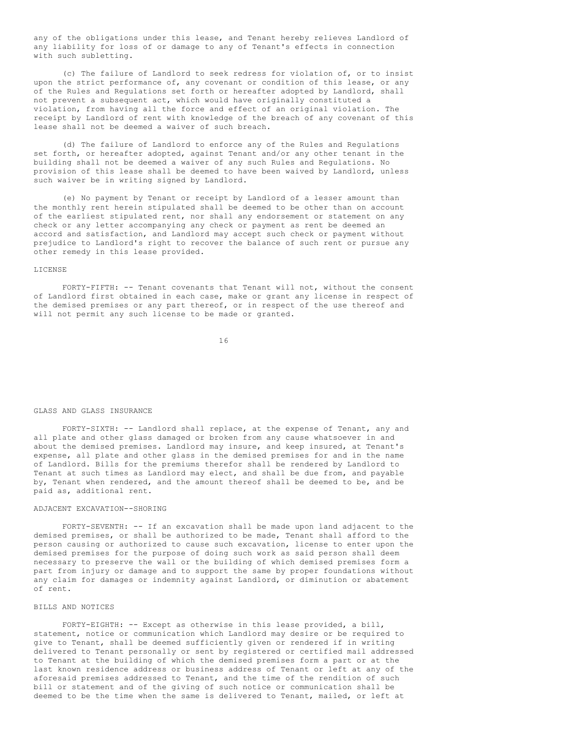any of the obligations under this lease, and Tenant hereby relieves Landlord of any liability for loss of or damage to any of Tenant's effects in connection with such subletting.

(c) The failure of Landlord to seek redress for violation of, or to insist upon the strict performance of, any covenant or condition of this lease, or any of the Rules and Regulations set forth or hereafter adopted by Landlord, shall not prevent a subsequent act, which would have originally constituted a violation, from having all the force and effect of an original violation. The receipt by Landlord of rent with knowledge of the breach of any covenant of this lease shall not be deemed a waiver of such breach.

(d) The failure of Landlord to enforce any of the Rules and Regulations set forth, or hereafter adopted, against Tenant and/or any other tenant in the building shall not be deemed a waiver of any such Rules and Regulations. No provision of this lease shall be deemed to have been waived by Landlord, unless such waiver be in writing signed by Landlord.

(e) No payment by Tenant or receipt by Landlord of a lesser amount than the monthly rent herein stipulated shall be deemed to be other than on account of the earliest stipulated rent, nor shall any endorsement or statement on any check or any letter accompanying any check or payment as rent be deemed an accord and satisfaction, and Landlord may accept such check or payment without prejudice to Landlord's right to recover the balance of such rent or pursue any other remedy in this lease provided.

LICENSE

FORTY-FIFTH: -- Tenant covenants that Tenant will not, without the consent of Landlord first obtained in each case, make or grant any license in respect of the demised premises or any part thereof, or in respect of the use thereof and will not permit any such license to be made or granted.

GLASS AND GLASS INSURANCE

FORTY-SIXTH: -- Landlord shall replace, at the expense of Tenant, any and all plate and other glass damaged or broken from any cause whatsoever in and about the demised premises. Landlord may insure, and keep insured, at Tenant's expense, all plate and other glass in the demised premises for and in the name of Landlord. Bills for the premiums therefor shall be rendered by Landlord to Tenant at such times as Landlord may elect, and shall be due from, and payable by, Tenant when rendered, and the amount thereof shall be deemed to be, and be paid as, additional rent.

ADJACENT EXCAVATION--SHORING

FORTY-SEVENTH: -- If an excavation shall be made upon land adjacent to the demised premises, or shall be authorized to be made, Tenant shall afford to the person causing or authorized to cause such excavation, license to enter upon the demised premises for the purpose of doing such work as said person shall deem necessary to preserve the wall or the building of which demised premises form a part from injury or damage and to support the same by proper foundations without any claim for damages or indemnity against Landlord, or diminution or abatement of rent.

BILLS AND NOTICES

FORTY-EIGHTH: -- Except as otherwise in this lease provided, a bill, statement, notice or communication which Landlord may desire or be required to give to Tenant, shall be deemed sufficiently given or rendered if in writing delivered to Tenant personally or sent by registered or certified mail addressed to Tenant at the building of which the demised premises form a part or at the last known residence address or business address of Tenant or left at any of the aforesaid premises addressed to Tenant, and the time of the rendition of such bill or statement and of the giving of such notice or communication shall be deemed to be the time when the same is delivered to Tenant, mailed, or left at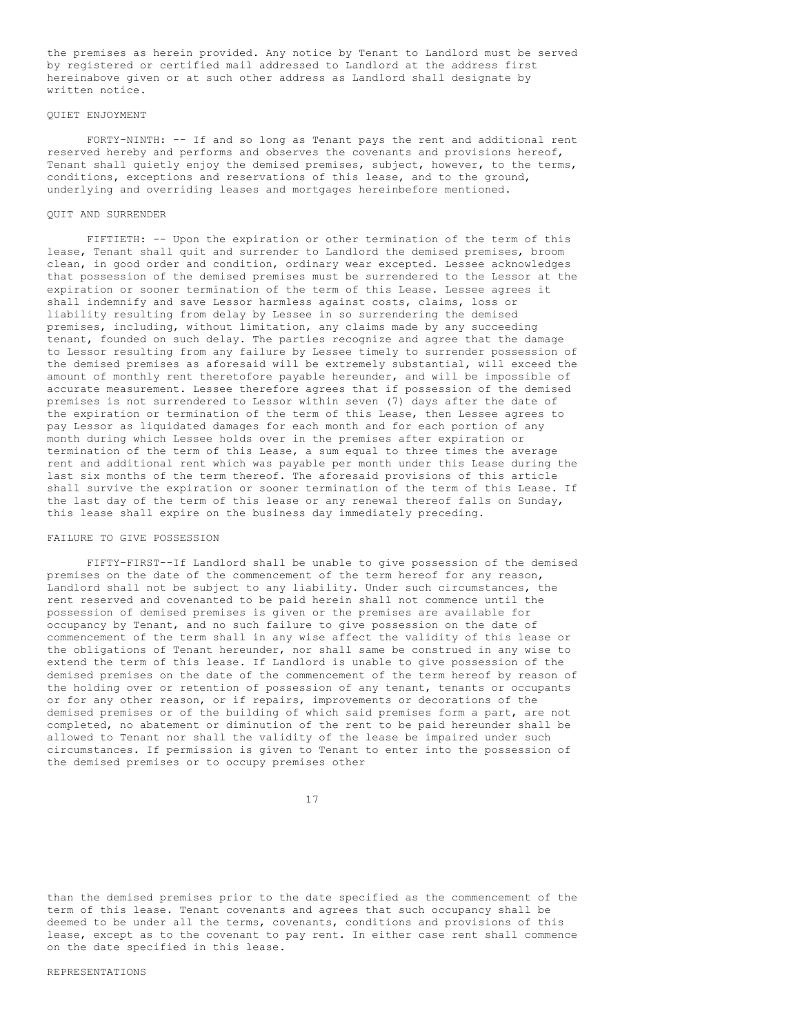the premises as herein provided. Any notice by Tenant to Landlord must be served by registered or certified mail addressed to Landlord at the address first hereinabove given or at such other address as Landlord shall designate by written notice.

QUIET ENJOYMENT

FORTY-NINTH: -- If and so long as Tenant pays the rent and additional rent reserved hereby and performs and observes the covenants and provisions hereof, Tenant shall quietly enjoy the demised premises, subject, however, to the terms, conditions, exceptions and reservations of this lease, and to the ground, underlying and overriding leases and mortgages hereinbefore mentioned.

QUIT AND SURRENDER

FIFTIETH: -- Upon the expiration or other termination of the term of this lease, Tenant shall quit and surrender to Landlord the demised premises, broom clean, in good order and condition, ordinary wear excepted. Lessee acknowledges that possession of the demised premises must be surrendered to the Lessor at the expiration or sooner termination of the term of this Lease. Lessee agrees it shall indemnify and save Lessor harmless against costs, claims, loss or liability resulting from delay by Lessee in so surrendering the demised premises, including, without limitation, any claims made by any succeeding tenant, founded on such delay. The parties recognize and agree that the damage to Lessor resulting from any failure by Lessee timely to surrender possession of the demised premises as aforesaid will be extremely substantial, will exceed the amount of monthly rent theretofore payable hereunder, and will be impossible of accurate measurement. Lessee therefore agrees that if possession of the demised premises is not surrendered to Lessor within seven (7) days after the date of the expiration or termination of the term of this Lease, then Lessee agrees to pay Lessor as liquidated damages for each month and for each portion of any month during which Lessee holds over in the premises after expiration or termination of the term of this Lease, a sum equal to three times the average rent and additional rent which was payable per month under this Lease during the last six months of the term thereof. The aforesaid provisions of this article shall survive the expiration or sooner termination of the term of this Lease. If the last day of the term of this lease or any renewal thereof falls on Sunday, this lease shall expire on the business day immediately preceding.

FAILURE TO GIVE POSSESSION

FIFTY-FIRST--If Landlord shall be unable to give possession of the demised premises on the date of the commencement of the term hereof for any reason, Landlord shall not be subject to any liability. Under such circumstances, the rent reserved and covenanted to be paid herein shall not commence until the possession of demised premises is given or the premises are available for occupancy by Tenant, and no such failure to give possession on the date of commencement of the term shall in any wise affect the validity of this lease or the obligations of Tenant hereunder, nor shall same be construed in any wise to extend the term of this lease. If Landlord is unable to give possession of the demised premises on the date of the commencement of the term hereof by reason of the holding over or retention of possession of any tenant, tenants or occupants or for any other reason, or if repairs, improvements or decorations of the demised premises or of the building of which said premises form a part, are not completed, no abatement or diminution of the rent to be paid hereunder shall be allowed to Tenant nor shall the validity of the lease be impaired under such circumstances. If permission is given to Tenant to enter into the possession of the demised premises or to occupy premises other than the demised premises prior to the date specified as the commencement of the term of this lease. Tenant covenants and agrees that such occupancy shall be deemed to be under all the terms, covenants, conditions and provisions of this lease, except as to the covenant to pay rent. In either case rent shall commence on the date specified in this lease.

REPRESENTATIONS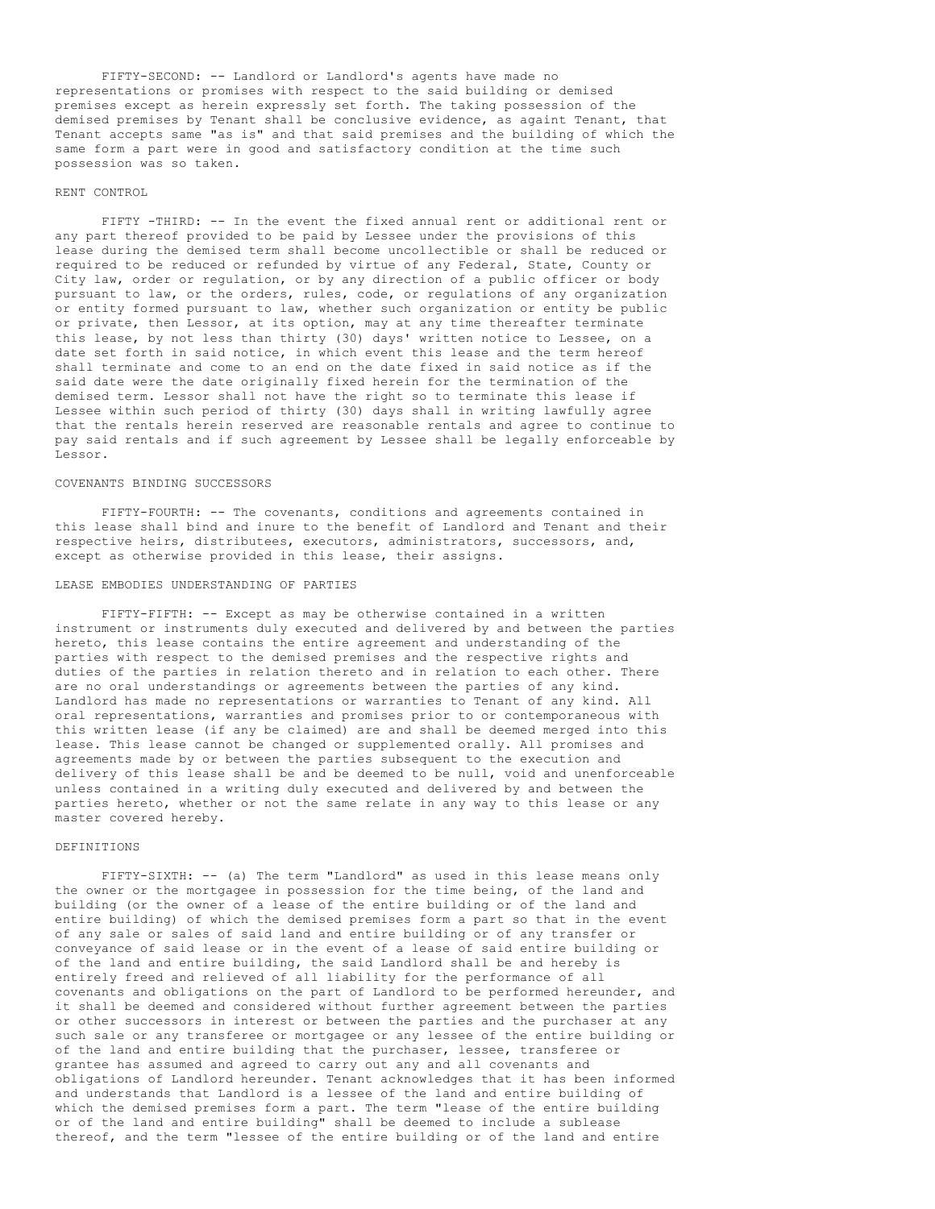FIFTY-SECOND: -- Landlord or Landlord's agents have made no representations or promises with respect to the said building or demised premises except as herein expressly set forth. The taking possession of the demised premises by Tenant shall be conclusive evidence, as against Tenant, that Tenant accepts same "as is" and that said premises and the building of which the same form a part were in good and satisfactory condition at the time such possession was so taken.

RENT CONTROL

FIFTY -THIRD: -- In the event the fixed annual rent or additional rent or any part thereof provided to be paid by Lessee under the provisions of this lease during the demised term shall become uncollectible or shall be reduced or required to be reduced or refunded by virtue of any Federal, State, County or City law, order or regulation, or by any direction of a public officer or body pursuant to law, or the orders, rules, code, or regulations of any organization or entity formed pursuant to law, whether such organization or entity be public or private, then Lessor, at its option, may at any time thereafter terminate this lease, by not less than thirty (30) days' written notice to Lessee, on a date set forth in said notice, in which event this lease and the term hereof shall terminate and come to an end on the date fixed in said notice as if the said date were the date originally fixed herein for the termination of the demised term. Lessor shall not have the right so to terminate this lease if Lessee within such period of thirty (30) days shall in writing lawfully agree that the rentals herein reserved are reasonable rentals and agree to continue to pay said rentals and if such agreement by Lessee shall be legally enforceable by Lessor.

COVENANTS BINDING SUCCESSORS

FIFTY-FOURTH: -- The covenants, conditions and agreements contained in this lease shall bind and inure to the benefit of Landlord and Tenant and their respective heirs, distributees, executors, administrators, successors, and, except as otherwise provided in this lease, their assigns.

LEASE EMBODIES UNDERSTANDING OF PARTIES

FIFTY-FIFTH: -- Except as may be otherwise contained in a written instrument or instruments duly executed and delivered by and between the parties hereto, this lease contains the entire agreement and understanding of the parties with respect to the demised premises and the respective rights and duties of the parties in relation thereto and in relation to each other. There are no oral understandings or agreements between the parties of any kind. Landlord has made no representations or warranties to Tenant of any kind. All oral representations, warranties and promises prior to or contemporaneous with this written lease (if any be claimed) are and shall be deemed merged into this lease. This lease cannot be changed or supplemented orally. All promises and agreements made by or between the parties subsequent to the execution and delivery of this lease shall be and be deemed to be null, void and unenforceable unless contained in a writing duly executed and delivered by and between the parties hereto, whether or not the same relate in any way to this lease or any master covered hereby.

DEFINITIONS

FIFTY-SIXTH: -- (a) The term "Landlord" as used in this lease means only the owner or the mortgagee in possession for the time being, of the land and building (or the owner of a lease of the entire building or of the land and entire building) of which the demised premises form a part so that in the event of any sale or sales of said land and entire building or of any transfer or conveyance of said lease or in the event of a lease of said entire building or of the land and entire building, the said Landlord shall be and hereby is entirely freed and relieved of all liability for the performance of all covenants and obligations on the part of Landlord to be performed hereunder, and it shall be deemed and considered without further agreement between the parties or other successors in interest or between the parties and the purchaser at any such sale or any transferee or mortgagee or any lessee of the entire building or of the land and entire building that the purchaser, lessee, transferee or grantee has assumed and agreed to carry out any and all covenants and obligations of Landlord hereunder. Tenant acknowledges that it has been informed and understands that Landlord is a lessee of the land and entire building of which the demised premises form a part. The term "lease of the entire building or of the land and entire building" shall be deemed to include a sublease thereof, and the term "lessee of the entire building or of the land and entire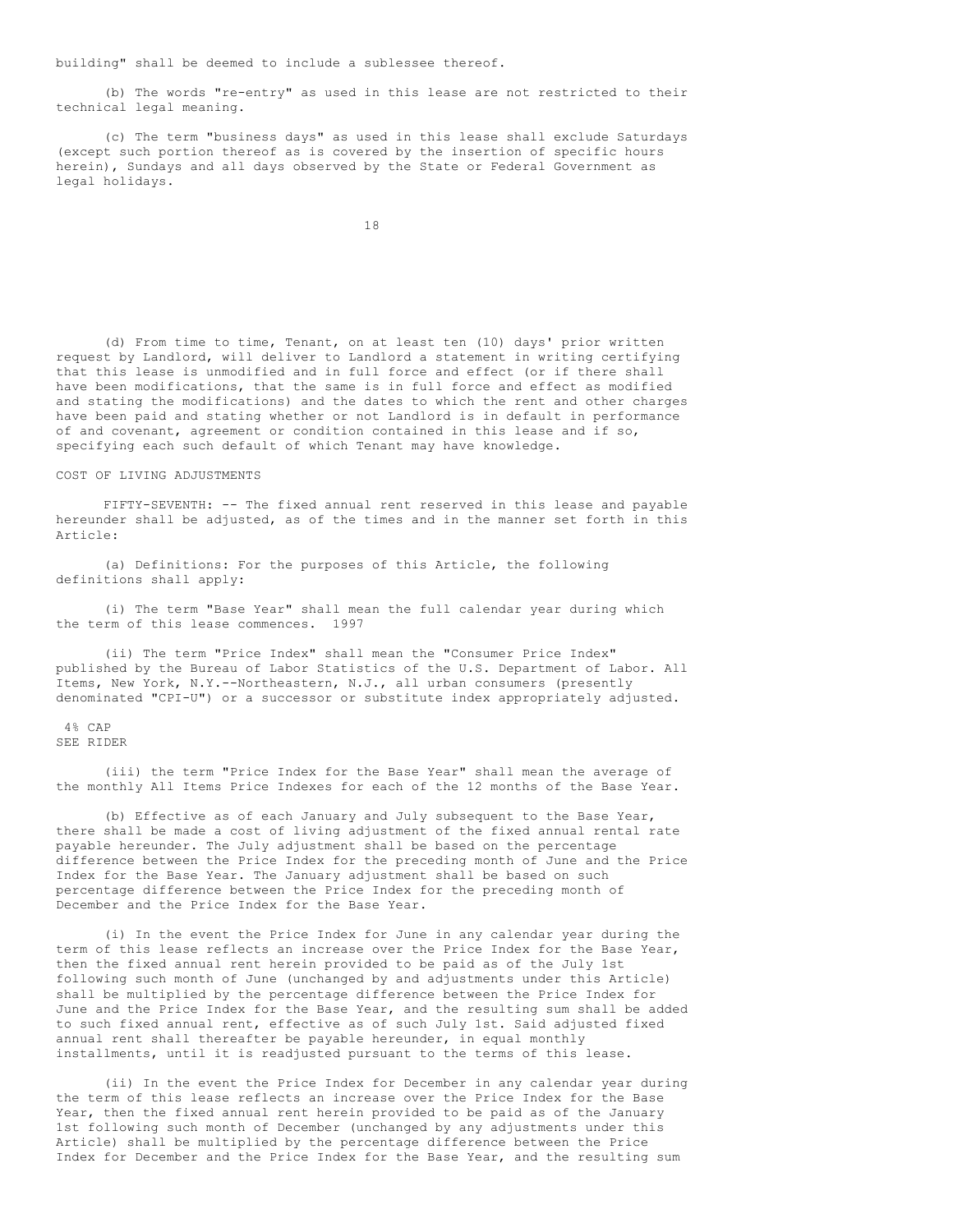building" shall be deemed to include a sublessee thereof.

(b) The words "re-entry" as used in this lease are not restricted to their technical legal meaning.

(c) The term "business days" as used in this lease shall exclude Saturdays (except such portion thereof as is covered by the insertion of specific hours herein), Sundays and all days observed by the State or Federal Government as legal holidays.

(d) From time to time, Tenant, on at least ten (10) days' prior written request by Landlord, will deliver to Landlord a statement in writing certifying that this lease is unmodified and in full force and effect (or if there shall have been modifications, that the same is in full force and effect as modified and stating the modifications) and the dates to which the rent and other charges have been paid and stating whether or not Landlord is in default in performance of and covenant, agreement or condition contained in this lease and if so, specifying each such default of which Tenant may have knowledge.

COST OF LIVING ADJUSTMENTS

FIFTY-SEVENTH: -- The fixed annual rent reserved in this lease and payable hereunder shall be adjusted, as of the times and in the manner set forth in this Article:

(a) Definitions: For the purposes of this Article, the following definitions shall apply:

(i) The term "Base Year" shall mean the full calendar year during which the term of this lease commences. 1997

(ii) The term "Price Index" shall mean the "Consumer Price Index" published by the Bureau of Labor Statistics of the U.S. Department of Labor. All Items, New York, N.Y.--Northeastern, N.J., all urban consumers (presently denominated "CPI-U") or a successor or substitute index appropriately adjusted.

4% CAP
SEE RIDER

(iii) the term "Price Index for the Base Year" shall mean the average of the monthly All Items Price Indexes for each of the 12 months of the Base Year.

(b) Effective as of each January and July subsequent to the Base Year, there shall be made a cost of living adjustment of the fixed annual rental rate payable hereunder. The July adjustment shall be based on the percentage difference between the Price Index for the preceding month of June and the Price Index for the Base Year. The January adjustment shall be based on such percentage difference between the Price Index for the preceding month of December and the Price Index for the Base Year.

(i) In the event the Price Index for June in any calendar year during the term of this lease reflects an increase over the Price Index for the Base Year, then the fixed annual rent herein provided to be paid as of the July 1st following such month of June (unchanged by and adjustments under this Article) shall be multiplied by the percentage difference between the Price Index for June and the Price Index for the Base Year, and the resulting sum shall be added to such fixed annual rent, effective as of such July 1st. Said adjusted fixed annual rent shall thereafter be payable hereunder, in equal monthly installments, until it is readjusted pursuant to the terms of this lease.

(ii) In the event the Price Index for December in any calendar year during the term of this lease reflects an increase over the Price Index for the Base Year, then the fixed annual rent herein provided to be paid as of the January 1st following such month of December (unchanged by any adjustments under this Article) shall be multiplied by the percentage difference between the Price Index for December and the Price Index for the Base Year, and the resulting sum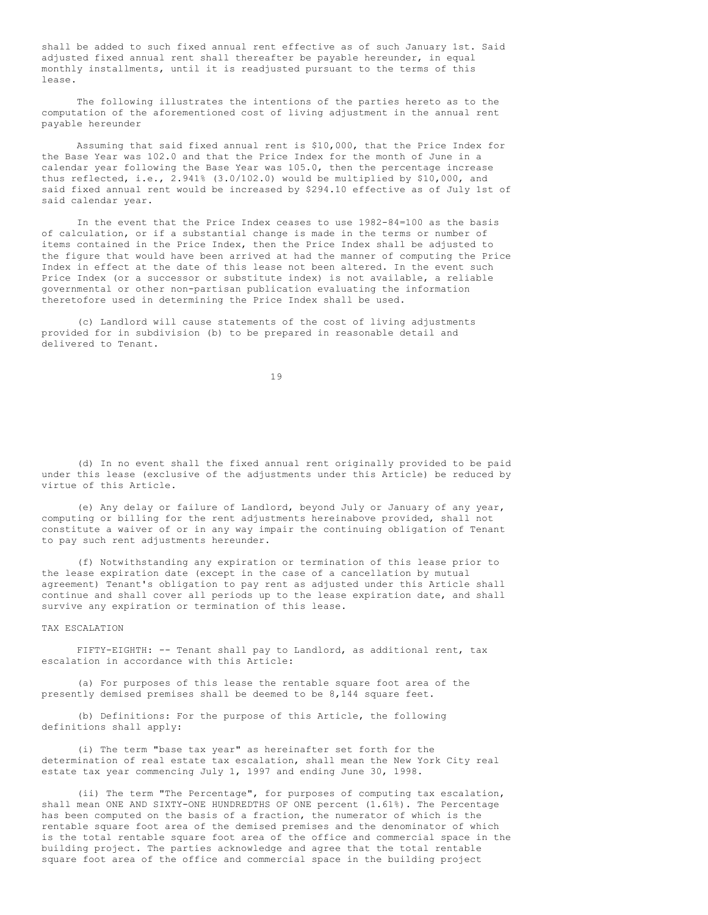shall be added to such fixed annual rent effective as of such January 1st. Said adjusted fixed annual rent shall thereafter be payable hereunder, in equal monthly installments, until it is readjusted pursuant to the terms of this lease.

The following illustrates the intentions of the parties hereto as to the computation of the aforementioned cost of living adjustment in the annual rent payable hereunder

Assuming that said fixed annual rent is $10,000, that the Price Index for the Base Year was 102.0 and that the Price Index for the month of June in a calendar year following the Base Year was 105.0, then the percentage increase thus reflected, i.e., 2.941% (3.0/102.0) would be multiplied by $10,000, and said fixed annual rent would be increased by $294.10 effective as of July 1st of said calendar year.

In the event that the Price Index ceases to use 1982-84=100 as the basis of calculation, or if a substantial change is made in the terms or number of items contained in the Price Index, then the Price Index shall be adjusted to the figure that would have been arrived at had the manner of computing the Price Index in effect at the date of this lease not been altered. In the event such Price Index (or a successor or substitute index) is not available, a reliable governmental or other non-partisan publication evaluating the information theretofore used in determining the Price Index shall be used.

(c) Landlord will cause statements of the cost of living adjustments provided for in subdivision (b) to be prepared in reasonable detail and delivered to Tenant.

(d) In no event shall the fixed annual rent originally provided to be paid under this lease (exclusive of the adjustments under this Article) be reduced by virtue of this Article.

(e) Any delay or failure of Landlord, beyond July or January of any year, computing or billing for the rent adjustments hereinabove provided, shall not constitute a waiver of or in any way impair the continuing obligation of Tenant to pay such rent adjustments hereunder.

(f) Notwithstanding any expiration or termination of this lease prior to the lease expiration date (except in the case of a cancellation by mutual agreement) Tenant's obligation to pay rent as adjusted under this Article shall continue and shall cover all periods up to the lease expiration date, and shall survive any expiration or termination of this lease.

TAX ESCALATION

FIFTY-EIGHTH: -- Tenant shall pay to Landlord, as additional rent, tax escalation in accordance with this Article:

(a) For purposes of this lease the rentable square foot area of the presently demised premises shall be deemed to be 8,144 square feet.

(b) Definitions: For the purpose of this Article, the following definitions shall apply:

(i) The term "base tax year" as hereinafter set forth for the determination of real estate tax escalation, shall mean the New York City real estate tax year commencing July 1, 1997 and ending June 30, 1998.

(ii) The term "The Percentage", for purposes of computing tax escalation, shall mean ONE AND SIXTY-ONE HUNDREDTHS OF ONE percent (1.61%). The Percentage has been computed on the basis of a fraction, the numerator of which is the rentable square foot area of the demised premises and the denominator of which is the total rentable square foot area of the office and commercial space in the building project. The parties acknowledge and agree that the total rentable square foot area of the office and commercial space in the building project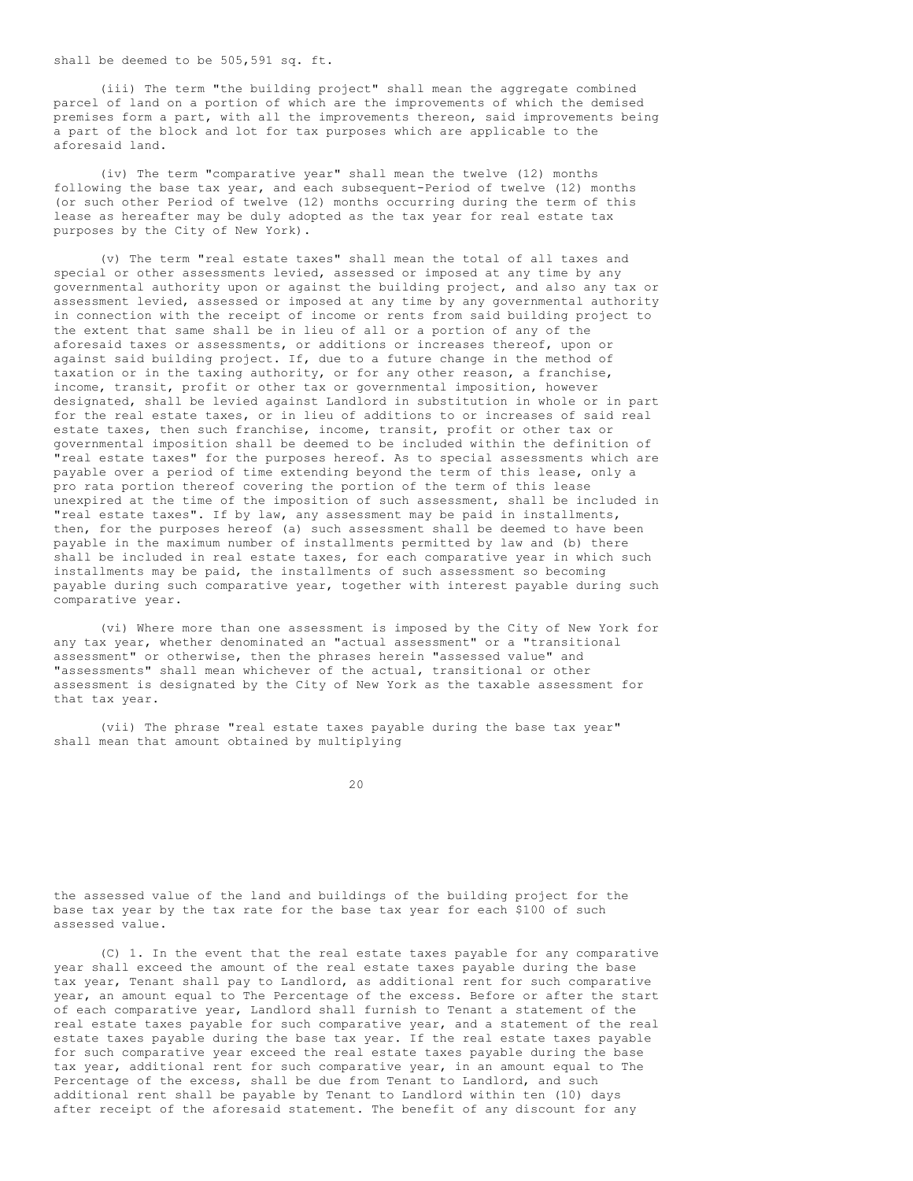shall be deemed to be 505,591 sq. ft.

(iii) The term "the building project" shall mean the aggregate combined parcel of land on a portion of which are the improvements of which the demised premises form a part, with all the improvements thereon, said improvements being a part of the block and lot for tax purposes which are applicable to the aforesaid land.

(iv) The term "comparative year" shall mean the twelve (12) months following the base tax year, and each subsequent-Period of twelve (12) months (or such other Period of twelve (12) months occurring during the term of this lease as hereafter may be duly adopted as the tax year for real estate tax purposes by the City of New York).

(v) The term "real estate taxes" shall mean the total of all taxes and special or other assessments levied, assessed or imposed at any time by any governmental authority upon or against the building project, and also any tax or assessment levied, assessed or imposed at any time by any governmental authority in connection with the receipt of income or rents from said building project to the extent that same shall be in lieu of all or a portion of any of the aforesaid taxes or assessments, or additions or increases thereof, upon or against said building project. If, due to a future change in the method of taxation or in the taxing authority, or for any other reason, a franchise, income, transit, profit or other tax or governmental imposition, however designated, shall be levied against Landlord in substitution in whole or in part for the real estate taxes, or in lieu of additions to or increases of said real estate taxes, then such franchise, income, transit, profit or other tax or governmental imposition shall be deemed to be included within the definition of "real estate taxes" for the purposes hereof. As to special assessments which are payable over a period of time extending beyond the term of this lease, only a pro rata portion thereof covering the portion of the term of this lease unexpired at the time of the imposition of such assessment, shall be included in "real estate taxes". If by law, any assessment may be paid in installments, then, for the purposes hereof (a) such assessment shall be deemed to have been payable in the maximum number of installments permitted by law and (b) there shall be included in real estate taxes, for each comparative year in which such installments may be paid, the installments of such assessment so becoming payable during such comparative year, together with interest payable during such comparative year.

(vi) Where more than one assessment is imposed by the City of New York for any tax year, whether denominated an "actual assessment" or a "transitional assessment" or otherwise, then the phrases herein "assessed value" and "assessments" shall mean whichever of the actual, transitional or other assessment is designated by the City of New York as the taxable assessment for that tax year.

(vii) The phrase "real estate taxes payable during the base tax year" shall mean that amount obtained by multiplying the assessed value of the land and buildings of the building project for the base tax year by the tax rate for the base tax year for each $100 of such assessed value.

(C) 1. In the event that the real estate taxes payable for any comparative year shall exceed the amount of the real estate taxes payable during the base tax year, Tenant shall pay to Landlord, as additional rent for such comparative year, an amount equal to The Percentage of the excess. Before or after the start of each comparative year, Landlord shall furnish to Tenant a statement of the real estate taxes payable for such comparative year, and a statement of the real estate taxes payable during the base tax year. If the real estate taxes payable for such comparative year exceed the real estate taxes payable during the base tax year, additional rent for such comparative year, in an amount equal to The Percentage of the excess, shall be due from Tenant to Landlord, and such additional rent shall be payable by Tenant to Landlord within ten (10) days after receipt of the aforesaid statement. The benefit of any discount for any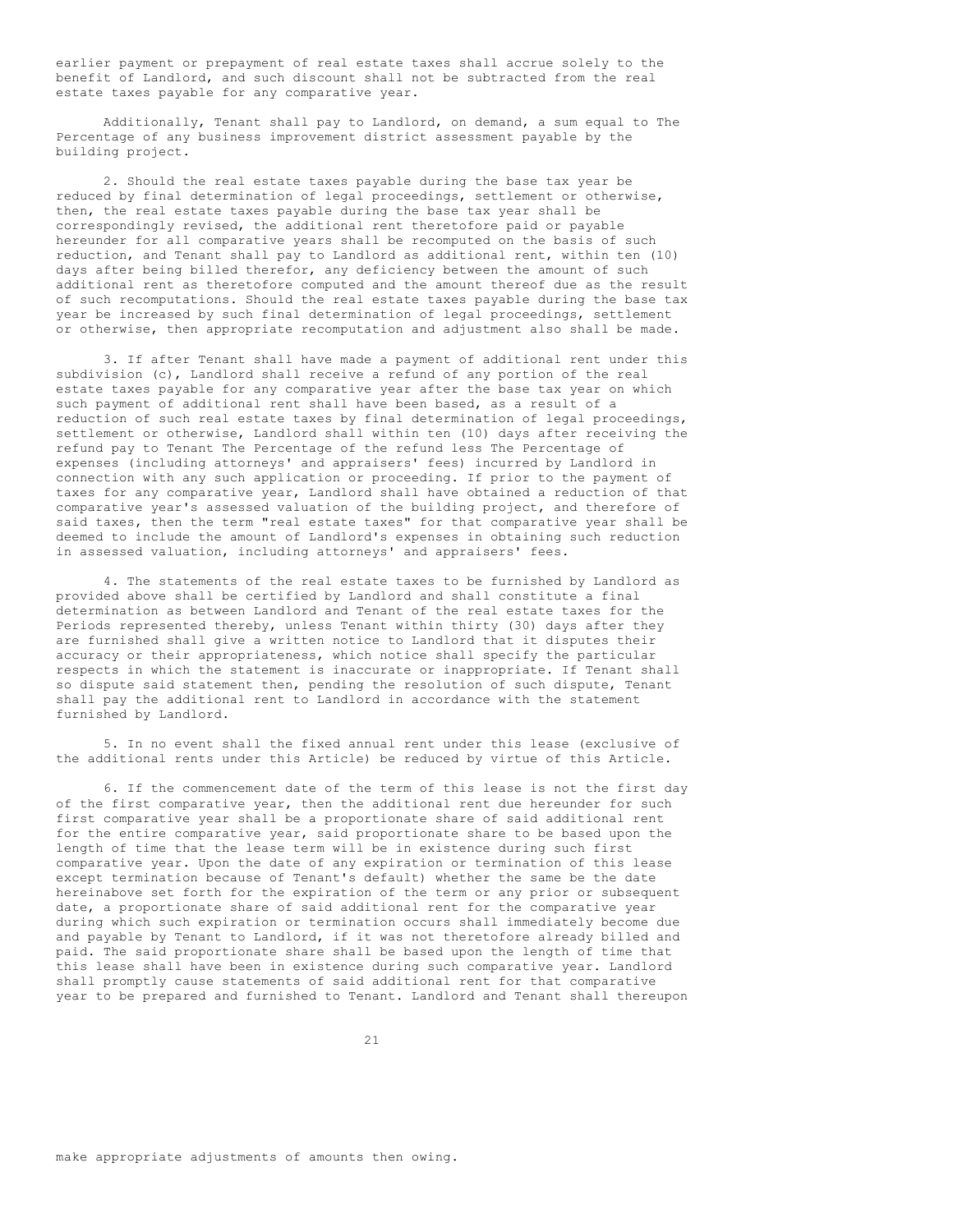earlier payment or prepayment of real estate taxes shall accrue solely to the benefit of Landlord, and such discount shall not be subtracted from the real estate taxes payable for any comparative year.

Additionally, Tenant shall pay to Landlord, on demand, a sum equal to The Percentage of any business improvement district assessment payable by the building project.

2. Should the real estate taxes payable during the base tax year be reduced by final determination of legal proceedings, settlement or otherwise, then, the real estate taxes payable during the base tax year shall be correspondingly revised, the additional rent theretofore paid or payable hereunder for all comparative years shall be recomputed on the basis of such reduction, and Tenant shall pay to Landlord as additional rent, within ten (10) days after being billed therefor, any deficiency between the amount of such additional rent as theretofore computed and the amount thereof due as the result of such recomputations. Should the real estate taxes payable during the base tax year be increased by such final determination of legal proceedings, settlement or otherwise, then appropriate recomputation and adjustment also shall be made.

3. If after Tenant shall have made a payment of additional rent under this subdivision (c), Landlord shall receive a refund of any portion of the real estate taxes payable for any comparative year after the base tax year on which such payment of additional rent shall have been based, as a result of a reduction of such real estate taxes by final determination of legal proceedings, settlement or otherwise, Landlord shall within ten (10) days after receiving the refund pay to Tenant The Percentage of the refund less The Percentage of expenses (including attorneys' and appraisers' fees) incurred by Landlord in connection with any such application or proceeding. If prior to the payment of taxes for any comparative year, Landlord shall have obtained a reduction of that comparative year's assessed valuation of the building project, and therefore of said taxes, then the term "real estate taxes" for that comparative year shall be deemed to include the amount of Landlord's expenses in obtaining such reduction in assessed valuation, including attorneys' and appraisers' fees.

4. The statements of the real estate taxes to be furnished by Landlord as provided above shall be certified by Landlord and shall constitute a final determination as between Landlord and Tenant of the real estate taxes for the Periods represented thereby, unless Tenant within thirty (30) days after they are furnished shall give a written notice to Landlord that it disputes their accuracy or their appropriateness, which notice shall specify the particular respects in which the statement is inaccurate or inappropriate. If Tenant shall so dispute said statement then, pending the resolution of such dispute, Tenant shall pay the additional rent to Landlord in accordance with the statement furnished by Landlord.

5. In no event shall the fixed annual rent under this lease (exclusive of the additional rents under this Article) be reduced by virtue of this Article.

6. If the commencement date of the term of this lease is not the first day of the first comparative year, then the additional rent due hereunder for such first comparative year shall be a proportionate share of said additional rent for the entire comparative year, said proportionate share to be based upon the length of time that the lease term will be in existence during such first comparative year. Upon the date of any expiration or termination of this lease except termination because of Tenant's default) whether the same be the date hereinabove set forth for the expiration of the term or any prior or subsequent date, a proportionate share of said additional rent for the comparative year during which such expiration or termination occurs shall immediately become due and payable by Tenant to Landlord, if it was not theretofore already billed and paid. The said proportionate share shall be based upon the length of time that this lease shall have been in existence during such comparative year. Landlord shall promptly cause statements of said additional rent for that comparative year to be prepared and furnished to Tenant. Landlord and Tenant shall thereupon make appropriate adjustments of amounts then owing.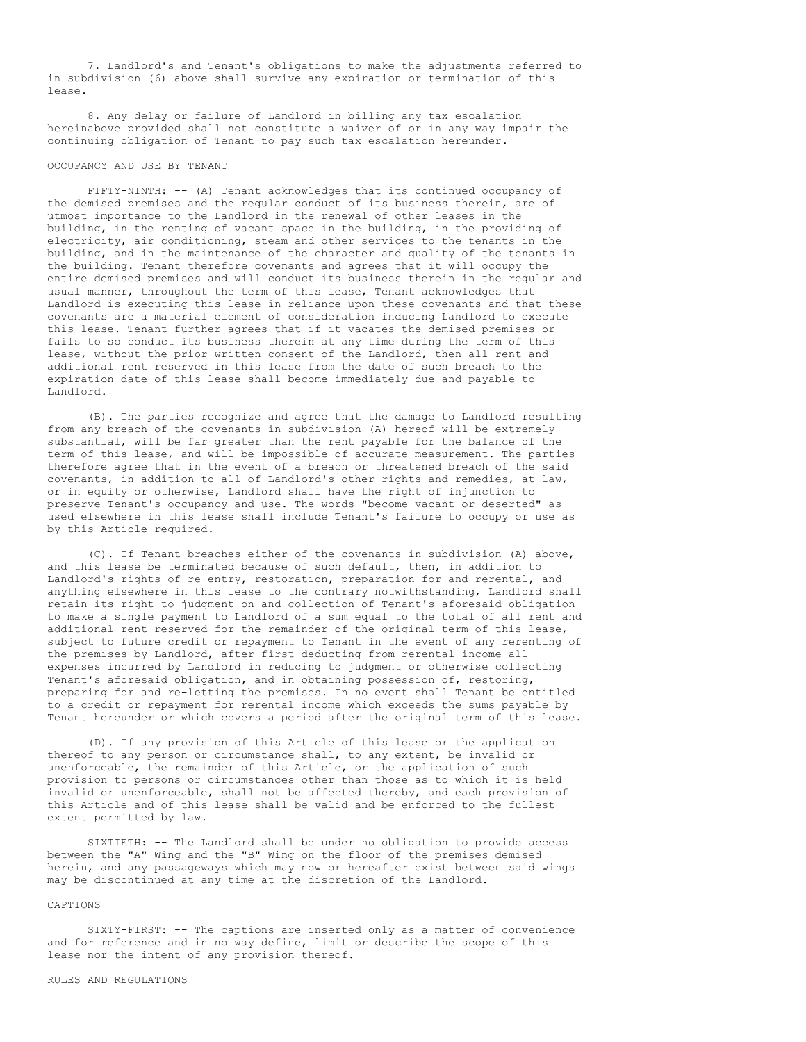7. Landlord's and Tenant's obligations to make the adjustments referred to in subdivision (6) above shall survive any expiration or termination of this lease.

8. Any delay or failure of Landlord in billing any tax escalation hereinabove provided shall not constitute a waiver of or in any way impair the continuing obligation of Tenant to pay such tax escalation hereunder.

OCCUPANCY AND USE BY TENANT

FIFTY-NINTH: -- (A) Tenant acknowledges that its continued occupancy of the demised premises and the regular conduct of its business therein, are of utmost importance to the Landlord in the renewal of other leases in the building, in the renting of vacant space in the building, in the providing of electricity, air conditioning, steam and other services to the tenants in the building, and in the maintenance of the character and quality of the tenants in the building. Tenant therefore covenants and agrees that it will occupy the entire demised premises and will conduct its business therein in the regular and usual manner, throughout the term of this lease, Tenant acknowledges that Landlord is executing this lease in reliance upon these covenants and that these covenants are a material element of consideration inducing Landlord to execute this lease. Tenant further agrees that if it vacates the demised premises or fails to so conduct its business therein at any time during the term of this lease, without the prior written consent of the Landlord, then all rent and additional rent reserved in this lease from the date of such breach to the expiration date of this lease shall become immediately due and payable to Landlord.

(B). The parties recognize and agree that the damage to Landlord resulting from any breach of the covenants in subdivision (A) hereof will be extremely substantial, will be far greater than the rent payable for the balance of the term of this lease, and will be impossible of accurate measurement. The parties therefore agree that in the event of a breach or threatened breach of the said covenants, in addition to all of Landlord's other rights and remedies, at law, or in equity or otherwise, Landlord shall have the right of injunction to preserve Tenant's occupancy and use. The words "become vacant or deserted" as used elsewhere in this lease shall include Tenant's failure to occupy or use as by this Article required.

(C). If Tenant breaches either of the covenants in subdivision (A) above, and this lease be terminated because of such default, then, in addition to Landlord's rights of re-entry, restoration, preparation for and rerental, and anything elsewhere in this lease to the contrary notwithstanding, Landlord shall retain its right to judgment on and collection of Tenant's aforesaid obligation to make a single payment to Landlord of a sum equal to the total of all rent and additional rent reserved for the remainder of the original term of this lease, subject to future credit or repayment to Tenant in the event of any rerenting of the premises by Landlord, after first deducting from rerental income all expenses incurred by Landlord in reducing to judgment or otherwise collecting Tenant's aforesaid obligation, and in obtaining possession of, restoring, preparing for and re-letting the premises. In no event shall Tenant be entitled to a credit or repayment for rerental income which exceeds the sums payable by Tenant hereunder or which covers a period after the original term of this lease.

(D). If any provision of this Article of this lease or the application thereof to any person or circumstance shall, to any extent, be invalid or unenforceable, the remainder of this Article, or the application of such provision to persons or circumstances other than those as to which it is held invalid or unenforceable, shall not be affected thereby, and each provision of this Article and of this lease shall be valid and be enforced to the fullest extent permitted by law.

SIXTIETH: -- The Landlord shall be under no obligation to provide access between the "A" Wing and the "B" Wing on the floor of the premises demised herein, and any passageways which may now or hereafter exist between said wings may be discontinued at any time at the discretion of the Landlord.

CAPTIONS

SIXTY-FIRST: -- The captions are inserted only as a matter of convenience and for reference and in no way define, limit or describe the scope of this lease nor the intent of any provision thereof.

RULES AND REGULATIONS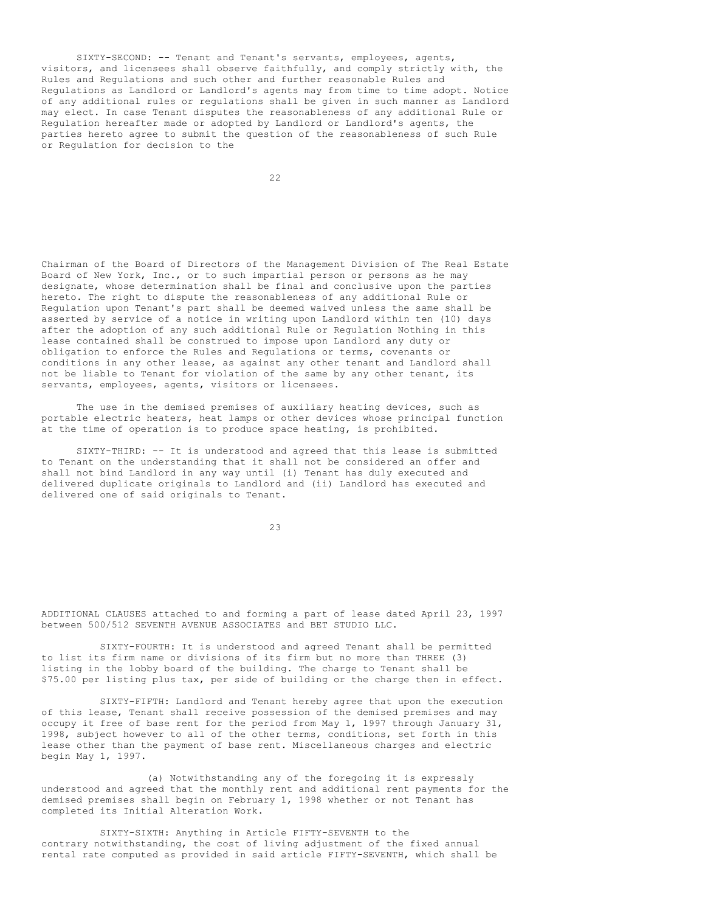SIXTY-SECOND: -- Tenant and Tenant's servants, employees, agents, visitors, and licensees shall observe faithfully, and comply strictly with, the Rules and Regulations and such other and further reasonable Rules and Regulations as Landlord or Landlord's agents may from time to time adopt. Notice of any additional rules or regulations shall be given in such manner as Landlord may elect. In case Tenant disputes the reasonableness of any additional Rule or Regulation hereafter made or adopted by Landlord or Landlord's agents, the parties hereto agree to submit the question of the reasonableness of such Rule or Regulation for decision to the Chairman of the Board of Directors of the Management Division of The Real Estate Board of New York, Inc., or to such impartial person or persons as he may designate, whose determination shall be final and conclusive upon the parties hereto. The right to dispute the reasonableness of any additional Rule or Regulation upon Tenant's part shall be deemed waived unless the same shall be asserted by service of a notice in writing upon Landlord within ten (10) days after the adoption of any such additional Rule or Regulation Nothing in this lease contained shall be construed to impose upon Landlord any duty or obligation to enforce the Rules and Regulations or terms, covenants or conditions in any other lease, as against any other tenant and Landlord shall not be liable to Tenant for violation of the same by any other tenant, its servants, employees, agents, visitors or licensees.

The use in the demised premises of auxiliary heating devices, such as portable electric heaters, heat lamps or other devices whose principal function at the time of operation is to produce space heating, is prohibited.

SIXTY-THIRD: -- It is understood and agreed that this lease is submitted to Tenant on the understanding that it shall not be considered an offer and shall not bind Landlord in any way until (i) Tenant has duly executed and delivered duplicate originals to Landlord and (ii) Landlord has executed and delivered one of said originals to Tenant.

ADDITIONAL CLAUSES attached to and forming a part of lease dated April 23, 1997 between 500/512 SEVENTH AVENUE ASSOCIATES and BET STUDIO LLC.

SIXTY-FOURTH: It is understood and agreed Tenant shall be permitted to list its firm name or divisions of its firm but no more than THREE (3) listing in the lobby board of the building. The charge to Tenant shall be $75.00 per listing plus tax, per side of building or the charge then in effect.

SIXTY-FIFTH: Landlord and Tenant hereby agree that upon the execution of this lease, Tenant shall receive possession of the demised premises and may occupy it free of base rent for the period from May 1, 1997 through January 31, 1998, subject however to all of the other terms, conditions, set forth in this lease other than the payment of base rent. Miscellaneous charges and electric begin May 1, 1997.

(a) Notwithstanding any of the foregoing it is expressly understood and agreed that the monthly rent and additional rent payments for the demised premises shall begin on February 1, 1998 whether or not Tenant has completed its Initial Alteration Work.

SIXTY-SIXTH: Anything in Article FIFTY-SEVENTH to the contrary notwithstanding, the cost of living adjustment of the fixed annual rental rate computed as provided in said article FIFTY-SEVENTH, which shall be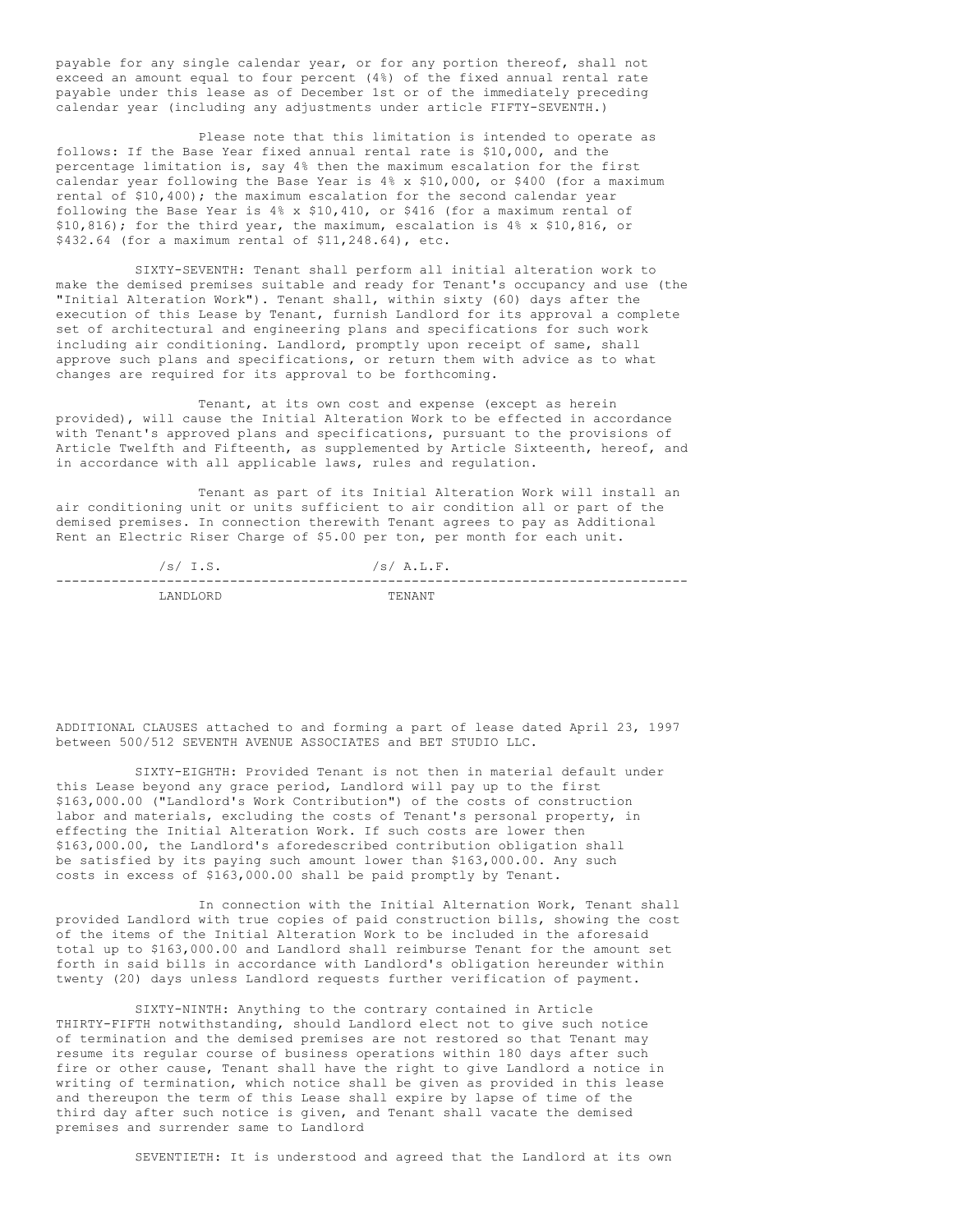payable for any single calendar year, or for any portion thereof, shall not exceed an amount equal to four percent (4%) of the fixed annual rental rate payable under this lease as of December 1st or of the immediately preceding calendar year (including any adjustments under article FIFTY-SEVENTH.)

Please note that this limitation is intended to operate as follows: If the Base Year fixed annual rental rate is $10,000, and the percentage limitation is, say 4% then the maximum escalation for the first calendar year following the Base Year is 4% x $10,000, or $400 (for a maximum rental of $10,400); the maximum escalation for the second calendar year following the Base Year is 4% x $10,410, or $416 (for a maximum rental of $10,816); for the third year, the maximum, escalation is 4% x $10,816, or $432.64 (for a maximum rental of $11,248.64), etc.

SIXTY-SEVENTH: Tenant shall perform all initial alteration work to make the demised premises suitable and ready for Tenant's occupancy and use (the "Initial Alteration Work"). Tenant shall, within sixty (60) days after the execution of this Lease by Tenant, furnish Landlord for its approval a complete set of architectural and engineering plans and specifications for such work including air conditioning. Landlord, promptly upon receipt of same, shall approve such plans and specifications, or return them with advice as to what changes are required for its approval to be forthcoming.

Tenant, at its own cost and expense (except as herein provided), will cause the Initial Alteration Work to be effected in accordance with Tenant's approved plans and specifications, pursuant to the provisions of Article Twelfth and Fifteenth, as supplemented by Article Sixteenth, hereof, and in accordance with all applicable laws, rules and regulation.

Tenant as part of its Initial Alteration Work will install an air conditioning unit or units sufficient to air condition all or part of the demised premises. In connection therewith Tenant agrees to pay as Additional Rent an Electric Riser Charge of $5.00 per ton, per month for each unit.

| /s/ I.S. | /s/ A.L.F. |
|---|---|
| LANDLORD | TENANT |

ADDITIONAL CLAUSES attached to and forming a part of lease dated April 23, 1997 between 500/512 SEVENTH AVENUE ASSOCIATES and BET STUDIO LLC.

SIXTY-EIGHTH: Provided Tenant is not then in material default under this Lease beyond any grace period, Landlord will pay up to the first $163,000.00 ("Landlord's Work Contribution") of the costs of construction labor and materials, excluding the costs of Tenant's personal property, in effecting the Initial Alteration Work. If such costs are lower then $163,000.00, the Landlord's aforedescribed contribution obligation shall be satisfied by its paying such amount lower than $163,000.00. Any such costs in excess of $163,000.00 shall be paid promptly by Tenant.

In connection with the Initial Alternation Work, Tenant shall provided Landlord with true copies of paid construction bills, showing the cost of the items of the Initial Alteration Work to be included in the aforesaid total up to $163,000.00 and Landlord shall reimburse Tenant for the amount set forth in said bills in accordance with Landlord's obligation hereunder within twenty (20) days unless Landlord requests further verification of payment.

SIXTY-NINTH: Anything to the contrary contained in Article THIRTY-FIFTH notwithstanding, should Landlord elect not to give such notice of termination and the demised premises are not restored so that Tenant may resume its regular course of business operations within 180 days after such fire or other cause, Tenant shall have the right to give Landlord a notice in writing of termination, which notice shall be given as provided in this lease and thereupon the term of this Lease shall expire by lapse of time of the third day after such notice is given, and Tenant shall vacate the demised premises and surrender same to Landlord

SEVENTIETH: It is understood and agreed that the Landlord at its own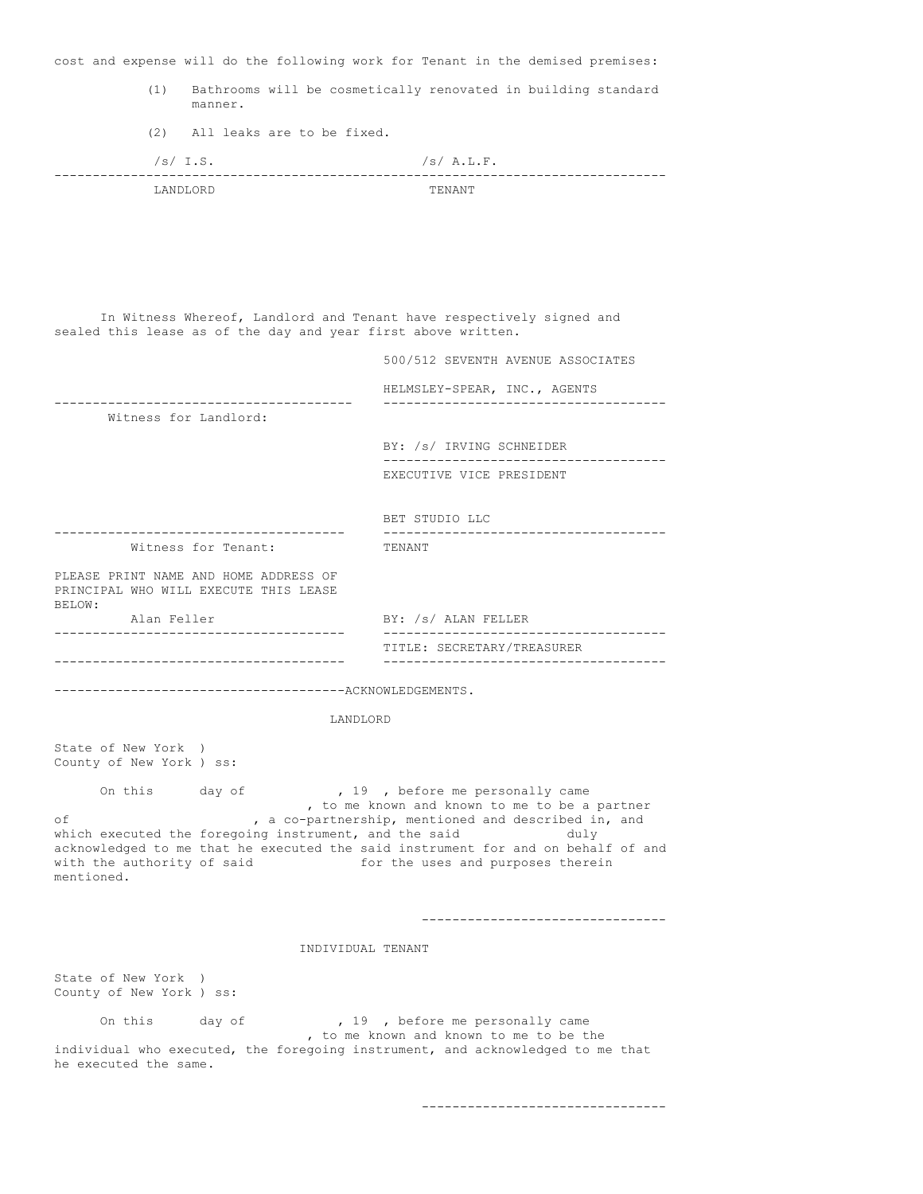cost and expense will do the following work for Tenant in the demised premises:

(1) Bathrooms will be cosmetically renovated in building standard manner.

(2) All leaks are to be fixed.

| /s/ I.S. | /s/ A.L.F. |
|---|---|
| LANDLORD | TENANT |

In Witness Whereof, Landlord and Tenant have respectively signed and sealed this lease as of the day and year first above written.

500/512 SEVENTH AVENUE ASSOCIATES

HELMSLEY-SPEAR, INC., AGENTS

Witness for Landlord:

BY: /s/ IRVING SCHNEIDER

EXECUTIVE VICE PRESIDENT

BET STUDIO LLC

Witness for Tenant: TENANT

PLEASE PRINT NAME AND HOME ADDRESS OF PRINCIPAL WHO WILL EXECUTE THIS LEASE BELOW:

Alan Feller

BY: /s/ ALAN FELLER

TITLE: SECRETARY/TREASURER

ACKNOWLEDGEMENTS.

LANDLORD

State of New York )
County of New York ) ss:

On this day of , 19 , before me personally came , to me known and known to me to be a partner of , a co-partnership, mentioned and described in, and which executed the foregoing instrument, and the said duly acknowledged to me that he executed the said instrument for and on behalf of and with the authority of said for the uses and purposes therein mentioned.

-------------------------------

INDIVIDUAL TENANT

State of New York )
County of New York ) ss:

On this day of , 19 , before me personally came , to me known and known to me to be the individual who executed, the foregoing instrument, and acknowledged to me that he executed the same.

-------------------------------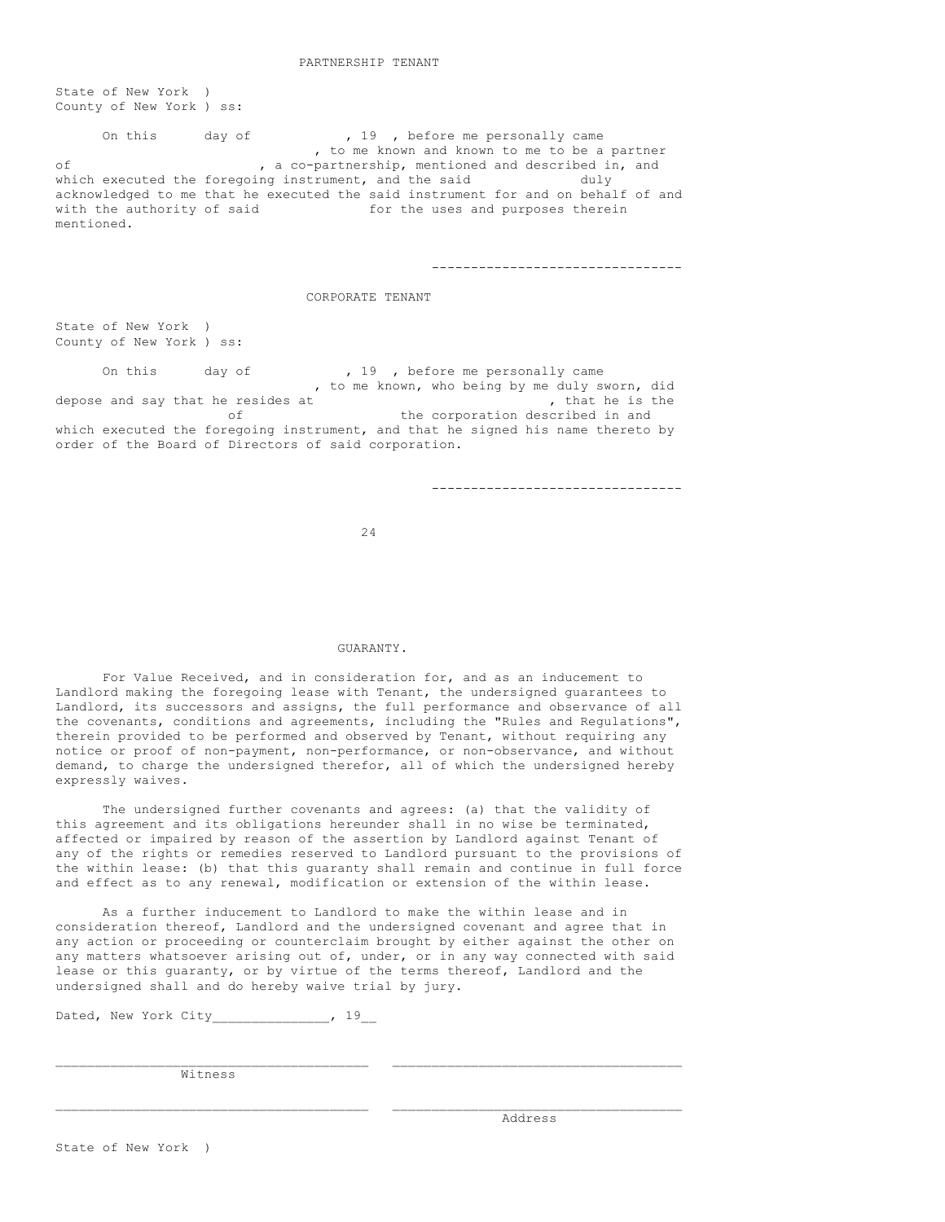PARTNERSHIP TENANT

State of New York )
County of New York ) ss:

On this      day of            , 19  , before me personally came                              , to me known and known to me to be a partner of                         , a co-partnership, mentioned and described in, and which executed the foregoing instrument, and the said              duly acknowledged to me that he executed the said instrument for and on behalf of and with the authority of said              for the uses and purposes therein mentioned.

--------------------------------

CORPORATE TENANT

State of New York )
County of New York ) ss:

On this      day of            , 19  , before me personally came                              , to me known, who being by me duly sworn, did depose and say that he resides at                              , that he is the                    of                    the corporation described in and which executed the foregoing instrument, and that he signed his name thereto by order of the Board of Directors of said corporation.

--------------------------------

GUARANTY.

For Value Received, and in consideration for, and as an inducement to Landlord making the foregoing lease with Tenant, the undersigned guarantees to Landlord, its successors and assigns, the full performance and observance of all the covenants, conditions and agreements, including the "Rules and Regulations", therein provided to be performed and observed by Tenant, without requiring any notice or proof of non-payment, non-performance, or non-observance, and without demand, to charge the undersigned therefor, all of which the undersigned hereby expressly waives.

The undersigned further covenants and agrees: (a) that the validity of this agreement and its obligations hereunder shall in no wise be terminated, affected or impaired by reason of the assertion by Landlord against Tenant of any of the rights or remedies reserved to Landlord pursuant to the provisions of the within lease: (b) that this guaranty shall remain and continue in full force and effect as to any renewal, modification or extension of the within lease.

As a further inducement to Landlord to make the within lease and in consideration thereof, Landlord and the undersigned covenant and agree that in any action or proceeding or counterclaim brought by either against the other on any matters whatsoever arising out of, under, or in any way connected with said lease or this guaranty, or by virtue of the terms thereof, Landlord and the undersigned shall and do hereby waive trial by jury.

Dated, New York City______________, 19__

_______________________________________    ____________________________________
Witness

_______________________________________    ____________________________________
Address

State of New York )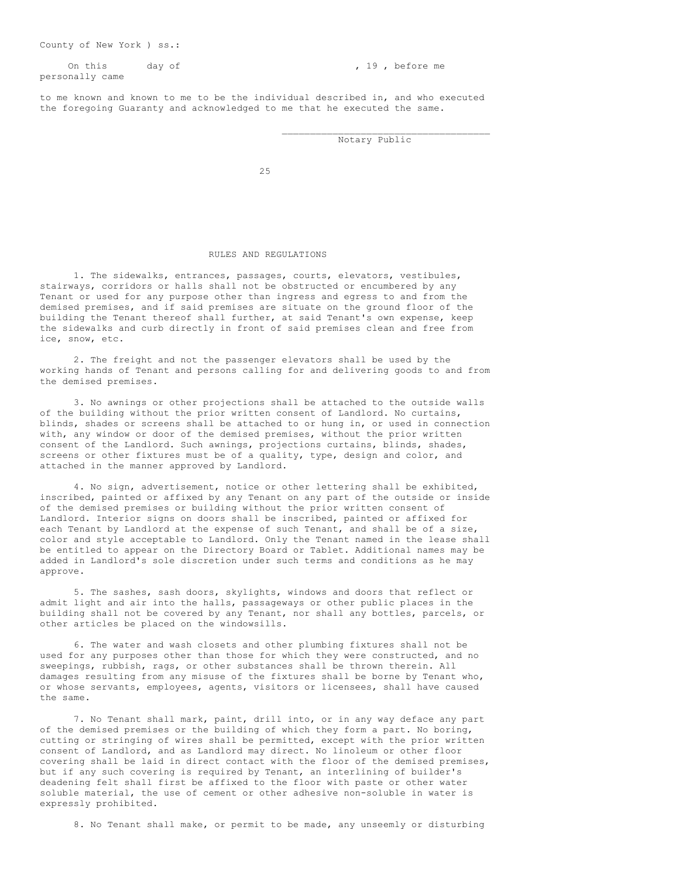County of New York ) ss.:

On this day of , 19 , before me personally came

to me known and known to me to be the individual described in, and who executed the foregoing Guaranty and acknowledged to me that he executed the same.

\_\_\_\_\_\_\_\_\_\_\_\_\_\_\_\_\_\_\_\_\_\_\_\_\_\_\_\_\_\_\_\_\_\_\_\_
Notary Public

## RULES AND REGULATIONS

1. The sidewalks, entrances, passages, courts, elevators, vestibules, stairways, corridors or halls shall not be obstructed or encumbered by any Tenant or used for any purpose other than ingress and egress to and from the demised premises, and if said premises are situate on the ground floor of the building the Tenant thereof shall further, at said Tenant's own expense, keep the sidewalks and curb directly in front of said premises clean and free from ice, snow, etc.

2. The freight and not the passenger elevators shall be used by the working hands of Tenant and persons calling for and delivering goods to and from the demised premises.

3. No awnings or other projections shall be attached to the outside walls of the building without the prior written consent of Landlord. No curtains, blinds, shades or screens shall be attached to or hung in, or used in connection with, any window or door of the demised premises, without the prior written consent of the Landlord. Such awnings, projections curtains, blinds, shades, screens or other fixtures must be of a quality, type, design and color, and attached in the manner approved by Landlord.

4. No sign, advertisement, notice or other lettering shall be exhibited, inscribed, painted or affixed by any Tenant on any part of the outside or inside of the demised premises or building without the prior written consent of Landlord. Interior signs on doors shall be inscribed, painted or affixed for each Tenant by Landlord at the expense of such Tenant, and shall be of a size, color and style acceptable to Landlord. Only the Tenant named in the lease shall be entitled to appear on the Directory Board or Tablet. Additional names may be added in Landlord's sole discretion under such terms and conditions as he may approve.

5. The sashes, sash doors, skylights, windows and doors that reflect or admit light and air into the halls, passageways or other public places in the building shall not be covered by any Tenant, nor shall any bottles, parcels, or other articles be placed on the windowsills.

6. The water and wash closets and other plumbing fixtures shall not be used for any purposes other than those for which they were constructed, and no sweepings, rubbish, rags, or other substances shall be thrown therein. All damages resulting from any misuse of the fixtures shall be borne by Tenant who, or whose servants, employees, agents, visitors or licensees, shall have caused the same.

7. No Tenant shall mark, paint, drill into, or in any way deface any part of the demised premises or the building of which they form a part. No boring, cutting or stringing of wires shall be permitted, except with the prior written consent of Landlord, and as Landlord may direct. No linoleum or other floor covering shall be laid in direct contact with the floor of the demised premises, but if any such covering is required by Tenant, an interlining of builder's deadening felt shall first be affixed to the floor with paste or other water soluble material, the use of cement or other adhesive non-soluble in water is expressly prohibited.

8. No Tenant shall make, or permit to be made, any unseemly or disturbing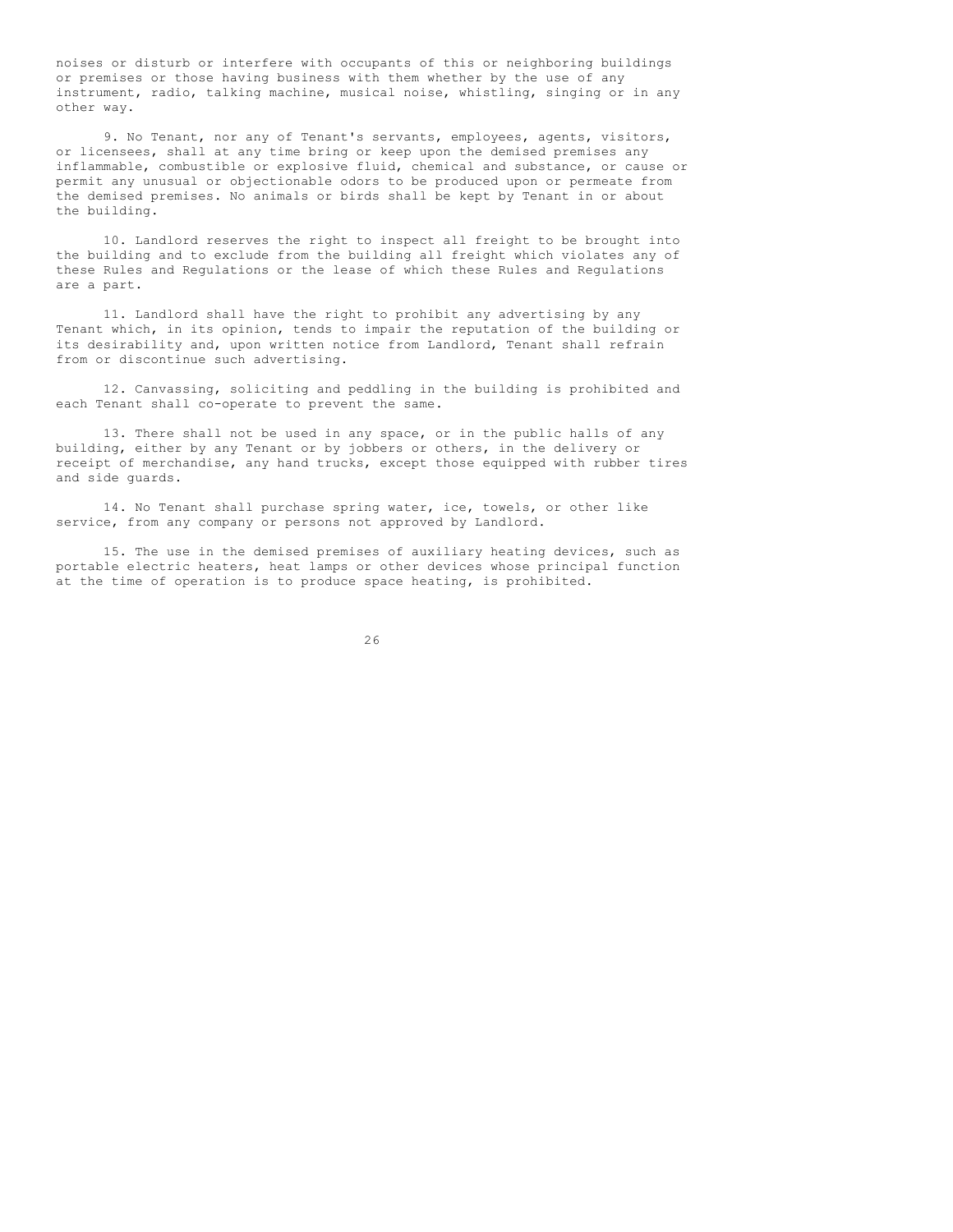noises or disturb or interfere with occupants of this or neighboring buildings or premises or those having business with them whether by the use of any instrument, radio, talking machine, musical noise, whistling, singing or in any other way.

9. No Tenant, nor any of Tenant's servants, employees, agents, visitors, or licensees, shall at any time bring or keep upon the demised premises any inflammable, combustible or explosive fluid, chemical and substance, or cause or permit any unusual or objectionable odors to be produced upon or permeate from the demised premises. No animals or birds shall be kept by Tenant in or about the building.

10. Landlord reserves the right to inspect all freight to be brought into the building and to exclude from the building all freight which violates any of these Rules and Regulations or the lease of which these Rules and Regulations are a part.

11. Landlord shall have the right to prohibit any advertising by any Tenant which, in its opinion, tends to impair the reputation of the building or its desirability and, upon written notice from Landlord, Tenant shall refrain from or discontinue such advertising.

12. Canvassing, soliciting and peddling in the building is prohibited and each Tenant shall co-operate to prevent the same.

13. There shall not be used in any space, or in the public halls of any building, either by any Tenant or by jobbers or others, in the delivery or receipt of merchandise, any hand trucks, except those equipped with rubber tires and side guards.

14. No Tenant shall purchase spring water, ice, towels, or other like service, from any company or persons not approved by Landlord.

15. The use in the demised premises of auxiliary heating devices, such as portable electric heaters, heat lamps or other devices whose principal function at the time of operation is to produce space heating, is prohibited.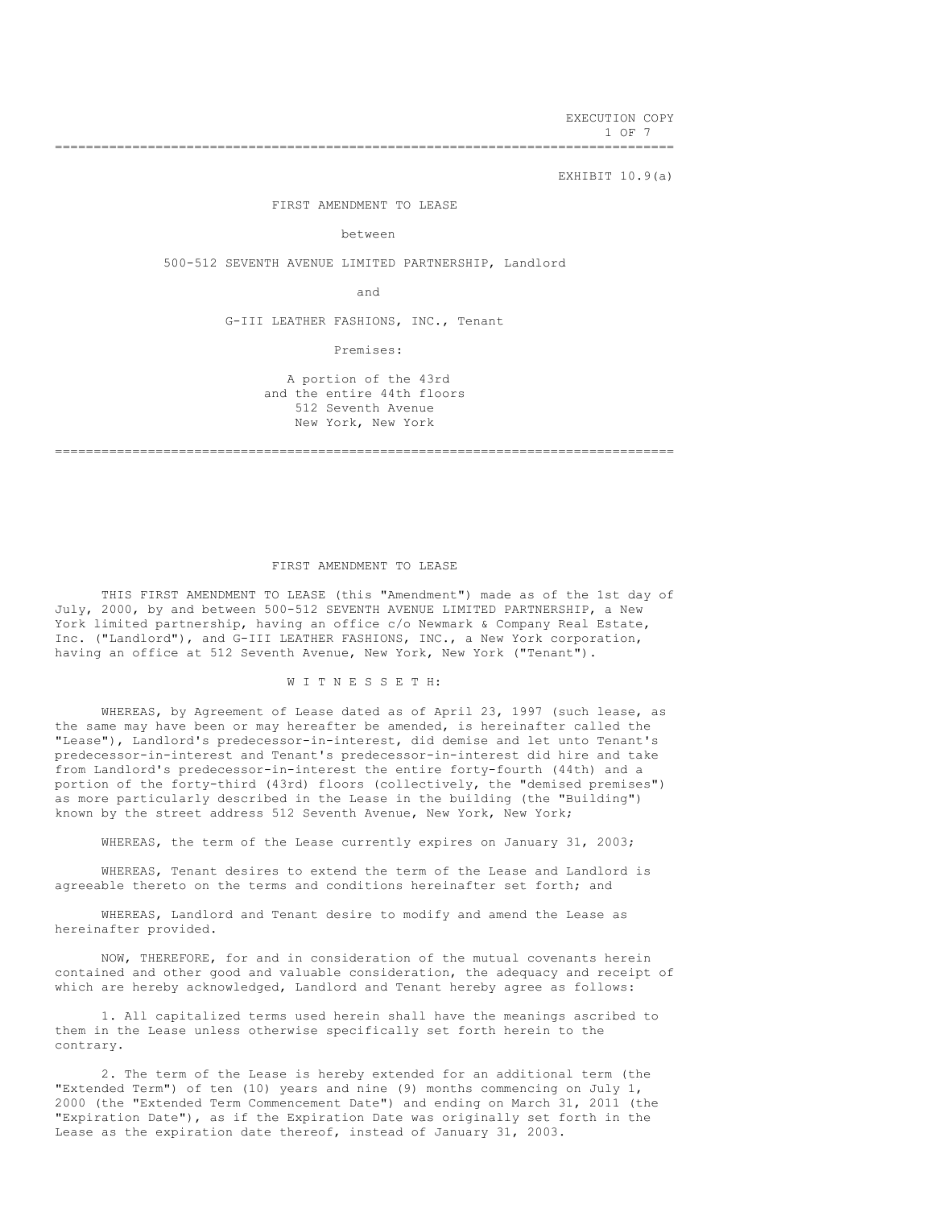EXECUTION COPY

EXHIBIT 10.9(a)

# FIRST AMENDMENT TO LEASE

between

500-512 SEVENTH AVENUE LIMITED PARTNERSHIP, Landlord

and

G-III LEATHER FASHIONS, INC., Tenant

Premises:

A portion of the 43rd
and the entire 44th floors
512 Seventh Avenue
New York, New York

---

# FIRST AMENDMENT TO LEASE

THIS FIRST AMENDMENT TO LEASE (this "Amendment") made as of the 1st day of July, 2000, by and between 500-512 SEVENTH AVENUE LIMITED PARTNERSHIP, a New York limited partnership, having an office c/o Newmark & Company Real Estate, Inc. ("Landlord"), and G-III LEATHER FASHIONS, INC., a New York corporation, having an office at 512 Seventh Avenue, New York, New York ("Tenant").

W I T N E S S E T H:

WHEREAS, by Agreement of Lease dated as of April 23, 1997 (such lease, as the same may have been or may hereafter be amended, is hereinafter called the "Lease"), Landlord's predecessor-in-interest, did demise and let unto Tenant's predecessor-in-interest and Tenant's predecessor-in-interest did hire and take from Landlord's predecessor-in-interest the entire forty-fourth (44th) and a portion of the forty-third (43rd) floors (collectively, the "demised premises") as more particularly described in the Lease in the building (the "Building") known by the street address 512 Seventh Avenue, New York, New York;

WHEREAS, the term of the Lease currently expires on January 31, 2003;

WHEREAS, Tenant desires to extend the term of the Lease and Landlord is agreeable thereto on the terms and conditions hereinafter set forth; and

WHEREAS, Landlord and Tenant desire to modify and amend the Lease as hereinafter provided.

NOW, THEREFORE, for and in consideration of the mutual covenants herein contained and other good and valuable consideration, the adequacy and receipt of which are hereby acknowledged, Landlord and Tenant hereby agree as follows:

1. All capitalized terms used herein shall have the meanings ascribed to them in the Lease unless otherwise specifically set forth herein to the contrary.

2. The term of the Lease is hereby extended for an additional term (the "Extended Term") of ten (10) years and nine (9) months commencing on July 1, 2000 (the "Extended Term Commencement Date") and ending on March 31, 2011 (the "Expiration Date"), as if the Expiration Date was originally set forth in the Lease as the expiration date thereof, instead of January 31, 2003.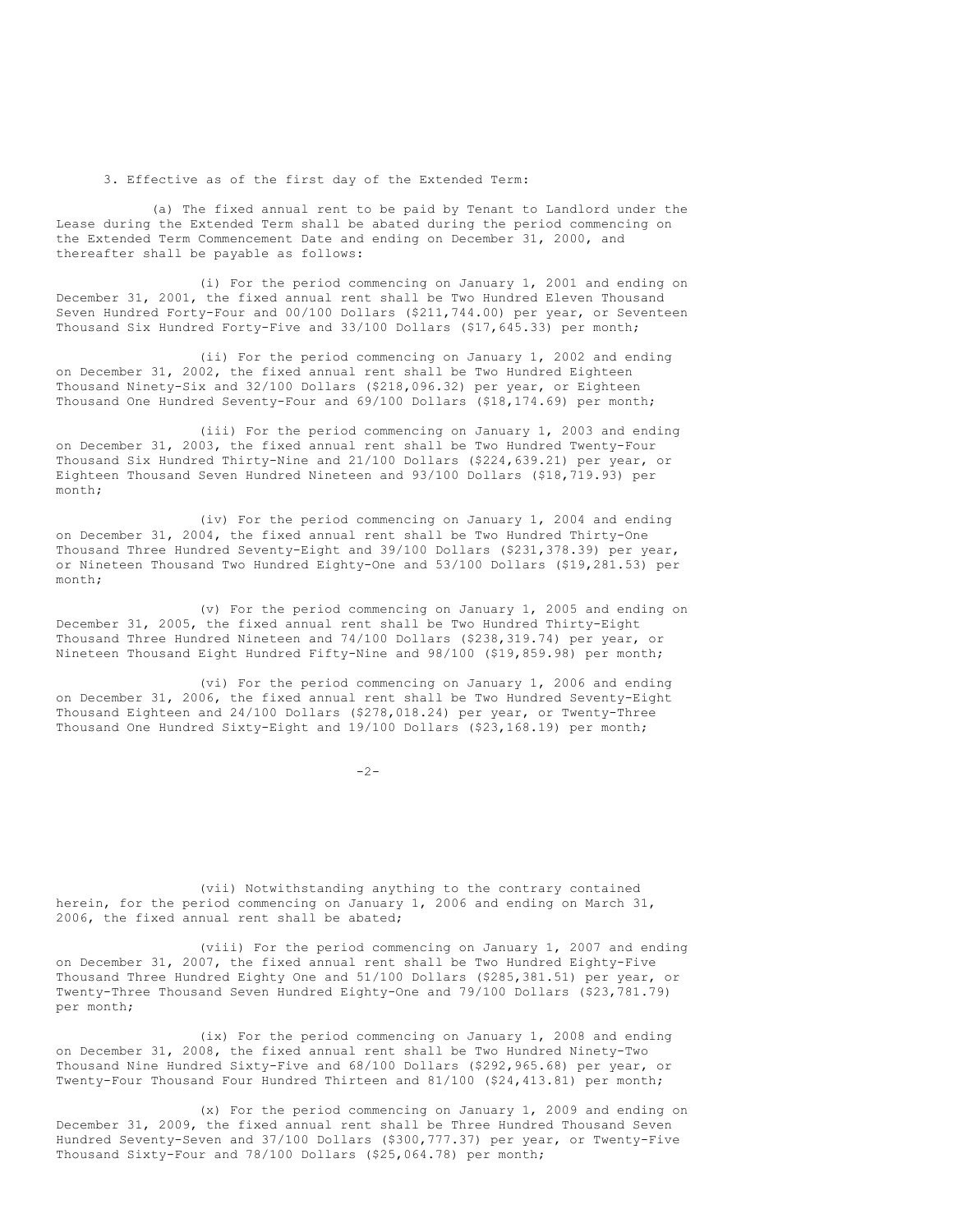3. Effective as of the first day of the Extended Term:

(a) The fixed annual rent to be paid by Tenant to Landlord under the Lease during the Extended Term shall be abated during the period commencing on the Extended Term Commencement Date and ending on December 31, 2000, and thereafter shall be payable as follows:

(i) For the period commencing on January 1, 2001 and ending on December 31, 2001, the fixed annual rent shall be Two Hundred Eleven Thousand Seven Hundred Forty-Four and 00/100 Dollars ($211,744.00) per year, or Seventeen Thousand Six Hundred Forty-Five and 33/100 Dollars ($17,645.33) per month;

(ii) For the period commencing on January 1, 2002 and ending on December 31, 2002, the fixed annual rent shall be Two Hundred Eighteen Thousand Ninety-Six and 32/100 Dollars ($218,096.32) per year, or Eighteen Thousand One Hundred Seventy-Four and 69/100 Dollars ($18,174.69) per month;

(iii) For the period commencing on January 1, 2003 and ending on December 31, 2003, the fixed annual rent shall be Two Hundred Twenty-Four Thousand Six Hundred Thirty-Nine and 21/100 Dollars ($224,639.21) per year, or Eighteen Thousand Seven Hundred Nineteen and 93/100 Dollars ($18,719.93) per month;

(iv) For the period commencing on January 1, 2004 and ending on December 31, 2004, the fixed annual rent shall be Two Hundred Thirty-One Thousand Three Hundred Seventy-Eight and 39/100 Dollars ($231,378.39) per year, or Nineteen Thousand Two Hundred Eighty-One and 53/100 Dollars ($19,281.53) per month;

(v) For the period commencing on January 1, 2005 and ending on December 31, 2005, the fixed annual rent shall be Two Hundred Thirty-Eight Thousand Three Hundred Nineteen and 74/100 Dollars ($238,319.74) per year, or Nineteen Thousand Eight Hundred Fifty-Nine and 98/100 ($19,859.98) per month;

(vi) For the period commencing on January 1, 2006 and ending on December 31, 2006, the fixed annual rent shall be Two Hundred Seventy-Eight Thousand Eighteen and 24/100 Dollars ($278,018.24) per year, or Twenty-Three Thousand One Hundred Sixty-Eight and 19/100 Dollars ($23,168.19) per month;

(vii) Notwithstanding anything to the contrary contained herein, for the period commencing on January 1, 2006 and ending on March 31, 2006, the fixed annual rent shall be abated;

(viii) For the period commencing on January 1, 2007 and ending on December 31, 2007, the fixed annual rent shall be Two Hundred Eighty-Five Thousand Three Hundred Eighty One and 51/100 Dollars ($285,381.51) per year, or Twenty-Three Thousand Seven Hundred Eighty-One and 79/100 Dollars ($23,781.79) per month;

(ix) For the period commencing on January 1, 2008 and ending on December 31, 2008, the fixed annual rent shall be Two Hundred Ninety-Two Thousand Nine Hundred Sixty-Five and 68/100 Dollars ($292,965.68) per year, or Twenty-Four Thousand Four Hundred Thirteen and 81/100 ($24,413.81) per month;

(x) For the period commencing on January 1, 2009 and ending on December 31, 2009, the fixed annual rent shall be Three Hundred Thousand Seven Hundred Seventy-Seven and 37/100 Dollars ($300,777.37) per year, or Twenty-Five Thousand Sixty-Four and 78/100 Dollars ($25,064.78) per month;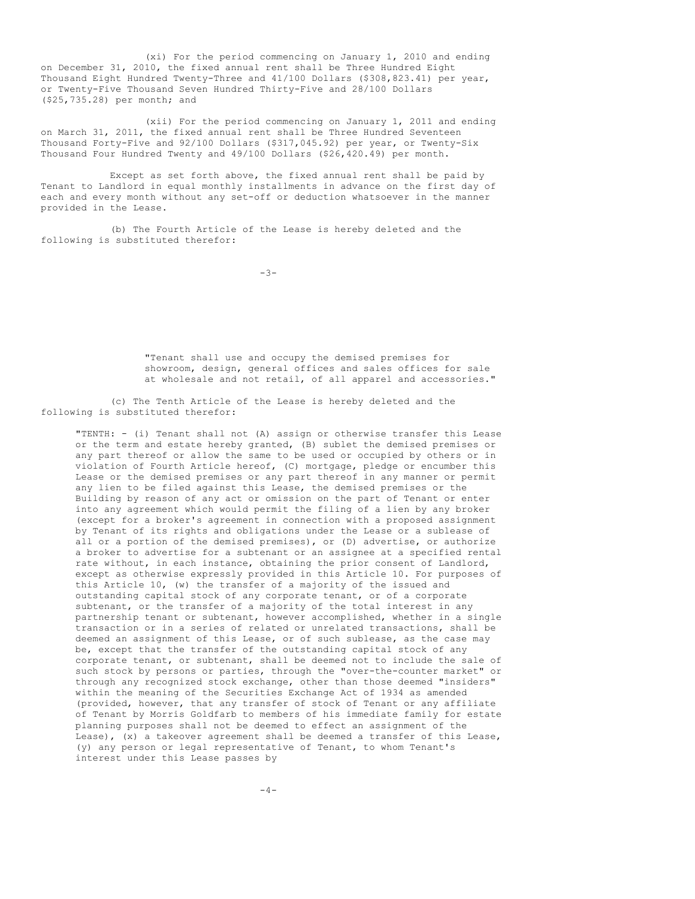(xi) For the period commencing on January 1, 2010 and ending on December 31, 2010, the fixed annual rent shall be Three Hundred Eight Thousand Eight Hundred Twenty-Three and 41/100 Dollars ($308,823.41) per year, or Twenty-Five Thousand Seven Hundred Thirty-Five and 28/100 Dollars ($25,735.28) per month; and

(xii) For the period commencing on January 1, 2011 and ending on March 31, 2011, the fixed annual rent shall be Three Hundred Seventeen Thousand Forty-Five and 92/100 Dollars ($317,045.92) per year, or Twenty-Six Thousand Four Hundred Twenty and 49/100 Dollars ($26,420.49) per month.

Except as set forth above, the fixed annual rent shall be paid by Tenant to Landlord in equal monthly installments in advance on the first day of each and every month without any set-off or deduction whatsoever in the manner provided in the Lease.

(b) The Fourth Article of the Lease is hereby deleted and the following is substituted therefor:

> "Tenant shall use and occupy the demised premises for showroom, design, general offices and sales offices for sale at wholesale and not retail, of all apparel and accessories."

(c) The Tenth Article of the Lease is hereby deleted and the following is substituted therefor:

> "TENTH: - (i) Tenant shall not (A) assign or otherwise transfer this Lease or the term and estate hereby granted, (B) sublet the demised premises or any part thereof or allow the same to be used or occupied by others or in violation of Fourth Article hereof, (C) mortgage, pledge or encumber this Lease or the demised premises or any part thereof in any manner or permit any lien to be filed against this Lease, the demised premises or the Building by reason of any act or omission on the part of Tenant or enter into any agreement which would permit the filing of a lien by any broker (except for a broker's agreement in connection with a proposed assignment by Tenant of its rights and obligations under the Lease or a sublease of all or a portion of the demised premises), or (D) advertise, or authorize a broker to advertise for a subtenant or an assignee at a specified rental rate without, in each instance, obtaining the prior consent of Landlord, except as otherwise expressly provided in this Article 10. For purposes of this Article 10, (w) the transfer of a majority of the issued and outstanding capital stock of any corporate tenant, or of a corporate subtenant, or the transfer of a majority of the total interest in any partnership tenant or subtenant, however accomplished, whether in a single transaction or in a series of related or unrelated transactions, shall be deemed an assignment of this Lease, or of such sublease, as the case may be, except that the transfer of the outstanding capital stock of any corporate tenant, or subtenant, shall be deemed not to include the sale of such stock by persons or parties, through the "over-the-counter market" or through any recognized stock exchange, other than those deemed "insiders" within the meaning of the Securities Exchange Act of 1934 as amended (provided, however, that any transfer of stock of Tenant or any affiliate of Tenant by Morris Goldfarb to members of his immediate family for estate planning purposes shall not be deemed to effect an assignment of the Lease), (x) a takeover agreement shall be deemed a transfer of this Lease, (y) any person or legal representative of Tenant, to whom Tenant's interest under this Lease passes by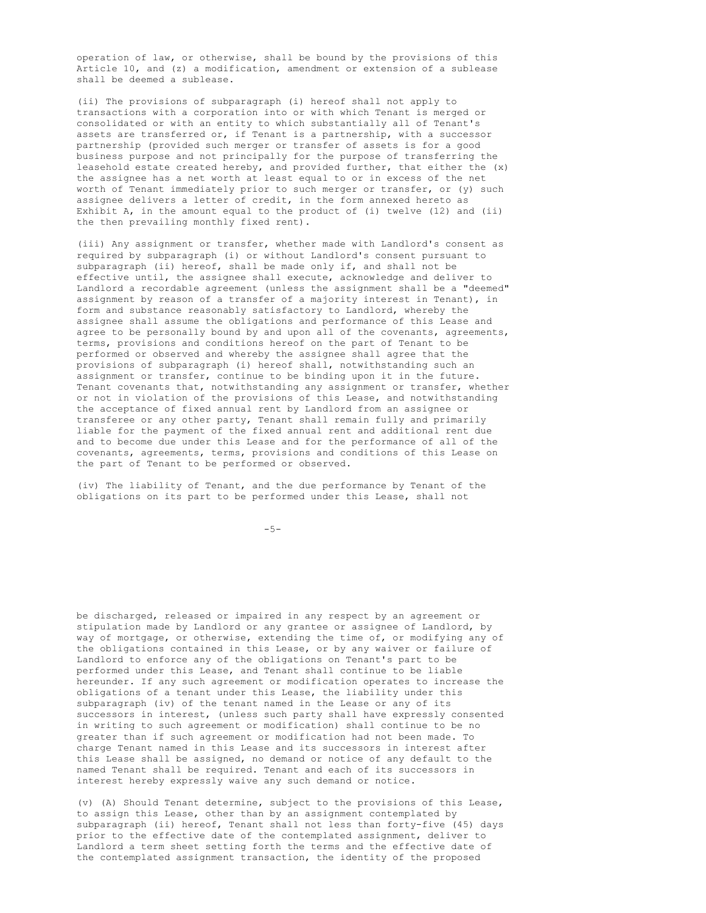operation of law, or otherwise, shall be bound by the provisions of this Article 10, and (z) a modification, amendment or extension of a sublease shall be deemed a sublease.

(ii) The provisions of subparagraph (i) hereof shall not apply to transactions with a corporation into or with which Tenant is merged or consolidated or with an entity to which substantially all of Tenant's assets are transferred or, if Tenant is a partnership, with a successor partnership (provided such merger or transfer of assets is for a good business purpose and not principally for the purpose of transferring the leasehold estate created hereby, and provided further, that either the (x) the assignee has a net worth at least equal to or in excess of the net worth of Tenant immediately prior to such merger or transfer, or (y) such assignee delivers a letter of credit, in the form annexed hereto as Exhibit A, in the amount equal to the product of (i) twelve (12) and (ii) the then prevailing monthly fixed rent).

(iii) Any assignment or transfer, whether made with Landlord's consent as required by subparagraph (i) or without Landlord's consent pursuant to subparagraph (ii) hereof, shall be made only if, and shall not be effective until, the assignee shall execute, acknowledge and deliver to Landlord a recordable agreement (unless the assignment shall be a "deemed" assignment by reason of a transfer of a majority interest in Tenant), in form and substance reasonably satisfactory to Landlord, whereby the assignee shall assume the obligations and performance of this Lease and agree to be personally bound by and upon all of the covenants, agreements, terms, provisions and conditions hereof on the part of Tenant to be performed or observed and whereby the assignee shall agree that the provisions of subparagraph (i) hereof shall, notwithstanding such an assignment or transfer, continue to be binding upon it in the future. Tenant covenants that, notwithstanding any assignment or transfer, whether or not in violation of the provisions of this Lease, and notwithstanding the acceptance of fixed annual rent by Landlord from an assignee or transferee or any other party, Tenant shall remain fully and primarily liable for the payment of the fixed annual rent and additional rent due and to become due under this Lease and for the performance of all of the covenants, agreements, terms, provisions and conditions of this Lease on the part of Tenant to be performed or observed.

(iv) The liability of Tenant, and the due performance by Tenant of the obligations on its part to be performed under this Lease, shall not be discharged, released or impaired in any respect by an agreement or stipulation made by Landlord or any grantee or assignee of Landlord, by way of mortgage, or otherwise, extending the time of, or modifying any of the obligations contained in this Lease, or by any waiver or failure of Landlord to enforce any of the obligations on Tenant's part to be performed under this Lease, and Tenant shall continue to be liable hereunder. If any such agreement or modification operates to increase the obligations of a tenant under this Lease, the liability under this subparagraph (iv) of the tenant named in the Lease or any of its successors in interest, (unless such party shall have expressly consented in writing to such agreement or modification) shall continue to be no greater than if such agreement or modification had not been made. To charge Tenant named in this Lease and its successors in interest after this Lease shall be assigned, no demand or notice of any default to the named Tenant shall be required. Tenant and each of its successors in interest hereby expressly waive any such demand or notice.

(v) (A) Should Tenant determine, subject to the provisions of this Lease, to assign this Lease, other than by an assignment contemplated by subparagraph (ii) hereof, Tenant shall not less than forty-five (45) days prior to the effective date of the contemplated assignment, deliver to Landlord a term sheet setting forth the terms and the effective date of the contemplated assignment transaction, the identity of the proposed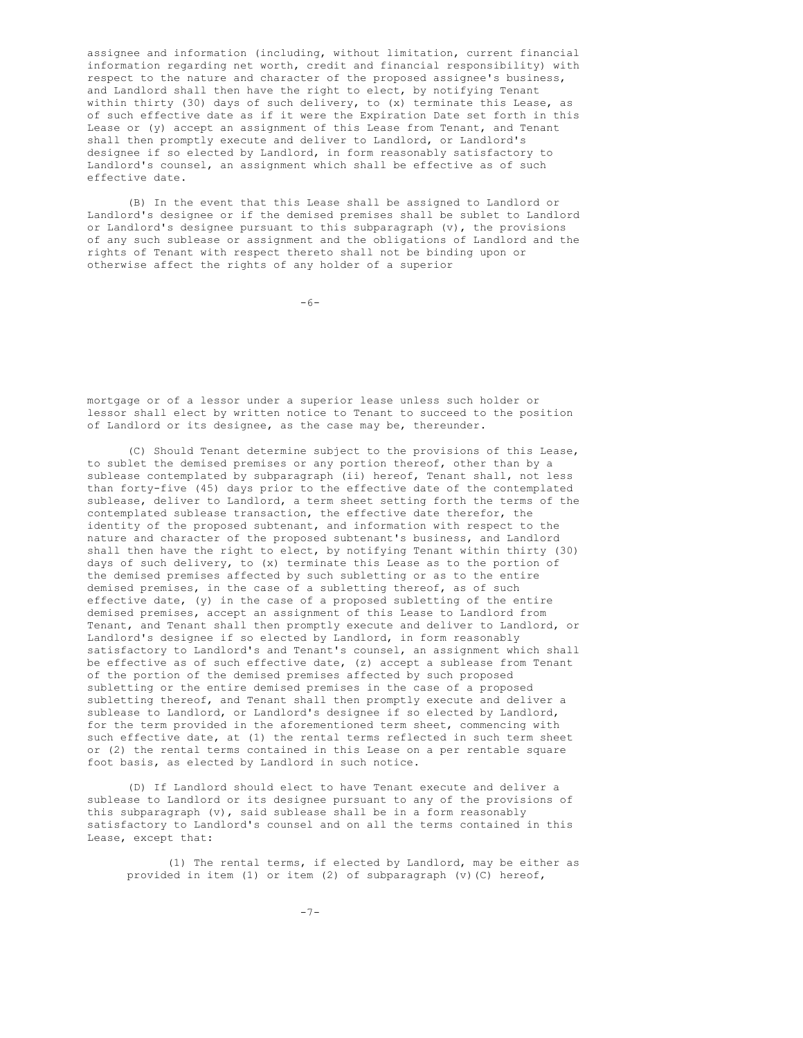assignee and information (including, without limitation, current financial information regarding net worth, credit and financial responsibility) with respect to the nature and character of the proposed assignee's business, and Landlord shall then have the right to elect, by notifying Tenant within thirty (30) days of such delivery, to (x) terminate this Lease, as of such effective date as if it were the Expiration Date set forth in this Lease or (y) accept an assignment of this Lease from Tenant, and Tenant shall then promptly execute and deliver to Landlord, or Landlord's designee if so elected by Landlord, in form reasonably satisfactory to Landlord's counsel, an assignment which shall be effective as of such effective date.

(B) In the event that this Lease shall be assigned to Landlord or Landlord's designee or if the demised premises shall be sublet to Landlord or Landlord's designee pursuant to this subparagraph (v), the provisions of any such sublease or assignment and the obligations of Landlord and the rights of Tenant with respect thereto shall not be binding upon or otherwise affect the rights of any holder of a superior mortgage or of a lessor under a superior lease unless such holder or lessor shall elect by written notice to Tenant to succeed to the position of Landlord or its designee, as the case may be, thereunder.

(C) Should Tenant determine subject to the provisions of this Lease, to sublet the demised premises or any portion thereof, other than by a sublease contemplated by subparagraph (ii) hereof, Tenant shall, not less than forty-five (45) days prior to the effective date of the contemplated sublease, deliver to Landlord, a term sheet setting forth the terms of the contemplated sublease transaction, the effective date therefor, the identity of the proposed subtenant, and information with respect to the nature and character of the proposed subtenant's business, and Landlord shall then have the right to elect, by notifying Tenant within thirty (30) days of such delivery, to (x) terminate this Lease as to the portion of the demised premises affected by such subletting or as to the entire demised premises, in the case of a subletting thereof, as of such effective date, (y) in the case of a proposed subletting of the entire demised premises, accept an assignment of this Lease to Landlord from Tenant, and Tenant shall then promptly execute and deliver to Landlord, or Landlord's designee if so elected by Landlord, in form reasonably satisfactory to Landlord's and Tenant's counsel, an assignment which shall be effective as of such effective date, (z) accept a sublease from Tenant of the portion of the demised premises affected by such proposed subletting or the entire demised premises in the case of a proposed subletting thereof, and Tenant shall then promptly execute and deliver a sublease to Landlord, or Landlord's designee if so elected by Landlord, for the term provided in the aforementioned term sheet, commencing with such effective date, at (1) the rental terms reflected in such term sheet or (2) the rental terms contained in this Lease on a per rentable square foot basis, as elected by Landlord in such notice.

(D) If Landlord should elect to have Tenant execute and deliver a sublease to Landlord or its designee pursuant to any of the provisions of this subparagraph (v), said sublease shall be in a form reasonably satisfactory to Landlord's counsel and on all the terms contained in this Lease, except that:

(1) The rental terms, if elected by Landlord, may be either as provided in item (1) or item (2) of subparagraph (v)(C) hereof,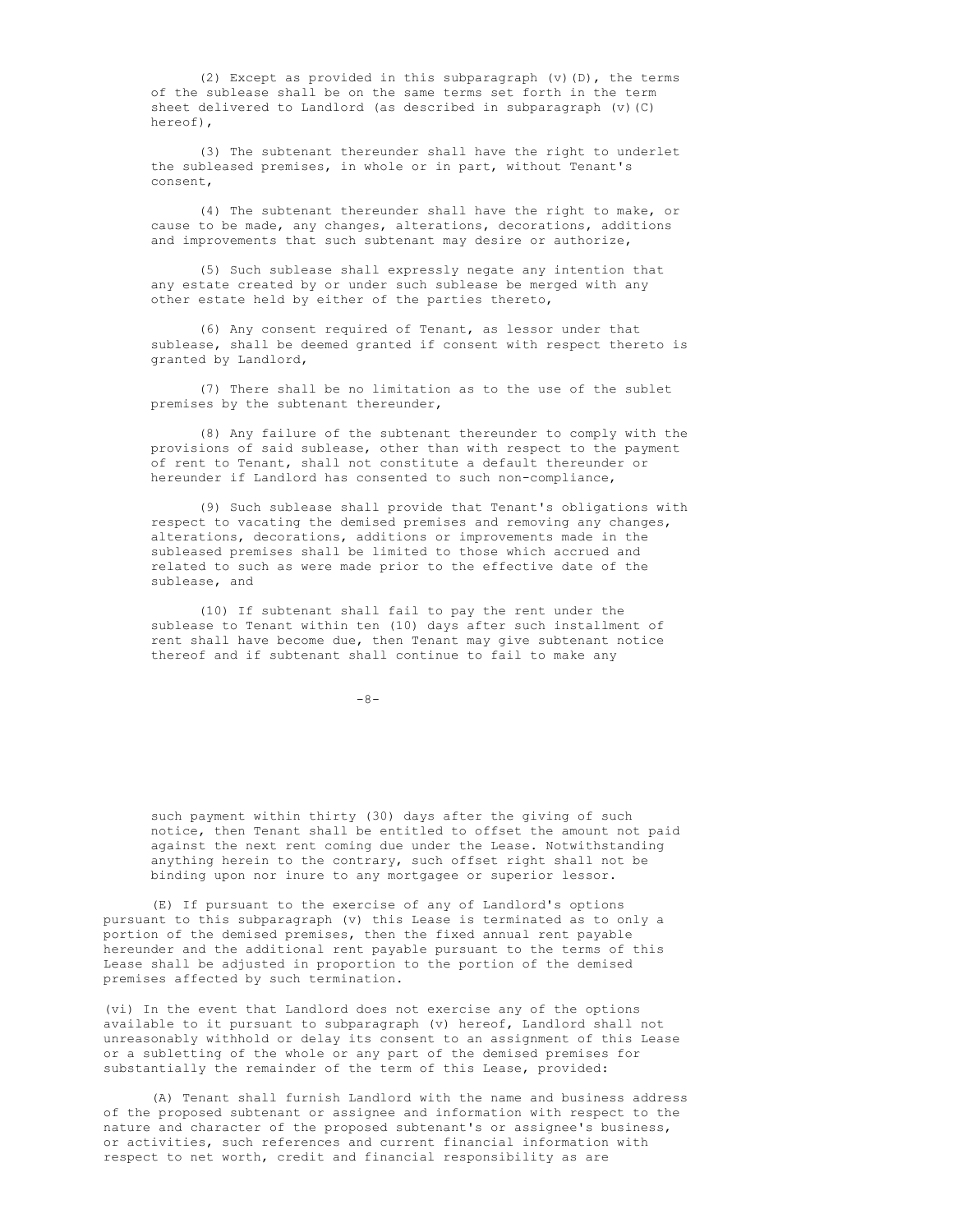(2) Except as provided in this subparagraph (v)(D), the terms of the sublease shall be on the same terms set forth in the term sheet delivered to Landlord (as described in subparagraph (v)(C) hereof),

(3) The subtenant thereunder shall have the right to underlet the subleased premises, in whole or in part, without Tenant's consent,

(4) The subtenant thereunder shall have the right to make, or cause to be made, any changes, alterations, decorations, additions and improvements that such subtenant may desire or authorize,

(5) Such sublease shall expressly negate any intention that any estate created by or under such sublease be merged with any other estate held by either of the parties thereto,

(6) Any consent required of Tenant, as lessor under that sublease, shall be deemed granted if consent with respect thereto is granted by Landlord,

(7) There shall be no limitation as to the use of the sublet premises by the subtenant thereunder,

(8) Any failure of the subtenant thereunder to comply with the provisions of said sublease, other than with respect to the payment of rent to Tenant, shall not constitute a default thereunder or hereunder if Landlord has consented to such non-compliance,

(9) Such sublease shall provide that Tenant's obligations with respect to vacating the demised premises and removing any changes, alterations, decorations, additions or improvements made in the subleased premises shall be limited to those which accrued and related to such as were made prior to the effective date of the sublease, and

(10) If subtenant shall fail to pay the rent under the sublease to Tenant within ten (10) days after such installment of rent shall have become due, then Tenant may give subtenant notice thereof and if subtenant shall continue to fail to make any such payment within thirty (30) days after the giving of such notice, then Tenant shall be entitled to offset the amount not paid against the next rent coming due under the Lease. Notwithstanding anything herein to the contrary, such offset right shall not be binding upon nor inure to any mortgagee or superior lessor.

(E) If pursuant to the exercise of any of Landlord's options pursuant to this subparagraph (v) this Lease is terminated as to only a portion of the demised premises, then the fixed annual rent payable hereunder and the additional rent payable pursuant to the terms of this Lease shall be adjusted in proportion to the portion of the demised premises affected by such termination.

(vi) In the event that Landlord does not exercise any of the options available to it pursuant to subparagraph (v) hereof, Landlord shall not unreasonably withhold or delay its consent to an assignment of this Lease or a subletting of the whole or any part of the demised premises for substantially the remainder of the term of this Lease, provided:

(A) Tenant shall furnish Landlord with the name and business address of the proposed subtenant or assignee and information with respect to the nature and character of the proposed subtenant's or assignee's business, or activities, such references and current financial information with respect to net worth, credit and financial responsibility as are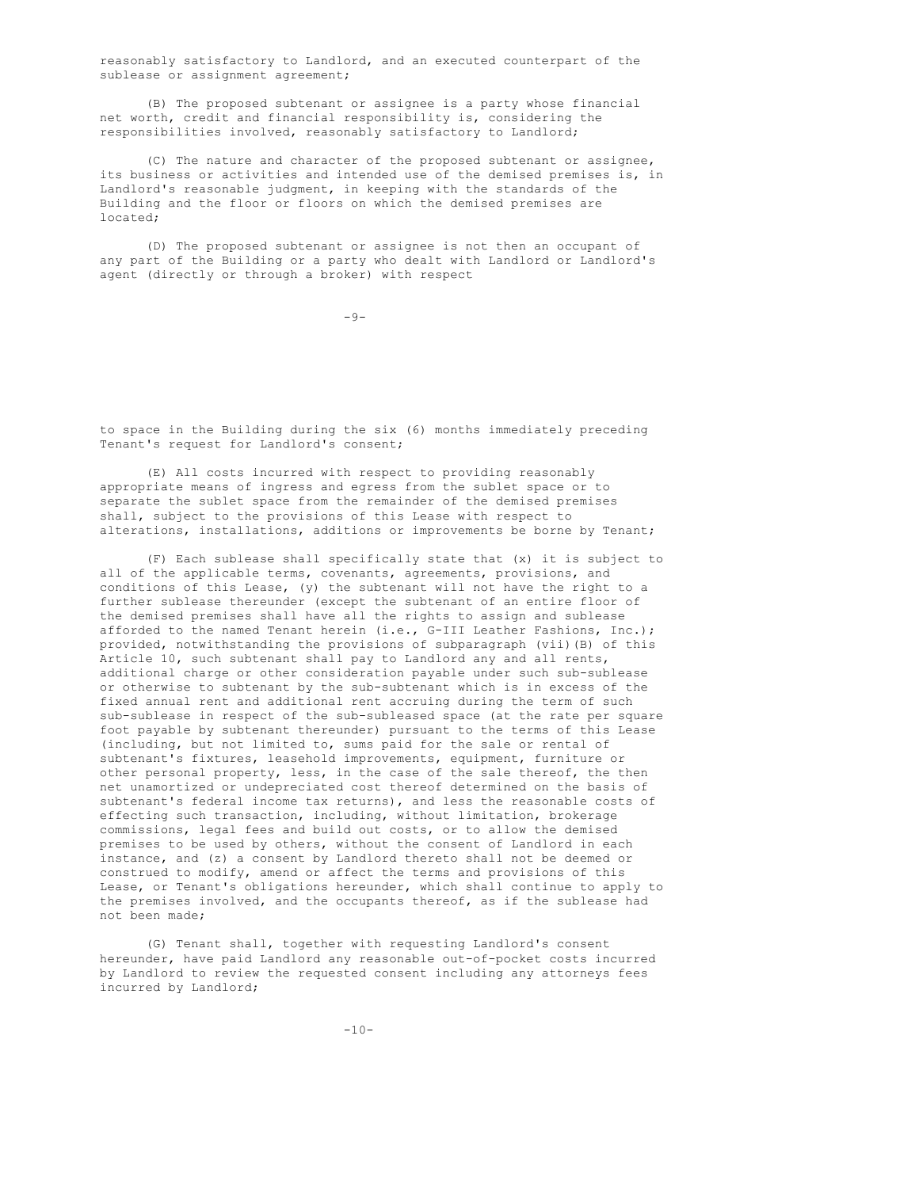reasonably satisfactory to Landlord, and an executed counterpart of the sublease or assignment agreement;

(B) The proposed subtenant or assignee is a party whose financial net worth, credit and financial responsibility is, considering the responsibilities involved, reasonably satisfactory to Landlord;

(C) The nature and character of the proposed subtenant or assignee, its business or activities and intended use of the demised premises is, in Landlord's reasonable judgment, in keeping with the standards of the Building and the floor or floors on which the demised premises are located;

(D) The proposed subtenant or assignee is not then an occupant of any part of the Building or a party who dealt with Landlord or Landlord's agent (directly or through a broker) with respect to space in the Building during the six (6) months immediately preceding Tenant's request for Landlord's consent;

(E) All costs incurred with respect to providing reasonably appropriate means of ingress and egress from the sublet space or to separate the sublet space from the remainder of the demised premises shall, subject to the provisions of this Lease with respect to alterations, installations, additions or improvements be borne by Tenant;

(F) Each sublease shall specifically state that (x) it is subject to all of the applicable terms, covenants, agreements, provisions, and conditions of this Lease, (y) the subtenant will not have the right to a further sublease thereunder (except the subtenant of an entire floor of the demised premises shall have all the rights to assign and sublease afforded to the named Tenant herein (i.e., G-III Leather Fashions, Inc.); provided, notwithstanding the provisions of subparagraph (vii)(B) of this Article 10, such subtenant shall pay to Landlord any and all rents, additional charge or other consideration payable under such sub-sublease or otherwise to subtenant by the sub-subtenant which is in excess of the fixed annual rent and additional rent accruing during the term of such sub-sublease in respect of the sub-subleased space (at the rate per square foot payable by subtenant thereunder) pursuant to the terms of this Lease (including, but not limited to, sums paid for the sale or rental of subtenant's fixtures, leasehold improvements, equipment, furniture or other personal property, less, in the case of the sale thereof, the then net unamortized or undepreciated cost thereof determined on the basis of subtenant's federal income tax returns), and less the reasonable costs of effecting such transaction, including, without limitation, brokerage commissions, legal fees and build out costs, or to allow the demised premises to be used by others, without the consent of Landlord in each instance, and (z) a consent by Landlord thereto shall not be deemed or construed to modify, amend or affect the terms and provisions of this Lease, or Tenant's obligations hereunder, which shall continue to apply to the premises involved, and the occupants thereof, as if the sublease had not been made;

(G) Tenant shall, together with requesting Landlord's consent hereunder, have paid Landlord any reasonable out-of-pocket costs incurred by Landlord to review the requested consent including any attorneys fees incurred by Landlord;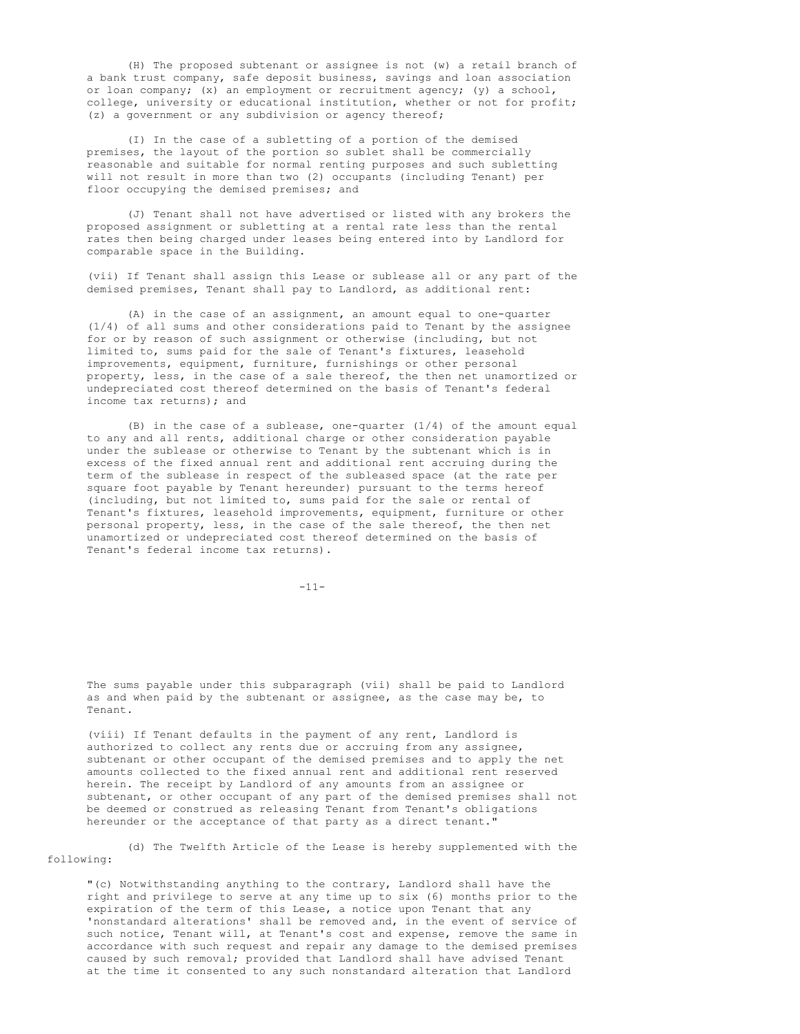(H) The proposed subtenant or assignee is not (w) a retail branch of a bank trust company, safe deposit business, savings and loan association or loan company; (x) an employment or recruitment agency; (y) a school, college, university or educational institution, whether or not for profit; (z) a government or any subdivision or agency thereof;

(I) In the case of a subletting of a portion of the demised premises, the layout of the portion so sublet shall be commercially reasonable and suitable for normal renting purposes and such subletting will not result in more than two (2) occupants (including Tenant) per floor occupying the demised premises; and

(J) Tenant shall not have advertised or listed with any brokers the proposed assignment or subletting at a rental rate less than the rental rates then being charged under leases being entered into by Landlord for comparable space in the Building.

(vii) If Tenant shall assign this Lease or sublease all or any part of the demised premises, Tenant shall pay to Landlord, as additional rent:

(A) in the case of an assignment, an amount equal to one-quarter (1/4) of all sums and other considerations paid to Tenant by the assignee for or by reason of such assignment or otherwise (including, but not limited to, sums paid for the sale of Tenant's fixtures, leasehold improvements, equipment, furniture, furnishings or other personal property, less, in the case of a sale thereof, the then net unamortized or undepreciated cost thereof determined on the basis of Tenant's federal income tax returns); and

(B) in the case of a sublease, one-quarter (1/4) of the amount equal to any and all rents, additional charge or other consideration payable under the sublease or otherwise to Tenant by the subtenant which is in excess of the fixed annual rent and additional rent accruing during the term of the sublease in respect of the subleased space (at the rate per square foot payable by Tenant hereunder) pursuant to the terms hereof (including, but not limited to, sums paid for the sale or rental of Tenant's fixtures, leasehold improvements, equipment, furniture or other personal property, less, in the case of the sale thereof, the then net unamortized or undepreciated cost thereof determined on the basis of Tenant's federal income tax returns).

The sums payable under this subparagraph (vii) shall be paid to Landlord as and when paid by the subtenant or assignee, as the case may be, to Tenant.

(viii) If Tenant defaults in the payment of any rent, Landlord is authorized to collect any rents due or accruing from any assignee, subtenant or other occupant of the demised premises and to apply the net amounts collected to the fixed annual rent and additional rent reserved herein. The receipt by Landlord of any amounts from an assignee or subtenant, or other occupant of any part of the demised premises shall not be deemed or construed as releasing Tenant from Tenant's obligations hereunder or the acceptance of that party as a direct tenant."

(d) The Twelfth Article of the Lease is hereby supplemented with the following:

"(c) Notwithstanding anything to the contrary, Landlord shall have the right and privilege to serve at any time up to six (6) months prior to the expiration of the term of this Lease, a notice upon Tenant that any 'nonstandard alterations' shall be removed and, in the event of service of such notice, Tenant will, at Tenant's cost and expense, remove the same in accordance with such request and repair any damage to the demised premises caused by such removal; provided that Landlord shall have advised Tenant at the time it consented to any such nonstandard alteration that Landlord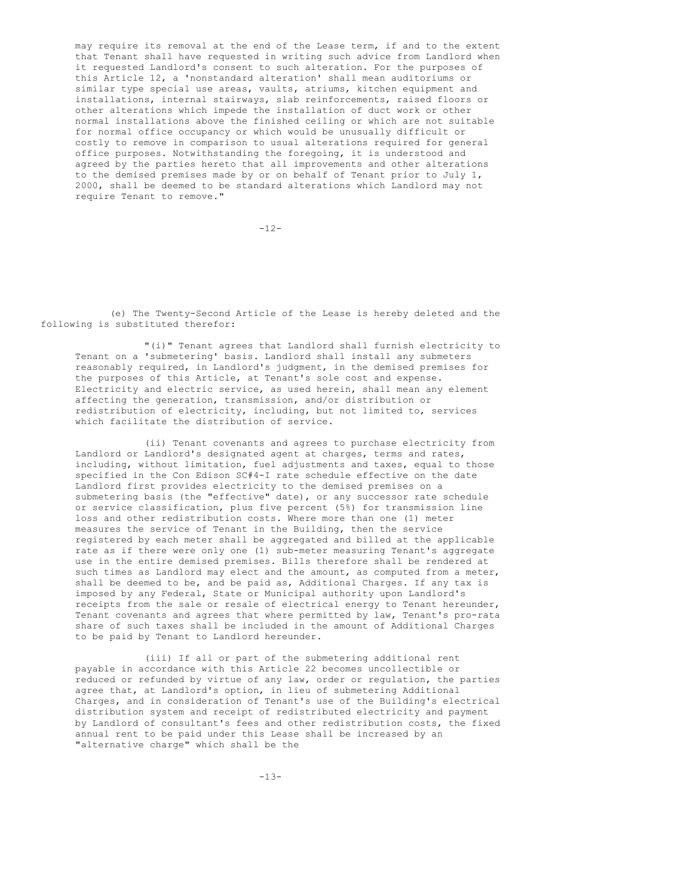may require its removal at the end of the Lease term, if and to the extent that Tenant shall have requested in writing such advice from Landlord when it requested Landlord's consent to such alteration. For the purposes of this Article 12, a 'nonstandard alteration' shall mean auditoriums or similar type special use areas, vaults, atriums, kitchen equipment and installations, internal stairways, slab reinforcements, raised floors or other alterations which impede the installation of duct work or other normal installations above the finished ceiling or which are not suitable for normal office occupancy or which would be unusually difficult or costly to remove in comparison to usual alterations required for general office purposes. Notwithstanding the foregoing, it is understood and agreed by the parties hereto that all improvements and other alterations to the demised premises made by or on behalf of Tenant prior to July 1, 2000, shall be deemed to be standard alterations which Landlord may not require Tenant to remove."

(e) The Twenty-Second Article of the Lease is hereby deleted and the following is substituted therefor:

"(i)" Tenant agrees that Landlord shall furnish electricity to Tenant on a 'submetering' basis. Landlord shall install any submeters reasonably required, in Landlord's judgment, in the demised premises for the purposes of this Article, at Tenant's sole cost and expense. Electricity and electric service, as used herein, shall mean any element affecting the generation, transmission, and/or distribution or redistribution of electricity, including, but not limited to, services which facilitate the distribution of service.

(ii) Tenant covenants and agrees to purchase electricity from Landlord or Landlord's designated agent at charges, terms and rates, including, without limitation, fuel adjustments and taxes, equal to those specified in the Con Edison SC#4-I rate schedule effective on the date Landlord first provides electricity to the demised premises on a submetering basis (the "effective" date), or any successor rate schedule or service classification, plus five percent (5%) for transmission line loss and other redistribution costs. Where more than one (1) meter measures the service of Tenant in the Building, then the service registered by each meter shall be aggregated and billed at the applicable rate as if there were only one (1) sub-meter measuring Tenant's aggregate use in the entire demised premises. Bills therefore shall be rendered at such times as Landlord may elect and the amount, as computed from a meter, shall be deemed to be, and be paid as, Additional Charges. If any tax is imposed by any Federal, State or Municipal authority upon Landlord's receipts from the sale or resale of electrical energy to Tenant hereunder, Tenant covenants and agrees that where permitted by law, Tenant's pro-rata share of such taxes shall be included in the amount of Additional Charges to be paid by Tenant to Landlord hereunder.

(iii) If all or part of the submetering additional rent payable in accordance with this Article 22 becomes uncollectible or reduced or refunded by virtue of any law, order or regulation, the parties agree that, at Landlord's option, in lieu of submetering Additional Charges, and in consideration of Tenant's use of the Building's electrical distribution system and receipt of redistributed electricity and payment by Landlord of consultant's fees and other redistribution costs, the fixed annual rent to be paid under this Lease shall be increased by an "alternative charge" which shall be the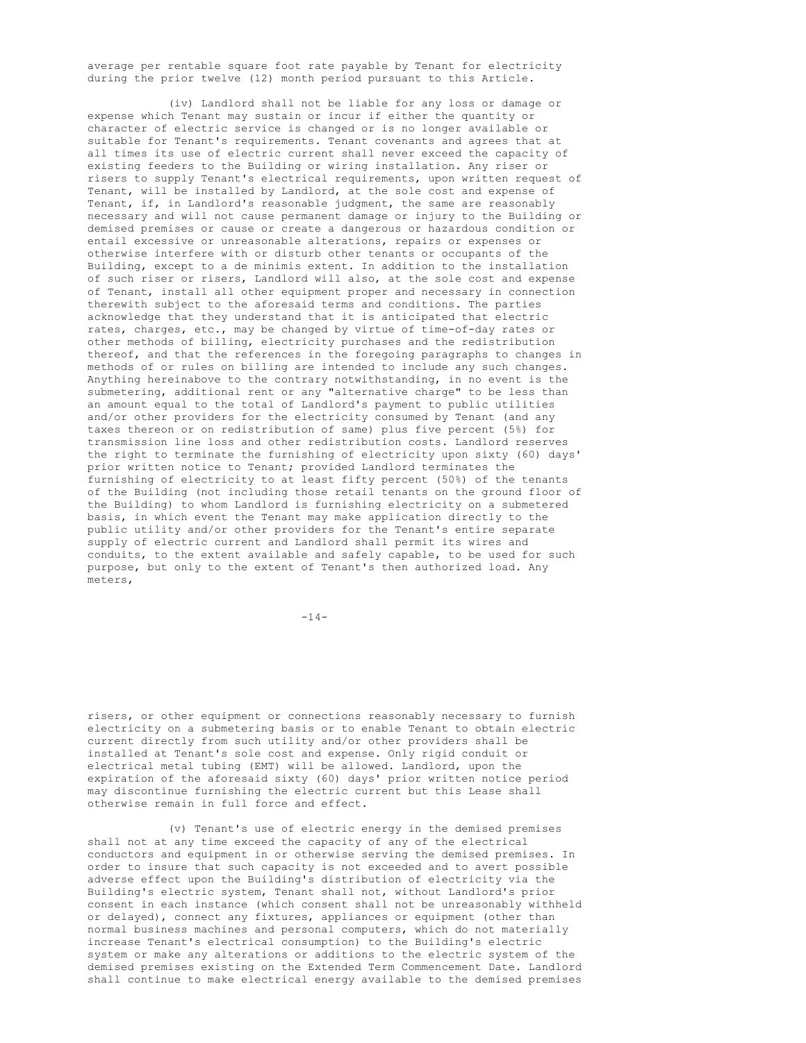average per rentable square foot rate payable by Tenant for electricity during the prior twelve (12) month period pursuant to this Article.

(iv) Landlord shall not be liable for any loss or damage or expense which Tenant may sustain or incur if either the quantity or character of electric service is changed or is no longer available or suitable for Tenant's requirements. Tenant covenants and agrees that at all times its use of electric current shall never exceed the capacity of existing feeders to the Building or wiring installation. Any riser or risers to supply Tenant's electrical requirements, upon written request of Tenant, will be installed by Landlord, at the sole cost and expense of Tenant, if, in Landlord's reasonable judgment, the same are reasonably necessary and will not cause permanent damage or injury to the Building or demised premises or cause or create a dangerous or hazardous condition or entail excessive or unreasonable alterations, repairs or expenses or otherwise interfere with or disturb other tenants or occupants of the Building, except to a de minimis extent. In addition to the installation of such riser or risers, Landlord will also, at the sole cost and expense of Tenant, install all other equipment proper and necessary in connection therewith subject to the aforesaid terms and conditions. The parties acknowledge that they understand that it is anticipated that electric rates, charges, etc., may be changed by virtue of time-of-day rates or other methods of billing, electricity purchases and the redistribution thereof, and that the references in the foregoing paragraphs to changes in methods of or rules on billing are intended to include any such changes. Anything hereinabove to the contrary notwithstanding, in no event is the submetering, additional rent or any "alternative charge" to be less than an amount equal to the total of Landlord's payment to public utilities and/or other providers for the electricity consumed by Tenant (and any taxes thereon or on redistribution of same) plus five percent (5%) for transmission line loss and other redistribution costs. Landlord reserves the right to terminate the furnishing of electricity upon sixty (60) days' prior written notice to Tenant; provided Landlord terminates the furnishing of electricity to at least fifty percent (50%) of the tenants of the Building (not including those retail tenants on the ground floor of the Building) to whom Landlord is furnishing electricity on a submetered basis, in which event the Tenant may make application directly to the public utility and/or other providers for the Tenant's entire separate supply of electric current and Landlord shall permit its wires and conduits, to the extent available and safely capable, to be used for such purpose, but only to the extent of Tenant's then authorized load. Any meters, risers, or other equipment or connections reasonably necessary to furnish electricity on a submetering basis or to enable Tenant to obtain electric current directly from such utility and/or other providers shall be installed at Tenant's sole cost and expense. Only rigid conduit or electrical metal tubing (EMT) will be allowed. Landlord, upon the expiration of the aforesaid sixty (60) days' prior written notice period may discontinue furnishing the electric current but this Lease shall otherwise remain in full force and effect.

(v) Tenant's use of electric energy in the demised premises shall not at any time exceed the capacity of any of the electrical conductors and equipment in or otherwise serving the demised premises. In order to insure that such capacity is not exceeded and to avert possible adverse effect upon the Building's distribution of electricity via the Building's electric system, Tenant shall not, without Landlord's prior consent in each instance (which consent shall not be unreasonably withheld or delayed), connect any fixtures, appliances or equipment (other than normal business machines and personal computers, which do not materially increase Tenant's electrical consumption) to the Building's electric system or make any alterations or additions to the electric system of the demised premises existing on the Extended Term Commencement Date. Landlord shall continue to make electrical energy available to the demised premises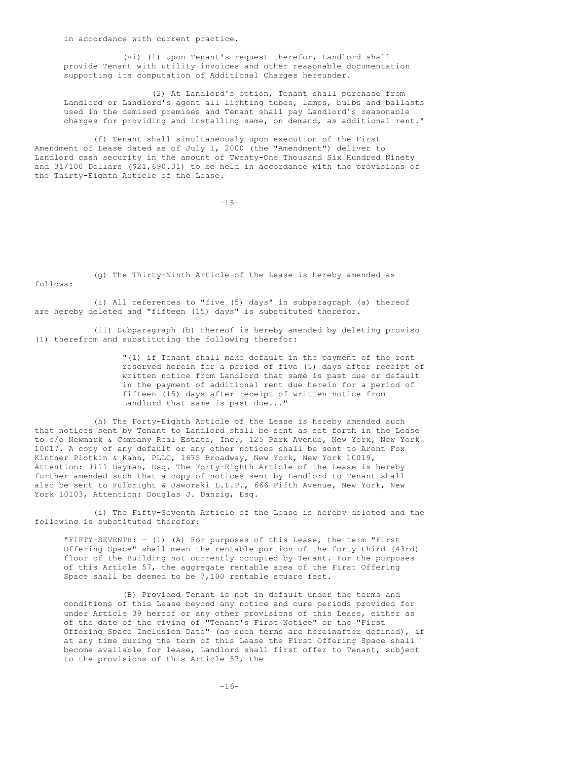in accordance with current practice.

(vi) (1) Upon Tenant's request therefor, Landlord shall provide Tenant with utility invoices and other reasonable documentation supporting its computation of Additional Charges hereunder.

(2) At Landlord's option, Tenant shall purchase from Landlord or Landlord's agent all lighting tubes, lamps, bulbs and ballasts used in the demised premises and Tenant shall pay Landlord's reasonable charges for providing and installing same, on demand, as additional rent."

(f) Tenant shall simultaneously upon execution of the First Amendment of Lease dated as of July 1, 2000 (the "Amendment") deliver to Landlord cash security in the amount of Twenty-One Thousand Six Hundred Ninety and 31/100 Dollars ($21,690.31) to be held in accordance with the provisions of the Thirty-Eighth Article of the Lease.

(g) The Thirty-Ninth Article of the Lease is hereby amended as follows:

(i) All references to "five (5) days" in subparagraph (a) thereof are hereby deleted and "fifteen (15) days" is substituted therefor.

(ii) Subparagraph (b) thereof is hereby amended by deleting proviso (1) therefrom and substituting the following therefor:

> "(1) if Tenant shall make default in the payment of the rent reserved herein for a period of five (5) days after receipt of written notice from Landlord that same is past due or default in the payment of additional rent due herein for a period of fifteen (15) days after receipt of written notice from Landlord that same is past due..."

(h) The Forty-Eighth Article of the Lease is hereby amended such that notices sent by Tenant to Landlord shall be sent as set forth in the Lease to c/o Newmark & Company Real Estate, Inc., 125 Park Avenue, New York, New York 10017. A copy of any default or any other notices shall be sent to Arent Fox Kintner Plotkin & Kahn, PLLC, 1675 Broadway, New York, New York 10019, Attention: Jill Hayman, Esq. The Forty-Eighth Article of the Lease is hereby further amended such that a copy of notices sent by Landlord to Tenant shall also be sent to Fulbright & Jaworski L.L.P., 666 Fifth Avenue, New York, New York 10103, Attention: Douglas J. Danzig, Esq.

(i) The Fifty-Seventh Article of the Lease is hereby deleted and the following is substituted therefor:

"FIFTY-SEVENTH: - (i) (A) For purposes of this Lease, the term "First Offering Space" shall mean the rentable portion of the forty-third (43rd) floor of the Building not currently occupied by Tenant. For the purposes of this Article 57, the aggregate rentable area of the First Offering Space shall be deemed to be 7,100 rentable square feet.

(B) Provided Tenant is not in default under the terms and conditions of this Lease beyond any notice and cure periods provided for under Article 39 hereof or any other provisions of this Lease, either as of the date of the giving of "Tenant's First Notice" or the "First Offering Space Inclusion Date" (as such terms are hereinafter defined), if at any time during the term of this Lease the First Offering Space shall become available for lease, Landlord shall first offer to Tenant, subject to the provisions of this Article 57, the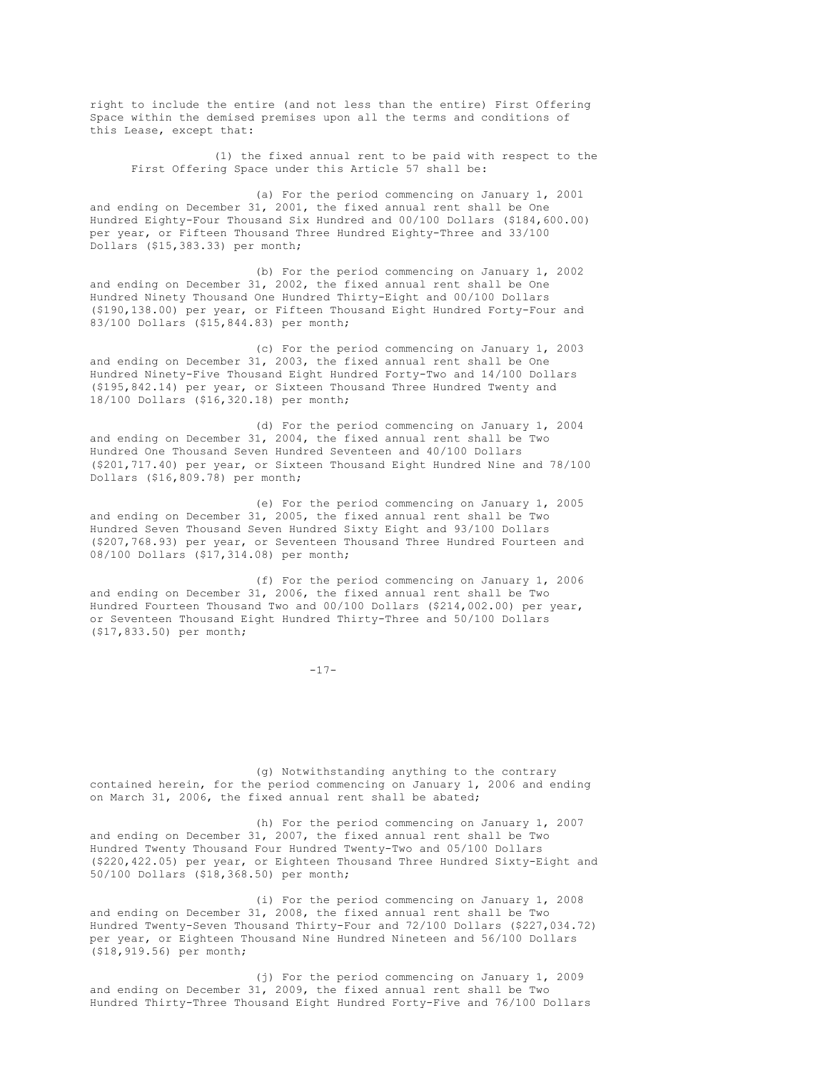right to include the entire (and not less than the entire) First Offering Space within the demised premises upon all the terms and conditions of this Lease, except that:

(1) the fixed annual rent to be paid with respect to the First Offering Space under this Article 57 shall be:

(a) For the period commencing on January 1, 2001 and ending on December 31, 2001, the fixed annual rent shall be One Hundred Eighty-Four Thousand Six Hundred and 00/100 Dollars ($184,600.00) per year, or Fifteen Thousand Three Hundred Eighty-Three and 33/100 Dollars ($15,383.33) per month;

(b) For the period commencing on January 1, 2002 and ending on December 31, 2002, the fixed annual rent shall be One Hundred Ninety Thousand One Hundred Thirty-Eight and 00/100 Dollars ($190,138.00) per year, or Fifteen Thousand Eight Hundred Forty-Four and 83/100 Dollars ($15,844.83) per month;

(c) For the period commencing on January 1, 2003 and ending on December 31, 2003, the fixed annual rent shall be One Hundred Ninety-Five Thousand Eight Hundred Forty-Two and 14/100 Dollars ($195,842.14) per year, or Sixteen Thousand Three Hundred Twenty and 18/100 Dollars ($16,320.18) per month;

(d) For the period commencing on January 1, 2004 and ending on December 31, 2004, the fixed annual rent shall be Two Hundred One Thousand Seven Hundred Seventeen and 40/100 Dollars ($201,717.40) per year, or Sixteen Thousand Eight Hundred Nine and 78/100 Dollars ($16,809.78) per month;

(e) For the period commencing on January 1, 2005 and ending on December 31, 2005, the fixed annual rent shall be Two Hundred Seven Thousand Seven Hundred Sixty Eight and 93/100 Dollars ($207,768.93) per year, or Seventeen Thousand Three Hundred Fourteen and 08/100 Dollars ($17,314.08) per month;

(f) For the period commencing on January 1, 2006 and ending on December 31, 2006, the fixed annual rent shall be Two Hundred Fourteen Thousand Two and 00/100 Dollars ($214,002.00) per year, or Seventeen Thousand Eight Hundred Thirty-Three and 50/100 Dollars ($17,833.50) per month;

(g) Notwithstanding anything to the contrary contained herein, for the period commencing on January 1, 2006 and ending on March 31, 2006, the fixed annual rent shall be abated;

(h) For the period commencing on January 1, 2007 and ending on December 31, 2007, the fixed annual rent shall be Two Hundred Twenty Thousand Four Hundred Twenty-Two and 05/100 Dollars ($220,422.05) per year, or Eighteen Thousand Three Hundred Sixty-Eight and 50/100 Dollars ($18,368.50) per month;

(i) For the period commencing on January 1, 2008 and ending on December 31, 2008, the fixed annual rent shall be Two Hundred Twenty-Seven Thousand Thirty-Four and 72/100 Dollars ($227,034.72) per year, or Eighteen Thousand Nine Hundred Nineteen and 56/100 Dollars ($18,919.56) per month;

(j) For the period commencing on January 1, 2009 and ending on December 31, 2009, the fixed annual rent shall be Two Hundred Thirty-Three Thousand Eight Hundred Forty-Five and 76/100 Dollars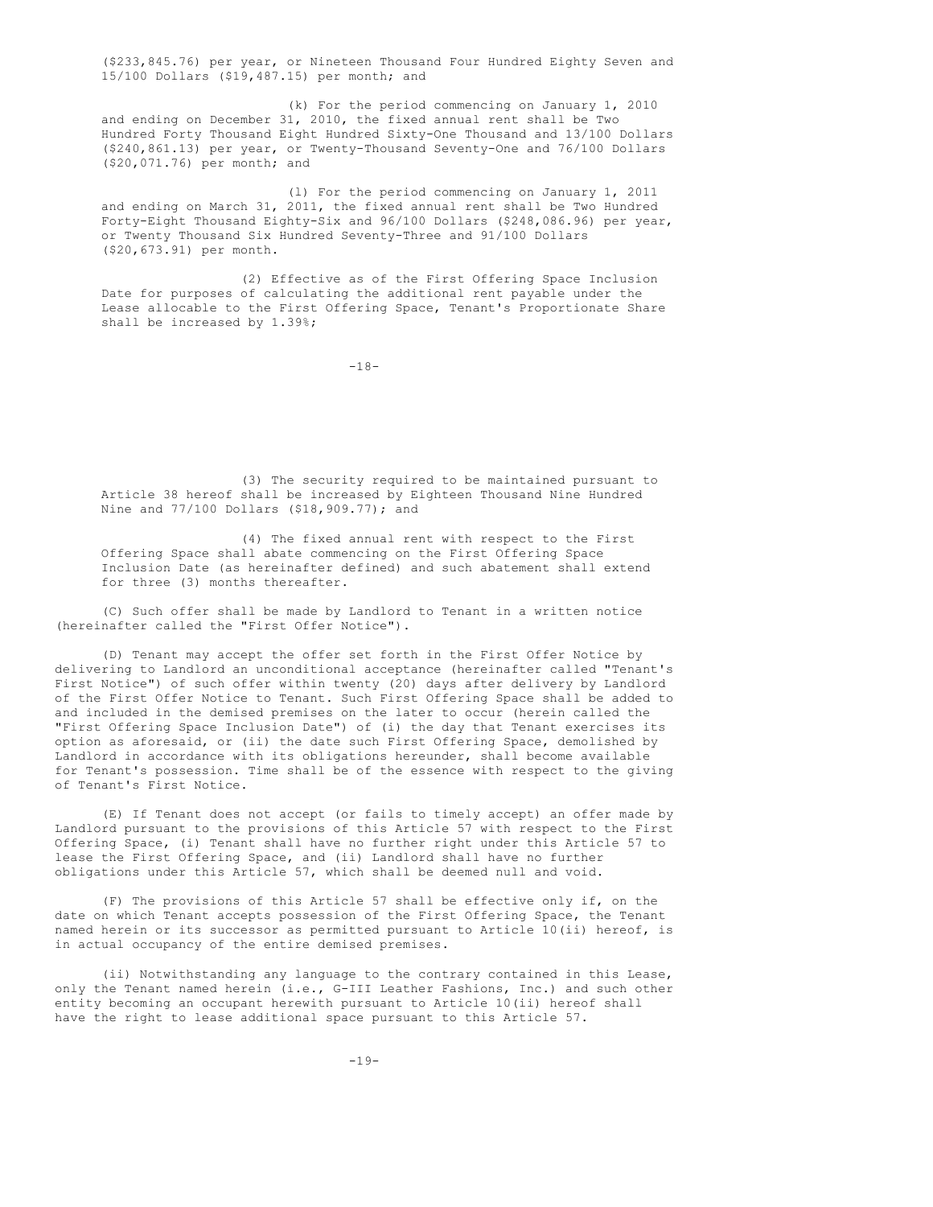($233,845.76) per year, or Nineteen Thousand Four Hundred Eighty Seven and 15/100 Dollars ($19,487.15) per month; and

(k) For the period commencing on January 1, 2010 and ending on December 31, 2010, the fixed annual rent shall be Two Hundred Forty Thousand Eight Hundred Sixty-One Thousand and 13/100 Dollars ($240,861.13) per year, or Twenty-Thousand Seventy-One and 76/100 Dollars ($20,071.76) per month; and

(l) For the period commencing on January 1, 2011 and ending on March 31, 2011, the fixed annual rent shall be Two Hundred Forty-Eight Thousand Eighty-Six and 96/100 Dollars ($248,086.96) per year, or Twenty Thousand Six Hundred Seventy-Three and 91/100 Dollars ($20,673.91) per month.

(2) Effective as of the First Offering Space Inclusion Date for purposes of calculating the additional rent payable under the Lease allocable to the First Offering Space, Tenant's Proportionate Share shall be increased by 1.39%;

(3) The security required to be maintained pursuant to Article 38 hereof shall be increased by Eighteen Thousand Nine Hundred Nine and 77/100 Dollars ($18,909.77); and

(4) The fixed annual rent with respect to the First Offering Space shall abate commencing on the First Offering Space Inclusion Date (as hereinafter defined) and such abatement shall extend for three (3) months thereafter.

(C) Such offer shall be made by Landlord to Tenant in a written notice (hereinafter called the "First Offer Notice").

(D) Tenant may accept the offer set forth in the First Offer Notice by delivering to Landlord an unconditional acceptance (hereinafter called "Tenant's First Notice") of such offer within twenty (20) days after delivery by Landlord of the First Offer Notice to Tenant. Such First Offering Space shall be added to and included in the demised premises on the later to occur (herein called the "First Offering Space Inclusion Date") of (i) the day that Tenant exercises its option as aforesaid, or (ii) the date such First Offering Space, demolished by Landlord in accordance with its obligations hereunder, shall become available for Tenant's possession. Time shall be of the essence with respect to the giving of Tenant's First Notice.

(E) If Tenant does not accept (or fails to timely accept) an offer made by Landlord pursuant to the provisions of this Article 57 with respect to the First Offering Space, (i) Tenant shall have no further right under this Article 57 to lease the First Offering Space, and (ii) Landlord shall have no further obligations under this Article 57, which shall be deemed null and void.

(F) The provisions of this Article 57 shall be effective only if, on the date on which Tenant accepts possession of the First Offering Space, the Tenant named herein or its successor as permitted pursuant to Article 10(ii) hereof, is in actual occupancy of the entire demised premises.

(ii) Notwithstanding any language to the contrary contained in this Lease, only the Tenant named herein (i.e., G-III Leather Fashions, Inc.) and such other entity becoming an occupant herewith pursuant to Article 10(ii) hereof shall have the right to lease additional space pursuant to this Article 57.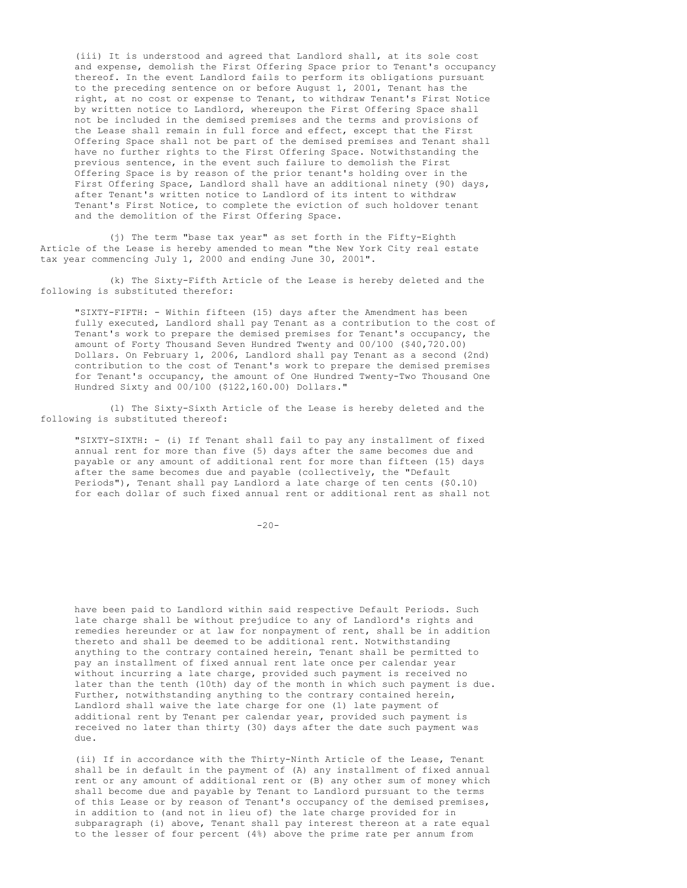(iii) It is understood and agreed that Landlord shall, at its sole cost and expense, demolish the First Offering Space prior to Tenant's occupancy thereof. In the event Landlord fails to perform its obligations pursuant to the preceding sentence on or before August 1, 2001, Tenant has the right, at no cost or expense to Tenant, to withdraw Tenant's First Notice by written notice to Landlord, whereupon the First Offering Space shall not be included in the demised premises and the terms and provisions of the Lease shall remain in full force and effect, except that the First Offering Space shall not be part of the demised premises and Tenant shall have no further rights to the First Offering Space. Notwithstanding the previous sentence, in the event such failure to demolish the First Offering Space is by reason of the prior tenant's holding over in the First Offering Space, Landlord shall have an additional ninety (90) days, after Tenant's written notice to Landlord of its intent to withdraw Tenant's First Notice, to complete the eviction of such holdover tenant and the demolition of the First Offering Space.

(j) The term "base tax year" as set forth in the Fifty-Eighth Article of the Lease is hereby amended to mean "the New York City real estate tax year commencing July 1, 2000 and ending June 30, 2001".

(k) The Sixty-Fifth Article of the Lease is hereby deleted and the following is substituted therefor:

"SIXTY-FIFTH: - Within fifteen (15) days after the Amendment has been fully executed, Landlord shall pay Tenant as a contribution to the cost of Tenant's work to prepare the demised premises for Tenant's occupancy, the amount of Forty Thousand Seven Hundred Twenty and 00/100 ($40,720.00) Dollars. On February 1, 2006, Landlord shall pay Tenant as a second (2nd) contribution to the cost of Tenant's work to prepare the demised premises for Tenant's occupancy, the amount of One Hundred Twenty-Two Thousand One Hundred Sixty and 00/100 ($122,160.00) Dollars."

(l) The Sixty-Sixth Article of the Lease is hereby deleted and the following is substituted thereof:

"SIXTY-SIXTH: - (i) If Tenant shall fail to pay any installment of fixed annual rent for more than five (5) days after the same becomes due and payable or any amount of additional rent for more than fifteen (15) days after the same becomes due and payable (collectively, the "Default Periods"), Tenant shall pay Landlord a late charge of ten cents ($0.10) for each dollar of such fixed annual rent or additional rent as shall not have been paid to Landlord within said respective Default Periods. Such late charge shall be without prejudice to any of Landlord's rights and remedies hereunder or at law for nonpayment of rent, shall be in addition thereto and shall be deemed to be additional rent. Notwithstanding anything to the contrary contained herein, Tenant shall be permitted to pay an installment of fixed annual rent late once per calendar year without incurring a late charge, provided such payment is received no later than the tenth (10th) day of the month in which such payment is due. Further, notwithstanding anything to the contrary contained herein, Landlord shall waive the late charge for one (1) late payment of additional rent by Tenant per calendar year, provided such payment is received no later than thirty (30) days after the date such payment was due.

(ii) If in accordance with the Thirty-Ninth Article of the Lease, Tenant shall be in default in the payment of (A) any installment of fixed annual rent or any amount of additional rent or (B) any other sum of money which shall become due and payable by Tenant to Landlord pursuant to the terms of this Lease or by reason of Tenant's occupancy of the demised premises, in addition to (and not in lieu of) the late charge provided for in subparagraph (i) above, Tenant shall pay interest thereon at a rate equal to the lesser of four percent (4%) above the prime rate per annum from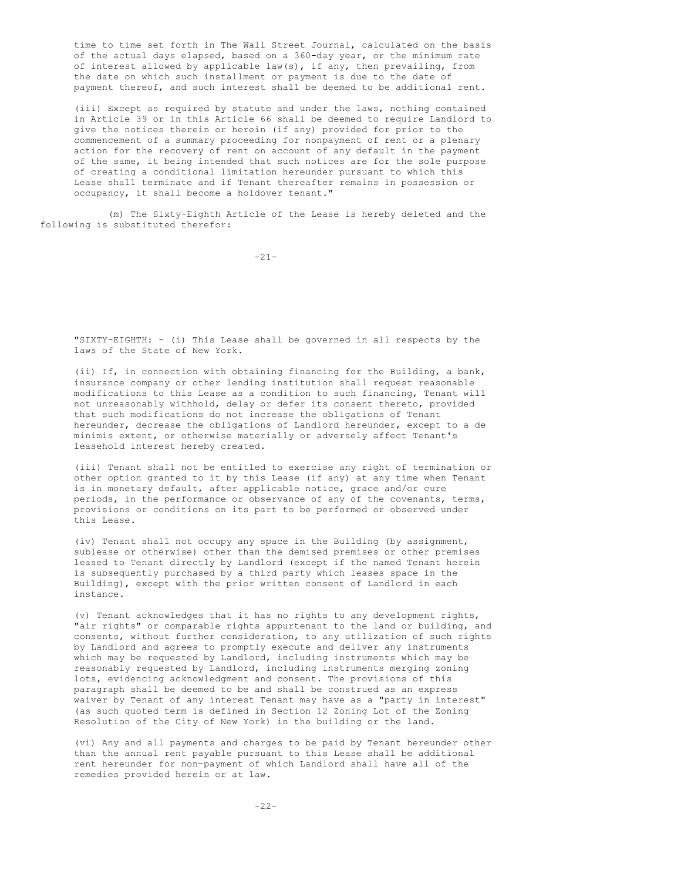time to time set forth in The Wall Street Journal, calculated on the basis of the actual days elapsed, based on a 360-day year, or the minimum rate of interest allowed by applicable law(s), if any, then prevailing, from the date on which such installment or payment is due to the date of payment thereof, and such interest shall be deemed to be additional rent.

(iii) Except as required by statute and under the laws, nothing contained in Article 39 or in this Article 66 shall be deemed to require Landlord to give the notices therein or herein (if any) provided for prior to the commencement of a summary proceeding for nonpayment of rent or a plenary action for the recovery of rent on account of any default in the payment of the same, it being intended that such notices are for the sole purpose of creating a conditional limitation hereunder pursuant to which this Lease shall terminate and if Tenant thereafter remains in possession or occupancy, it shall become a holdover tenant."

(m) The Sixty-Eighth Article of the Lease is hereby deleted and the following is substituted therefor:

"SIXTY-EIGHTH: - (i) This Lease shall be governed in all respects by the laws of the State of New York.

(ii) If, in connection with obtaining financing for the Building, a bank, insurance company or other lending institution shall request reasonable modifications to this Lease as a condition to such financing, Tenant will not unreasonably withhold, delay or defer its consent thereto, provided that such modifications do not increase the obligations of Tenant hereunder, decrease the obligations of Landlord hereunder, except to a de minimis extent, or otherwise materially or adversely affect Tenant's leasehold interest hereby created.

(iii) Tenant shall not be entitled to exercise any right of termination or other option granted to it by this Lease (if any) at any time when Tenant is in monetary default, after applicable notice, grace and/or cure periods, in the performance or observance of any of the covenants, terms, provisions or conditions on its part to be performed or observed under this Lease.

(iv) Tenant shall not occupy any space in the Building (by assignment, sublease or otherwise) other than the demised premises or other premises leased to Tenant directly by Landlord (except if the named Tenant herein is subsequently purchased by a third party which leases space in the Building), except with the prior written consent of Landlord in each instance.

(v) Tenant acknowledges that it has no rights to any development rights, "air rights" or comparable rights appurtenant to the land or building, and consents, without further consideration, to any utilization of such rights by Landlord and agrees to promptly execute and deliver any instruments which may be requested by Landlord, including instruments which may be reasonably requested by Landlord, including instruments merging zoning lots, evidencing acknowledgment and consent. The provisions of this paragraph shall be deemed to be and shall be construed as an express waiver by Tenant of any interest Tenant may have as a "party in interest" (as such quoted term is defined in Section 12 Zoning Lot of the Zoning Resolution of the City of New York) in the building or the land.

(vi) Any and all payments and charges to be paid by Tenant hereunder other than the annual rent payable pursuant to this Lease shall be additional rent hereunder for non-payment of which Landlord shall have all of the remedies provided herein or at law.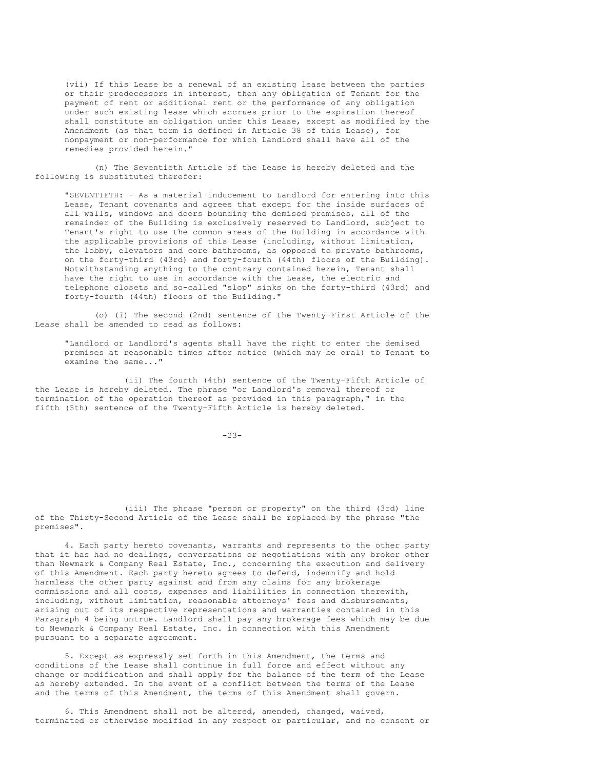(vii) If this Lease be a renewal of an existing lease between the parties or their predecessors in interest, then any obligation of Tenant for the payment of rent or additional rent or the performance of any obligation under such existing lease which accrues prior to the expiration thereof shall constitute an obligation under this Lease, except as modified by the Amendment (as that term is defined in Article 38 of this Lease), for nonpayment or non-performance for which Landlord shall have all of the remedies provided herein."

(n) The Seventieth Article of the Lease is hereby deleted and the following is substituted therefor:

"SEVENTIETH: - As a material inducement to Landlord for entering into this Lease, Tenant covenants and agrees that except for the inside surfaces of all walls, windows and doors bounding the demised premises, all of the remainder of the Building is exclusively reserved to Landlord, subject to Tenant's right to use the common areas of the Building in accordance with the applicable provisions of this Lease (including, without limitation, the lobby, elevators and core bathrooms, as opposed to private bathrooms, on the forty-third (43rd) and forty-fourth (44th) floors of the Building). Notwithstanding anything to the contrary contained herein, Tenant shall have the right to use in accordance with the Lease, the electric and telephone closets and so-called "slop" sinks on the forty-third (43rd) and forty-fourth (44th) floors of the Building."

(o) (i) The second (2nd) sentence of the Twenty-First Article of the Lease shall be amended to read as follows:

"Landlord or Landlord's agents shall have the right to enter the demised premises at reasonable times after notice (which may be oral) to Tenant to examine the same..."

(ii) The fourth (4th) sentence of the Twenty-Fifth Article of the Lease is hereby deleted. The phrase "or Landlord's removal thereof or termination of the operation thereof as provided in this paragraph," in the fifth (5th) sentence of the Twenty-Fifth Article is hereby deleted.

(iii) The phrase "person or property" on the third (3rd) line of the Thirty-Second Article of the Lease shall be replaced by the phrase "the premises".

4. Each party hereto covenants, warrants and represents to the other party that it has had no dealings, conversations or negotiations with any broker other than Newmark & Company Real Estate, Inc., concerning the execution and delivery of this Amendment. Each party hereto agrees to defend, indemnify and hold harmless the other party against and from any claims for any brokerage commissions and all costs, expenses and liabilities in connection therewith, including, without limitation, reasonable attorneys' fees and disbursements, arising out of its respective representations and warranties contained in this Paragraph 4 being untrue. Landlord shall pay any brokerage fees which may be due to Newmark & Company Real Estate, Inc. in connection with this Amendment pursuant to a separate agreement.

5. Except as expressly set forth in this Amendment, the terms and conditions of the Lease shall continue in full force and effect without any change or modification and shall apply for the balance of the term of the Lease as hereby extended. In the event of a conflict between the terms of the Lease and the terms of this Amendment, the terms of this Amendment shall govern.

6. This Amendment shall not be altered, amended, changed, waived, terminated or otherwise modified in any respect or particular, and no consent or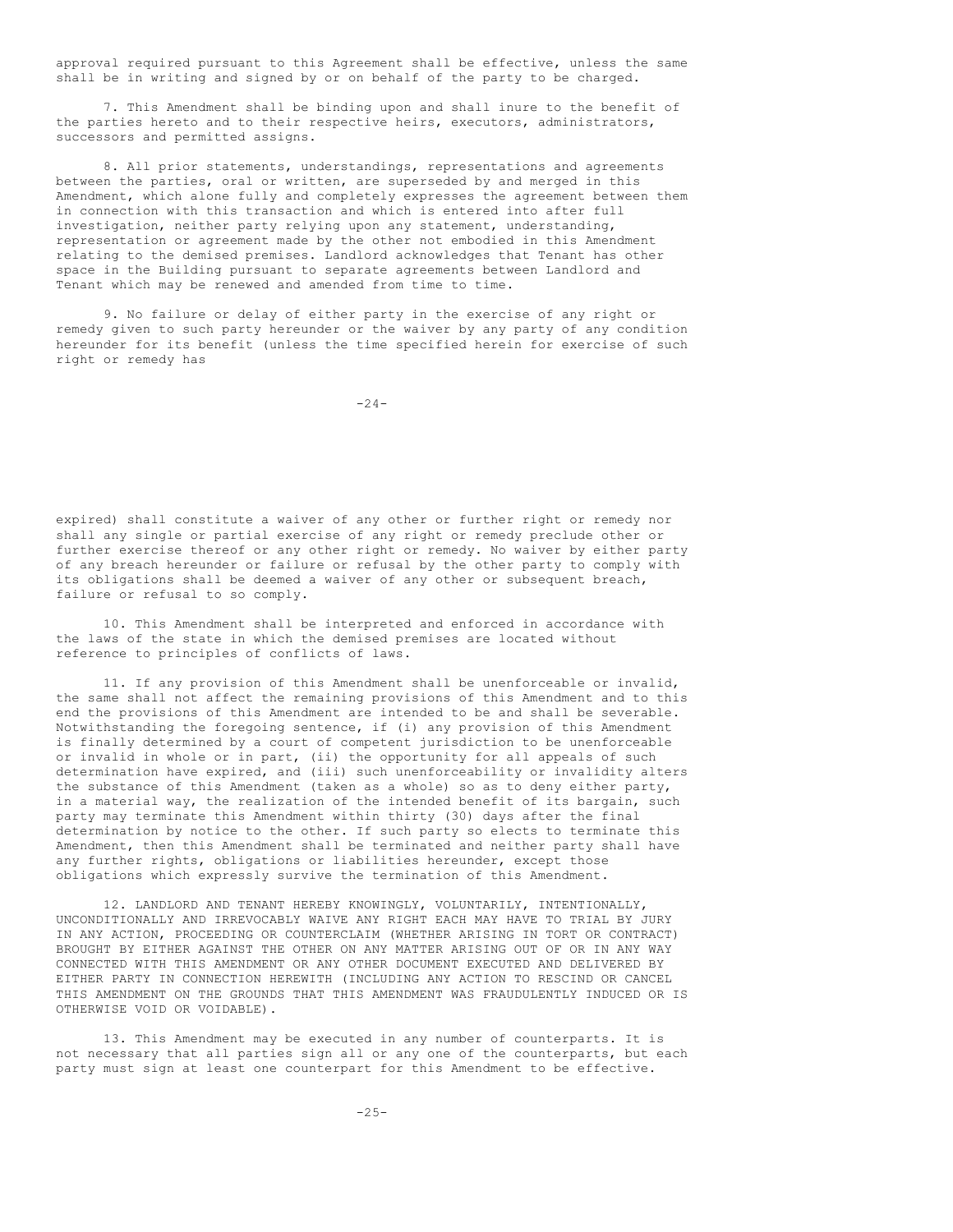approval required pursuant to this Agreement shall be effective, unless the same shall be in writing and signed by or on behalf of the party to be charged.

7. This Amendment shall be binding upon and shall inure to the benefit of the parties hereto and to their respective heirs, executors, administrators, successors and permitted assigns.

8. All prior statements, understandings, representations and agreements between the parties, oral or written, are superseded by and merged in this Amendment, which alone fully and completely expresses the agreement between them in connection with this transaction and which is entered into after full investigation, neither party relying upon any statement, understanding, representation or agreement made by the other not embodied in this Amendment relating to the demised premises. Landlord acknowledges that Tenant has other space in the Building pursuant to separate agreements between Landlord and Tenant which may be renewed and amended from time to time.

9. No failure or delay of either party in the exercise of any right or remedy given to such party hereunder or the waiver by any party of any condition hereunder for its benefit (unless the time specified herein for exercise of such right or remedy has expired) shall constitute a waiver of any other or further right or remedy nor shall any single or partial exercise of any right or remedy preclude other or further exercise thereof or any other right or remedy. No waiver by either party of any breach hereunder or failure or refusal by the other party to comply with its obligations shall be deemed a waiver of any other or subsequent breach, failure or refusal to so comply.

10. This Amendment shall be interpreted and enforced in accordance with the laws of the state in which the demised premises are located without reference to principles of conflicts of laws.

11. If any provision of this Amendment shall be unenforceable or invalid, the same shall not affect the remaining provisions of this Amendment and to this end the provisions of this Amendment are intended to be and shall be severable. Notwithstanding the foregoing sentence, if (i) any provision of this Amendment is finally determined by a court of competent jurisdiction to be unenforceable or invalid in whole or in part, (ii) the opportunity for all appeals of such determination have expired, and (iii) such unenforceability or invalidity alters the substance of this Amendment (taken as a whole) so as to deny either party, in a material way, the realization of the intended benefit of its bargain, such party may terminate this Amendment within thirty (30) days after the final determination by notice to the other. If such party so elects to terminate this Amendment, then this Amendment shall be terminated and neither party shall have any further rights, obligations or liabilities hereunder, except those obligations which expressly survive the termination of this Amendment.

12. LANDLORD AND TENANT HEREBY KNOWINGLY, VOLUNTARILY, INTENTIONALLY, UNCONDITIONALLY AND IRREVOCABLY WAIVE ANY RIGHT EACH MAY HAVE TO TRIAL BY JURY IN ANY ACTION, PROCEEDING OR COUNTERCLAIM (WHETHER ARISING IN TORT OR CONTRACT) BROUGHT BY EITHER AGAINST THE OTHER ON ANY MATTER ARISING OUT OF OR IN ANY WAY CONNECTED WITH THIS AMENDMENT OR ANY OTHER DOCUMENT EXECUTED AND DELIVERED BY EITHER PARTY IN CONNECTION HEREWITH (INCLUDING ANY ACTION TO RESCIND OR CANCEL THIS AMENDMENT ON THE GROUNDS THAT THIS AMENDMENT WAS FRAUDULENTLY INDUCED OR IS OTHERWISE VOID OR VOIDABLE).

13. This Amendment may be executed in any number of counterparts. It is not necessary that all parties sign all or any one of the counterparts, but each party must sign at least one counterpart for this Amendment to be effective.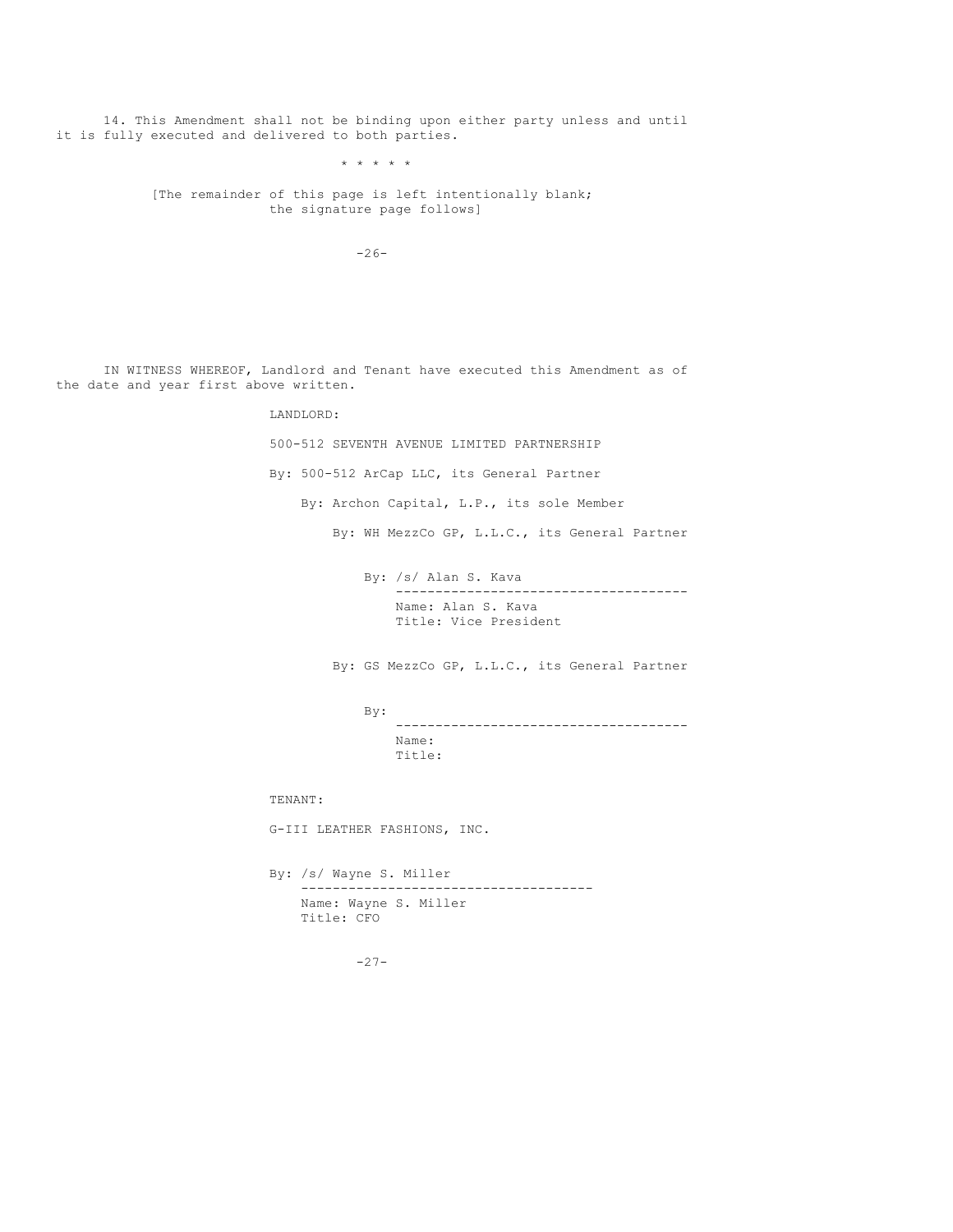14. This Amendment shall not be binding upon either party unless and until it is fully executed and delivered to both parties.

* * * * *

[The remainder of this page is left intentionally blank; the signature page follows]

IN WITNESS WHEREOF, Landlord and Tenant have executed this Amendment as of the date and year first above written.

LANDLORD:

500-512 SEVENTH AVENUE LIMITED PARTNERSHIP

By: 500-512 ArCap LLC, its General Partner

By: Archon Capital, L.P., its sole Member

By: WH MezzCo GP, L.L.C., its General Partner

By: /s/ Alan S. Kava
Name: Alan S. Kava
Title: Vice President

By: GS MezzCo GP, L.L.C., its General Partner

By: ____________________
Name:
Title:

TENANT:

G-III LEATHER FASHIONS, INC.

By: /s/ Wayne S. Miller
Name: Wayne S. Miller
Title: CFO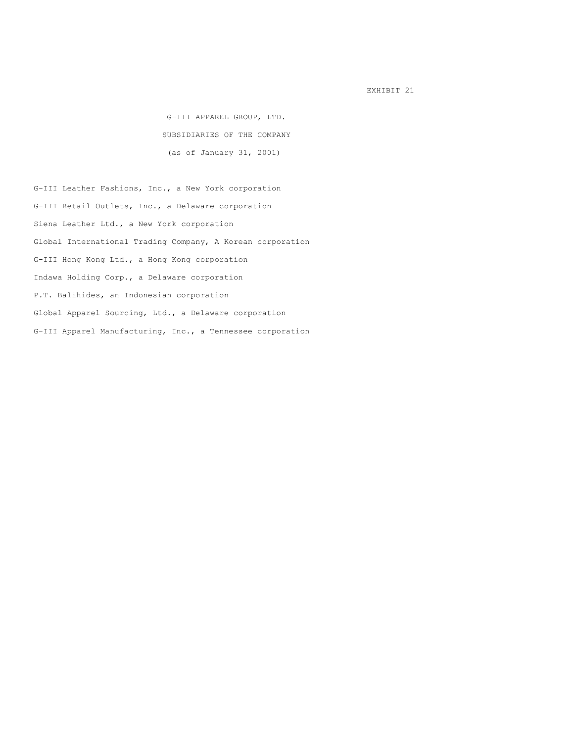EXHIBIT 21

G-III APPAREL GROUP, LTD.

SUBSIDIARIES OF THE COMPANY

(as of January 31, 2001)

G-III Leather Fashions, Inc., a New York corporation

G-III Retail Outlets, Inc., a Delaware corporation

Siena Leather Ltd., a New York corporation

Global International Trading Company, A Korean corporation

G-III Hong Kong Ltd., a Hong Kong corporation

Indawa Holding Corp., a Delaware corporation

P.T. Balihides, an Indonesian corporation

Global Apparel Sourcing, Ltd., a Delaware corporation

G-III Apparel Manufacturing, Inc., a Tennessee corporation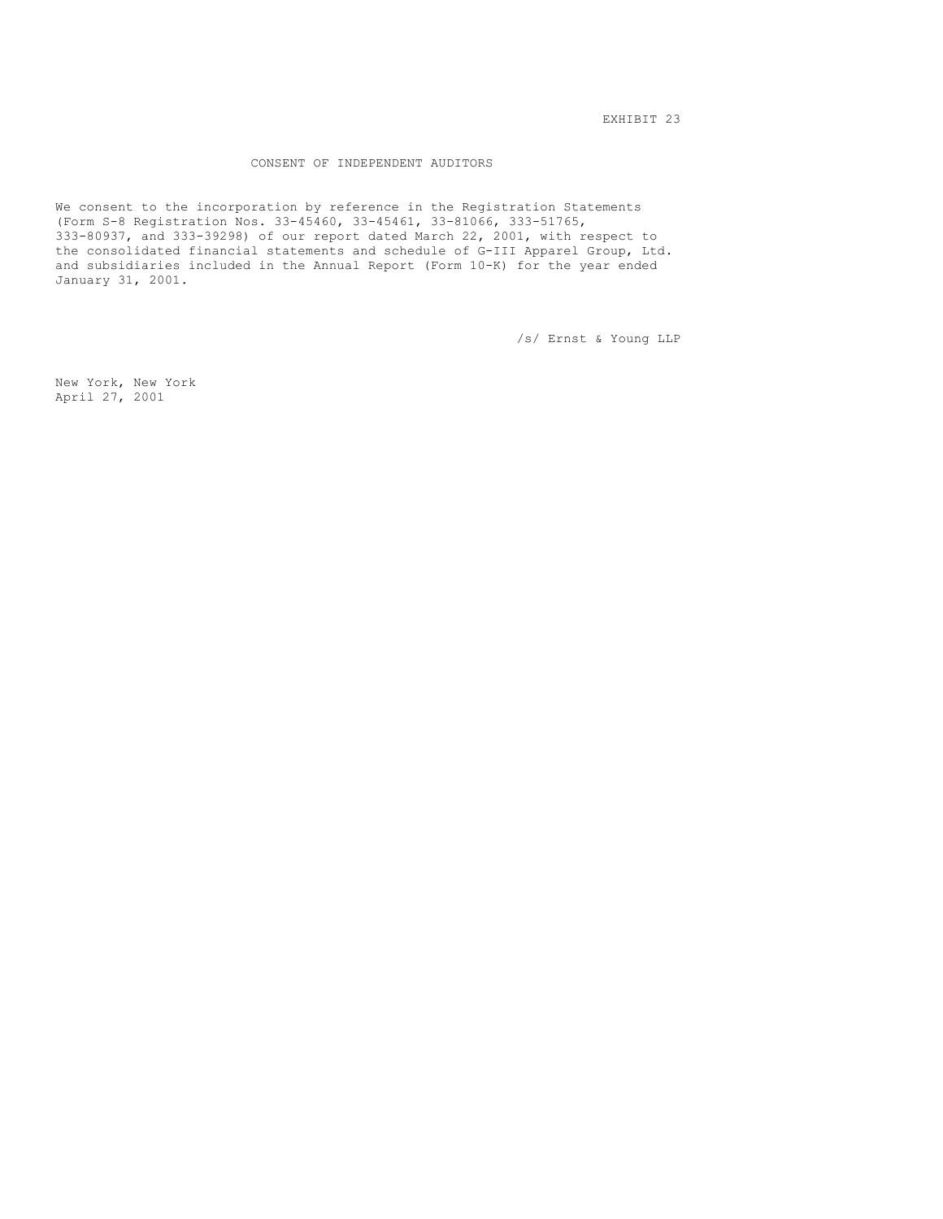EXHIBIT 23

# CONSENT OF INDEPENDENT AUDITORS

We consent to the incorporation by reference in the Registration Statements (Form S-8 Registration Nos. 33-45460, 33-45461, 33-81066, 333-51765, 333-80937, and 333-39298) of our report dated March 22, 2001, with respect to the consolidated financial statements and schedule of G-III Apparel Group, Ltd. and subsidiaries included in the Annual Report (Form 10-K) for the year ended January 31, 2001.

/s/ Ernst & Young LLP

New York, New York
April 27, 2001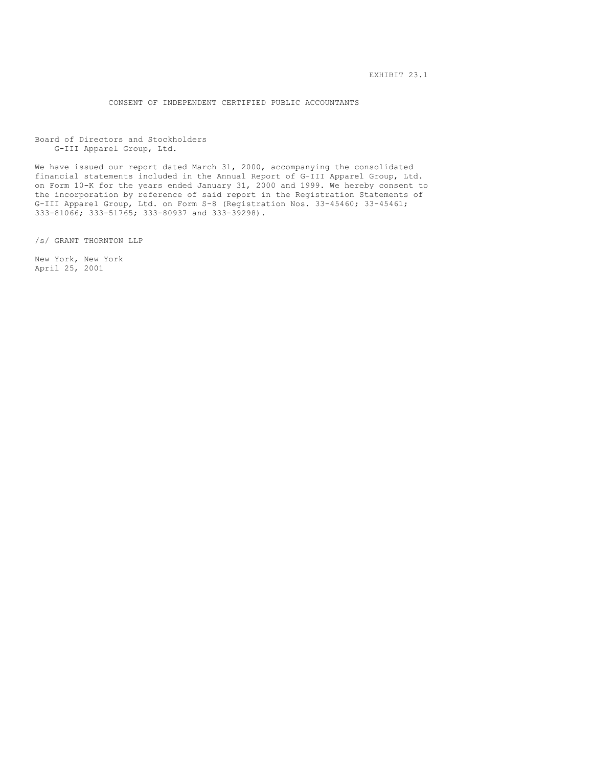EXHIBIT 23.1

CONSENT OF INDEPENDENT CERTIFIED PUBLIC ACCOUNTANTS

Board of Directors and Stockholders
G-III Apparel Group, Ltd.

We have issued our report dated March 31, 2000, accompanying the consolidated financial statements included in the Annual Report of G-III Apparel Group, Ltd. on Form 10-K for the years ended January 31, 2000 and 1999. We hereby consent to the incorporation by reference of said report in the Registration Statements of G-III Apparel Group, Ltd. on Form S-8 (Registration Nos. 33-45460; 33-45461; 333-81066; 333-51765; 333-80937 and 333-39298).

/s/ GRANT THORNTON LLP

New York, New York
April 25, 2001